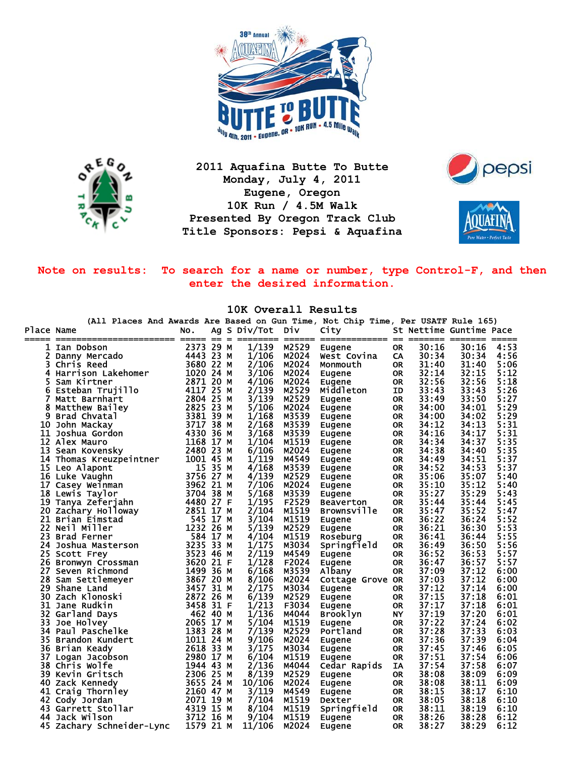# 2011 Aquafina Butte To Butte

**Monday, July 4, 2011**
**Eugene, Oregon**
**10K Run / 4.5M Walk**
**Presented By Oregon Track Club**
**Title Sponsors: Pepsi & Aquafina**

**Note on results: To search for a name or number, type Control-F, and then enter the desired information.**

## 10K Overall Results

(All Places And Awards Are Based on Gun Time, Not Chip Time, Per USATF Rule 165)

| Place | Name | No. | Ag | S | Div/Tot | Div | City | St | Nettime | Guntime | Pace |
|---|---|---|---|---|---|---|---|---|---|---|---|
| 1 | Ian Dobson | 2373 | 29 | M | 1/139 | M2529 | Eugene | OR | 30:16 | 30:16 | 4:53 |
| 2 | Danny Mercado | 4443 | 23 | M | 1/106 | M2024 | West Covina | CA | 30:34 | 30:34 | 4:56 |
| 3 | Chris Reed | 3680 | 22 | M | 2/106 | M2024 | Monmouth | OR | 31:40 | 31:40 | 5:06 |
| 4 | Harrison Lakehomer | 1020 | 24 | M | 3/106 | M2024 | Eugene | OR | 32:14 | 32:15 | 5:12 |
| 5 | Sam Kirtner | 2871 | 20 | M | 4/106 | M2024 | Eugene | OR | 32:56 | 32:56 | 5:18 |
| 6 | Esteban Trujillo | 4117 | 25 | M | 2/139 | M2529 | Middleton | ID | 33:43 | 33:43 | 5:26 |
| 7 | Matt Barnhart | 2804 | 25 | M | 3/139 | M2529 | Eugene | OR | 33:49 | 33:50 | 5:27 |
| 8 | Matthew Bailey | 2825 | 23 | M | 5/106 | M2024 | Eugene | OR | 34:00 | 34:01 | 5:29 |
| 9 | Brad Chvatal | 3381 | 39 | M | 1/168 | M3539 | Eugene | OR | 34:00 | 34:02 | 5:29 |
| 10 | John Mackay | 3717 | 38 | M | 2/168 | M3539 | Eugene | OR | 34:12 | 34:13 | 5:31 |
| 11 | Joshua Gordon | 4330 | 36 | M | 3/168 | M3539 | Eugene | OR | 34:16 | 34:17 | 5:31 |
| 12 | Alex Mauro | 1168 | 17 | M | 1/104 | M1519 | Eugene | OR | 34:34 | 34:37 | 5:35 |
| 13 | Sean Kovensky | 2480 | 23 | M | 6/106 | M2024 | Eugene | OR | 34:38 | 34:40 | 5:35 |
| 14 | Thomas Kreuzpeintner | 1001 | 45 | M | 1/119 | M4549 | Eugene | OR | 34:49 | 34:51 | 5:37 |
| 15 | Leo Alapont | 15 | 35 | M | 4/168 | M3539 | Eugene | OR | 34:52 | 34:53 | 5:37 |
| 16 | Luke Vaughn | 3756 | 27 | M | 4/139 | M2529 | Eugene | OR | 35:06 | 35:07 | 5:40 |
| 17 | Casey Weinman | 3962 | 21 | M | 7/106 | M2024 | Eugene | OR | 35:10 | 35:12 | 5:40 |
| 18 | Lewis Taylor | 3704 | 38 | M | 5/168 | M3539 | Eugene | OR | 35:27 | 35:29 | 5:43 |
| 19 | Tanya Zeferjahn | 4480 | 27 | F | 1/195 | F2529 | Beaverton | OR | 35:44 | 35:44 | 5:45 |
| 20 | Zachary Holloway | 2851 | 17 | M | 2/104 | M1519 | Brownsville | OR | 35:47 | 35:52 | 5:47 |
| 21 | Brian Eimstad | 545 | 17 | M | 3/104 | M1519 | Eugene | OR | 36:22 | 36:24 | 5:52 |
| 22 | Neil Miller | 1232 | 26 | M | 5/139 | M2529 | Eugene | OR | 36:21 | 36:30 | 5:53 |
| 23 | Brad Ferner | 584 | 17 | M | 4/104 | M1519 | Roseburg | OR | 36:41 | 36:44 | 5:55 |
| 24 | Joshua Masterson | 3235 | 33 | M | 1/175 | M3034 | Springfield | OR | 36:49 | 36:50 | 5:56 |
| 25 | Scott Frey | 3523 | 46 | M | 2/119 | M4549 | Eugene | OR | 36:52 | 36:53 | 5:57 |
| 26 | Bronwyn Crossman | 3620 | 21 | F | 1/128 | F2024 | Eugene | OR | 36:47 | 36:57 | 5:57 |
| 27 | Seven Richmond | 1499 | 36 | M | 6/168 | M3539 | Albany | OR | 37:09 | 37:12 | 6:00 |
| 28 | Sam Settlemeyer | 3867 | 20 | M | 8/106 | M2024 | Cottage Grove | OR | 37:03 | 37:12 | 6:00 |
| 29 | Shane Land | 3457 | 31 | M | 2/175 | M3034 | Eugene | OR | 37:12 | 37:14 | 6:00 |
| 30 | Zach Klonoski | 2872 | 26 | M | 6/139 | M2529 | Eugene | OR | 37:15 | 37:18 | 6:01 |
| 31 | Jane Rudkin | 3458 | 31 | F | 1/213 | F3034 | Eugene | OR | 37:17 | 37:18 | 6:01 |
| 32 | Garland Days | 462 | 40 | M | 1/136 | M4044 | Brooklyn | NY | 37:19 | 37:20 | 6:01 |
| 33 | Joe Holvey | 2065 | 17 | M | 5/104 | M1519 | Eugene | OR | 37:22 | 37:24 | 6:02 |
| 34 | Paul Paschelke | 1383 | 28 | M | 7/139 | M2529 | Portland | OR | 37:28 | 37:33 | 6:03 |
| 35 | Brandon Kundert | 1011 | 24 | M | 9/106 | M2024 | Eugene | OR | 37:36 | 37:39 | 6:04 |
| 36 | Brian Keady | 2618 | 33 | M | 3/175 | M3034 | Eugene | OR | 37:45 | 37:46 | 6:05 |
| 37 | Logan Jacobson | 2980 | 17 | M | 6/104 | M1519 | Eugene | OR | 37:51 | 37:54 | 6:06 |
| 38 | Chris Wolfe | 1944 | 43 | M | 2/136 | M4044 | Cedar Rapids | IA | 37:54 | 37:58 | 6:07 |
| 39 | Kevin Gritsch | 2306 | 25 | M | 8/139 | M2529 | Eugene | OR | 38:08 | 38:09 | 6:09 |
| 40 | Zack Kennedy | 3655 | 24 | M | 10/106 | M2024 | Eugene | OR | 38:08 | 38:11 | 6:09 |
| 41 | Craig Thornley | 2160 | 47 | M | 3/119 | M4549 | Eugene | OR | 38:15 | 38:17 | 6:10 |
| 42 | Cody Jordan | 2071 | 19 | M | 7/104 | M1519 | Dexter | OR | 38:05 | 38:18 | 6:10 |
| 43 | Garrett Stollar | 4319 | 15 | M | 8/104 | M1519 | Springfield | OR | 38:11 | 38:19 | 6:10 |
| 44 | Jack Wilson | 3712 | 16 | M | 9/104 | M1519 | Eugene | OR | 38:26 | 38:28 | 6:12 |
| 45 | Zachary Schneider-Lync | 1579 | 21 | M | 11/106 | M2024 | Eugene | OR | 38:27 | 38:29 | 6:12 |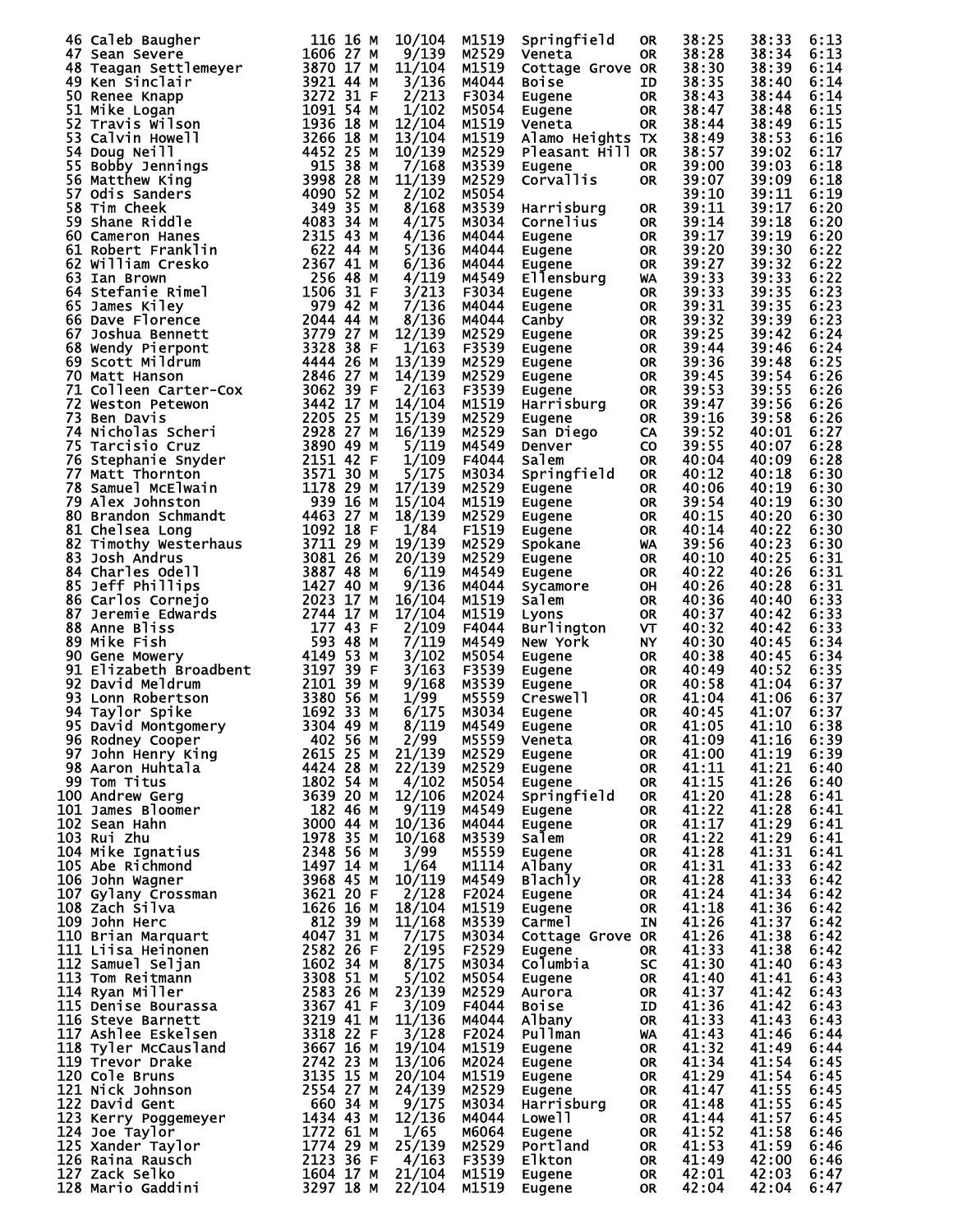| Place | Name | Bib | Age | Sex | Div Place | Div | City | State | Gun Time | Chip Time | Pace |
|---|---|---|---|---|---|---|---|---|---|---|---|
| 46 | Caleb Baugher | 116 | 16 | M | 10/104 | M1519 | Springfield | OR | 38:25 | 38:33 | 6:13 |
| 47 | Sean Severe | 1606 | 27 | M | 9/139 | M2529 | Veneta | OR | 38:28 | 38:34 | 6:13 |
| 48 | Teagan Settlemeyer | 3870 | 17 | M | 11/104 | M1519 | Cottage Grove | OR | 38:30 | 38:39 | 6:14 |
| 49 | Ken Sinclair | 3921 | 44 | M | 3/136 | M4044 | Boise | ID | 38:35 | 38:40 | 6:14 |
| 50 | Renee Knapp | 3272 | 31 | F | 2/213 | F3034 | Eugene | OR | 38:43 | 38:44 | 6:14 |
| 51 | Mike Logan | 1091 | 54 | M | 1/102 | M5054 | Eugene | OR | 38:47 | 38:48 | 6:15 |
| 52 | Travis Wilson | 1936 | 18 | M | 12/104 | M1519 | Veneta | OR | 38:44 | 38:49 | 6:15 |
| 53 | Calvin Howell | 3266 | 18 | M | 13/104 | M1519 | Alamo Heights | TX | 38:49 | 38:53 | 6:16 |
| 54 | Doug Neill | 4452 | 25 | M | 10/139 | M2529 | Pleasant Hill | OR | 38:57 | 39:02 | 6:17 |
| 55 | Bobby Jennings | 915 | 38 | M | 7/168 | M3539 | Eugene | OR | 39:00 | 39:03 | 6:18 |
| 56 | Matthew King | 3998 | 28 | M | 11/139 | M2529 | Corvallis | OR | 39:07 | 39:09 | 6:18 |
| 57 | Odis Sanders | 4090 | 52 | M | 2/102 | M5054 | | | 39:10 | 39:11 | 6:19 |
| 58 | Tim Cheek | 349 | 35 | M | 8/168 | M3539 | Harrisburg | OR | 39:11 | 39:17 | 6:20 |
| 59 | Shane Riddle | 4083 | 34 | M | 4/175 | M3034 | Cornelius | OR | 39:14 | 39:18 | 6:20 |
| 60 | Cameron Hanes | 2315 | 43 | M | 4/136 | M4044 | Eugene | OR | 39:17 | 39:19 | 6:20 |
| 61 | Robert Franklin | 622 | 44 | M | 5/136 | M4044 | Eugene | OR | 39:20 | 39:30 | 6:22 |
| 62 | William Cresko | 2367 | 41 | M | 6/136 | M4044 | Eugene | OR | 39:27 | 39:32 | 6:22 |
| 63 | Ian Brown | 256 | 48 | M | 4/119 | M4549 | Ellensburg | WA | 39:33 | 39:33 | 6:22 |
| 64 | Stefanie Rimel | 1506 | 31 | F | 3/213 | F3034 | Eugene | OR | 39:33 | 39:35 | 6:23 |
| 65 | James Kiley | 979 | 42 | M | 7/136 | M4044 | Eugene | OR | 39:31 | 39:35 | 6:23 |
| 66 | Dave Florence | 2044 | 44 | M | 8/136 | M4044 | Canby | OR | 39:32 | 39:39 | 6:23 |
| 67 | Joshua Bennett | 3779 | 27 | M | 12/139 | M2529 | Eugene | OR | 39:25 | 39:42 | 6:24 |
| 68 | Wendy Pierpont | 3328 | 38 | F | 1/163 | F3539 | Eugene | OR | 39:44 | 39:46 | 6:24 |
| 69 | Scott Mildrum | 4444 | 26 | M | 13/139 | M2529 | Eugene | OR | 39:36 | 39:48 | 6:25 |
| 70 | Matt Hanson | 2846 | 27 | M | 14/139 | M2529 | Eugene | OR | 39:45 | 39:54 | 6:26 |
| 71 | Colleen Carter-Cox | 3062 | 39 | F | 2/163 | F3539 | Eugene | OR | 39:53 | 39:55 | 6:26 |
| 72 | Weston Petewon | 3442 | 17 | M | 14/104 | M1519 | Harrisburg | OR | 39:47 | 39:56 | 6:26 |
| 73 | Ben Davis | 2205 | 25 | M | 15/139 | M2529 | Eugene | OR | 39:16 | 39:58 | 6:26 |
| 74 | Nicholas Scheri | 2928 | 27 | M | 16/139 | M2529 | San Diego | CA | 39:52 | 40:01 | 6:27 |
| 75 | Tarcisio Cruz | 3890 | 49 | M | 5/119 | M4549 | Denver | CO | 39:55 | 40:07 | 6:28 |
| 76 | Stephanie Snyder | 2151 | 42 | F | 1/109 | F4044 | Salem | OR | 40:04 | 40:09 | 6:28 |
| 77 | Matt Thornton | 3571 | 30 | M | 5/175 | M3034 | Springfield | OR | 40:12 | 40:18 | 6:30 |
| 78 | Samuel McElwain | 1178 | 29 | M | 17/139 | M2529 | Eugene | OR | 40:06 | 40:19 | 6:30 |
| 79 | Alex Johnston | 939 | 16 | M | 15/104 | M1519 | Eugene | OR | 39:54 | 40:19 | 6:30 |
| 80 | Brandon Schmandt | 4463 | 27 | M | 18/139 | M2529 | Eugene | OR | 40:15 | 40:20 | 6:30 |
| 81 | Chelsea Long | 1092 | 18 | F | 1/84 | F1519 | Eugene | OR | 40:14 | 40:22 | 6:30 |
| 82 | Timothy Westerhaus | 3711 | 29 | M | 19/139 | M2529 | Spokane | WA | 39:56 | 40:23 | 6:30 |
| 83 | Josh Andrus | 3081 | 26 | M | 20/139 | M2529 | Eugene | OR | 40:10 | 40:25 | 6:31 |
| 84 | Charles Odell | 3887 | 48 | M | 6/119 | M4549 | Eugene | OR | 40:22 | 40:26 | 6:31 |
| 85 | Jeff Phillips | 1427 | 40 | M | 9/136 | M4044 | Sycamore | OH | 40:26 | 40:28 | 6:31 |
| 86 | Carlos Cornejo | 2023 | 17 | M | 16/104 | M1519 | Salem | OR | 40:36 | 40:40 | 6:33 |
| 87 | Jeremie Edwards | 2744 | 17 | M | 17/104 | M1519 | Lyons | OR | 40:37 | 40:42 | 6:33 |
| 88 | Anne Bliss | 177 | 43 | F | 2/109 | F4044 | Burlington | VT | 40:32 | 40:42 | 6:33 |
| 89 | Mike Fish | 593 | 48 | M | 7/119 | M4549 | New York | NY | 40:30 | 40:45 | 6:34 |
| 90 | Gene Mowery | 4149 | 53 | M | 3/102 | M5054 | Eugene | OR | 40:38 | 40:45 | 6:34 |
| 91 | Elizabeth Broadbent | 3197 | 39 | F | 3/163 | F3539 | Eugene | OR | 40:49 | 40:52 | 6:35 |
| 92 | David Meldrum | 2101 | 39 | M | 9/168 | M3539 | Eugene | OR | 40:58 | 41:04 | 6:37 |
| 93 | Lonn Robertson | 3380 | 56 | M | 1/99 | M5559 | Creswell | OR | 41:04 | 41:06 | 6:37 |
| 94 | Taylor Spike | 1692 | 33 | M | 6/175 | M3034 | Eugene | OR | 40:45 | 41:07 | 6:37 |
| 95 | David Montgomery | 3304 | 49 | M | 8/119 | M4549 | Eugene | OR | 41:05 | 41:10 | 6:38 |
| 96 | Rodney Cooper | 402 | 56 | M | 2/99 | M5559 | Veneta | OR | 41:09 | 41:16 | 6:39 |
| 97 | John Henry King | 2615 | 25 | M | 21/139 | M2529 | Eugene | OR | 41:00 | 41:19 | 6:39 |
| 98 | Aaron Huhtala | 4424 | 28 | M | 22/139 | M2529 | Eugene | OR | 41:11 | 41:21 | 6:40 |
| 99 | Tom Titus | 1802 | 54 | M | 4/102 | M5054 | Eugene | OR | 41:15 | 41:26 | 6:40 |
| 100 | Andrew Gerg | 3639 | 20 | M | 12/106 | M2024 | Springfield | OR | 41:20 | 41:28 | 6:41 |
| 101 | James Bloomer | 182 | 46 | M | 9/119 | M4549 | Eugene | OR | 41:22 | 41:28 | 6:41 |
| 102 | Sean Hahn | 3000 | 44 | M | 10/136 | M4044 | Eugene | OR | 41:17 | 41:29 | 6:41 |
| 103 | Rui Zhu | 1978 | 35 | M | 10/168 | M3539 | Salem | OR | 41:22 | 41:29 | 6:41 |
| 104 | Mike Ignatius | 2348 | 56 | M | 3/99 | M5559 | Eugene | OR | 41:28 | 41:31 | 6:41 |
| 105 | Abe Richmond | 1497 | 14 | M | 1/64 | M1114 | Albany | OR | 41:31 | 41:33 | 6:42 |
| 106 | John Wagner | 3968 | 45 | M | 10/119 | M4549 | Blachly | OR | 41:28 | 41:33 | 6:42 |
| 107 | Gylany Crossman | 3621 | 20 | F | 2/128 | F2024 | Eugene | OR | 41:24 | 41:34 | 6:42 |
| 108 | Zach Silva | 1626 | 16 | M | 18/104 | M1519 | Eugene | OR | 41:18 | 41:36 | 6:42 |
| 109 | John Herc | 812 | 39 | M | 11/168 | M3539 | Carmel | IN | 41:26 | 41:37 | 6:42 |
| 110 | Brian Marquart | 4047 | 31 | M | 7/175 | M3034 | Cottage Grove | OR | 41:26 | 41:38 | 6:42 |
| 111 | Liisa Heinonen | 2582 | 26 | F | 2/195 | F2529 | Eugene | OR | 41:33 | 41:38 | 6:42 |
| 112 | Samuel Seljan | 1602 | 34 | M | 8/175 | M3034 | Columbia | SC | 41:30 | 41:40 | 6:43 |
| 113 | Tom Reitmann | 3308 | 51 | M | 5/102 | M5054 | Eugene | OR | 41:40 | 41:41 | 6:43 |
| 114 | Ryan Miller | 2583 | 26 | M | 23/139 | M2529 | Aurora | OR | 41:37 | 41:42 | 6:43 |
| 115 | Denise Bourassa | 3367 | 41 | F | 3/109 | F4044 | Boise | ID | 41:36 | 41:42 | 6:43 |
| 116 | Steve Barnett | 3219 | 41 | M | 11/136 | M4044 | Albany | OR | 41:33 | 41:43 | 6:43 |
| 117 | Ashlee Eskelsen | 3318 | 22 | F | 3/128 | F2024 | Pullman | WA | 41:43 | 41:46 | 6:44 |
| 118 | Tyler McCausland | 3667 | 16 | M | 19/104 | M1519 | Eugene | OR | 41:32 | 41:49 | 6:44 |
| 119 | Trevor Drake | 2742 | 23 | M | 13/106 | M2024 | Eugene | OR | 41:34 | 41:54 | 6:45 |
| 120 | Cole Bruns | 3135 | 15 | M | 20/104 | M1519 | Eugene | OR | 41:29 | 41:54 | 6:45 |
| 121 | Nick Johnson | 2554 | 27 | M | 24/139 | M2529 | Eugene | OR | 41:47 | 41:55 | 6:45 |
| 122 | David Gent | 660 | 34 | M | 9/175 | M3034 | Harrisburg | OR | 41:48 | 41:55 | 6:45 |
| 123 | Kerry Poggemeyer | 1434 | 43 | M | 12/136 | M4044 | Lowell | OR | 41:44 | 41:57 | 6:45 |
| 124 | Joe Taylor | 1772 | 61 | M | 1/65 | M6064 | Eugene | OR | 41:52 | 41:58 | 6:46 |
| 125 | Xander Taylor | 1774 | 29 | M | 25/139 | M2529 | Portland | OR | 41:53 | 41:59 | 6:46 |
| 126 | Raina Rausch | 2123 | 36 | F | 4/163 | F3539 | Elkton | OR | 41:49 | 42:00 | 6:46 |
| 127 | Zack Selko | 1604 | 17 | M | 21/104 | M1519 | Eugene | OR | 42:01 | 42:03 | 6:47 |
| 128 | Mario Gaddini | 3297 | 18 | M | 22/104 | M1519 | Eugene | OR | 42:04 | 42:04 | 6:47 |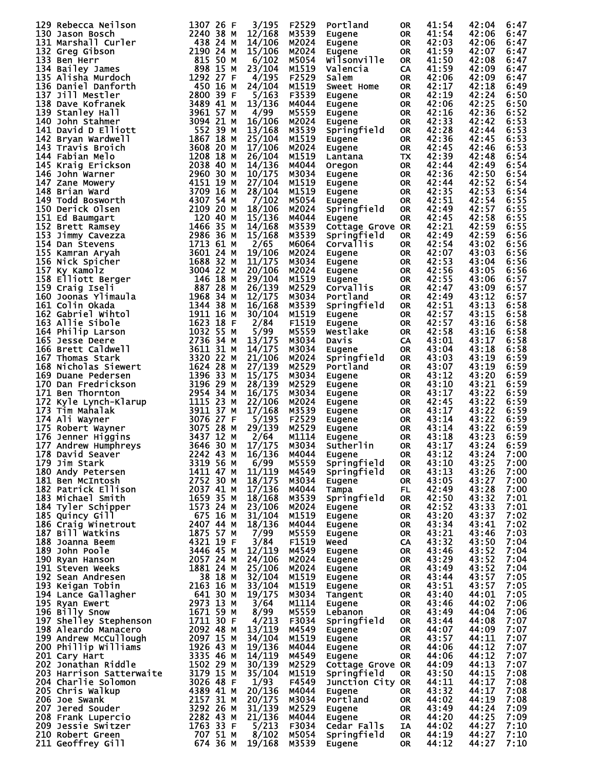| Place | Name | Bib | Age | Sex | Div Place | Division | City | State | Chip Time | Gun Time | Pace |
|---|---|---|---|---|---|---|---|---|---|---|---|
| 129 | Rebecca Neilson | 1307 | 26 | F | 3/195 | F2529 | Portland | OR | 41:54 | 42:04 | 6:47 |
| 130 | Jason Bosch | 2240 | 38 | M | 12/168 | M3539 | Eugene | OR | 41:54 | 42:06 | 6:47 |
| 131 | Marshall Curler | 438 | 24 | M | 14/106 | M2024 | Eugene | OR | 42:03 | 42:06 | 6:47 |
| 132 | Greg Gibson | 2190 | 24 | M | 15/106 | M2024 | Eugene | OR | 41:59 | 42:07 | 6:47 |
| 133 | Ben Herr | 815 | 50 | M | 6/102 | M5054 | Wilsonville | OR | 41:50 | 42:08 | 6:47 |
| 134 | Bailey James | 898 | 15 | M | 23/104 | M1519 | Valencia | CA | 41:59 | 42:09 | 6:47 |
| 135 | Alisha Murdoch | 1292 | 27 | F | 4/195 | F2529 | Salem | OR | 42:06 | 42:09 | 6:47 |
| 136 | Daniel Danforth | 450 | 16 | M | 24/104 | M1519 | Sweet Home | OR | 42:17 | 42:18 | 6:49 |
| 137 | Jill Mestler | 2800 | 39 | F | 5/163 | F3539 | Eugene | OR | 42:19 | 42:24 | 6:50 |
| 138 | Dave Kofranek | 3489 | 41 | M | 13/136 | M4044 | Eugene | OR | 42:06 | 42:25 | 6:50 |
| 139 | Stanley Hall | 3961 | 57 | M | 4/99 | M5559 | Eugene | OR | 42:16 | 42:36 | 6:52 |
| 140 | John Stahmer | 3094 | 21 | M | 16/106 | M2024 | Eugene | OR | 42:33 | 42:42 | 6:53 |
| 141 | David D Elliott | 552 | 39 | M | 13/168 | M3539 | Springfield | OR | 42:28 | 42:44 | 6:53 |
| 142 | Bryan Wardwell | 1867 | 18 | M | 25/104 | M1519 | Eugene | OR | 42:36 | 42:45 | 6:53 |
| 143 | Travis Broich | 3608 | 20 | M | 17/106 | M2024 | Eugene | OR | 42:45 | 42:46 | 6:53 |
| 144 | Fabian Melo | 1208 | 18 | M | 26/104 | M1519 | Lantana | TX | 42:39 | 42:48 | 6:54 |
| 145 | Kraig Erickson | 2038 | 40 | M | 14/136 | M4044 | Oregon | OR | 42:44 | 42:49 | 6:54 |
| 146 | John Warner | 2960 | 30 | M | 10/175 | M3034 | Eugene | OR | 42:36 | 42:50 | 6:54 |
| 147 | Zane Mowery | 4151 | 19 | M | 27/104 | M1519 | Eugene | OR | 42:44 | 42:52 | 6:54 |
| 148 | Brian Ward | 3709 | 16 | M | 28/104 | M1519 | Eugene | OR | 42:35 | 42:53 | 6:54 |
| 149 | Todd Bosworth | 4307 | 54 | M | 7/102 | M5054 | Eugene | OR | 42:51 | 42:54 | 6:55 |
| 150 | Derick Olsen | 2109 | 20 | M | 18/106 | M2024 | Springfield | OR | 42:49 | 42:57 | 6:55 |
| 151 | Ed Baumgart | 120 | 40 | M | 15/136 | M4044 | Eugene | OR | 42:45 | 42:58 | 6:55 |
| 152 | Brett Ramsey | 1466 | 35 | M | 14/168 | M3539 | Cottage Grove | OR | 42:21 | 42:59 | 6:55 |
| 153 | Jimmy Cavezza | 2986 | 36 | M | 15/168 | M3539 | Springfield | OR | 42:49 | 42:59 | 6:56 |
| 154 | Dan Stevens | 1713 | 61 | M | 2/65 | M6064 | Corvallis | OR | 42:54 | 43:02 | 6:56 |
| 155 | Kamran Aryah | 3601 | 24 | M | 19/106 | M2024 | Eugene | OR | 42:07 | 43:03 | 6:56 |
| 156 | Nick Spicher | 1688 | 32 | M | 11/175 | M3034 | Eugene | OR | 42:53 | 43:04 | 6:56 |
| 157 | Ky Kamolz | 3004 | 22 | M | 20/106 | M2024 | Eugene | OR | 42:56 | 43:05 | 6:56 |
| 158 | Elliott Berger | 146 | 18 | M | 29/104 | M1519 | Eugene | OR | 42:55 | 43:06 | 6:57 |
| 159 | Craig Iseli | 887 | 28 | M | 26/139 | M2529 | Corvallis | OR | 42:47 | 43:09 | 6:57 |
| 160 | Joonas Ylimaula | 1968 | 34 | M | 12/175 | M3034 | Portland | OR | 42:49 | 43:12 | 6:57 |
| 161 | Colin Okada | 1344 | 38 | M | 16/168 | M3539 | Springfield | OR | 42:51 | 43:13 | 6:58 |
| 162 | Gabriel Wihtol | 1911 | 16 | M | 30/104 | M1519 | Eugene | OR | 42:57 | 43:15 | 6:58 |
| 163 | Allie Sibole | 1623 | 18 | F | 2/84 | F1519 | Eugene | OR | 42:57 | 43:16 | 6:58 |
| 164 | Philip Larson | 1032 | 55 | M | 5/99 | M5559 | Westlake | OR | 42:58 | 43:16 | 6:58 |
| 165 | Jesse Deere | 2736 | 34 | M | 13/175 | M3034 | Davis | CA | 43:01 | 43:17 | 6:58 |
| 166 | Brett Caldwell | 3611 | 31 | M | 14/175 | M3034 | Eugene | OR | 43:04 | 43:18 | 6:58 |
| 167 | Thomas Stark | 3320 | 22 | M | 21/106 | M2024 | Springfield | OR | 43:03 | 43:19 | 6:59 |
| 168 | Nicholas Siewert | 1624 | 28 | M | 27/139 | M2529 | Portland | OR | 43:07 | 43:19 | 6:59 |
| 169 | Duane Pedersen | 1396 | 33 | M | 15/175 | M3034 | Eugene | OR | 43:12 | 43:20 | 6:59 |
| 170 | Dan Fredrickson | 3196 | 29 | M | 28/139 | M2529 | Eugene | OR | 43:10 | 43:21 | 6:59 |
| 171 | Ben Thornton | 2954 | 34 | M | 16/175 | M3034 | Eugene | OR | 43:17 | 43:22 | 6:59 |
| 172 | Kyle Lynch-Klarup | 1115 | 23 | M | 22/106 | M2024 | Eugene | OR | 42:45 | 43:22 | 6:59 |
| 173 | Tim Mahalak | 3911 | 37 | M | 17/168 | M3539 | Eugene | OR | 43:17 | 43:22 | 6:59 |
| 174 | Ali Wayner | 3076 | 27 | F | 5/195 | F2529 | Eugene | OR | 43:14 | 43:22 | 6:59 |
| 175 | Robert Wayner | 3075 | 28 | M | 29/139 | M2529 | Eugene | OR | 43:14 | 43:22 | 6:59 |
| 176 | Jenner Higgins | 3437 | 12 | M | 2/64 | M1114 | Eugene | OR | 43:18 | 43:23 | 6:59 |
| 177 | Andrew Humphreys | 3646 | 30 | M | 17/175 | M3034 | Sutherlin | OR | 43:17 | 43:24 | 6:59 |
| 178 | David Seaver | 2242 | 43 | M | 16/136 | M4044 | Eugene | OR | 43:12 | 43:24 | 7:00 |
| 179 | Jim Stark | 3319 | 56 | M | 6/99 | M5559 | Springfield | OR | 43:10 | 43:25 | 7:00 |
| 180 | Andy Petersen | 1411 | 47 | M | 11/119 | M4549 | Springfield | OR | 43:13 | 43:26 | 7:00 |
| 181 | Ben McIntosh | 2752 | 30 | M | 18/175 | M3034 | Eugene | OR | 43:05 | 43:27 | 7:00 |
| 182 | Patrick Ellison | 2037 | 41 | M | 17/136 | M4044 | Tampa | FL | 42:49 | 43:28 | 7:00 |
| 183 | Michael Smith | 1659 | 35 | M | 18/168 | M3539 | Springfield | OR | 42:50 | 43:32 | 7:01 |
| 184 | Tyler Schipper | 1573 | 24 | M | 23/106 | M2024 | Eugene | OR | 42:52 | 43:33 | 7:01 |
| 185 | Quincy Gill | 675 | 16 | M | 31/104 | M1519 | Eugene | OR | 43:20 | 43:37 | 7:02 |
| 186 | Craig Winetrout | 2407 | 44 | M | 18/136 | M4044 | Eugene | OR | 43:34 | 43:41 | 7:02 |
| 187 | Bill Watkins | 1875 | 57 | M | 7/99 | M5559 | Eugene | OR | 43:21 | 43:46 | 7:03 |
| 188 | Joanna Beem | 4321 | 19 | F | 3/84 | F1519 | Weed | CA | 43:32 | 43:50 | 7:04 |
| 189 | John Poole | 3446 | 45 | M | 12/119 | M4549 | Eugene | OR | 43:46 | 43:52 | 7:04 |
| 190 | Ryan Hanson | 2057 | 24 | M | 24/106 | M2024 | Eugene | OR | 43:29 | 43:52 | 7:04 |
| 191 | Steven Weeks | 1881 | 24 | M | 25/106 | M2024 | Eugene | OR | 43:49 | 43:52 | 7:04 |
| 192 | Sean Andresen | 38 | 18 | M | 32/104 | M1519 | Eugene | OR | 43:44 | 43:57 | 7:05 |
| 193 | Keigan Tobin | 2163 | 16 | M | 33/104 | M1519 | Eugene | OR | 43:51 | 43:57 | 7:05 |
| 194 | Lance Gallagher | 641 | 30 | M | 19/175 | M3034 | Tangent | OR | 43:40 | 44:01 | 7:05 |
| 195 | Ryan Ewert | 2973 | 13 | M | 3/64 | M1114 | Eugene | OR | 43:46 | 44:02 | 7:06 |
| 196 | Billy Snow | 1671 | 59 | M | 8/99 | M5559 | Lebanon | OR | 43:49 | 44:04 | 7:06 |
| 197 | Shelley Stephenson | 1711 | 30 | F | 4/213 | F3034 | Springfield | OR | 43:44 | 44:08 | 7:07 |
| 198 | Aleardo Manacero | 2092 | 48 | M | 13/119 | M4549 | Eugene | OR | 44:07 | 44:09 | 7:07 |
| 199 | Andrew McCullough | 2097 | 15 | M | 34/104 | M1519 | Eugene | OR | 43:57 | 44:11 | 7:07 |
| 200 | Phillip Williams | 1926 | 43 | M | 19/136 | M4044 | Eugene | OR | 44:06 | 44:12 | 7:07 |
| 201 | Cary Hart | 3335 | 46 | M | 14/119 | M4549 | Eugene | OR | 44:06 | 44:12 | 7:07 |
| 202 | Jonathan Riddle | 1502 | 29 | M | 30/139 | M2529 | Cottage Grove | OR | 44:09 | 44:13 | 7:07 |
| 203 | Harrison Satterwaite | 3179 | 15 | M | 35/104 | M1519 | Springfield | OR | 43:50 | 44:15 | 7:08 |
| 204 | Charlie Solomon | 3026 | 48 | F | 1/93 | F4549 | Junction City | OR | 44:11 | 44:17 | 7:08 |
| 205 | Chris Walkup | 4389 | 41 | M | 20/136 | M4044 | Eugene | OR | 43:32 | 44:17 | 7:08 |
| 206 | Joe Swank | 2157 | 31 | M | 20/175 | M3034 | Portland | OR | 44:02 | 44:19 | 7:08 |
| 207 | Jered Souder | 3292 | 26 | M | 31/139 | M2529 | Eugene | OR | 43:49 | 44:24 | 7:09 |
| 208 | Frank Lupercio | 2282 | 43 | M | 21/136 | M4044 | Eugene | OR | 44:20 | 44:25 | 7:09 |
| 209 | Jessie Switzer | 1763 | 33 | F | 5/213 | F3034 | Cedar Falls | IA | 44:02 | 44:27 | 7:10 |
| 210 | Robert Green | 707 | 51 | M | 8/102 | M5054 | Springfield | OR | 44:19 | 44:27 | 7:10 |
| 211 | Geoffrey Gill | 674 | 36 | M | 19/168 | M3539 | Eugene | OR | 44:12 | 44:27 | 7:10 |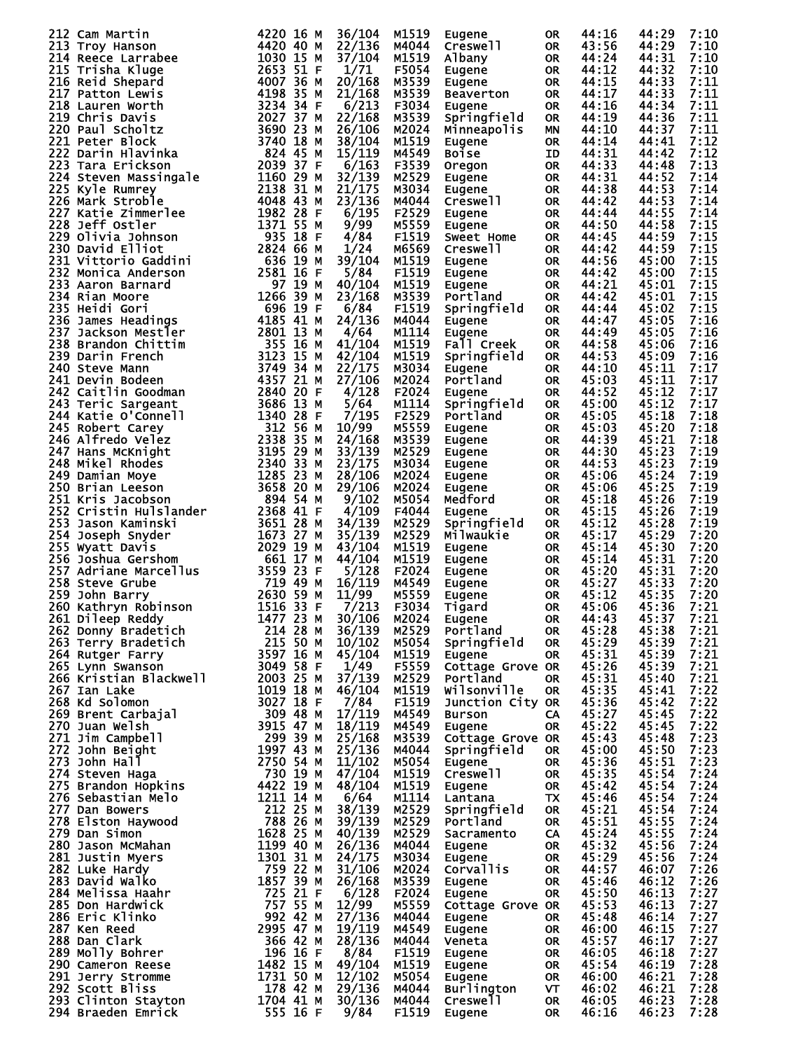| Place | Name | Bib | Age | Sex | Div Place | Division | City | State | Chip Time | Gun Time | Pace |
|---|---|---|---|---|---|---|---|---|---|---|---|
| 212 | Cam Martin | 4220 | 16 | M | 36/104 | M1519 | Eugene | OR | 44:16 | 44:29 | 7:10 |
| 213 | Troy Hanson | 4420 | 40 | M | 22/136 | M4044 | Creswell | OR | 43:56 | 44:29 | 7:10 |
| 214 | Reece Larrabee | 1030 | 15 | M | 37/104 | M1519 | Albany | OR | 44:24 | 44:31 | 7:10 |
| 215 | Trisha Kluge | 2653 | 51 | F | 1/71 | F5054 | Eugene | OR | 44:12 | 44:32 | 7:10 |
| 216 | Reid Shepard | 4007 | 36 | M | 20/168 | M3539 | Eugene | OR | 44:15 | 44:33 | 7:11 |
| 217 | Patton Lewis | 4198 | 35 | M | 21/168 | M3539 | Beaverton | OR | 44:17 | 44:33 | 7:11 |
| 218 | Lauren Worth | 3234 | 34 | F | 6/213 | F3034 | Eugene | OR | 44:16 | 44:34 | 7:11 |
| 219 | Chris Davis | 2027 | 37 | M | 22/168 | M3539 | Springfield | OR | 44:19 | 44:36 | 7:11 |
| 220 | Paul Scholtz | 3690 | 23 | M | 26/106 | M2024 | Minneapolis | MN | 44:10 | 44:37 | 7:11 |
| 221 | Peter Block | 3740 | 18 | M | 38/104 | M1519 | Eugene | OR | 44:14 | 44:41 | 7:12 |
| 222 | Darin Hlavinka | 824 | 45 | M | 15/119 | M4549 | Boise | ID | 44:31 | 44:42 | 7:12 |
| 223 | Tara Erickson | 2039 | 37 | F | 6/163 | F3539 | Oregon | OR | 44:33 | 44:48 | 7:13 |
| 224 | Steven Massingale | 1160 | 29 | M | 32/139 | M2529 | Eugene | OR | 44:31 | 44:52 | 7:14 |
| 225 | Kyle Rumrey | 2138 | 31 | M | 21/175 | M3034 | Eugene | OR | 44:38 | 44:53 | 7:14 |
| 226 | Mark Stroble | 4048 | 43 | M | 23/136 | M4044 | Creswell | OR | 44:42 | 44:53 | 7:14 |
| 227 | Katie Zimmerlee | 1982 | 28 | F | 6/195 | F2529 | Eugene | OR | 44:44 | 44:55 | 7:14 |
| 228 | Jeff Ostler | 1371 | 55 | M | 9/99 | M5559 | Eugene | OR | 44:50 | 44:58 | 7:15 |
| 229 | Olivia Johnson | 935 | 18 | F | 4/84 | F1519 | Sweet Home | OR | 44:45 | 44:59 | 7:15 |
| 230 | David Elliot | 2824 | 66 | M | 1/24 | M6569 | Creswell | OR | 44:42 | 44:59 | 7:15 |
| 231 | Vittorio Gaddini | 636 | 19 | M | 39/104 | M1519 | Eugene | OR | 44:56 | 45:00 | 7:15 |
| 232 | Monica Anderson | 2581 | 16 | F | 5/84 | F1519 | Eugene | OR | 44:42 | 45:00 | 7:15 |
| 233 | Aaron Barnard | 97 | 19 | M | 40/104 | M1519 | Eugene | OR | 44:21 | 45:01 | 7:15 |
| 234 | Rian Moore | 1266 | 39 | M | 23/168 | M3539 | Portland | OR | 44:42 | 45:01 | 7:15 |
| 235 | Heidi Gori | 696 | 19 | F | 6/84 | F1519 | Springfield | OR | 44:44 | 45:02 | 7:15 |
| 236 | James Headings | 4185 | 41 | M | 24/136 | M4044 | Eugene | OR | 44:47 | 45:05 | 7:16 |
| 237 | Jackson Mestler | 2801 | 13 | M | 4/64 | M1114 | Eugene | OR | 44:49 | 45:05 | 7:16 |
| 238 | Brandon Chittim | 355 | 16 | M | 41/104 | M1519 | Fall Creek | OR | 44:58 | 45:06 | 7:16 |
| 239 | Darin French | 3123 | 15 | M | 42/104 | M1519 | Springfield | OR | 44:53 | 45:09 | 7:16 |
| 240 | Steve Mann | 3749 | 34 | M | 22/175 | M3034 | Eugene | OR | 44:10 | 45:11 | 7:17 |
| 241 | Devin Bodeen | 4357 | 21 | M | 27/106 | M2024 | Portland | OR | 45:03 | 45:11 | 7:17 |
| 242 | Caitlin Goodman | 2840 | 20 | F | 4/128 | F2024 | Eugene | OR | 44:52 | 45:12 | 7:17 |
| 243 | Teric Sargeant | 3686 | 13 | M | 5/64 | M1114 | Springfield | OR | 45:00 | 45:12 | 7:17 |
| 244 | Katie O'Connell | 1340 | 28 | F | 7/195 | F2529 | Portland | OR | 45:05 | 45:18 | 7:18 |
| 245 | Robert Carey | 312 | 56 | M | 10/99 | M5559 | Eugene | OR | 45:03 | 45:20 | 7:18 |
| 246 | Alfredo Velez | 2338 | 35 | M | 24/168 | M3539 | Eugene | OR | 44:39 | 45:21 | 7:18 |
| 247 | Hans McKnight | 3195 | 29 | M | 33/139 | M2529 | Eugene | OR | 44:30 | 45:23 | 7:19 |
| 248 | Mikel Rhodes | 2340 | 33 | M | 23/175 | M3034 | Eugene | OR | 44:53 | 45:23 | 7:19 |
| 249 | Damian Moye | 1285 | 23 | M | 28/106 | M2024 | Eugene | OR | 45:06 | 45:24 | 7:19 |
| 250 | Brian Leeson | 3658 | 20 | M | 29/106 | M2024 | Eugene | OR | 45:06 | 45:25 | 7:19 |
| 251 | Kris Jacobson | 894 | 54 | M | 9/102 | M5054 | Medford | OR | 45:18 | 45:26 | 7:19 |
| 252 | Cristin Hulslander | 2368 | 41 | F | 4/109 | F4044 | Eugene | OR | 45:15 | 45:26 | 7:19 |
| 253 | Jason Kaminski | 3651 | 28 | M | 34/139 | M2529 | Springfield | OR | 45:12 | 45:28 | 7:19 |
| 254 | Joseph Snyder | 1673 | 27 | M | 35/139 | M2529 | Milwaukie | OR | 45:17 | 45:29 | 7:20 |
| 255 | Wyatt Davis | 2029 | 19 | M | 43/104 | M1519 | Eugene | OR | 45:14 | 45:30 | 7:20 |
| 256 | Joshua Gershom | 661 | 17 | M | 44/104 | M1519 | Eugene | OR | 45:14 | 45:31 | 7:20 |
| 257 | Adriane Marcellus | 3559 | 23 | F | 5/128 | F2024 | Eugene | OR | 45:20 | 45:31 | 7:20 |
| 258 | Steve Grube | 719 | 49 | M | 16/119 | M4549 | Eugene | OR | 45:27 | 45:33 | 7:20 |
| 259 | John Barry | 2630 | 59 | M | 11/99 | M5559 | Eugene | OR | 45:12 | 45:35 | 7:20 |
| 260 | Kathryn Robinson | 1516 | 33 | F | 7/213 | F3034 | Tigard | OR | 45:06 | 45:36 | 7:21 |
| 261 | Dileep Reddy | 1477 | 23 | M | 30/106 | M2024 | Eugene | OR | 44:43 | 45:37 | 7:21 |
| 262 | Donny Bradetich | 214 | 28 | M | 36/139 | M2529 | Portland | OR | 45:28 | 45:38 | 7:21 |
| 263 | Terry Bradetich | 215 | 50 | M | 10/102 | M5054 | Springfield | OR | 45:29 | 45:39 | 7:21 |
| 264 | Rutger Farry | 3597 | 16 | M | 45/104 | M1519 | Eugene | OR | 45:31 | 45:39 | 7:21 |
| 265 | Lynn Swanson | 3049 | 58 | F | 1/49 | F5559 | Cottage Grove | OR | 45:26 | 45:39 | 7:21 |
| 266 | Kristian Blackwell | 2003 | 25 | M | 37/139 | M2529 | Portland | OR | 45:31 | 45:40 | 7:21 |
| 267 | Ian Lake | 1019 | 18 | M | 46/104 | M1519 | Wilsonville | OR | 45:35 | 45:41 | 7:22 |
| 268 | Kd Solomon | 3027 | 18 | F | 7/84 | F1519 | Junction City | OR | 45:36 | 45:42 | 7:22 |
| 269 | Brent Carbajal | 309 | 48 | M | 17/119 | M4549 | Burson | CA | 45:27 | 45:45 | 7:22 |
| 270 | Juan Welsh | 3915 | 47 | M | 18/119 | M4549 | Eugene | OR | 45:22 | 45:45 | 7:22 |
| 271 | Jim Campbell | 299 | 39 | M | 25/168 | M3539 | Cottage Grove | OR | 45:43 | 45:48 | 7:23 |
| 272 | John Beight | 1997 | 43 | M | 25/136 | M4044 | Springfield | OR | 45:00 | 45:50 | 7:23 |
| 273 | John Hall | 2750 | 54 | M | 11/102 | M5054 | Eugene | OR | 45:36 | 45:51 | 7:23 |
| 274 | Steven Haga | 730 | 19 | M | 47/104 | M1519 | Creswell | OR | 45:35 | 45:54 | 7:24 |
| 275 | Brandon Hopkins | 4422 | 19 | M | 48/104 | M1519 | Eugene | OR | 45:42 | 45:54 | 7:24 |
| 276 | Sebastian Melo | 1211 | 14 | M | 6/64 | M1114 | Lantana | TX | 45:46 | 45:54 | 7:24 |
| 277 | Dan Bowers | 212 | 25 | M | 38/139 | M2529 | Springfield | OR | 45:21 | 45:54 | 7:24 |
| 278 | Elston Haywood | 788 | 26 | M | 39/139 | M2529 | Portland | OR | 45:51 | 45:55 | 7:24 |
| 279 | Dan Simon | 1628 | 25 | M | 40/139 | M2529 | Sacramento | CA | 45:24 | 45:55 | 7:24 |
| 280 | Jason McMahan | 1199 | 40 | M | 26/136 | M4044 | Eugene | OR | 45:32 | 45:56 | 7:24 |
| 281 | Justin Myers | 1301 | 31 | M | 24/175 | M3034 | Eugene | OR | 45:29 | 45:56 | 7:24 |
| 282 | Luke Hardy | 759 | 22 | M | 31/106 | M2024 | Corvallis | OR | 44:57 | 46:07 | 7:26 |
| 283 | David Walko | 1857 | 39 | M | 26/168 | M3539 | Eugene | OR | 45:46 | 46:12 | 7:26 |
| 284 | Melissa Haahr | 725 | 21 | F | 6/128 | F2024 | Eugene | OR | 45:50 | 46:13 | 7:27 |
| 285 | Don Hardwick | 757 | 55 | M | 12/99 | M5559 | Cottage Grove | OR | 45:53 | 46:13 | 7:27 |
| 286 | Eric Klinko | 992 | 42 | M | 27/136 | M4044 | Eugene | OR | 45:48 | 46:14 | 7:27 |
| 287 | Ken Reed | 2995 | 47 | M | 19/119 | M4549 | Eugene | OR | 46:00 | 46:15 | 7:27 |
| 288 | Dan Clark | 366 | 42 | M | 28/136 | M4044 | Veneta | OR | 45:57 | 46:17 | 7:27 |
| 289 | Molly Bohrer | 196 | 16 | F | 8/84 | F1519 | Eugene | OR | 46:05 | 46:18 | 7:27 |
| 290 | Cameron Reese | 1482 | 15 | M | 49/104 | M1519 | Eugene | OR | 45:54 | 46:19 | 7:28 |
| 291 | Jerry Stromme | 1731 | 50 | M | 12/102 | M5054 | Eugene | OR | 46:00 | 46:21 | 7:28 |
| 292 | Scott Bliss | 178 | 42 | M | 29/136 | M4044 | Burlington | VT | 46:02 | 46:21 | 7:28 |
| 293 | Clinton Stayton | 1704 | 41 | M | 30/136 | M4044 | Creswell | OR | 46:05 | 46:23 | 7:28 |
| 294 | Braeden Emrick | 555 | 16 | F | 9/84 | F1519 | Eugene | OR | 46:16 | 46:23 | 7:28 |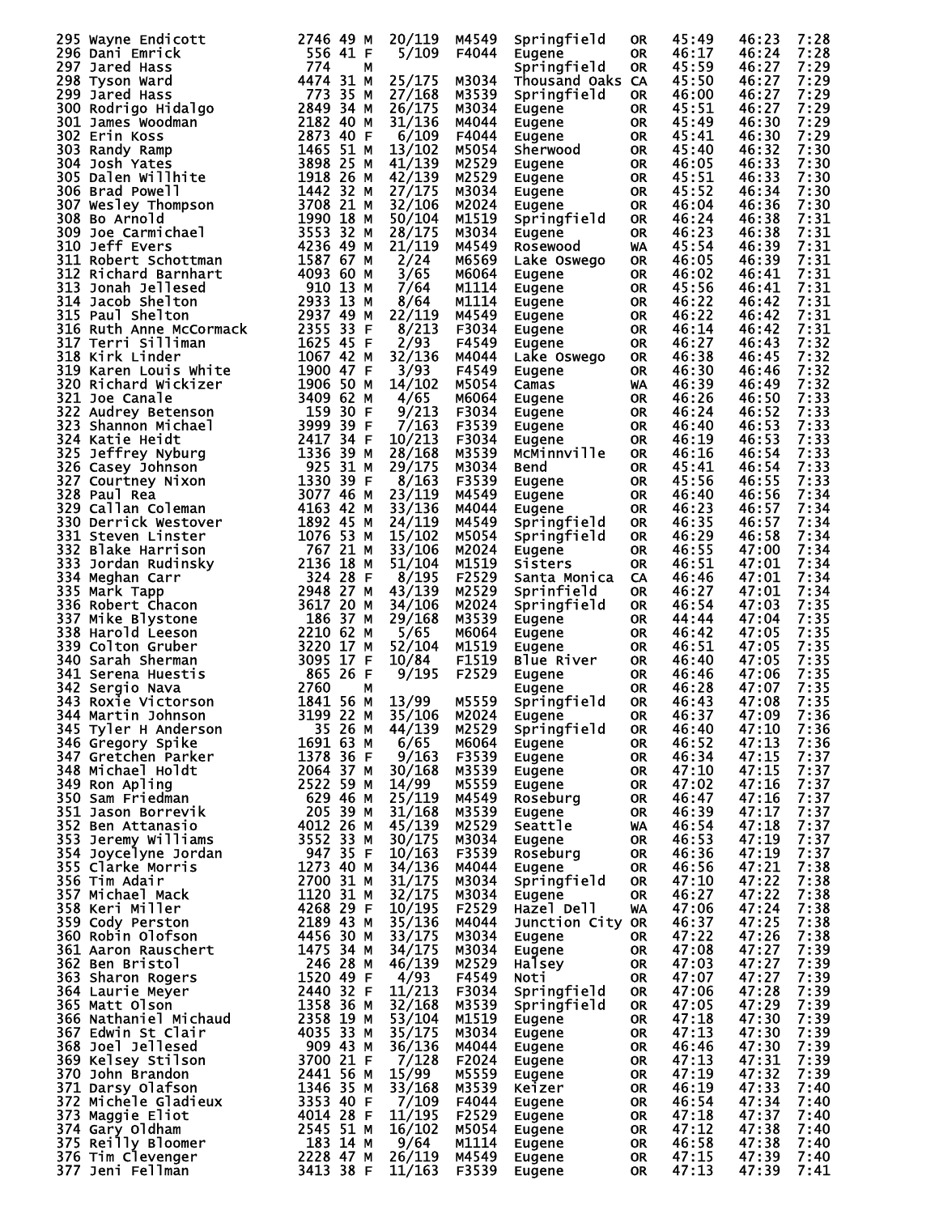| Place | Name | Bib | Age | Sex | Div Place | Div | City | State | Chip Time | Gun Time | Pace |
|---|---|---|---|---|---|---|---|---|---|---|---|
| 295 | Wayne Endicott | 2746 | 49 | M | 20/119 | M4549 | Springfield | OR | 45:49 | 46:23 | 7:28 |
| 296 | Dani Emrick | 556 | 41 | F | 5/109 | F4044 | Eugene | OR | 46:17 | 46:24 | 7:28 |
| 297 | Jared Hass | 774 | | M | | | Springfield | OR | 45:59 | 46:27 | 7:29 |
| 298 | Tyson Ward | 4474 | 31 | M | 25/175 | M3034 | Thousand Oaks | CA | 45:50 | 46:27 | 7:29 |
| 299 | Jared Hass | 773 | 35 | M | 27/168 | M3539 | Springfield | OR | 46:00 | 46:27 | 7:29 |
| 300 | Rodrigo Hidalgo | 2849 | 34 | M | 26/175 | M3034 | Eugene | OR | 45:51 | 46:27 | 7:29 |
| 301 | James Woodman | 2182 | 40 | M | 31/136 | M4044 | Eugene | OR | 45:49 | 46:30 | 7:29 |
| 302 | Erin Koss | 2873 | 40 | F | 6/109 | F4044 | Eugene | OR | 45:41 | 46:30 | 7:29 |
| 303 | Randy Ramp | 1465 | 51 | M | 13/102 | M5054 | Sherwood | OR | 45:40 | 46:32 | 7:30 |
| 304 | Josh Yates | 3898 | 25 | M | 41/139 | M2529 | Eugene | OR | 46:05 | 46:33 | 7:30 |
| 305 | Dalen Willhite | 1918 | 26 | M | 42/139 | M2529 | Eugene | OR | 45:51 | 46:33 | 7:30 |
| 306 | Brad Powell | 1442 | 32 | M | 27/175 | M3034 | Eugene | OR | 45:52 | 46:34 | 7:30 |
| 307 | Wesley Thompson | 3708 | 21 | M | 32/106 | M2024 | Eugene | OR | 46:04 | 46:36 | 7:30 |
| 308 | Bo Arnold | 1990 | 18 | M | 50/104 | M1519 | Springfield | OR | 46:24 | 46:38 | 7:31 |
| 309 | Joe Carmichael | 3553 | 32 | M | 28/175 | M3034 | Eugene | OR | 46:23 | 46:38 | 7:31 |
| 310 | Jeff Evers | 4236 | 49 | M | 21/119 | M4549 | Rosewood | WA | 45:54 | 46:39 | 7:31 |
| 311 | Robert Schottman | 1587 | 67 | M | 2/24 | M6569 | Lake Oswego | OR | 46:05 | 46:39 | 7:31 |
| 312 | Richard Barnhart | 4093 | 60 | M | 3/65 | M6064 | Eugene | OR | 46:02 | 46:41 | 7:31 |
| 313 | Jonah Jellesed | 910 | 13 | M | 7/64 | M1114 | Eugene | OR | 45:56 | 46:41 | 7:31 |
| 314 | Jacob Shelton | 2933 | 13 | M | 8/64 | M1114 | Eugene | OR | 46:22 | 46:42 | 7:31 |
| 315 | Paul Shelton | 2937 | 49 | M | 22/119 | M4549 | Eugene | OR | 46:22 | 46:42 | 7:31 |
| 316 | Ruth Anne McCormack | 2355 | 33 | F | 8/213 | F3034 | Eugene | OR | 46:14 | 46:42 | 7:31 |
| 317 | Terri Silliman | 1625 | 45 | F | 2/93 | F4549 | Eugene | OR | 46:27 | 46:43 | 7:32 |
| 318 | Kirk Linder | 1067 | 42 | M | 32/136 | M4044 | Lake Oswego | OR | 46:38 | 46:45 | 7:32 |
| 319 | Karen Louis White | 1900 | 47 | F | 3/93 | F4549 | Eugene | OR | 46:30 | 46:46 | 7:32 |
| 320 | Richard Wickizer | 1906 | 50 | M | 14/102 | M5054 | Camas | WA | 46:39 | 46:49 | 7:32 |
| 321 | Joe Canale | 3409 | 62 | M | 4/65 | M6064 | Eugene | OR | 46:26 | 46:50 | 7:33 |
| 322 | Audrey Betenson | 159 | 30 | F | 9/213 | F3034 | Eugene | OR | 46:24 | 46:52 | 7:33 |
| 323 | Shannon Michael | 3999 | 39 | F | 7/163 | F3539 | Eugene | OR | 46:40 | 46:53 | 7:33 |
| 324 | Katie Heidt | 2417 | 34 | F | 10/213 | F3034 | Eugene | OR | 46:19 | 46:53 | 7:33 |
| 325 | Jeffrey Nyburg | 1336 | 39 | M | 28/168 | M3539 | McMinnville | OR | 46:16 | 46:54 | 7:33 |
| 326 | Casey Johnson | 925 | 31 | M | 29/175 | M3034 | Bend | OR | 45:41 | 46:54 | 7:33 |
| 327 | Courtney Nixon | 1330 | 39 | F | 8/163 | F3539 | Eugene | OR | 45:56 | 46:55 | 7:33 |
| 328 | Paul Rea | 3077 | 46 | M | 23/119 | M4549 | Eugene | OR | 46:40 | 46:56 | 7:34 |
| 329 | Callan Coleman | 4163 | 42 | M | 33/136 | M4044 | Eugene | OR | 46:23 | 46:57 | 7:34 |
| 330 | Derrick Westover | 1892 | 45 | M | 24/119 | M4549 | Springfield | OR | 46:35 | 46:57 | 7:34 |
| 331 | Steven Linster | 1076 | 53 | M | 15/102 | M5054 | Springfield | OR | 46:29 | 46:58 | 7:34 |
| 332 | Blake Harrison | 767 | 21 | M | 33/106 | M2024 | Eugene | OR | 46:55 | 47:00 | 7:34 |
| 333 | Jordan Rudinsky | 2136 | 18 | M | 51/104 | M1519 | Sisters | OR | 46:51 | 47:01 | 7:34 |
| 334 | Meghan Carr | 324 | 28 | F | 8/195 | F2529 | Santa Monica | CA | 46:46 | 47:01 | 7:34 |
| 335 | Mark Tapp | 2948 | 27 | M | 43/139 | M2529 | Sprinfield | OR | 46:27 | 47:01 | 7:34 |
| 336 | Robert Chacon | 3617 | 20 | M | 34/106 | M2024 | Springfield | OR | 46:54 | 47:03 | 7:35 |
| 337 | Mike Blystone | 186 | 37 | M | 29/168 | M3539 | Eugene | OR | 44:44 | 47:04 | 7:35 |
| 338 | Harold Leeson | 2210 | 62 | M | 5/65 | M6064 | Eugene | OR | 46:42 | 47:05 | 7:35 |
| 339 | Colton Gruber | 3220 | 17 | M | 52/104 | M1519 | Eugene | OR | 46:51 | 47:05 | 7:35 |
| 340 | Sarah Sherman | 3095 | 17 | F | 10/84 | F1519 | Blue River | OR | 46:40 | 47:05 | 7:35 |
| 341 | Serena Huestis | 865 | 26 | F | 9/195 | F2529 | Eugene | OR | 46:46 | 47:06 | 7:35 |
| 342 | Sergio Nava | 2760 | | M | | | Eugene | OR | 46:28 | 47:07 | 7:35 |
| 343 | Roxie Victorson | 1841 | 56 | M | 13/99 | M5559 | Springfield | OR | 46:43 | 47:08 | 7:35 |
| 344 | Martin Johnson | 3199 | 22 | M | 35/106 | M2024 | Eugene | OR | 46:37 | 47:09 | 7:36 |
| 345 | Tyler H Anderson | 35 | 26 | M | 44/139 | M2529 | Springfield | OR | 46:40 | 47:10 | 7:36 |
| 346 | Gregory Spike | 1691 | 63 | M | 6/65 | M6064 | Eugene | OR | 46:52 | 47:13 | 7:36 |
| 347 | Gretchen Parker | 1378 | 36 | F | 9/163 | F3539 | Eugene | OR | 46:34 | 47:15 | 7:37 |
| 348 | Michael Holdt | 2064 | 37 | M | 30/168 | M3539 | Eugene | OR | 47:10 | 47:15 | 7:37 |
| 349 | Ron Apling | 2522 | 59 | M | 14/99 | M5559 | Eugene | OR | 47:02 | 47:16 | 7:37 |
| 350 | Sam Friedman | 629 | 46 | M | 25/119 | M4549 | Roseburg | OR | 46:47 | 47:16 | 7:37 |
| 351 | Jason Borrevik | 205 | 39 | M | 31/168 | M3539 | Eugene | OR | 46:39 | 47:17 | 7:37 |
| 352 | Ben Attanasio | 4012 | 26 | M | 45/139 | M2529 | Seattle | WA | 46:54 | 47:18 | 7:37 |
| 353 | Jeremy Williams | 3552 | 33 | M | 30/175 | M3034 | Eugene | OR | 46:53 | 47:19 | 7:37 |
| 354 | Joycelyne Jordan | 947 | 35 | F | 10/163 | F3539 | Roseburg | OR | 46:36 | 47:19 | 7:37 |
| 355 | Clarke Morris | 1273 | 40 | M | 34/136 | M4044 | Eugene | OR | 46:56 | 47:21 | 7:38 |
| 356 | Tim Adair | 2700 | 31 | M | 31/175 | M3034 | Springfield | OR | 47:10 | 47:22 | 7:38 |
| 357 | Michael Mack | 1120 | 31 | M | 32/175 | M3034 | Eugene | OR | 46:27 | 47:22 | 7:38 |
| 358 | Keri Miller | 4268 | 29 | F | 10/195 | F2529 | Hazel Dell | WA | 47:06 | 47:24 | 7:38 |
| 359 | Cody Perston | 2189 | 43 | M | 35/136 | M4044 | Junction City | OR | 46:37 | 47:25 | 7:38 |
| 360 | Robin Olofson | 4456 | 30 | M | 33/175 | M3034 | Eugene | OR | 47:22 | 47:26 | 7:38 |
| 361 | Aaron Rauschert | 1475 | 34 | M | 34/175 | M3034 | Eugene | OR | 47:08 | 47:27 | 7:39 |
| 362 | Ben Bristol | 246 | 28 | M | 46/139 | M2529 | Halsey | OR | 47:03 | 47:27 | 7:39 |
| 363 | Sharon Rogers | 1520 | 49 | F | 4/93 | F4549 | Noti | OR | 47:07 | 47:27 | 7:39 |
| 364 | Laurie Meyer | 2440 | 32 | F | 11/213 | F3034 | Springfield | OR | 47:06 | 47:28 | 7:39 |
| 365 | Matt Olson | 1358 | 36 | M | 32/168 | M3539 | Springfield | OR | 47:05 | 47:29 | 7:39 |
| 366 | Nathaniel Michaud | 2358 | 19 | M | 53/104 | M1519 | Eugene | OR | 47:18 | 47:30 | 7:39 |
| 367 | Edwin St Clair | 4035 | 33 | M | 35/175 | M3034 | Eugene | OR | 47:13 | 47:30 | 7:39 |
| 368 | Joel Jellesed | 909 | 43 | M | 36/136 | M4044 | Eugene | OR | 46:46 | 47:30 | 7:39 |
| 369 | Kelsey Stilson | 3700 | 21 | F | 7/128 | F2024 | Eugene | OR | 47:13 | 47:31 | 7:39 |
| 370 | John Brandon | 2441 | 56 | M | 15/99 | M5559 | Eugene | OR | 47:19 | 47:32 | 7:39 |
| 371 | Darsy Olafson | 1346 | 35 | M | 33/168 | M3539 | Keizer | OR | 46:19 | 47:33 | 7:40 |
| 372 | Michele Gladieux | 3353 | 40 | F | 7/109 | F4044 | Eugene | OR | 46:54 | 47:34 | 7:40 |
| 373 | Maggie Eliot | 4014 | 28 | F | 11/195 | F2529 | Eugene | OR | 47:18 | 47:37 | 7:40 |
| 374 | Gary Oldham | 2545 | 51 | M | 16/102 | M5054 | Eugene | OR | 47:12 | 47:38 | 7:40 |
| 375 | Reilly Bloomer | 183 | 14 | M | 9/64 | M1114 | Eugene | OR | 46:58 | 47:38 | 7:40 |
| 376 | Tim Clevenger | 2228 | 47 | M | 26/119 | M4549 | Eugene | OR | 47:15 | 47:39 | 7:40 |
| 377 | Jeni Fellman | 3413 | 38 | F | 11/163 | F3539 | Eugene | OR | 47:13 | 47:39 | 7:41 |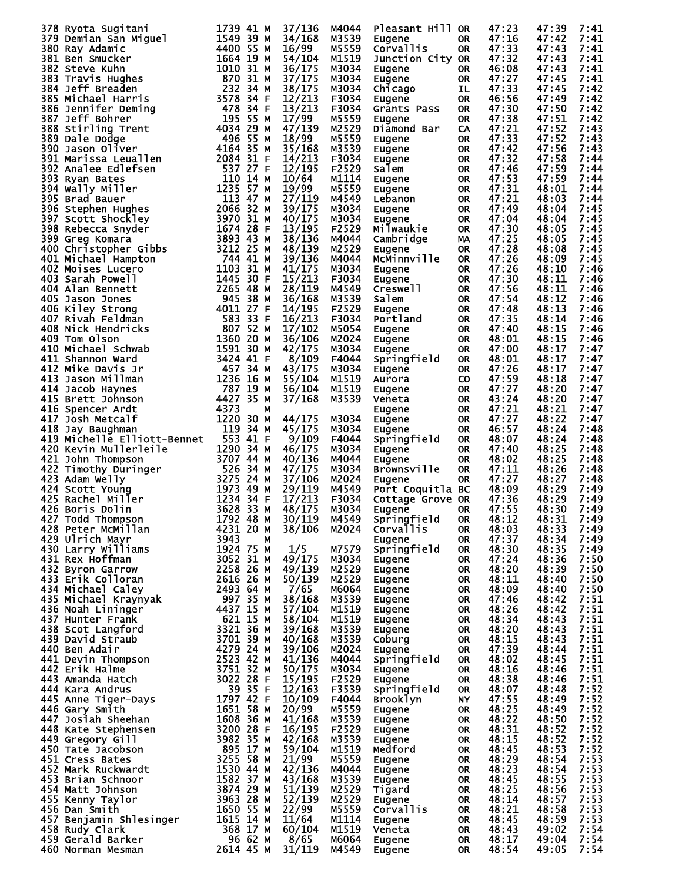| Place | Name | Bib | Age | Sex | Div Place | Division | City | State | Chip | Gun | Pace |
|---|---|---|---|---|---|---|---|---|---|---|---|
| 378 | Ryota Sugitani | 1739 | 41 | M | 37/136 | M4044 | Pleasant Hill | OR | 47:23 | 47:39 | 7:41 |
| 379 | Demian San Miguel | 1549 | 39 | M | 34/168 | M3539 | Eugene | OR | 47:16 | 47:42 | 7:41 |
| 380 | Ray Adamic | 4400 | 55 | M | 16/99 | M5559 | Corvallis | OR | 47:33 | 47:43 | 7:41 |
| 381 | Ben Smucker | 1664 | 19 | M | 54/104 | M1519 | Junction City | OR | 47:32 | 47:43 | 7:41 |
| 382 | Steve Kuhn | 1010 | 31 | M | 36/175 | M3034 | Eugene | OR | 46:08 | 47:43 | 7:41 |
| 383 | Travis Hughes | 870 | 31 | M | 37/175 | M3034 | Eugene | OR | 47:27 | 47:45 | 7:41 |
| 384 | Jeff Breaden | 232 | 34 | M | 38/175 | M3034 | Chicago | IL | 47:33 | 47:45 | 7:42 |
| 385 | Michael Harris | 3578 | 34 | F | 12/213 | F3034 | Eugene | OR | 46:56 | 47:49 | 7:42 |
| 386 | Jennifer Deming | 478 | 34 | F | 13/213 | F3034 | Grants Pass | OR | 47:30 | 47:50 | 7:42 |
| 387 | Jeff Bohrer | 195 | 55 | M | 17/99 | M5559 | Eugene | OR | 47:38 | 47:51 | 7:42 |
| 388 | Stirling Trent | 4034 | 29 | M | 47/139 | M2529 | Diamond Bar | CA | 47:21 | 47:52 | 7:43 |
| 389 | Dale Dodge | 496 | 55 | M | 18/99 | M5559 | Eugene | OR | 47:33 | 47:52 | 7:43 |
| 390 | Jason Oliver | 4164 | 35 | M | 35/168 | M3539 | Eugene | OR | 47:42 | 47:56 | 7:43 |
| 391 | Marissa Leuallen | 2084 | 31 | F | 14/213 | F3034 | Eugene | OR | 47:32 | 47:58 | 7:44 |
| 392 | Analee Edlefsen | 537 | 27 | F | 12/195 | F2529 | Salem | OR | 47:46 | 47:59 | 7:44 |
| 393 | Ryan Bates | 110 | 14 | M | 10/64 | M1114 | Eugene | OR | 47:53 | 47:59 | 7:44 |
| 394 | Wally Miller | 1235 | 57 | M | 19/99 | M5559 | Eugene | OR | 47:31 | 48:01 | 7:44 |
| 395 | Brad Bauer | 113 | 47 | M | 27/119 | M4549 | Lebanon | OR | 47:21 | 48:03 | 7:44 |
| 396 | Stephen Hughes | 2066 | 32 | M | 39/175 | M3034 | Eugene | OR | 47:49 | 48:04 | 7:45 |
| 397 | Scott Shockley | 3970 | 31 | M | 40/175 | M3034 | Eugene | OR | 47:04 | 48:04 | 7:45 |
| 398 | Rebecca Snyder | 1674 | 28 | F | 13/195 | F2529 | Milwaukie | OR | 47:30 | 48:05 | 7:45 |
| 399 | Greg Komara | 3893 | 43 | M | 38/136 | M4044 | Cambridge | MA | 47:25 | 48:05 | 7:45 |
| 400 | Christopher Gibbs | 3212 | 25 | M | 48/139 | M2529 | Eugene | OR | 47:28 | 48:08 | 7:45 |
| 401 | Michael Hampton | 744 | 41 | M | 39/136 | M4044 | McMinnville | OR | 47:26 | 48:09 | 7:45 |
| 402 | Moises Lucero | 1103 | 31 | M | 41/175 | M3034 | Eugene | OR | 47:26 | 48:10 | 7:46 |
| 403 | Sarah Powell | 1445 | 30 | F | 15/213 | F3034 | Eugene | OR | 47:30 | 48:11 | 7:46 |
| 404 | Alan Bennett | 2265 | 48 | M | 28/119 | M4549 | Creswell | OR | 47:56 | 48:11 | 7:46 |
| 405 | Jason Jones | 945 | 38 | M | 36/168 | M3539 | Salem | OR | 47:54 | 48:12 | 7:46 |
| 406 | Kiley Strong | 4011 | 27 | F | 14/195 | F2529 | Eugene | OR | 47:48 | 48:13 | 7:46 |
| 407 | Rivah Feldman | 583 | 33 | F | 16/213 | F3034 | Portland | OR | 47:35 | 48:14 | 7:46 |
| 408 | Nick Hendricks | 807 | 52 | M | 17/102 | M5054 | Eugene | OR | 47:40 | 48:15 | 7:46 |
| 409 | Tom Olson | 1360 | 20 | M | 36/106 | M2024 | Eugene | OR | 48:01 | 48:15 | 7:46 |
| 410 | Michael Schwab | 1591 | 30 | M | 42/175 | M3034 | Eugene | OR | 47:00 | 48:17 | 7:47 |
| 411 | Shannon Ward | 3424 | 41 | F | 8/109 | F4044 | Springfield | OR | 48:01 | 48:17 | 7:47 |
| 412 | Mike Davis Jr | 457 | 34 | M | 43/175 | M3034 | Eugene | OR | 47:26 | 48:17 | 7:47 |
| 413 | Jason Millman | 1236 | 16 | M | 55/104 | M1519 | Aurora | CO | 47:59 | 48:18 | 7:47 |
| 414 | Jacob Haynes | 787 | 19 | M | 56/104 | M1519 | Eugene | OR | 47:27 | 48:20 | 7:47 |
| 415 | Brett Johnson | 4427 | 35 | M | 37/168 | M3539 | Veneta | OR | 43:24 | 48:20 | 7:47 |
| 416 | Spencer Ardt | 4373 | | M | | | Eugene | OR | 47:21 | 48:21 | 7:47 |
| 417 | Josh Metcalf | 1220 | 30 | M | 44/175 | M3034 | Eugene | OR | 47:27 | 48:22 | 7:47 |
| 418 | Jay Baughman | 119 | 34 | M | 45/175 | M3034 | Eugene | OR | 46:57 | 48:24 | 7:48 |
| 419 | Michelle Elliott-Bennet | 553 | 41 | F | 9/109 | F4044 | Springfield | OR | 48:07 | 48:24 | 7:48 |
| 420 | Kevin Mullerleile | 1290 | 34 | M | 46/175 | M3034 | Eugene | OR | 47:40 | 48:25 | 7:48 |
| 421 | John Thompson | 3707 | 44 | M | 40/136 | M4044 | Eugene | OR | 48:02 | 48:25 | 7:48 |
| 422 | Timothy Duringer | 526 | 34 | M | 47/175 | M3034 | Brownsville | OR | 47:11 | 48:26 | 7:48 |
| 423 | Adam Welly | 3275 | 24 | M | 37/106 | M2024 | Eugene | OR | 47:27 | 48:27 | 7:48 |
| 424 | Scott Young | 1973 | 49 | M | 29/119 | M4549 | Port Coquitla | BC | 48:09 | 48:29 | 7:49 |
| 425 | Rachel Miller | 1234 | 34 | F | 17/213 | F3034 | Cottage Grove | OR | 47:36 | 48:29 | 7:49 |
| 426 | Boris Dolin | 3628 | 33 | M | 48/175 | M3034 | Eugene | OR | 47:55 | 48:30 | 7:49 |
| 427 | Todd Thompson | 1792 | 48 | M | 30/119 | M4549 | Springfield | OR | 48:12 | 48:31 | 7:49 |
| 428 | Peter McMillan | 4231 | 20 | M | 38/106 | M2024 | Corvallis | OR | 48:03 | 48:33 | 7:49 |
| 429 | Ulrich Mayr | 3943 | | M | | | Eugene | OR | 47:37 | 48:34 | 7:49 |
| 430 | Larry Williams | 1924 | 75 | M | 1/5 | M7579 | Springfield | OR | 48:30 | 48:35 | 7:49 |
| 431 | Rex Hoffman | 3052 | 31 | M | 49/175 | M3034 | Eugene | OR | 47:24 | 48:36 | 7:50 |
| 432 | Byron Garrow | 2258 | 26 | M | 49/139 | M2529 | Eugene | OR | 48:20 | 48:39 | 7:50 |
| 433 | Erik Colloran | 2616 | 26 | M | 50/139 | M2529 | Eugene | OR | 48:11 | 48:40 | 7:50 |
| 434 | Michael Caley | 2493 | 64 | M | 7/65 | M6064 | Eugene | OR | 48:09 | 48:40 | 7:50 |
| 435 | Michael Kraynyak | 997 | 35 | M | 38/168 | M3539 | Eugene | OR | 47:46 | 48:42 | 7:51 |
| 436 | Noah Lininger | 4437 | 15 | M | 57/104 | M1519 | Eugene | OR | 48:26 | 48:42 | 7:51 |
| 437 | Hunter Frank | 621 | 15 | M | 58/104 | M1519 | Eugene | OR | 48:34 | 48:43 | 7:51 |
| 438 | Scot Langford | 3321 | 36 | M | 39/168 | M3539 | Eugene | OR | 48:20 | 48:43 | 7:51 |
| 439 | David Straub | 3701 | 39 | M | 40/168 | M3539 | Coburg | OR | 48:15 | 48:43 | 7:51 |
| 440 | Ben Adair | 4279 | 24 | M | 39/106 | M2024 | Eugene | OR | 47:39 | 48:44 | 7:51 |
| 441 | Devin Thompson | 2523 | 42 | M | 41/136 | M4044 | Springfield | OR | 48:02 | 48:45 | 7:51 |
| 442 | Erik Halme | 3751 | 32 | M | 50/175 | M3034 | Eugene | OR | 48:16 | 48:46 | 7:51 |
| 443 | Amanda Hatch | 3022 | 28 | F | 15/195 | F2529 | Eugene | OR | 48:38 | 48:46 | 7:51 |
| 444 | Kara Andrus | 39 | 35 | F | 12/163 | F3539 | Springfield | OR | 48:07 | 48:48 | 7:52 |
| 445 | Anne Tiger-Days | 1797 | 42 | F | 10/109 | F4044 | Brooklyn | NY | 47:55 | 48:49 | 7:52 |
| 446 | Gary Smith | 1651 | 58 | M | 20/99 | M5559 | Eugene | OR | 48:25 | 48:49 | 7:52 |
| 447 | Josiah Sheehan | 1608 | 36 | M | 41/168 | M3539 | Eugene | OR | 48:22 | 48:50 | 7:52 |
| 448 | Kate Stephensen | 3200 | 28 | F | 16/195 | F2529 | Eugene | OR | 48:31 | 48:52 | 7:52 |
| 449 | Gregory Gill | 3982 | 35 | M | 42/168 | M3539 | Eugene | OR | 48:15 | 48:52 | 7:52 |
| 450 | Tate Jacobson | 895 | 17 | M | 59/104 | M1519 | Medford | OR | 48:45 | 48:53 | 7:52 |
| 451 | Cress Bates | 3255 | 58 | M | 21/99 | M5559 | Eugene | OR | 48:29 | 48:54 | 7:53 |
| 452 | Mark Ruckwardt | 1530 | 44 | M | 42/136 | M4044 | Eugene | OR | 48:23 | 48:54 | 7:53 |
| 453 | Brian Schnoor | 1582 | 37 | M | 43/168 | M3539 | Eugene | OR | 48:45 | 48:55 | 7:53 |
| 454 | Matt Johnson | 3874 | 29 | M | 51/139 | M2529 | Tigard | OR | 48:25 | 48:56 | 7:53 |
| 455 | Kenny Taylor | 3963 | 28 | M | 52/139 | M2529 | Eugene | OR | 48:14 | 48:57 | 7:53 |
| 456 | Dan Smith | 1650 | 55 | M | 22/99 | M5559 | Corvallis | OR | 48:21 | 48:58 | 7:53 |
| 457 | Benjamin Shlesinger | 1615 | 14 | M | 11/64 | M1114 | Eugene | OR | 48:45 | 48:59 | 7:53 |
| 458 | Rudy Clark | 368 | 17 | M | 60/104 | M1519 | Veneta | OR | 48:43 | 49:02 | 7:54 |
| 459 | Gerald Barker | 96 | 62 | M | 8/65 | M6064 | Eugene | OR | 48:17 | 49:04 | 7:54 |
| 460 | Norman Mesman | 2614 | 45 | M | 31/119 | M4549 | Eugene | OR | 48:54 | 49:05 | 7:54 |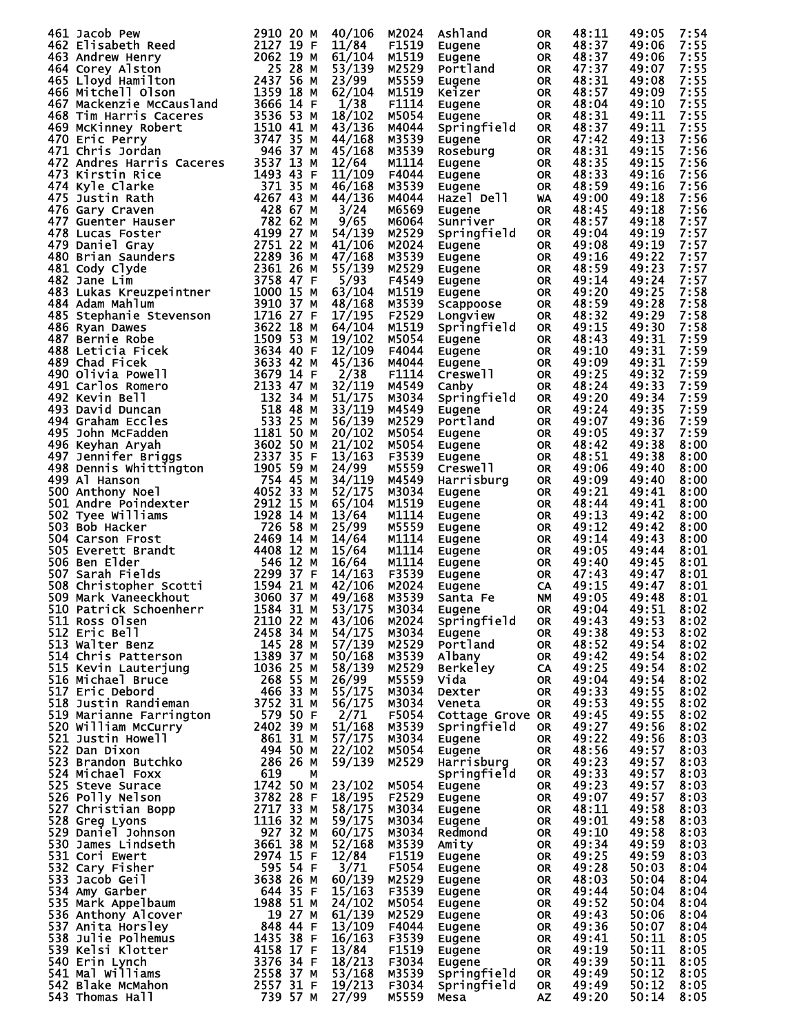| Place | Name | Bib | Age | Sex | Div Place | Division | City | State | Chip Time | Gun Time | Pace |
|---|---|---|---|---|---|---|---|---|---|---|---|
| 461 | Jacob Pew | 2910 | 20 | M | 40/106 | M2024 | Ashland | OR | 48:11 | 49:05 | 7:54 |
| 462 | Elisabeth Reed | 2127 | 19 | F | 11/84 | F1519 | Eugene | OR | 48:37 | 49:06 | 7:55 |
| 463 | Andrew Henry | 2062 | 19 | M | 61/104 | M1519 | Eugene | OR | 48:37 | 49:06 | 7:55 |
| 464 | Corey Alston | 25 | 28 | M | 53/139 | M2529 | Portland | OR | 47:37 | 49:07 | 7:55 |
| 465 | Lloyd Hamilton | 2437 | 56 | M | 23/99 | M5559 | Eugene | OR | 48:31 | 49:08 | 7:55 |
| 466 | Mitchell Olson | 1359 | 18 | M | 62/104 | M1519 | Keizer | OR | 48:57 | 49:09 | 7:55 |
| 467 | Mackenzie McCausland | 3666 | 14 | F | 1/38 | F1114 | Eugene | OR | 48:04 | 49:10 | 7:55 |
| 468 | Tim Harris Caceres | 3536 | 53 | M | 18/102 | M5054 | Eugene | OR | 48:31 | 49:11 | 7:55 |
| 469 | McKinney Robert | 1510 | 41 | M | 43/136 | M4044 | Springfield | OR | 48:37 | 49:11 | 7:55 |
| 470 | Eric Perry | 3747 | 35 | M | 44/168 | M3539 | Eugene | OR | 47:42 | 49:13 | 7:56 |
| 471 | Chris Jordan | 946 | 37 | M | 45/168 | M3539 | Roseburg | OR | 48:31 | 49:15 | 7:56 |
| 472 | Andres Harris Caceres | 3537 | 13 | M | 12/64 | M1114 | Eugene | OR | 48:35 | 49:15 | 7:56 |
| 473 | Kirstin Rice | 1493 | 43 | F | 11/109 | F4044 | Eugene | OR | 48:33 | 49:16 | 7:56 |
| 474 | Kyle Clarke | 371 | 35 | M | 46/168 | M3539 | Eugene | OR | 48:59 | 49:16 | 7:56 |
| 475 | Justin Rath | 4267 | 43 | M | 44/136 | M4044 | Hazel Dell | WA | 49:00 | 49:18 | 7:56 |
| 476 | Gary Craven | 428 | 67 | M | 3/24 | M6569 | Eugene | OR | 48:45 | 49:18 | 7:56 |
| 477 | Guenter Hauser | 782 | 62 | M | 9/65 | M6064 | Sunriver | OR | 48:57 | 49:18 | 7:57 |
| 478 | Lucas Foster | 4199 | 27 | M | 54/139 | M2529 | Springfield | OR | 49:04 | 49:19 | 7:57 |
| 479 | Daniel Gray | 2751 | 22 | M | 41/106 | M2024 | Eugene | OR | 49:08 | 49:19 | 7:57 |
| 480 | Brian Saunders | 2289 | 36 | M | 47/168 | M3539 | Eugene | OR | 49:16 | 49:22 | 7:57 |
| 481 | Cody Clyde | 2361 | 26 | M | 55/139 | M2529 | Eugene | OR | 48:59 | 49:23 | 7:57 |
| 482 | Jane Lim | 3758 | 47 | F | 5/93 | F4549 | Eugene | OR | 49:14 | 49:24 | 7:57 |
| 483 | Lukas Kreuzpeintner | 1000 | 15 | M | 63/104 | M1519 | Eugene | OR | 49:20 | 49:25 | 7:58 |
| 484 | Adam Mahlum | 3910 | 37 | M | 48/168 | M3539 | Scappoose | OR | 48:59 | 49:28 | 7:58 |
| 485 | Stephanie Stevenson | 1716 | 27 | F | 17/195 | F2529 | Longview | OR | 48:32 | 49:29 | 7:58 |
| 486 | Ryan Dawes | 3622 | 18 | M | 64/104 | M1519 | Springfield | OR | 49:15 | 49:30 | 7:58 |
| 487 | Bernie Robe | 1509 | 53 | M | 19/102 | M5054 | Eugene | OR | 48:43 | 49:31 | 7:59 |
| 488 | Leticia Ficek | 3634 | 40 | F | 12/109 | F4044 | Eugene | OR | 49:10 | 49:31 | 7:59 |
| 489 | Chad Ficek | 3633 | 42 | M | 45/136 | M4044 | Eugene | OR | 49:09 | 49:31 | 7:59 |
| 490 | Olivia Powell | 3679 | 14 | F | 2/38 | F1114 | Creswell | OR | 49:25 | 49:32 | 7:59 |
| 491 | Carlos Romero | 2133 | 47 | M | 32/119 | M4549 | Canby | OR | 48:24 | 49:33 | 7:59 |
| 492 | Kevin Bell | 132 | 34 | M | 51/175 | M3034 | Springfield | OR | 49:20 | 49:34 | 7:59 |
| 493 | David Duncan | 518 | 48 | M | 33/119 | M4549 | Eugene | OR | 49:24 | 49:35 | 7:59 |
| 494 | Graham Eccles | 533 | 25 | M | 56/139 | M2529 | Portland | OR | 49:07 | 49:36 | 7:59 |
| 495 | John McFadden | 1181 | 50 | M | 20/102 | M5054 | Eugene | OR | 49:05 | 49:37 | 7:59 |
| 496 | Keyhan Aryah | 3602 | 50 | M | 21/102 | M5054 | Eugene | OR | 48:42 | 49:38 | 8:00 |
| 497 | Jennifer Briggs | 2337 | 35 | F | 13/163 | F3539 | Eugene | OR | 48:51 | 49:38 | 8:00 |
| 498 | Dennis Whittington | 1905 | 59 | M | 24/99 | M5559 | Creswell | OR | 49:06 | 49:40 | 8:00 |
| 499 | Al Hanson | 754 | 45 | M | 34/119 | M4549 | Harrisburg | OR | 49:09 | 49:40 | 8:00 |
| 500 | Anthony Noel | 4052 | 33 | M | 52/175 | M3034 | Eugene | OR | 49:21 | 49:41 | 8:00 |
| 501 | Andre Poindexter | 2912 | 15 | M | 65/104 | M1519 | Eugene | OR | 48:44 | 49:41 | 8:00 |
| 502 | Tyee Williams | 1928 | 14 | M | 13/64 | M1114 | Eugene | OR | 49:13 | 49:42 | 8:00 |
| 503 | Bob Hacker | 726 | 58 | M | 25/99 | M5559 | Eugene | OR | 49:12 | 49:42 | 8:00 |
| 504 | Carson Frost | 2469 | 14 | M | 14/64 | M1114 | Eugene | OR | 49:14 | 49:43 | 8:00 |
| 505 | Everett Brandt | 4408 | 12 | M | 15/64 | M1114 | Eugene | OR | 49:05 | 49:44 | 8:01 |
| 506 | Ben Elder | 546 | 12 | M | 16/64 | M1114 | Eugene | OR | 49:40 | 49:45 | 8:01 |
| 507 | Sarah Fields | 2299 | 37 | F | 14/163 | F3539 | Eugene | OR | 47:43 | 49:47 | 8:01 |
| 508 | Christopher Scotti | 1594 | 21 | M | 42/106 | M2024 | Eugene | CA | 49:15 | 49:47 | 8:01 |
| 509 | Mark Vaneeckhout | 3060 | 37 | M | 49/168 | M3539 | Santa Fe | NM | 49:05 | 49:48 | 8:01 |
| 510 | Patrick Schoenherr | 1584 | 31 | M | 53/175 | M3034 | Eugene | OR | 49:04 | 49:51 | 8:02 |
| 511 | Ross Olsen | 2110 | 22 | M | 43/106 | M2024 | Springfield | OR | 49:43 | 49:53 | 8:02 |
| 512 | Eric Bell | 2458 | 34 | M | 54/175 | M3034 | Eugene | OR | 49:38 | 49:53 | 8:02 |
| 513 | Walter Benz | 145 | 28 | M | 57/139 | M2529 | Portland | OR | 48:52 | 49:54 | 8:02 |
| 514 | Chris Patterson | 1389 | 37 | M | 50/168 | M3539 | Albany | OR | 49:42 | 49:54 | 8:02 |
| 515 | Kevin Lauterjung | 1036 | 25 | M | 58/139 | M2529 | Berkeley | CA | 49:25 | 49:54 | 8:02 |
| 516 | Michael Bruce | 268 | 55 | M | 26/99 | M5559 | Vida | OR | 49:04 | 49:54 | 8:02 |
| 517 | Eric Debord | 466 | 33 | M | 55/175 | M3034 | Dexter | OR | 49:33 | 49:55 | 8:02 |
| 518 | Justin Randieman | 3752 | 31 | M | 56/175 | M3034 | Veneta | OR | 49:53 | 49:55 | 8:02 |
| 519 | Marianne Farrington | 579 | 50 | F | 2/71 | F5054 | Cottage Grove | OR | 49:45 | 49:55 | 8:02 |
| 520 | William McCurry | 2402 | 39 | M | 51/168 | M3539 | Springfield | OR | 49:27 | 49:56 | 8:02 |
| 521 | Justin Howell | 861 | 31 | M | 57/175 | M3034 | Eugene | OR | 49:22 | 49:56 | 8:03 |
| 522 | Dan Dixon | 494 | 50 | M | 22/102 | M5054 | Eugene | OR | 48:56 | 49:57 | 8:03 |
| 523 | Brandon Butchko | 286 | 26 | M | 59/139 | M2529 | Harrisburg | OR | 49:23 | 49:57 | 8:03 |
| 524 | Michael Foxx | 619 | | M | | | Springfield | OR | 49:33 | 49:57 | 8:03 |
| 525 | Steve Surace | 1742 | 50 | M | 23/102 | M5054 | Eugene | OR | 49:23 | 49:57 | 8:03 |
| 526 | Polly Nelson | 3782 | 28 | F | 18/195 | F2529 | Eugene | OR | 49:07 | 49:57 | 8:03 |
| 527 | Christian Bopp | 2717 | 33 | M | 58/175 | M3034 | Eugene | OR | 48:11 | 49:58 | 8:03 |
| 528 | Greg Lyons | 1116 | 32 | M | 59/175 | M3034 | Eugene | OR | 49:01 | 49:58 | 8:03 |
| 529 | Daniel Johnson | 927 | 32 | M | 60/175 | M3034 | Redmond | OR | 49:10 | 49:58 | 8:03 |
| 530 | James Lindseth | 3661 | 38 | M | 52/168 | M3539 | Amity | OR | 49:34 | 49:59 | 8:03 |
| 531 | Cori Ewert | 2974 | 15 | F | 12/84 | F1519 | Eugene | OR | 49:25 | 49:59 | 8:03 |
| 532 | Cary Fisher | 595 | 54 | F | 3/71 | F5054 | Eugene | OR | 49:28 | 50:03 | 8:04 |
| 533 | Jacob Geil | 3638 | 26 | M | 60/139 | M2529 | Eugene | OR | 48:03 | 50:04 | 8:04 |
| 534 | Amy Garber | 644 | 35 | F | 15/163 | F3539 | Eugene | OR | 49:44 | 50:04 | 8:04 |
| 535 | Mark Appelbaum | 1988 | 51 | M | 24/102 | M5054 | Eugene | OR | 49:52 | 50:04 | 8:04 |
| 536 | Anthony Alcover | 19 | 27 | M | 61/139 | M2529 | Eugene | OR | 49:43 | 50:06 | 8:04 |
| 537 | Anita Horsley | 848 | 44 | F | 13/109 | F4044 | Eugene | OR | 49:36 | 50:07 | 8:04 |
| 538 | Julie Polhemus | 1435 | 38 | F | 16/163 | F3539 | Eugene | OR | 49:41 | 50:11 | 8:05 |
| 539 | Kelsi Klotter | 4158 | 17 | F | 13/84 | F1519 | Eugene | OR | 49:19 | 50:11 | 8:05 |
| 540 | Erin Lynch | 3376 | 34 | F | 18/213 | F3034 | Eugene | OR | 49:39 | 50:11 | 8:05 |
| 541 | Mal Williams | 2558 | 37 | M | 53/168 | M3539 | Springfield | OR | 49:49 | 50:12 | 8:05 |
| 542 | Blake McMahon | 2557 | 31 | F | 19/213 | F3034 | Springfield | OR | 49:49 | 50:12 | 8:05 |
| 543 | Thomas Hall | 739 | 57 | M | 27/99 | M5559 | Mesa | AZ | 49:20 | 50:14 | 8:05 |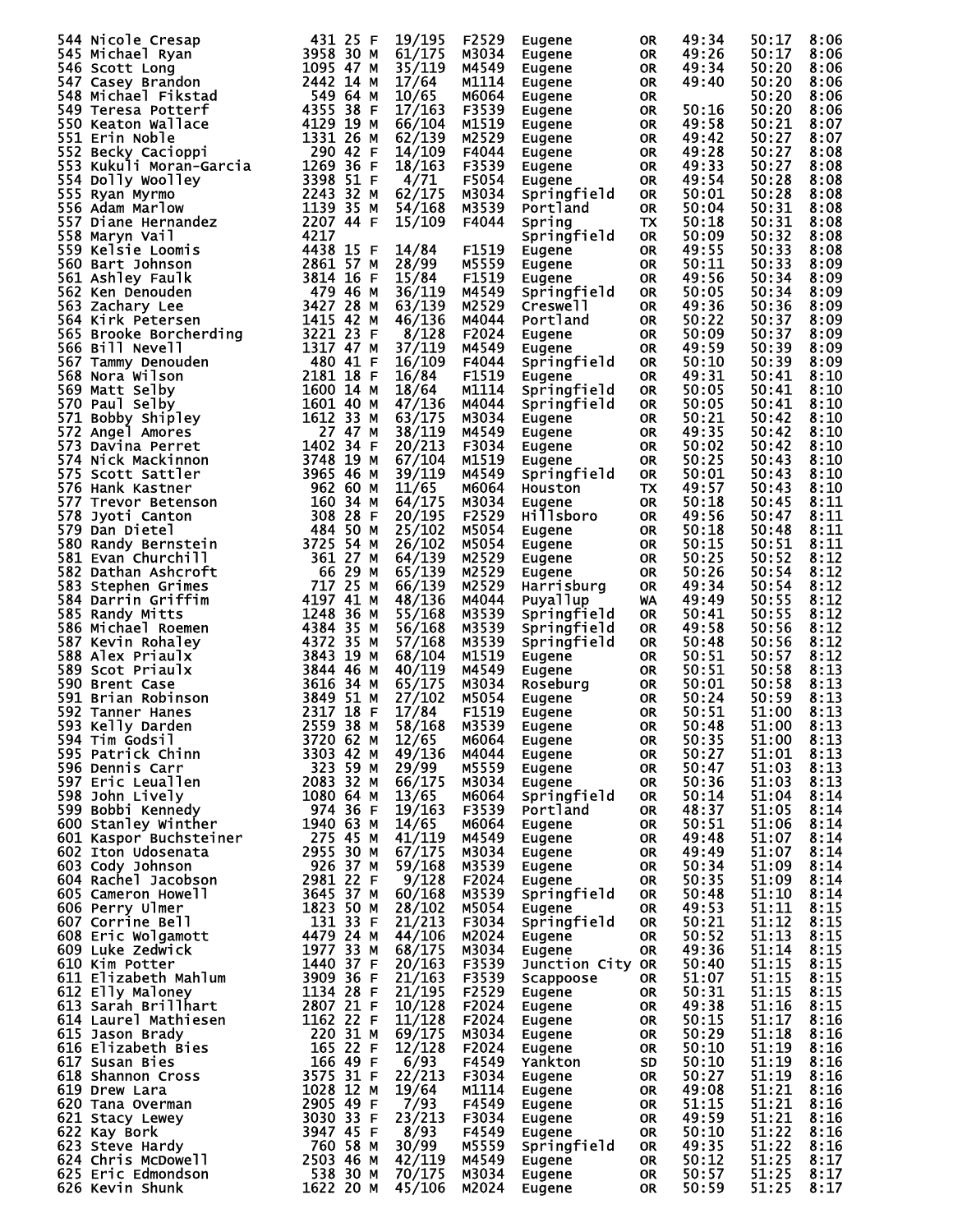| Place | Name | Bib | Age | Sex | Div Place | Div | City | State | Gun Time | Chip Time | Pace |
|---|---|---|---|---|---|---|---|---|---|---|---|
| 544 | Nicole Cresap | 431 | 25 | F | 19/195 | F2529 | Eugene | OR | 49:34 | 50:17 | 8:06 |
| 545 | Michael Ryan | 3958 | 30 | M | 61/175 | M3034 | Eugene | OR | 49:26 | 50:17 | 8:06 |
| 546 | Scott Long | 1095 | 47 | M | 35/119 | M4549 | Eugene | OR | 49:34 | 50:20 | 8:06 |
| 547 | Casey Brandon | 2442 | 14 | M | 17/64 | M1114 | Eugene | OR | 49:40 | 50:20 | 8:06 |
| 548 | Michael Fikstad | 549 | 64 | M | 10/65 | M6064 | Eugene | OR | | 50:20 | 8:06 |
| 549 | Teresa Potterf | 4355 | 38 | F | 17/163 | F3539 | Eugene | OR | 50:16 | 50:20 | 8:06 |
| 550 | Keaton Wallace | 4129 | 19 | M | 66/104 | M1519 | Eugene | OR | 49:58 | 50:21 | 8:07 |
| 551 | Erin Noble | 1331 | 26 | M | 62/139 | M2529 | Eugene | OR | 49:42 | 50:27 | 8:07 |
| 552 | Becky Cacioppi | 290 | 42 | F | 14/109 | F4044 | Eugene | OR | 49:28 | 50:27 | 8:08 |
| 553 | Kukuli Moran-Garcia | 1269 | 36 | F | 18/163 | F3539 | Eugene | OR | 49:33 | 50:27 | 8:08 |
| 554 | Dolly Woolley | 3398 | 51 | F | 4/71 | F5054 | Eugene | OR | 49:54 | 50:28 | 8:08 |
| 555 | Ryan Myrmo | 2243 | 32 | M | 62/175 | M3034 | Springfield | OR | 50:01 | 50:28 | 8:08 |
| 556 | Adam Marlow | 1139 | 35 | M | 54/168 | M3539 | Portland | OR | 50:04 | 50:31 | 8:08 |
| 557 | Diane Hernandez | 2207 | 44 | F | 15/109 | F4044 | Spring | TX | 50:18 | 50:31 | 8:08 |
| 558 | Maryn Vail | 4217 | | | | | Springfield | OR | 50:09 | 50:32 | 8:08 |
| 559 | Kelsie Loomis | 4438 | 15 | F | 14/84 | F1519 | Eugene | OR | 49:55 | 50:33 | 8:08 |
| 560 | Bart Johnson | 2861 | 57 | M | 28/99 | M5559 | Eugene | OR | 50:11 | 50:33 | 8:09 |
| 561 | Ashley Faulk | 3814 | 16 | F | 15/84 | F1519 | Eugene | OR | 49:56 | 50:34 | 8:09 |
| 562 | Ken Denouden | 479 | 46 | M | 36/119 | M4549 | Springfield | OR | 50:05 | 50:34 | 8:09 |
| 563 | Zachary Lee | 3427 | 28 | M | 63/139 | M2529 | Creswell | OR | 49:36 | 50:36 | 8:09 |
| 564 | Kirk Petersen | 1415 | 42 | M | 46/136 | M4044 | Portland | OR | 50:22 | 50:37 | 8:09 |
| 565 | Brooke Borcherding | 3221 | 23 | F | 8/128 | F2024 | Eugene | OR | 50:09 | 50:37 | 8:09 |
| 566 | Bill Nevell | 1317 | 47 | M | 37/119 | M4549 | Eugene | OR | 49:59 | 50:39 | 8:09 |
| 567 | Tammy Denouden | 480 | 41 | F | 16/109 | F4044 | Springfield | OR | 50:10 | 50:39 | 8:09 |
| 568 | Nora Wilson | 2181 | 18 | F | 16/84 | F1519 | Eugene | OR | 49:31 | 50:41 | 8:10 |
| 569 | Matt Selby | 1600 | 14 | M | 18/64 | M1114 | Springfield | OR | 50:05 | 50:41 | 8:10 |
| 570 | Paul Selby | 1601 | 40 | M | 47/136 | M4044 | Springfield | OR | 50:05 | 50:41 | 8:10 |
| 571 | Bobby Shipley | 1612 | 33 | M | 63/175 | M3034 | Eugene | OR | 50:21 | 50:42 | 8:10 |
| 572 | Angel Amores | 27 | 47 | M | 38/119 | M4549 | Eugene | OR | 49:35 | 50:42 | 8:10 |
| 573 | Davina Perret | 1402 | 34 | F | 20/213 | F3034 | Eugene | OR | 50:02 | 50:42 | 8:10 |
| 574 | Nick Mackinnon | 3748 | 19 | M | 67/104 | M1519 | Eugene | OR | 50:25 | 50:43 | 8:10 |
| 575 | Scott Sattler | 3965 | 46 | M | 39/119 | M4549 | Springfield | OR | 50:01 | 50:43 | 8:10 |
| 576 | Hank Kastner | 962 | 60 | M | 11/65 | M6064 | Houston | TX | 49:57 | 50:43 | 8:10 |
| 577 | Trevor Betenson | 160 | 34 | M | 64/175 | M3034 | Eugene | OR | 50:18 | 50:45 | 8:11 |
| 578 | Jyoti Canton | 308 | 28 | F | 20/195 | F2529 | Hillsboro | OR | 49:56 | 50:47 | 8:11 |
| 579 | Dan Dietel | 484 | 50 | M | 25/102 | M5054 | Eugene | OR | 50:18 | 50:48 | 8:11 |
| 580 | Randy Bernstein | 3725 | 54 | M | 26/102 | M5054 | Eugene | OR | 50:15 | 50:51 | 8:11 |
| 581 | Evan Churchill | 361 | 27 | M | 64/139 | M2529 | Eugene | OR | 50:25 | 50:52 | 8:12 |
| 582 | Dathan Ashcroft | 66 | 29 | M | 65/139 | M2529 | Eugene | OR | 50:26 | 50:54 | 8:12 |
| 583 | Stephen Grimes | 717 | 25 | M | 66/139 | M2529 | Harrisburg | OR | 49:34 | 50:54 | 8:12 |
| 584 | Darrin Griffim | 4197 | 41 | M | 48/136 | M4044 | Puyallup | WA | 49:49 | 50:55 | 8:12 |
| 585 | Randy Mitts | 1248 | 36 | M | 55/168 | M3539 | Springfield | OR | 50:41 | 50:55 | 8:12 |
| 586 | Michael Roemen | 4384 | 35 | M | 56/168 | M3539 | Springfield | OR | 49:58 | 50:56 | 8:12 |
| 587 | Kevin Rohaley | 4372 | 35 | M | 57/168 | M3539 | Springfield | OR | 50:48 | 50:56 | 8:12 |
| 588 | Alex Priaulx | 3843 | 19 | M | 68/104 | M1519 | Eugene | OR | 50:51 | 50:57 | 8:12 |
| 589 | Scot Priaulx | 3844 | 46 | M | 40/119 | M4549 | Eugene | OR | 50:51 | 50:58 | 8:13 |
| 590 | Brent Case | 3616 | 34 | M | 65/175 | M3034 | Roseburg | OR | 50:01 | 50:58 | 8:13 |
| 591 | Brian Robinson | 3849 | 51 | M | 27/102 | M5054 | Eugene | OR | 50:24 | 50:59 | 8:13 |
| 592 | Tanner Hanes | 2317 | 18 | F | 17/84 | F1519 | Eugene | OR | 50:51 | 51:00 | 8:13 |
| 593 | Kelly Darden | 2559 | 38 | M | 58/168 | M3539 | Eugene | OR | 50:48 | 51:00 | 8:13 |
| 594 | Tim Godsil | 3720 | 62 | M | 12/65 | M6064 | Eugene | OR | 50:35 | 51:00 | 8:13 |
| 595 | Patrick Chinn | 3303 | 42 | M | 49/136 | M4044 | Eugene | OR | 50:27 | 51:01 | 8:13 |
| 596 | Dennis Carr | 323 | 59 | M | 29/99 | M5559 | Eugene | OR | 50:47 | 51:03 | 8:13 |
| 597 | Eric Leuallen | 2083 | 32 | M | 66/175 | M3034 | Eugene | OR | 50:36 | 51:03 | 8:13 |
| 598 | John Lively | 1080 | 64 | M | 13/65 | M6064 | Springfield | OR | 50:14 | 51:04 | 8:14 |
| 599 | Bobbi Kennedy | 974 | 36 | F | 19/163 | F3539 | Portland | OR | 48:37 | 51:05 | 8:14 |
| 600 | Stanley Winther | 1940 | 63 | M | 14/65 | M6064 | Eugene | OR | 50:51 | 51:06 | 8:14 |
| 601 | Kaspor Buchsteiner | 275 | 45 | M | 41/119 | M4549 | Eugene | OR | 49:48 | 51:07 | 8:14 |
| 602 | Iton Udosenata | 2955 | 30 | M | 67/175 | M3034 | Eugene | OR | 49:49 | 51:07 | 8:14 |
| 603 | Cody Johnson | 926 | 37 | M | 59/168 | M3539 | Eugene | OR | 50:34 | 51:09 | 8:14 |
| 604 | Rachel Jacobson | 2981 | 22 | F | 9/128 | F2024 | Eugene | OR | 50:35 | 51:09 | 8:14 |
| 605 | Cameron Howell | 3645 | 37 | M | 60/168 | M3539 | Springfield | OR | 50:48 | 51:10 | 8:14 |
| 606 | Perry Ulmer | 1823 | 50 | M | 28/102 | M5054 | Eugene | OR | 49:53 | 51:11 | 8:15 |
| 607 | Corrine Bell | 131 | 33 | F | 21/213 | F3034 | Springfield | OR | 50:21 | 51:12 | 8:15 |
| 608 | Eric Wolgamott | 4479 | 24 | M | 44/106 | M2024 | Eugene | OR | 50:52 | 51:13 | 8:15 |
| 609 | Luke Zedwick | 1977 | 33 | M | 68/175 | M3034 | Eugene | OR | 49:36 | 51:14 | 8:15 |
| 610 | Kim Potter | 1440 | 37 | F | 20/163 | F3539 | Junction City | OR | 50:40 | 51:15 | 8:15 |
| 611 | Elizabeth Mahlum | 3909 | 36 | F | 21/163 | F3539 | Scappoose | OR | 51:07 | 51:15 | 8:15 |
| 612 | Elly Maloney | 1134 | 28 | F | 21/195 | F2529 | Eugene | OR | 50:31 | 51:15 | 8:15 |
| 613 | Sarah Brillhart | 2807 | 21 | F | 10/128 | F2024 | Eugene | OR | 49:38 | 51:16 | 8:15 |
| 614 | Laurel Mathiesen | 1162 | 22 | F | 11/128 | F2024 | Eugene | OR | 50:15 | 51:17 | 8:16 |
| 615 | Jason Brady | 220 | 31 | M | 69/175 | M3034 | Eugene | OR | 50:29 | 51:18 | 8:16 |
| 616 | Elizabeth Bies | 165 | 22 | F | 12/128 | F2024 | Eugene | OR | 50:10 | 51:19 | 8:16 |
| 617 | Susan Bies | 166 | 49 | F | 6/93 | F4549 | Yankton | SD | 50:10 | 51:19 | 8:16 |
| 618 | Shannon Cross | 3575 | 31 | F | 22/213 | F3034 | Eugene | OR | 50:27 | 51:19 | 8:16 |
| 619 | Drew Lara | 1028 | 12 | M | 19/64 | M1114 | Eugene | OR | 49:08 | 51:21 | 8:16 |
| 620 | Tana Overman | 2905 | 49 | F | 7/93 | F4549 | Eugene | OR | 51:15 | 51:21 | 8:16 |
| 621 | Stacy Lewey | 3030 | 33 | F | 23/213 | F3034 | Eugene | OR | 49:59 | 51:21 | 8:16 |
| 622 | Kay Bork | 3947 | 45 | F | 8/93 | F4549 | Eugene | OR | 50:10 | 51:22 | 8:16 |
| 623 | Steve Hardy | 760 | 58 | M | 30/99 | M5559 | Springfield | OR | 49:35 | 51:22 | 8:16 |
| 624 | Chris McDowell | 2503 | 46 | M | 42/119 | M4549 | Eugene | OR | 50:12 | 51:25 | 8:17 |
| 625 | Eric Edmondson | 538 | 30 | M | 70/175 | M3034 | Eugene | OR | 50:57 | 51:25 | 8:17 |
| 626 | Kevin Shunk | 1622 | 20 | M | 45/106 | M2024 | Eugene | OR | 50:59 | 51:25 | 8:17 |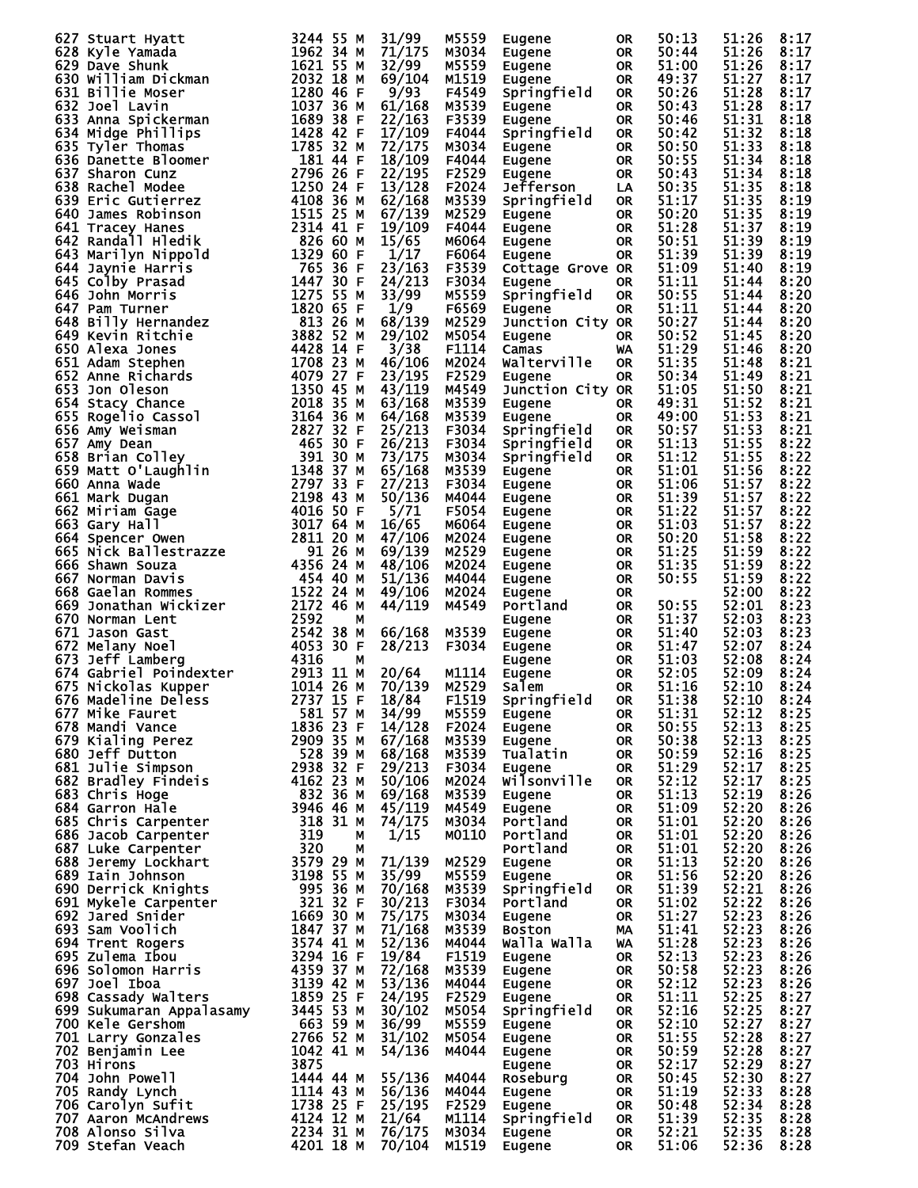| Place | Name | Bib | Age | Sex | Div/Tot | Div | City | St | Chip | Gun | Pace |
|---|---|---|---|---|---|---|---|---|---|---|---|
| 627 | Stuart Hyatt | 3244 | 55 | M | 31/99 | M5559 | Eugene | OR | 50:13 | 51:26 | 8:17 |
| 628 | Kyle Yamada | 1962 | 34 | M | 71/175 | M3034 | Eugene | OR | 50:44 | 51:26 | 8:17 |
| 629 | Dave Shunk | 1621 | 55 | M | 32/99 | M5559 | Eugene | OR | 51:00 | 51:26 | 8:17 |
| 630 | William Dickman | 2032 | 18 | M | 69/104 | M1519 | Eugene | OR | 49:37 | 51:27 | 8:17 |
| 631 | Billie Moser | 1280 | 46 | F | 9/93 | F4549 | Springfield | OR | 50:26 | 51:28 | 8:17 |
| 632 | Joel Lavin | 1037 | 36 | M | 61/168 | M3539 | Eugene | OR | 50:43 | 51:28 | 8:17 |
| 633 | Anna Spickerman | 1689 | 38 | F | 22/163 | F3539 | Eugene | OR | 50:46 | 51:31 | 8:18 |
| 634 | Midge Phillips | 1428 | 42 | F | 17/109 | F4044 | Springfield | OR | 50:42 | 51:32 | 8:18 |
| 635 | Tyler Thomas | 1785 | 32 | M | 72/175 | M3034 | Eugene | OR | 50:50 | 51:33 | 8:18 |
| 636 | Danette Bloomer | 181 | 44 | F | 18/109 | F4044 | Eugene | OR | 50:55 | 51:34 | 8:18 |
| 637 | Sharon Cunz | 2796 | 26 | F | 22/195 | F2529 | Eugene | OR | 50:43 | 51:34 | 8:18 |
| 638 | Rachel Modee | 1250 | 24 | F | 13/128 | F2024 | Jefferson | LA | 50:35 | 51:35 | 8:18 |
| 639 | Eric Gutierrez | 4108 | 36 | M | 62/168 | M3539 | Springfield | OR | 51:17 | 51:35 | 8:19 |
| 640 | James Robinson | 1515 | 25 | M | 67/139 | M2529 | Eugene | OR | 50:20 | 51:35 | 8:19 |
| 641 | Tracey Hanes | 2314 | 41 | F | 19/109 | F4044 | Eugene | OR | 51:28 | 51:37 | 8:19 |
| 642 | Randall Hledik | 826 | 60 | M | 15/65 | M6064 | Eugene | OR | 50:51 | 51:39 | 8:19 |
| 643 | Marilyn Nippold | 1329 | 60 | F | 1/17 | F6064 | Eugene | OR | 51:39 | 51:39 | 8:19 |
| 644 | Jaynie Harris | 765 | 36 | F | 23/163 | F3539 | Cottage Grove | OR | 51:09 | 51:40 | 8:19 |
| 645 | Colby Prasad | 1447 | 30 | F | 24/213 | F3034 | Eugene | OR | 51:11 | 51:44 | 8:20 |
| 646 | John Morris | 1275 | 55 | M | 33/99 | M5559 | Springfield | OR | 50:55 | 51:44 | 8:20 |
| 647 | Pam Turner | 1820 | 65 | F | 1/9 | F6569 | Eugene | OR | 51:11 | 51:44 | 8:20 |
| 648 | Billy Hernandez | 813 | 26 | M | 68/139 | M2529 | Junction City | OR | 50:27 | 51:44 | 8:20 |
| 649 | Kevin Ritchie | 3882 | 52 | M | 29/102 | M5054 | Eugene | OR | 50:52 | 51:45 | 8:20 |
| 650 | Alexa Jones | 4428 | 14 | F | 3/38 | F1114 | Camas | WA | 51:29 | 51:46 | 8:20 |
| 651 | Adam Stephen | 1708 | 23 | M | 46/106 | M2024 | Walterville | OR | 51:35 | 51:48 | 8:21 |
| 652 | Anne Richards | 4079 | 27 | F | 23/195 | F2529 | Eugene | OR | 50:34 | 51:49 | 8:21 |
| 653 | Jon Oleson | 1350 | 45 | M | 43/119 | M4549 | Junction City | OR | 51:05 | 51:50 | 8:21 |
| 654 | Stacy Chance | 2018 | 35 | M | 63/168 | M3539 | Eugene | OR | 49:31 | 51:52 | 8:21 |
| 655 | Rogelio Cassol | 3164 | 36 | M | 64/168 | M3539 | Eugene | OR | 49:00 | 51:53 | 8:21 |
| 656 | Amy Weisman | 2827 | 32 | F | 25/213 | F3034 | Springfield | OR | 50:57 | 51:53 | 8:21 |
| 657 | Amy Dean | 465 | 30 | F | 26/213 | F3034 | Springfield | OR | 51:13 | 51:55 | 8:22 |
| 658 | Brian Colley | 391 | 30 | M | 73/175 | M3034 | Springfield | OR | 51:12 | 51:55 | 8:22 |
| 659 | Matt O'Laughlin | 1348 | 37 | M | 65/168 | M3539 | Eugene | OR | 51:01 | 51:56 | 8:22 |
| 660 | Anna Wade | 2797 | 33 | F | 27/213 | F3034 | Eugene | OR | 51:06 | 51:57 | 8:22 |
| 661 | Mark Dugan | 2198 | 43 | M | 50/136 | M4044 | Eugene | OR | 51:39 | 51:57 | 8:22 |
| 662 | Miriam Gage | 4016 | 50 | F | 5/71 | F5054 | Eugene | OR | 51:22 | 51:57 | 8:22 |
| 663 | Gary Hall | 3017 | 64 | M | 16/65 | M6064 | Eugene | OR | 51:03 | 51:57 | 8:22 |
| 664 | Spencer Owen | 2811 | 20 | M | 47/106 | M2024 | Eugene | OR | 50:20 | 51:58 | 8:22 |
| 665 | Nick Ballestrazze | 91 | 26 | M | 69/139 | M2529 | Eugene | OR | 51:25 | 51:59 | 8:22 |
| 666 | Shawn Souza | 4356 | 24 | M | 48/106 | M2024 | Eugene | OR | 51:35 | 51:59 | 8:22 |
| 667 | Norman Davis | 454 | 40 | M | 51/136 | M4044 | Eugene | OR | 50:55 | 51:59 | 8:22 |
| 668 | Gaelan Rommes | 1522 | 24 | M | 49/106 | M2024 | Eugene | OR | | 52:00 | 8:22 |
| 669 | Jonathan Wickizer | 2172 | 46 | M | 44/119 | M4549 | Portland | OR | 50:55 | 52:01 | 8:23 |
| 670 | Norman Lent | 2592 | | M | | | Eugene | OR | 51:37 | 52:03 | 8:23 |
| 671 | Jason Gast | 2542 | 38 | M | 66/168 | M3539 | Eugene | OR | 51:40 | 52:03 | 8:23 |
| 672 | Melany Noel | 4053 | 30 | F | 28/213 | F3034 | Eugene | OR | 51:47 | 52:07 | 8:24 |
| 673 | Jeff Lamberg | 4316 | | M | | | Eugene | OR | 51:03 | 52:08 | 8:24 |
| 674 | Gabriel Poindexter | 2913 | 11 | M | 20/64 | M1114 | Eugene | OR | 52:05 | 52:09 | 8:24 |
| 675 | Nickolas Kupper | 1014 | 26 | M | 70/139 | M2529 | Salem | OR | 51:16 | 52:10 | 8:24 |
| 676 | Madeline Deless | 2737 | 15 | F | 18/84 | F1519 | Springfield | OR | 51:38 | 52:10 | 8:24 |
| 677 | Mike Fauret | 581 | 57 | M | 34/99 | M5559 | Eugene | OR | 51:31 | 52:12 | 8:25 |
| 678 | Mandi Vance | 1836 | 23 | F | 14/128 | F2024 | Eugene | OR | 50:55 | 52:13 | 8:25 |
| 679 | Kialing Perez | 2909 | 35 | M | 67/168 | M3539 | Eugene | OR | 50:38 | 52:13 | 8:25 |
| 680 | Jeff Dutton | 528 | 39 | M | 68/168 | M3539 | Tualatin | OR | 50:59 | 52:16 | 8:25 |
| 681 | Julie Simpson | 2938 | 32 | F | 29/213 | F3034 | Eugene | OR | 51:29 | 52:17 | 8:25 |
| 682 | Bradley Findeis | 4162 | 23 | M | 50/106 | M2024 | Wilsonville | OR | 52:12 | 52:17 | 8:25 |
| 683 | Chris Hoge | 832 | 36 | M | 69/168 | M3539 | Eugene | OR | 51:13 | 52:19 | 8:26 |
| 684 | Garron Hale | 3946 | 46 | M | 45/119 | M4549 | Eugene | OR | 51:09 | 52:20 | 8:26 |
| 685 | Chris Carpenter | 318 | 31 | M | 74/175 | M3034 | Portland | OR | 51:01 | 52:20 | 8:26 |
| 686 | Jacob Carpenter | 319 | | M | 1/15 | M0110 | Portland | OR | 51:01 | 52:20 | 8:26 |
| 687 | Luke Carpenter | 320 | | M | | | Portland | OR | 51:01 | 52:20 | 8:26 |
| 688 | Jeremy Lockhart | 3579 | 29 | M | 71/139 | M2529 | Eugene | OR | 51:13 | 52:20 | 8:26 |
| 689 | Iain Johnson | 3198 | 55 | M | 35/99 | M5559 | Eugene | OR | 51:56 | 52:20 | 8:26 |
| 690 | Derrick Knights | 995 | 36 | M | 70/168 | M3539 | Springfield | OR | 51:39 | 52:21 | 8:26 |
| 691 | Mykele Carpenter | 321 | 32 | F | 30/213 | F3034 | Portland | OR | 51:02 | 52:22 | 8:26 |
| 692 | Jared Snider | 1669 | 30 | M | 75/175 | M3034 | Eugene | OR | 51:27 | 52:23 | 8:26 |
| 693 | Sam Voolich | 1847 | 37 | M | 71/168 | M3539 | Boston | MA | 51:41 | 52:23 | 8:26 |
| 694 | Trent Rogers | 3574 | 41 | M | 52/136 | M4044 | Walla Walla | WA | 51:28 | 52:23 | 8:26 |
| 695 | Zulema Ibou | 3294 | 16 | F | 19/84 | F1519 | Eugene | OR | 52:13 | 52:23 | 8:26 |
| 696 | Solomon Harris | 4359 | 37 | M | 72/168 | M3539 | Eugene | OR | 50:58 | 52:23 | 8:26 |
| 697 | Joel Iboa | 3139 | 42 | M | 53/136 | M4044 | Eugene | OR | 52:12 | 52:23 | 8:26 |
| 698 | Cassady Walters | 1859 | 25 | F | 24/195 | F2529 | Eugene | OR | 51:11 | 52:25 | 8:27 |
| 699 | Sukumaran Appalasamy | 3445 | 53 | M | 30/102 | M5054 | Springfield | OR | 52:16 | 52:25 | 8:27 |
| 700 | Kele Gershom | 663 | 59 | M | 36/99 | M5559 | Eugene | OR | 52:10 | 52:27 | 8:27 |
| 701 | Larry Gonzales | 2766 | 52 | M | 31/102 | M5054 | Eugene | OR | 51:55 | 52:28 | 8:27 |
| 702 | Benjamin Lee | 1042 | 41 | M | 54/136 | M4044 | Eugene | OR | 50:59 | 52:28 | 8:27 |
| 703 | Hirons | 3875 | | | | | Eugene | OR | 52:17 | 52:29 | 8:27 |
| 704 | John Powell | 1444 | 44 | M | 55/136 | M4044 | Roseburg | OR | 50:45 | 52:30 | 8:27 |
| 705 | Randy Lynch | 1114 | 43 | M | 56/136 | M4044 | Eugene | OR | 51:19 | 52:33 | 8:28 |
| 706 | Carolyn Sufit | 1738 | 25 | F | 25/195 | F2529 | Eugene | OR | 50:48 | 52:34 | 8:28 |
| 707 | Aaron McAndrews | 4124 | 12 | M | 21/64 | M1114 | Springfield | OR | 51:39 | 52:35 | 8:28 |
| 708 | Alonso Silva | 2234 | 31 | M | 76/175 | M3034 | Eugene | OR | 52:21 | 52:35 | 8:28 |
| 709 | Stefan Veach | 4201 | 18 | M | 70/104 | M1519 | Eugene | OR | 51:06 | 52:36 | 8:28 |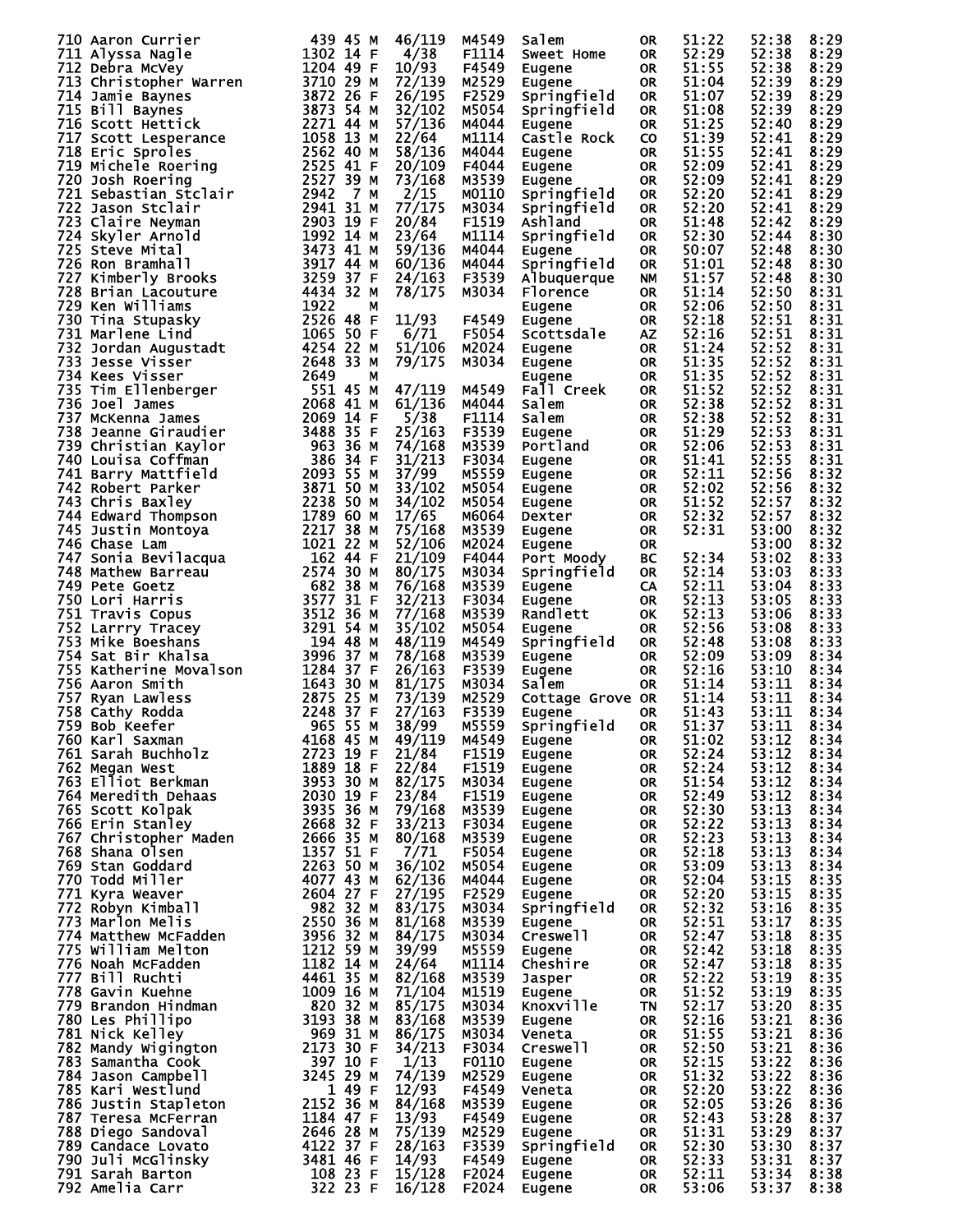| Place | Name | Bib | Age | Sex | Div Place | Division | City | State | Chip Time | Gun Time | Pace |
|---|---|---|---|---|---|---|---|---|---|---|---|
| 710 | Aaron Currier | 439 | 45 | M | 46/119 | M4549 | Salem | OR | 51:22 | 52:38 | 8:29 |
| 711 | Alyssa Nagle | 1302 | 14 | F | 4/38 | F1114 | Sweet Home | OR | 52:29 | 52:38 | 8:29 |
| 712 | Debra McVey | 1204 | 49 | F | 10/93 | F4549 | Eugene | OR | 51:55 | 52:38 | 8:29 |
| 713 | Christopher Warren | 3710 | 29 | M | 72/139 | M2529 | Eugene | OR | 51:04 | 52:39 | 8:29 |
| 714 | Jamie Baynes | 3872 | 26 | F | 26/195 | F2529 | Springfield | OR | 51:07 | 52:39 | 8:29 |
| 715 | Bill Baynes | 3873 | 54 | M | 32/102 | M5054 | Springfield | OR | 51:08 | 52:39 | 8:29 |
| 716 | Scott Hettick | 2271 | 44 | M | 57/136 | M4044 | Eugene | OR | 51:25 | 52:40 | 8:29 |
| 717 | Scott Lesperance | 1058 | 13 | M | 22/64 | M1114 | Castle Rock | CO | 51:39 | 52:41 | 8:29 |
| 718 | Eric Sproles | 2562 | 40 | M | 58/136 | M4044 | Eugene | OR | 51:55 | 52:41 | 8:29 |
| 719 | Michele Roering | 2525 | 41 | F | 20/109 | F4044 | Eugene | OR | 52:09 | 52:41 | 8:29 |
| 720 | Josh Roering | 2527 | 39 | M | 73/168 | M3539 | Eugene | OR | 52:09 | 52:41 | 8:29 |
| 721 | Sebastian Stclair | 2942 | 7 | M | 2/15 | M0110 | Springfield | OR | 52:20 | 52:41 | 8:29 |
| 722 | Jason Stclair | 2941 | 31 | M | 77/175 | M3034 | Springfield | OR | 52:20 | 52:41 | 8:29 |
| 723 | Claire Neyman | 2903 | 19 | F | 20/84 | F1519 | Ashland | OR | 51:48 | 52:42 | 8:29 |
| 724 | Skyler Arnold | 1992 | 14 | M | 23/64 | M1114 | Springfield | OR | 52:30 | 52:44 | 8:30 |
| 725 | Steve Mital | 3473 | 41 | M | 59/136 | M4044 | Eugene | OR | 50:07 | 52:48 | 8:30 |
| 726 | Ron Bramhall | 3917 | 44 | M | 60/136 | M4044 | Springfield | OR | 51:01 | 52:48 | 8:30 |
| 727 | Kimberly Brooks | 3259 | 37 | F | 24/163 | F3539 | Albuquerque | NM | 51:57 | 52:48 | 8:30 |
| 728 | Brian Lacouture | 4434 | 32 | M | 78/175 | M3034 | Florence | OR | 51:14 | 52:50 | 8:31 |
| 729 | Ken Williams | 1922 | | M | | | Eugene | OR | 52:06 | 52:50 | 8:31 |
| 730 | Tina Stupasky | 2526 | 48 | F | 11/93 | F4549 | Eugene | OR | 52:18 | 52:51 | 8:31 |
| 731 | Marlene Lind | 1065 | 50 | F | 6/71 | F5054 | Scottsdale | AZ | 52:16 | 52:51 | 8:31 |
| 732 | Jordan Augustadt | 4254 | 22 | M | 51/106 | M2024 | Eugene | OR | 51:24 | 52:52 | 8:31 |
| 733 | Jesse Visser | 2648 | 33 | M | 79/175 | M3034 | Eugene | OR | 51:35 | 52:52 | 8:31 |
| 734 | Kees Visser | 2649 | | M | | | Eugene | OR | 51:35 | 52:52 | 8:31 |
| 735 | Tim Ellenberger | 551 | 45 | M | 47/119 | M4549 | Fall Creek | OR | 51:52 | 52:52 | 8:31 |
| 736 | Joel James | 2068 | 41 | M | 61/136 | M4044 | Salem | OR | 52:38 | 52:52 | 8:31 |
| 737 | McKenna James | 2069 | 14 | F | 5/38 | F1114 | Salem | OR | 52:38 | 52:52 | 8:31 |
| 738 | Jeanne Giraudier | 3488 | 35 | F | 25/163 | F3539 | Eugene | OR | 51:29 | 52:53 | 8:31 |
| 739 | Christian Kaylor | 963 | 36 | M | 74/168 | M3539 | Portland | OR | 52:06 | 52:53 | 8:31 |
| 740 | Louisa Coffman | 386 | 34 | F | 31/213 | F3034 | Eugene | OR | 51:41 | 52:55 | 8:31 |
| 741 | Barry Mattfield | 2093 | 55 | M | 37/99 | M5559 | Eugene | OR | 52:11 | 52:56 | 8:32 |
| 742 | Robert Parker | 3871 | 50 | M | 33/102 | M5054 | Eugene | OR | 52:02 | 52:56 | 8:32 |
| 743 | Chris Baxley | 2238 | 50 | M | 34/102 | M5054 | Eugene | OR | 51:52 | 52:57 | 8:32 |
| 744 | Edward Thompson | 1789 | 60 | M | 17/65 | M6064 | Dexter | OR | 52:32 | 52:57 | 8:32 |
| 745 | Justin Montoya | 2217 | 38 | M | 75/168 | M3539 | Eugene | OR | 52:31 | 53:00 | 8:32 |
| 746 | Chase Lam | 1021 | 22 | M | 52/106 | M2024 | Eugene | OR | | 53:00 | 8:32 |
| 747 | Sonia Bevilacqua | 162 | 44 | F | 21/109 | F4044 | Port Moody | BC | 52:34 | 53:02 | 8:33 |
| 748 | Mathew Barreau | 2574 | 30 | M | 80/175 | M3034 | Springfield | OR | 52:14 | 53:03 | 8:33 |
| 749 | Pete Goetz | 682 | 38 | M | 76/168 | M3539 | Eugene | CA | 52:11 | 53:04 | 8:33 |
| 750 | Lori Harris | 3577 | 31 | F | 32/213 | F3034 | Eugene | OR | 52:13 | 53:05 | 8:33 |
| 751 | Travis Copus | 3512 | 36 | M | 77/168 | M3539 | Randlett | OK | 52:13 | 53:06 | 8:33 |
| 752 | Larrry Tracey | 3291 | 54 | M | 35/102 | M5054 | Eugene | OR | 52:56 | 53:08 | 8:33 |
| 753 | Mike Boeshans | 194 | 48 | M | 48/119 | M4549 | Springfield | OR | 52:48 | 53:08 | 8:33 |
| 754 | Sat Bir Khalsa | 3996 | 37 | M | 78/168 | M3539 | Eugene | OR | 52:09 | 53:09 | 8:34 |
| 755 | Katherine Movalson | 1284 | 37 | F | 26/163 | F3539 | Eugene | OR | 52:16 | 53:10 | 8:34 |
| 756 | Aaron Smith | 1643 | 30 | M | 81/175 | M3034 | Salem | OR | 51:14 | 53:11 | 8:34 |
| 757 | Ryan Lawless | 2875 | 25 | M | 73/139 | M2529 | Cottage Grove | OR | 51:14 | 53:11 | 8:34 |
| 758 | Cathy Rodda | 2248 | 37 | F | 27/163 | F3539 | Eugene | OR | 51:43 | 53:11 | 8:34 |
| 759 | Bob Keefer | 965 | 55 | M | 38/99 | M5559 | Springfield | OR | 51:37 | 53:11 | 8:34 |
| 760 | Karl Saxman | 4168 | 45 | M | 49/119 | M4549 | Eugene | OR | 51:02 | 53:12 | 8:34 |
| 761 | Sarah Buchholz | 2723 | 19 | F | 21/84 | F1519 | Eugene | OR | 52:24 | 53:12 | 8:34 |
| 762 | Megan West | 1889 | 18 | F | 22/84 | F1519 | Eugene | OR | 52:24 | 53:12 | 8:34 |
| 763 | Elliot Berkman | 3953 | 30 | M | 82/175 | M3034 | Eugene | OR | 51:54 | 53:12 | 8:34 |
| 764 | Meredith Dehaas | 2030 | 19 | F | 23/84 | F1519 | Eugene | OR | 52:49 | 53:12 | 8:34 |
| 765 | Scott Kolpak | 3935 | 36 | M | 79/168 | M3539 | Eugene | OR | 52:30 | 53:13 | 8:34 |
| 766 | Erin Stanley | 2668 | 32 | F | 33/213 | F3034 | Eugene | OR | 52:22 | 53:13 | 8:34 |
| 767 | Christopher Maden | 2666 | 35 | M | 80/168 | M3539 | Eugene | OR | 52:23 | 53:13 | 8:34 |
| 768 | Shana Olsen | 1357 | 51 | F | 7/71 | F5054 | Eugene | OR | 52:18 | 53:13 | 8:34 |
| 769 | Stan Goddard | 2263 | 50 | M | 36/102 | M5054 | Eugene | OR | 53:09 | 53:13 | 8:34 |
| 770 | Todd Miller | 4077 | 43 | M | 62/136 | M4044 | Eugene | OR | 52:04 | 53:15 | 8:35 |
| 771 | Kyra Weaver | 2604 | 27 | F | 27/195 | F2529 | Eugene | OR | 52:20 | 53:15 | 8:35 |
| 772 | Robyn Kimball | 982 | 32 | M | 83/175 | M3034 | Springfield | OR | 52:32 | 53:16 | 8:35 |
| 773 | Marlon Melis | 2550 | 36 | M | 81/168 | M3539 | Eugene | OR | 52:51 | 53:17 | 8:35 |
| 774 | Matthew McFadden | 3956 | 32 | M | 84/175 | M3034 | Creswell | OR | 52:47 | 53:18 | 8:35 |
| 775 | William Melton | 1212 | 59 | M | 39/99 | M5559 | Eugene | OR | 52:42 | 53:18 | 8:35 |
| 776 | Noah McFadden | 1182 | 14 | M | 24/64 | M1114 | Cheshire | OR | 52:47 | 53:18 | 8:35 |
| 777 | Bill Ruchti | 4461 | 35 | M | 82/168 | M3539 | Jasper | OR | 52:22 | 53:19 | 8:35 |
| 778 | Gavin Kuehne | 1009 | 16 | M | 71/104 | M1519 | Eugene | OR | 51:52 | 53:19 | 8:35 |
| 779 | Brandon Hindman | 820 | 32 | M | 85/175 | M3034 | Knoxville | TN | 52:17 | 53:20 | 8:35 |
| 780 | Les Phillipo | 3193 | 38 | M | 83/168 | M3539 | Eugene | OR | 52:16 | 53:21 | 8:36 |
| 781 | Nick Kelley | 969 | 31 | M | 86/175 | M3034 | Veneta | OR | 51:55 | 53:21 | 8:36 |
| 782 | Mandy Wigington | 2173 | 30 | F | 34/213 | F3034 | Creswell | OR | 52:50 | 53:21 | 8:36 |
| 783 | Samantha Cook | 397 | 10 | F | 1/13 | F0110 | Eugene | OR | 52:15 | 53:22 | 8:36 |
| 784 | Jason Campbell | 3245 | 29 | M | 74/139 | M2529 | Eugene | OR | 51:32 | 53:22 | 8:36 |
| 785 | Kari Westlund | 1 | 49 | F | 12/93 | F4549 | Veneta | OR | 52:20 | 53:22 | 8:36 |
| 786 | Justin Stapleton | 2152 | 36 | M | 84/168 | M3539 | Eugene | OR | 52:05 | 53:26 | 8:36 |
| 787 | Teresa McFerran | 1184 | 47 | F | 13/93 | F4549 | Eugene | OR | 52:43 | 53:28 | 8:37 |
| 788 | Diego Sandoval | 2646 | 28 | M | 75/139 | M2529 | Eugene | OR | 51:31 | 53:29 | 8:37 |
| 789 | Candace Lovato | 4122 | 37 | F | 28/163 | F3539 | Springfield | OR | 52:30 | 53:30 | 8:37 |
| 790 | Juli McGlinsky | 3481 | 46 | F | 14/93 | F4549 | Eugene | OR | 52:33 | 53:31 | 8:37 |
| 791 | Sarah Barton | 108 | 23 | F | 15/128 | F2024 | Eugene | OR | 52:11 | 53:34 | 8:38 |
| 792 | Amelia Carr | 322 | 23 | F | 16/128 | F2024 | Eugene | OR | 53:06 | 53:37 | 8:38 |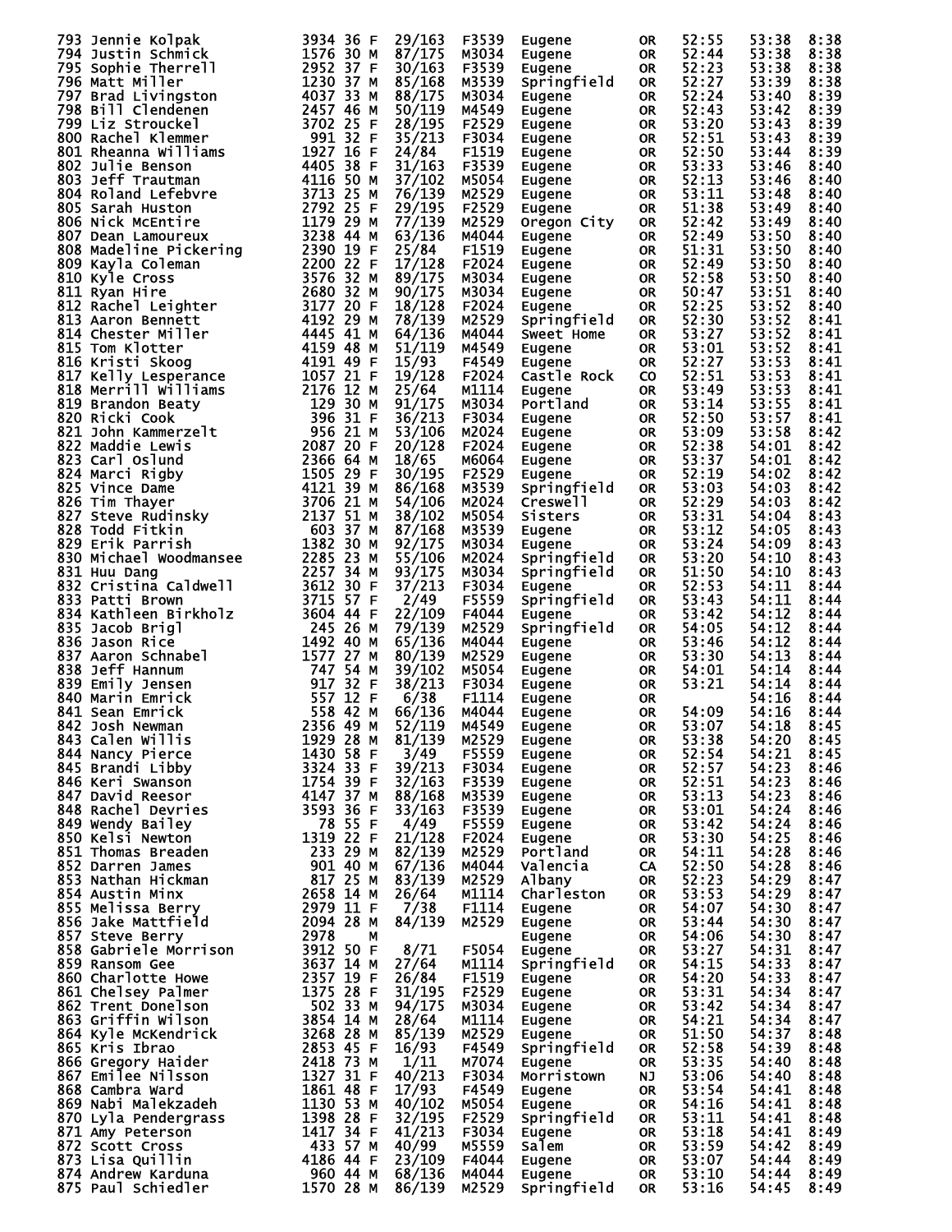| Place | Name | Bib | Age | Sex | Div Place | Div | City | State | Chip Time | Gun Time | Pace |
|---|---|---|---|---|---|---|---|---|---|---|---|
| 793 | Jennie Kolpak | 3934 | 36 | F | 29/163 | F3539 | Eugene | OR | 52:55 | 53:38 | 8:38 |
| 794 | Justin Schmick | 1576 | 30 | M | 87/175 | M3034 | Eugene | OR | 52:44 | 53:38 | 8:38 |
| 795 | Sophie Therrell | 2952 | 37 | F | 30/163 | F3539 | Eugene | OR | 52:23 | 53:38 | 8:38 |
| 796 | Matt Miller | 1230 | 37 | M | 85/168 | M3539 | Springfield | OR | 52:27 | 53:39 | 8:38 |
| 797 | Brad Livingston | 4037 | 33 | M | 88/175 | M3034 | Eugene | OR | 52:24 | 53:40 | 8:39 |
| 798 | Bill Clendenen | 2457 | 46 | M | 50/119 | M4549 | Eugene | OR | 52:43 | 53:42 | 8:39 |
| 799 | Liz Strouckel | 3702 | 25 | F | 28/195 | F2529 | Eugene | OR | 53:20 | 53:43 | 8:39 |
| 800 | Rachel Klemmer | 991 | 32 | F | 35/213 | F3034 | Eugene | OR | 52:51 | 53:43 | 8:39 |
| 801 | Rheanna Williams | 1927 | 16 | F | 24/84 | F1519 | Eugene | OR | 52:50 | 53:44 | 8:39 |
| 802 | Julie Benson | 4405 | 38 | F | 31/163 | F3539 | Eugene | OR | 53:33 | 53:46 | 8:40 |
| 803 | Jeff Trautman | 4116 | 50 | M | 37/102 | M5054 | Eugene | OR | 52:13 | 53:46 | 8:40 |
| 804 | Roland Lefebvre | 3713 | 25 | M | 76/139 | M2529 | Eugene | OR | 53:11 | 53:48 | 8:40 |
| 805 | Sarah Huston | 2792 | 25 | F | 29/195 | F2529 | Eugene | OR | 51:38 | 53:49 | 8:40 |
| 806 | Nick McEntire | 1179 | 29 | M | 77/139 | M2529 | Oregon City | OR | 52:42 | 53:49 | 8:40 |
| 807 | Dean Lamoureux | 3238 | 44 | M | 63/136 | M4044 | Eugene | OR | 52:49 | 53:50 | 8:40 |
| 808 | Madeline Pickering | 2390 | 19 | F | 25/84 | F1519 | Eugene | OR | 51:31 | 53:50 | 8:40 |
| 809 | Kayla Coleman | 2200 | 22 | F | 17/128 | F2024 | Eugene | OR | 52:49 | 53:50 | 8:40 |
| 810 | Kyle Cross | 3576 | 32 | M | 89/175 | M3034 | Eugene | OR | 52:58 | 53:50 | 8:40 |
| 811 | Ryan Hire | 2680 | 32 | M | 90/175 | M3034 | Eugene | OR | 50:47 | 53:51 | 8:40 |
| 812 | Rachel Leighter | 3177 | 20 | F | 18/128 | F2024 | Eugene | OR | 52:25 | 53:52 | 8:40 |
| 813 | Aaron Bennett | 4192 | 29 | M | 78/139 | M2529 | Springfield | OR | 52:30 | 53:52 | 8:41 |
| 814 | Chester Miller | 4445 | 41 | M | 64/136 | M4044 | Sweet Home | OR | 53:27 | 53:52 | 8:41 |
| 815 | Tom Klotter | 4159 | 48 | M | 51/119 | M4549 | Eugene | OR | 53:01 | 53:52 | 8:41 |
| 816 | Kristi Skoog | 4191 | 49 | F | 15/93 | F4549 | Eugene | OR | 52:27 | 53:53 | 8:41 |
| 817 | Kelly Lesperance | 1057 | 21 | F | 19/128 | F2024 | Castle Rock | CO | 52:51 | 53:53 | 8:41 |
| 818 | Merrill Williams | 2176 | 12 | M | 25/64 | M1114 | Eugene | OR | 53:49 | 53:53 | 8:41 |
| 819 | Brandon Beaty | 129 | 30 | M | 91/175 | M3034 | Portland | OR | 53:14 | 53:55 | 8:41 |
| 820 | Ricki Cook | 396 | 31 | F | 36/213 | F3034 | Eugene | OR | 52:50 | 53:57 | 8:41 |
| 821 | John Kammerzelt | 956 | 21 | M | 53/106 | M2024 | Eugene | OR | 53:09 | 53:58 | 8:42 |
| 822 | Maddie Lewis | 2087 | 20 | F | 20/128 | F2024 | Eugene | OR | 52:38 | 54:01 | 8:42 |
| 823 | Carl Oslund | 2366 | 64 | M | 18/65 | M6064 | Eugene | OR | 53:37 | 54:01 | 8:42 |
| 824 | Marci Rigby | 1505 | 29 | F | 30/195 | F2529 | Eugene | OR | 52:19 | 54:02 | 8:42 |
| 825 | Vince Dame | 4121 | 39 | M | 86/168 | M3539 | Springfield | OR | 53:03 | 54:03 | 8:42 |
| 826 | Tim Thayer | 3706 | 21 | M | 54/106 | M2024 | Creswell | OR | 52:29 | 54:03 | 8:42 |
| 827 | Steve Rudinsky | 2137 | 51 | M | 38/102 | M5054 | Sisters | OR | 53:31 | 54:04 | 8:43 |
| 828 | Todd Fitkin | 603 | 37 | M | 87/168 | M3539 | Eugene | OR | 53:12 | 54:05 | 8:43 |
| 829 | Erik Parrish | 1382 | 30 | M | 92/175 | M3034 | Eugene | OR | 53:24 | 54:09 | 8:43 |
| 830 | Michael Woodmansee | 2285 | 23 | M | 55/106 | M2024 | Springfield | OR | 53:20 | 54:10 | 8:43 |
| 831 | Huu Dang | 2257 | 34 | M | 93/175 | M3034 | Springfield | OR | 51:50 | 54:10 | 8:43 |
| 832 | Cristina Caldwell | 3612 | 30 | F | 37/213 | F3034 | Eugene | OR | 52:53 | 54:11 | 8:44 |
| 833 | Patti Brown | 3715 | 57 | F | 2/49 | F5559 | Springfield | OR | 53:43 | 54:11 | 8:44 |
| 834 | Kathleen Birkholz | 3604 | 44 | F | 22/109 | F4044 | Eugene | OR | 53:42 | 54:12 | 8:44 |
| 835 | Jacob Brigl | 245 | 26 | M | 79/139 | M2529 | Springfield | OR | 54:05 | 54:12 | 8:44 |
| 836 | Jason Rice | 1492 | 40 | M | 65/136 | M4044 | Eugene | OR | 53:46 | 54:12 | 8:44 |
| 837 | Aaron Schnabel | 1577 | 27 | M | 80/139 | M2529 | Eugene | OR | 53:30 | 54:13 | 8:44 |
| 838 | Jeff Hannum | 747 | 54 | M | 39/102 | M5054 | Eugene | OR | 54:01 | 54:14 | 8:44 |
| 839 | Emily Jensen | 917 | 32 | F | 38/213 | F3034 | Eugene | OR | 53:21 | 54:14 | 8:44 |
| 840 | Marin Emrick | 557 | 12 | F | 6/38 | F1114 | Eugene | OR | | 54:16 | 8:44 |
| 841 | Sean Emrick | 558 | 42 | M | 66/136 | M4044 | Eugene | OR | 54:09 | 54:16 | 8:44 |
| 842 | Josh Newman | 2356 | 49 | M | 52/119 | M4549 | Eugene | OR | 53:07 | 54:18 | 8:45 |
| 843 | Calen Willis | 1929 | 28 | M | 81/139 | M2529 | Eugene | OR | 53:38 | 54:20 | 8:45 |
| 844 | Nancy Pierce | 1430 | 58 | F | 3/49 | F5559 | Eugene | OR | 52:54 | 54:21 | 8:45 |
| 845 | Brandi Libby | 3324 | 33 | F | 39/213 | F3034 | Eugene | OR | 52:57 | 54:23 | 8:46 |
| 846 | Keri Swanson | 1754 | 39 | F | 32/163 | F3539 | Eugene | OR | 52:51 | 54:23 | 8:46 |
| 847 | David Reesor | 4147 | 37 | M | 88/168 | M3539 | Eugene | OR | 53:13 | 54:23 | 8:46 |
| 848 | Rachel Devries | 3593 | 36 | F | 33/163 | F3539 | Eugene | OR | 53:01 | 54:24 | 8:46 |
| 849 | Wendy Bailey | 78 | 55 | F | 4/49 | F5559 | Eugene | OR | 53:42 | 54:24 | 8:46 |
| 850 | Kelsi Newton | 1319 | 22 | F | 21/128 | F2024 | Eugene | OR | 53:30 | 54:25 | 8:46 |
| 851 | Thomas Breaden | 233 | 29 | M | 82/139 | M2529 | Portland | OR | 54:11 | 54:28 | 8:46 |
| 852 | Darren James | 901 | 40 | M | 67/136 | M4044 | Valencia | CA | 52:50 | 54:28 | 8:46 |
| 853 | Nathan Hickman | 817 | 25 | M | 83/139 | M2529 | Albany | OR | 52:23 | 54:29 | 8:47 |
| 854 | Austin Minx | 2658 | 14 | M | 26/64 | M1114 | Charleston | OR | 53:53 | 54:29 | 8:47 |
| 855 | Melissa Berry | 2979 | 11 | F | 7/38 | F1114 | Eugene | OR | 54:07 | 54:30 | 8:47 |
| 856 | Jake Mattfield | 2094 | 28 | M | 84/139 | M2529 | Eugene | OR | 53:44 | 54:30 | 8:47 |
| 857 | Steve Berry | 2978 | | M | | | Eugene | OR | 54:06 | 54:30 | 8:47 |
| 858 | Gabriele Morrison | 3912 | 50 | F | 8/71 | F5054 | Eugene | OR | 53:27 | 54:31 | 8:47 |
| 859 | Ransom Gee | 3637 | 14 | M | 27/64 | M1114 | Springfield | OR | 54:15 | 54:33 | 8:47 |
| 860 | Charlotte Howe | 2357 | 19 | F | 26/84 | F1519 | Eugene | OR | 54:20 | 54:33 | 8:47 |
| 861 | Chelsey Palmer | 1375 | 28 | F | 31/195 | F2529 | Eugene | OR | 53:31 | 54:34 | 8:47 |
| 862 | Trent Donelson | 502 | 33 | M | 94/175 | M3034 | Eugene | OR | 53:42 | 54:34 | 8:47 |
| 863 | Griffin Wilson | 3854 | 14 | M | 28/64 | M1114 | Eugene | OR | 54:21 | 54:34 | 8:47 |
| 864 | Kyle McKendrick | 3268 | 28 | M | 85/139 | M2529 | Eugene | OR | 51:50 | 54:37 | 8:48 |
| 865 | Kris Ibrao | 2853 | 45 | F | 16/93 | F4549 | Springfield | OR | 52:58 | 54:39 | 8:48 |
| 866 | Gregory Haider | 2418 | 73 | M | 1/11 | M7074 | Eugene | OR | 53:35 | 54:40 | 8:48 |
| 867 | Emilee Nilsson | 1327 | 31 | F | 40/213 | F3034 | Morristown | NJ | 53:06 | 54:40 | 8:48 |
| 868 | Cambra Ward | 1861 | 48 | F | 17/93 | F4549 | Eugene | OR | 53:54 | 54:41 | 8:48 |
| 869 | Nabi Malekzadeh | 1130 | 53 | M | 40/102 | M5054 | Eugene | OR | 54:16 | 54:41 | 8:48 |
| 870 | Lyla Pendergrass | 1398 | 28 | F | 32/195 | F2529 | Springfield | OR | 53:11 | 54:41 | 8:48 |
| 871 | Amy Peterson | 1417 | 34 | F | 41/213 | F3034 | Eugene | OR | 53:18 | 54:41 | 8:49 |
| 872 | Scott Cross | 433 | 57 | M | 40/99 | M5559 | Salem | OR | 53:59 | 54:42 | 8:49 |
| 873 | Lisa Quillin | 4186 | 44 | F | 23/109 | F4044 | Eugene | OR | 53:07 | 54:44 | 8:49 |
| 874 | Andrew Karduna | 960 | 44 | M | 68/136 | M4044 | Eugene | OR | 53:10 | 54:44 | 8:49 |
| 875 | Paul Schiedler | 1570 | 28 | M | 86/139 | M2529 | Springfield | OR | 53:16 | 54:45 | 8:49 |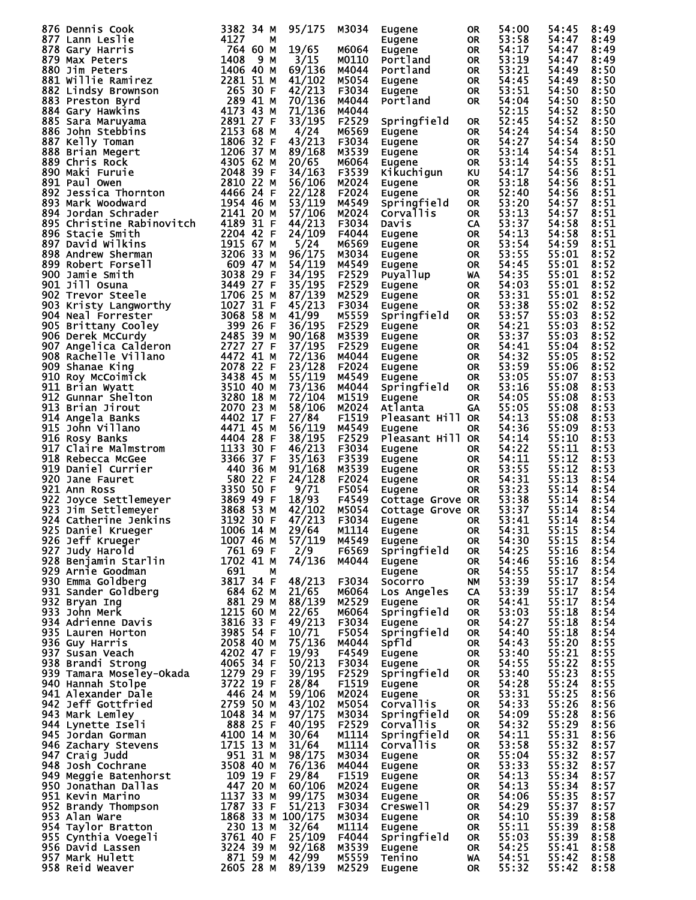| Place | Name | Bib | Age | Sex | Div Place | Division | City | State | Chip Time | Gun Time | Pace |
|---|---|---|---|---|---|---|---|---|---|---|---|
| 876 | Dennis Cook | 3382 | 34 | M | 95/175 | M3034 | Eugene | OR | 54:00 | 54:45 | 8:49 |
| 877 | Lann Leslie | 4127 | | M | | | Eugene | OR | 53:58 | 54:47 | 8:49 |
| 878 | Gary Harris | 764 | 60 | M | 19/65 | M6064 | Eugene | OR | 54:17 | 54:47 | 8:49 |
| 879 | Max Peters | 1408 | 9 | M | 3/15 | M0110 | Portland | OR | 53:19 | 54:47 | 8:49 |
| 880 | Jim Peters | 1406 | 40 | M | 69/136 | M4044 | Portland | OR | 53:21 | 54:49 | 8:50 |
| 881 | Willie Ramirez | 2281 | 51 | M | 41/102 | M5054 | Eugene | OR | 54:45 | 54:49 | 8:50 |
| 882 | Lindsy Brownson | 265 | 30 | F | 42/213 | F3034 | Eugene | OR | 53:51 | 54:50 | 8:50 |
| 883 | Preston Byrd | 289 | 41 | M | 70/136 | M4044 | Portland | OR | 54:04 | 54:50 | 8:50 |
| 884 | Gary Hawkins | 4173 | 43 | M | 71/136 | M4044 | | | 52:15 | 54:52 | 8:50 |
| 885 | Sara Maruyama | 2891 | 27 | F | 33/195 | F2529 | Springfield | OR | 52:45 | 54:52 | 8:50 |
| 886 | John Stebbins | 2153 | 68 | M | 4/24 | M6569 | Eugene | OR | 54:24 | 54:54 | 8:50 |
| 887 | Kelly Toman | 1806 | 32 | F | 43/213 | F3034 | Eugene | OR | 54:27 | 54:54 | 8:50 |
| 888 | Brian Megert | 1206 | 37 | M | 89/168 | M3539 | Eugene | OR | 53:14 | 54:54 | 8:51 |
| 889 | Chris Rock | 4305 | 62 | M | 20/65 | M6064 | Eugene | OR | 53:14 | 54:55 | 8:51 |
| 890 | Maki Furuie | 2048 | 39 | F | 34/163 | F3539 | Kikuchigun | KU | 54:17 | 54:56 | 8:51 |
| 891 | Paul Owen | 2810 | 22 | M | 56/106 | M2024 | Eugene | OR | 53:18 | 54:56 | 8:51 |
| 892 | Jessica Thornton | 4466 | 24 | F | 22/128 | F2024 | Eugene | OR | 52:40 | 54:56 | 8:51 |
| 893 | Mark Woodward | 1954 | 46 | M | 53/119 | M4549 | Springfield | OR | 53:20 | 54:57 | 8:51 |
| 894 | Jordan Schrader | 2141 | 20 | M | 57/106 | M2024 | Corvallis | OR | 53:13 | 54:57 | 8:51 |
| 895 | Christine Rabinovitch | 4189 | 31 | F | 44/213 | F3034 | Davis | CA | 53:37 | 54:58 | 8:51 |
| 896 | Stacie Smith | 2204 | 42 | F | 24/109 | F4044 | Eugene | OR | 54:13 | 54:58 | 8:51 |
| 897 | David Wilkins | 1915 | 67 | M | 5/24 | M6569 | Eugene | OR | 53:54 | 54:59 | 8:51 |
| 898 | Andrew Sherman | 3206 | 33 | M | 96/175 | M3034 | Eugene | OR | 53:55 | 55:01 | 8:52 |
| 899 | Robert Forsell | 609 | 47 | M | 54/119 | M4549 | Eugene | OR | 54:45 | 55:01 | 8:52 |
| 900 | Jamie Smith | 3038 | 29 | F | 34/195 | F2529 | Puyallup | WA | 54:35 | 55:01 | 8:52 |
| 901 | Jill Osuna | 3449 | 27 | F | 35/195 | F2529 | Eugene | OR | 54:03 | 55:01 | 8:52 |
| 902 | Trevor Steele | 1706 | 25 | M | 87/139 | M2529 | Eugene | OR | 53:31 | 55:01 | 8:52 |
| 903 | Kristy Langworthy | 1027 | 31 | F | 45/213 | F3034 | Eugene | OR | 53:38 | 55:02 | 8:52 |
| 904 | Neal Forrester | 3068 | 58 | M | 41/99 | M5559 | Springfield | OR | 53:57 | 55:03 | 8:52 |
| 905 | Brittany Cooley | 399 | 26 | F | 36/195 | F2529 | Eugene | OR | 54:21 | 55:03 | 8:52 |
| 906 | Derek McCurdy | 2485 | 39 | M | 90/168 | M3539 | Eugene | OR | 53:37 | 55:03 | 8:52 |
| 907 | Angelica Calderon | 2727 | 27 | F | 37/195 | F2529 | Eugene | OR | 54:41 | 55:04 | 8:52 |
| 908 | Rachelle Villano | 4472 | 41 | M | 72/136 | M4044 | Eugene | OR | 54:32 | 55:05 | 8:52 |
| 909 | Shanae King | 2078 | 22 | F | 23/128 | F2024 | Eugene | OR | 53:59 | 55:06 | 8:52 |
| 910 | Roy McCoimick | 3438 | 45 | M | 55/119 | M4549 | Eugene | OR | 53:05 | 55:07 | 8:53 |
| 911 | Brian Wyatt | 3510 | 40 | M | 73/136 | M4044 | Springfield | OR | 53:16 | 55:08 | 8:53 |
| 912 | Gunnar Shelton | 3280 | 18 | M | 72/104 | M1519 | Eugene | OR | 54:05 | 55:08 | 8:53 |
| 913 | Brian Jirout | 2070 | 23 | M | 58/106 | M2024 | Atlanta | GA | 55:05 | 55:08 | 8:53 |
| 914 | Angela Banks | 4402 | 17 | F | 27/84 | F1519 | Pleasant Hill | OR | 54:13 | 55:08 | 8:53 |
| 915 | John Villano | 4471 | 45 | M | 56/119 | M4549 | Eugene | OR | 54:36 | 55:09 | 8:53 |
| 916 | Rosy Banks | 4404 | 28 | F | 38/195 | F2529 | Pleasant Hill | OR | 54:14 | 55:10 | 8:53 |
| 917 | Claire Malmstrom | 1133 | 30 | F | 46/213 | F3034 | Eugene | OR | 54:22 | 55:11 | 8:53 |
| 918 | Rebecca McGee | 3366 | 37 | F | 35/163 | F3539 | Eugene | OR | 54:11 | 55:12 | 8:53 |
| 919 | Daniel Currier | 440 | 36 | M | 91/168 | M3539 | Eugene | OR | 53:55 | 55:12 | 8:53 |
| 920 | Jane Fauret | 580 | 22 | F | 24/128 | F2024 | Eugene | OR | 54:31 | 55:13 | 8:54 |
| 921 | Ann Ross | 3350 | 50 | F | 9/71 | F5054 | Eugene | OR | 53:23 | 55:14 | 8:54 |
| 922 | Joyce Settlemeyer | 3869 | 49 | F | 18/93 | F4549 | Cottage Grove | OR | 53:38 | 55:14 | 8:54 |
| 923 | Jim Settlemeyer | 3868 | 53 | M | 42/102 | M5054 | Cottage Grove | OR | 53:37 | 55:14 | 8:54 |
| 924 | Catherine Jenkins | 3192 | 30 | F | 47/213 | F3034 | Eugene | OR | 53:41 | 55:14 | 8:54 |
| 925 | Daniel Krueger | 1006 | 14 | M | 29/64 | M1114 | Eugene | OR | 54:31 | 55:15 | 8:54 |
| 926 | Jeff Krueger | 1007 | 46 | M | 57/119 | M4549 | Eugene | OR | 54:30 | 55:15 | 8:54 |
| 927 | Judy Harold | 761 | 69 | F | 2/9 | F6569 | Springfield | OR | 54:25 | 55:16 | 8:54 |
| 928 | Benjamin Starlin | 1702 | 41 | M | 74/136 | M4044 | Eugene | OR | 54:46 | 55:16 | 8:54 |
| 929 | Arnie Goodman | 691 | | M | | | Eugene | OR | 54:55 | 55:17 | 8:54 |
| 930 | Emma Goldberg | 3817 | 34 | F | 48/213 | F3034 | Socorro | NM | 53:39 | 55:17 | 8:54 |
| 931 | Sander Goldberg | 684 | 62 | M | 21/65 | M6064 | Los Angeles | CA | 53:39 | 55:17 | 8:54 |
| 932 | Bryan Ing | 881 | 29 | M | 88/139 | M2529 | Eugene | OR | 54:41 | 55:17 | 8:54 |
| 933 | John Merk | 1215 | 60 | M | 22/65 | M6064 | Springfield | OR | 53:03 | 55:18 | 8:54 |
| 934 | Adrienne Davis | 3816 | 33 | F | 49/213 | F3034 | Eugene | OR | 54:27 | 55:18 | 8:54 |
| 935 | Lauren Horton | 3985 | 54 | F | 10/71 | F5054 | Springfield | OR | 54:40 | 55:18 | 8:54 |
| 936 | Guy Harris | 2058 | 40 | M | 75/136 | M4044 | Spfld | OR | 54:43 | 55:20 | 8:55 |
| 937 | Susan Veach | 4202 | 47 | F | 19/93 | F4549 | Eugene | OR | 53:40 | 55:21 | 8:55 |
| 938 | Brandi Strong | 4065 | 34 | F | 50/213 | F3034 | Eugene | OR | 54:55 | 55:22 | 8:55 |
| 939 | Tamara Moseley-Okada | 1279 | 29 | F | 39/195 | F2529 | Springfield | OR | 53:40 | 55:23 | 8:55 |
| 940 | Hannah Stolpe | 3722 | 19 | F | 28/84 | F1519 | Eugene | OR | 54:28 | 55:24 | 8:55 |
| 941 | Alexander Dale | 446 | 24 | M | 59/106 | M2024 | Eugene | OR | 53:31 | 55:25 | 8:56 |
| 942 | Jeff Gottfried | 2759 | 50 | M | 43/102 | M5054 | Corvallis | OR | 54:33 | 55:26 | 8:56 |
| 943 | Mark Lemley | 1048 | 34 | M | 97/175 | M3034 | Springfield | OR | 54:09 | 55:28 | 8:56 |
| 944 | Lynette Iseli | 888 | 25 | F | 40/195 | F2529 | Corvallis | OR | 54:32 | 55:29 | 8:56 |
| 945 | Jordan Gorman | 4100 | 14 | M | 30/64 | M1114 | Springfield | OR | 54:11 | 55:31 | 8:56 |
| 946 | Zachary Stevens | 1715 | 13 | M | 31/64 | M1114 | Corvallis | OR | 53:58 | 55:32 | 8:57 |
| 947 | Craig Judd | 951 | 31 | M | 98/175 | M3034 | Eugene | OR | 55:04 | 55:32 | 8:57 |
| 948 | Josh Cochrane | 3508 | 40 | M | 76/136 | M4044 | Eugene | OR | 53:33 | 55:32 | 8:57 |
| 949 | Meggie Batenhorst | 109 | 19 | F | 29/84 | F1519 | Eugene | OR | 54:13 | 55:34 | 8:57 |
| 950 | Jonathan Dallas | 447 | 20 | M | 60/106 | M2024 | Eugene | OR | 54:13 | 55:34 | 8:57 |
| 951 | Kevin Marino | 1137 | 33 | M | 99/175 | M3034 | Eugene | OR | 54:06 | 55:35 | 8:57 |
| 952 | Brandy Thompson | 1787 | 33 | F | 51/213 | F3034 | Creswell | OR | 54:29 | 55:37 | 8:57 |
| 953 | Alan Ware | 1868 | 33 | M | 100/175 | M3034 | Eugene | OR | 54:10 | 55:39 | 8:58 |
| 954 | Taylor Bratton | 230 | 13 | M | 32/64 | M1114 | Eugene | OR | 55:11 | 55:39 | 8:58 |
| 955 | Cynthia Voegeli | 3761 | 40 | F | 25/109 | F4044 | Springfield | OR | 55:03 | 55:39 | 8:58 |
| 956 | David Lassen | 3224 | 39 | M | 92/168 | M3539 | Eugene | OR | 54:25 | 55:41 | 8:58 |
| 957 | Mark Hulett | 871 | 59 | M | 42/99 | M5559 | Tenino | WA | 54:51 | 55:42 | 8:58 |
| 958 | Reid Weaver | 2605 | 28 | M | 89/139 | M2529 | Eugene | OR | 55:32 | 55:42 | 8:58 |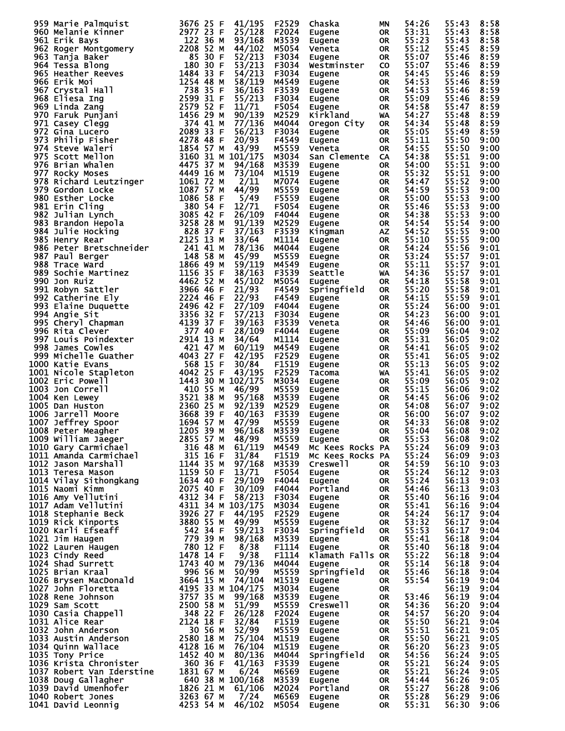| Place | Name | Bib | Age | Sex | Div Place | Div | City | State | Chip Time | Gun Time | Pace |
|---|---|---|---|---|---|---|---|---|---|---|---|
| 959 | Marie Palmquist | 3676 | 25 | F | 41/195 | F2529 | Chaska | MN | 54:26 | 55:43 | 8:58 |
| 960 | Melanie Kinner | 2977 | 23 | F | 25/128 | F2024 | Eugene | OR | 53:31 | 55:43 | 8:58 |
| 961 | Erik Bays | 122 | 36 | M | 93/168 | M3539 | Eugene | OR | 55:23 | 55:43 | 8:58 |
| 962 | Roger Montgomery | 2208 | 52 | M | 44/102 | M5054 | Veneta | OR | 55:12 | 55:45 | 8:59 |
| 963 | Tanja Baker | 85 | 30 | F | 52/213 | F3034 | Eugene | OR | 55:07 | 55:46 | 8:59 |
| 964 | Tessa Blong | 180 | 30 | F | 53/213 | F3034 | Westminster | CO | 55:07 | 55:46 | 8:59 |
| 965 | Heather Reeves | 1484 | 33 | F | 54/213 | F3034 | Eugene | OR | 54:45 | 55:46 | 8:59 |
| 966 | Erik Moi | 1254 | 48 | M | 58/119 | M4549 | Eugene | OR | 54:53 | 55:46 | 8:59 |
| 967 | Crystal Hall | 738 | 35 | F | 36/163 | F3539 | Eugene | OR | 54:53 | 55:46 | 8:59 |
| 968 | Eliesa Ing | 2599 | 31 | F | 55/213 | F3034 | Eugene | OR | 55:09 | 55:46 | 8:59 |
| 969 | Linda Zang | 2579 | 52 | F | 11/71 | F5054 | Eugene | OR | 54:58 | 55:47 | 8:59 |
| 970 | Faruk Punjani | 1456 | 29 | M | 90/139 | M2529 | Kirkland | WA | 54:27 | 55:48 | 8:59 |
| 971 | Casey Clegg | 374 | 41 | M | 77/136 | M4044 | Oregon City | OR | 54:34 | 55:48 | 8:59 |
| 972 | Gina Lucero | 2089 | 33 | F | 56/213 | F3034 | Eugene | OR | 55:05 | 55:49 | 8:59 |
| 973 | Philip Fisher | 4278 | 48 | F | 20/93 | F4549 | Eugene | OR | 55:11 | 55:50 | 9:00 |
| 974 | Steve Waleri | 1854 | 57 | M | 43/99 | M5559 | Veneta | OR | 54:55 | 55:50 | 9:00 |
| 975 | Scott Mellon | 3160 | 31 | M | 101/175 | M3034 | San Clemente | CA | 54:38 | 55:51 | 9:00 |
| 976 | Brian Whalen | 4475 | 37 | M | 94/168 | M3539 | Eugene | OR | 54:00 | 55:51 | 9:00 |
| 977 | Rocky Moses | 4449 | 16 | M | 73/104 | M1519 | Eugene | OR | 55:32 | 55:51 | 9:00 |
| 978 | Richard Leutzinger | 1061 | 72 | M | 2/11 | M7074 | Eugene | OR | 54:47 | 55:52 | 9:00 |
| 979 | Gordon Locke | 1087 | 57 | M | 44/99 | M5559 | Eugene | OR | 54:59 | 55:53 | 9:00 |
| 980 | Esther Locke | 1086 | 58 | F | 5/49 | F5559 | Eugene | OR | 55:00 | 55:53 | 9:00 |
| 981 | Erin Cling | 380 | 54 | F | 12/71 | F5054 | Eugene | OR | 55:46 | 55:53 | 9:00 |
| 982 | Julian Lynch | 3085 | 42 | F | 26/109 | F4044 | Eugene | OR | 54:38 | 55:53 | 9:00 |
| 983 | Brandon Hepola | 3258 | 28 | M | 91/139 | M2529 | Eugene | OR | 54:54 | 55:54 | 9:00 |
| 984 | Julie Hocking | 828 | 37 | F | 37/163 | F3539 | Kingman | AZ | 54:52 | 55:55 | 9:00 |
| 985 | Henry Rear | 2125 | 13 | M | 33/64 | M1114 | Eugene | OR | 55:10 | 55:55 | 9:00 |
| 986 | Peter Bretschneider | 241 | 41 | M | 78/136 | M4044 | Eugene | OR | 54:24 | 55:56 | 9:01 |
| 987 | Paul Berger | 148 | 58 | M | 45/99 | M5559 | Euegne | OR | 53:24 | 55:57 | 9:01 |
| 988 | Trace Ward | 1866 | 49 | M | 59/119 | M4549 | Eugene | OR | 55:11 | 55:57 | 9:01 |
| 989 | Sochie Martinez | 1156 | 35 | F | 38/163 | F3539 | Seattle | WA | 54:36 | 55:57 | 9:01 |
| 990 | Jon Ruiz | 4462 | 52 | M | 45/102 | M5054 | Eugene | OR | 54:18 | 55:58 | 9:01 |
| 991 | Robyn Sattler | 3966 | 46 | F | 21/93 | F4549 | Springfield | OR | 55:20 | 55:58 | 9:01 |
| 992 | Catherine Ely | 2224 | 46 | F | 22/93 | F4549 | Eugene | OR | 54:15 | 55:59 | 9:01 |
| 993 | Elaine Duquette | 2496 | 42 | F | 27/109 | F4044 | Eugene | OR | 55:24 | 56:00 | 9:01 |
| 994 | Angie Sit | 3356 | 32 | F | 57/213 | F3034 | Eugene | OR | 54:23 | 56:00 | 9:01 |
| 995 | Cheryl Chapman | 4139 | 37 | F | 39/163 | F3539 | Veneta | OR | 54:46 | 56:00 | 9:01 |
| 996 | Rita Clever | 377 | 40 | F | 28/109 | F4044 | Eugene | OR | 55:09 | 56:04 | 9:02 |
| 997 | Louis Poindexter | 2914 | 13 | M | 34/64 | M1114 | Eugene | OR | 55:31 | 56:05 | 9:02 |
| 998 | James Cowles | 421 | 47 | M | 60/119 | M4549 | Eugene | OR | 54:41 | 56:05 | 9:02 |
| 999 | Michelle Guather | 4043 | 27 | F | 42/195 | F2529 | Eugene | OR | 55:41 | 56:05 | 9:02 |
| 1000 | Katie Evans | 568 | 15 | F | 30/84 | F1519 | Eugene | OR | 55:13 | 56:05 | 9:02 |
| 1001 | Nicole Stapleton | 4042 | 25 | F | 43/195 | F2529 | Tacoma | WA | 55:41 | 56:05 | 9:02 |
| 1002 | Eric Powell | 1443 | 30 | M | 102/175 | M3034 | Eugene | OR | 55:09 | 56:05 | 9:02 |
| 1003 | Jon Correll | 410 | 55 | M | 46/99 | M5559 | Eugene | OR | 55:15 | 56:06 | 9:02 |
| 1004 | Ken Lewey | 3521 | 38 | M | 95/168 | M3539 | Eugene | OR | 54:45 | 56:06 | 9:02 |
| 1005 | Dan Huston | 2360 | 25 | M | 92/139 | M2529 | Eugene | OR | 54:08 | 56:07 | 9:02 |
| 1006 | Jarrell Moore | 3668 | 39 | F | 40/163 | F3539 | Eugene | OR | 56:00 | 56:07 | 9:02 |
| 1007 | Jeffrey Spoor | 1694 | 57 | M | 47/99 | M5559 | Eugene | OR | 54:33 | 56:08 | 9:02 |
| 1008 | Peter Meagher | 1205 | 39 | M | 96/168 | M3539 | Eugene | OR | 55:04 | 56:08 | 9:02 |
| 1009 | William Jaeger | 2855 | 57 | M | 48/99 | M5559 | Eugene | OR | 55:53 | 56:08 | 9:02 |
| 1010 | Gary Carmichael | 316 | 48 | M | 61/119 | M4549 | Mc Kees Rocks | PA | 55:24 | 56:09 | 9:03 |
| 1011 | Amanda Carmichael | 315 | 16 | F | 31/84 | F1519 | Mc Kees Rocks | PA | 55:24 | 56:09 | 9:03 |
| 1012 | Jason Marshall | 1144 | 35 | M | 97/168 | M3539 | Creswell | OR | 54:59 | 56:10 | 9:03 |
| 1013 | Teresa Mason | 1159 | 50 | F | 13/71 | F5054 | Eugene | OR | 55:24 | 56:12 | 9:03 |
| 1014 | Vilay Sithongkang | 1634 | 40 | F | 29/109 | F4044 | Eugene | OR | 55:24 | 56:13 | 9:03 |
| 1015 | Naomi Kimm | 2075 | 40 | F | 30/109 | F4044 | Portland | OR | 54:46 | 56:13 | 9:03 |
| 1016 | Amy Vellutini | 4312 | 34 | F | 58/213 | F3034 | Eugene | OR | 55:40 | 56:16 | 9:04 |
| 1017 | Adam Vellutini | 4311 | 34 | M | 103/175 | M3034 | Eugene | OR | 55:41 | 56:16 | 9:04 |
| 1018 | Stephanie Beck | 3926 | 27 | F | 44/195 | F2529 | Eugene | OR | 54:24 | 56:17 | 9:04 |
| 1019 | Rick Kinports | 3880 | 55 | M | 49/99 | M5559 | Eugene | OR | 53:32 | 56:17 | 9:04 |
| 1020 | Karli Efseaff | 542 | 34 | F | 59/213 | F3034 | Springfield | OR | 55:53 | 56:17 | 9:04 |
| 1021 | Jim Haugen | 779 | 39 | M | 98/168 | M3539 | Eugene | OR | 55:41 | 56:18 | 9:04 |
| 1022 | Lauren Haugen | 780 | 12 | F | 8/38 | F1114 | Eugene | OR | 55:40 | 56:18 | 9:04 |
| 1023 | Cindy Reed | 1478 | 14 | F | 9/38 | F1114 | Klamath Falls | OR | 55:22 | 56:18 | 9:04 |
| 1024 | Shad Surrett | 1743 | 40 | M | 79/136 | M4044 | Eugene | OR | 55:14 | 56:18 | 9:04 |
| 1025 | Brian Kraal | 996 | 56 | M | 50/99 | M5559 | Springfield | OR | 55:46 | 56:18 | 9:04 |
| 1026 | Brysen MacDonald | 3664 | 15 | M | 74/104 | M1519 | Eugene | OR | 55:54 | 56:19 | 9:04 |
| 1027 | John Floretta | 4195 | 33 | M | 104/175 | M3034 | Eugene | OR | | 56:19 | 9:04 |
| 1028 | Rene Johnson | 3757 | 35 | M | 99/168 | M3539 | Eugene | OR | 53:46 | 56:19 | 9:04 |
| 1029 | Sam Scott | 2500 | 58 | M | 51/99 | M5559 | Creswell | OR | 54:36 | 56:20 | 9:04 |
| 1030 | Casia Chappell | 348 | 22 | F | 26/128 | F2024 | Eugene | OR | 54:57 | 56:20 | 9:04 |
| 1031 | Alice Rear | 2124 | 18 | F | 32/84 | F1519 | Eugene | OR | 55:50 | 56:21 | 9:04 |
| 1032 | John Anderson | 30 | 56 | M | 52/99 | M5559 | Eugene | OR | 55:51 | 56:21 | 9:05 |
| 1033 | Austin Anderson | 2580 | 18 | M | 75/104 | M1519 | Eugene | OR | 55:50 | 56:21 | 9:05 |
| 1034 | Quinn Wallace | 4128 | 16 | M | 76/104 | M1519 | Eugene | OR | 56:20 | 56:23 | 9:05 |
| 1035 | Tony Price | 1452 | 40 | M | 80/136 | M4044 | Springfield | OR | 54:56 | 56:24 | 9:05 |
| 1036 | Krista Chronister | 360 | 36 | F | 41/163 | F3539 | Eugene | OR | 55:21 | 56:24 | 9:05 |
| 1037 | Robert Van Iderstine | 1831 | 67 | M | 6/24 | M6569 | Eugene | OR | 55:21 | 56:24 | 9:05 |
| 1038 | Doug Gallagher | 640 | 38 | M | 100/168 | M3539 | Eugene | OR | 54:44 | 56:26 | 9:05 |
| 1039 | David Umenhofer | 1826 | 21 | M | 61/106 | M2024 | Portland | OR | 55:27 | 56:28 | 9:06 |
| 1040 | Robert Jones | 3263 | 67 | M | 7/24 | M6569 | Eugene | OR | 55:28 | 56:29 | 9:06 |
| 1041 | David Leonnig | 4253 | 54 | M | 46/102 | M5054 | Eugene | OR | 55:31 | 56:30 | 9:06 |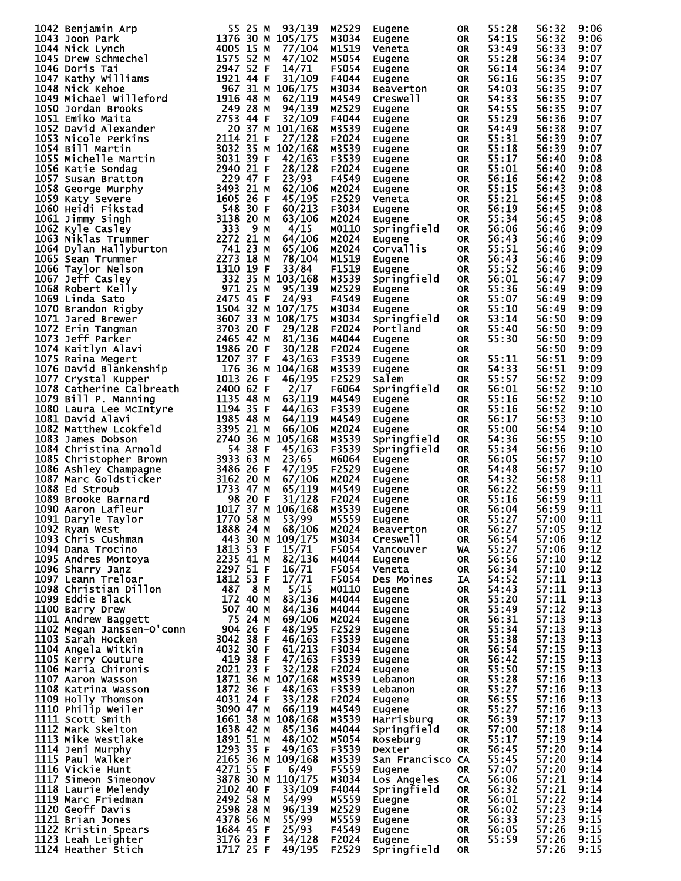| Place | Name | Bib | Age | Sex | Div Place | Division | City | State | Chip Time | Gun Time | Pace |
|---|---|---|---|---|---|---|---|---|---|---|---|
| 1042 | Benjamin Arp | 55 | 25 | M | 93/139 | M2529 | Eugene | OR | 55:28 | 56:32 | 9:06 |
| 1043 | Joon Park | 1376 | 30 | M | 105/175 | M3034 | Eugene | OR | 54:15 | 56:32 | 9:06 |
| 1044 | Nick Lynch | 4005 | 15 | M | 77/104 | M1519 | Veneta | OR | 53:49 | 56:33 | 9:07 |
| 1045 | Drew Schmechel | 1575 | 52 | M | 47/102 | M5054 | Eugene | OR | 55:28 | 56:34 | 9:07 |
| 1046 | Doris Tai | 2947 | 52 | F | 14/71 | F5054 | Eugene | OR | 56:14 | 56:34 | 9:07 |
| 1047 | Kathy Williams | 1921 | 44 | F | 31/109 | F4044 | Eugene | OR | 56:16 | 56:35 | 9:07 |
| 1048 | Nick Kehoe | 967 | 31 | M | 106/175 | M3034 | Beaverton | OR | 54:03 | 56:35 | 9:07 |
| 1049 | Michael Willeford | 1916 | 48 | M | 62/119 | M4549 | Creswell | OR | 54:33 | 56:35 | 9:07 |
| 1050 | Jordan Brooks | 249 | 28 | M | 94/139 | M2529 | Eugene | OR | 54:55 | 56:35 | 9:07 |
| 1051 | Emiko Maita | 2753 | 44 | F | 32/109 | F4044 | Eugene | OR | 55:29 | 56:36 | 9:07 |
| 1052 | David Alexander | 20 | 37 | M | 101/168 | M3539 | Eugene | OR | 54:49 | 56:38 | 9:07 |
| 1053 | Nicole Perkins | 2114 | 21 | F | 27/128 | F2024 | Eugene | OR | 55:31 | 56:39 | 9:07 |
| 1054 | Bill Martin | 3032 | 35 | M | 102/168 | M3539 | Eugene | OR | 55:18 | 56:39 | 9:07 |
| 1055 | Michelle Martin | 3031 | 39 | F | 42/163 | F3539 | Eugene | OR | 55:17 | 56:40 | 9:08 |
| 1056 | Katie Sondag | 2940 | 21 | F | 28/128 | F2024 | Eugene | OR | 55:01 | 56:40 | 9:08 |
| 1057 | Susan Bratton | 229 | 47 | F | 23/93 | F4549 | Eugene | OR | 56:16 | 56:42 | 9:08 |
| 1058 | George Murphy | 3493 | 21 | M | 62/106 | M2024 | Eugene | OR | 55:15 | 56:43 | 9:08 |
| 1059 | Katy Severe | 1605 | 26 | F | 45/195 | F2529 | Veneta | OR | 55:21 | 56:45 | 9:08 |
| 1060 | Heidi Fikstad | 548 | 30 | F | 60/213 | F3034 | Eugene | OR | 56:19 | 56:45 | 9:08 |
| 1061 | Jimmy Singh | 3138 | 20 | M | 63/106 | M2024 | Eugene | OR | 55:34 | 56:45 | 9:08 |
| 1062 | Kyle Casley | 333 | 9 | M | 4/15 | M0110 | Springfield | OR | 56:06 | 56:46 | 9:09 |
| 1063 | Niklas Trummer | 2272 | 21 | M | 64/106 | M2024 | Eugene | OR | 56:43 | 56:46 | 9:09 |
| 1064 | Dylan Hallyburton | 741 | 23 | M | 65/106 | M2024 | Corvallis | OR | 55:51 | 56:46 | 9:09 |
| 1065 | Sean Trummer | 2273 | 18 | M | 78/104 | M1519 | Eugene | OR | 56:43 | 56:46 | 9:09 |
| 1066 | Taylor Nelson | 1310 | 19 | F | 33/84 | F1519 | Eugene | OR | 55:52 | 56:46 | 9:09 |
| 1067 | Jeff Casley | 332 | 35 | M | 103/168 | M3539 | Springfield | OR | 56:01 | 56:47 | 9:09 |
| 1068 | Robert Kelly | 971 | 25 | M | 95/139 | M2529 | Eugene | OR | 55:36 | 56:49 | 9:09 |
| 1069 | Linda Sato | 2475 | 45 | F | 24/93 | F4549 | Eugene | OR | 55:07 | 56:49 | 9:09 |
| 1070 | Brandon Rigby | 1504 | 32 | M | 107/175 | M3034 | Eugene | OR | 55:10 | 56:49 | 9:09 |
| 1071 | Jared Brewer | 3607 | 33 | M | 108/175 | M3034 | Springfield | OR | 53:14 | 56:50 | 9:09 |
| 1072 | Erin Tangman | 3703 | 20 | F | 29/128 | F2024 | Portland | OR | 55:40 | 56:50 | 9:09 |
| 1073 | Jeff Parker | 2465 | 42 | M | 81/136 | M4044 | Eugene | OR | 55:30 | 56:50 | 9:09 |
| 1074 | Kaitlyn Alavi | 1986 | 20 | F | 30/128 | F2024 | Eugene | OR | | 56:50 | 9:09 |
| 1075 | Raina Megert | 1207 | 37 | F | 43/163 | F3539 | Eugene | OR | 55:11 | 56:51 | 9:09 |
| 1076 | David Blankenship | 176 | 36 | M | 104/168 | M3539 | Eugene | OR | 54:33 | 56:51 | 9:09 |
| 1077 | Crystal Kupper | 1013 | 26 | F | 46/195 | F2529 | Salem | OR | 55:57 | 56:52 | 9:09 |
| 1078 | Catherine Calbreath | 2400 | 62 | F | 2/17 | F6064 | Springfield | OR | 56:01 | 56:52 | 9:10 |
| 1079 | Bill P. Manning | 1135 | 48 | M | 63/119 | M4549 | Eugene | OR | 55:16 | 56:52 | 9:10 |
| 1080 | Laura Lee McIntyre | 1194 | 35 | F | 44/163 | F3539 | Eugene | OR | 55:16 | 56:52 | 9:10 |
| 1081 | David Alavi | 1985 | 48 | M | 64/119 | M4549 | Eugene | OR | 56:17 | 56:53 | 9:10 |
| 1082 | Matthew Lcokfeld | 3395 | 21 | M | 66/106 | M2024 | Eugene | OR | 55:00 | 56:54 | 9:10 |
| 1083 | James Dobson | 2740 | 36 | M | 105/168 | M3539 | Springfield | OR | 54:36 | 56:55 | 9:10 |
| 1084 | Christina Arnold | 54 | 38 | F | 45/163 | F3539 | Springfield | OR | 55:34 | 56:56 | 9:10 |
| 1085 | Christopher Brown | 3933 | 63 | M | 23/65 | M6064 | Eugene | OR | 56:05 | 56:57 | 9:10 |
| 1086 | Ashley Champagne | 3486 | 26 | F | 47/195 | F2529 | Eugene | OR | 54:48 | 56:57 | 9:10 |
| 1087 | Marc Goldsticker | 3162 | 20 | M | 67/106 | M2024 | Eugene | OR | 54:32 | 56:58 | 9:11 |
| 1088 | Ed Stroub | 1733 | 47 | M | 65/119 | M4549 | Eugene | OR | 56:22 | 56:59 | 9:11 |
| 1089 | Brooke Barnard | 98 | 20 | F | 31/128 | F2024 | Eugene | OR | 55:16 | 56:59 | 9:11 |
| 1090 | Aaron Lafleur | 1017 | 37 | M | 106/168 | M3539 | Eugene | OR | 56:04 | 56:59 | 9:11 |
| 1091 | Daryle Taylor | 1770 | 58 | M | 53/99 | M5559 | Eugene | OR | 55:27 | 57:00 | 9:11 |
| 1092 | Ryan West | 1888 | 24 | M | 68/106 | M2024 | Beaverton | OR | 56:27 | 57:05 | 9:12 |
| 1093 | Chris Cushman | 443 | 30 | M | 109/175 | M3034 | Creswell | OR | 56:54 | 57:06 | 9:12 |
| 1094 | Dana Trocino | 1813 | 53 | F | 15/71 | F5054 | Vancouver | WA | 55:27 | 57:06 | 9:12 |
| 1095 | Andres Montoya | 2235 | 41 | M | 82/136 | M4044 | Eugene | OR | 56:56 | 57:10 | 9:12 |
| 1096 | Sharry Janz | 2297 | 51 | F | 16/71 | F5054 | Veneta | OR | 56:34 | 57:10 | 9:12 |
| 1097 | Leann Treloar | 1812 | 53 | F | 17/71 | F5054 | Des Moines | IA | 54:52 | 57:11 | 9:13 |
| 1098 | Christian Dillon | 487 | 8 | M | 5/15 | M0110 | Eugene | OR | 54:43 | 57:11 | 9:13 |
| 1099 | Eddie Black | 172 | 40 | M | 83/136 | M4044 | Eugene | OR | 55:20 | 57:11 | 9:13 |
| 1100 | Barry Drew | 507 | 40 | M | 84/136 | M4044 | Eugene | OR | 55:49 | 57:12 | 9:13 |
| 1101 | Andrew Baggett | 75 | 24 | M | 69/106 | M2024 | Eugene | OR | 56:31 | 57:13 | 9:13 |
| 1102 | Megan Janssen-O'conn | 904 | 26 | F | 48/195 | F2529 | Eugene | OR | 55:34 | 57:13 | 9:13 |
| 1103 | Sarah Hocken | 3042 | 38 | F | 46/163 | F3539 | Eugene | OR | 55:38 | 57:13 | 9:13 |
| 1104 | Angela Witkin | 4032 | 30 | F | 61/213 | F3034 | Eugene | OR | 56:54 | 57:15 | 9:13 |
| 1105 | Kerry Couture | 419 | 38 | F | 47/163 | F3539 | Eugene | OR | 56:42 | 57:15 | 9:13 |
| 1106 | Maria Chironis | 2021 | 23 | F | 32/128 | F2024 | Eugene | OR | 55:50 | 57:15 | 9:13 |
| 1107 | Aaron Wasson | 1871 | 36 | M | 107/168 | M3539 | Lebanon | OR | 55:28 | 57:16 | 9:13 |
| 1108 | Katrina Wasson | 1872 | 36 | F | 48/163 | F3539 | Lebanon | OR | 55:27 | 57:16 | 9:13 |
| 1109 | Holly Thomson | 4031 | 24 | F | 33/128 | F2024 | Eugene | OR | 56:55 | 57:16 | 9:13 |
| 1110 | Philip Weiler | 3090 | 47 | M | 66/119 | M4549 | Eugene | OR | 55:27 | 57:16 | 9:13 |
| 1111 | Scott Smith | 1661 | 38 | M | 108/168 | M3539 | Harrisburg | OR | 56:39 | 57:17 | 9:13 |
| 1112 | Mark Skelton | 1638 | 42 | M | 85/136 | M4044 | Springfield | OR | 57:00 | 57:18 | 9:14 |
| 1113 | Mike Westlake | 1891 | 51 | M | 48/102 | M5054 | Roseburg | OR | 55:17 | 57:19 | 9:14 |
| 1114 | Jeni Murphy | 1293 | 35 | F | 49/163 | F3539 | Dexter | OR | 56:45 | 57:20 | 9:14 |
| 1115 | Paul Walker | 2165 | 36 | M | 109/168 | M3539 | San Francisco | CA | 55:45 | 57:20 | 9:14 |
| 1116 | Vickie Hunt | 4271 | 55 | F | 6/49 | F5559 | Eugene | OR | 57:07 | 57:20 | 9:14 |
| 1117 | Simeon Simeonov | 3878 | 30 | M | 110/175 | M3034 | Los Angeles | CA | 56:06 | 57:21 | 9:14 |
| 1118 | Laurie Melendy | 2102 | 40 | F | 33/109 | F4044 | Springfield | OR | 56:32 | 57:21 | 9:14 |
| 1119 | Marc Friedman | 2492 | 58 | M | 54/99 | M5559 | Euegne | OR | 56:01 | 57:22 | 9:14 |
| 1120 | Geoff Davis | 2598 | 28 | M | 96/139 | M2529 | Eugene | OR | 56:02 | 57:23 | 9:14 |
| 1121 | Brian Jones | 4378 | 56 | M | 55/99 | M5559 | Eugene | OR | 56:33 | 57:23 | 9:15 |
| 1122 | Kristin Spears | 1684 | 45 | F | 25/93 | F4549 | Eugene | OR | 56:05 | 57:26 | 9:15 |
| 1123 | Leah Leighter | 3176 | 23 | F | 34/128 | F2024 | Eugene | OR | 55:59 | 57:26 | 9:15 |
| 1124 | Heather Stich | 1717 | 25 | F | 49/195 | F2529 | Springfield | OR | | 57:26 | 9:15 |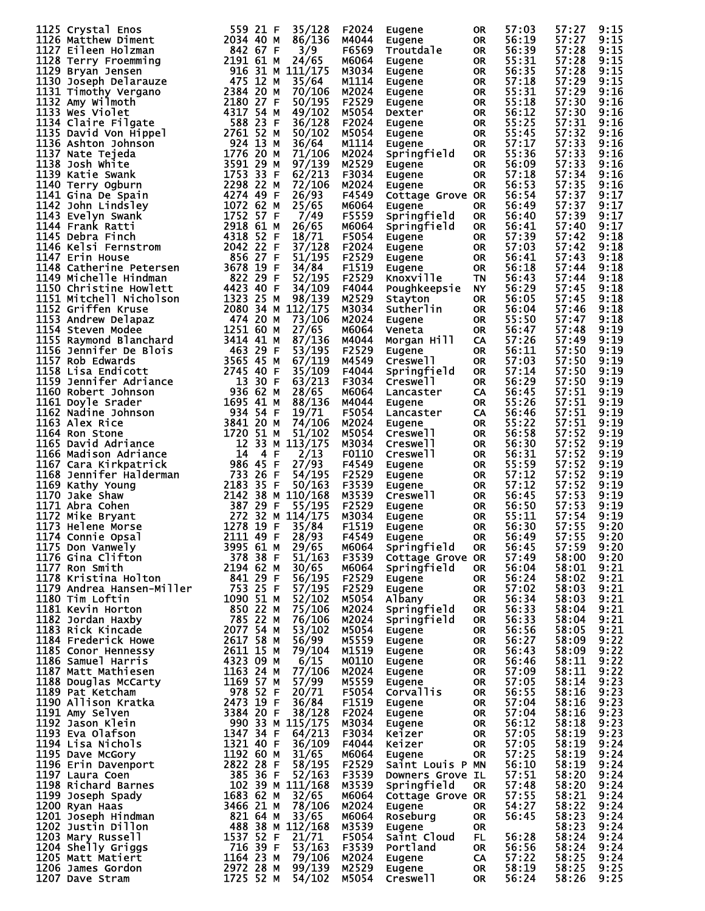| Place | Name | Bib | Age | Sex | Div Place | Division | City | State | Chip Time | Gun Time | Pace |
|---|---|---|---|---|---|---|---|---|---|---|---|
| 1125 | Crystal Enos | 559 | 21 | F | 35/128 | F2024 | Eugene | OR | 57:03 | 57:27 | 9:15 |
| 1126 | Matthew Diment | 2034 | 40 | M | 86/136 | M4044 | Eugene | OR | 56:19 | 57:27 | 9:15 |
| 1127 | Eileen Holzman | 842 | 67 | F | 3/9 | F6569 | Troutdale | OR | 56:39 | 57:28 | 9:15 |
| 1128 | Terry Froemming | 2191 | 61 | M | 24/65 | M6064 | Eugene | OR | 55:31 | 57:28 | 9:15 |
| 1129 | Bryan Jensen | 916 | 31 | M | 111/175 | M3034 | Eugene | OR | 56:35 | 57:28 | 9:15 |
| 1130 | Joseph Delarauze | 475 | 12 | M | 35/64 | M1114 | Eugene | OR | 57:18 | 57:29 | 9:15 |
| 1131 | Timothy Vergano | 2384 | 20 | M | 70/106 | M2024 | Eugene | OR | 55:31 | 57:29 | 9:16 |
| 1132 | Amy Wilmoth | 2180 | 27 | F | 50/195 | F2529 | Eugene | OR | 55:18 | 57:30 | 9:16 |
| 1133 | Wes Violet | 4317 | 54 | M | 49/102 | M5054 | Dexter | OR | 56:12 | 57:30 | 9:16 |
| 1134 | Claire Filgate | 588 | 23 | F | 36/128 | F2024 | Eugene | OR | 55:25 | 57:31 | 9:16 |
| 1135 | David Von Hippel | 2761 | 52 | M | 50/102 | M5054 | Eugene | OR | 55:45 | 57:32 | 9:16 |
| 1136 | Ashton Johnson | 924 | 13 | M | 36/64 | M1114 | Eugene | OR | 57:17 | 57:33 | 9:16 |
| 1137 | Nate Tejeda | 1776 | 20 | M | 71/106 | M2024 | Springfield | OR | 55:36 | 57:33 | 9:16 |
| 1138 | Josh White | 3591 | 29 | M | 97/139 | M2529 | Eugene | OR | 56:09 | 57:33 | 9:16 |
| 1139 | Katie Swank | 1753 | 33 | F | 62/213 | F3034 | Eugene | OR | 57:18 | 57:34 | 9:16 |
| 1140 | Terry Ogburn | 2298 | 22 | M | 72/106 | M2024 | Eugene | OR | 56:53 | 57:35 | 9:16 |
| 1141 | Gina De Spain | 4274 | 49 | F | 26/93 | F4549 | Cottage Grove | OR | 56:54 | 57:37 | 9:17 |
| 1142 | John Lindsley | 1072 | 62 | M | 25/65 | M6064 | Eugene | OR | 56:49 | 57:37 | 9:17 |
| 1143 | Evelyn Swank | 1752 | 57 | F | 7/49 | F5559 | Springfield | OR | 56:40 | 57:39 | 9:17 |
| 1144 | Frank Ratti | 2918 | 61 | M | 26/65 | M6064 | Springfield | OR | 56:41 | 57:40 | 9:17 |
| 1145 | Debra Finch | 4318 | 52 | F | 18/71 | F5054 | Eugene | OR | 57:39 | 57:42 | 9:18 |
| 1146 | Kelsi Fernstrom | 2042 | 22 | F | 37/128 | F2024 | Eugene | OR | 57:03 | 57:42 | 9:18 |
| 1147 | Erin House | 856 | 27 | F | 51/195 | F2529 | Eugene | OR | 56:41 | 57:43 | 9:18 |
| 1148 | Catherine Petersen | 3678 | 19 | F | 34/84 | F1519 | Eugene | OR | 56:18 | 57:44 | 9:18 |
| 1149 | Michelle Hindman | 822 | 29 | F | 52/195 | F2529 | Knoxville | TN | 56:43 | 57:44 | 9:18 |
| 1150 | Christine Howlett | 4423 | 40 | F | 34/109 | F4044 | Poughkeepsie | NY | 56:29 | 57:45 | 9:18 |
| 1151 | Mitchell Nicholson | 1323 | 25 | M | 98/139 | M2529 | Stayton | OR | 56:05 | 57:45 | 9:18 |
| 1152 | Griffen Kruse | 2080 | 34 | M | 112/175 | M3034 | Sutherlin | OR | 56:04 | 57:46 | 9:18 |
| 1153 | Andrew Delapaz | 474 | 20 | M | 73/106 | M2024 | Eugene | OR | 55:50 | 57:47 | 9:18 |
| 1154 | Steven Modee | 1251 | 60 | M | 27/65 | M6064 | Veneta | OR | 56:47 | 57:48 | 9:19 |
| 1155 | Raymond Blanchard | 3414 | 41 | M | 87/136 | M4044 | Morgan Hill | CA | 57:26 | 57:49 | 9:19 |
| 1156 | Jennifer De Blois | 463 | 29 | F | 53/195 | F2529 | Eugene | OR | 56:11 | 57:50 | 9:19 |
| 1157 | Rob Edwards | 3565 | 45 | M | 67/119 | M4549 | Creswell | OR | 57:03 | 57:50 | 9:19 |
| 1158 | Lisa Endicott | 2745 | 40 | F | 35/109 | F4044 | Springfield | OR | 57:14 | 57:50 | 9:19 |
| 1159 | Jennifer Adriance | 13 | 30 | F | 63/213 | F3034 | Creswell | OR | 56:29 | 57:50 | 9:19 |
| 1160 | Robert Johnson | 936 | 62 | M | 28/65 | M6064 | Lancaster | CA | 56:45 | 57:51 | 9:19 |
| 1161 | Doyle Srader | 1695 | 41 | M | 88/136 | M4044 | Eugene | OR | 55:26 | 57:51 | 9:19 |
| 1162 | Nadine Johnson | 934 | 54 | F | 19/71 | F5054 | Lancaster | CA | 56:46 | 57:51 | 9:19 |
| 1163 | Alex Rice | 3841 | 20 | M | 74/106 | M2024 | Eugene | OR | 55:22 | 57:51 | 9:19 |
| 1164 | Ron Stone | 1720 | 51 | M | 51/102 | M5054 | Creswell | OR | 56:58 | 57:52 | 9:19 |
| 1165 | David Adriance | 12 | 33 | M | 113/175 | M3034 | Creswell | OR | 56:30 | 57:52 | 9:19 |
| 1166 | Madison Adriance | 14 | 4 | F | 2/13 | F0110 | Creswell | OR | 56:31 | 57:52 | 9:19 |
| 1167 | Cara Kirkpatrick | 986 | 45 | F | 27/93 | F4549 | Eugene | OR | 55:59 | 57:52 | 9:19 |
| 1168 | Jennifer Halderman | 733 | 26 | F | 54/195 | F2529 | Eugene | OR | 57:12 | 57:52 | 9:19 |
| 1169 | Kathy Young | 2183 | 35 | F | 50/163 | F3539 | Eugene | OR | 57:12 | 57:52 | 9:19 |
| 1170 | Jake Shaw | 2142 | 38 | M | 110/168 | M3539 | Creswell | OR | 56:45 | 57:53 | 9:19 |
| 1171 | Abra Cohen | 387 | 29 | F | 55/195 | F2529 | Eugene | OR | 56:50 | 57:53 | 9:19 |
| 1172 | Mike Bryant | 272 | 32 | M | 114/175 | M3034 | Eugene | OR | 55:11 | 57:54 | 9:19 |
| 1173 | Helene Morse | 1278 | 19 | F | 35/84 | F1519 | Eugene | OR | 56:30 | 57:55 | 9:20 |
| 1174 | Connie Opsal | 2111 | 49 | F | 28/93 | F4549 | Eugene | OR | 56:49 | 57:55 | 9:20 |
| 1175 | Don Vanwely | 3995 | 61 | M | 29/65 | M6064 | Springfield | OR | 56:45 | 57:59 | 9:20 |
| 1176 | Gina Clifton | 378 | 38 | F | 51/163 | F3539 | Cottage Grove | OR | 57:49 | 58:00 | 9:20 |
| 1177 | Ron Smith | 2194 | 62 | M | 30/65 | M6064 | Springfield | OR | 56:04 | 58:01 | 9:21 |
| 1178 | Kristina Holton | 841 | 29 | F | 56/195 | F2529 | Eugene | OR | 56:24 | 58:02 | 9:21 |
| 1179 | Andrea Hansen-Miller | 753 | 25 | F | 57/195 | F2529 | Eugene | OR | 57:02 | 58:03 | 9:21 |
| 1180 | Tim Loftin | 1090 | 51 | M | 52/102 | M5054 | Albany | OR | 56:34 | 58:03 | 9:21 |
| 1181 | Kevin Horton | 850 | 22 | M | 75/106 | M2024 | Springfield | OR | 56:33 | 58:04 | 9:21 |
| 1182 | Jordan Haxby | 785 | 22 | M | 76/106 | M2024 | Springfield | OR | 56:33 | 58:04 | 9:21 |
| 1183 | Rick Kincade | 2077 | 54 | M | 53/102 | M5054 | Eugene | OR | 56:56 | 58:05 | 9:21 |
| 1184 | Frederick Howe | 2617 | 58 | M | 56/99 | M5559 | Eugene | OR | 56:27 | 58:09 | 9:22 |
| 1185 | Conor Hennessy | 2611 | 15 | M | 79/104 | M1519 | Eugene | OR | 56:43 | 58:09 | 9:22 |
| 1186 | Samuel Harris | 4323 | 09 | M | 6/15 | M0110 | Eugene | OR | 56:46 | 58:11 | 9:22 |
| 1187 | Matt Mathiesen | 1163 | 24 | M | 77/106 | M2024 | Eugene | OR | 57:09 | 58:11 | 9:22 |
| 1188 | Douglas McCarty | 1169 | 57 | M | 57/99 | M5559 | Eugene | OR | 57:05 | 58:14 | 9:23 |
| 1189 | Pat Ketcham | 978 | 52 | F | 20/71 | F5054 | Corvallis | OR | 56:55 | 58:16 | 9:23 |
| 1190 | Allison Kratka | 2473 | 19 | F | 36/84 | F1519 | Eugene | OR | 57:04 | 58:16 | 9:23 |
| 1191 | Amy Selven | 3384 | 20 | F | 38/128 | F2024 | Eugene | OR | 57:04 | 58:16 | 9:23 |
| 1192 | Jason Klein | 990 | 33 | M | 115/175 | M3034 | Eugene | OR | 56:12 | 58:18 | 9:23 |
| 1193 | Eva Olafson | 1347 | 34 | F | 64/213 | F3034 | Keizer | OR | 57:05 | 58:19 | 9:23 |
| 1194 | Lisa Nichols | 1321 | 40 | F | 36/109 | F4044 | Keizer | OR | 57:05 | 58:19 | 9:24 |
| 1195 | Dave McGory | 1192 | 60 | M | 31/65 | M6064 | Eugene | OR | 57:25 | 58:19 | 9:24 |
| 1196 | Erin Davenport | 2822 | 28 | F | 58/195 | F2529 | Saint Louis P | MN | 56:10 | 58:19 | 9:24 |
| 1197 | Laura Coen | 385 | 36 | F | 52/163 | F3539 | Downers Grove | IL | 57:51 | 58:20 | 9:24 |
| 1198 | Richard Barnes | 102 | 39 | M | 111/168 | M3539 | Springfield | OR | 57:48 | 58:20 | 9:24 |
| 1199 | Joseph Spady | 1683 | 62 | M | 32/65 | M6064 | Cottage Grove | OR | 57:55 | 58:21 | 9:24 |
| 1200 | Ryan Haas | 3466 | 21 | M | 78/106 | M2024 | Eugene | OR | 54:27 | 58:22 | 9:24 |
| 1201 | Joseph Hindman | 821 | 64 | M | 33/65 | M6064 | Roseburg | OR | 56:45 | 58:23 | 9:24 |
| 1202 | Justin Dillon | 488 | 38 | M | 112/168 | M3539 | Eugene | OR | | 58:23 | 9:24 |
| 1203 | Mary Russell | 1537 | 52 | F | 21/71 | F5054 | Saint Cloud | FL | 56:28 | 58:24 | 9:24 |
| 1204 | Shelly Griggs | 716 | 39 | F | 53/163 | F3539 | Portland | OR | 56:56 | 58:24 | 9:24 |
| 1205 | Matt Matiert | 1164 | 23 | M | 79/106 | M2024 | Eugene | CA | 57:22 | 58:25 | 9:24 |
| 1206 | James Gordon | 2972 | 28 | M | 99/139 | M2529 | Eugene | OR | 58:19 | 58:25 | 9:25 |
| 1207 | Dave Stram | 1725 | 52 | M | 54/102 | M5054 | Creswell | OR | 56:24 | 58:26 | 9:25 |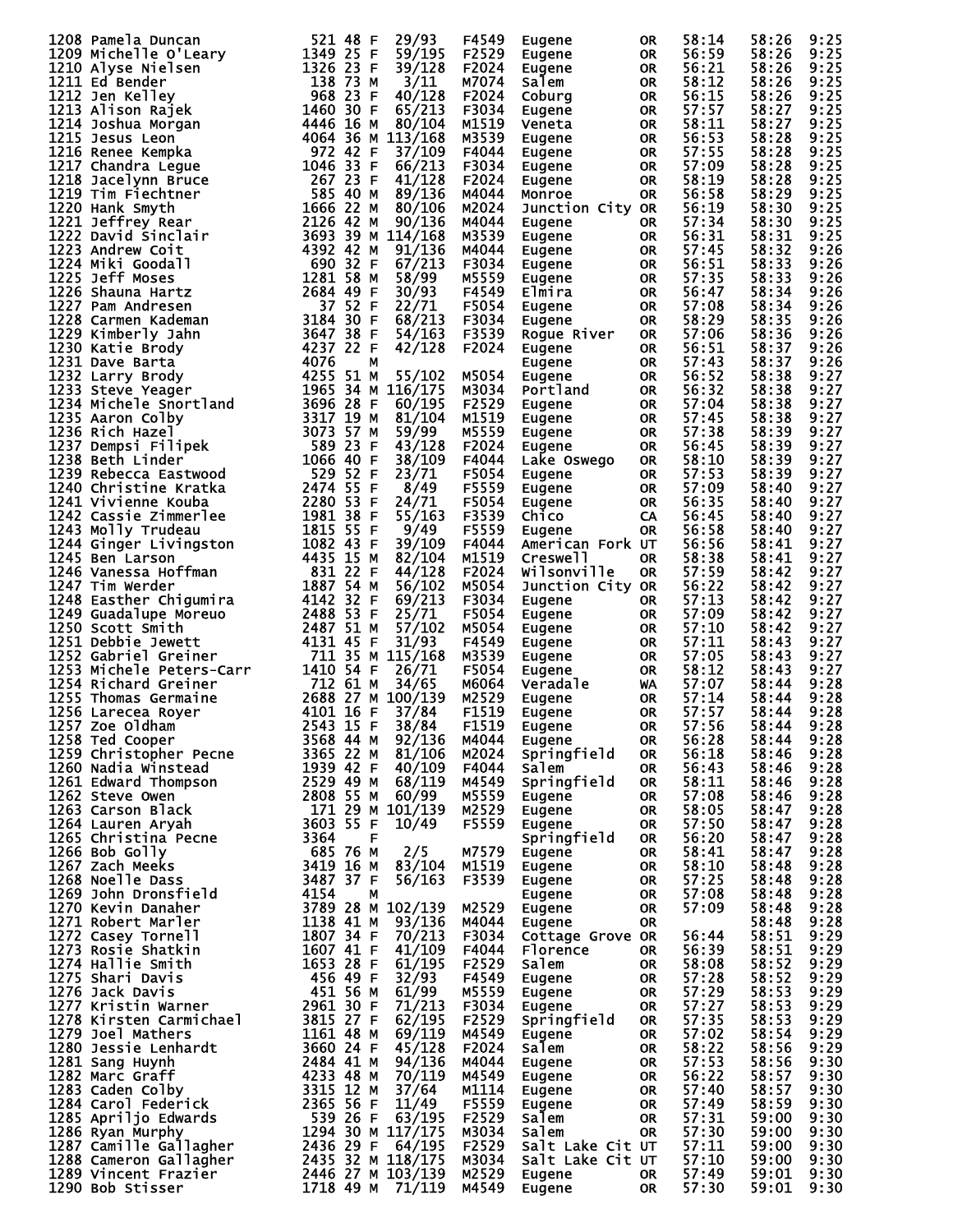| Place | Name | Bib | Age | Sex | Div Place | Div | City | State | Chip Time | Gun Time | Pace |
|---|---|---|---|---|---|---|---|---|---|---|---|
| 1208 | Pamela Duncan | 521 | 48 | F | 29/93 | F4549 | Eugene | OR | 58:14 | 58:26 | 9:25 |
| 1209 | Michelle O'Leary | 1349 | 25 | F | 59/195 | F2529 | Eugene | OR | 56:59 | 58:26 | 9:25 |
| 1210 | Alyse Nielsen | 1326 | 23 | F | 39/128 | F2024 | Eugene | OR | 56:21 | 58:26 | 9:25 |
| 1211 | Ed Bender | 138 | 73 | M | 3/11 | M7074 | Salem | OR | 58:12 | 58:26 | 9:25 |
| 1212 | Jen Kelley | 968 | 23 | F | 40/128 | F2024 | Coburg | OR | 56:15 | 58:26 | 9:25 |
| 1213 | Alison Rajek | 1460 | 30 | F | 65/213 | F3034 | Eugene | OR | 57:57 | 58:27 | 9:25 |
| 1214 | Joshua Morgan | 4446 | 16 | M | 80/104 | M1519 | Veneta | OR | 58:11 | 58:27 | 9:25 |
| 1215 | Jesus Leon | 4064 | 36 | M | 113/168 | M3539 | Eugene | OR | 56:53 | 58:28 | 9:25 |
| 1216 | Renee Kempka | 972 | 42 | F | 37/109 | F4044 | Eugene | OR | 57:55 | 58:28 | 9:25 |
| 1217 | Chandra Legue | 1046 | 33 | F | 66/213 | F3034 | Eugene | OR | 57:09 | 58:28 | 9:25 |
| 1218 | Jacelynn Bruce | 267 | 23 | F | 41/128 | F2024 | Eugene | OR | 58:19 | 58:28 | 9:25 |
| 1219 | Tim Fiechtner | 585 | 40 | M | 89/136 | M4044 | Monroe | OR | 56:58 | 58:29 | 9:25 |
| 1220 | Hank Smyth | 1666 | 22 | M | 80/106 | M2024 | Junction City | OR | 56:19 | 58:30 | 9:25 |
| 1221 | Jeffrey Rear | 2126 | 42 | M | 90/136 | M4044 | Eugene | OR | 57:34 | 58:30 | 9:25 |
| 1222 | David Sinclair | 3693 | 39 | M | 114/168 | M3539 | Eugene | OR | 56:31 | 58:31 | 9:25 |
| 1223 | Andrew Coit | 4392 | 42 | M | 91/136 | M4044 | Eugene | OR | 57:45 | 58:32 | 9:26 |
| 1224 | Miki Goodall | 690 | 32 | F | 67/213 | F3034 | Eugene | OR | 56:51 | 58:33 | 9:26 |
| 1225 | Jeff Moses | 1281 | 58 | M | 58/99 | M5559 | Eugene | OR | 57:35 | 58:33 | 9:26 |
| 1226 | Shauna Hartz | 2684 | 49 | F | 30/93 | F4549 | Elmira | OR | 56:47 | 58:34 | 9:26 |
| 1227 | Pam Andresen | 37 | 52 | F | 22/71 | F5054 | Eugene | OR | 57:08 | 58:34 | 9:26 |
| 1228 | Carmen Kademan | 3184 | 30 | F | 68/213 | F3034 | Eugene | OR | 58:29 | 58:35 | 9:26 |
| 1229 | Kimberly Jahn | 3647 | 38 | F | 54/163 | F3539 | Rogue River | OR | 57:06 | 58:36 | 9:26 |
| 1230 | Katie Brody | 4237 | 22 | F | 42/128 | F2024 | Eugene | OR | 56:51 | 58:37 | 9:26 |
| 1231 | Dave Barta | 4076 | | M | | | Eugene | OR | 57:43 | 58:37 | 9:26 |
| 1232 | Larry Brody | 4255 | 51 | M | 55/102 | M5054 | Eugene | OR | 56:52 | 58:38 | 9:27 |
| 1233 | Steve Yeager | 1965 | 34 | M | 116/175 | M3034 | Portland | OR | 56:32 | 58:38 | 9:27 |
| 1234 | Michele Snortland | 3696 | 28 | F | 60/195 | F2529 | Eugene | OR | 57:04 | 58:38 | 9:27 |
| 1235 | Aaron Colby | 3317 | 19 | M | 81/104 | M1519 | Eugene | OR | 57:45 | 58:38 | 9:27 |
| 1236 | Rich Hazel | 3073 | 57 | M | 59/99 | M5559 | Eugene | OR | 57:38 | 58:39 | 9:27 |
| 1237 | Dempsi Filipek | 589 | 23 | F | 43/128 | F2024 | Eugene | OR | 56:45 | 58:39 | 9:27 |
| 1238 | Beth Linder | 1066 | 40 | F | 38/109 | F4044 | Lake Oswego | OR | 58:10 | 58:39 | 9:27 |
| 1239 | Rebecca Eastwood | 529 | 52 | F | 23/71 | F5054 | Eugene | OR | 57:53 | 58:39 | 9:27 |
| 1240 | Christine Kratka | 2474 | 55 | F | 8/49 | F5559 | Eugene | OR | 57:09 | 58:40 | 9:27 |
| 1241 | Vivienne Kouba | 2280 | 53 | F | 24/71 | F5054 | Eugene | OR | 56:35 | 58:40 | 9:27 |
| 1242 | Cassie Zimmerlee | 1981 | 38 | F | 55/163 | F3539 | Chico | CA | 56:45 | 58:40 | 9:27 |
| 1243 | Molly Trudeau | 1815 | 55 | F | 9/49 | F5559 | Eugene | OR | 56:58 | 58:40 | 9:27 |
| 1244 | Ginger Livingston | 1082 | 43 | F | 39/109 | F4044 | American Fork | UT | 56:56 | 58:41 | 9:27 |
| 1245 | Ben Larson | 4435 | 15 | M | 82/104 | M1519 | Creswell | OR | 58:38 | 58:41 | 9:27 |
| 1246 | Vanessa Hoffman | 831 | 22 | F | 44/128 | F2024 | Wilsonville | OR | 57:59 | 58:42 | 9:27 |
| 1247 | Tim Werder | 1887 | 54 | M | 56/102 | M5054 | Junction City | OR | 56:22 | 58:42 | 9:27 |
| 1248 | Easther Chigumira | 4142 | 32 | F | 69/213 | F3034 | Eugene | OR | 57:13 | 58:42 | 9:27 |
| 1249 | Guadalupe Moreuo | 2488 | 53 | F | 25/71 | F5054 | Eugene | OR | 57:09 | 58:42 | 9:27 |
| 1250 | Scott Smith | 2487 | 51 | M | 57/102 | M5054 | Eugene | OR | 57:10 | 58:42 | 9:27 |
| 1251 | Debbie Jewett | 4131 | 45 | F | 31/93 | F4549 | Eugene | OR | 57:11 | 58:43 | 9:27 |
| 1252 | Gabriel Greiner | 711 | 35 | M | 115/168 | M3539 | Eugene | OR | 57:05 | 58:43 | 9:27 |
| 1253 | Michele Peters-Carr | 1410 | 54 | F | 26/71 | F5054 | Eugene | OR | 58:12 | 58:43 | 9:27 |
| 1254 | Richard Greiner | 712 | 61 | M | 34/65 | M6064 | Veradale | WA | 57:07 | 58:44 | 9:28 |
| 1255 | Thomas Germaine | 2688 | 27 | M | 100/139 | M2529 | Eugene | OR | 57:14 | 58:44 | 9:28 |
| 1256 | Larecea Royer | 4101 | 16 | F | 37/84 | F1519 | Eugene | OR | 57:57 | 58:44 | 9:28 |
| 1257 | Zoe Oldham | 2543 | 15 | F | 38/84 | F1519 | Eugene | OR | 57:56 | 58:44 | 9:28 |
| 1258 | Ted Cooper | 3568 | 44 | M | 92/136 | M4044 | Eugene | OR | 56:28 | 58:44 | 9:28 |
| 1259 | Christopher Pecne | 3365 | 22 | M | 81/106 | M2024 | Springfield | OR | 56:18 | 58:46 | 9:28 |
| 1260 | Nadia Winstead | 1939 | 42 | F | 40/109 | F4044 | Salem | OR | 56:43 | 58:46 | 9:28 |
| 1261 | Edward Thompson | 2529 | 49 | M | 68/119 | M4549 | Springfield | OR | 58:11 | 58:46 | 9:28 |
| 1262 | Steve Owen | 2808 | 55 | M | 60/99 | M5559 | Eugene | OR | 57:08 | 58:46 | 9:28 |
| 1263 | Carson Black | 171 | 29 | M | 101/139 | M2529 | Eugene | OR | 58:05 | 58:47 | 9:28 |
| 1264 | Lauren Aryah | 3603 | 55 | F | 10/49 | F5559 | Eugene | OR | 57:50 | 58:47 | 9:28 |
| 1265 | Christina Pecne | 3364 | | F | | | Springfield | OR | 56:20 | 58:47 | 9:28 |
| 1266 | Bob Golly | 685 | 76 | M | 2/5 | M7579 | Eugene | OR | 58:41 | 58:47 | 9:28 |
| 1267 | Zach Meeks | 3419 | 16 | M | 83/104 | M1519 | Eugene | OR | 58:10 | 58:48 | 9:28 |
| 1268 | Noelle Dass | 3487 | 37 | F | 56/163 | F3539 | Eugene | OR | 57:25 | 58:48 | 9:28 |
| 1269 | John Dronsfield | 4154 | | M | | | Eugene | OR | 57:08 | 58:48 | 9:28 |
| 1270 | Kevin Danaher | 3789 | 28 | M | 102/139 | M2529 | Eugene | OR | 57:09 | 58:48 | 9:28 |
| 1271 | Robert Marler | 1138 | 41 | M | 93/136 | M4044 | Eugene | OR | | 58:48 | 9:28 |
| 1272 | Casey Tornell | 1807 | 34 | F | 70/213 | F3034 | Cottage Grove | OR | 56:44 | 58:51 | 9:29 |
| 1273 | Rosie Shatkin | 1607 | 41 | F | 41/109 | F4044 | Florence | OR | 56:39 | 58:51 | 9:29 |
| 1274 | Hallie Smith | 1653 | 28 | F | 61/195 | F2529 | Salem | OR | 58:08 | 58:52 | 9:29 |
| 1275 | Shari Davis | 456 | 49 | F | 32/93 | F4549 | Eugene | OR | 57:28 | 58:52 | 9:29 |
| 1276 | Jack Davis | 451 | 56 | M | 61/99 | M5559 | Eugene | OR | 57:29 | 58:53 | 9:29 |
| 1277 | Kristin Warner | 2961 | 30 | F | 71/213 | F3034 | Eugene | OR | 57:27 | 58:53 | 9:29 |
| 1278 | Kirsten Carmichael | 3815 | 27 | F | 62/195 | F2529 | Springfield | OR | 57:35 | 58:53 | 9:29 |
| 1279 | Joel Mathers | 1161 | 48 | M | 69/119 | M4549 | Eugene | OR | 57:02 | 58:54 | 9:29 |
| 1280 | Jessie Lenhardt | 3660 | 24 | F | 45/128 | F2024 | Salem | OR | 58:22 | 58:56 | 9:29 |
| 1281 | Sang Huynh | 2484 | 41 | M | 94/136 | M4044 | Eugene | OR | 57:53 | 58:56 | 9:30 |
| 1282 | Marc Graff | 4233 | 48 | M | 70/119 | M4549 | Eugene | OR | 56:22 | 58:57 | 9:30 |
| 1283 | Caden Colby | 3315 | 12 | M | 37/64 | M1114 | Eugene | OR | 57:40 | 58:57 | 9:30 |
| 1284 | Carol Federick | 2365 | 56 | F | 11/49 | F5559 | Eugene | OR | 57:49 | 58:59 | 9:30 |
| 1285 | Apriljo Edwards | 539 | 26 | F | 63/195 | F2529 | Salem | OR | 57:31 | 59:00 | 9:30 |
| 1286 | Ryan Murphy | 1294 | 30 | M | 117/175 | M3034 | Salem | OR | 57:30 | 59:00 | 9:30 |
| 1287 | Camille Gallagher | 2436 | 29 | F | 64/195 | F2529 | Salt Lake Cit | UT | 57:11 | 59:00 | 9:30 |
| 1288 | Cameron Gallagher | 2435 | 32 | M | 118/175 | M3034 | Salt Lake Cit | UT | 57:10 | 59:00 | 9:30 |
| 1289 | Vincent Frazier | 2446 | 27 | M | 103/139 | M2529 | Eugene | OR | 57:49 | 59:01 | 9:30 |
| 1290 | Bob Stisser | 1718 | 49 | M | 71/119 | M4549 | Eugene | OR | 57:30 | 59:01 | 9:30 |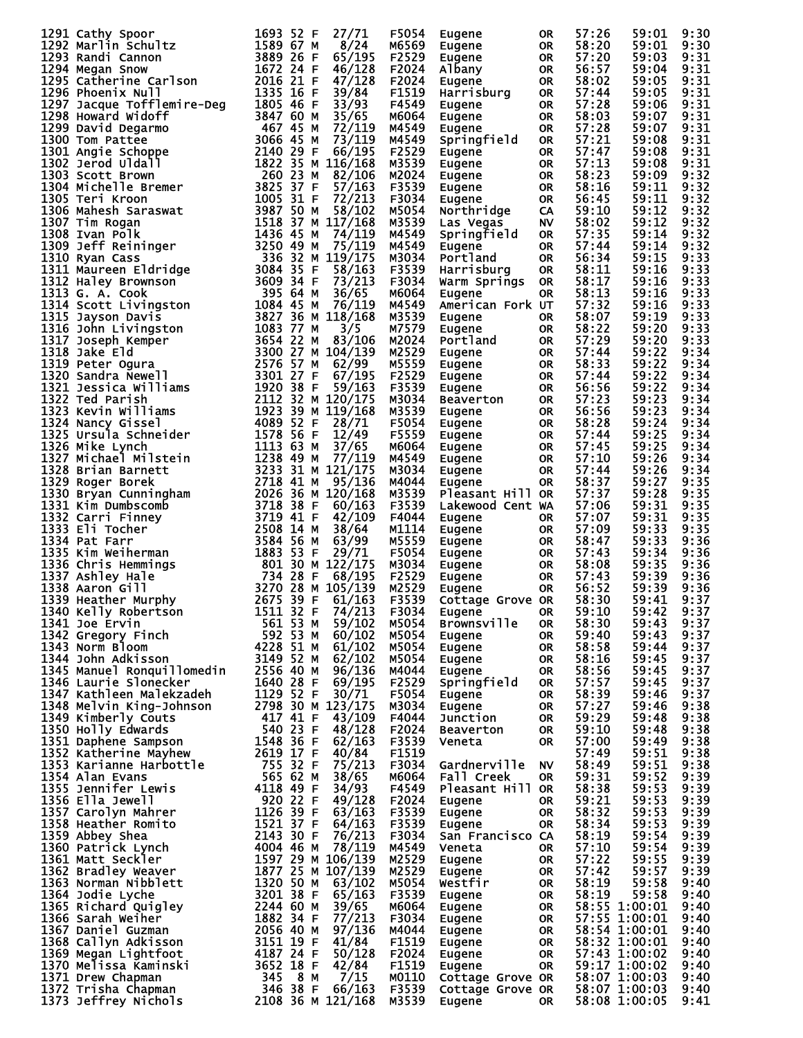| Place | Name | Bib | Age | Sex | Div Place | Division | City | State | Chip Time | Gun Time | Pace |
|---|---|---|---|---|---|---|---|---|---|---|---|
| 1291 | Cathy Spoor | 1693 | 52 | F | 27/71 | F5054 | Eugene | OR | 57:26 | 59:01 | 9:30 |
| 1292 | Marlin Schultz | 1589 | 67 | M | 8/24 | M6569 | Eugene | OR | 58:20 | 59:01 | 9:30 |
| 1293 | Randi Cannon | 3889 | 26 | F | 65/195 | F2529 | Eugene | OR | 57:20 | 59:03 | 9:31 |
| 1294 | Megan Snow | 1672 | 24 | F | 46/128 | F2024 | Albany | OR | 56:57 | 59:04 | 9:31 |
| 1295 | Catherine Carlson | 2016 | 21 | F | 47/128 | F2024 | Eugene | OR | 58:02 | 59:05 | 9:31 |
| 1296 | Phoenix Null | 1335 | 16 | F | 39/84 | F1519 | Harrisburg | OR | 57:44 | 59:05 | 9:31 |
| 1297 | Jacque Tofflemire-Deg | 1805 | 46 | F | 33/93 | F4549 | Eugene | OR | 57:28 | 59:06 | 9:31 |
| 1298 | Howard Widoff | 3847 | 60 | M | 35/65 | M6064 | Eugene | OR | 58:03 | 59:07 | 9:31 |
| 1299 | David Degarmo | 467 | 45 | M | 72/119 | M4549 | Eugene | OR | 57:28 | 59:07 | 9:31 |
| 1300 | Tom Pattee | 3066 | 45 | M | 73/119 | M4549 | Springfield | OR | 57:21 | 59:08 | 9:31 |
| 1301 | Angie Schoppe | 2140 | 29 | F | 66/195 | F2529 | Eugene | OR | 57:47 | 59:08 | 9:31 |
| 1302 | Jerod Uldall | 1822 | 35 | M | 116/168 | M3539 | Eugene | OR | 57:13 | 59:08 | 9:31 |
| 1303 | Scott Brown | 260 | 23 | M | 82/106 | M2024 | Eugene | OR | 58:23 | 59:09 | 9:32 |
| 1304 | Michelle Bremer | 3825 | 37 | F | 57/163 | F3539 | Eugene | OR | 58:16 | 59:11 | 9:32 |
| 1305 | Teri Kroon | 1005 | 31 | F | 72/213 | F3034 | Eugene | OR | 56:45 | 59:11 | 9:32 |
| 1306 | Mahesh Saraswat | 3987 | 50 | M | 58/102 | M5054 | Northridge | CA | 59:10 | 59:12 | 9:32 |
| 1307 | Tim Rogan | 1518 | 37 | M | 117/168 | M3539 | Las Vegas | NV | 58:02 | 59:12 | 9:32 |
| 1308 | Ivan Polk | 1436 | 45 | M | 74/119 | M4549 | Springfield | OR | 57:35 | 59:14 | 9:32 |
| 1309 | Jeff Reininger | 3250 | 49 | M | 75/119 | M4549 | Eugene | OR | 57:44 | 59:14 | 9:32 |
| 1310 | Ryan Cass | 336 | 32 | M | 119/175 | M3034 | Portland | OR | 56:34 | 59:15 | 9:33 |
| 1311 | Maureen Eldridge | 3084 | 35 | F | 58/163 | F3539 | Harrisburg | OR | 58:11 | 59:16 | 9:33 |
| 1312 | Haley Brownson | 3609 | 34 | F | 73/213 | F3034 | Warm Springs | OR | 58:17 | 59:16 | 9:33 |
| 1313 | G. A. Cook | 395 | 64 | M | 36/65 | M6064 | Eugene | OR | 58:13 | 59:16 | 9:33 |
| 1314 | Scott Livingston | 1084 | 45 | M | 76/119 | M4549 | American Fork | UT | 57:32 | 59:16 | 9:33 |
| 1315 | Jayson Davis | 3827 | 36 | M | 118/168 | M3539 | Eugene | OR | 58:07 | 59:19 | 9:33 |
| 1316 | John Livingston | 1083 | 77 | M | 3/5 | M7579 | Eugene | OR | 58:22 | 59:20 | 9:33 |
| 1317 | Joseph Kemper | 3654 | 22 | M | 83/106 | M2024 | Portland | OR | 57:29 | 59:20 | 9:33 |
| 1318 | Jake Eld | 3300 | 27 | M | 104/139 | M2529 | Eugene | OR | 57:44 | 59:22 | 9:34 |
| 1319 | Peter Ogura | 2576 | 57 | M | 62/99 | M5559 | Eugene | OR | 58:33 | 59:22 | 9:34 |
| 1320 | Sandra Newell | 3301 | 27 | F | 67/195 | F2529 | Eugene | OR | 57:44 | 59:22 | 9:34 |
| 1321 | Jessica Williams | 1920 | 38 | F | 59/163 | F3539 | Eugene | OR | 56:56 | 59:22 | 9:34 |
| 1322 | Ted Parish | 2112 | 32 | M | 120/175 | M3034 | Beaverton | OR | 57:23 | 59:23 | 9:34 |
| 1323 | Kevin Williams | 1923 | 39 | M | 119/168 | M3539 | Eugene | OR | 56:56 | 59:23 | 9:34 |
| 1324 | Nancy Gissel | 4089 | 52 | F | 28/71 | F5054 | Eugene | OR | 58:28 | 59:24 | 9:34 |
| 1325 | Ursula Schneider | 1578 | 56 | F | 12/49 | F5559 | Eugene | OR | 57:44 | 59:25 | 9:34 |
| 1326 | Mike Lynch | 1113 | 63 | M | 37/65 | M6064 | Eugene | OR | 57:45 | 59:25 | 9:34 |
| 1327 | Michael Milstein | 1238 | 49 | M | 77/119 | M4549 | Eugene | OR | 57:10 | 59:26 | 9:34 |
| 1328 | Brian Barnett | 3233 | 31 | M | 121/175 | M3034 | Eugene | OR | 57:44 | 59:26 | 9:34 |
| 1329 | Roger Borek | 2718 | 41 | M | 95/136 | M4044 | Eugene | OR | 58:37 | 59:27 | 9:35 |
| 1330 | Bryan Cunningham | 2026 | 36 | M | 120/168 | M3539 | Pleasant Hill | OR | 57:37 | 59:28 | 9:35 |
| 1331 | Kim Dumbscomb | 3718 | 38 | F | 60/163 | F3539 | Lakewood Cent | WA | 57:06 | 59:31 | 9:35 |
| 1332 | Carri Finney | 3719 | 41 | F | 42/109 | F4044 | Eugene | OR | 57:07 | 59:31 | 9:35 |
| 1333 | Eli Tocher | 2508 | 14 | M | 38/64 | M1114 | Eugene | OR | 57:09 | 59:33 | 9:35 |
| 1334 | Pat Farr | 3584 | 56 | M | 63/99 | M5559 | Eugene | OR | 58:47 | 59:33 | 9:36 |
| 1335 | Kim Weiherman | 1883 | 53 | F | 29/71 | F5054 | Eugene | OR | 57:43 | 59:34 | 9:36 |
| 1336 | Chris Hemmings | 801 | 30 | M | 122/175 | M3034 | Eugene | OR | 58:08 | 59:35 | 9:36 |
| 1337 | Ashley Hale | 734 | 28 | F | 68/195 | F2529 | Eugene | OR | 57:43 | 59:39 | 9:36 |
| 1338 | Aaron Gill | 3270 | 28 | M | 105/139 | M2529 | Eugene | OR | 56:52 | 59:39 | 9:36 |
| 1339 | Heather Murphy | 2675 | 39 | F | 61/163 | F3539 | Cottage Grove | OR | 58:30 | 59:41 | 9:37 |
| 1340 | Kelly Robertson | 1511 | 32 | F | 74/213 | F3034 | Eugene | OR | 59:10 | 59:42 | 9:37 |
| 1341 | Joe Ervin | 561 | 53 | M | 59/102 | M5054 | Brownsville | OR | 58:30 | 59:43 | 9:37 |
| 1342 | Gregory Finch | 592 | 53 | M | 60/102 | M5054 | Eugene | OR | 59:40 | 59:43 | 9:37 |
| 1343 | Norm Bloom | 4228 | 51 | M | 61/102 | M5054 | Eugene | OR | 58:58 | 59:44 | 9:37 |
| 1344 | John Adkisson | 3149 | 52 | M | 62/102 | M5054 | Eugene | OR | 58:16 | 59:45 | 9:37 |
| 1345 | Manuel Ronquillomedin | 2556 | 40 | M | 96/136 | M4044 | Eugene | OR | 58:56 | 59:45 | 9:37 |
| 1346 | Laurie Slonecker | 1640 | 28 | F | 69/195 | F2529 | Springfield | OR | 57:57 | 59:45 | 9:37 |
| 1347 | Kathleen Malekzadeh | 1129 | 52 | F | 30/71 | F5054 | Eugene | OR | 58:39 | 59:46 | 9:37 |
| 1348 | Melvin King-Johnson | 2798 | 30 | M | 123/175 | M3034 | Eugene | OR | 57:27 | 59:46 | 9:38 |
| 1349 | Kimberly Couts | 417 | 41 | F | 43/109 | F4044 | Junction | OR | 59:29 | 59:48 | 9:38 |
| 1350 | Holly Edwards | 540 | 23 | F | 48/128 | F2024 | Beaverton | OR | 59:10 | 59:48 | 9:38 |
| 1351 | Daphene Sampson | 1548 | 36 | F | 62/163 | F3539 | Veneta | OR | 57:00 | 59:49 | 9:38 |
| 1352 | Katherine Mayhew | 2619 | 17 | F | 40/84 | F1519 | | | 57:49 | 59:51 | 9:38 |
| 1353 | Karianne Harbottle | 755 | 32 | F | 75/213 | F3034 | Gardnerville | NV | 58:49 | 59:51 | 9:38 |
| 1354 | Alan Evans | 565 | 62 | M | 38/65 | M6064 | Fall Creek | OR | 59:31 | 59:52 | 9:39 |
| 1355 | Jennifer Lewis | 4118 | 49 | F | 34/93 | F4549 | Pleasant Hill | OR | 58:38 | 59:53 | 9:39 |
| 1356 | Ella Jewell | 920 | 22 | F | 49/128 | F2024 | Eugene | OR | 59:21 | 59:53 | 9:39 |
| 1357 | Carolyn Mahrer | 1126 | 39 | F | 63/163 | F3539 | Eugene | OR | 58:32 | 59:53 | 9:39 |
| 1358 | Heather Romito | 1521 | 37 | F | 64/163 | F3539 | Eugene | OR | 58:34 | 59:53 | 9:39 |
| 1359 | Abbey Shea | 2143 | 30 | F | 76/213 | F3034 | San Francisco | CA | 58:19 | 59:54 | 9:39 |
| 1360 | Patrick Lynch | 4004 | 46 | M | 78/119 | M4549 | Veneta | OR | 57:10 | 59:54 | 9:39 |
| 1361 | Matt Seckler | 1597 | 29 | M | 106/139 | M2529 | Eugene | OR | 57:22 | 59:55 | 9:39 |
| 1362 | Bradley Weaver | 1877 | 25 | M | 107/139 | M2529 | Eugene | OR | 57:42 | 59:57 | 9:39 |
| 1363 | Norman Nibblett | 1320 | 50 | M | 63/102 | M5054 | Westfir | OR | 58:19 | 59:58 | 9:40 |
| 1364 | Jodie Lyche | 3201 | 38 | F | 65/163 | F3539 | Eugene | OR | 58:19 | 59:58 | 9:40 |
| 1365 | Richard Quigley | 2244 | 60 | M | 39/65 | M6064 | Eugene | OR | 58:55 | 1:00:01 | 9:40 |
| 1366 | Sarah Weiher | 1882 | 34 | F | 77/213 | F3034 | Eugene | OR | 57:55 | 1:00:01 | 9:40 |
| 1367 | Daniel Guzman | 2056 | 40 | M | 97/136 | M4044 | Eugene | OR | 58:54 | 1:00:01 | 9:40 |
| 1368 | Callyn Adkisson | 3151 | 19 | F | 41/84 | F1519 | Eugene | OR | 58:32 | 1:00:01 | 9:40 |
| 1369 | Megan Lightfoot | 4187 | 24 | F | 50/128 | F2024 | Eugene | OR | 57:43 | 1:00:02 | 9:40 |
| 1370 | Melissa Kaminski | 3652 | 18 | F | 42/84 | F1519 | Eugene | OR | 59:17 | 1:00:02 | 9:40 |
| 1371 | Drew Chapman | 345 | 8 | M | 7/15 | M0110 | Cottage Grove | OR | 58:07 | 1:00:03 | 9:40 |
| 1372 | Trisha Chapman | 346 | 38 | F | 66/163 | F3539 | Cottage Grove | OR | 58:07 | 1:00:03 | 9:40 |
| 1373 | Jeffrey Nichols | 2108 | 36 | M | 121/168 | M3539 | Eugene | OR | 58:08 | 1:00:05 | 9:41 |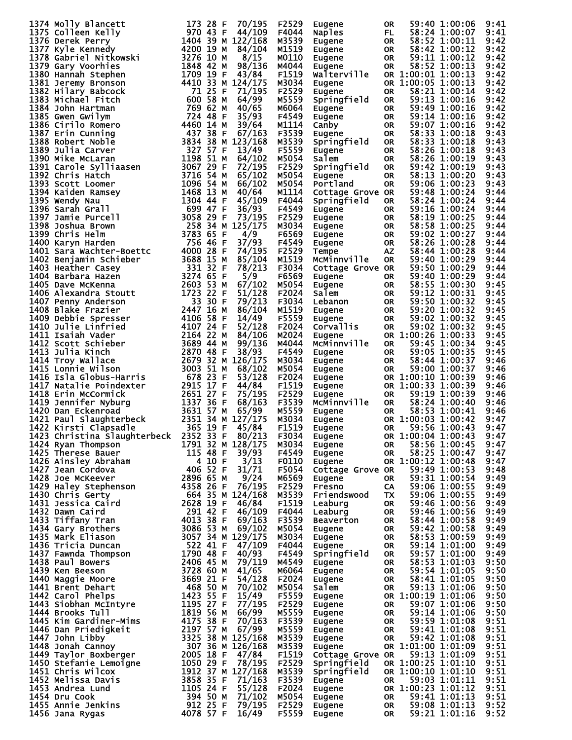| Place | Name | Bib | Age | Sex | Div Place | Div | City | State | Gun Time | Chip Time | Pace |
|---|---|---|---|---|---|---|---|---|---|---|---|
| 1374 | Molly Blancett | 173 | 28 | F | 70/195 | F2529 | Eugene | OR | 59:40 | 1:00:06 | 9:41 |
| 1375 | Colleen Kelly | 970 | 43 | F | 44/109 | F4044 | Naples | FL | 58:24 | 1:00:07 | 9:41 |
| 1376 | Derek Perry | 1404 | 39 | M | 122/168 | M3539 | Eugene | OR | 58:52 | 1:00:11 | 9:42 |
| 1377 | Kyle Kennedy | 4200 | 19 | M | 84/104 | M1519 | Eugene | OR | 58:42 | 1:00:12 | 9:42 |
| 1378 | Gabriel Nitkowski | 3276 | 10 | M | 8/15 | M0110 | Eugene | OR | 59:11 | 1:00:12 | 9:42 |
| 1379 | Gary Voorhies | 1848 | 42 | M | 98/136 | M4044 | Eugene | OR | 58:52 | 1:00:13 | 9:42 |
| 1380 | Hannah Stephen | 1709 | 19 | F | 43/84 | F1519 | Walterville | OR | 1:00:01 | 1:00:13 | 9:42 |
| 1381 | Jeremy Bronson | 4410 | 33 | M | 124/175 | M3034 | Eugene | OR | 1:00:05 | 1:00:13 | 9:42 |
| 1382 | Hilary Babcock | 71 | 25 | F | 71/195 | F2529 | Eugene | OR | 58:21 | 1:00:14 | 9:42 |
| 1383 | Michael Fitch | 600 | 58 | M | 64/99 | M5559 | Springfield | OR | 59:13 | 1:00:16 | 9:42 |
| 1384 | John Hartman | 769 | 62 | M | 40/65 | M6064 | Eugene | OR | 59:49 | 1:00:16 | 9:42 |
| 1385 | Gwen Gwilym | 724 | 48 | F | 35/93 | F4549 | Eugene | OR | 59:14 | 1:00:16 | 9:42 |
| 1386 | Cirilo Romero | 4460 | 14 | M | 39/64 | M1114 | Canby | OR | 59:07 | 1:00:16 | 9:42 |
| 1387 | Erin Cunning | 437 | 38 | F | 67/163 | F3539 | Eugene | OR | 58:33 | 1:00:18 | 9:43 |
| 1388 | Robert Noble | 3834 | 38 | M | 123/168 | M3539 | Springfield | OR | 58:33 | 1:00:18 | 9:43 |
| 1389 | Julia Carver | 327 | 57 | F | 13/49 | F5559 | Eugene | OR | 58:26 | 1:00:18 | 9:43 |
| 1390 | Mike McLaran | 1198 | 51 | M | 64/102 | M5054 | Salem | OR | 58:26 | 1:00:19 | 9:43 |
| 1391 | Carole Sylliaasen | 3067 | 29 | F | 72/195 | F2529 | Springfield | OR | 59:42 | 1:00:19 | 9:43 |
| 1392 | Chris Hatch | 3716 | 54 | M | 65/102 | M5054 | Eugene | OR | 58:13 | 1:00:20 | 9:43 |
| 1393 | Scott Loomer | 1096 | 54 | M | 66/102 | M5054 | Portland | OR | 59:06 | 1:00:23 | 9:43 |
| 1394 | Kaiden Ramsey | 1468 | 13 | M | 40/64 | M1114 | Cottage Grove | OR | 59:48 | 1:00:24 | 9:44 |
| 1395 | Wendy Nau | 1304 | 44 | F | 45/109 | F4044 | Springfield | OR | 58:24 | 1:00:24 | 9:44 |
| 1396 | Sarah Grall | 699 | 47 | F | 36/93 | F4549 | Eugene | OR | 59:16 | 1:00:24 | 9:44 |
| 1397 | Jamie Purcell | 3058 | 29 | F | 73/195 | F2529 | Eugene | OR | 58:19 | 1:00:25 | 9:44 |
| 1398 | Joshua Brown | 258 | 34 | M | 125/175 | M3034 | Eugene | OR | 58:58 | 1:00:25 | 9:44 |
| 1399 | Chris Helm | 3783 | 65 | F | 4/9 | F6569 | Eugene | OR | 59:02 | 1:00:27 | 9:44 |
| 1400 | Karyn Harden | 756 | 46 | F | 37/93 | F4549 | Eugene | OR | 58:26 | 1:00:28 | 9:44 |
| 1401 | Sara Wachter-Boettc | 4000 | 28 | F | 74/195 | F2529 | Tempe | AZ | 58:44 | 1:00:28 | 9:44 |
| 1402 | Benjamin Schieber | 3688 | 15 | M | 85/104 | M1519 | McMinnville | OR | 59:40 | 1:00:29 | 9:44 |
| 1403 | Heather Casey | 331 | 32 | F | 78/213 | F3034 | Cottage Grove | OR | 59:50 | 1:00:29 | 9:44 |
| 1404 | Barbara Hazen | 3274 | 65 | F | 5/9 | F6569 | Eugene | OR | 59:40 | 1:00:29 | 9:44 |
| 1405 | Dave McKenna | 2603 | 53 | M | 67/102 | M5054 | Eugene | OR | 58:55 | 1:00:30 | 9:45 |
| 1406 | Alexandra Stoutt | 1723 | 22 | F | 51/128 | F2024 | Salem | OR | 59:12 | 1:00:31 | 9:45 |
| 1407 | Penny Anderson | 33 | 30 | F | 79/213 | F3034 | Lebanon | OR | 59:50 | 1:00:32 | 9:45 |
| 1408 | Blake Frazier | 2447 | 16 | M | 86/104 | M1519 | Eugene | OR | 59:20 | 1:00:32 | 9:45 |
| 1409 | Debbie Spresser | 4106 | 58 | F | 14/49 | F5559 | Eugene | OR | 59:02 | 1:00:32 | 9:45 |
| 1410 | Julie Linfried | 4107 | 24 | F | 52/128 | F2024 | Corvallis | OR | 59:02 | 1:00:32 | 9:45 |
| 1411 | Isaiah Vader | 2164 | 22 | M | 84/106 | M2024 | Eugene | OR | 1:00:26 | 1:00:33 | 9:45 |
| 1412 | Scott Schieber | 3689 | 44 | M | 99/136 | M4044 | McMinnville | OR | 59:45 | 1:00:34 | 9:45 |
| 1413 | Julia Kinch | 2870 | 48 | F | 38/93 | F4549 | Eugene | OR | 59:05 | 1:00:35 | 9:45 |
| 1414 | Troy Wallace | 2679 | 32 | M | 126/175 | M3034 | Eugene | OR | 58:44 | 1:00:37 | 9:46 |
| 1415 | Lonnie Wilson | 3003 | 51 | M | 68/102 | M5054 | Eugene | OR | 59:00 | 1:00:37 | 9:46 |
| 1416 | Isla Globus-Harris | 678 | 23 | F | 53/128 | F2024 | Eugene | OR | 1:00:10 | 1:00:39 | 9:46 |
| 1417 | Natalie Poindexter | 2915 | 17 | F | 44/84 | F1519 | Eugene | OR | 1:00:33 | 1:00:39 | 9:46 |
| 1418 | Erin McCormick | 2651 | 27 | F | 75/195 | F2529 | Eugene | OR | 59:19 | 1:00:39 | 9:46 |
| 1419 | Jennifer Nyburg | 1337 | 36 | F | 68/163 | F3539 | McMinnville | OR | 58:24 | 1:00:40 | 9:46 |
| 1420 | Dan Eckenroad | 3631 | 57 | M | 65/99 | M5559 | Eugene | OR | 58:53 | 1:00:41 | 9:46 |
| 1421 | Paul Slaughterbeck | 2351 | 34 | M | 127/175 | M3034 | Eugene | OR | 1:00:03 | 1:00:42 | 9:47 |
| 1422 | Kirsti Clapsadle | 365 | 19 | F | 45/84 | F1519 | Eugene | OR | 59:56 | 1:00:43 | 9:47 |
| 1423 | Christina Slaughterbeck | 2352 | 33 | F | 80/213 | F3034 | Eugene | OR | 1:00:04 | 1:00:43 | 9:47 |
| 1424 | Ryan Thompson | 1791 | 32 | M | 128/175 | M3034 | Eugene | OR | 58:56 | 1:00:45 | 9:47 |
| 1425 | Therese Bauer | 115 | 48 | F | 39/93 | F4549 | Eugene | OR | 58:25 | 1:00:47 | 9:47 |
| 1426 | Ainsley Abraham | 4 | 10 | F | 3/13 | F0110 | Eugene | OR | 1:00:12 | 1:00:48 | 9:47 |
| 1427 | Jean Cordova | 406 | 52 | F | 31/71 | F5054 | Cottage Grove | OR | 59:49 | 1:00:53 | 9:48 |
| 1428 | Joe McKeever | 2896 | 65 | M | 9/24 | M6569 | Eugene | OR | 59:31 | 1:00:54 | 9:49 |
| 1429 | Haley Stephenson | 4358 | 26 | F | 76/195 | F2529 | Fresno | CA | 59:06 | 1:00:55 | 9:49 |
| 1430 | Chris Gerty | 664 | 35 | M | 124/168 | M3539 | Friendswood | TX | 59:06 | 1:00:55 | 9:49 |
| 1431 | Jessica Caird | 2628 | 19 | F | 46/84 | F1519 | Leaburg | OR | 59:46 | 1:00:56 | 9:49 |
| 1432 | Dawn Caird | 291 | 42 | F | 46/109 | F4044 | Leaburg | OR | 59:46 | 1:00:56 | 9:49 |
| 1433 | Tiffany Tran | 4013 | 38 | F | 69/163 | F3539 | Beaverton | OR | 58:44 | 1:00:58 | 9:49 |
| 1434 | Gary Brothers | 3086 | 53 | M | 69/102 | M5054 | Eugene | OR | 59:42 | 1:00:58 | 9:49 |
| 1435 | Mark Eliason | 3057 | 34 | M | 129/175 | M3034 | Eugene | OR | 58:53 | 1:00:59 | 9:49 |
| 1436 | Tricia Duncan | 522 | 41 | F | 47/109 | F4044 | Eugene | OR | 59:14 | 1:01:00 | 9:49 |
| 1437 | Fawnda Thompson | 1790 | 48 | F | 40/93 | F4549 | Springfield | OR | 59:57 | 1:01:00 | 9:49 |
| 1438 | Paul Bowers | 2406 | 45 | M | 79/119 | M4549 | Eugene | OR | 58:53 | 1:01:03 | 9:50 |
| 1439 | Ken Beeson | 3728 | 60 | M | 41/65 | M6064 | Eugene | OR | 59:54 | 1:01:05 | 9:50 |
| 1440 | Maggie Moore | 3669 | 21 | F | 54/128 | F2024 | Eugene | OR | 58:41 | 1:01:05 | 9:50 |
| 1441 | Brent Dehart | 468 | 50 | M | 70/102 | M5054 | Salem | OR | 59:13 | 1:01:06 | 9:50 |
| 1442 | Carol Phelps | 1423 | 55 | F | 15/49 | F5559 | Eugene | OR | 1:00:19 | 1:01:06 | 9:50 |
| 1443 | Siobhan McIntyre | 1195 | 27 | F | 77/195 | F2529 | Eugene | OR | 59:07 | 1:01:06 | 9:50 |
| 1444 | Brooks Tull | 1819 | 56 | M | 66/99 | M5559 | Eugene | OR | 59:14 | 1:01:06 | 9:50 |
| 1445 | Kim Gardiner-Mims | 4175 | 38 | F | 70/163 | F3539 | Eugene | OR | 59:59 | 1:01:08 | 9:51 |
| 1446 | Dan Priedigkeit | 2197 | 57 | M | 67/99 | M5559 | Eugene | OR | 59:41 | 1:01:08 | 9:51 |
| 1447 | John Libby | 3325 | 38 | M | 125/168 | M3539 | Eugene | OR | 59:42 | 1:01:08 | 9:51 |
| 1448 | Jonah Cannoy | 307 | 36 | M | 126/168 | M3539 | Eugene | OR | 1:01:00 | 1:01:09 | 9:51 |
| 1449 | Taylor Boxberger | 2005 | 18 | F | 47/84 | F1519 | Cottage Grove | OR | 59:13 | 1:01:09 | 9:51 |
| 1450 | Stefanie Lemoigne | 1050 | 29 | F | 78/195 | F2529 | Springfield | OR | 1:00:25 | 1:01:10 | 9:51 |
| 1451 | Chris Wilcox | 1912 | 37 | M | 127/168 | M3539 | Springfield | OR | 1:00:10 | 1:01:10 | 9:51 |
| 1452 | Melissa Davis | 3858 | 35 | F | 71/163 | F3539 | Eugene | OR | 59:03 | 1:01:11 | 9:51 |
| 1453 | Andrea Lund | 1105 | 24 | F | 55/128 | F2024 | Eugene | OR | 1:00:23 | 1:01:12 | 9:51 |
| 1454 | Dru Cook | 394 | 50 | M | 71/102 | M5054 | Eugene | OR | 59:41 | 1:01:13 | 9:51 |
| 1455 | Annie Jenkins | 912 | 25 | F | 79/195 | F2529 | Eugene | OR | 59:08 | 1:01:13 | 9:52 |
| 1456 | Jana Rygas | 4078 | 57 | F | 16/49 | F5559 | Eugene | OR | 59:21 | 1:01:16 | 9:52 |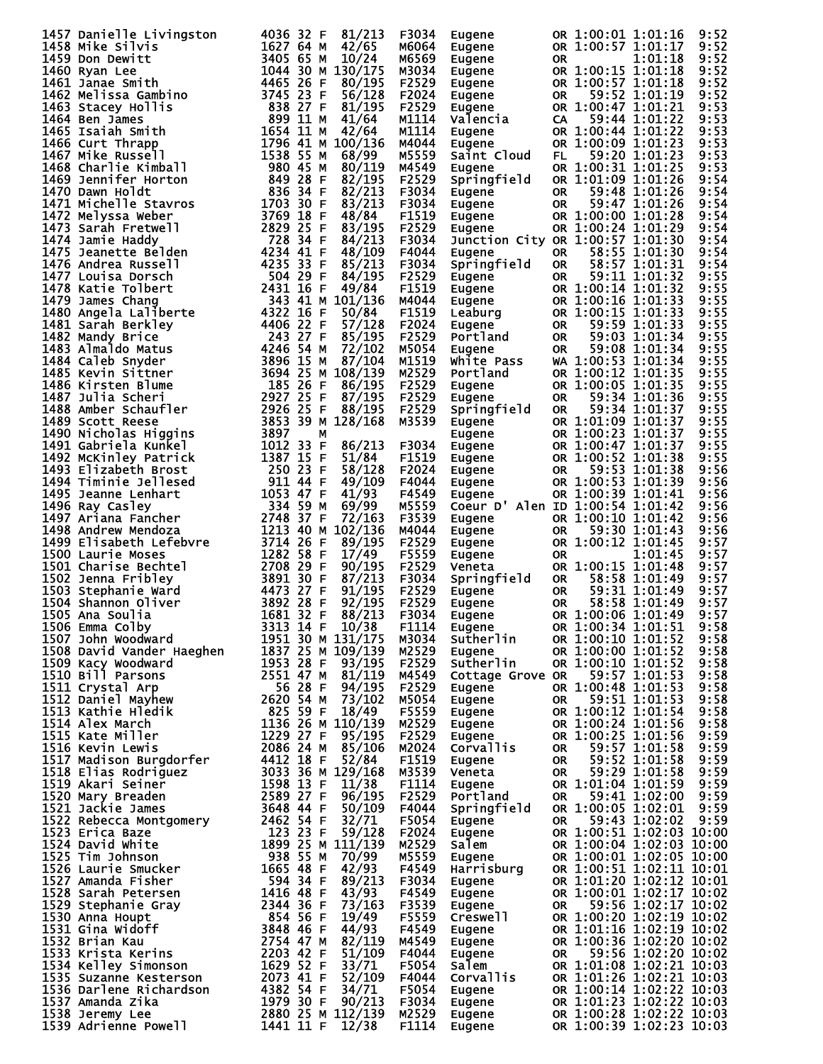```
1457 Danielle Livingston     4036 32 F  81/213  F3034  Eugene        OR 1:00:01 1:01:16  9:52
1458 Mike Silvis             1627 64 M  42/65   M6064  Eugene        OR 1:00:57 1:01:17  9:52
1459 Don Dewitt              3405 65 M  10/24   M6569  Eugene        OR         1:01:18  9:52
1460 Ryan Lee                1044 30 M 130/175  M3034  Eugene        OR 1:00:15 1:01:18  9:52
1461 Janae Smith             4465 26 F  80/195  F2529  Eugene        OR 1:00:57 1:01:18  9:52
1462 Melissa Gambino         3745 23 F  56/128  F2024  Eugene        OR   59:52 1:01:19  9:52
1463 Stacey Hollis            838 27 F  81/195  F2529  Eugene        OR 1:00:47 1:01:21  9:53
1464 Ben James                899 11 M  41/64   M1114  Valencia      CA   59:44 1:01:22  9:53
1465 Isaiah Smith            1654 11 M  42/64   M1114  Eugene        OR 1:00:44 1:01:22  9:53
1466 Curt Thrapp             1796 41 M 100/136  M4044  Eugene        OR 1:00:09 1:01:23  9:53
1467 Mike Russell            1538 55 M  68/99   M5559  Saint Cloud   FL   59:20 1:01:23  9:53
1468 Charlie Kimball          980 45 M  80/119  M4549  Eugene        OR 1:00:31 1:01:25  9:53
1469 Jennifer Horton          849 28 F  82/195  F2529  Springfield   OR 1:01:09 1:01:26  9:54
1470 Dawn Holdt               836 34 F  82/213  F3034  Eugene        OR   59:48 1:01:26  9:54
1471 Michelle Stavros        1703 30 F  83/213  F3034  Eugene        OR   59:47 1:01:26  9:54
1472 Melyssa Weber           3769 18 F  48/84   F1519  Eugene        OR 1:00:00 1:01:28  9:54
1473 Sarah Fretwell          2829 25 F  83/195  F2529  Eugene        OR 1:00:24 1:01:29  9:54
1474 Jamie Haddy              728 34 F  84/213  F3034  Junction City OR 1:00:57 1:01:30  9:54
1475 Jeanette Belden         4234 41 F  48/109  F4044  Eugene        OR   58:55 1:01:30  9:54
1476 Andrea Russell          4235 33 F  85/213  F3034  Springfield   OR   58:57 1:01:31  9:54
1477 Louisa Dorsch            504 29 F  84/195  F2529  Eugene        OR   59:11 1:01:32  9:55
1478 Katie Tolbert           2431 16 F  49/84   F1519  Eugene        OR 1:00:14 1:01:32  9:55
1479 James Chang              343 41 M 101/136  M4044  Eugene        OR 1:00:16 1:01:33  9:55
1480 Angela Laliberte        4322 16 F  50/84   F1519  Leaburg       OR 1:00:15 1:01:33  9:55
1481 Sarah Berkley           4406 22 F  57/128  F2024  Eugene        OR   59:59 1:01:33  9:55
1482 Mandy Brice              243 27 F  85/195  F2529  Portland      OR   59:03 1:01:34  9:55
1483 Almaldo Matus           4246 54 M  72/102  M5054  Eugene        OR   59:08 1:01:34  9:55
1484 Caleb Snyder            3896 15 M  87/104  M1519  White Pass    WA 1:00:53 1:01:34  9:55
1485 Kevin Sittner           3694 25 M 108/139  M2529  Portland      OR 1:00:12 1:01:35  9:55
1486 Kirsten Blume            185 26 F  86/195  F2529  Eugene        OR 1:00:05 1:01:35  9:55
1487 Julia Scheri            2927 25 F  87/195  F2529  Eugene        OR   59:34 1:01:36  9:55
1488 Amber Schaufler         2926 25 F  88/195  F2529  Springfield   OR   59:34 1:01:37  9:55
1489 Scott Reese             3853 39 M 128/168  M3539  Eugene        OR 1:01:09 1:01:37  9:55
1490 Nicholas Higgins        3897    M                 Eugene        OR 1:00:23 1:01:37  9:55
1491 Gabriela Kunkel         1012 33 F  86/213  F3034  Eugene        OR 1:00:47 1:01:37  9:55
1492 McKinley Patrick        1387 15 F  51/84   F1519  Eugene        OR 1:00:52 1:01:38  9:55
1493 Elizabeth Brost          250 23 F  58/128  F2024  Eugene        OR   59:53 1:01:38  9:56
1494 Timinie Jellesed         911 44 F  49/109  F4044  Eugene        OR 1:00:53 1:01:39  9:56
1495 Jeanne Lenhart          1053 47 F  41/93   F4549  Eugene        OR 1:00:39 1:01:41  9:56
1496 Ray Casley               334 59 M  69/99   M5559  Coeur D' Alen ID 1:00:54 1:01:42  9:56
1497 Ariana Fancher          2748 37 F  72/163  F3539  Eugene        OR 1:00:10 1:01:42  9:56
1498 Andrew Mendoza          1213 40 M 102/136  M4044  Eugene        OR   59:30 1:01:43  9:56
1499 Elisabeth Lefebvre      3714 26 F  89/195  F2529  Eugene        OR 1:00:12 1:01:45  9:57
1500 Laurie Moses            1282 58 F  17/49   F5559  Eugene        OR         1:01:45  9:57
1501 Charise Bechtel         2708 29 F  90/195  F2529  Veneta        OR 1:00:15 1:01:48  9:57
1502 Jenna Fribley           3891 30 F  87/213  F3034  Springfield   OR   58:58 1:01:49  9:57
1503 Stephanie Ward          4473 27 F  91/195  F2529  Eugene        OR   59:31 1:01:49  9:57
1504 Shannon Oliver          3892 28 F  92/195  F2529  Eugene        OR   58:58 1:01:49  9:57
1505 Ana Soulia              1681 32 F  88/213  F3034  Eugene        OR 1:00:06 1:01:49  9:57
1506 Emma Colby              3313 14 F  10/38   F1114  Eugene        OR 1:00:34 1:01:51  9:58
1507 John Woodward           1951 30 M 131/175  M3034  Sutherlin     OR 1:00:10 1:01:52  9:58
1508 David Vander Haeghen    1837 25 M 109/139  M2529  Eugene        OR 1:00:00 1:01:52  9:58
1509 Kacy Woodward           1953 28 F  93/195  F2529  Sutherlin     OR 1:00:10 1:01:52  9:58
1510 Bill Parsons            2551 47 M  81/119  M4549  Cottage Grove OR   59:57 1:01:53  9:58
1511 Crystal Arp               56 28 F  94/195  F2529  Eugene        OR 1:00:48 1:01:53  9:58
1512 Daniel Mayhew           2620 54 M  73/102  M5054  Eugene        OR   59:51 1:01:53  9:58
1513 Kathie Hledik            825 59 F  18/49   F5559  Eugene        OR 1:00:12 1:01:54  9:58
1514 Alex March              1136 26 M 110/139  M2529  Eugene        OR 1:00:24 1:01:56  9:58
1515 Kate Miller             1229 27 F  95/195  F2529  Eugene        OR 1:00:25 1:01:56  9:59
1516 Kevin Lewis             2086 24 M  85/106  M2024  Corvallis     OR   59:57 1:01:58  9:59
1517 Madison Burgdorfer      4412 18 F  52/84   F1519  Eugene        OR   59:52 1:01:58  9:59
1518 Elias Rodriguez         3033 36 M 129/168  M3539  Veneta        OR   59:29 1:01:58  9:59
1519 Akari Seiner            1598 13 F  11/38   F1114  Eugene        OR 1:01:04 1:01:59  9:59
1520 Mary Breaden            2589 27 F  96/195  F2529  Portland     OR   59:41 1:02:00  9:59
1521 Jackie James            3648 44 F  50/109  F4044  Springfield   OR 1:00:05 1:02:01  9:59
1522 Rebecca Montgomery      2462 54 F  32/71   F5054  Eugene        OR   59:43 1:02:02  9:59
1523 Erica Baze               123 23 F  59/128  F2024  Eugene        OR 1:00:51 1:02:03 10:00
1524 David White             1899 25 M 111/139  M2529  Salem         OR 1:00:04 1:02:03 10:00
1525 Tim Johnson              938 55 M  70/99   M5559  Eugene        OR 1:00:01 1:02:05 10:00
1526 Laurie Smucker          1665 48 F  42/93   F4549  Harrisburg    OR 1:00:51 1:02:11 10:01
1527 Amanda Fisher            594 34 F  89/213  F3034  Eugene        OR 1:01:20 1:02:12 10:01
1528 Sarah Petersen          1416 48 F  43/93   F4549  Eugene        OR 1:00:01 1:02:17 10:02
1529 Stephanie Gray          2344 36 F  73/163  F3539  Eugene        OR   59:56 1:02:17 10:02
1530 Anna Houpt               854 56 F  19/49   F5559  Creswell      OR 1:00:20 1:02:19 10:02
1531 Gina Widoff             3848 46 F  44/93   F4549  Eugene        OR 1:01:16 1:02:19 10:02
1532 Brian Kau               2754 47 M  82/119  M4549  Eugene        OR 1:00:36 1:02:20 10:02
1533 Krista Kerins           2203 42 F  51/109  F4044  Eugene        OR   59:56 1:02:20 10:02
1534 Kelley Simonson         1629 52 F  33/71   F5054  Salem         OR 1:01:08 1:02:21 10:03
1535 Suzanne Kesterson       2073 41 F  52/109  F4044  Corvallis     OR 1:01:26 1:02:21 10:03
1536 Darlene Richardson      4382 54 F  34/71   F5054  Eugene        OR 1:00:14 1:02:22 10:03
1537 Amanda Zika             1979 30 F  90/213  F3034  Eugene        OR 1:01:23 1:02:22 10:03
1538 Jeremy Lee              2880 25 M 112/139  M2529  Eugene        OR 1:00:28 1:02:22 10:03
1539 Adrienne Powell         1441 11 F  12/38   F1114  Eugene        OR 1:00:39 1:02:23 10:03
```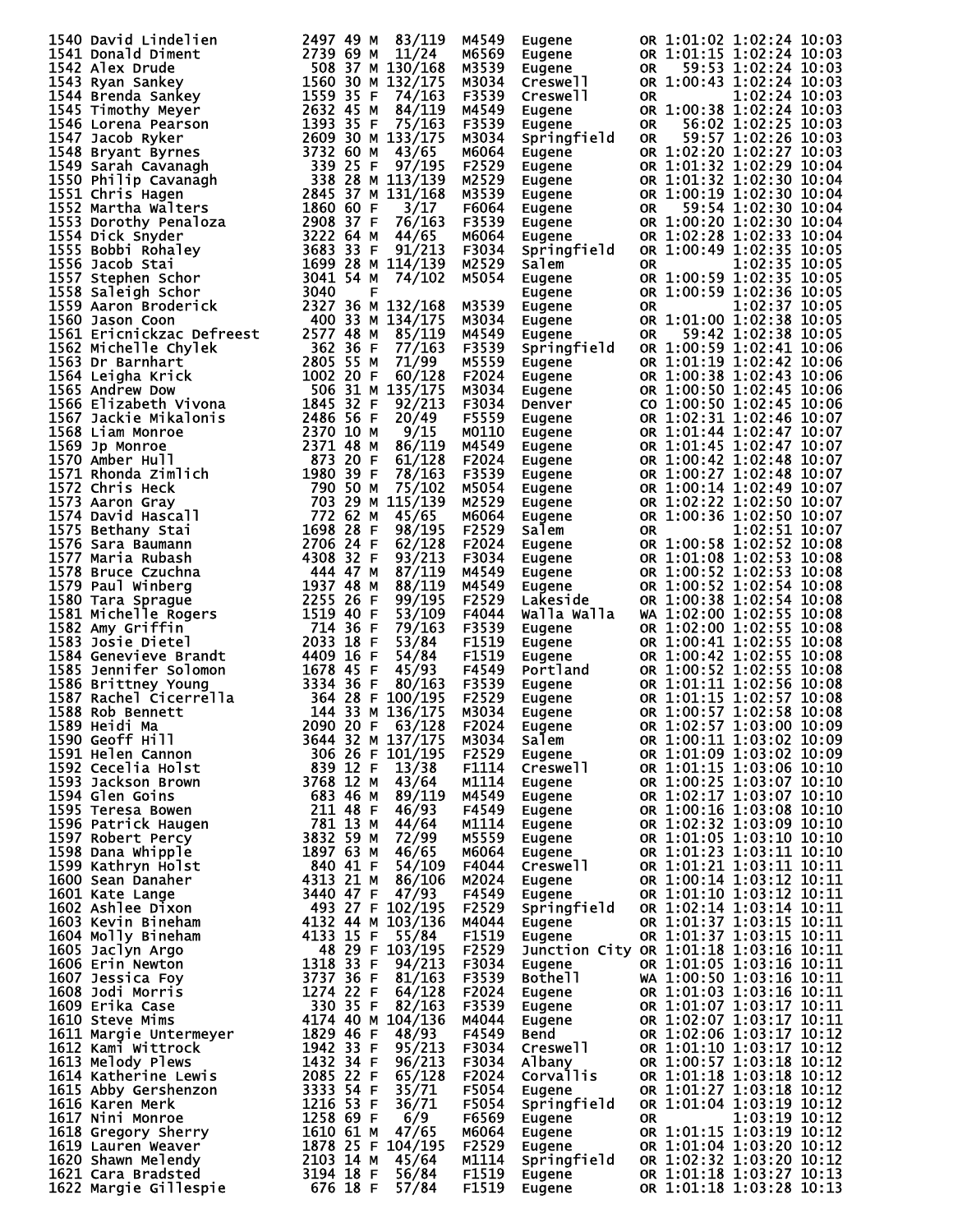```
1540 David Lindelien        2497 49 M  83/119  M4549  Eugene        OR 1:01:02 1:02:24 10:03
1541 Donald Diment          2739 69 M  11/24   M6569  Eugene        OR 1:01:15 1:02:24 10:03
1542 Alex Drude              508 37 M 130/168  M3539  Eugene        OR   59:53 1:02:24 10:03
1543 Ryan Sankey            1560 30 M 132/175  M3034  Creswell      OR 1:00:43 1:02:24 10:03
1544 Brenda Sankey          1559 35 F  74/163  F3539  Creswell      OR         1:02:24 10:03
1545 Timothy Meyer          2632 45 M  84/119  M4549  Eugene        OR 1:00:38 1:02:24 10:03
1546 Lorena Pearson         1393 35 F  75/163  F3539  Eugene        OR   56:02 1:02:25 10:03
1547 Jacob Ryker            2609 30 M 133/175  M3034  Springfield   OR   59:57 1:02:26 10:03
1548 Bryant Byrnes          3732 60 M  43/65   M6064  Eugene        OR 1:02:20 1:02:27 10:03
1549 Sarah Cavanagh          339 25 F  97/195  F2529  Eugene        OR 1:01:32 1:02:29 10:04
1550 Philip Cavanagh         338 28 M 113/139  M2529  Eugene        OR 1:01:32 1:02:30 10:04
1551 Chris Hagen            2845 37 M 131/168  M3539  Eugene        OR 1:00:19 1:02:30 10:04
1552 Martha Walters         1860 60 F   3/17   F6064  Eugene        OR   59:54 1:02:30 10:04
1553 Dorothy Penaloza       2908 37 F  76/163  F3539  Eugene        OR 1:00:20 1:02:30 10:04
1554 Dick Snyder            3222 64 M  44/65   M6064  Eugene        OR 1:02:28 1:02:33 10:04
1555 Bobbi Rohaley          3683 33 F  91/213  F3034  Springfield   OR 1:00:49 1:02:35 10:05
1556 Jacob Stai             1699 28 M 114/139  M2529  Salem         OR         1:02:35 10:05
1557 Stephen Schor          3041 54 M  74/102  M5054  Eugene        OR 1:00:59 1:02:35 10:05
1558 Saleigh Schor          3040    F                 Eugene        OR 1:00:59 1:02:36 10:05
1559 Aaron Broderick        2327 36 M 132/168  M3539  Eugene        OR         1:02:37 10:05
1560 Jason Coon              400 33 M 134/175  M3034  Eugene        OR 1:01:00 1:02:38 10:05
1561 Ericnickzac Defreest   2577 48 M  85/119  M4549  Eugene        OR   59:42 1:02:38 10:05
1562 Michelle Chylek         362 36 F  77/163  F3539  Springfield   OR 1:00:59 1:02:41 10:06
1563 Dr Barnhart            2805 55 M  71/99   M5559  Eugene        OR 1:01:19 1:02:42 10:06
1564 Leigha Krick           1002 20 F  60/128  F2024  Eugene        OR 1:00:38 1:02:43 10:06
1565 Andrew Dow              506 31 M 135/175  M3034  Eugene        OR 1:00:50 1:02:45 10:06
1566 Elizabeth Vivona       1845 32 F  92/213  F3034  Denver        CO 1:00:50 1:02:45 10:06
1567 Jackie Mikalonis       2486 56 F  20/49   F5559  Eugene        OR 1:02:31 1:02:46 10:07
1568 Liam Monroe            2370 10 M   9/15   M0110  Eugene        OR 1:01:44 1:02:47 10:07
1569 Jp Monroe              2371 48 M  86/119  M4549  Eugene        OR 1:01:45 1:02:47 10:07
1570 Amber Hull              873 20 F  61/128  F2024  Eugene        OR 1:00:42 1:02:48 10:07
1571 Rhonda Zimlich         1980 39 F  78/163  F3539  Eugene        OR 1:00:27 1:02:48 10:07
1572 Chris Heck              790 50 M  75/102  M5054  Eugene        OR 1:00:14 1:02:49 10:07
1573 Aaron Gray              703 29 M 115/139  M2529  Eugene        OR 1:02:22 1:02:50 10:07
1574 David Hascall           772 62 M  45/65   M6064  Eugene        OR 1:00:36 1:02:50 10:07
1575 Bethany Stai           1698 28 F  98/195  F2529  Salem         OR         1:02:51 10:07
1576 Sara Baumann           2706 24 F  62/128  F2024  Eugene        OR 1:00:58 1:02:52 10:08
1577 Maria Rubash           4308 32 F  93/213  F3034  Eugene        OR 1:01:08 1:02:53 10:08
1578 Bruce Czuchna           444 47 M  87/119  M4549  Eugene        OR 1:00:52 1:02:53 10:08
1579 Paul Winberg           1937 48 M  88/119  M4549  Eugene        OR 1:00:52 1:02:54 10:08
1580 Tara Sprague           2255 26 F  99/195  F2529  Lakeside      OR 1:00:38 1:02:54 10:08
1581 Michelle Rogers        1519 40 F  53/109  F4044  Walla Walla   WA 1:02:00 1:02:55 10:08
1582 Amy Griffin             714 36 F  79/163  F3539  Eugene        OR 1:02:00 1:02:55 10:08
1583 Josie Dietel           2033 18 F  53/84   F1519  Eugene        OR 1:00:41 1:02:55 10:08
1584 Genevieve Brandt       4409 16 F  54/84   F1519  Eugene        OR 1:00:42 1:02:55 10:08
1585 Jennifer Solomon       1678 45 F  45/93   F4549  Portland      OR 1:00:52 1:02:55 10:08
1586 Brittney Young         3334 36 F  80/163  F3539  Eugene        OR 1:01:11 1:02:56 10:08
1587 Rachel Cicerrella       364 28 F 100/195  F2529  Eugene        OR 1:01:15 1:02:57 10:08
1588 Rob Bennett             144 33 M 136/175  M3034  Eugene        OR 1:00:57 1:02:58 10:08
1589 Heidi Ma               2090 20 F  63/128  F2024  Eugene        OR 1:02:57 1:03:00 10:09
1590 Geoff Hill             3644 32 M 137/175  M3034  Salem         OR 1:00:11 1:03:02 10:09
1591 Helen Cannon            306 26 F 101/195  F2529  Eugene        OR 1:01:09 1:03:02 10:09
1592 Cecelia Holst           839 12 F  13/38   F1114  Creswell      OR 1:01:15 1:03:06 10:10
1593 Jackson Brown          3768 12 M  43/64   M1114  Eugene        OR 1:00:25 1:03:07 10:10
1594 Glen Goins              683 46 M  89/119  M4549  Eugene        OR 1:02:17 1:03:07 10:10
1595 Teresa Bowen            211 48 F  46/93   F4549  Eugene        OR 1:00:16 1:03:08 10:10
1596 Patrick Haugen          781 13 M  44/64   M1114  Eugene        OR 1:02:32 1:03:09 10:10
1597 Robert Percy           3832 59 M  72/99   M5559  Eugene        OR 1:01:05 1:03:10 10:10
1598 Dana Whipple           1897 63 M  46/65   M6064  Eugene        OR 1:01:23 1:03:11 10:10
1599 Kathryn Holst           840 41 F  54/109  F4044  Creswell      OR 1:01:21 1:03:11 10:11
1600 Sean Danaher           4313 21 M  86/106  M2024  Eugene        OR 1:00:14 1:03:12 10:11
1601 Kate Lange             3440 47 F  47/93   F4549  Eugene        OR 1:01:10 1:03:12 10:11
1602 Ashlee Dixon            493 27 F 102/195  F2529  Springfield   OR 1:02:14 1:03:14 10:11
1603 Kevin Bineham          4132 44 M 103/136  M4044  Eugene        OR 1:01:37 1:03:15 10:11
1604 Molly Bineham          4133 15 F  55/84   F1519  Eugene        OR 1:01:37 1:03:15 10:11
1605 Jaclyn Argo              48 29 F 103/195  F2529  Junction City OR 1:01:18 1:03:16 10:11
1606 Erin Newton            1318 33 F  94/213  F3034  Eugene        OR 1:01:05 1:03:16 10:11
1607 Jessica Foy            3737 36 F  81/163  F3539  Bothell       WA 1:00:50 1:03:16 10:11
1608 Jodi Morris            1274 22 F  64/128  F2024  Eugene        OR 1:01:03 1:03:16 10:11
1609 Erika Case              330 35 F  82/163  F3539  Eugene        OR 1:01:07 1:03:17 10:11
1610 Steve Mims             4174 40 M 104/136  M4044  Eugene        OR 1:02:07 1:03:17 10:11
1611 Margie Untermeyer      1829 46 F  48/93   F4549  Bend          OR 1:02:06 1:03:17 10:12
1612 Kami Wittrock          1942 33 F  95/213  F3034  Creswell      OR 1:01:10 1:03:17 10:12
1613 Melody Plews           1432 34 F  96/213  F3034  Albany        OR 1:00:57 1:03:18 10:12
1614 Katherine Lewis        2085 22 F  65/128  F2024  Corvallis     OR 1:01:18 1:03:18 10:12
1615 Abby Gershenzon        3333 54 F  35/71   F5054  Eugene        OR 1:01:27 1:03:18 10:12
1616 Karen Merk             1216 53 F  36/71   F5054  Springfield   OR 1:01:04 1:03:19 10:12
1617 Nini Monroe            1258 69 F   6/9    F6569  Eugene        OR         1:03:19 10:12
1618 Gregory Sherry         1610 61 M  47/65   M6064  Eugene        OR 1:01:15 1:03:19 10:12
1619 Lauren Weaver          1878 25 F 104/195  F2529  Eugene        OR 1:01:04 1:03:20 10:12
1620 Shawn Melendy          2103 14 M  45/64   M1114  Springfield   OR 1:02:32 1:03:20 10:12
1621 Cara Bradsted          3194 18 F  56/84   F1519  Eugene        OR 1:01:18 1:03:27 10:13
1622 Margie Gillespie        676 18 F  57/84   F1519  Eugene        OR 1:01:18 1:03:28 10:13
```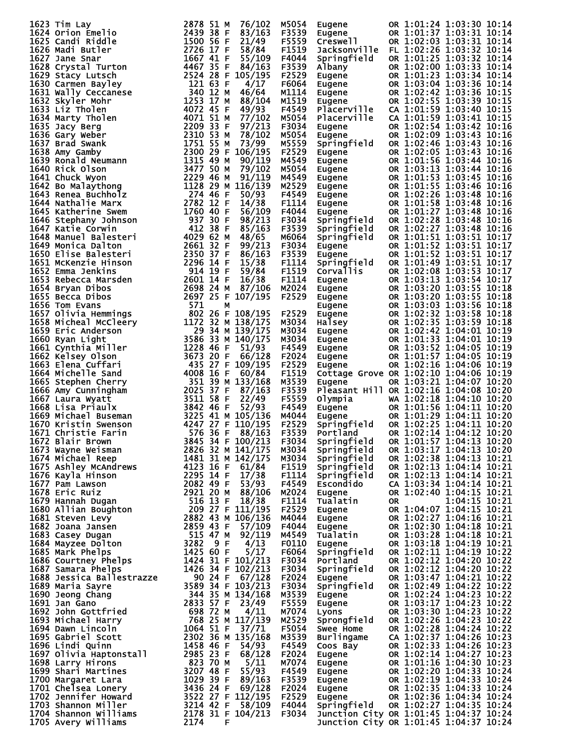| Place | Name | Bib | Age | Sex | Div Place | Div | City | State | Gun Time | Chip Time | Pace |
|---|---|---|---|---|---|---|---|---|---|---|---|
| 1623 | Tim Lay | 2878 | 51 | M | 76/102 | M5054 | Eugene | OR | 1:01:24 | 1:03:30 | 10:14 |
| 1624 | Orion Emelio | 2439 | 38 | F | 83/163 | F3539 | Eugene | OR | 1:01:37 | 1:03:31 | 10:14 |
| 1625 | Candi Riddle | 1500 | 56 | F | 21/49 | F5559 | Creswell | OR | 1:02:03 | 1:03:31 | 10:14 |
| 1626 | Madi Butler | 2726 | 17 | F | 58/84 | F1519 | Jacksonville | FL | 1:02:26 | 1:03:32 | 10:14 |
| 1627 | Jane Snar | 1667 | 41 | F | 55/109 | F4044 | Springfield | OR | 1:01:25 | 1:03:32 | 10:14 |
| 1628 | Crystal Turton | 4467 | 35 | F | 84/163 | F3539 | Albany | OR | 1:02:00 | 1:03:33 | 10:14 |
| 1629 | Stacy Lutsch | 2524 | 28 | F | 105/195 | F2529 | Eugene | OR | 1:01:23 | 1:03:34 | 10:14 |
| 1630 | Carmen Bayley | 121 | 63 | F | 4/17 | F6064 | Eugene | OR | 1:03:04 | 1:03:36 | 10:14 |
| 1631 | Wally Ceccanese | 340 | 12 | M | 46/64 | M1114 | Eugene | OR | 1:02:42 | 1:03:36 | 10:15 |
| 1632 | Skyler Mohr | 1253 | 17 | M | 88/104 | M1519 | Eugene | OR | 1:02:55 | 1:03:39 | 10:15 |
| 1633 | Liz Tholen | 4072 | 45 | F | 49/93 | F4549 | Placerville | CA | 1:01:59 | 1:03:40 | 10:15 |
| 1634 | Marty Tholen | 4071 | 51 | M | 77/102 | M5054 | Placerville | CA | 1:01:59 | 1:03:41 | 10:15 |
| 1635 | Jacy Berg | 2209 | 33 | F | 97/213 | F3034 | Eugene | OR | 1:02:54 | 1:03:42 | 10:16 |
| 1636 | Gary Weber | 2310 | 53 | M | 78/102 | M5054 | Eugene | OR | 1:02:09 | 1:03:43 | 10:16 |
| 1637 | Brad Swank | 1751 | 55 | M | 73/99 | M5559 | Springfield | OR | 1:02:46 | 1:03:43 | 10:16 |
| 1638 | Amy Gamby | 2300 | 29 | F | 106/195 | F2529 | Eugene | OR | 1:02:05 | 1:03:43 | 10:16 |
| 1639 | Ronald Neumann | 1315 | 49 | M | 90/119 | M4549 | Eugene | OR | 1:01:56 | 1:03:44 | 10:16 |
| 1640 | Rick Olson | 3477 | 50 | M | 79/102 | M5054 | Eugene | OR | 1:03:13 | 1:03:44 | 10:16 |
| 1641 | Chuck Wyon | 2229 | 46 | M | 91/119 | M4549 | Eugene | OR | 1:01:53 | 1:03:45 | 10:16 |
| 1642 | Bo Malaythong | 1128 | 29 | M | 116/139 | M2529 | Eugene | OR | 1:01:55 | 1:03:46 | 10:16 |
| 1643 | Renea Buchholz | 274 | 46 | F | 50/93 | F4549 | Eugene | OR | 1:02:26 | 1:03:48 | 10:16 |
| 1644 | Nathalie Marx | 2782 | 12 | F | 14/38 | F1114 | Eugene | OR | 1:01:58 | 1:03:48 | 10:16 |
| 1645 | Katherine Swem | 1760 | 40 | F | 56/109 | F4044 | Eugene | OR | 1:01:27 | 1:03:48 | 10:16 |
| 1646 | Stephany Johnson | 937 | 30 | F | 98/213 | F3034 | Springfield | OR | 1:02:28 | 1:03:48 | 10:16 |
| 1647 | Katie Corwin | 412 | 38 | F | 85/163 | F3539 | Springfield | OR | 1:02:27 | 1:03:48 | 10:16 |
| 1648 | Manuel Balesteri | 4029 | 62 | M | 48/65 | M6064 | Springfield | OR | 1:01:51 | 1:03:51 | 10:17 |
| 1649 | Monica Dalton | 2661 | 32 | F | 99/213 | F3034 | Eugene | OR | 1:01:52 | 1:03:51 | 10:17 |
| 1650 | Elise Balesteri | 2350 | 37 | F | 86/163 | F3539 | Eugene | OR | 1:01:52 | 1:03:51 | 10:17 |
| 1651 | McKenzie Hinson | 2296 | 14 | F | 15/38 | F1114 | Springfield | OR | 1:01:49 | 1:03:51 | 10:17 |
| 1652 | Emma Jenkins | 914 | 19 | F | 59/84 | F1519 | Corvallis | OR | 1:02:08 | 1:03:53 | 10:17 |
| 1653 | Rebecca Marsden | 2601 | 14 | F | 16/38 | F1114 | Eugene | OR | 1:03:13 | 1:03:54 | 10:17 |
| 1654 | Bryan Dibos | 2698 | 24 | M | 87/106 | M2024 | Eugene | OR | 1:03:20 | 1:03:55 | 10:18 |
| 1655 | Becca Dibos | 2697 | 25 | F | 107/195 | F2529 | Eugene | OR | 1:03:20 | 1:03:55 | 10:18 |
| 1656 | Tom Evans | 571 | | M | | | Eugene | OR | 1:03:03 | 1:03:56 | 10:18 |
| 1657 | Olivia Hemmings | 802 | 26 | F | 108/195 | F2529 | Eugene | OR | 1:02:32 | 1:03:58 | 10:18 |
| 1658 | Micheal McCleery | 1172 | 32 | M | 138/175 | M3034 | Halsey | OR | 1:02:35 | 1:03:59 | 10:18 |
| 1659 | Eric Anderson | 29 | 34 | M | 139/175 | M3034 | Eugene | OR | 1:02:42 | 1:04:01 | 10:19 |
| 1660 | Ryan Light | 3586 | 33 | M | 140/175 | M3034 | Eugene | OR | 1:01:33 | 1:04:01 | 10:19 |
| 1661 | Cynthia Miller | 1228 | 46 | F | 51/93 | F4549 | Eugene | OR | 1:03:52 | 1:04:05 | 10:19 |
| 1662 | Kelsey Olson | 3673 | 20 | F | 66/128 | F2024 | Eugene | OR | 1:01:57 | 1:04:05 | 10:19 |
| 1663 | Elena Cuffari | 435 | 27 | F | 109/195 | F2529 | Eugene | OR | 1:02:16 | 1:04:06 | 10:19 |
| 1664 | Michelle Sand | 4008 | 16 | F | 60/84 | F1519 | Cottage Grove | OR | 1:02:10 | 1:04:06 | 10:19 |
| 1665 | Stephen Cherry | 351 | 39 | M | 133/168 | M3539 | Eugene | OR | 1:03:21 | 1:04:07 | 10:20 |
| 1666 | Amy Cunningham | 2025 | 37 | F | 87/163 | F3539 | Pleasant Hill | OR | 1:02:16 | 1:04:08 | 10:20 |
| 1667 | Laura Wyatt | 3511 | 58 | F | 22/49 | F5559 | Olympia | WA | 1:02:18 | 1:04:10 | 10:20 |
| 1668 | Lisa Priaulx | 3842 | 46 | F | 52/93 | F4549 | Eugene | OR | 1:01:56 | 1:04:11 | 10:20 |
| 1669 | Michael Buseman | 3225 | 41 | M | 105/136 | M4044 | Eugene | OR | 1:01:29 | 1:04:11 | 10:20 |
| 1670 | Kristin Swenson | 4247 | 27 | F | 110/195 | F2529 | Springfield | OR | 1:02:25 | 1:04:11 | 10:20 |
| 1671 | Christie Farin | 576 | 36 | F | 88/163 | F3539 | Portland | OR | 1:02:14 | 1:04:12 | 10:20 |
| 1672 | Blair Brown | 3845 | 34 | F | 100/213 | F3034 | Springfield | OR | 1:01:57 | 1:04:13 | 10:20 |
| 1673 | Wayne Weisman | 2826 | 32 | M | 141/175 | M3034 | Springfield | OR | 1:03:17 | 1:04:13 | 10:20 |
| 1674 | Michael Reep | 1481 | 31 | M | 142/175 | M3034 | Springfield | OR | 1:02:38 | 1:04:13 | 10:21 |
| 1675 | Ashley McAndrews | 4123 | 16 | F | 61/84 | F1519 | Springfield | OR | 1:02:13 | 1:04:14 | 10:21 |
| 1676 | Kayla Hinson | 2295 | 14 | F | 17/38 | F1114 | Springfield | OR | 1:02:13 | 1:04:14 | 10:21 |
| 1677 | Pam Lawson | 2082 | 49 | F | 53/93 | F4549 | Escondido | CA | 1:03:34 | 1:04:14 | 10:21 |
| 1678 | Eric Ruiz | 2921 | 20 | M | 88/106 | M2024 | Eugene | OR | 1:02:40 | 1:04:15 | 10:21 |
| 1679 | Hannah Dugan | 516 | 13 | F | 18/38 | F1114 | Tualatin | OR | | 1:04:15 | 10:21 |
| 1680 | Allian Boughton | 209 | 27 | F | 111/195 | F2529 | Eugene | OR | 1:04:07 | 1:04:15 | 10:21 |
| 1681 | Steven Levy | 2882 | 43 | M | 106/136 | M4044 | Eugene | OR | 1:02:27 | 1:04:16 | 10:21 |
| 1682 | Joana Jansen | 2859 | 43 | F | 57/109 | F4044 | Eugene | OR | 1:02:30 | 1:04:18 | 10:21 |
| 1683 | Casey Dugan | 515 | 47 | M | 92/119 | M4549 | Tualatin | OR | 1:03:28 | 1:04:18 | 10:21 |
| 1684 | Mayzee Dolton | 3282 | 9 | F | 4/13 | F0110 | Eugene | OR | 1:03:18 | 1:04:19 | 10:21 |
| 1685 | Mark Phelps | 1425 | 60 | F | 5/17 | F6064 | Springfield | OR | 1:02:11 | 1:04:19 | 10:22 |
| 1686 | Courtney Phelps | 1424 | 31 | F | 101/213 | F3034 | Portland | OR | 1:02:12 | 1:04:20 | 10:22 |
| 1687 | Samara Phelps | 1426 | 34 | F | 102/213 | F3034 | Springfield | OR | 1:02:12 | 1:04:20 | 10:22 |
| 1688 | Jessica Ballestrazze | 90 | 24 | F | 67/128 | F2024 | Eugene | OR | 1:03:47 | 1:04:21 | 10:22 |
| 1689 | Maria Sayre | 3589 | 34 | F | 103/213 | F3034 | Springfield | OR | 1:02:49 | 1:04:22 | 10:22 |
| 1690 | Jeong Chang | 344 | 35 | M | 134/168 | M3539 | Eugene | OR | 1:02:24 | 1:04:23 | 10:22 |
| 1691 | Jan Gano | 2833 | 57 | F | 23/49 | F5559 | Eugene | OR | 1:03:17 | 1:04:23 | 10:22 |
| 1692 | John Gottfried | 698 | 72 | M | 4/11 | M7074 | Lyons | OR | 1:03:30 | 1:04:23 | 10:22 |
| 1693 | Michael Harry | 768 | 25 | M | 117/139 | M2529 | Sprongfield | OR | 1:02:26 | 1:04:23 | 10:22 |
| 1694 | Dawn Lincoln | 1064 | 51 | F | 37/71 | F5054 | Swee Home | OR | 1:02:28 | 1:04:24 | 10:22 |
| 1695 | Gabriel Scott | 2302 | 36 | M | 135/168 | M3539 | Burlingame | CA | 1:02:37 | 1:04:26 | 10:23 |
| 1696 | Lindi Quinn | 1458 | 46 | F | 54/93 | F4549 | Coos Bay | OR | 1:02:33 | 1:04:26 | 10:23 |
| 1697 | Olivia Haptonstall | 2985 | 23 | F | 68/128 | F2024 | Eugene | OR | 1:02:14 | 1:04:27 | 10:23 |
| 1698 | Larry Hirons | 823 | 70 | M | 5/11 | M7074 | Eugene | OR | 1:01:16 | 1:04:30 | 10:23 |
| 1699 | Shari Martines | 3207 | 48 | F | 55/93 | F4549 | Eugene | OR | 1:02:20 | 1:04:33 | 10:24 |
| 1700 | Margaret Lara | 1029 | 39 | F | 89/163 | F3539 | Eugene | OR | 1:02:19 | 1:04:33 | 10:24 |
| 1701 | Chelsea Lonery | 3436 | 24 | F | 69/128 | F2024 | Eugene | OR | 1:02:35 | 1:04:33 | 10:24 |
| 1702 | Jennifer Howard | 3522 | 27 | F | 112/195 | F2529 | Eugene | OR | 1:02:36 | 1:04:34 | 10:24 |
| 1703 | Shannon Miller | 3214 | 42 | F | 58/109 | F4044 | Springfield | OR | 1:02:27 | 1:04:35 | 10:24 |
| 1704 | Shannon Williams | 2178 | 31 | F | 104/213 | F3034 | Junction City | OR | 1:01:45 | 1:04:37 | 10:24 |
| 1705 | Avery Williams | 2174 | | F | | | Junction City | OR | 1:01:45 | 1:04:37 | 10:24 |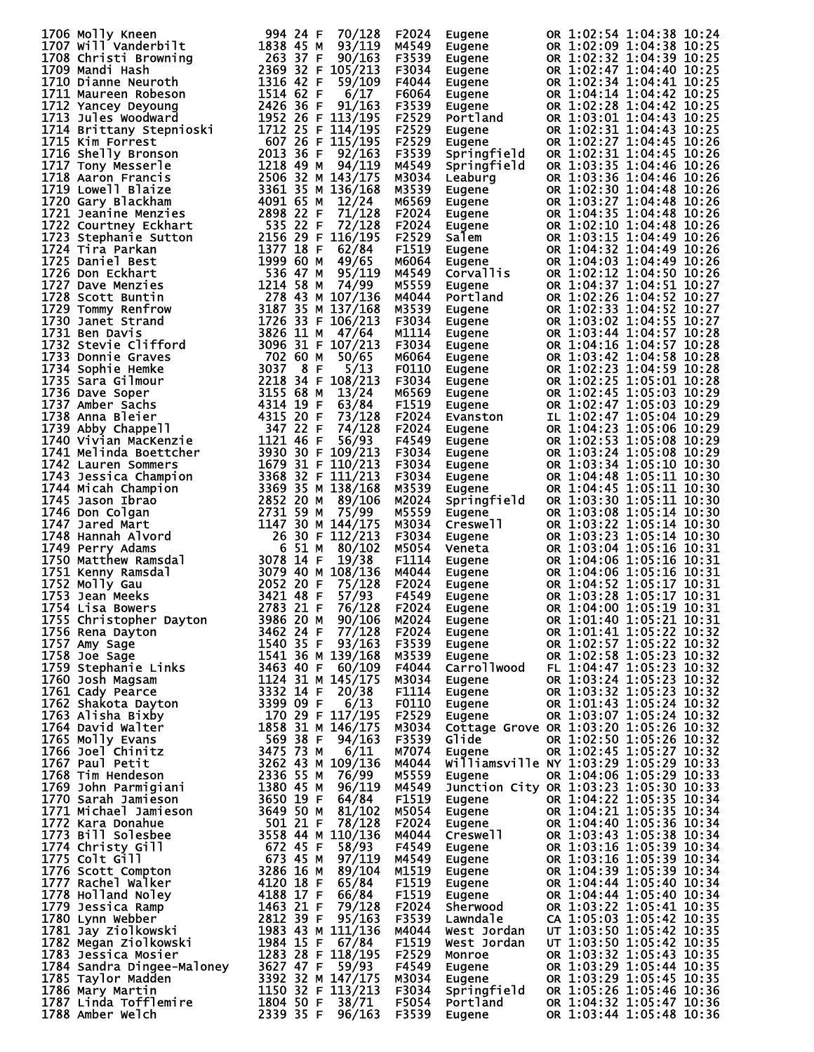```
1706 Molly Kneen              994 24 F  70/128  F2024  Eugene        OR 1:02:54 1:04:38 10:24
1707 Will Vanderbilt         1838 45 M  93/119  M4549  Eugene        OR 1:02:09 1:04:38 10:25
1708 Christi Browning         263 37 F  90/163  F3539  Eugene        OR 1:02:32 1:04:39 10:25
1709 Mandi Hash              2369 32 F 105/213  F3034  Eugene        OR 1:02:47 1:04:40 10:25
1710 Dianne Neuroth          1316 42 F  59/109  F4044  Eugene        OR 1:02:34 1:04:41 10:25
1711 Maureen Robeson         1514 62 F   6/17   F6064  Eugene        OR 1:04:14 1:04:42 10:25
1712 Yancey Deyoung          2426 36 F  91/163  F3539  Eugene        OR 1:02:28 1:04:42 10:25
1713 Jules Woodward          1952 26 F 113/195  F2529  Portland      OR 1:03:01 1:04:43 10:25
1714 Brittany Stepnioski     1712 25 F 114/195  F2529  Eugene        OR 1:02:31 1:04:43 10:25
1715 Kim Forrest              607 26 F 115/195  F2529  Eugene        OR 1:02:27 1:04:45 10:26
1716 Shelly Bronson          2013 36 F  92/163  F3539  Springfield   OR 1:02:31 1:04:45 10:26
1717 Tony Messerle           1218 49 M  94/119  M4549  Springfield   OR 1:03:35 1:04:46 10:26
1718 Aaron Francis           2506 32 M 143/175  M3034  Leaburg       OR 1:03:36 1:04:46 10:26
1719 Lowell Blaize           3361 35 M 136/168  M3539  Eugene        OR 1:02:30 1:04:48 10:26
1720 Gary Blackham           4091 65 M  12/24   M6569  Eugene        OR 1:03:27 1:04:48 10:26
1721 Jeanine Menzies         2898 22 F  71/128  F2024  Eugene        OR 1:04:35 1:04:48 10:26
1722 Courtney Eckhart         535 22 F  72/128  F2024  Eugene        OR 1:02:10 1:04:48 10:26
1723 Stephanie Sutton        2156 29 F 116/195  F2529  Salem         OR 1:03:15 1:04:49 10:26
1724 Tira Parkan             1377 18 F  62/84   F1519  Eugene        OR 1:04:32 1:04:49 10:26
1725 Daniel Best             1999 60 M  49/65   M6064  Eugene        OR 1:04:03 1:04:49 10:26
1726 Don Eckhart              536 47 M  95/119  M4549  Corvallis     OR 1:02:12 1:04:50 10:26
1727 Dave Menzies            1214 58 M  74/99   M5559  Eugene        OR 1:04:37 1:04:51 10:27
1728 Scott Buntin             278 43 M 107/136  M4044  Portland      OR 1:02:26 1:04:52 10:27
1729 Tommy Renfrow           3187 35 M 137/168  M3539  Eugene        OR 1:02:33 1:04:52 10:27
1730 Janet Strand            1726 33 F 106/213  F3034  Eugene        OR 1:03:02 1:04:55 10:27
1731 Ben Davis               3826 11 M  47/64   M1114  Eugene        OR 1:03:44 1:04:57 10:28
1732 Stevie Clifford         3096 31 F 107/213  F3034  Eugene        OR 1:04:16 1:04:57 10:28
1733 Donnie Graves            702 60 M  50/65   M6064  Eugene        OR 1:03:42 1:04:58 10:28
1734 Sophie Hemke            3037  8 F   5/13   F0110  Eugene        OR 1:02:23 1:04:59 10:28
1735 Sara Gilmour            2218 34 F 108/213  F3034  Eugene        OR 1:02:25 1:05:01 10:28
1736 Dave Soper              3155 68 M  13/24   M6569  Eugene        OR 1:02:45 1:05:03 10:29
1737 Amber Sachs             4314 19 F  63/84   F1519  Eugene        OR 1:02:47 1:05:03 10:29
1738 Anna Bleier             4315 20 F  73/128  F2024  Evanston      IL 1:02:47 1:05:04 10:29
1739 Abby Chappell            347 22 F  74/128  F2024  Eugene        OR 1:04:23 1:05:06 10:29
1740 Vivian MacKenzie        1121 46 F  56/93   F4549  Eugene        OR 1:02:53 1:05:08 10:29
1741 Melinda Boettcher       3930 30 F 109/213  F3034  Eugene        OR 1:03:24 1:05:08 10:29
1742 Lauren Sommers          1679 31 F 110/213  F3034  Eugene        OR 1:03:34 1:05:10 10:30
1743 Jessica Champion        3368 32 F 111/213  F3034  Eugene        OR 1:04:48 1:05:11 10:30
1744 Micah Champion          3369 35 M 138/168  M3539  Eugene        OR 1:04:45 1:05:11 10:30
1745 Jason Ibrao             2852 20 M  89/106  M2024  Springfield   OR 1:03:30 1:05:11 10:30
1746 Don Colgan              2731 59 M  75/99   M5559  Eugene        OR 1:03:08 1:05:14 10:30
1747 Jared Mart              1147 30 M 144/175  M3034  Creswell      OR 1:03:22 1:05:14 10:30
1748 Hannah Alvord             26 30 F 112/213  F3034  Eugene        OR 1:03:23 1:05:14 10:30
1749 Perry Adams                6 51 M  80/102  M5054  Veneta        OR 1:03:04 1:05:16 10:31
1750 Matthew Ramsdal         3078 14 F  19/38   F1114  Eugene        OR 1:04:06 1:05:16 10:31
1751 Kenny Ramsdal           3079 40 M 108/136  M4044  Eugene        OR 1:04:06 1:05:16 10:31
1752 Molly Gau               2052 20 F  75/128  F2024  Eugene        OR 1:04:52 1:05:17 10:31
1753 Jean Meeks              3421 48 F  57/93   F4549  Eugene        OR 1:03:28 1:05:17 10:31
1754 Lisa Bowers             2783 21 F  76/128  F2024  Eugene        OR 1:04:00 1:05:19 10:31
1755 Christopher Dayton      3986 20 M  90/106  M2024  Eugene        OR 1:01:40 1:05:21 10:31
1756 Rena Dayton             3462 24 F  77/128  F2024  Eugene        OR 1:01:41 1:05:22 10:32
1757 Amy Sage                1540 35 F  93/163  F3539  Eugene        OR 1:02:57 1:05:22 10:32
1758 Joe Sage                1541 36 M 139/168  M3539  Eugene        OR 1:02:58 1:05:23 10:32
1759 Stephanie Links         3463 40 F  60/109  F4044  Carrollwood   FL 1:04:47 1:05:23 10:32
1760 Josh Magsam             1124 31 M 145/175  M3034  Eugene        OR 1:03:24 1:05:23 10:32
1761 Cady Pearce             3332 14 F  20/38   F1114  Eugene        OR 1:03:32 1:05:23 10:32
1762 Shakota Dayton          3399 09 F   6/13   F0110  Eugene        OR 1:01:43 1:05:24 10:32
1763 Alisha Bixby             170 29 F 117/195  F2529  Eugene        OR 1:03:07 1:05:24 10:32
1764 David Walter            1858 31 M 146/175  M3034  Cottage Grove OR 1:03:20 1:05:26 10:32
1765 Molly Evans              569 38 F  94/163  F3539  Glide         OR 1:02:50 1:05:26 10:32
1766 Joel Chinitz            3475 73 M   6/11   M7074  Eugene        OR 1:02:45 1:05:27 10:32
1767 Paul Petit              3262 43 M 109/136  M4044  Williamsville NY 1:03:29 1:05:29 10:33
1768 Tim Hendeson            2336 55 M  76/99   M5559  Eugene        OR 1:04:06 1:05:29 10:33
1769 John Parmigiani         1380 45 M  96/119  M4549  Junction City OR 1:03:23 1:05:30 10:33
1770 Sarah Jamieson          3650 19 F  64/84   F1519  Eugene        OR 1:04:22 1:05:35 10:34
1771 Michael Jamieson        3649 50 M  81/102  M5054  Eugene        OR 1:04:21 1:05:35 10:34
1772 Kara Donahue             501 21 F  78/128  F2024  Eugene        OR 1:04:40 1:05:36 10:34
1773 Bill Solesbee           3558 44 M 110/136  M4044  Creswell      OR 1:03:43 1:05:38 10:34
1774 Christy Gill             672 45 F  58/93   F4549  Eugene        OR 1:03:16 1:05:39 10:34
1775 Colt Gill                673 45 M  97/119  M4549  Eugene        OR 1:03:16 1:05:39 10:34
1776 Scott Compton           3286 16 M  89/104  M1519  Eugene        OR 1:04:39 1:05:39 10:34
1777 Rachel Walker           4120 18 F  65/84   F1519  Eugene        OR 1:04:44 1:05:40 10:34
1778 Holland Noley           4188 17 F  66/84   F1519  Eugene        OR 1:04:44 1:05:40 10:34
1779 Jessica Ramp            1463 21 F  79/128  F2024  Sherwood      OR 1:03:22 1:05:41 10:35
1780 Lynn Webber             2812 39 F  95/163  F3539  Lawndale      CA 1:05:03 1:05:42 10:35
1781 Jay Ziolkowski          1983 43 M 111/136  M4044  West Jordan   UT 1:03:50 1:05:42 10:35
1782 Megan Ziolkowski        1984 15 F  67/84   F1519  West Jordan   UT 1:03:50 1:05:42 10:35
1783 Jessica Mosier          1283 28 F 118/195  F2529  Monroe        OR 1:03:32 1:05:43 10:35
1784 Sandra Dingee-Maloney   3627 47 F  59/93   F4549  Eugene        OR 1:03:29 1:05:44 10:35
1785 Taylor Madden           3392 32 M 147/175  M3034  Eugene        OR 1:03:29 1:05:45 10:35
1786 Mary Martin             1150 32 F 113/213  F3034  Springfield   OR 1:05:26 1:05:46 10:36
1787 Linda Tofflemire        1804 50 F  38/71   F5054  Portland      OR 1:04:32 1:05:47 10:36
1788 Amber Welch             2339 35 F  96/163  F3539  Eugene        OR 1:03:44 1:05:48 10:36
```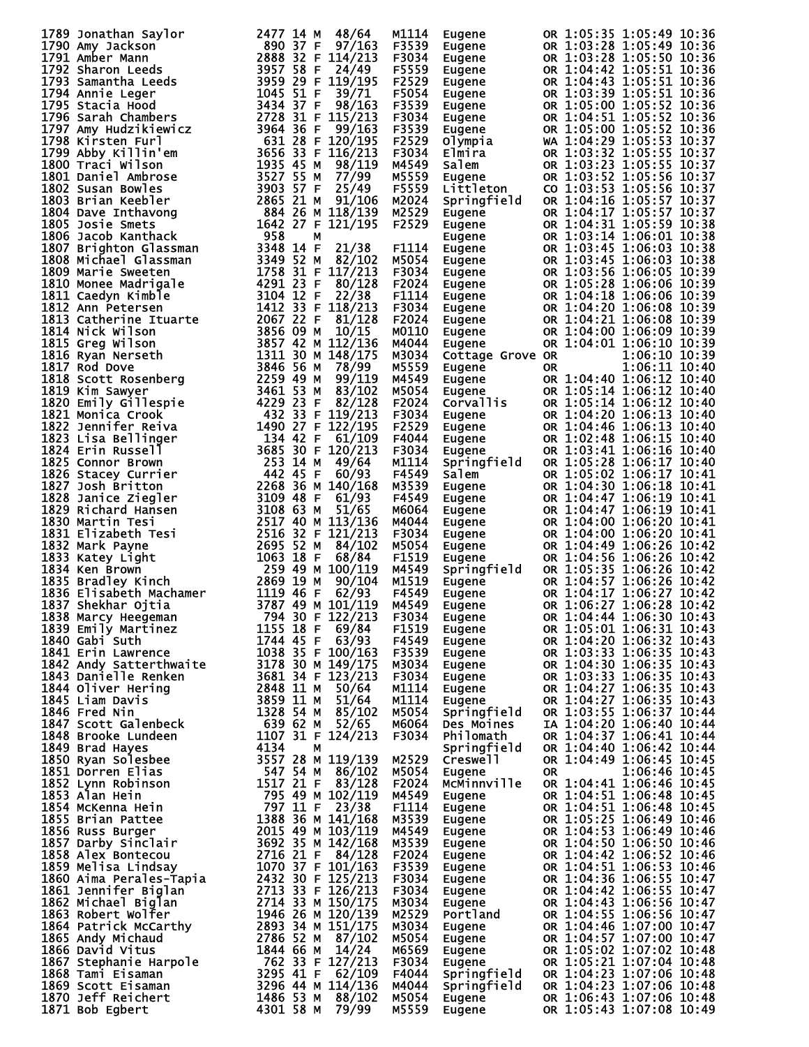| Place | Name | Bib | Age | Sex | Div Place | Division | City | State | Chip Time | Gun Time | Pace |
|---|---|---|---|---|---|---|---|---|---|---|---|
| 1789 | Jonathan Saylor | 2477 | 14 | M | 48/64 | M1114 | Eugene | OR | 1:05:35 | 1:05:49 | 10:36 |
| 1790 | Amy Jackson | 890 | 37 | F | 97/163 | F3539 | Eugene | OR | 1:03:28 | 1:05:49 | 10:36 |
| 1791 | Amber Mann | 2888 | 32 | F | 114/213 | F3034 | Eugene | OR | 1:03:28 | 1:05:50 | 10:36 |
| 1792 | Sharon Leeds | 3957 | 58 | F | 24/49 | F5559 | Eugene | OR | 1:04:42 | 1:05:51 | 10:36 |
| 1793 | Samantha Leeds | 3959 | 29 | F | 119/195 | F2529 | Eugene | OR | 1:04:43 | 1:05:51 | 10:36 |
| 1794 | Annie Leger | 1045 | 51 | F | 39/71 | F5054 | Eugene | OR | 1:03:39 | 1:05:51 | 10:36 |
| 1795 | Stacia Hood | 3434 | 37 | F | 98/163 | F3539 | Eugene | OR | 1:05:00 | 1:05:52 | 10:36 |
| 1796 | Sarah Chambers | 2728 | 31 | F | 115/213 | F3034 | Eugene | OR | 1:04:51 | 1:05:52 | 10:36 |
| 1797 | Amy Hudzikiewicz | 3964 | 36 | F | 99/163 | F3539 | Eugene | OR | 1:05:00 | 1:05:52 | 10:36 |
| 1798 | Kirsten Furl | 631 | 28 | F | 120/195 | F2529 | Olympia | WA | 1:04:29 | 1:05:53 | 10:37 |
| 1799 | Abby Killin'em | 3656 | 33 | F | 116/213 | F3034 | Elmira | OR | 1:03:32 | 1:05:55 | 10:37 |
| 1800 | Traci Wilson | 1935 | 45 | M | 98/119 | M4549 | Salem | OR | 1:03:23 | 1:05:55 | 10:37 |
| 1801 | Daniel Ambrose | 3527 | 55 | M | 77/99 | M5559 | Eugene | OR | 1:03:52 | 1:05:56 | 10:37 |
| 1802 | Susan Bowles | 3903 | 57 | F | 25/49 | F5559 | Littleton | CO | 1:03:53 | 1:05:56 | 10:37 |
| 1803 | Brian Keebler | 2865 | 21 | M | 91/106 | M2024 | Springfield | OR | 1:04:16 | 1:05:57 | 10:37 |
| 1804 | Dave Inthavong | 884 | 26 | M | 118/139 | M2529 | Eugene | OR | 1:04:17 | 1:05:57 | 10:37 |
| 1805 | Josie Smets | 1642 | 27 | F | 121/195 | F2529 | Eugene | OR | 1:04:31 | 1:05:59 | 10:38 |
| 1806 | Jacob Kanthack | 958 | | M | | | Eugene | OR | 1:03:14 | 1:06:01 | 10:38 |
| 1807 | Brighton Glassman | 3348 | 14 | F | 21/38 | F1114 | Eugene | OR | 1:03:45 | 1:06:03 | 10:38 |
| 1808 | Michael Glassman | 3349 | 52 | M | 82/102 | M5054 | Eugene | OR | 1:03:45 | 1:06:03 | 10:38 |
| 1809 | Marie Sweeten | 1758 | 31 | F | 117/213 | F3034 | Eugene | OR | 1:03:56 | 1:06:05 | 10:39 |
| 1810 | Monee Madrigale | 4291 | 23 | F | 80/128 | F2024 | Eugene | OR | 1:05:28 | 1:06:06 | 10:39 |
| 1811 | Caedyn Kimble | 3104 | 12 | F | 22/38 | F1114 | Eugene | OR | 1:04:18 | 1:06:06 | 10:39 |
| 1812 | Ann Petersen | 1412 | 33 | F | 118/213 | F3034 | Eugene | OR | 1:04:20 | 1:06:08 | 10:39 |
| 1813 | Catherine Ituarte | 2067 | 22 | F | 81/128 | F2024 | Eugene | OR | 1:04:21 | 1:06:08 | 10:39 |
| 1814 | Nick Wilson | 3856 | 09 | M | 10/15 | M0110 | Eugene | OR | 1:04:00 | 1:06:09 | 10:39 |
| 1815 | Greg Wilson | 3857 | 42 | M | 112/136 | M4044 | Eugene | OR | 1:04:01 | 1:06:10 | 10:39 |
| 1816 | Ryan Nerseth | 1311 | 30 | M | 148/175 | M3034 | Cottage Grove | OR | | 1:06:10 | 10:39 |
| 1817 | Rod Dove | 3846 | 56 | M | 78/99 | M5559 | Eugene | OR | | 1:06:11 | 10:40 |
| 1818 | Scott Rosenberg | 2259 | 49 | M | 99/119 | M4549 | Eugene | OR | 1:04:40 | 1:06:12 | 10:40 |
| 1819 | Kim Sawyer | 3461 | 53 | M | 83/102 | M5054 | Eugene | OR | 1:05:14 | 1:06:12 | 10:40 |
| 1820 | Emily Gillespie | 4229 | 23 | F | 82/128 | F2024 | Corvallis | OR | 1:05:14 | 1:06:12 | 10:40 |
| 1821 | Monica Crook | 432 | 33 | F | 119/213 | F3034 | Eugene | OR | 1:04:20 | 1:06:13 | 10:40 |
| 1822 | Jennifer Reiva | 1490 | 27 | F | 122/195 | F2529 | Eugene | OR | 1:04:46 | 1:06:13 | 10:40 |
| 1823 | Lisa Bellinger | 134 | 42 | F | 61/109 | F4044 | Eugene | OR | 1:02:48 | 1:06:15 | 10:40 |
| 1824 | Erin Russell | 3685 | 30 | F | 120/213 | F3034 | Eugene | OR | 1:03:41 | 1:06:16 | 10:40 |
| 1825 | Connor Brown | 253 | 14 | M | 49/64 | M1114 | Springfield | OR | 1:05:28 | 1:06:17 | 10:40 |
| 1826 | Stacey Currier | 442 | 45 | F | 60/93 | F4549 | Salem | OR | 1:05:02 | 1:06:17 | 10:41 |
| 1827 | Josh Britton | 2268 | 36 | M | 140/168 | M3539 | Eugene | OR | 1:04:30 | 1:06:18 | 10:41 |
| 1828 | Janice Ziegler | 3109 | 48 | F | 61/93 | F4549 | Eugene | OR | 1:04:47 | 1:06:19 | 10:41 |
| 1829 | Richard Hansen | 3108 | 63 | M | 51/65 | M6064 | Eugene | OR | 1:04:47 | 1:06:19 | 10:41 |
| 1830 | Martin Tesi | 2517 | 40 | M | 113/136 | M4044 | Eugene | OR | 1:04:00 | 1:06:20 | 10:41 |
| 1831 | Elizabeth Tesi | 2516 | 32 | F | 121/213 | F3034 | Eugene | OR | 1:04:00 | 1:06:20 | 10:41 |
| 1832 | Mark Payne | 2695 | 52 | M | 84/102 | M5054 | Eugene | OR | 1:04:49 | 1:06:26 | 10:42 |
| 1833 | Katey Light | 1063 | 18 | F | 68/84 | F1519 | Eugene | OR | 1:04:56 | 1:06:26 | 10:42 |
| 1834 | Ken Brown | 259 | 49 | M | 100/119 | M4549 | Springfield | OR | 1:05:35 | 1:06:26 | 10:42 |
| 1835 | Bradley Kinch | 2869 | 19 | M | 90/104 | M1519 | Eugene | OR | 1:04:57 | 1:06:26 | 10:42 |
| 1836 | Elisabeth Machamer | 1119 | 46 | F | 62/93 | F4549 | Eugene | OR | 1:04:17 | 1:06:27 | 10:42 |
| 1837 | Shekhar Ojtia | 3787 | 49 | M | 101/119 | M4549 | Eugene | OR | 1:06:27 | 1:06:28 | 10:42 |
| 1838 | Marcy Heegeman | 794 | 30 | F | 122/213 | F3034 | Eugene | OR | 1:04:44 | 1:06:30 | 10:43 |
| 1839 | Emily Martinez | 1155 | 18 | F | 69/84 | F1519 | Eugene | OR | 1:05:01 | 1:06:31 | 10:43 |
| 1840 | Gabi Suth | 1744 | 45 | F | 63/93 | F4549 | Eugene | OR | 1:04:20 | 1:06:32 | 10:43 |
| 1841 | Erin Lawrence | 1038 | 35 | F | 100/163 | F3539 | Eugene | OR | 1:03:33 | 1:06:35 | 10:43 |
| 1842 | Andy Satterthwaite | 3178 | 30 | M | 149/175 | M3034 | Eugene | OR | 1:04:30 | 1:06:35 | 10:43 |
| 1843 | Danielle Renken | 3681 | 34 | F | 123/213 | F3034 | Eugene | OR | 1:03:33 | 1:06:35 | 10:43 |
| 1844 | Oliver Hering | 2848 | 11 | M | 50/64 | M1114 | Eugene | OR | 1:04:27 | 1:06:35 | 10:43 |
| 1845 | Liam Davis | 3859 | 11 | M | 51/64 | M1114 | Eugene | OR | 1:04:27 | 1:06:35 | 10:43 |
| 1846 | Fred Nin | 1328 | 54 | M | 85/102 | M5054 | Springfield | OR | 1:03:55 | 1:06:37 | 10:44 |
| 1847 | Scott Galenbeck | 639 | 62 | M | 52/65 | M6064 | Des Moines | IA | 1:04:20 | 1:06:40 | 10:44 |
| 1848 | Brooke Lundeen | 1107 | 31 | F | 124/213 | F3034 | Philomath | OR | 1:04:37 | 1:06:41 | 10:44 |
| 1849 | Brad Hayes | 4134 | | M | | | Springfield | OR | 1:04:40 | 1:06:42 | 10:44 |
| 1850 | Ryan Solesbee | 3557 | 28 | M | 119/139 | M2529 | Creswell | OR | 1:04:49 | 1:06:45 | 10:45 |
| 1851 | Dorren Elias | 547 | 54 | M | 86/102 | M5054 | Eugene | OR | | 1:06:46 | 10:45 |
| 1852 | Lynn Robinson | 1517 | 21 | F | 83/128 | F2024 | McMinnville | OR | 1:04:41 | 1:06:46 | 10:45 |
| 1853 | Alan Hein | 795 | 49 | M | 102/119 | M4549 | Eugene | OR | 1:04:51 | 1:06:48 | 10:45 |
| 1854 | McKenna Hein | 797 | 11 | F | 23/38 | F1114 | Eugene | OR | 1:04:51 | 1:06:48 | 10:45 |
| 1855 | Brian Pattee | 1388 | 36 | M | 141/168 | M3539 | Eugene | OR | 1:05:25 | 1:06:49 | 10:46 |
| 1856 | Russ Burger | 2015 | 49 | M | 103/119 | M4549 | Eugene | OR | 1:04:53 | 1:06:49 | 10:46 |
| 1857 | Darby Sinclair | 3692 | 35 | M | 142/168 | M3539 | Eugene | OR | 1:04:50 | 1:06:50 | 10:46 |
| 1858 | Alex Bontecou | 2716 | 21 | F | 84/128 | F2024 | Eugene | OR | 1:04:42 | 1:06:52 | 10:46 |
| 1859 | Melisa Lindsay | 1070 | 37 | F | 101/163 | F3539 | Eugene | OR | 1:04:51 | 1:06:53 | 10:46 |
| 1860 | Aima Perales-Tapia | 2432 | 30 | F | 125/213 | F3034 | Eugene | OR | 1:04:36 | 1:06:55 | 10:47 |
| 1861 | Jennifer Biglan | 2713 | 33 | F | 126/213 | F3034 | Eugene | OR | 1:04:42 | 1:06:55 | 10:47 |
| 1862 | Michael Biglan | 2714 | 33 | M | 150/175 | M3034 | Eugene | OR | 1:04:43 | 1:06:56 | 10:47 |
| 1863 | Robert Wolfer | 1946 | 26 | M | 120/139 | M2529 | Portland | OR | 1:04:55 | 1:06:56 | 10:47 |
| 1864 | Patrick McCarthy | 2893 | 34 | M | 151/175 | M3034 | Eugene | OR | 1:04:46 | 1:07:00 | 10:47 |
| 1865 | Andy Michaud | 2786 | 52 | M | 87/102 | M5054 | Eugene | OR | 1:04:57 | 1:07:00 | 10:47 |
| 1866 | David Vitus | 1844 | 66 | M | 14/24 | M6569 | Eugene | OR | 1:05:02 | 1:07:02 | 10:48 |
| 1867 | Stephanie Harpole | 762 | 33 | F | 127/213 | F3034 | Eugene | OR | 1:05:21 | 1:07:04 | 10:48 |
| 1868 | Tami Eisaman | 3295 | 41 | F | 62/109 | F4044 | Springfield | OR | 1:04:23 | 1:07:06 | 10:48 |
| 1869 | Scott Eisaman | 3296 | 44 | M | 114/136 | M4044 | Springfield | OR | 1:04:23 | 1:07:06 | 10:48 |
| 1870 | Jeff Reichert | 1486 | 53 | M | 88/102 | M5054 | Eugene | OR | 1:06:43 | 1:07:06 | 10:48 |
| 1871 | Bob Egbert | 4301 | 58 | M | 79/99 | M5559 | Eugene | OR | 1:05:43 | 1:07:08 | 10:49 |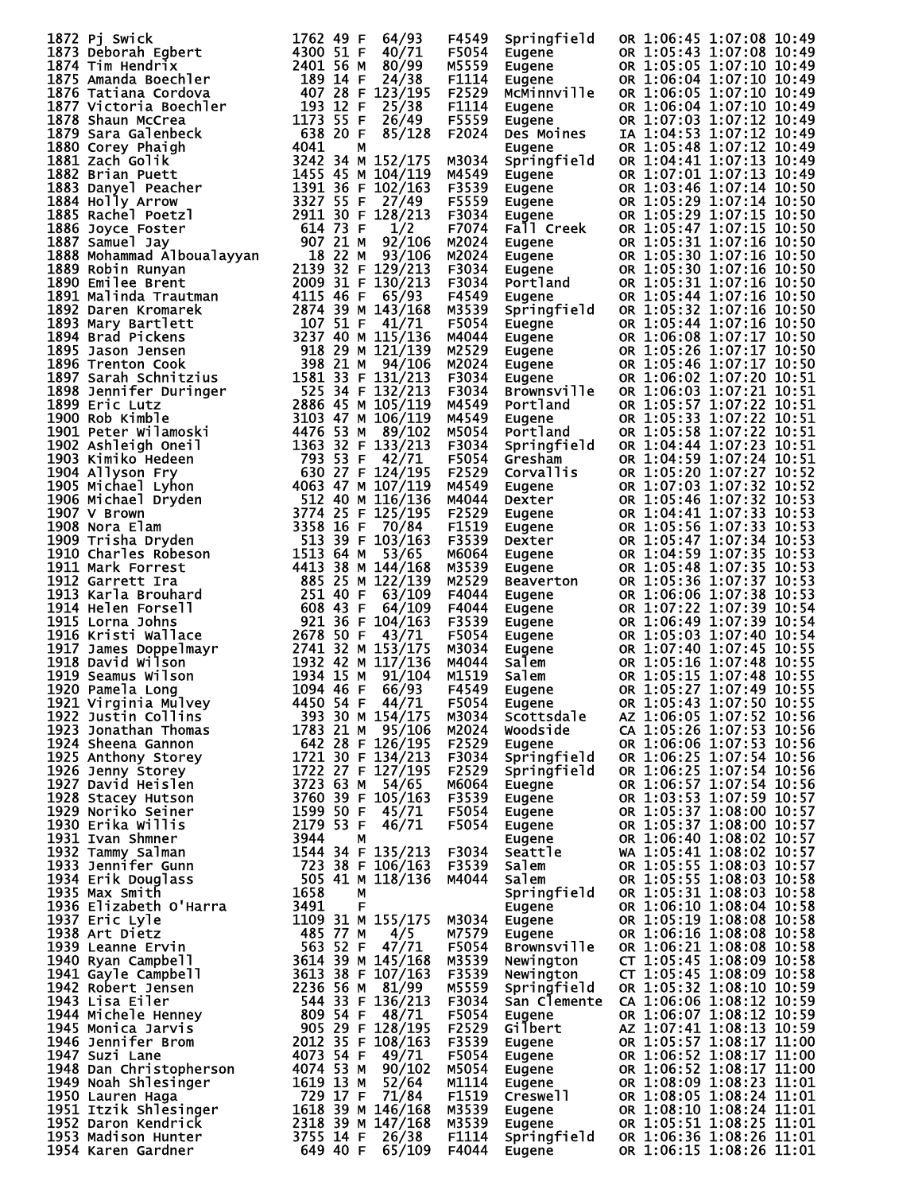```
1872 Pj Swick                 1762 49 F  64/93   F4549  Springfield   OR 1:06:45 1:07:08 10:49
1873 Deborah Egbert           4300 51 F  40/71   F5054  Eugene        OR 1:05:43 1:07:08 10:49
1874 Tim Hendrix              2401 56 M  80/99   M5559  Eugene        OR 1:05:05 1:07:10 10:49
1875 Amanda Boechler           189 14 F  24/38   F1114  Eugene        OR 1:06:04 1:07:10 10:49
1876 Tatiana Cordova           407 28 F 123/195  F2529  McMinnville   OR 1:06:05 1:07:10 10:49
1877 Victoria Boechler         193 12 F  25/38   F1114  Eugene        OR 1:06:04 1:07:10 10:49
1878 Shaun McCrea             1173 55 F  26/49   F5559  Eugene        OR 1:07:03 1:07:12 10:49
1879 Sara Galenbeck            638 20 F  85/128  F2024  Des Moines    IA 1:04:53 1:07:12 10:49
1880 Corey Phaigh             4041    M                 Eugene        OR 1:05:48 1:07:12 10:49
1881 Zach Golik               3242 34 M 152/175  M3034  Springfield   OR 1:04:41 1:07:13 10:49
1882 Brian Puett              1455 45 M 104/119  M4549  Eugene        OR 1:07:01 1:07:13 10:49
1883 Danyel Peacher           1391 36 F 102/163  F3539  Eugene        OR 1:03:46 1:07:14 10:50
1884 Holly Arrow              3327 55 F  27/49   F5559  Eugene        OR 1:05:29 1:07:14 10:50
1885 Rachel Poetzl            2911 30 F 128/213  F3034  Eugene        OR 1:05:29 1:07:15 10:50
1886 Joyce Foster              614 73 F   1/2    F7074  Fall Creek    OR 1:05:47 1:07:15 10:50
1887 Samuel Jay                907 21 M  92/106  M2024  Eugene        OR 1:05:31 1:07:16 10:50
1888 Mohammad Alboualayyan      18 22 M  93/106  M2024  Eugene        OR 1:05:30 1:07:16 10:50
1889 Robin Runyan             2139 32 F 129/213  F3034  Eugene        OR 1:05:30 1:07:16 10:50
1890 Emilee Brent             2009 31 F 130/213  F3034  Portland      OR 1:05:31 1:07:16 10:50
1891 Malinda Trautman         4115 46 F  65/93   F4549  Eugene        OR 1:05:44 1:07:16 10:50
1892 Daren Kromarek           2874 39 M 143/168  M3539  Springfield   OR 1:05:32 1:07:16 10:50
1893 Mary Bartlett             107 51 F  41/71   F5054  Euegne        OR 1:05:44 1:07:16 10:50
1894 Brad Pickens             3237 40 M 115/136  M4044  Eugene        OR 1:06:08 1:07:17 10:50
1895 Jason Jensen              918 29 M 121/139  M2529  Eugene        OR 1:05:26 1:07:17 10:50
1896 Trenton Cook              398 21 M  94/106  M2024  Eugene        OR 1:05:46 1:07:17 10:50
1897 Sarah Schnitzius         1581 33 F 131/213  F3034  Eugene        OR 1:06:02 1:07:20 10:51
1898 Jennifer Duringer         525 34 F 132/213  F3034  Brownsville   OR 1:06:03 1:07:21 10:51
1899 Eric Lutz                2886 45 M 105/119  M4549  Portland      OR 1:05:57 1:07:22 10:51
1900 Rob Kimble               3103 47 M 106/119  M4549  Eugene        OR 1:05:33 1:07:22 10:51
1901 Peter Wilamoski          4476 53 M  89/102  M5054  Portland      OR 1:05:58 1:07:22 10:51
1902 Ashleigh Oneil           1363 32 F 133/213  F3034  Springfield   OR 1:04:44 1:07:23 10:51
1903 Kimiko Hedeen             793 53 F  42/71   F5054  Gresham       OR 1:04:59 1:07:24 10:51
1904 Allyson Fry               630 27 F 124/195  F2529  Corvallis     OR 1:05:20 1:07:27 10:52
1905 Michael Lyhon            4063 47 M 107/119  M4549  Eugene        OR 1:07:03 1:07:32 10:52
1906 Michael Dryden            512 40 M 116/136  M4044  Dexter        OR 1:05:46 1:07:32 10:53
1907 V Brown                  3774 25 F 125/195  F2529  Eugene        OR 1:04:41 1:07:33 10:53
1908 Nora Elam                3358 16 F  70/84   F1519  Eugene        OR 1:05:56 1:07:33 10:53
1909 Trisha Dryden             513 39 F 103/163  F3539  Dexter        OR 1:05:47 1:07:34 10:53
1910 Charles Robeson          1513 64 M  53/65   M6064  Eugene        OR 1:04:59 1:07:35 10:53
1911 Mark Forrest             4413 38 M 144/168  M3539  Eugene        OR 1:05:48 1:07:35 10:53
1912 Garrett Ira               885 25 M 122/139  M2529  Beaverton     OR 1:05:36 1:07:37 10:53
1913 Karla Brouhard            251 40 F  63/109  F4044  Eugene        OR 1:06:06 1:07:38 10:53
1914 Helen Forsell             608 43 F  64/109  F4044  Eugene        OR 1:07:22 1:07:39 10:54
1915 Lorna Johns               921 36 F 104/163  F3539  Eugene        OR 1:06:49 1:07:39 10:54
1916 Kristi Wallace           2678 50 F  43/71   F5054  Eugene        OR 1:05:03 1:07:40 10:54
1917 James Doppelmayr         2741 32 M 153/175  M3034  Eugene        OR 1:07:40 1:07:45 10:55
1918 David Wilson             1932 42 M 117/136  M4044  Salem         OR 1:05:16 1:07:48 10:55
1919 Seamus Wilson            1934 15 M  91/104  M1519  Salem         OR 1:05:15 1:07:48 10:55
1920 Pamela Long              1094 46 F  66/93   F4549  Eugene        OR 1:05:27 1:07:49 10:55
1921 Virginia Mulvey          4450 54 F  44/71   F5054  Eugene        OR 1:05:43 1:07:50 10:55
1922 Justin Collins            393 30 M 154/175  M3034  Scottsdale    AZ 1:06:05 1:07:52 10:56
1923 Jonathan Thomas          1783 21 M  95/106  M2024  Woodside      CA 1:05:26 1:07:53 10:56
1924 Sheena Gannon             642 28 F 126/195  F2529  Eugene        OR 1:06:06 1:07:53 10:56
1925 Anthony Storey           1721 30 F 134/213  F3034  Springfield   OR 1:06:25 1:07:54 10:56
1926 Jenny Storey             1722 27 F 127/195  F2529  Springfield   OR 1:06:25 1:07:54 10:56
1927 David Heislen            3723 63 M  54/65   M6064  Euegne        OR 1:06:57 1:07:54 10:56
1928 Stacey Hutson            3760 39 F 105/163  F3539  Eugene        OR 1:03:53 1:07:59 10:57
1929 Noriko Seiner            1599 50 F  45/71   F5054  Eugene        OR 1:05:37 1:08:00 10:57
1930 Erika Willis             2179 53 F  46/71   F5054  Eugene        OR 1:05:37 1:08:00 10:57
1931 Ivan Shmner              3944    M                 Eugene        OR 1:06:40 1:08:02 10:57
1932 Tammy Salman             1544 34 F 135/213  F3034  Seattle       WA 1:05:41 1:08:02 10:57
1933 Jennifer Gunn             723 38 F 106/163  F3539  Salem         OR 1:05:55 1:08:03 10:57
1934 Erik Douglass             505 41 M 118/136  M4044  Salem         OR 1:05:55 1:08:03 10:58
1935 Max Smith                1658    M                 Springfield   OR 1:05:31 1:08:03 10:58
1936 Elizabeth O'Harra        3491    F                 Eugene        OR 1:06:10 1:08:04 10:58
1937 Eric Lyle                1109 31 M 155/175  M3034  Eugene        OR 1:05:19 1:08:08 10:58
1938 Art Dietz                 485 77 M   4/5    M7579  Eugene        OR 1:06:16 1:08:08 10:58
1939 Leanne Ervin              563 52 F  47/71   F5054  Brownsville   OR 1:06:21 1:08:08 10:58
1940 Ryan Campbell            3614 39 M 145/168  M3539  Newington     CT 1:05:45 1:08:09 10:58
1941 Gayle Campbell           3613 38 F 107/163  F3539  Newington     CT 1:05:45 1:08:09 10:58
1942 Robert Jensen            2236 56 M  81/99   M5559  Springfield   OR 1:05:32 1:08:10 10:59
1943 Lisa Eiler                544 33 F 136/213  F3034  San Clemente  CA 1:06:06 1:08:12 10:59
1944 Michele Henney            809 54 F  48/71   F5054  Eugene        OR 1:06:07 1:08:12 10:59
1945 Monica Jarvis             905 29 F 128/195  F2529  Gilbert       AZ 1:07:41 1:08:13 10:59
1946 Jennifer Brom            2012 35 F 108/163  F3539  Eugene        OR 1:05:57 1:08:17 11:00
1947 Suzi Lane                4073 54 F  49/71   F5054  Eugene        OR 1:06:52 1:08:17 11:00
1948 Dan Christopherson       4074 53 M  90/102  M5054  Eugene        OR 1:06:52 1:08:17 11:00
1949 Noah Shlesinger          1619 13 M  52/64   M1114  Eugene        OR 1:08:09 1:08:23 11:01
1950 Lauren Haga               729 17 F  71/84   F1519  Creswell      OR 1:08:05 1:08:24 11:01
1951 Itzik Shlesinger         1618 39 M 146/168  M3539  Eugene        OR 1:08:10 1:08:24 11:01
1952 Daron Kendrick           2318 39 M 147/168  M3539  Eugene        OR 1:05:51 1:08:25 11:01
1953 Madison Hunter           3755 14 F  26/38   F1114  Springfield   OR 1:06:36 1:08:26 11:01
1954 Karen Gardner             649 40 F  65/109  F4044  Eugene        OR 1:06:15 1:08:26 11:01
```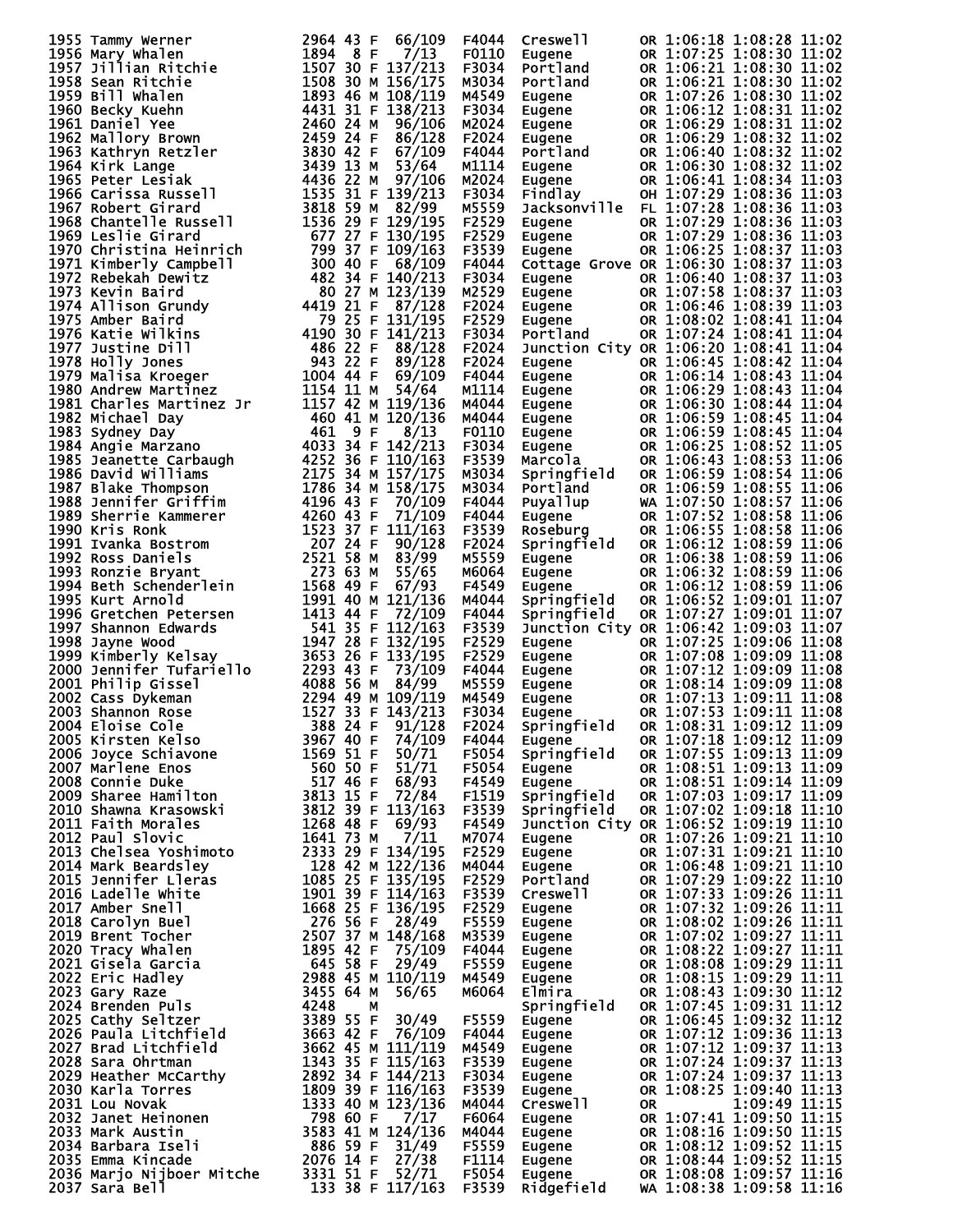| Place | Name | Bib | Age | Sex | Div Place | Division | City | State | Chip Time | Gun Time | Pace |
|---|---|---|---|---|---|---|---|---|---|---|---|
| 1955 | Tammy Werner | 2964 | 43 | F | 66/109 | F4044 | Creswell | OR | 1:06:18 | 1:08:28 | 11:02 |
| 1956 | Mary Whalen | 1894 | 8 | F | 7/13 | F0110 | Eugene | OR | 1:07:25 | 1:08:30 | 11:02 |
| 1957 | Jillian Ritchie | 1507 | 30 | F | 137/213 | F3034 | Portland | OR | 1:06:21 | 1:08:30 | 11:02 |
| 1958 | Sean Ritchie | 1508 | 30 | M | 156/175 | M3034 | Portland | OR | 1:06:21 | 1:08:30 | 11:02 |
| 1959 | Bill Whalen | 1893 | 46 | M | 108/119 | M4549 | Eugene | OR | 1:07:26 | 1:08:30 | 11:02 |
| 1960 | Becky Kuehn | 4431 | 31 | F | 138/213 | F3034 | Eugene | OR | 1:06:12 | 1:08:31 | 11:02 |
| 1961 | Daniel Yee | 2460 | 24 | M | 96/106 | M2024 | Eugene | OR | 1:06:29 | 1:08:31 | 11:02 |
| 1962 | Mallory Brown | 2459 | 24 | F | 86/128 | F2024 | Eugene | OR | 1:06:29 | 1:08:32 | 11:02 |
| 1963 | Kathryn Retzler | 3830 | 42 | F | 67/109 | F4044 | Portland | OR | 1:06:40 | 1:08:32 | 11:02 |
| 1964 | Kirk Lange | 3439 | 13 | M | 53/64 | M1114 | Eugene | OR | 1:06:30 | 1:08:32 | 11:02 |
| 1965 | Peter Lesiak | 4436 | 22 | M | 97/106 | M2024 | Eugene | OR | 1:06:41 | 1:08:34 | 11:03 |
| 1966 | Carissa Russell | 1535 | 31 | F | 139/213 | F3034 | Findlay | OH | 1:07:29 | 1:08:36 | 11:03 |
| 1967 | Robert Girard | 3818 | 59 | M | 82/99 | M5559 | Jacksonville | FL | 1:07:28 | 1:08:36 | 11:03 |
| 1968 | Chantelle Russell | 1536 | 29 | F | 129/195 | F2529 | Eugene | OR | 1:07:29 | 1:08:36 | 11:03 |
| 1969 | Leslie Girard | 677 | 27 | F | 130/195 | F2529 | Eugene | OR | 1:07:29 | 1:08:36 | 11:03 |
| 1970 | Christina Heinrich | 799 | 37 | F | 109/163 | F3539 | Eugene | OR | 1:06:25 | 1:08:37 | 11:03 |
| 1971 | Kimberly Campbell | 300 | 40 | F | 68/109 | F4044 | Cottage Grove | OR | 1:06:30 | 1:08:37 | 11:03 |
| 1972 | Rebekah Dewitz | 482 | 34 | F | 140/213 | F3034 | Eugene | OR | 1:06:40 | 1:08:37 | 11:03 |
| 1973 | Kevin Baird | 80 | 27 | M | 123/139 | M2529 | Eugene | OR | 1:07:58 | 1:08:37 | 11:03 |
| 1974 | Allison Grundy | 4419 | 21 | F | 87/128 | F2024 | Eugene | OR | 1:06:46 | 1:08:39 | 11:03 |
| 1975 | Amber Baird | 79 | 25 | F | 131/195 | F2529 | Eugene | OR | 1:08:02 | 1:08:41 | 11:04 |
| 1976 | Katie Wilkins | 4190 | 30 | F | 141/213 | F3034 | Portland | OR | 1:07:24 | 1:08:41 | 11:04 |
| 1977 | Justine Dill | 486 | 22 | F | 88/128 | F2024 | Junction City | OR | 1:06:20 | 1:08:41 | 11:04 |
| 1978 | Holly Jones | 943 | 22 | F | 89/128 | F2024 | Eugene | OR | 1:06:45 | 1:08:42 | 11:04 |
| 1979 | Malisa Kroeger | 1004 | 44 | F | 69/109 | F4044 | Eugene | OR | 1:06:14 | 1:08:43 | 11:04 |
| 1980 | Andrew Martinez | 1154 | 11 | M | 54/64 | M1114 | Eugene | OR | 1:06:29 | 1:08:43 | 11:04 |
| 1981 | Charles Martinez Jr | 1157 | 42 | M | 119/136 | M4044 | Eugene | OR | 1:06:30 | 1:08:44 | 11:04 |
| 1982 | Michael Day | 460 | 41 | M | 120/136 | M4044 | Eugene | OR | 1:06:59 | 1:08:45 | 11:04 |
| 1983 | Sydney Day | 461 | 9 | F | 8/13 | F0110 | Eugene | OR | 1:06:59 | 1:08:45 | 11:04 |
| 1984 | Angie Marzano | 4033 | 34 | F | 142/213 | F3034 | Eugene | OR | 1:06:25 | 1:08:52 | 11:05 |
| 1985 | Jeanette Carbaugh | 4252 | 36 | F | 110/163 | F3539 | Marcola | OR | 1:06:43 | 1:08:53 | 11:06 |
| 1986 | David Williams | 2175 | 34 | M | 157/175 | M3034 | Springfield | OR | 1:06:59 | 1:08:54 | 11:06 |
| 1987 | Blake Thompson | 1786 | 34 | M | 158/175 | M3034 | Portland | OR | 1:06:59 | 1:08:55 | 11:06 |
| 1988 | Jennifer Griffim | 4196 | 43 | F | 70/109 | F4044 | Puyallup | WA | 1:07:50 | 1:08:57 | 11:06 |
| 1989 | Sherrie Kammerer | 4260 | 43 | F | 71/109 | F4044 | Eugene | OR | 1:07:52 | 1:08:58 | 11:06 |
| 1990 | Kris Ronk | 1523 | 37 | F | 111/163 | F3539 | Roseburg | OR | 1:06:55 | 1:08:58 | 11:06 |
| 1991 | Ivanka Bostrom | 207 | 24 | F | 90/128 | F2024 | Springfield | OR | 1:06:12 | 1:08:59 | 11:06 |
| 1992 | Ross Daniels | 2521 | 58 | M | 83/99 | M5559 | Eugene | OR | 1:06:38 | 1:08:59 | 11:06 |
| 1993 | Ronzie Bryant | 273 | 63 | M | 55/65 | M6064 | Eugene | OR | 1:06:32 | 1:08:59 | 11:06 |
| 1994 | Beth Schenderlein | 1568 | 49 | F | 67/93 | F4549 | Eugene | OR | 1:06:12 | 1:08:59 | 11:06 |
| 1995 | Kurt Arnold | 1991 | 40 | M | 121/136 | M4044 | Springfield | OR | 1:06:52 | 1:09:01 | 11:07 |
| 1996 | Gretchen Petersen | 1413 | 44 | F | 72/109 | F4044 | Springfield | OR | 1:07:27 | 1:09:01 | 11:07 |
| 1997 | Shannon Edwards | 541 | 35 | F | 112/163 | F3539 | Junction City | OR | 1:06:42 | 1:09:03 | 11:07 |
| 1998 | Jayne Wood | 1947 | 28 | F | 132/195 | F2529 | Eugene | OR | 1:07:25 | 1:09:06 | 11:08 |
| 1999 | Kimberly Kelsay | 3653 | 26 | F | 133/195 | F2529 | Eugene | OR | 1:07:08 | 1:09:09 | 11:08 |
| 2000 | Jennifer Tufariello | 2293 | 43 | F | 73/109 | F4044 | Eugene | OR | 1:07:12 | 1:09:09 | 11:08 |
| 2001 | Philip Gissel | 4088 | 56 | M | 84/99 | M5559 | Eugene | OR | 1:08:14 | 1:09:09 | 11:08 |
| 2002 | Cass Dykeman | 2294 | 49 | M | 109/119 | M4549 | Eugene | OR | 1:07:13 | 1:09:11 | 11:08 |
| 2003 | Shannon Rose | 1527 | 33 | F | 143/213 | F3034 | Eugene | OR | 1:07:53 | 1:09:11 | 11:08 |
| 2004 | Eloise Cole | 388 | 24 | F | 91/128 | F2024 | Springfield | OR | 1:08:31 | 1:09:12 | 11:09 |
| 2005 | Kirsten Kelso | 3967 | 40 | F | 74/109 | F4044 | Eugene | OR | 1:07:18 | 1:09:12 | 11:09 |
| 2006 | Joyce Schiavone | 1569 | 51 | F | 50/71 | F5054 | Springfield | OR | 1:07:55 | 1:09:13 | 11:09 |
| 2007 | Marlene Enos | 560 | 50 | F | 51/71 | F5054 | Eugene | OR | 1:08:51 | 1:09:13 | 11:09 |
| 2008 | Connie Duke | 517 | 46 | F | 68/93 | F4549 | Eugene | OR | 1:08:51 | 1:09:14 | 11:09 |
| 2009 | Sharee Hamilton | 3813 | 15 | F | 72/84 | F1519 | Springfield | OR | 1:07:03 | 1:09:17 | 11:09 |
| 2010 | Shawna Krasowski | 3812 | 39 | F | 113/163 | F3539 | Springfield | OR | 1:07:02 | 1:09:18 | 11:10 |
| 2011 | Faith Morales | 1268 | 48 | F | 69/93 | F4549 | Junction City | OR | 1:06:52 | 1:09:19 | 11:10 |
| 2012 | Paul Slovic | 1641 | 73 | M | 7/11 | M7074 | Eugene | OR | 1:07:26 | 1:09:21 | 11:10 |
| 2013 | Chelsea Yoshimoto | 2333 | 29 | F | 134/195 | F2529 | Eugene | OR | 1:07:31 | 1:09:21 | 11:10 |
| 2014 | Mark Beardsley | 128 | 42 | M | 122/136 | M4044 | Eugene | OR | 1:06:48 | 1:09:21 | 11:10 |
| 2015 | Jennifer Lleras | 1085 | 25 | F | 135/195 | F2529 | Portland | OR | 1:07:29 | 1:09:22 | 11:10 |
| 2016 | Ladelle White | 1901 | 39 | F | 114/163 | F3539 | Creswell | OR | 1:07:33 | 1:09:26 | 11:11 |
| 2017 | Amber Snell | 1668 | 25 | F | 136/195 | F2529 | Eugene | OR | 1:07:32 | 1:09:26 | 11:11 |
| 2018 | Carolyn Buel | 276 | 56 | F | 28/49 | F5559 | Eugene | OR | 1:08:02 | 1:09:26 | 11:11 |
| 2019 | Brent Tocher | 2507 | 37 | M | 148/168 | M3539 | Eugene | OR | 1:07:02 | 1:09:27 | 11:11 |
| 2020 | Tracy Whalen | 1895 | 42 | F | 75/109 | F4044 | Eugene | OR | 1:08:22 | 1:09:27 | 11:11 |
| 2021 | Gisela Garcia | 645 | 58 | F | 29/49 | F5559 | Eugene | OR | 1:08:08 | 1:09:29 | 11:11 |
| 2022 | Eric Hadley | 2988 | 45 | M | 110/119 | M4549 | Eugene | OR | 1:08:15 | 1:09:29 | 11:11 |
| 2023 | Gary Raze | 3455 | 64 | M | 56/65 | M6064 | Elmira | OR | 1:08:43 | 1:09:30 | 11:12 |
| 2024 | Brenden Puls | 4248 | | M | | | Springfield | OR | 1:07:45 | 1:09:31 | 11:12 |
| 2025 | Cathy Seltzer | 3389 | 55 | F | 30/49 | F5559 | Eugene | OR | 1:06:45 | 1:09:32 | 11:12 |
| 2026 | Paula Litchfield | 3663 | 42 | F | 76/109 | F4044 | Eugene | OR | 1:07:12 | 1:09:36 | 11:13 |
| 2027 | Brad Litchfield | 3662 | 45 | M | 111/119 | M4549 | Eugene | OR | 1:07:12 | 1:09:37 | 11:13 |
| 2028 | Sara Ohrtman | 1343 | 35 | F | 115/163 | F3539 | Eugene | OR | 1:07:24 | 1:09:37 | 11:13 |
| 2029 | Heather McCarthy | 2892 | 34 | F | 144/213 | F3034 | Eugene | OR | 1:07:24 | 1:09:37 | 11:13 |
| 2030 | Karla Torres | 1809 | 39 | F | 116/163 | F3539 | Eugene | OR | 1:08:25 | 1:09:40 | 11:13 |
| 2031 | Lou Novak | 1333 | 40 | M | 123/136 | M4044 | Creswell | OR | | 1:09:49 | 11:15 |
| 2032 | Janet Heinonen | 798 | 60 | F | 7/17 | F6064 | Eugene | OR | 1:07:41 | 1:09:50 | 11:15 |
| 2033 | Mark Austin | 3583 | 41 | M | 124/136 | M4044 | Eugene | OR | 1:08:16 | 1:09:50 | 11:15 |
| 2034 | Barbara Iseli | 886 | 59 | F | 31/49 | F5559 | Eugene | OR | 1:08:12 | 1:09:52 | 11:15 |
| 2035 | Emma Kincade | 2076 | 14 | F | 27/38 | F1114 | Eugene | OR | 1:08:44 | 1:09:52 | 11:15 |
| 2036 | Marjo Nijboer Mitche | 3331 | 51 | F | 52/71 | F5054 | Eugene | OR | 1:08:08 | 1:09:57 | 11:16 |
| 2037 | Sara Bell | 133 | 38 | F | 117/163 | F3539 | Ridgefield | WA | 1:08:38 | 1:09:58 | 11:16 |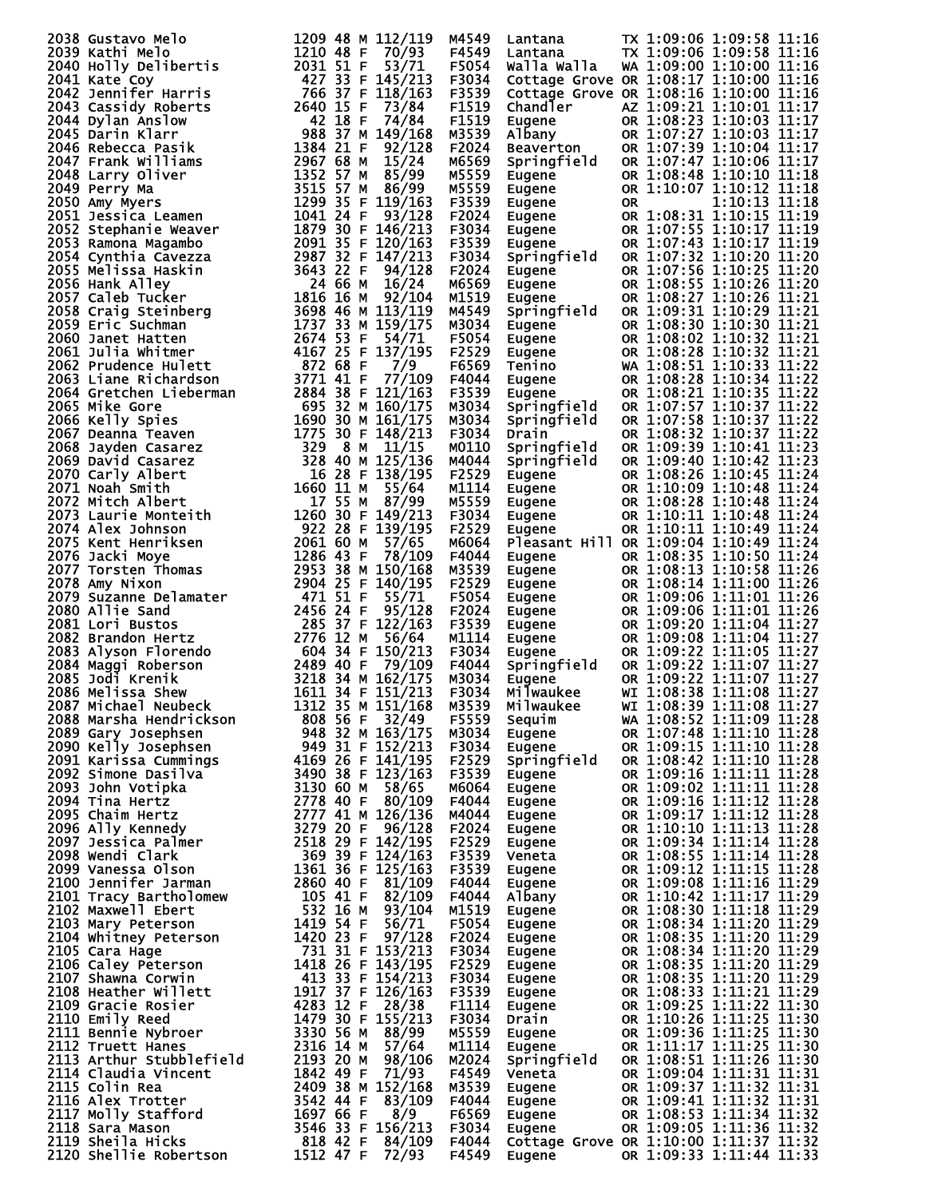| Place | Name | Bib | Age | Sex | Div Place | Div | City | State | Chip Time | Gun Time | Pace |
|---|---|---|---|---|---|---|---|---|---|---|---|
| 2038 | Gustavo Melo | 1209 | 48 | M | 112/119 | M4549 | Lantana | TX | 1:09:06 | 1:09:58 | 11:16 |
| 2039 | Kathi Melo | 1210 | 48 | F | 70/93 | F4549 | Lantana | TX | 1:09:06 | 1:09:58 | 11:16 |
| 2040 | Holly Delibertis | 2031 | 51 | F | 53/71 | F5054 | Walla Walla | WA | 1:09:00 | 1:10:00 | 11:16 |
| 2041 | Kate Coy | 427 | 33 | F | 145/213 | F3034 | Cottage Grove | OR | 1:08:17 | 1:10:00 | 11:16 |
| 2042 | Jennifer Harris | 766 | 37 | F | 118/163 | F3539 | Cottage Grove | OR | 1:08:16 | 1:10:00 | 11:16 |
| 2043 | Cassidy Roberts | 2640 | 15 | F | 73/84 | F1519 | Chandler | AZ | 1:09:21 | 1:10:01 | 11:17 |
| 2044 | Dylan Anslow | 42 | 18 | F | 74/84 | F1519 | Eugene | OR | 1:08:23 | 1:10:03 | 11:17 |
| 2045 | Darin Klarr | 988 | 37 | M | 149/168 | M3539 | Albany | OR | 1:07:27 | 1:10:03 | 11:17 |
| 2046 | Rebecca Pasik | 1384 | 21 | F | 92/128 | F2024 | Beaverton | OR | 1:07:39 | 1:10:04 | 11:17 |
| 2047 | Frank Williams | 2967 | 68 | M | 15/24 | M6569 | Springfield | OR | 1:07:47 | 1:10:06 | 11:17 |
| 2048 | Larry Oliver | 1352 | 57 | M | 85/99 | M5559 | Eugene | OR | 1:08:48 | 1:10:10 | 11:18 |
| 2049 | Perry Ma | 3515 | 57 | M | 86/99 | M5559 | Eugene | OR | 1:10:07 | 1:10:12 | 11:18 |
| 2050 | Amy Myers | 1299 | 35 | F | 119/163 | F3539 | Eugene | OR | | 1:10:13 | 11:18 |
| 2051 | Jessica Leamen | 1041 | 24 | F | 93/128 | F2024 | Eugene | OR | 1:08:31 | 1:10:15 | 11:19 |
| 2052 | Stephanie Weaver | 1879 | 30 | F | 146/213 | F3034 | Eugene | OR | 1:07:55 | 1:10:17 | 11:19 |
| 2053 | Ramona Magambo | 2091 | 35 | F | 120/163 | F3539 | Eugene | OR | 1:07:43 | 1:10:17 | 11:19 |
| 2054 | Cynthia Cavezza | 2987 | 32 | F | 147/213 | F3034 | Springfield | OR | 1:07:32 | 1:10:20 | 11:20 |
| 2055 | Melissa Haskin | 3643 | 22 | F | 94/128 | F2024 | Eugene | OR | 1:07:56 | 1:10:25 | 11:20 |
| 2056 | Hank Alley | 24 | 66 | M | 16/24 | M6569 | Eugene | OR | 1:08:55 | 1:10:26 | 11:20 |
| 2057 | Caleb Tucker | 1816 | 16 | M | 92/104 | M1519 | Eugene | OR | 1:08:27 | 1:10:26 | 11:21 |
| 2058 | Craig Steinberg | 3698 | 46 | M | 113/119 | M4549 | Springfield | OR | 1:09:31 | 1:10:29 | 11:21 |
| 2059 | Eric Suchman | 1737 | 33 | M | 159/175 | M3034 | Eugene | OR | 1:08:30 | 1:10:30 | 11:21 |
| 2060 | Janet Hatten | 2674 | 53 | F | 54/71 | F5054 | Eugene | OR | 1:08:02 | 1:10:32 | 11:21 |
| 2061 | Julia Whitmer | 4167 | 25 | F | 137/195 | F2529 | Eugene | OR | 1:08:28 | 1:10:32 | 11:21 |
| 2062 | Prudence Hulett | 872 | 68 | F | 7/9 | F6569 | Tenino | WA | 1:08:51 | 1:10:33 | 11:22 |
| 2063 | Liane Richardson | 3771 | 41 | F | 77/109 | F4044 | Eugene | OR | 1:08:28 | 1:10:34 | 11:22 |
| 2064 | Gretchen Lieberman | 2884 | 38 | F | 121/163 | F3539 | Eugene | OR | 1:08:21 | 1:10:35 | 11:22 |
| 2065 | Mike Gore | 695 | 32 | M | 160/175 | M3034 | Springfield | OR | 1:07:57 | 1:10:37 | 11:22 |
| 2066 | Kelly Spies | 1690 | 30 | M | 161/175 | M3034 | Springfield | OR | 1:07:58 | 1:10:37 | 11:22 |
| 2067 | Deanna Teaven | 1775 | 30 | F | 148/213 | F3034 | Drain | OR | 1:08:32 | 1:10:37 | 11:22 |
| 2068 | Jayden Casarez | 329 | 8 | M | 11/15 | M0110 | Springfield | OR | 1:09:39 | 1:10:41 | 11:23 |
| 2069 | David Casarez | 328 | 40 | M | 125/136 | M4044 | Springfield | OR | 1:09:40 | 1:10:42 | 11:23 |
| 2070 | Carly Albert | 16 | 28 | F | 138/195 | F2529 | Eugene | OR | 1:08:26 | 1:10:45 | 11:24 |
| 2071 | Noah Smith | 1660 | 11 | M | 55/64 | M1114 | Eugene | OR | 1:10:09 | 1:10:48 | 11:24 |
| 2072 | Mitch Albert | 17 | 55 | M | 87/99 | M5559 | Eugene | OR | 1:08:28 | 1:10:48 | 11:24 |
| 2073 | Laurie Monteith | 1260 | 30 | F | 149/213 | F3034 | Eugene | OR | 1:10:11 | 1:10:48 | 11:24 |
| 2074 | Alex Johnson | 922 | 28 | F | 139/195 | F2529 | Eugene | OR | 1:10:11 | 1:10:49 | 11:24 |
| 2075 | Kent Henriksen | 2061 | 60 | M | 57/65 | M6064 | Pleasant Hill | OR | 1:09:04 | 1:10:49 | 11:24 |
| 2076 | Jacki Moye | 1286 | 43 | F | 78/109 | F4044 | Eugene | OR | 1:08:35 | 1:10:50 | 11:24 |
| 2077 | Torsten Thomas | 2953 | 38 | M | 150/168 | M3539 | Eugene | OR | 1:08:13 | 1:10:58 | 11:26 |
| 2078 | Amy Nixon | 2904 | 25 | F | 140/195 | F2529 | Eugene | OR | 1:08:14 | 1:11:00 | 11:26 |
| 2079 | Suzanne Delamater | 471 | 51 | F | 55/71 | F5054 | Eugene | OR | 1:09:06 | 1:11:01 | 11:26 |
| 2080 | Allie Sand | 2456 | 24 | F | 95/128 | F2024 | Eugene | OR | 1:09:06 | 1:11:01 | 11:26 |
| 2081 | Lori Bustos | 285 | 37 | F | 122/163 | F3539 | Eugene | OR | 1:09:20 | 1:11:04 | 11:27 |
| 2082 | Brandon Hertz | 2776 | 12 | M | 56/64 | M1114 | Eugene | OR | 1:09:08 | 1:11:04 | 11:27 |
| 2083 | Alyson Florendo | 604 | 34 | F | 150/213 | F3034 | Eugene | OR | 1:09:22 | 1:11:05 | 11:27 |
| 2084 | Maggi Roberson | 2489 | 40 | F | 79/109 | F4044 | Springfield | OR | 1:09:22 | 1:11:07 | 11:27 |
| 2085 | Jodi Krenik | 3218 | 34 | M | 162/175 | M3034 | Eugene | OR | 1:09:22 | 1:11:07 | 11:27 |
| 2086 | Melissa Shew | 1611 | 34 | F | 151/213 | F3034 | Milwaukee | WI | 1:08:38 | 1:11:08 | 11:27 |
| 2087 | Michael Neubeck | 1312 | 35 | M | 151/168 | M3539 | Milwaukee | WI | 1:08:39 | 1:11:08 | 11:27 |
| 2088 | Marsha Hendrickson | 808 | 56 | F | 32/49 | F5559 | Sequim | WA | 1:08:52 | 1:11:09 | 11:28 |
| 2089 | Gary Josephsen | 948 | 32 | M | 163/175 | M3034 | Eugene | OR | 1:07:48 | 1:11:10 | 11:28 |
| 2090 | Kelly Josephsen | 949 | 31 | F | 152/213 | F3034 | Eugene | OR | 1:09:15 | 1:11:10 | 11:28 |
| 2091 | Karissa Cummings | 4169 | 26 | F | 141/195 | F2529 | Springfield | OR | 1:08:42 | 1:11:10 | 11:28 |
| 2092 | Simone Dasilva | 3490 | 38 | F | 123/163 | F3539 | Eugene | OR | 1:09:16 | 1:11:11 | 11:28 |
| 2093 | John Votipka | 3130 | 60 | M | 58/65 | M6064 | Eugene | OR | 1:09:02 | 1:11:11 | 11:28 |
| 2094 | Tina Hertz | 2778 | 40 | F | 80/109 | F4044 | Eugene | OR | 1:09:16 | 1:11:12 | 11:28 |
| 2095 | Chaim Hertz | 2777 | 41 | M | 126/136 | M4044 | Eugene | OR | 1:09:17 | 1:11:12 | 11:28 |
| 2096 | Ally Kennedy | 3279 | 20 | F | 96/128 | F2024 | Eugene | OR | 1:10:10 | 1:11:13 | 11:28 |
| 2097 | Jessica Palmer | 2518 | 29 | F | 142/195 | F2529 | Eugene | OR | 1:09:34 | 1:11:14 | 11:28 |
| 2098 | Wendi Clark | 369 | 39 | F | 124/163 | F3539 | Veneta | OR | 1:08:55 | 1:11:14 | 11:28 |
| 2099 | Vanessa Olson | 1361 | 36 | F | 125/163 | F3539 | Eugene | OR | 1:09:12 | 1:11:15 | 11:28 |
| 2100 | Jennifer Jarman | 2860 | 40 | F | 81/109 | F4044 | Eugene | OR | 1:09:08 | 1:11:16 | 11:29 |
| 2101 | Tracy Bartholomew | 105 | 41 | F | 82/109 | F4044 | Albany | OR | 1:10:42 | 1:11:17 | 11:29 |
| 2102 | Maxwell Ebert | 532 | 16 | M | 93/104 | M1519 | Eugene | OR | 1:08:30 | 1:11:18 | 11:29 |
| 2103 | Mary Peterson | 1419 | 54 | F | 56/71 | F5054 | Eugene | OR | 1:08:34 | 1:11:20 | 11:29 |
| 2104 | Whitney Peterson | 1420 | 23 | F | 97/128 | F2024 | Eugene | OR | 1:08:35 | 1:11:20 | 11:29 |
| 2105 | Cara Hage | 731 | 31 | F | 153/213 | F3034 | Eugene | OR | 1:08:34 | 1:11:20 | 11:29 |
| 2106 | Caley Peterson | 1418 | 26 | F | 143/195 | F2529 | Eugene | OR | 1:08:35 | 1:11:20 | 11:29 |
| 2107 | Shawna Corwin | 413 | 33 | F | 154/213 | F3034 | Eugene | OR | 1:08:35 | 1:11:20 | 11:29 |
| 2108 | Heather Willett | 1917 | 37 | F | 126/163 | F3539 | Eugene | OR | 1:08:33 | 1:11:21 | 11:29 |
| 2109 | Gracie Rosier | 4283 | 12 | F | 28/38 | F1114 | Eugene | OR | 1:09:25 | 1:11:22 | 11:30 |
| 2110 | Emily Reed | 1479 | 30 | F | 155/213 | F3034 | Drain | OR | 1:10:26 | 1:11:25 | 11:30 |
| 2111 | Bennie Nybroer | 3330 | 56 | M | 88/99 | M5559 | Eugene | OR | 1:09:36 | 1:11:25 | 11:30 |
| 2112 | Truett Hanes | 2316 | 14 | M | 57/64 | M1114 | Eugene | OR | 1:11:17 | 1:11:25 | 11:30 |
| 2113 | Arthur Stubblefield | 2193 | 20 | M | 98/106 | M2024 | Springfield | OR | 1:08:51 | 1:11:26 | 11:30 |
| 2114 | Claudia Vincent | 1842 | 49 | F | 71/93 | F4549 | Veneta | OR | 1:09:04 | 1:11:31 | 11:31 |
| 2115 | Colin Rea | 2409 | 38 | M | 152/168 | M3539 | Eugene | OR | 1:09:37 | 1:11:32 | 11:31 |
| 2116 | Alex Trotter | 3542 | 44 | F | 83/109 | F4044 | Eugene | OR | 1:09:41 | 1:11:32 | 11:31 |
| 2117 | Molly Stafford | 1697 | 66 | F | 8/9 | F6569 | Eugene | OR | 1:08:53 | 1:11:34 | 11:32 |
| 2118 | Sara Mason | 3546 | 33 | F | 156/213 | F3034 | Eugene | OR | 1:09:05 | 1:11:36 | 11:32 |
| 2119 | Sheila Hicks | 818 | 42 | F | 84/109 | F4044 | Cottage Grove | OR | 1:10:00 | 1:11:37 | 11:32 |
| 2120 | Shellie Robertson | 1512 | 47 | F | 72/93 | F4549 | Eugene | OR | 1:09:33 | 1:11:44 | 11:33 |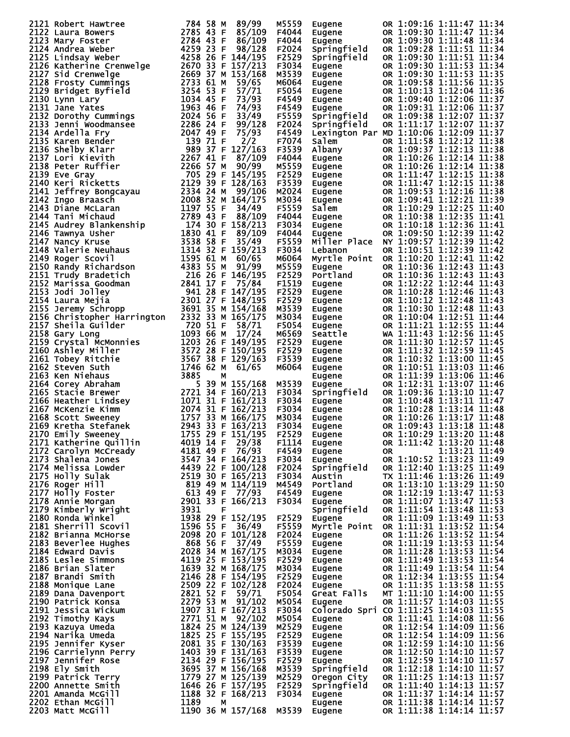```
2121 Robert Hawtree             784 58 M  89/99   M5559  Eugene        OR 1:09:16 1:11:47 11:34
2122 Laura Bowers              2785 43 F  85/109  F4044  Eugene        OR 1:09:30 1:11:47 11:34
2123 Mary Foster               2784 43 F  86/109  F4044  Eugene        OR 1:09:30 1:11:48 11:34
2124 Andrea Weber              4259 23 F  98/128  F2024  Springfield   OR 1:09:28 1:11:51 11:34
2125 Lindsay Weber             4258 26 F 144/195  F2529  Springfield   OR 1:09:30 1:11:51 11:34
2126 Katherine Crenwelge       2670 33 F 157/213  F3034  Eugene        OR 1:09:30 1:11:53 11:34
2127 Sid Crenwelge             2669 37 M 153/168  M3539  Eugene        OR 1:09:30 1:11:53 11:35
2128 Frosty Cummings           2733 61 M  59/65   M6064  Eugene        OR 1:09:58 1:11:56 11:35
2129 Bridget Byfield           3254 53 F  57/71   F5054  Eugene        OR 1:10:13 1:12:04 11:36
2130 Lynn Lary                 1034 45 F  73/93   F4549  Eugene        OR 1:09:40 1:12:06 11:37
2131 Jane Yates                1963 46 F  74/93   F4549  Eugene        OR 1:09:31 1:12:06 11:37
2132 Dorothy Cummings          2024 56 F  33/49   F5559  Springfield   OR 1:09:38 1:12:07 11:37
2133 Jenni Woodmansee          2286 24 F  99/128  F2024  Springfield   OR 1:11:17 1:12:07 11:37
2134 Ardella Fry               2047 49 F  75/93   F4549  Lexington Par MD 1:10:06 1:12:09 11:37
2135 Karen Bender               139 71 F   2/2    F7074  Salem         OR 1:11:58 1:12:12 11:38
2136 Shelby Klarr               989 37 F 127/163  F3539  Albany        OR 1:09:37 1:12:13 11:38
2137 Lori Kievith              2267 41 F  87/109  F4044  Eugene        OR 1:10:26 1:12:14 11:38
2138 Peter Ruffier             2266 57 M  90/99   M5559  Eugene        OR 1:10:26 1:12:14 11:38
2139 Eve Gray                   705 29 F 145/195  F2529  Eugene        OR 1:11:47 1:12:15 11:38
2140 Keri Ricketts             2129 39 F 128/163  F3539  Eugene        OR 1:11:47 1:12:15 11:38
2141 Jeffrey Bongcayau         2334 24 M  99/106  M2024  Eugene        OR 1:09:53 1:12:16 11:38
2142 Ingo Braasch              2008 32 M 164/175  M3034  Eugene        OR 1:09:41 1:12:21 11:39
2143 Diane McLaran             1197 55 F  34/49   F5559  Salem         OR 1:10:29 1:12:25 11:40
2144 Tani Michaud              2789 43 F  88/109  F4044  Eugene        OR 1:10:38 1:12:35 11:41
2145 Audrey Blankenship         174 30 F 158/213  F3034  Eugene        OR 1:10:18 1:12:36 11:41
2146 Tawnya Usher              1830 41 F  89/109  F4044  Eugene        OR 1:09:50 1:12:39 11:42
2147 Nancy Kruse               3538 58 F  35/49   F5559  Miller Place  NY 1:09:57 1:12:39 11:42
2148 Valerie Neuhaus           1314 32 F 159/213  F3034  Lebanon       OR 1:10:51 1:12:39 11:42
2149 Roger Scovil              1595 61 M  60/65   M6064  Myrtle Point  OR 1:10:20 1:12:41 11:42
2150 Randy Richardson          4383 55 M  91/99   M5559  Eugene        OR 1:10:36 1:12:43 11:43
2151 Trudy Bradetich            216 26 F 146/195  F2529  Portland      OR 1:10:36 1:12:43 11:43
2152 Marissa Goodman           2841 17 F  75/84   F1519  Eugene        OR 1:12:22 1:12:44 11:43
2153 Jodi Jolley                941 28 F 147/195  F2529  Eugene        OR 1:10:28 1:12:46 11:43
2154 Laura Mejia               2301 27 F 148/195  F2529  Eugene        OR 1:10:12 1:12:48 11:43
2155 Jeremy Schropp            3691 35 M 154/168  M3539  Eugene        OR 1:10:30 1:12:48 11:43
2156 Christopher Harrington    2332 33 M 165/175  M3034  Eugene        OR 1:10:04 1:12:51 11:44
2157 Sheila Guilder             720 51 F  58/71   F5054  Eugene        OR 1:11:21 1:12:55 11:44
2158 Gary Long                 1093 66 M  17/24   M6569  Seattle       WA 1:11:43 1:12:56 11:45
2159 Crystal McMonnies         1203 26 F 149/195  F2529  Eugene        OR 1:11:30 1:12:57 11:45
2160 Ashley Miller             3572 28 F 150/195  F2529  Eugene        OR 1:11:32 1:12:59 11:45
2161 Tobey Ritchie             3567 38 F 129/163  F3539  Eugene        OR 1:10:32 1:13:00 11:45
2162 Steven Suth               1746 62 M  61/65   M6064  Eugene        OR 1:10:51 1:13:03 11:46
2163 Ken Niehaus               3885    M                 Eugene        OR 1:11:39 1:13:06 11:46
2164 Corey Abraham                5 39 M 155/168  M3539  Eugene        OR 1:12:31 1:13:07 11:46
2165 Stacie Brewer             2721 34 F 160/213  F3034  Springfield   OR 1:09:36 1:13:10 11:47
2166 Heather Lindsey           1071 31 F 161/213  F3034  Eugene        OR 1:10:48 1:13:11 11:47
2167 McKenzie Kimm             2074 31 F 162/213  F3034  Eugene        OR 1:10:28 1:13:14 11:48
2168 Scott Sweeney             1757 33 M 166/175  M3034  Eugene        OR 1:10:26 1:13:17 11:48
2169 Kretha Stefanek           2943 33 F 163/213  F3034  Eugene        OR 1:09:43 1:13:18 11:48
2170 Emily Sweeney             1755 29 F 151/195  F2529  Eugene        OR 1:10:29 1:13:20 11:48
2171 Katherine Quillin         4019 14 F  29/38   F1114  Eugene        OR 1:11:42 1:13:20 11:48
2172 Carolyn McCready          4181 49 F  76/93   F4549  Eugene        OR         1:13:21 11:49
2173 Shalena Jones             3547 34 F 164/213  F3034  Eugene        OR 1:10:52 1:13:23 11:49
2174 Melissa Lowder            4439 22 F 100/128  F2024  Springfield   OR 1:12:40 1:13:25 11:49
2175 Holly Sulak               2519 30 F 165/213  F3034  Austin        TX 1:11:46 1:13:26 11:49
2176 Roger Hill                 819 49 M 114/119  M4549  Portland      OR 1:13:10 1:13:29 11:50
2177 Holly Foster               613 49 F  77/93   F4549  Eugene        OR 1:12:19 1:13:47 11:53
2178 Annie Morgan              2901 33 F 166/213  F3034  Eugene        OR 1:11:07 1:13:47 11:53
2179 Kimberly Wright           3931    F                 Springfield   OR 1:11:54 1:13:48 11:53
2180 Ronda Winkel              1938 29 F 152/195  F2529  Eugene        OR 1:11:09 1:13:49 11:53
2181 Sherrill Scovil           1596 55 F  36/49   F5559  Myrtle Point  OR 1:11:31 1:13:52 11:54
2182 Brianna McHorse           2098 20 F 101/128  F2024  Eugene        OR 1:11:26 1:13:52 11:54
2183 Beverlee Hughes            868 56 F  37/49   F5559  Eugene        OR 1:11:19 1:13:53 11:54
2184 Edward Davis              2028 34 M 167/175  M3034  Eugene        OR 1:11:28 1:13:53 11:54
2185 Leslee Simmons            4119 25 F 153/195  F2529  Eugene        OR 1:11:49 1:13:53 11:54
2186 Brian Slater              1639 32 M 168/175  M3034  Eugene        OR 1:11:49 1:13:54 11:54
2187 Brandi Smith              2146 28 F 154/195  F2529  Eugene        OR 1:12:34 1:13:55 11:54
2188 Monique Lane              2509 22 F 102/128  F2024  Eugene        OR 1:11:35 1:13:58 11:55
2189 Dana Davenport            2821 52 F  59/71   F5054  Great Falls   MT 1:11:10 1:14:00 11:55
2190 Patrick Konsa             2279 53 M  91/102  M5054  Eugene        OR 1:11:57 1:14:03 11:55
2191 Jessica Wickum            1907 31 F 167/213  F3034  Colorado Spri CO 1:11:25 1:14:03 11:55
2192 Timothy Kays              2771 51 M  92/102  M5054  Eugene        OR 1:11:41 1:14:08 11:56
2193 Kazuya Umeda              1824 25 M 124/139  M2529  Eugene        OR 1:12:54 1:14:09 11:56
2194 Narika Umeda              1825 25 F 155/195  F2529  Eugene        OR 1:12:54 1:14:09 11:56
2195 Jennifer Kyser            2081 35 F 130/163  F3539  Eugene        OR 1:12:59 1:14:10 11:56
2196 Carrielynn Perry          1403 39 F 131/163  F3539  Eugene        OR 1:12:50 1:14:10 11:57
2197 Jennifer Rose             2134 29 F 156/195  F2529  Eugene        OR 1:12:59 1:14:10 11:57
2198 Ely Smith                 3695 37 M 156/168  M3539  Springfield   OR 1:12:18 1:14:10 11:57
2199 Patrick Terry             1779 27 M 125/139  M2529  Oregon City   OR 1:11:25 1:14:13 11:57
2200 Annette Smith             1646 26 F 157/195  F2529  Springfield   OR 1:11:40 1:14:13 11:57
2201 Amanda McGill             1188 32 F 168/213  F3034  Eugene        OR 1:11:37 1:14:14 11:57
2202 Ethan McGill              1189    M                 Eugene        OR 1:11:38 1:14:14 11:57
2203 Matt McGill               1190 36 M 157/168  M3539  Eugene        OR 1:11:38 1:14:14 11:57
```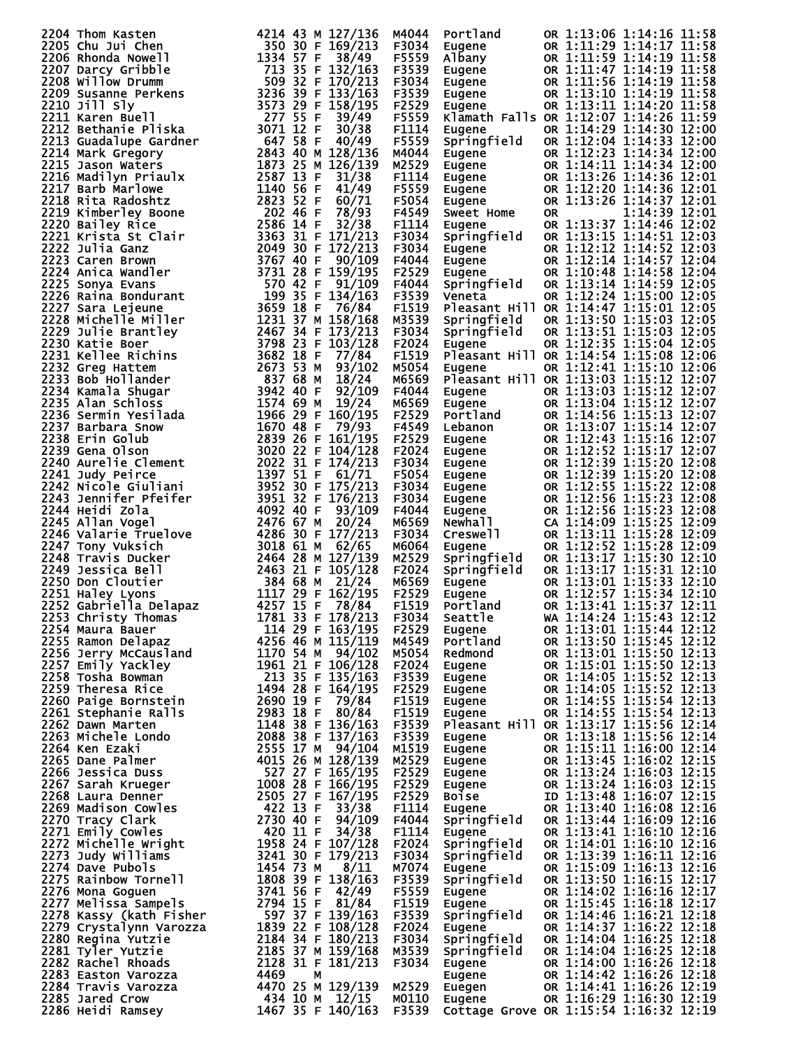```
2204 Thom Kasten            4214 43 M 127/136  M4044  Portland      OR 1:13:06 1:14:16 11:58
2205 Chu Jui Chen            350 30 F 169/213  F3034  Eugene        OR 1:11:29 1:14:17 11:58
2206 Rhonda Nowell          1334 57 F  38/49   F5559  Albany        OR 1:11:59 1:14:19 11:58
2207 Darcy Gribble           713 35 F 132/163  F3539  Eugene        OR 1:11:47 1:14:19 11:58
2208 Willow Drumm            509 32 F 170/213  F3034  Eugene        OR 1:11:56 1:14:19 11:58
2209 Susanne Perkens        3236 39 F 133/163  F3539  Eugene        OR 1:13:10 1:14:19 11:58
2210 Jill Sly               3573 29 F 158/195  F2529  Eugene        OR 1:13:11 1:14:20 11:58
2211 Karen Buell             277 55 F  39/49   F5559  Klamath Falls OR 1:12:07 1:14:26 11:59
2212 Bethanie Pliska        3071 12 F  30/38   F1114  Eugene        OR 1:14:29 1:14:30 12:00
2213 Guadalupe Gardner       647 58 F  40/49   F5559  Springfield   OR 1:12:04 1:14:33 12:00
2214 Mark Gregory           2843 40 M 128/136  M4044  Eugene        OR 1:12:23 1:14:34 12:00
2215 Jason Waters           1873 25 M 126/139  M2529  Eugene        OR 1:14:11 1:14:34 12:00
2216 Madilyn Priaulx        2587 13 F  31/38   F1114  Eugene        OR 1:13:26 1:14:36 12:01
2217 Barb Marlowe           1140 56 F  41/49   F5559  Eugene        OR 1:12:20 1:14:36 12:01
2218 Rita Radoshtz          2823 52 F  60/71   F5054  Eugene        OR 1:13:26 1:14:37 12:01
2219 Kimberley Boone         202 46 F  78/93   F4549  Sweet Home    OR         1:14:39 12:01
2220 Bailey Rice            2586 14 F  32/38   F1114  Eugene        OR 1:13:37 1:14:46 12:02
2221 Krista St Clair        3363 31 F 171/213  F3034  Springfield   OR 1:13:15 1:14:51 12:03
2222 Julia Ganz             2049 30 F 172/213  F3034  Eugene        OR 1:12:12 1:14:52 12:03
2223 Caren Brown            3767 40 F  90/109  F4044  Eugene        OR 1:12:14 1:14:57 12:04
2224 Anica Wandler          3731 28 F 159/195  F2529  Eugene        OR 1:10:48 1:14:58 12:04
2225 Sonya Evans             570 42 F  91/109  F4044  Springfield   OR 1:13:14 1:14:59 12:05
2226 Raina Bondurant         199 35 F 134/163  F3539  Veneta        OR 1:12:24 1:15:00 12:05
2227 Sara Lejeune           3659 18 F  76/84   F1519  Pleasant Hill OR 1:14:47 1:15:01 12:05
2228 Michelle Miller        1231 37 M 158/168  M3539  Springfield   OR 1:13:50 1:15:03 12:05
2229 Julie Brantley         2467 34 F 173/213  F3034  Springfield   OR 1:13:51 1:15:03 12:05
2230 Katie Boer             3798 23 F 103/128  F2024  Eugene        OR 1:12:35 1:15:04 12:05
2231 Kellee Richins         3682 18 F  77/84   F1519  Pleasant Hill OR 1:14:54 1:15:08 12:06
2232 Greg Hattem            2673 53 M  93/102  M5054  Eugene        OR 1:12:41 1:15:10 12:06
2233 Bob Hollander           837 68 M  18/24   M6569  Pleasant Hill OR 1:13:03 1:15:12 12:07
2234 Kamala Shugar          3942 40 F  92/109  F4044  Eugene        OR 1:13:03 1:15:12 12:07
2235 Alan Schloss           1574 69 M  19/24   M6569  Eugene        OR 1:13:04 1:15:12 12:07
2236 Sermin Yesilada        1966 29 F 160/195  F2529  Portland      OR 1:14:56 1:15:13 12:07
2237 Barbara Snow           1670 48 F  79/93   F4549  Lebanon       OR 1:13:07 1:15:14 12:07
2238 Erin Golub             2839 26 F 161/195  F2529  Eugene        OR 1:12:43 1:15:16 12:07
2239 Gena Olson             3020 22 F 104/128  F2024  Eugene        OR 1:12:52 1:15:17 12:07
2240 Aurelie Clement        2022 31 F 174/213  F3034  Eugene        OR 1:12:39 1:15:20 12:08
2241 Judy Peirce            1397 51 F  61/71   F5054  Eugene        OR 1:12:39 1:15:20 12:08
2242 Nicole Giuliani        3952 30 F 175/213  F3034  Eugene        OR 1:12:55 1:15:22 12:08
2243 Jennifer Pfeifer       3951 32 F 176/213  F3034  Eugene        OR 1:12:56 1:15:23 12:08
2244 Heidi Zola             4092 40 F  93/109  F4044  Eugene        OR 1:12:56 1:15:23 12:08
2245 Allan Vogel            2476 67 M  20/24   M6569  Newhall       CA 1:14:09 1:15:25 12:09
2246 Valarie Truelove       4286 30 F 177/213  F3034  Creswell      OR 1:13:11 1:15:28 12:09
2247 Tony Vuksich           3018 61 M  62/65   M6064  Eugene        OR 1:12:52 1:15:28 12:09
2248 Travis Ducker          2464 28 M 127/139  M2529  Springfield   OR 1:13:17 1:15:30 12:10
2249 Jessica Bell           2463 21 F 105/128  F2024  Springfield   OR 1:13:17 1:15:31 12:10
2250 Don Cloutier            384 68 M  21/24   M6569  Eugene        OR 1:13:01 1:15:33 12:10
2251 Haley Lyons            1117 29 F 162/195  F2529  Eugene        OR 1:12:57 1:15:34 12:10
2252 Gabriella Delapaz      4257 15 F  78/84   F1519  Portland      OR 1:13:41 1:15:37 12:11
2253 Christy Thomas         1781 33 F 178/213  F3034  Seattle       WA 1:14:24 1:15:43 12:12
2254 Maura Bauer             114 29 F 163/195  F2529  Eugene        OR 1:13:01 1:15:44 12:12
2255 Ramon Delapaz          4256 46 M 115/119  M4549  Portland      OR 1:13:50 1:15:45 12:12
2256 Jerry McCausland       1170 54 M  94/102  M5054  Redmond       OR 1:13:01 1:15:50 12:13
2257 Emily Yackley          1961 21 F 106/128  F2024  Eugene        OR 1:15:01 1:15:50 12:13
2258 Tosha Bowman            213 35 F 135/163  F3539  Eugene        OR 1:14:05 1:15:52 12:13
2259 Theresa Rice           1494 28 F 164/195  F2529  Eugene        OR 1:14:05 1:15:52 12:13
2260 Paige Bornstein        2690 19 F  79/84   F1519  Eugene        OR 1:14:55 1:15:54 12:13
2261 Stephanie Ralls        2983 18 F  80/84   F1519  Eugene        OR 1:14:55 1:15:54 12:13
2262 Dawn Marten            1148 38 F 136/163  F3539  Pleasant Hill OR 1:13:17 1:15:56 12:14
2263 Michele Londo          2088 38 F 137/163  F3539  Eugene        OR 1:13:18 1:15:56 12:14
2264 Ken Ezaki              2555 17 M  94/104  M1519  Eugene        OR 1:15:11 1:16:00 12:14
2265 Dane Palmer            4015 26 M 128/139  M2529  Eugene        OR 1:13:45 1:16:02 12:15
2266 Jessica Duss            527 27 F 165/195  F2529  Eugene        OR 1:13:24 1:16:03 12:15
2267 Sarah Krueger          1008 28 F 166/195  F2529  Eugene        OR 1:13:24 1:16:03 12:15
2268 Laura Denner           2505 27 F 167/195  F2529  Boise         ID 1:13:48 1:16:07 12:15
2269 Madison Cowles          422 13 F  33/38   F1114  Eugene        OR 1:13:40 1:16:08 12:16
2270 Tracy Clark            2730 40 F  94/109  F4044  Springfield   OR 1:13:44 1:16:09 12:16
2271 Emily Cowles            420 11 F  34/38   F1114  Eugene        OR 1:13:41 1:16:10 12:16
2272 Michelle Wright        1958 24 F 107/128  F2024  Springfield   OR 1:14:01 1:16:10 12:16
2273 Judy Williams          3241 30 F 179/213  F3034  Springfield   OR 1:13:39 1:16:11 12:16
2274 Dave Pubols            1454 73 M   8/11   M7074  Eugene        OR 1:15:09 1:16:13 12:16
2275 Rainbow Tornell        1808 39 F 138/163  F3539  Springfield   OR 1:13:50 1:16:15 12:17
2276 Mona Goguen            3741 56 F  42/49   F5559  Eugene        OR 1:14:02 1:16:16 12:17
2277 Melissa Sampels        2794 15 F  81/84   F1519  Eugene        OR 1:15:45 1:16:18 12:17
2278 Kassy (kath Fisher      597 37 F 139/163  F3539  Springfield   OR 1:14:46 1:16:21 12:18
2279 Crystalynn Varozza     1839 22 F 108/128  F2024  Eugene        OR 1:14:37 1:16:22 12:18
2280 Regina Yutzie          2184 34 F 180/213  F3034  Springfield   OR 1:14:04 1:16:25 12:18
2281 Tyler Yutzie           2185 37 M 159/168  M3539  Springfield   OR 1:14:04 1:16:25 12:18
2282 Rachel Rhoads          2128 31 F 181/213  F3034  Eugene        OR 1:14:00 1:16:26 12:18
2283 Easton Varozza         4469    M                 Eugene        OR 1:14:42 1:16:26 12:18
2284 Travis Varozza         4470 25 M 129/139  M2529  Euegen        OR 1:14:41 1:16:26 12:19
2285 Jared Crow              434 10 M  12/15   M0110  Eugene        OR 1:16:29 1:16:30 12:19
2286 Heidi Ramsey           1467 35 F 140/163  F3539  Cottage Grove OR 1:15:54 1:16:32 12:19
```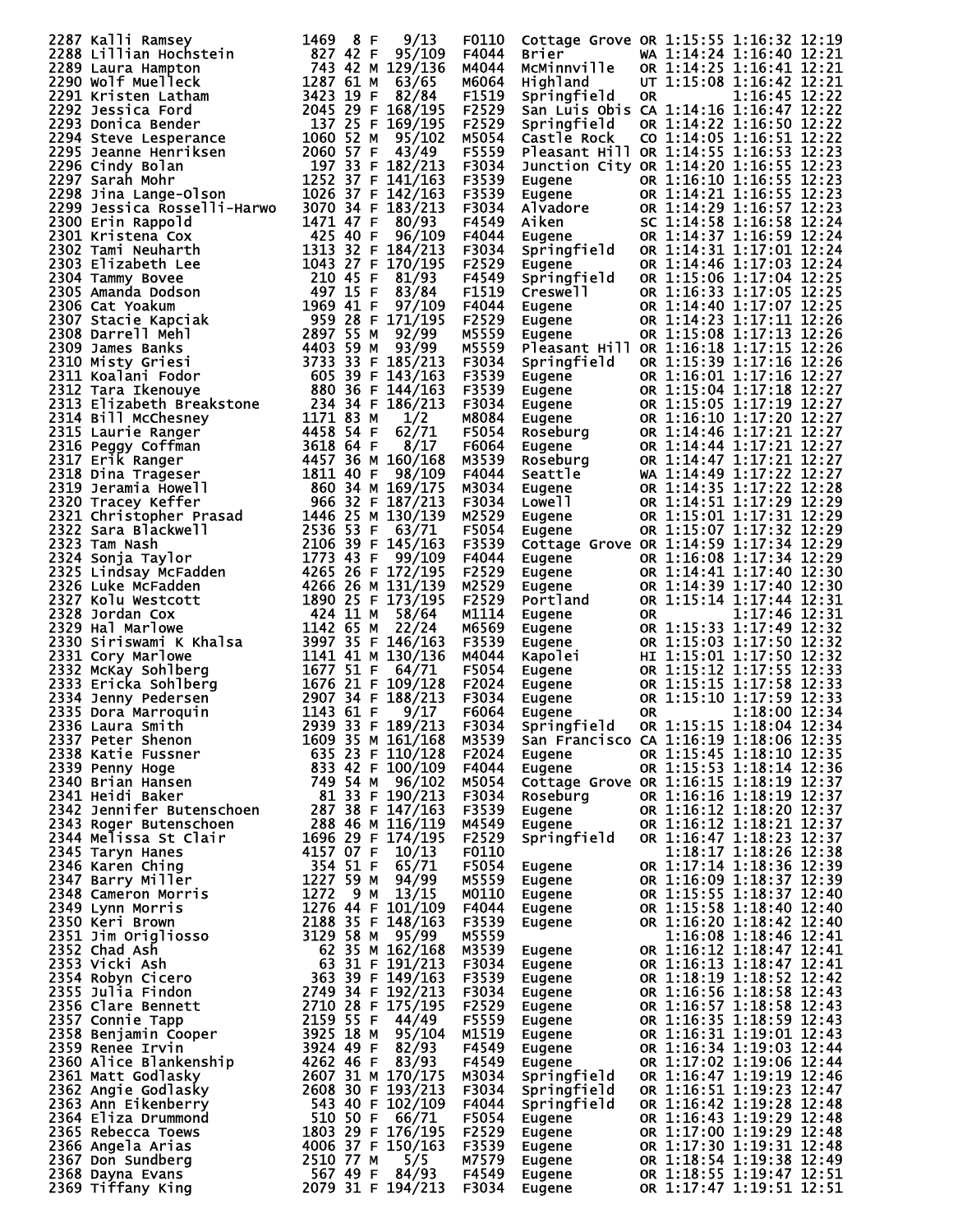```
2287 Kalli Ramsey            1469  8 F    9/13    F0110   Cottage Grove OR 1:15:55 1:16:32 12:19
2288 Lillian Hochstein        827 42 F   95/109   F4044   Brier         WA 1:14:24 1:16:40 12:21
2289 Laura Hampton            743 42 M  129/136   M4044   McMinnville   OR 1:14:25 1:16:41 12:21
2290 Wolf Muelleck           1287 61 M   63/65    M6064   Highland      UT 1:15:08 1:16:42 12:21
2291 Kristen Latham          3423 19 F   82/84    F1519   Springfield   OR         1:16:45 12:22
2292 Jessica Ford            2045 29 F  168/195   F2529   San Luis Obis CA 1:14:16 1:16:47 12:22
2293 Donica Bender            137 25 F  169/195   F2529   Springfield   OR 1:14:22 1:16:50 12:22
2294 Steve Lesperance        1060 52 M   95/102   M5054   Castle Rock   CO 1:14:05 1:16:51 12:22
2295 Jeanne Henriksen        2060 57 F   43/49    F5559   Pleasant Hill OR 1:14:55 1:16:53 12:23
2296 Cindy Bolan              197 33 F  182/213   F3034   Junction City OR 1:14:20 1:16:55 12:23
2297 Sarah Mohr              1252 37 F  141/163   F3539   Eugene        OR 1:16:10 1:16:55 12:23
2298 Jina Lange-Olson        1026 37 F  142/163   F3539   Eugene        OR 1:14:21 1:16:55 12:23
2299 Jessica Rosselli-Harwo  3070 34 F  183/213   F3034   Alvadore      OR 1:14:29 1:16:57 12:23
2300 Erin Rappold            1471 47 F   80/93    F4549   Aiken         SC 1:14:58 1:16:58 12:24
2301 Kristena Cox             425 40 F   96/109   F4044   Eugene        OR 1:14:37 1:16:59 12:24
2302 Tami Neuharth           1313 32 F  184/213   F3034   Springfield   OR 1:14:31 1:17:01 12:24
2303 Elizabeth Lee           1043 27 F  170/195   F2529   Eugene        OR 1:14:46 1:17:03 12:24
2304 Tammy Bovee              210 45 F   81/93    F4549   Springfield   OR 1:15:06 1:17:04 12:25
2305 Amanda Dodson            497 15 F   83/84    F1519   Creswell      OR 1:16:33 1:17:05 12:25
2306 Cat Yoakum              1969 41 F   97/109   F4044   Eugene        OR 1:14:40 1:17:07 12:25
2307 Stacie Kapciak           959 28 F  171/195   F2529   Eugene        OR 1:14:23 1:17:11 12:26
2308 Darrell Mehl            2897 55 M   92/99    M5559   Eugene        OR 1:15:08 1:17:13 12:26
2309 James Banks             4403 59 M   93/99    M5559   Pleasant Hill OR 1:16:18 1:17:15 12:26
2310 Misty Griesi            3733 33 F  185/213   F3034   Springfield   OR 1:15:39 1:17:16 12:26
2311 Koalani Fodor            605 39 F  143/163   F3539   Eugene        OR 1:16:01 1:17:16 12:27
2312 Tara Ikenouye            880 36 F  144/163   F3539   Eugene        OR 1:15:04 1:17:18 12:27
2313 Elizabeth Breakstone     234 34 F  186/213   F3034   Eugene        OR 1:15:05 1:17:19 12:27
2314 Bill McChesney          1171 83 M    1/2     M8084   Eugene        OR 1:16:10 1:17:20 12:27
2315 Laurie Ranger           4458 54 F   62/71    F5054   Roseburg      OR 1:14:46 1:17:21 12:27
2316 Peggy Coffman           3618 64 F    8/17    F6064   Eugene        OR 1:14:44 1:17:21 12:27
2317 Erik Ranger             4457 36 M  160/168   M3539   Roseburg      OR 1:14:47 1:17:21 12:27
2318 Dina Trageser           1811 40 F   98/109   F4044   Seattle       WA 1:14:49 1:17:22 12:27
2319 Jeramia Howell           860 34 M  169/175   M3034   Eugene        OR 1:14:35 1:17:22 12:28
2320 Tracey Keffer            966 32 F  187/213   F3034   Lowell        OR 1:14:51 1:17:29 12:29
2321 Christopher Prasad      1446 25 M  130/139   M2529   Eugene        OR 1:15:01 1:17:31 12:29
2322 Sara Blackwell          2536 53 F   63/71    F5054   Eugene        OR 1:15:07 1:17:32 12:29
2323 Tam Nash                2106 39 F  145/163   F3539   Cottage Grove OR 1:14:59 1:17:34 12:29
2324 Sonja Taylor            1773 43 F   99/109   F4044   Eugene        OR 1:16:08 1:17:34 12:29
2325 Lindsay McFadden        4265 26 F  172/195   F2529   Eugene        OR 1:14:41 1:17:40 12:30
2326 Luke McFadden           4266 26 M  131/139   M2529   Eugene        OR 1:14:39 1:17:40 12:30
2327 Kolu Westcott           1890 25 F  173/195   F2529   Portland      OR 1:15:14 1:17:44 12:31
2328 Jordan Cox               424 11 M   58/64    M1114   Eugene        OR         1:17:46 12:31
2329 Hal Marlowe             1142 65 M   22/24    M6569   Eugene        OR 1:15:33 1:17:49 12:32
2330 Siriswami K Khalsa      3997 35 F  146/163   F3539   Eugene        OR 1:15:03 1:17:50 12:32
2331 Cory Marlowe            1141 41 M  130/136   M4044   Kapolei       HI 1:15:01 1:17:50 12:32
2332 McKay Sohlberg          1677 51 F   64/71    F5054   Eugene        OR 1:15:12 1:17:55 12:33
2333 Ericka Sohlberg         1676 21 F  109/128   F2024   Eugene        OR 1:15:15 1:17:58 12:33
2334 Jenny Pedersen          2907 34 F  188/213   F3034   Eugene        OR 1:15:10 1:17:59 12:33
2335 Dora Marroquin          1143 61 F    9/17    F6064   Eugene        OR         1:18:00 12:34
2336 Laura Smith             2939 33 F  189/213   F3034   Springfield   OR 1:15:15 1:18:04 12:34
2337 Peter Shenon            1609 35 M  161/168   M3539   San Francisco CA 1:16:19 1:18:06 12:35
2338 Katie Fussner            635 23 F  110/128   F2024   Eugene        OR 1:15:45 1:18:10 12:35
2339 Penny Hoge               833 42 F  100/109   F4044   Eugene        OR 1:15:53 1:18:14 12:36
2340 Brian Hansen             749 54 M   96/102   M5054   Cottage Grove OR 1:16:15 1:18:19 12:37
2341 Heidi Baker               81 33 F  190/213   F3034   Roseburg      OR 1:16:16 1:18:19 12:37
2342 Jennifer Butenschoen     287 38 F  147/163   F3539   Eugene        OR 1:16:12 1:18:20 12:37
2343 Roger Butenschoen        288 46 M  116/119   M4549   Eugene        OR 1:16:12 1:18:21 12:37
2344 Melissa St Clair        1696 29 F  174/195   F2529   Springfield   OR 1:16:47 1:18:23 12:37
2345 Taryn Hanes             4157 07 F   10/13    F0110                    1:18:17 1:18:26 12:38
2346 Karen Ching              354 51 F   65/71    F5054   Eugene        OR 1:17:14 1:18:36 12:39
2347 Barry Miller            1227 59 M   94/99    M5559   Eugene        OR 1:16:09 1:18:37 12:39
2348 Cameron Morris          1272  9 M   13/15    M0110   Eugene        OR 1:15:55 1:18:37 12:40
2349 Lynn Morris             1276 44 F  101/109   F4044   Eugene        OR 1:15:58 1:18:40 12:40
2350 Keri Brown              2188 35 F  148/163   F3539   Eugene        OR 1:16:20 1:18:42 12:40
2351 Jim Origliosso          3129 58 M   95/99    M5559                    1:16:08 1:18:46 12:41
2352 Chad Ash                  62 35 M  162/168   M3539   Eugene        OR 1:16:12 1:18:47 12:41
2353 Vicki Ash                 63 31 F  191/213   F3034   Eugene        OR 1:16:13 1:18:47 12:41
2354 Robyn Cicero             363 39 F  149/163   F3539   Eugene        OR 1:18:19 1:18:52 12:42
2355 Julia Findon            2749 34 F  192/213   F3034   Eugene        OR 1:16:56 1:18:58 12:43
2356 Clare Bennett           2710 28 F  175/195   F2529   Eugene        OR 1:16:57 1:18:58 12:43
2357 Connie Tapp             2159 55 F   44/49    F5559   Eugene        OR 1:16:35 1:18:59 12:43
2358 Benjamin Cooper         3925 18 M   95/104   M1519   Eugene        OR 1:16:31 1:19:01 12:43
2359 Renee Irvin             3924 49 F   82/93    F4549   Eugene        OR 1:16:34 1:19:03 12:44
2360 Alice Blankenship       4262 46 F   83/93    F4549   Eugene        OR 1:17:02 1:19:06 12:44
2361 Matt Godlasky           2607 31 M  170/175   M3034   Springfield   OR 1:16:47 1:19:19 12:46
2362 Angie Godlasky          2608 30 F  193/213   F3034   Springfield   OR 1:16:51 1:19:23 12:47
2363 Ann Eikenberry           543 40 F  102/109   F4044   Springfield   OR 1:16:42 1:19:28 12:48
2364 Eliza Drummond           510 50 F   66/71    F5054   Eugene        OR 1:16:43 1:19:29 12:48
2365 Rebecca Toews           1803 29 F  176/195   F2529   Eugene        OR 1:17:00 1:19:29 12:48
2366 Angela Arias            4006 37 F  150/163   F3539   Eugene        OR 1:17:30 1:19:31 12:48
2367 Don Sundberg            2510 77 M    5/5     M7579   Eugene        OR 1:18:54 1:19:38 12:49
2368 Dayna Evans              567 49 F   84/93    F4549   Eugene        OR 1:18:55 1:19:47 12:51
2369 Tiffany King            2079 31 F  194/213   F3034   Eugene        OR 1:17:47 1:19:51 12:51
```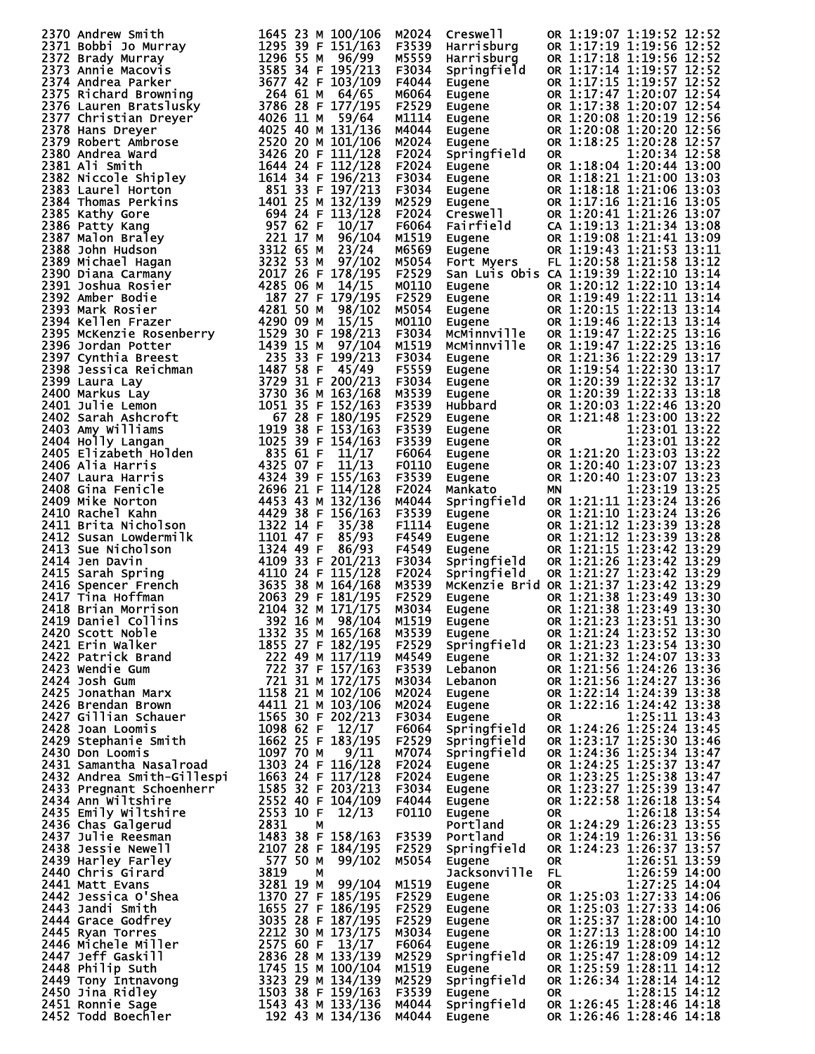```
2370 Andrew Smith           1645 23 M 100/106   M2024  Creswell      OR 1:19:07 1:19:52 12:52
2371 Bobbi Jo Murray        1295 39 F 151/163   F3539  Harrisburg    OR 1:17:19 1:19:56 12:52
2372 Brady Murray           1296 55 M  96/99    M5559  Harrisburg    OR 1:17:18 1:19:56 12:52
2373 Annie Macovis          3585 34 F 195/213   F3034  Springfield   OR 1:17:14 1:19:57 12:52
2374 Andrea Parker          3677 42 F 103/109   F4044  Eugene        OR 1:17:15 1:19:57 12:52
2375 Richard Browning        264 61 M  64/65    M6064  Eugene        OR 1:17:47 1:20:07 12:54
2376 Lauren Bratslusky      3786 28 F 177/195   F2529  Eugene        OR 1:17:38 1:20:07 12:54
2377 Christian Dreyer       4026 11 M  59/64    M1114  Eugene        OR 1:20:08 1:20:19 12:56
2378 Hans Dreyer            4025 40 M 131/136   M4044  Eugene        OR 1:20:08 1:20:20 12:56
2379 Robert Ambrose         2520 20 M 101/106   M2024  Eugene        OR 1:18:25 1:20:28 12:57
2380 Andrea Ward            3426 20 F 111/128   F2024  Springfield   OR         1:20:34 12:58
2381 Ali Smith              1644 24 F 112/128   F2024  Eugene        OR 1:18:04 1:20:44 13:00
2382 Niccole Shipley        1614 34 F 196/213   F3034  Eugene        OR 1:18:21 1:21:00 13:03
2383 Laurel Horton           851 33 F 197/213   F3034  Eugene        OR 1:18:18 1:21:06 13:03
2384 Thomas Perkins         1401 25 M 132/139   M2529  Eugene        OR 1:17:16 1:21:16 13:05
2385 Kathy Gore              694 24 F 113/128   F2024  Creswell      OR 1:20:41 1:21:26 13:07
2386 Patty Kang              957 62 F  10/17    F6064  Fairfield     CA 1:19:13 1:21:34 13:08
2387 Malon Braley            221 17 M  96/104   M1519  Eugene        OR 1:19:08 1:21:41 13:09
2388 John Hudson            3312 65 M  23/24    M6569  Eugene        OR 1:19:43 1:21:53 13:11
2389 Michael Hagan          3232 53 M  97/102   M5054  Fort Myers    FL 1:20:58 1:21:58 13:12
2390 Diana Carmany          2017 26 F 178/195   F2529  San Luis Obis CA 1:19:39 1:22:10 13:14
2391 Joshua Rosier          4285 06 M  14/15    M0110  Eugene        OR 1:20:12 1:22:10 13:14
2392 Amber Bodie             187 27 F 179/195   F2529  Eugene        OR 1:19:49 1:22:11 13:14
2393 Mark Rosier            4281 50 M  98/102   M5054  Eugene        OR 1:20:15 1:22:13 13:14
2394 Kellen Frazer          4290 09 M  15/15    M0110  Eugene        OR 1:19:46 1:22:13 13:14
2395 McKenzie Rosenberry    1529 30 F 198/213   F3034  McMinnville   OR 1:19:47 1:22:25 13:16
2396 Jordan Potter          1439 15 M  97/104   M1519  McMinnville   OR 1:19:47 1:22:25 13:16
2397 Cynthia Breest          235 33 F 199/213   F3034  Eugene        OR 1:21:36 1:22:29 13:17
2398 Jessica Reichman       1487 58 F  45/49    F5559  Eugene        OR 1:19:54 1:22:30 13:17
2399 Laura Lay              3729 31 F 200/213   F3034  Eugene        OR 1:20:39 1:22:32 13:17
2400 Markus Lay             3730 36 M 163/168   M3539  Eugene        OR 1:20:39 1:22:33 13:18
2401 Julie Lemon            1051 35 F 152/163   F3539  Hubbard       OR 1:20:03 1:22:46 13:20
2402 Sarah Ashcroft           67 28 F 180/195   F2529  Eugene        OR 1:21:48 1:23:00 13:22
2403 Amy Williams           1919 38 F 153/163   F3539  Eugene        OR         1:23:01 13:22
2404 Holly Langan           1025 39 F 154/163   F3539  Eugene        OR         1:23:01 13:22
2405 Elizabeth Holden        835 61 F  11/17    F6064  Eugene        OR 1:21:20 1:23:03 13:22
2406 Alia Harris            4325 07 F  11/13    F0110  Eugene        OR 1:20:40 1:23:07 13:23
2407 Laura Harris           4324 39 F 155/163   F3539  Eugene        OR 1:20:40 1:23:07 13:23
2408 Gina Fenicle           2696 21 F 114/128   F2024  Mankato       MN         1:23:19 13:25
2409 Mike Norton            4453 43 M 132/136   M4044  Springfield   OR 1:21:11 1:23:24 13:26
2410 Rachel Kahn            4429 38 F 156/163   F3539  Eugene        OR 1:21:10 1:23:24 13:26
2411 Brita Nicholson        1322 14 F  35/38    F1114  Eugene        OR 1:21:12 1:23:39 13:28
2412 Susan Lowdermilk       1101 47 F  85/93    F4549  Eugene        OR 1:21:12 1:23:39 13:28
2413 Sue Nicholson          1324 49 F  86/93    F4549  Eugene        OR 1:21:15 1:23:42 13:29
2414 Jen Davin              4109 33 F 201/213   F3034  Springfield   OR 1:21:26 1:23:42 13:29
2415 Sarah Spring           4110 24 F 115/128   F2024  Springfield   OR 1:21:27 1:23:42 13:29
2416 Spencer French         3635 38 M 164/168   M3539  McKenzie Brid OR 1:21:37 1:23:42 13:29
2417 Tina Hoffman           2063 29 F 181/195   F2529  Eugene        OR 1:21:38 1:23:49 13:30
2418 Brian Morrison         2104 32 M 171/175   M3034  Eugene        OR 1:21:38 1:23:49 13:30
2419 Daniel Collins          392 16 M  98/104   M1519  Eugene        OR 1:21:23 1:23:51 13:30
2420 Scott Noble            1332 35 M 165/168   M3539  Eugene        OR 1:21:24 1:23:52 13:30
2421 Erin Walker            1855 27 F 182/195   F2529  Springfield   OR 1:21:23 1:23:54 13:30
2422 Patrick Brand           222 49 M 117/119   M4549  Eugene        OR 1:21:32 1:24:07 13:33
2423 Wendie Gum              722 37 F 157/163   F3539  Lebanon       OR 1:21:56 1:24:26 13:36
2424 Josh Gum                721 31 M 172/175   M3034  Lebanon       OR 1:21:56 1:24:27 13:36
2425 Jonathan Marx          1158 21 M 102/106   M2024  Eugene        OR 1:22:14 1:24:39 13:38
2426 Brendan Brown          4411 21 M 103/106   M2024  Eugene        OR 1:22:16 1:24:42 13:38
2427 Gillian Schauer        1565 30 F 202/213   F3034  Eugene        OR         1:25:11 13:43
2428 Joan Loomis            1098 62 F  12/17    F6064  Springfield   OR 1:24:26 1:25:24 13:45
2429 Stephanie Smith        1662 25 F 183/195   F2529  Springfield   OR 1:23:17 1:25:30 13:46
2430 Don Loomis             1097 70 M   9/11    M7074  Springfield   OR 1:24:36 1:25:34 13:47
2431 Samantha Nasalroad     1303 24 F 116/128   F2024  Eugene        OR 1:24:25 1:25:37 13:47
2432 Andrea Smith-Gillespi  1663 24 F 117/128   F2024  Eugene        OR 1:23:25 1:25:38 13:47
2433 Pregnant Schoenherr    1585 32 F 203/213   F3034  Eugene        OR 1:23:27 1:25:39 13:47
2434 Ann Wiltshire          2552 40 F 104/109   F4044  Eugene        OR 1:22:58 1:26:18 13:54
2435 Emily Wiltshire        2553 10 F  12/13    F0110  Eugene        OR         1:26:18 13:54
2436 Chas Galgerud          2831    M                  Portland      OR 1:24:29 1:26:23 13:55
2437 Julie Reesman          1483 38 F 158/163   F3539  Portland      OR 1:24:19 1:26:31 13:56
2438 Jessie Newell          2107 28 F 184/195   F2529  Springfield   OR 1:24:23 1:26:37 13:57
2439 Harley Farley           577 50 M  99/102   M5054  Eugene        OR         1:26:51 13:59
2440 Chris Girard           3819    M                  Jacksonville  FL         1:26:59 14:00
2441 Matt Evans             3281 19 M  99/104   M1519  Eugene        OR         1:27:25 14:04
2442 Jessica O'Shea         1370 27 F 185/195   F2529  Eugene        OR 1:25:03 1:27:33 14:06
2443 Jandi Smith            1655 27 F 186/195   F2529  Eugene        OR 1:25:03 1:27:33 14:06
2444 Grace Godfrey          3035 28 F 187/195   F2529  Eugene        OR 1:25:37 1:28:00 14:10
2445 Ryan Torres            2212 30 M 173/175   M3034  Eugene        OR 1:27:13 1:28:00 14:10
2446 Michele Miller         2575 60 F  13/17    F6064  Eugene        OR 1:26:19 1:28:09 14:12
2447 Jeff Gaskill           2836 28 M 133/139   M2529  Springfield   OR 1:25:47 1:28:09 14:12
2448 Philip Suth            1745 15 M 100/104   M1519  Eugene        OR 1:25:59 1:28:11 14:12
2449 Tony Intnavong         3323 29 M 134/139   M2529  Springfield   OR 1:26:34 1:28:14 14:12
2450 Jina Ridley            1503 38 F 159/163   F3539  Eugene        OR         1:28:15 14:12
2451 Ronnie Sage            1543 43 M 133/136   M4044  Springfield   OR 1:26:45 1:28:46 14:18
2452 Todd Boechler           192 43 M 134/136   M4044  Eugene        OR 1:26:46 1:28:46 14:18
```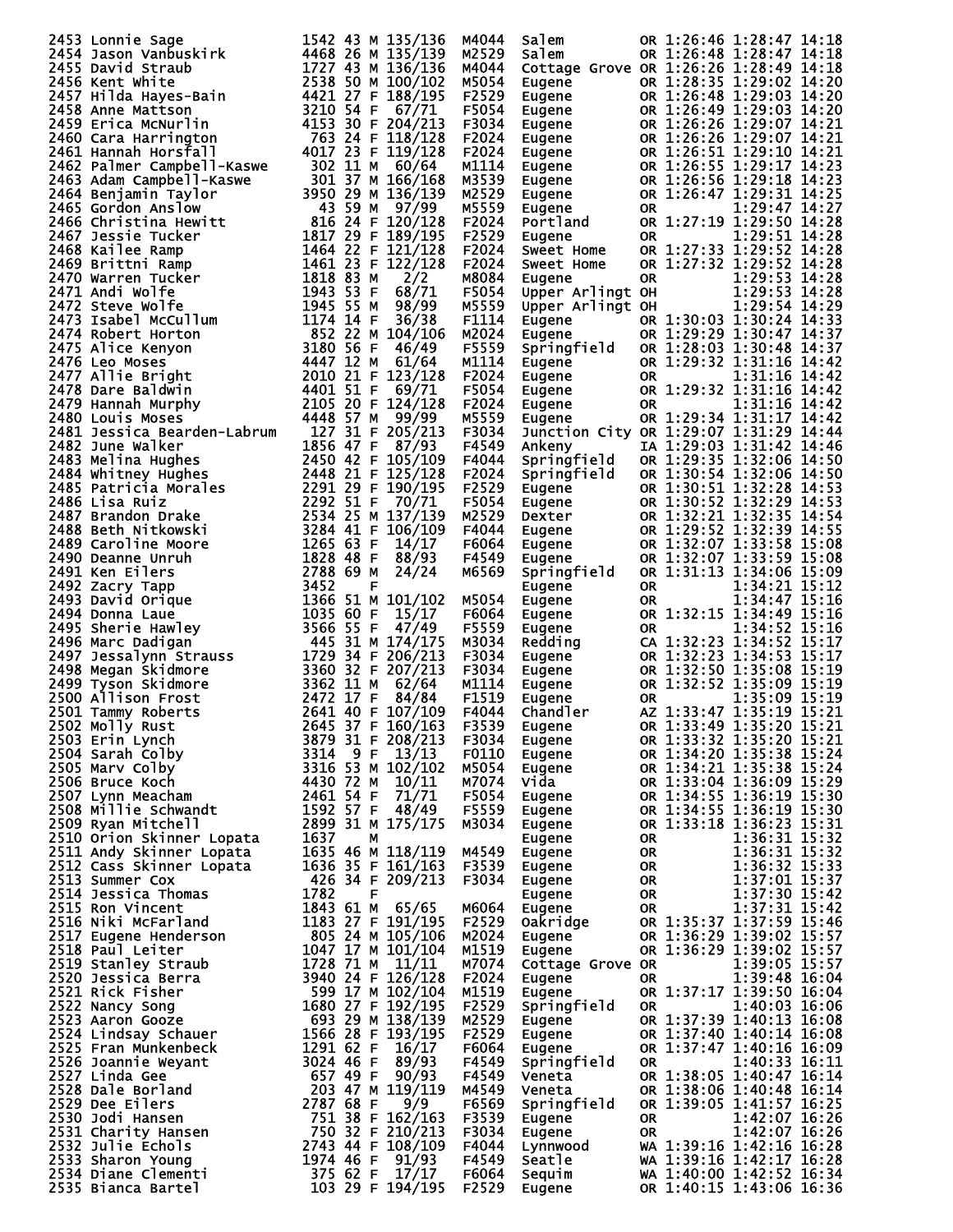```
2453 Lonnie Sage              1542 43 M 135/136  M4044  Salem         OR 1:26:46 1:28:47 14:18
2454 Jason Vanbuskirk         4468 26 M 135/139  M2529  Salem         OR 1:26:48 1:28:47 14:18
2455 David Straub             1727 43 M 136/136  M4044  Cottage Grove OR 1:26:26 1:28:49 14:18
2456 Kent White               2538 50 M 100/102  M5054  Eugene        OR 1:28:35 1:29:02 14:20
2457 Hilda Hayes-Bain         4421 27 F 188/195  F2529  Eugene        OR 1:26:48 1:29:03 14:20
2458 Anne Mattson             3210 54 F  67/71   F5054  Eugene        OR 1:26:49 1:29:03 14:20
2459 Erica McNurlin           4153 30 F 204/213  F3034  Eugene        OR 1:26:26 1:29:07 14:21
2460 Cara Harrington           763 24 F 118/128  F2024  Eugene        OR 1:26:26 1:29:07 14:21
2461 Hannah Horsfall          4017 23 F 119/128  F2024  Eugene        OR 1:26:51 1:29:10 14:21
2462 Palmer Campbell-Kaswe     302 11 M  60/64   M1114  Eugene        OR 1:26:55 1:29:17 14:23
2463 Adam Campbell-Kaswe       301 37 M 166/168  M3539  Eugene        OR 1:26:56 1:29:18 14:23
2464 Benjamin Taylor          3950 29 M 136/139  M2529  Eugene        OR 1:26:47 1:29:31 14:25
2465 Gordon Anslow              43 59 M  97/99   M5559  Eugene        OR         1:29:47 14:27
2466 Christina Hewitt          816 24 F 120/128  F2024  Portland      OR 1:27:19 1:29:50 14:28
2467 Jessie Tucker            1817 29 F 189/195  F2529  Eugene        OR         1:29:51 14:28
2468 Kailee Ramp              1464 22 F 121/128  F2024  Sweet Home    OR 1:27:33 1:29:52 14:28
2469 Brittni Ramp             1461 23 F 122/128  F2024  Sweet Home    OR 1:27:32 1:29:52 14:28
2470 Warren Tucker            1818 83 M   2/2    M8084  Eugene        OR         1:29:53 14:28
2471 Andi Wolfe               1943 53 F  68/71   F5054  Upper Arlingt OH         1:29:53 14:28
2472 Steve Wolfe              1945 55 M  98/99   M5559  Upper Arlingt OH         1:29:54 14:29
2473 Isabel McCullum          1174 14 F  36/38   F1114  Eugene        OR 1:30:03 1:30:24 14:33
2474 Robert Horton             852 22 M 104/106  M2024  Eugene        OR 1:29:29 1:30:47 14:37
2475 Alice Kenyon             3180 56 F  46/49   F5559  Springfield   OR 1:28:03 1:30:48 14:37
2476 Leo Moses                4447 12 M  61/64   M1114  Eugene        OR 1:29:32 1:31:16 14:42
2477 Allie Bright             2010 21 F 123/128  F2024  Eugene        OR         1:31:16 14:42
2478 Dare Baldwin             4401 51 F  69/71   F5054  Eugene        OR 1:29:32 1:31:16 14:42
2479 Hannah Murphy            2105 20 F 124/128  F2024  Eugene        OR         1:31:16 14:42
2480 Louis Moses              4448 57 M  99/99   M5559  Eugene        OR 1:29:34 1:31:17 14:42
2481 Jessica Bearden-Labrum    127 31 F 205/213  F3034  Junction City OR 1:29:07 1:31:29 14:44
2482 June Walker              1856 47 F  87/93   F4549  Ankeny        IA 1:29:03 1:31:42 14:46
2483 Melina Hughes            2450 42 F 105/109  F4044  Springfield   OR 1:29:35 1:32:06 14:50
2484 Whitney Hughes           2448 21 F 125/128  F2024  Springfield   OR 1:30:54 1:32:06 14:50
2485 Patricia Morales         2291 29 F 190/195  F2529  Eugene        OR 1:30:51 1:32:28 14:53
2486 Lisa Ruiz                2292 51 F  70/71   F5054  Eugene        OR 1:30:52 1:32:29 14:53
2487 Brandon Drake            2534 25 M 137/139  M2529  Dexter        OR 1:32:21 1:32:35 14:54
2488 Beth Nitkowski           3284 41 F 106/109  F4044  Eugene        OR 1:29:52 1:32:39 14:55
2489 Caroline Moore           1265 63 F  14/17   F6064  Eugene        OR 1:32:07 1:33:58 15:08
2490 Deanne Unruh             1828 48 F  88/93   F4549  Eugene        OR 1:32:07 1:33:59 15:08
2491 Ken Eilers               2788 69 M  24/24   M6569  Springfield   OR 1:31:13 1:34:06 15:09
2492 Zacry Tapp               3452    F                 Eugene        OR         1:34:21 15:12
2493 David Orique             1366 51 M 101/102  M5054  Eugene        OR         1:34:47 15:16
2494 Donna Laue               1035 60 F  15/17   F6064  Eugene        OR 1:32:15 1:34:49 15:16
2495 Sherie Hawley            3566 55 F  47/49   F5559  Eugene        OR         1:34:52 15:16
2496 Marc Dadigan              445 31 M 174/175  M3034  Redding       CA 1:32:23 1:34:52 15:17
2497 Jessalynn Strauss        1729 34 F 206/213  F3034  Eugene        OR 1:32:23 1:34:53 15:17
2498 Megan Skidmore           3360 32 F 207/213  F3034  Eugene        OR 1:32:50 1:35:08 15:19
2499 Tyson Skidmore           3362 11 M  62/64   M1114  Eugene        OR 1:32:52 1:35:09 15:19
2500 Allison Frost            2472 17 F  84/84   F1519  Eugene        OR         1:35:09 15:19
2501 Tammy Roberts            2641 40 F 107/109  F4044  Chandler      AZ 1:33:47 1:35:19 15:21
2502 Molly Rust               2645 37 F 160/163  F3539  Eugene        OR 1:33:49 1:35:20 15:21
2503 Erin Lynch               3879 31 F 208/213  F3034  Eugene        OR 1:33:32 1:35:20 15:21
2504 Sarah Colby              3314  9 F  13/13   F0110  Eugene        OR 1:34:20 1:35:38 15:24
2505 Marv Colby               3316 53 M 102/102  M5054  Eugene        OR 1:34:21 1:35:38 15:24
2506 Bruce Koch               4430 72 M  10/11   M7074  Vida          OR 1:33:04 1:36:09 15:29
2507 Lynn Meacham             2461 54 F  71/71   F5054  Eugene        OR 1:34:55 1:36:19 15:30
2508 Millie Schwandt          1592 57 F  48/49   F5559  Eugene        OR 1:34:55 1:36:19 15:30
2509 Ryan Mitchell            2899 31 M 175/175  M3034  Eugene        OR 1:33:18 1:36:23 15:31
2510 Orion Skinner Lopata     1637    M                 Eugene        OR         1:36:31 15:32
2511 Andy Skinner Lopata      1635 46 M 118/119  M4549  Eugene        OR         1:36:31 15:32
2512 Cass Skinner Lopata      1636 35 F 161/163  F3539  Eugene        OR         1:36:32 15:33
2513 Summer Cox                426 34 F 209/213  F3034  Eugene        OR         1:37:01 15:37
2514 Jessica Thomas           1782    F                 Eugene        OR         1:37:30 15:42
2515 Ron Vincent              1843 61 M  65/65   M6064  Eugene        OR         1:37:31 15:42
2516 Niki McFarland           1183 27 F 191/195  F2529  Oakridge      OR 1:35:37 1:37:59 15:46
2517 Eugene Henderson          805 24 M 105/106  M2024  Eugene        OR 1:36:29 1:39:02 15:57
2518 Paul Leiter              1047 17 M 101/104  M1519  Eugene        OR 1:36:29 1:39:02 15:57
2519 Stanley Straub           1728 71 M  11/11   M7074  Cottage Grove OR         1:39:05 15:57
2520 Jessica Berra            3940 24 F 126/128  F2024  Eugene        OR         1:39:48 16:04
2521 Rick Fisher               599 17 M 102/104  M1519  Eugene        OR 1:37:17 1:39:50 16:04
2522 Nancy Song               1680 27 F 192/195  F2529  Springfield   OR         1:40:03 16:06
2523 Aaron Gooze               693 29 M 138/139  M2529  Eugene        OR 1:37:39 1:40:13 16:08
2524 Lindsay Schauer          1566 28 F 193/195  F2529  Eugene        OR 1:37:40 1:40:14 16:08
2525 Fran Munkenbeck          1291 62 F  16/17   F6064  Eugene        OR 1:37:47 1:40:16 16:09
2526 Joannie Weyant           3024 46 F  89/93   F4549  Springfield   OR         1:40:33 16:11
2527 Linda Gee                 657 49 F  90/93   F4549  Veneta        OR 1:38:05 1:40:47 16:14
2528 Dale Borland              203 47 M 119/119  M4549  Veneta        OR 1:38:06 1:40:48 16:14
2529 Dee Eilers               2787 68 F   9/9    F6569  Springfield   OR 1:39:05 1:41:57 16:25
2530 Jodi Hansen               751 38 F 162/163  F3539  Eugene        OR         1:42:07 16:26
2531 Charity Hansen            750 32 F 210/213  F3034  Eugene        OR         1:42:07 16:26
2532 Julie Echols             2743 44 F 108/109  F4044  Lynnwood      WA 1:39:16 1:42:16 16:28
2533 Sharon Young             1974 46 F  91/93   F4549  Seatle        WA 1:39:16 1:42:17 16:28
2534 Diane Clementi            375 62 F  17/17   F6064  Sequim        WA 1:40:00 1:42:52 16:34
2535 Bianca Bartel             103 29 F 194/195  F2529  Eugene        OR 1:40:15 1:43:06 16:36
```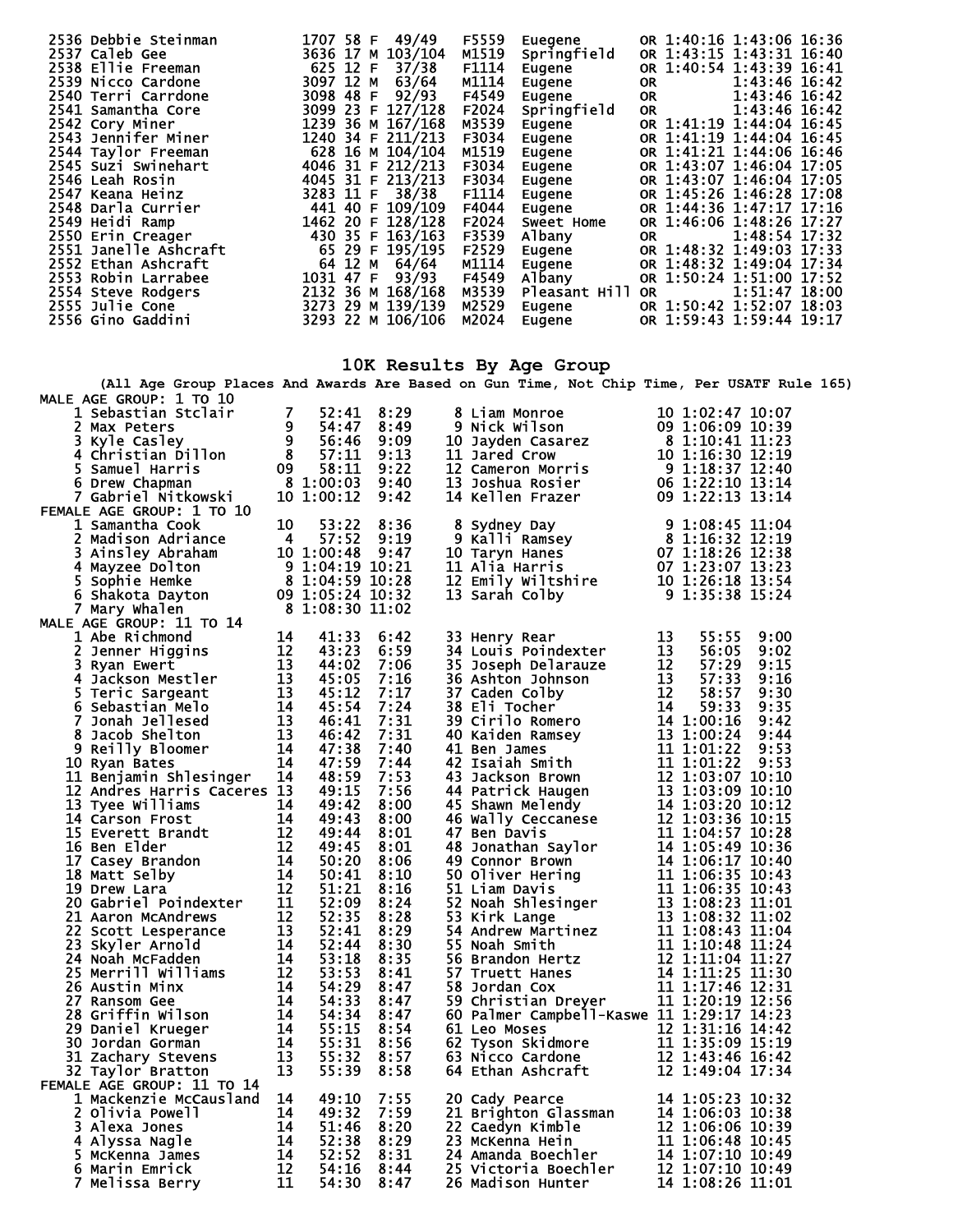| Place | Name | Bib | Age | Sex | Div Place | Division | City | State | Chip Time | Gun Time | Pace |
|---|---|---|---|---|---|---|---|---|---|---|---|
| 2536 | Debbie Steinman | 1707 | 58 | F | 49/49 | F5559 | Euegene | OR | 1:40:16 | 1:43:06 | 16:36 |
| 2537 | Caleb Gee | 3636 | 17 | M | 103/104 | M1519 | Springfield | OR | 1:43:15 | 1:43:31 | 16:40 |
| 2538 | Ellie Freeman | 625 | 12 | F | 37/38 | F1114 | Eugene | OR | 1:40:54 | 1:43:39 | 16:41 |
| 2539 | Nicco Cardone | 3097 | 12 | M | 63/64 | M1114 | Eugene | OR | | 1:43:46 | 16:42 |
| 2540 | Terri Carrdone | 3098 | 48 | F | 92/93 | F4549 | Eugene | OR | | 1:43:46 | 16:42 |
| 2541 | Samantha Core | 3099 | 23 | F | 127/128 | F2024 | Springfield | OR | | 1:43:46 | 16:42 |
| 2542 | Cory Miner | 1239 | 36 | M | 167/168 | M3539 | Eugene | OR | 1:41:19 | 1:44:04 | 16:45 |
| 2543 | Jennifer Miner | 1240 | 34 | F | 211/213 | F3034 | Eugene | OR | 1:41:19 | 1:44:04 | 16:45 |
| 2544 | Taylor Freeman | 628 | 16 | M | 104/104 | M1519 | Eugene | OR | 1:41:21 | 1:44:06 | 16:46 |
| 2545 | Suzi Swinehart | 4046 | 31 | F | 212/213 | F3034 | Eugene | OR | 1:43:07 | 1:46:04 | 17:05 |
| 2546 | Leah Rosin | 4045 | 31 | F | 213/213 | F3034 | Eugene | OR | 1:43:07 | 1:46:04 | 17:05 |
| 2547 | Keana Heinz | 3283 | 11 | F | 38/38 | F1114 | Eugene | OR | 1:45:26 | 1:46:28 | 17:08 |
| 2548 | Darla Currier | 441 | 40 | F | 109/109 | F4044 | Eugene | OR | 1:44:36 | 1:47:17 | 17:16 |
| 2549 | Heidi Ramp | 1462 | 20 | F | 128/128 | F2024 | Sweet Home | OR | 1:46:06 | 1:48:26 | 17:27 |
| 2550 | Erin Creager | 430 | 35 | F | 163/163 | F3539 | Albany | OR | | 1:48:54 | 17:32 |
| 2551 | Janelle Ashcraft | 65 | 29 | F | 195/195 | F2529 | Eugene | OR | 1:48:32 | 1:49:03 | 17:33 |
| 2552 | Ethan Ashcraft | 64 | 12 | M | 64/64 | M1114 | Eugene | OR | 1:48:32 | 1:49:04 | 17:34 |
| 2553 | Robin Larrabee | 1031 | 47 | F | 93/93 | F4549 | Albany | OR | 1:50:24 | 1:51:00 | 17:52 |
| 2554 | Steve Rodgers | 2132 | 36 | M | 168/168 | M3539 | Pleasant Hill | OR | | 1:51:47 | 18:00 |
| 2555 | Julie Cone | 3273 | 29 | M | 139/139 | M2529 | Eugene | OR | 1:50:42 | 1:52:07 | 18:03 |
| 2556 | Gino Gaddini | 3293 | 22 | M | 106/106 | M2024 | Eugene | OR | 1:59:43 | 1:59:44 | 19:17 |

## 10K Results By Age Group

(All Age Group Places And Awards Are Based on Gun Time, Not Chip Time, Per USATF Rule 165)

### MALE AGE GROUP: 1 TO 10

| Place | Name | Age | Time | Pace |
|---|---|---|---|---|
| 1 | Sebastian Stclair | 7 | 52:41 | 8:29 |
| 2 | Max Peters | 9 | 54:47 | 8:49 |
| 3 | Kyle Casley | 9 | 56:46 | 9:09 |
| 4 | Christian Dillon | 8 | 57:11 | 9:13 |
| 5 | Samuel Harris | 09 | 58:11 | 9:22 |
| 6 | Drew Chapman | 8 | 1:00:03 | 9:40 |
| 7 | Gabriel Nitkowski | 10 | 1:00:12 | 9:42 |
| 8 | Liam Monroe | 10 | 1:02:47 | 10:07 |
| 9 | Nick Wilson | 09 | 1:06:09 | 10:39 |
| 10 | Jayden Casarez | 8 | 1:10:41 | 11:23 |
| 11 | Jared Crow | 10 | 1:16:30 | 12:19 |
| 12 | Cameron Morris | 9 | 1:18:37 | 12:40 |
| 13 | Joshua Rosier | 06 | 1:22:10 | 13:14 |
| 14 | Kellen Frazer | 09 | 1:22:13 | 13:14 |

### FEMALE AGE GROUP: 1 TO 10

| Place | Name | Age | Time | Pace |
|---|---|---|---|---|
| 1 | Samantha Cook | 10 | 53:22 | 8:36 |
| 2 | Madison Adriance | 4 | 57:52 | 9:19 |
| 3 | Ainsley Abraham | 10 | 1:00:48 | 9:47 |
| 4 | Mayzee Dolton | 9 | 1:04:19 | 10:21 |
| 5 | Sophie Hemke | 8 | 1:04:59 | 10:28 |
| 6 | Shakota Dayton | 09 | 1:05:24 | 10:32 |
| 7 | Mary Whalen | 8 | 1:08:30 | 11:02 |
| 8 | Sydney Day | 9 | 1:08:45 | 11:04 |
| 9 | Kalli Ramsey | 8 | 1:16:32 | 12:19 |
| 10 | Taryn Hanes | 07 | 1:18:26 | 12:38 |
| 11 | Alia Harris | 07 | 1:23:07 | 13:23 |
| 12 | Emily Wiltshire | 10 | 1:26:18 | 13:54 |
| 13 | Sarah Colby | 9 | 1:35:38 | 15:24 |

### MALE AGE GROUP: 11 TO 14

| Place | Name | Age | Time | Pace |
|---|---|---|---|---|
| 1 | Abe Richmond | 14 | 41:33 | 6:42 |
| 2 | Jenner Higgins | 12 | 43:23 | 6:59 |
| 3 | Ryan Ewert | 13 | 44:02 | 7:06 |
| 4 | Jackson Mestler | 13 | 45:05 | 7:16 |
| 5 | Teric Sargeant | 13 | 45:12 | 7:17 |
| 6 | Sebastian Melo | 14 | 45:54 | 7:24 |
| 7 | Jonah Jellesed | 13 | 46:41 | 7:31 |
| 8 | Jacob Shelton | 13 | 46:42 | 7:31 |
| 9 | Reilly Bloomer | 14 | 47:38 | 7:40 |
| 10 | Ryan Bates | 14 | 47:59 | 7:44 |
| 11 | Benjamin Shlesinger | 14 | 48:59 | 7:53 |
| 12 | Andres Harris Caceres | 13 | 49:15 | 7:56 |
| 13 | Tyee Williams | 14 | 49:42 | 8:00 |
| 14 | Carson Frost | 14 | 49:43 | 8:00 |
| 15 | Everett Brandt | 12 | 49:44 | 8:01 |
| 16 | Ben Elder | 12 | 49:45 | 8:01 |
| 17 | Casey Brandon | 14 | 50:20 | 8:06 |
| 18 | Matt Selby | 14 | 50:41 | 8:10 |
| 19 | Drew Lara | 12 | 51:21 | 8:16 |
| 20 | Gabriel Poindexter | 11 | 52:09 | 8:24 |
| 21 | Aaron McAndrews | 12 | 52:35 | 8:28 |
| 22 | Scott Lesperance | 13 | 52:41 | 8:29 |
| 23 | Skyler Arnold | 14 | 52:44 | 8:30 |
| 24 | Noah McFadden | 14 | 53:18 | 8:35 |
| 25 | Merrill Williams | 12 | 53:53 | 8:41 |
| 26 | Austin Minx | 14 | 54:29 | 8:47 |
| 27 | Ransom Gee | 14 | 54:33 | 8:47 |
| 28 | Griffin Wilson | 14 | 54:34 | 8:47 |
| 29 | Daniel Krueger | 14 | 55:15 | 8:54 |
| 30 | Jordan Gorman | 14 | 55:31 | 8:56 |
| 31 | Zachary Stevens | 13 | 55:32 | 8:57 |
| 32 | Taylor Bratton | 13 | 55:39 | 8:58 |
| 33 | Henry Rear | 13 | 55:55 | 9:00 |
| 34 | Louis Poindexter | 13 | 56:05 | 9:02 |
| 35 | Joseph Delarauze | 12 | 57:29 | 9:15 |
| 36 | Ashton Johnson | 13 | 57:33 | 9:16 |
| 37 | Caden Colby | 12 | 58:57 | 9:30 |
| 38 | Eli Tocher | 14 | 59:33 | 9:35 |
| 39 | Cirilo Romero | 14 | 1:00:16 | 9:42 |
| 40 | Kaiden Ramsey | 13 | 1:00:24 | 9:44 |
| 41 | Ben James | 11 | 1:01:22 | 9:53 |
| 42 | Isaiah Smith | 11 | 1:01:22 | 9:53 |
| 43 | Jackson Brown | 12 | 1:03:07 | 10:10 |
| 44 | Patrick Haugen | 13 | 1:03:09 | 10:10 |
| 45 | Shawn Melendy | 14 | 1:03:20 | 10:12 |
| 46 | Wally Ceccanese | 12 | 1:03:36 | 10:15 |
| 47 | Ben Davis | 11 | 1:04:57 | 10:28 |
| 48 | Jonathan Saylor | 14 | 1:05:49 | 10:36 |
| 49 | Connor Brown | 14 | 1:06:17 | 10:40 |
| 50 | Oliver Hering | 11 | 1:06:35 | 10:43 |
| 51 | Liam Davis | 11 | 1:06:35 | 10:43 |
| 52 | Noah Shlesinger | 13 | 1:08:23 | 11:01 |
| 53 | Kirk Lange | 13 | 1:08:32 | 11:02 |
| 54 | Andrew Martinez | 11 | 1:08:43 | 11:04 |
| 55 | Noah Smith | 11 | 1:10:48 | 11:24 |
| 56 | Brandon Hertz | 12 | 1:11:04 | 11:27 |
| 57 | Truett Hanes | 14 | 1:11:25 | 11:30 |
| 58 | Jordan Cox | 11 | 1:17:46 | 12:31 |
| 59 | Christian Dreyer | 11 | 1:20:19 | 12:56 |
| 60 | Palmer Campbell-Kaswe | 11 | 1:29:17 | 14:23 |
| 61 | Leo Moses | 12 | 1:31:16 | 14:42 |
| 62 | Tyson Skidmore | 11 | 1:35:09 | 15:19 |
| 63 | Nicco Cardone | 12 | 1:43:46 | 16:42 |
| 64 | Ethan Ashcraft | 12 | 1:49:04 | 17:34 |

### FEMALE AGE GROUP: 11 TO 14

| Place | Name | Age | Time | Pace |
|---|---|---|---|---|
| 1 | Mackenzie McCausland | 14 | 49:10 | 7:55 |
| 2 | Olivia Powell | 14 | 49:32 | 7:59 |
| 3 | Alexa Jones | 14 | 51:46 | 8:20 |
| 4 | Alyssa Nagle | 14 | 52:38 | 8:29 |
| 5 | McKenna James | 14 | 52:52 | 8:31 |
| 6 | Marin Emrick | 12 | 54:16 | 8:44 |
| 7 | Melissa Berry | 11 | 54:30 | 8:47 |
| 20 | Cady Pearce | 14 | 1:05:23 | 10:32 |
| 21 | Brighton Glassman | 14 | 1:06:03 | 10:38 |
| 22 | Caedyn Kimble | 12 | 1:06:06 | 10:39 |
| 23 | McKenna Hein | 11 | 1:06:48 | 10:45 |
| 24 | Amanda Boechler | 14 | 1:07:10 | 10:49 |
| 25 | Victoria Boechler | 12 | 1:07:10 | 10:49 |
| 26 | Madison Hunter | 14 | 1:08:26 | 11:01 |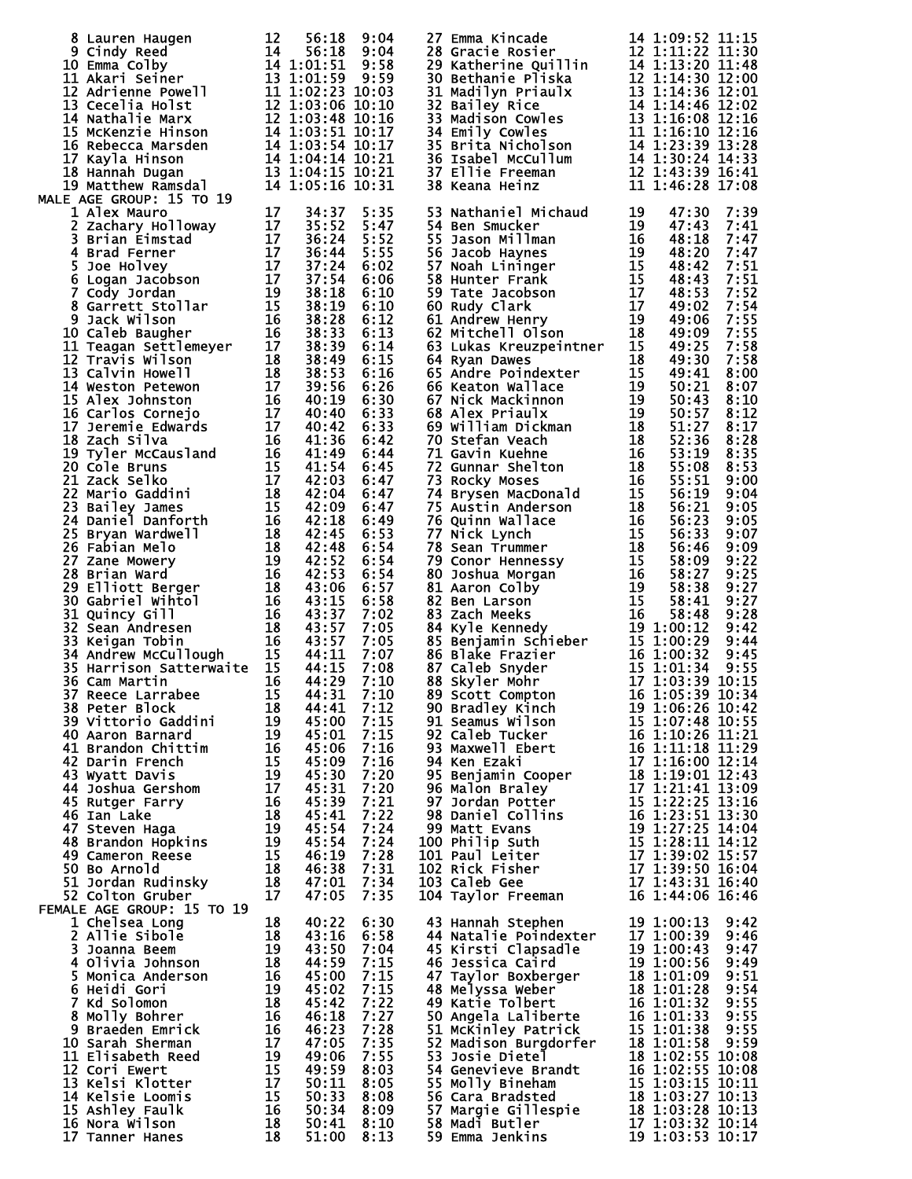| Place | Name | Age | Time | Pace |
|---|---|---|---|---|
| 8 | Lauren Haugen | 12 | 56:18 | 9:04 |
| 9 | Cindy Reed | 14 | 56:18 | 9:04 |
| 10 | Emma Colby | 14 | 1:01:51 | 9:58 |
| 11 | Akari Seiner | 13 | 1:01:59 | 9:59 |
| 12 | Adrienne Powell | 11 | 1:02:23 | 10:03 |
| 13 | Cecelia Holst | 12 | 1:03:06 | 10:10 |
| 14 | Nathalie Marx | 12 | 1:03:48 | 10:16 |
| 15 | McKenzie Hinson | 14 | 1:03:51 | 10:17 |
| 16 | Rebecca Marsden | 14 | 1:03:54 | 10:17 |
| 17 | Kayla Hinson | 14 | 1:04:14 | 10:21 |
| 18 | Hannah Dugan | 13 | 1:04:15 | 10:21 |
| 19 | Matthew Ramsdal | 14 | 1:05:16 | 10:31 |
| 27 | Emma Kincade | 14 | 1:09:52 | 11:15 |
| 28 | Gracie Rosier | 12 | 1:11:22 | 11:30 |
| 29 | Katherine Quillin | 14 | 1:13:20 | 11:48 |
| 30 | Bethanie Pliska | 12 | 1:14:30 | 12:00 |
| 31 | Madilyn Priaulx | 13 | 1:14:36 | 12:01 |
| 32 | Bailey Rice | 14 | 1:14:46 | 12:02 |
| 33 | Madison Cowles | 13 | 1:16:08 | 12:16 |
| 34 | Emily Cowles | 11 | 1:16:10 | 12:16 |
| 35 | Brita Nicholson | 14 | 1:23:39 | 13:28 |
| 36 | Isabel McCullum | 14 | 1:30:24 | 14:33 |
| 37 | Ellie Freeman | 12 | 1:43:39 | 16:41 |
| 38 | Keana Heinz | 11 | 1:46:28 | 17:08 |

MALE AGE GROUP: 15 TO 19

| Place | Name | Age | Time | Pace |
|---|---|---|---|---|
| 1 | Alex Mauro | 17 | 34:37 | 5:35 |
| 2 | Zachary Holloway | 17 | 35:52 | 5:47 |
| 3 | Brian Eimstad | 17 | 36:24 | 5:52 |
| 4 | Brad Ferner | 17 | 36:44 | 5:55 |
| 5 | Joe Holvey | 17 | 37:24 | 6:02 |
| 6 | Logan Jacobson | 17 | 37:54 | 6:06 |
| 7 | Cody Jordan | 19 | 38:18 | 6:10 |
| 8 | Garrett Stollar | 15 | 38:19 | 6:10 |
| 9 | Jack Wilson | 16 | 38:28 | 6:12 |
| 10 | Caleb Baugher | 16 | 38:33 | 6:13 |
| 11 | Teagan Settlemeyer | 17 | 38:39 | 6:14 |
| 12 | Travis Wilson | 18 | 38:49 | 6:15 |
| 13 | Calvin Howell | 18 | 38:53 | 6:16 |
| 14 | Weston Petewon | 17 | 39:56 | 6:26 |
| 15 | Alex Johnston | 16 | 40:19 | 6:30 |
| 16 | Carlos Cornejo | 17 | 40:40 | 6:33 |
| 17 | Jeremie Edwards | 17 | 40:42 | 6:33 |
| 18 | Zach Silva | 16 | 41:36 | 6:42 |
| 19 | Tyler McCausland | 16 | 41:49 | 6:44 |
| 20 | Cole Bruns | 15 | 41:54 | 6:45 |
| 21 | Zack Selko | 17 | 42:03 | 6:47 |
| 22 | Mario Gaddini | 18 | 42:04 | 6:47 |
| 23 | Bailey James | 15 | 42:09 | 6:47 |
| 24 | Daniel Danforth | 16 | 42:18 | 6:49 |
| 25 | Bryan Wardwell | 18 | 42:45 | 6:53 |
| 26 | Fabian Melo | 18 | 42:48 | 6:54 |
| 27 | Zane Mowery | 19 | 42:52 | 6:54 |
| 28 | Brian Ward | 16 | 42:53 | 6:54 |
| 29 | Elliott Berger | 18 | 43:06 | 6:57 |
| 30 | Gabriel Wihtol | 16 | 43:15 | 6:58 |
| 31 | Quincy Gill | 16 | 43:37 | 7:02 |
| 32 | Sean Andresen | 18 | 43:57 | 7:05 |
| 33 | Keigan Tobin | 16 | 43:57 | 7:05 |
| 34 | Andrew McCullough | 15 | 44:11 | 7:07 |
| 35 | Harrison Satterwaite | 15 | 44:15 | 7:08 |
| 36 | Cam Martin | 16 | 44:29 | 7:10 |
| 37 | Reece Larrabee | 15 | 44:31 | 7:10 |
| 38 | Peter Block | 18 | 44:41 | 7:12 |
| 39 | Vittorio Gaddini | 19 | 45:00 | 7:15 |
| 40 | Aaron Barnard | 19 | 45:01 | 7:15 |
| 41 | Brandon Chittim | 16 | 45:06 | 7:16 |
| 42 | Darin French | 15 | 45:09 | 7:16 |
| 43 | Wyatt Davis | 19 | 45:30 | 7:20 |
| 44 | Joshua Gershom | 17 | 45:31 | 7:20 |
| 45 | Rutger Farry | 16 | 45:39 | 7:21 |
| 46 | Ian Lake | 18 | 45:41 | 7:22 |
| 47 | Steven Haga | 19 | 45:54 | 7:24 |
| 48 | Brandon Hopkins | 19 | 45:54 | 7:24 |
| 49 | Cameron Reese | 15 | 46:19 | 7:28 |
| 50 | Bo Arnold | 18 | 46:38 | 7:31 |
| 51 | Jordan Rudinsky | 18 | 47:01 | 7:34 |
| 52 | Colton Gruber | 17 | 47:05 | 7:35 |
| 53 | Nathaniel Michaud | 19 | 47:30 | 7:39 |
| 54 | Ben Smucker | 19 | 47:43 | 7:41 |
| 55 | Jason Millman | 16 | 48:18 | 7:47 |
| 56 | Jacob Haynes | 19 | 48:20 | 7:47 |
| 57 | Noah Lininger | 15 | 48:42 | 7:51 |
| 58 | Hunter Frank | 15 | 48:43 | 7:51 |
| 59 | Tate Jacobson | 17 | 48:53 | 7:52 |
| 60 | Rudy Clark | 17 | 49:02 | 7:54 |
| 61 | Andrew Henry | 19 | 49:06 | 7:55 |
| 62 | Mitchell Olson | 18 | 49:09 | 7:55 |
| 63 | Lukas Kreuzpeintner | 15 | 49:25 | 7:58 |
| 64 | Ryan Dawes | 18 | 49:30 | 7:58 |
| 65 | Andre Poindexter | 15 | 49:41 | 8:00 |
| 66 | Keaton Wallace | 19 | 50:21 | 8:07 |
| 67 | Nick Mackinnon | 19 | 50:43 | 8:10 |
| 68 | Alex Priaulx | 19 | 50:57 | 8:12 |
| 69 | William Dickman | 18 | 51:27 | 8:17 |
| 70 | Stefan Veach | 18 | 52:36 | 8:28 |
| 71 | Gavin Kuehne | 16 | 53:19 | 8:35 |
| 72 | Gunnar Shelton | 18 | 55:08 | 8:53 |
| 73 | Rocky Moses | 16 | 55:51 | 9:00 |
| 74 | Brysen MacDonald | 15 | 56:19 | 9:04 |
| 75 | Austin Anderson | 18 | 56:21 | 9:05 |
| 76 | Quinn Wallace | 16 | 56:23 | 9:05 |
| 77 | Nick Lynch | 15 | 56:33 | 9:07 |
| 78 | Sean Trummer | 18 | 56:46 | 9:09 |
| 79 | Conor Hennessy | 15 | 58:09 | 9:22 |
| 80 | Joshua Morgan | 16 | 58:27 | 9:25 |
| 81 | Aaron Colby | 19 | 58:38 | 9:27 |
| 82 | Ben Larson | 15 | 58:41 | 9:27 |
| 83 | Zach Meeks | 16 | 58:48 | 9:28 |
| 84 | Kyle Kennedy | 19 | 1:00:12 | 9:42 |
| 85 | Benjamin Schieber | 15 | 1:00:29 | 9:44 |
| 86 | Blake Frazier | 16 | 1:00:32 | 9:45 |
| 87 | Caleb Snyder | 15 | 1:01:34 | 9:55 |
| 88 | Skyler Mohr | 17 | 1:03:39 | 10:15 |
| 89 | Scott Compton | 16 | 1:05:39 | 10:34 |
| 90 | Bradley Kinch | 19 | 1:06:26 | 10:42 |
| 91 | Seamus Wilson | 15 | 1:07:48 | 10:55 |
| 92 | Caleb Tucker | 16 | 1:10:26 | 11:21 |
| 93 | Maxwell Ebert | 16 | 1:11:18 | 11:29 |
| 94 | Ken Ezaki | 17 | 1:16:00 | 12:14 |
| 95 | Benjamin Cooper | 18 | 1:19:01 | 12:43 |
| 96 | Malon Braley | 17 | 1:21:41 | 13:09 |
| 97 | Jordan Potter | 15 | 1:22:25 | 13:16 |
| 98 | Daniel Collins | 16 | 1:23:51 | 13:30 |
| 99 | Matt Evans | 19 | 1:27:25 | 14:04 |
| 100 | Philip Suth | 15 | 1:28:11 | 14:12 |
| 101 | Paul Leiter | 17 | 1:39:02 | 15:57 |
| 102 | Rick Fisher | 17 | 1:39:50 | 16:04 |
| 103 | Caleb Gee | 17 | 1:43:31 | 16:40 |
| 104 | Taylor Freeman | 16 | 1:44:06 | 16:46 |

FEMALE AGE GROUP: 15 TO 19

| Place | Name | Age | Time | Pace |
|---|---|---|---|---|
| 1 | Chelsea Long | 18 | 40:22 | 6:30 |
| 2 | Allie Sibole | 18 | 43:16 | 6:58 |
| 3 | Joanna Beem | 19 | 43:50 | 7:04 |
| 4 | Olivia Johnson | 18 | 44:59 | 7:15 |
| 5 | Monica Anderson | 16 | 45:00 | 7:15 |
| 6 | Heidi Gori | 19 | 45:02 | 7:15 |
| 7 | Kd Solomon | 18 | 45:42 | 7:22 |
| 8 | Molly Bohrer | 16 | 46:18 | 7:27 |
| 9 | Braeden Emrick | 16 | 46:23 | 7:28 |
| 10 | Sarah Sherman | 17 | 47:05 | 7:35 |
| 11 | Elisabeth Reed | 19 | 49:06 | 7:55 |
| 12 | Cori Ewert | 15 | 49:59 | 8:03 |
| 13 | Kelsi Klotter | 17 | 50:11 | 8:05 |
| 14 | Kelsie Loomis | 15 | 50:33 | 8:08 |
| 15 | Ashley Faulk | 16 | 50:34 | 8:09 |
| 16 | Nora Wilson | 18 | 50:41 | 8:10 |
| 17 | Tanner Hanes | 18 | 51:00 | 8:13 |
| 43 | Hannah Stephen | 19 | 1:00:13 | 9:42 |
| 44 | Natalie Poindexter | 17 | 1:00:39 | 9:46 |
| 45 | Kirsti Clapsadle | 19 | 1:00:43 | 9:47 |
| 46 | Jessica Caird | 19 | 1:00:56 | 9:49 |
| 47 | Taylor Boxberger | 18 | 1:01:09 | 9:51 |
| 48 | Melyssa Weber | 18 | 1:01:28 | 9:54 |
| 49 | Katie Tolbert | 16 | 1:01:32 | 9:55 |
| 50 | Angela Laliberte | 16 | 1:01:33 | 9:55 |
| 51 | McKinley Patrick | 15 | 1:01:38 | 9:55 |
| 52 | Madison Burgdorfer | 18 | 1:01:58 | 9:59 |
| 53 | Josie Dietel | 18 | 1:02:55 | 10:08 |
| 54 | Genevieve Brandt | 16 | 1:02:55 | 10:08 |
| 55 | Molly Bineham | 15 | 1:03:15 | 10:11 |
| 56 | Cara Bradsted | 18 | 1:03:27 | 10:13 |
| 57 | Margie Gillespie | 18 | 1:03:28 | 10:13 |
| 58 | Madi Butler | 17 | 1:03:32 | 10:14 |
| 59 | Emma Jenkins | 19 | 1:03:53 | 10:17 |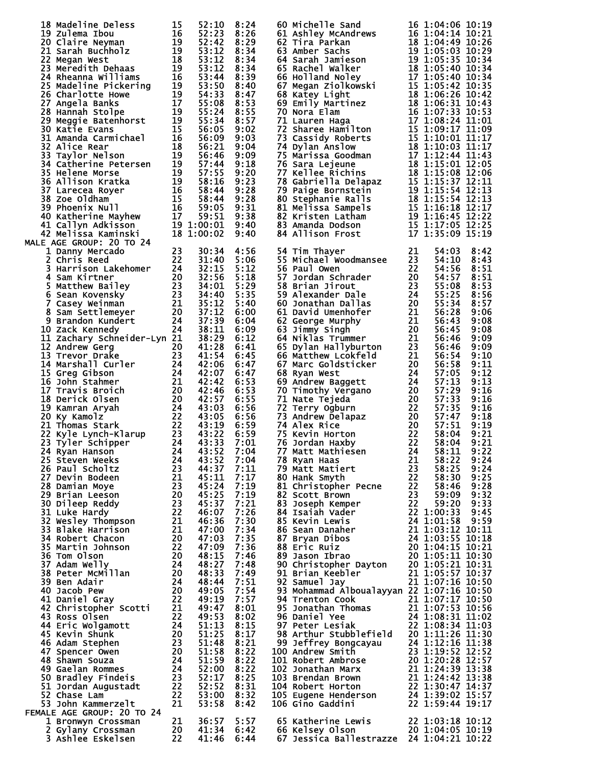```
 18 Madeline Deless       15    52:10  8:24     60 Michelle Sand         16 1:04:06 10:19
 19 Zulema Ibou           16    52:23  8:26     61 Ashley McAndrews      16 1:04:14 10:21
 20 Claire Neyman         19    52:42  8:29     62 Tira Parkan           18 1:04:49 10:26
 21 Sarah Buchholz        19    53:12  8:34     63 Amber Sachs           19 1:05:03 10:29
 22 Megan West            18    53:12  8:34     64 Sarah Jamieson        19 1:05:35 10:34
 23 Meredith Dehaas       19    53:12  8:34     65 Rachel Walker         18 1:05:40 10:34
 24 Rheanna Williams      16    53:44  8:39     66 Holland Noley         17 1:05:40 10:34
 25 Madeline Pickering    19    53:50  8:40     67 Megan Ziolkowski      15 1:05:42 10:35
 26 Charlotte Howe        19    54:33  8:47     68 Katey Light           18 1:06:26 10:42
 27 Angela Banks          17    55:08  8:53     69 Emily Martinez        18 1:06:31 10:43
 28 Hannah Stolpe         19    55:24  8:55     70 Nora Elam             16 1:07:33 10:53
 29 Meggie Batenhorst     19    55:34  8:57     71 Lauren Haga           17 1:08:24 11:01
 30 Katie Evans           15    56:05  9:02     72 Sharee Hamilton       15 1:09:17 11:09
 31 Amanda Carmichael     16    56:09  9:03     73 Cassidy Roberts       15 1:10:01 11:17
 32 Alice Rear            18    56:21  9:04     74 Dylan Anslow          18 1:10:03 11:17
 33 Taylor Nelson         19    56:46  9:09     75 Marissa Goodman       17 1:12:44 11:43
 34 Catherine Petersen    19    57:44  9:18     76 Sara Lejeune          18 1:15:01 12:05
 35 Helene Morse          19    57:55  9:20     77 Kellee Richins        18 1:15:08 12:06
 36 Allison Kratka        19    58:16  9:23     78 Gabriella Delapaz     15 1:15:37 12:11
 37 Larecea Royer         16    58:44  9:28     79 Paige Bornstein       19 1:15:54 12:13
 38 Zoe Oldham            15    58:44  9:28     80 Stephanie Ralls       18 1:15:54 12:13
 39 Phoenix Null          16    59:05  9:31     81 Melissa Sampels       15 1:16:18 12:17
 40 Katherine Mayhew      17    59:51  9:38     82 Kristen Latham        19 1:16:45 12:22
 41 Callyn Adkisson       19 1:00:01  9:40     83 Amanda Dodson         15 1:17:05 12:25
 42 Melissa Kaminski      18 1:00:02  9:40     84 Allison Frost         17 1:35:09 15:19
MALE AGE GROUP: 20 TO 24
  1 Danny Mercado         23    30:34  4:56     54 Tim Thayer            21    54:03  8:42
  2 Chris Reed            22    31:40  5:06     55 Michael Woodmansee    23    54:10  8:43
  3 Harrison Lakehomer    24    32:15  5:12     56 Paul Owen             22    54:56  8:51
  4 Sam Kirtner           20    32:56  5:18     57 Jordan Schrader       20    54:57  8:51
  5 Matthew Bailey        23    34:01  5:29     58 Brian Jirout          23    55:08  8:53
  6 Sean Kovensky         23    34:40  5:35     59 Alexander Dale        24    55:25  8:56
  7 Casey Weinman         21    35:12  5:40     60 Jonathan Dallas       20    55:34  8:57
  8 Sam Settlemeyer       20    37:12  6:00     61 David Umenhofer       21    56:28  9:06
  9 Brandon Kundert       24    37:39  6:04     62 George Murphy         21    56:43  9:08
 10 Zack Kennedy          24    38:11  6:09     63 Jimmy Singh           20    56:45  9:08
 11 Zachary Schneider-Lyn 21    38:29  6:12     64 Niklas Trummer        21    56:46  9:09
 12 Andrew Gerg           20    41:28  6:41     65 Dylan Hallyburton     23    56:46  9:09
 13 Trevor Drake          23    41:54  6:45     66 Matthew Lcokfeld      21    56:54  9:10
 14 Marshall Curler       24    42:06  6:47     67 Marc Goldsticker      20    56:58  9:11
 15 Greg Gibson           24    42:07  6:47     68 Ryan West             24    57:05  9:12
 16 John Stahmer          21    42:42  6:53     69 Andrew Baggett        24    57:13  9:13
 17 Travis Broich         20    42:46  6:53     70 Timothy Vergano       20    57:29  9:16
 18 Derick Olsen          20    42:57  6:55     71 Nate Tejeda           20    57:33  9:16
 19 Kamran Aryah          24    43:03  6:56     72 Terry Ogburn          22    57:35  9:16
 20 Ky Kamolz             22    43:05  6:56     73 Andrew Delapaz        20    57:47  9:18
 21 Thomas Stark          22    43:19  6:59     74 Alex Rice             20    57:51  9:19
 22 Kyle Lynch-Klarup     23    43:22  6:59     75 Kevin Horton          22    58:04  9:21
 23 Tyler Schipper        24    43:33  7:01     76 Jordan Haxby          22    58:04  9:21
 24 Ryan Hanson           24    43:52  7:04     77 Matt Mathiesen        24    58:11  9:22
 25 Steven Weeks          24    43:52  7:04     78 Ryan Haas             21    58:22  9:24
 26 Paul Scholtz          23    44:37  7:11     79 Matt Matiert          23    58:25  9:24
 27 Devin Bodeen          21    45:11  7:17     80 Hank Smyth            22    58:30  9:25
 28 Damian Moye           23    45:24  7:19     81 Christopher Pecne     22    58:46  9:28
 29 Brian Leeson          20    45:25  7:19     82 Scott Brown           23    59:09  9:32
 30 Dileep Reddy          23    45:37  7:21     83 Joseph Kemper         22    59:20  9:33
 31 Luke Hardy            22    46:07  7:26     84 Isaiah Vader          22 1:00:33  9:45
 32 Wesley Thompson       21    46:36  7:30     85 Kevin Lewis           24 1:01:58  9:59
 33 Blake Harrison        21    47:00  7:34     86 Sean Danaher          21 1:03:12 10:11
 34 Robert Chacon         20    47:03  7:35     87 Bryan Dibos           24 1:03:55 10:18
 35 Martin Johnson        22    47:09  7:36     88 Eric Ruiz             20 1:04:15 10:21
 36 Tom Olson             20    48:15  7:46     89 Jason Ibrao           20 1:05:11 10:30
 37 Adam Welly            24    48:27  7:48     90 Christopher Dayton    20 1:05:21 10:31
 38 Peter McMillan        20    48:33  7:49     91 Brian Keebler         21 1:05:57 10:37
 39 Ben Adair             24    48:44  7:51     92 Samuel Jay            21 1:07:16 10:50
 40 Jacob Pew             20    49:05  7:54     93 Mohammad Alboualayyan 22 1:07:16 10:50
 41 Daniel Gray           22    49:19  7:57     94 Trenton Cook          21 1:07:17 10:50
 42 Christopher Scotti    21    49:47  8:01     95 Jonathan Thomas       21 1:07:53 10:56
 43 Ross Olsen            22    49:53  8:02     96 Daniel Yee            24 1:08:31 11:02
 44 Eric Wolgamott        24    51:13  8:15     97 Peter Lesiak          22 1:08:34 11:03
 45 Kevin Shunk           20    51:25  8:17     98 Arthur Stubblefield   20 1:11:26 11:30
 46 Adam Stephen          23    51:48  8:21     99 Jeffrey Bongcayau     24 1:12:16 11:38
 47 Spencer Owen          20    51:58  8:22    100 Andrew Smith          23 1:19:52 12:52
 48 Shawn Souza           24    51:59  8:22    101 Robert Ambrose        20 1:20:28 12:57
 49 Gaelan Rommes         24    52:00  8:22    102 Jonathan Marx         21 1:24:39 13:38
 50 Bradley Findeis       23    52:17  8:25    103 Brendan Brown         21 1:24:42 13:38
 51 Jordan Augustadt      22    52:52  8:31    104 Robert Horton         22 1:30:47 14:37
 52 Chase Lam             22    53:00  8:32    105 Eugene Henderson      24 1:39:02 15:57
 53 John Kammerzelt       21    53:58  8:42    106 Gino Gaddini          22 1:59:44 19:17
FEMALE AGE GROUP: 20 TO 24
  1 Bronwyn Crossman      21    36:57  5:57     65 Katherine Lewis       22 1:03:18 10:12
  2 Gylany Crossman       20    41:34  6:42     66 Kelsey Olson          20 1:04:05 10:19
  3 Ashlee Eskelsen       22    41:46  6:44     67 Jessica Ballestrazze  24 1:04:21 10:22
```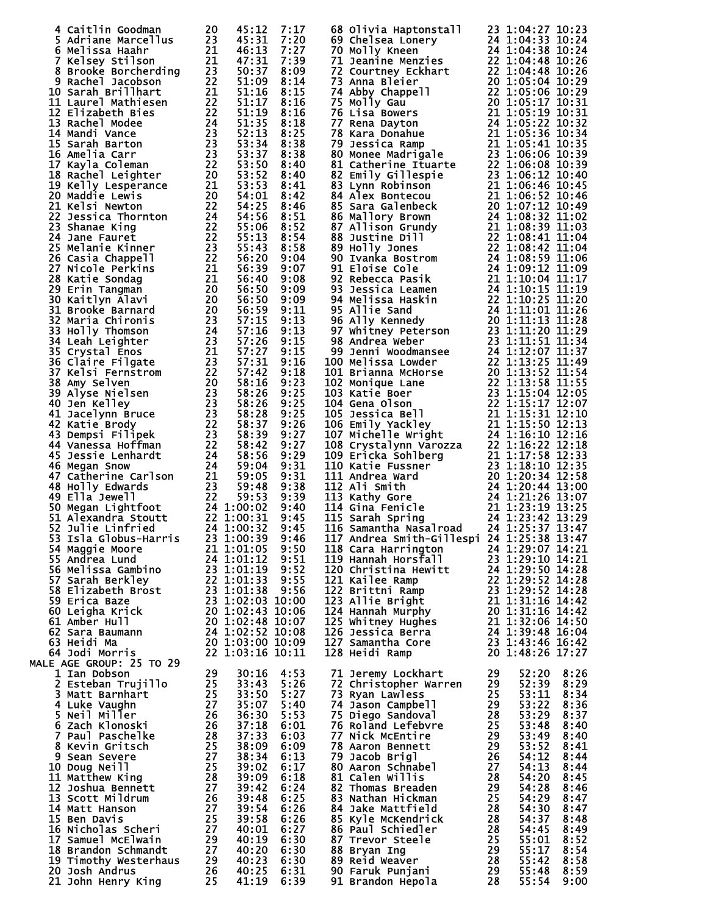| Place | Name | Age | Time | Pace |
|---|---|---|---|---|
| 4 | Caitlin Goodman | 20 | 45:12 | 7:17 |
| 5 | Adriane Marcellus | 23 | 45:31 | 7:20 |
| 6 | Melissa Haahr | 21 | 46:13 | 7:27 |
| 7 | Kelsey Stilson | 21 | 47:31 | 7:39 |
| 8 | Brooke Borcherding | 23 | 50:37 | 8:09 |
| 9 | Rachel Jacobson | 22 | 51:09 | 8:14 |
| 10 | Sarah Brillhart | 21 | 51:16 | 8:15 |
| 11 | Laurel Mathiesen | 22 | 51:17 | 8:16 |
| 12 | Elizabeth Bies | 22 | 51:19 | 8:16 |
| 13 | Rachel Modee | 24 | 51:35 | 8:18 |
| 14 | Mandi Vance | 23 | 52:13 | 8:25 |
| 15 | Sarah Barton | 23 | 53:34 | 8:38 |
| 16 | Amelia Carr | 23 | 53:37 | 8:38 |
| 17 | Kayla Coleman | 22 | 53:50 | 8:40 |
| 18 | Rachel Leighter | 20 | 53:52 | 8:40 |
| 19 | Kelly Lesperance | 21 | 53:53 | 8:41 |
| 20 | Maddie Lewis | 20 | 54:01 | 8:42 |
| 21 | Kelsi Newton | 22 | 54:25 | 8:46 |
| 22 | Jessica Thornton | 24 | 54:56 | 8:51 |
| 23 | Shanae King | 22 | 55:06 | 8:52 |
| 24 | Jane Fauret | 22 | 55:13 | 8:54 |
| 25 | Melanie Kinner | 23 | 55:43 | 8:58 |
| 26 | Casia Chappell | 22 | 56:20 | 9:04 |
| 27 | Nicole Perkins | 21 | 56:39 | 9:07 |
| 28 | Katie Sondag | 21 | 56:40 | 9:08 |
| 29 | Erin Tangman | 20 | 56:50 | 9:09 |
| 30 | Kaitlyn Alavi | 20 | 56:50 | 9:09 |
| 31 | Brooke Barnard | 20 | 56:59 | 9:11 |
| 32 | Maria Chironis | 23 | 57:15 | 9:13 |
| 33 | Holly Thomson | 24 | 57:16 | 9:13 |
| 34 | Leah Leighter | 23 | 57:26 | 9:15 |
| 35 | Crystal Enos | 21 | 57:27 | 9:15 |
| 36 | Claire Filgate | 23 | 57:31 | 9:16 |
| 37 | Kelsi Fernstrom | 22 | 57:42 | 9:18 |
| 38 | Amy Selven | 20 | 58:16 | 9:23 |
| 39 | Alyse Nielsen | 23 | 58:26 | 9:25 |
| 40 | Jen Kelley | 23 | 58:26 | 9:25 |
| 41 | Jacelynn Bruce | 23 | 58:28 | 9:25 |
| 42 | Katie Brody | 22 | 58:37 | 9:26 |
| 43 | Dempsi Filipek | 23 | 58:39 | 9:27 |
| 44 | Vanessa Hoffman | 22 | 58:42 | 9:27 |
| 45 | Jessie Lenhardt | 24 | 58:56 | 9:29 |
| 46 | Megan Snow | 24 | 59:04 | 9:31 |
| 47 | Catherine Carlson | 21 | 59:05 | 9:31 |
| 48 | Holly Edwards | 23 | 59:48 | 9:38 |
| 49 | Ella Jewell | 22 | 59:53 | 9:39 |
| 50 | Megan Lightfoot | 24 | 1:00:02 | 9:40 |
| 51 | Alexandra Stoutt | 22 | 1:00:31 | 9:45 |
| 52 | Julie Linfried | 24 | 1:00:32 | 9:45 |
| 53 | Isla Globus-Harris | 23 | 1:00:39 | 9:46 |
| 54 | Maggie Moore | 21 | 1:01:05 | 9:50 |
| 55 | Andrea Lund | 24 | 1:01:12 | 9:51 |
| 56 | Melissa Gambino | 23 | 1:01:19 | 9:52 |
| 57 | Sarah Berkley | 22 | 1:01:33 | 9:55 |
| 58 | Elizabeth Brost | 23 | 1:01:38 | 9:56 |
| 59 | Erica Baze | 23 | 1:02:03 | 10:00 |
| 60 | Leigha Krick | 20 | 1:02:43 | 10:06 |
| 61 | Amber Hull | 20 | 1:02:48 | 10:07 |
| 62 | Sara Baumann | 24 | 1:02:52 | 10:08 |
| 63 | Heidi Ma | 20 | 1:03:00 | 10:09 |
| 64 | Jodi Morris | 22 | 1:03:16 | 10:11 |
| 68 | Olivia Haptonstall | 23 | 1:04:27 | 10:23 |
| 69 | Chelsea Lonery | 24 | 1:04:33 | 10:24 |
| 70 | Molly Kneen | 24 | 1:04:38 | 10:24 |
| 71 | Jeanine Menzies | 22 | 1:04:48 | 10:26 |
| 72 | Courtney Eckhart | 22 | 1:04:48 | 10:26 |
| 73 | Anna Bleier | 20 | 1:05:04 | 10:29 |
| 74 | Abby Chappell | 22 | 1:05:06 | 10:29 |
| 75 | Molly Gau | 20 | 1:05:17 | 10:31 |
| 76 | Lisa Bowers | 21 | 1:05:19 | 10:31 |
| 77 | Rena Dayton | 24 | 1:05:22 | 10:32 |
| 78 | Kara Donahue | 21 | 1:05:36 | 10:34 |
| 79 | Jessica Ramp | 21 | 1:05:41 | 10:35 |
| 80 | Monee Madrigale | 23 | 1:06:06 | 10:39 |
| 81 | Catherine Ituarte | 22 | 1:06:08 | 10:39 |
| 82 | Emily Gillespie | 23 | 1:06:12 | 10:40 |
| 83 | Lynn Robinson | 21 | 1:06:46 | 10:45 |
| 84 | Alex Bontecou | 21 | 1:06:52 | 10:46 |
| 85 | Sara Galenbeck | 20 | 1:07:12 | 10:49 |
| 86 | Mallory Brown | 24 | 1:08:32 | 11:02 |
| 87 | Allison Grundy | 21 | 1:08:39 | 11:03 |
| 88 | Justine Dill | 22 | 1:08:41 | 11:04 |
| 89 | Holly Jones | 22 | 1:08:42 | 11:04 |
| 90 | Ivanka Bostrom | 24 | 1:08:59 | 11:06 |
| 91 | Eloise Cole | 24 | 1:09:12 | 11:09 |
| 92 | Rebecca Pasik | 21 | 1:10:04 | 11:17 |
| 93 | Jessica Leamen | 24 | 1:10:15 | 11:19 |
| 94 | Melissa Haskin | 22 | 1:10:25 | 11:20 |
| 95 | Allie Sand | 24 | 1:11:01 | 11:26 |
| 96 | Ally Kennedy | 20 | 1:11:13 | 11:28 |
| 97 | Whitney Peterson | 23 | 1:11:20 | 11:29 |
| 98 | Andrea Weber | 23 | 1:11:51 | 11:34 |
| 99 | Jenni Woodmansee | 24 | 1:12:07 | 11:37 |
| 100 | Melissa Lowder | 22 | 1:13:25 | 11:49 |
| 101 | Brianna McHorse | 20 | 1:13:52 | 11:54 |
| 102 | Monique Lane | 22 | 1:13:58 | 11:55 |
| 103 | Katie Boer | 23 | 1:15:04 | 12:05 |
| 104 | Gena Olson | 22 | 1:15:17 | 12:07 |
| 105 | Jessica Bell | 21 | 1:15:31 | 12:10 |
| 106 | Emily Yackley | 21 | 1:15:50 | 12:13 |
| 107 | Michelle Wright | 24 | 1:16:10 | 12:16 |
| 108 | Crystalynn Varozza | 22 | 1:16:22 | 12:18 |
| 109 | Ericka Sohlberg | 21 | 1:17:58 | 12:33 |
| 110 | Katie Fussner | 23 | 1:18:10 | 12:35 |
| 111 | Andrea Ward | 20 | 1:20:34 | 12:58 |
| 112 | Ali Smith | 24 | 1:20:44 | 13:00 |
| 113 | Kathy Gore | 24 | 1:21:26 | 13:07 |
| 114 | Gina Fenicle | 21 | 1:23:19 | 13:25 |
| 115 | Sarah Spring | 24 | 1:23:42 | 13:29 |
| 116 | Samantha Nasalroad | 24 | 1:25:37 | 13:47 |
| 117 | Andrea Smith-Gillespi | 24 | 1:25:38 | 13:47 |
| 118 | Cara Harrington | 24 | 1:29:07 | 14:21 |
| 119 | Hannah Horsfall | 23 | 1:29:10 | 14:21 |
| 120 | Christina Hewitt | 24 | 1:29:50 | 14:28 |
| 121 | Kailee Ramp | 22 | 1:29:52 | 14:28 |
| 122 | Brittni Ramp | 23 | 1:29:52 | 14:28 |
| 123 | Allie Bright | 21 | 1:31:16 | 14:42 |
| 124 | Hannah Murphy | 20 | 1:31:16 | 14:42 |
| 125 | Whitney Hughes | 21 | 1:32:06 | 14:50 |
| 126 | Jessica Berra | 24 | 1:39:48 | 16:04 |
| 127 | Samantha Core | 23 | 1:43:46 | 16:42 |
| 128 | Heidi Ramp | 20 | 1:48:26 | 17:27 |

MALE AGE GROUP: 25 TO 29

| Place | Name | Age | Time | Pace |
|---|---|---|---|---|
| 1 | Ian Dobson | 29 | 30:16 | 4:53 |
| 2 | Esteban Trujillo | 25 | 33:43 | 5:26 |
| 3 | Matt Barnhart | 25 | 33:50 | 5:27 |
| 4 | Luke Vaughn | 27 | 35:07 | 5:40 |
| 5 | Neil Miller | 26 | 36:30 | 5:53 |
| 6 | Zach Klonoski | 26 | 37:18 | 6:01 |
| 7 | Paul Paschelke | 28 | 37:33 | 6:03 |
| 8 | Kevin Gritsch | 25 | 38:09 | 6:09 |
| 9 | Sean Severe | 27 | 38:34 | 6:13 |
| 10 | Doug Neill | 25 | 39:02 | 6:17 |
| 11 | Matthew King | 28 | 39:09 | 6:18 |
| 12 | Joshua Bennett | 27 | 39:42 | 6:24 |
| 13 | Scott Mildrum | 26 | 39:48 | 6:25 |
| 14 | Matt Hanson | 27 | 39:54 | 6:26 |
| 15 | Ben Davis | 25 | 39:58 | 6:26 |
| 16 | Nicholas Scheri | 27 | 40:01 | 6:27 |
| 17 | Samuel McElwain | 29 | 40:19 | 6:30 |
| 18 | Brandon Schmandt | 27 | 40:20 | 6:30 |
| 19 | Timothy Westerhaus | 29 | 40:23 | 6:30 |
| 20 | Josh Andrus | 26 | 40:25 | 6:31 |
| 21 | John Henry King | 25 | 41:19 | 6:39 |
| 71 | Jeremy Lockhart | 29 | 52:20 | 8:26 |
| 72 | Christopher Warren | 29 | 52:39 | 8:29 |
| 73 | Ryan Lawless | 25 | 53:11 | 8:34 |
| 74 | Jason Campbell | 29 | 53:22 | 8:36 |
| 75 | Diego Sandoval | 28 | 53:29 | 8:37 |
| 76 | Roland Lefebvre | 25 | 53:48 | 8:40 |
| 77 | Nick McEntire | 29 | 53:49 | 8:40 |
| 78 | Aaron Bennett | 29 | 53:52 | 8:41 |
| 79 | Jacob Brigl | 26 | 54:12 | 8:44 |
| 80 | Aaron Schnabel | 27 | 54:13 | 8:44 |
| 81 | Calen Willis | 28 | 54:20 | 8:45 |
| 82 | Thomas Breaden | 29 | 54:28 | 8:46 |
| 83 | Nathan Hickman | 25 | 54:29 | 8:47 |
| 84 | Jake Mattfield | 28 | 54:30 | 8:47 |
| 85 | Kyle McKendrick | 28 | 54:37 | 8:48 |
| 86 | Paul Schiedler | 28 | 54:45 | 8:49 |
| 87 | Trevor Steele | 25 | 55:01 | 8:52 |
| 88 | Bryan Ing | 29 | 55:17 | 8:54 |
| 89 | Reid Weaver | 28 | 55:42 | 8:58 |
| 90 | Faruk Punjani | 29 | 55:48 | 8:59 |
| 91 | Brandon Hepola | 28 | 55:54 | 9:00 |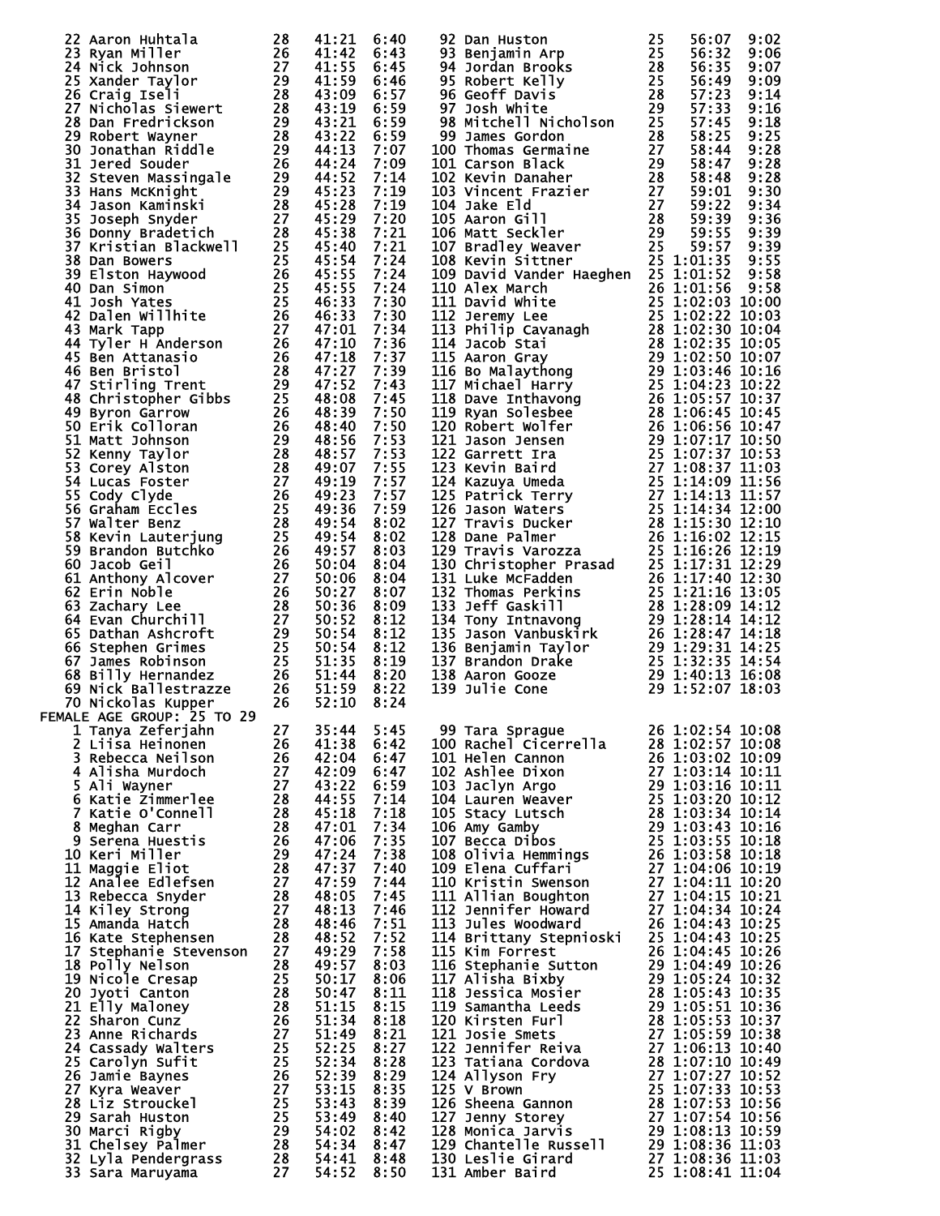| Place | Name | Age | Time | Pace |
|---|---|---|---|---|
| 22 | Aaron Huhtala | 28 | 41:21 | 6:40 |
| 23 | Ryan Miller | 26 | 41:42 | 6:43 |
| 24 | Nick Johnson | 27 | 41:55 | 6:45 |
| 25 | Xander Taylor | 29 | 41:59 | 6:46 |
| 26 | Craig Iseli | 28 | 43:09 | 6:57 |
| 27 | Nicholas Siewert | 28 | 43:19 | 6:59 |
| 28 | Dan Fredrickson | 29 | 43:21 | 6:59 |
| 29 | Robert Wayner | 28 | 43:22 | 6:59 |
| 30 | Jonathan Riddle | 29 | 44:13 | 7:07 |
| 31 | Jered Souder | 26 | 44:24 | 7:09 |
| 32 | Steven Massingale | 29 | 44:52 | 7:14 |
| 33 | Hans McKnight | 29 | 45:23 | 7:19 |
| 34 | Jason Kaminski | 28 | 45:28 | 7:19 |
| 35 | Joseph Snyder | 27 | 45:29 | 7:20 |
| 36 | Donny Bradetich | 28 | 45:38 | 7:21 |
| 37 | Kristian Blackwell | 25 | 45:40 | 7:21 |
| 38 | Dan Bowers | 25 | 45:54 | 7:24 |
| 39 | Elston Haywood | 26 | 45:55 | 7:24 |
| 40 | Dan Simon | 25 | 45:55 | 7:24 |
| 41 | Josh Yates | 25 | 46:33 | 7:30 |
| 42 | Dalen Willhite | 26 | 46:33 | 7:30 |
| 43 | Mark Tapp | 27 | 47:01 | 7:34 |
| 44 | Tyler H Anderson | 26 | 47:10 | 7:36 |
| 45 | Ben Attanasio | 26 | 47:18 | 7:37 |
| 46 | Ben Bristol | 28 | 47:27 | 7:39 |
| 47 | Stirling Trent | 29 | 47:52 | 7:43 |
| 48 | Christopher Gibbs | 25 | 48:08 | 7:45 |
| 49 | Byron Garrow | 26 | 48:39 | 7:50 |
| 50 | Erik Colloran | 26 | 48:40 | 7:50 |
| 51 | Matt Johnson | 29 | 48:56 | 7:53 |
| 52 | Kenny Taylor | 28 | 48:57 | 7:53 |
| 53 | Corey Alston | 28 | 49:07 | 7:55 |
| 54 | Lucas Foster | 27 | 49:19 | 7:57 |
| 55 | Cody Clyde | 26 | 49:23 | 7:57 |
| 56 | Graham Eccles | 25 | 49:36 | 7:59 |
| 57 | Walter Benz | 28 | 49:54 | 8:02 |
| 58 | Kevin Lauterjung | 25 | 49:54 | 8:02 |
| 59 | Brandon Butchko | 26 | 49:57 | 8:03 |
| 60 | Jacob Geil | 26 | 50:04 | 8:04 |
| 61 | Anthony Alcover | 27 | 50:06 | 8:04 |
| 62 | Erin Noble | 26 | 50:27 | 8:07 |
| 63 | Zachary Lee | 28 | 50:36 | 8:09 |
| 64 | Evan Churchill | 27 | 50:52 | 8:12 |
| 65 | Dathan Ashcroft | 29 | 50:54 | 8:12 |
| 66 | Stephen Grimes | 25 | 50:54 | 8:12 |
| 67 | James Robinson | 25 | 51:35 | 8:19 |
| 68 | Billy Hernandez | 26 | 51:44 | 8:20 |
| 69 | Nick Ballestrazze | 26 | 51:59 | 8:22 |
| 70 | Nickolas Kupper | 26 | 52:10 | 8:24 |
| 92 | Dan Huston | 25 | 56:07 | 9:02 |
| 93 | Benjamin Arp | 25 | 56:32 | 9:06 |
| 94 | Jordan Brooks | 28 | 56:35 | 9:07 |
| 95 | Robert Kelly | 25 | 56:49 | 9:09 |
| 96 | Geoff Davis | 28 | 57:23 | 9:14 |
| 97 | Josh White | 29 | 57:33 | 9:16 |
| 98 | Mitchell Nicholson | 25 | 57:45 | 9:18 |
| 99 | James Gordon | 28 | 58:25 | 9:25 |
| 100 | Thomas Germaine | 27 | 58:44 | 9:28 |
| 101 | Carson Black | 29 | 58:47 | 9:28 |
| 102 | Kevin Danaher | 28 | 58:48 | 9:28 |
| 103 | Vincent Frazier | 27 | 59:01 | 9:30 |
| 104 | Jake Eld | 27 | 59:22 | 9:34 |
| 105 | Aaron Gill | 28 | 59:39 | 9:36 |
| 106 | Matt Seckler | 29 | 59:55 | 9:39 |
| 107 | Bradley Weaver | 25 | 59:57 | 9:39 |
| 108 | Kevin Sittner | 25 | 1:01:35 | 9:55 |
| 109 | David Vander Haeghen | 25 | 1:01:52 | 9:58 |
| 110 | Alex March | 26 | 1:01:56 | 9:58 |
| 111 | David White | 25 | 1:02:03 | 10:00 |
| 112 | Jeremy Lee | 25 | 1:02:22 | 10:03 |
| 113 | Philip Cavanagh | 28 | 1:02:30 | 10:04 |
| 114 | Jacob Stai | 28 | 1:02:35 | 10:05 |
| 115 | Aaron Gray | 29 | 1:02:50 | 10:07 |
| 116 | Bo Malaythong | 29 | 1:03:46 | 10:16 |
| 117 | Michael Harry | 25 | 1:04:23 | 10:22 |
| 118 | Dave Inthavong | 26 | 1:05:57 | 10:37 |
| 119 | Ryan Solesbee | 28 | 1:06:45 | 10:45 |
| 120 | Robert Wolfer | 26 | 1:06:56 | 10:47 |
| 121 | Jason Jensen | 29 | 1:07:17 | 10:50 |
| 122 | Garrett Ira | 25 | 1:07:37 | 10:53 |
| 123 | Kevin Baird | 27 | 1:08:37 | 11:03 |
| 124 | Kazuya Umeda | 25 | 1:14:09 | 11:56 |
| 125 | Patrick Terry | 27 | 1:14:13 | 11:57 |
| 126 | Jason Waters | 25 | 1:14:34 | 12:00 |
| 127 | Travis Ducker | 28 | 1:15:30 | 12:10 |
| 128 | Dane Palmer | 26 | 1:16:02 | 12:15 |
| 129 | Travis Varozza | 25 | 1:16:26 | 12:19 |
| 130 | Christopher Prasad | 25 | 1:17:31 | 12:29 |
| 131 | Luke McFadden | 26 | 1:17:40 | 12:30 |
| 132 | Thomas Perkins | 25 | 1:21:16 | 13:05 |
| 133 | Jeff Gaskill | 28 | 1:28:09 | 14:12 |
| 134 | Tony Intnavong | 29 | 1:28:14 | 14:12 |
| 135 | Jason Vanbuskirk | 26 | 1:28:47 | 14:18 |
| 136 | Benjamin Taylor | 29 | 1:29:31 | 14:25 |
| 137 | Brandon Drake | 25 | 1:32:35 | 14:54 |
| 138 | Aaron Gooze | 29 | 1:40:13 | 16:08 |
| 139 | Julie Cone | 29 | 1:52:07 | 18:03 |

FEMALE AGE GROUP: 25 TO 29

| Place | Name | Age | Time | Pace |
|---|---|---|---|---|
| 1 | Tanya Zeferjahn | 27 | 35:44 | 5:45 |
| 2 | Liisa Heinonen | 26 | 41:38 | 6:42 |
| 3 | Rebecca Neilson | 26 | 42:04 | 6:47 |
| 4 | Alisha Murdoch | 27 | 42:09 | 6:47 |
| 5 | Ali Wayner | 27 | 43:22 | 6:59 |
| 6 | Katie Zimmerlee | 28 | 44:55 | 7:14 |
| 7 | Katie O'Connell | 28 | 45:18 | 7:18 |
| 8 | Meghan Carr | 28 | 47:01 | 7:34 |
| 9 | Serena Huestis | 26 | 47:06 | 7:35 |
| 10 | Keri Miller | 29 | 47:24 | 7:38 |
| 11 | Maggie Eliot | 28 | 47:37 | 7:40 |
| 12 | Analee Edlefsen | 27 | 47:59 | 7:44 |
| 13 | Rebecca Snyder | 28 | 48:05 | 7:45 |
| 14 | Kiley Strong | 27 | 48:13 | 7:46 |
| 15 | Amanda Hatch | 28 | 48:46 | 7:51 |
| 16 | Kate Stephensen | 28 | 48:52 | 7:52 |
| 17 | Stephanie Stevenson | 27 | 49:29 | 7:58 |
| 18 | Polly Nelson | 28 | 49:57 | 8:03 |
| 19 | Nicole Cresap | 25 | 50:17 | 8:06 |
| 20 | Jyoti Canton | 28 | 50:47 | 8:11 |
| 21 | Elly Maloney | 28 | 51:15 | 8:15 |
| 22 | Sharon Cunz | 26 | 51:34 | 8:18 |
| 23 | Anne Richards | 27 | 51:49 | 8:21 |
| 24 | Cassady Walters | 25 | 52:25 | 8:27 |
| 25 | Carolyn Sufit | 25 | 52:34 | 8:28 |
| 26 | Jamie Baynes | 26 | 52:39 | 8:29 |
| 27 | Kyra Weaver | 27 | 53:15 | 8:35 |
| 28 | Liz Strouckel | 25 | 53:43 | 8:39 |
| 29 | Sarah Huston | 25 | 53:49 | 8:40 |
| 30 | Marci Rigby | 29 | 54:02 | 8:42 |
| 31 | Chelsey Palmer | 28 | 54:34 | 8:47 |
| 32 | Lyla Pendergrass | 28 | 54:41 | 8:48 |
| 33 | Sara Maruyama | 27 | 54:52 | 8:50 |
| 99 | Tara Sprague | 26 | 1:02:54 | 10:08 |
| 100 | Rachel Cicerrella | 28 | 1:02:57 | 10:08 |
| 101 | Helen Cannon | 26 | 1:03:02 | 10:09 |
| 102 | Ashlee Dixon | 27 | 1:03:14 | 10:11 |
| 103 | Jaclyn Argo | 29 | 1:03:16 | 10:11 |
| 104 | Lauren Weaver | 25 | 1:03:20 | 10:12 |
| 105 | Stacy Lutsch | 28 | 1:03:34 | 10:14 |
| 106 | Amy Gamby | 29 | 1:03:43 | 10:16 |
| 107 | Becca Dibos | 25 | 1:03:55 | 10:18 |
| 108 | Olivia Hemmings | 26 | 1:03:58 | 10:18 |
| 109 | Elena Cuffari | 27 | 1:04:06 | 10:19 |
| 110 | Kristin Swenson | 27 | 1:04:11 | 10:20 |
| 111 | Allian Boughton | 27 | 1:04:15 | 10:21 |
| 112 | Jennifer Howard | 27 | 1:04:34 | 10:24 |
| 113 | Jules Woodward | 26 | 1:04:43 | 10:25 |
| 114 | Brittany Stepnioski | 25 | 1:04:43 | 10:25 |
| 115 | Kim Forrest | 26 | 1:04:45 | 10:26 |
| 116 | Stephanie Sutton | 29 | 1:04:49 | 10:26 |
| 117 | Alisha Bixby | 29 | 1:05:24 | 10:32 |
| 118 | Jessica Mosier | 28 | 1:05:43 | 10:35 |
| 119 | Samantha Leeds | 29 | 1:05:51 | 10:36 |
| 120 | Kirsten Furl | 28 | 1:05:53 | 10:37 |
| 121 | Josie Smets | 27 | 1:05:59 | 10:38 |
| 122 | Jennifer Reiva | 27 | 1:06:13 | 10:40 |
| 123 | Tatiana Cordova | 28 | 1:07:10 | 10:49 |
| 124 | Allyson Fry | 27 | 1:07:27 | 10:52 |
| 125 | V Brown | 25 | 1:07:33 | 10:53 |
| 126 | Sheena Gannon | 28 | 1:07:53 | 10:56 |
| 127 | Jenny Storey | 27 | 1:07:54 | 10:56 |
| 128 | Monica Jarvis | 29 | 1:08:13 | 10:59 |
| 129 | Chantelle Russell | 29 | 1:08:36 | 11:03 |
| 130 | Leslie Girard | 27 | 1:08:36 | 11:03 |
| 131 | Amber Baird | 25 | 1:08:41 | 11:04 |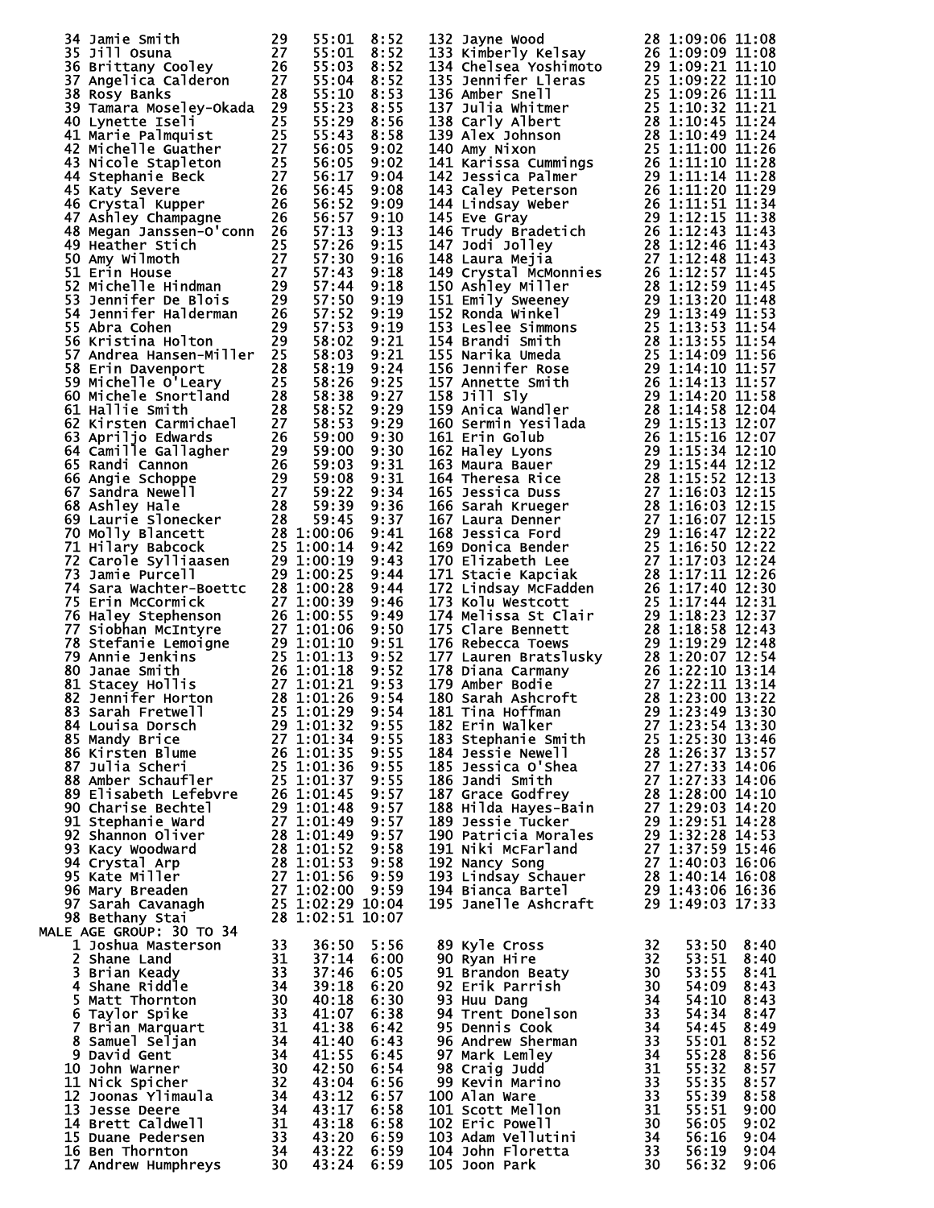| Place | Name | Age | Time | Pace |
|---|---|---|---|---|
| 34 | Jamie Smith | 29 | 55:01 | 8:52 |
| 35 | Jill Osuna | 27 | 55:01 | 8:52 |
| 36 | Brittany Cooley | 26 | 55:03 | 8:52 |
| 37 | Angelica Calderon | 27 | 55:04 | 8:52 |
| 38 | Rosy Banks | 28 | 55:10 | 8:53 |
| 39 | Tamara Moseley-Okada | 29 | 55:23 | 8:55 |
| 40 | Lynette Iseli | 25 | 55:29 | 8:56 |
| 41 | Marie Palmquist | 25 | 55:43 | 8:58 |
| 42 | Michelle Guather | 27 | 56:05 | 9:02 |
| 43 | Nicole Stapleton | 25 | 56:05 | 9:02 |
| 44 | Stephanie Beck | 27 | 56:17 | 9:04 |
| 45 | Katy Severe | 26 | 56:45 | 9:08 |
| 46 | Crystal Kupper | 26 | 56:52 | 9:09 |
| 47 | Ashley Champagne | 26 | 56:57 | 9:10 |
| 48 | Megan Janssen-O'conn | 26 | 57:13 | 9:13 |
| 49 | Heather Stich | 25 | 57:26 | 9:15 |
| 50 | Amy Wilmoth | 27 | 57:30 | 9:16 |
| 51 | Erin House | 27 | 57:43 | 9:18 |
| 52 | Michelle Hindman | 29 | 57:44 | 9:18 |
| 53 | Jennifer De Blois | 29 | 57:50 | 9:19 |
| 54 | Jennifer Halderman | 26 | 57:52 | 9:19 |
| 55 | Abra Cohen | 29 | 57:53 | 9:19 |
| 56 | Kristina Holton | 29 | 58:02 | 9:21 |
| 57 | Andrea Hansen-Miller | 25 | 58:03 | 9:21 |
| 58 | Erin Davenport | 28 | 58:19 | 9:24 |
| 59 | Michelle O'Leary | 25 | 58:26 | 9:25 |
| 60 | Michele Snortland | 28 | 58:38 | 9:27 |
| 61 | Hallie Smith | 28 | 58:52 | 9:29 |
| 62 | Kirsten Carmichael | 27 | 58:53 | 9:29 |
| 63 | Apriljo Edwards | 26 | 59:00 | 9:30 |
| 64 | Camille Gallagher | 29 | 59:00 | 9:30 |
| 65 | Randi Cannon | 26 | 59:03 | 9:31 |
| 66 | Angie Schoppe | 29 | 59:08 | 9:31 |
| 67 | Sandra Newell | 27 | 59:22 | 9:34 |
| 68 | Ashley Hale | 28 | 59:39 | 9:36 |
| 69 | Laurie Slonecker | 28 | 59:45 | 9:37 |
| 70 | Molly Blancett | 28 | 1:00:06 | 9:41 |
| 71 | Hilary Babcock | 25 | 1:00:14 | 9:42 |
| 72 | Carole Sylliaasen | 29 | 1:00:19 | 9:43 |
| 73 | Jamie Purcell | 29 | 1:00:25 | 9:44 |
| 74 | Sara Wachter-Boettc | 28 | 1:00:28 | 9:44 |
| 75 | Erin McCormick | 27 | 1:00:39 | 9:46 |
| 76 | Haley Stephenson | 26 | 1:00:55 | 9:49 |
| 77 | Siobhan McIntyre | 27 | 1:01:06 | 9:50 |
| 78 | Stefanie Lemoigne | 29 | 1:01:10 | 9:51 |
| 79 | Annie Jenkins | 25 | 1:01:13 | 9:52 |
| 80 | Janae Smith | 26 | 1:01:18 | 9:52 |
| 81 | Stacey Hollis | 27 | 1:01:21 | 9:53 |
| 82 | Jennifer Horton | 28 | 1:01:26 | 9:54 |
| 83 | Sarah Fretwell | 25 | 1:01:29 | 9:54 |
| 84 | Louisa Dorsch | 29 | 1:01:32 | 9:55 |
| 85 | Mandy Brice | 27 | 1:01:34 | 9:55 |
| 86 | Kirsten Blume | 26 | 1:01:35 | 9:55 |
| 87 | Julia Scheri | 25 | 1:01:36 | 9:55 |
| 88 | Amber Schaufler | 25 | 1:01:37 | 9:55 |
| 89 | Elisabeth Lefebvre | 26 | 1:01:45 | 9:57 |
| 90 | Charise Bechtel | 29 | 1:01:48 | 9:57 |
| 91 | Stephanie Ward | 27 | 1:01:49 | 9:57 |
| 92 | Shannon Oliver | 28 | 1:01:49 | 9:57 |
| 93 | Kacy Woodward | 28 | 1:01:52 | 9:58 |
| 94 | Crystal Arp | 28 | 1:01:53 | 9:58 |
| 95 | Kate Miller | 27 | 1:01:56 | 9:59 |
| 96 | Mary Breaden | 27 | 1:02:00 | 9:59 |
| 97 | Sarah Cavanagh | 25 | 1:02:29 | 10:04 |
| 98 | Bethany Stai | 28 | 1:02:51 | 10:07 |
| 132 | Jayne Wood | 28 | 1:09:06 | 11:08 |
| 133 | Kimberly Kelsay | 26 | 1:09:09 | 11:08 |
| 134 | Chelsea Yoshimoto | 29 | 1:09:21 | 11:10 |
| 135 | Jennifer Lleras | 25 | 1:09:22 | 11:10 |
| 136 | Amber Snell | 25 | 1:09:26 | 11:11 |
| 137 | Julia Whitmer | 25 | 1:10:32 | 11:21 |
| 138 | Carly Albert | 28 | 1:10:45 | 11:24 |
| 139 | Alex Johnson | 28 | 1:10:49 | 11:24 |
| 140 | Amy Nixon | 25 | 1:11:00 | 11:26 |
| 141 | Karissa Cummings | 26 | 1:11:10 | 11:28 |
| 142 | Jessica Palmer | 29 | 1:11:14 | 11:28 |
| 143 | Caley Peterson | 26 | 1:11:20 | 11:29 |
| 144 | Lindsay Weber | 26 | 1:11:51 | 11:34 |
| 145 | Eve Gray | 29 | 1:12:15 | 11:38 |
| 146 | Trudy Bradetich | 26 | 1:12:43 | 11:43 |
| 147 | Jodi Jolley | 28 | 1:12:46 | 11:43 |
| 148 | Laura Mejia | 27 | 1:12:48 | 11:43 |
| 149 | Crystal McMonnies | 26 | 1:12:57 | 11:45 |
| 150 | Ashley Miller | 28 | 1:12:59 | 11:45 |
| 151 | Emily Sweeney | 29 | 1:13:20 | 11:48 |
| 152 | Ronda Winkel | 29 | 1:13:49 | 11:53 |
| 153 | Leslee Simmons | 25 | 1:13:53 | 11:54 |
| 154 | Brandi Smith | 28 | 1:13:55 | 11:54 |
| 155 | Narika Umeda | 25 | 1:14:09 | 11:56 |
| 156 | Jennifer Rose | 29 | 1:14:10 | 11:57 |
| 157 | Annette Smith | 26 | 1:14:13 | 11:57 |
| 158 | Jill Sly | 29 | 1:14:20 | 11:58 |
| 159 | Anica Wandler | 28 | 1:14:58 | 12:04 |
| 160 | Sermin Yesilada | 29 | 1:15:13 | 12:07 |
| 161 | Erin Golub | 26 | 1:15:16 | 12:07 |
| 162 | Haley Lyons | 29 | 1:15:34 | 12:10 |
| 163 | Maura Bauer | 29 | 1:15:44 | 12:12 |
| 164 | Theresa Rice | 28 | 1:15:52 | 12:13 |
| 165 | Jessica Duss | 27 | 1:16:03 | 12:15 |
| 166 | Sarah Krueger | 28 | 1:16:03 | 12:15 |
| 167 | Laura Denner | 27 | 1:16:07 | 12:15 |
| 168 | Jessica Ford | 29 | 1:16:47 | 12:22 |
| 169 | Donica Bender | 25 | 1:16:50 | 12:22 |
| 170 | Elizabeth Lee | 27 | 1:17:03 | 12:24 |
| 171 | Stacie Kapciak | 28 | 1:17:11 | 12:26 |
| 172 | Lindsay McFadden | 26 | 1:17:40 | 12:30 |
| 173 | Kolu Westcott | 25 | 1:17:44 | 12:31 |
| 174 | Melissa St Clair | 29 | 1:18:23 | 12:37 |
| 175 | Clare Bennett | 28 | 1:18:58 | 12:43 |
| 176 | Rebecca Toews | 29 | 1:19:29 | 12:48 |
| 177 | Lauren Bratslusky | 28 | 1:20:07 | 12:54 |
| 178 | Diana Carmany | 26 | 1:22:10 | 13:14 |
| 179 | Amber Bodie | 27 | 1:22:11 | 13:14 |
| 180 | Sarah Ashcroft | 28 | 1:23:00 | 13:22 |
| 181 | Tina Hoffman | 29 | 1:23:49 | 13:30 |
| 182 | Erin Walker | 27 | 1:23:54 | 13:30 |
| 183 | Stephanie Smith | 25 | 1:25:30 | 13:46 |
| 184 | Jessie Newell | 28 | 1:26:37 | 13:57 |
| 185 | Jessica O'Shea | 27 | 1:27:33 | 14:06 |
| 186 | Jandi Smith | 27 | 1:27:33 | 14:06 |
| 187 | Grace Godfrey | 28 | 1:28:00 | 14:10 |
| 188 | Hilda Hayes-Bain | 27 | 1:29:03 | 14:20 |
| 189 | Jessie Tucker | 29 | 1:29:51 | 14:28 |
| 190 | Patricia Morales | 29 | 1:32:28 | 14:53 |
| 191 | Niki McFarland | 27 | 1:37:59 | 15:46 |
| 192 | Nancy Song | 27 | 1:40:03 | 16:06 |
| 193 | Lindsay Schauer | 28 | 1:40:14 | 16:08 |
| 194 | Bianca Bartel | 29 | 1:43:06 | 16:36 |
| 195 | Janelle Ashcraft | 29 | 1:49:03 | 17:33 |

MALE AGE GROUP: 30 TO 34

| Place | Name | Age | Time | Pace |
|---|---|---|---|---|
| 1 | Joshua Masterson | 33 | 36:50 | 5:56 |
| 2 | Shane Land | 31 | 37:14 | 6:00 |
| 3 | Brian Keady | 33 | 37:46 | 6:05 |
| 4 | Shane Riddle | 34 | 39:18 | 6:20 |
| 5 | Matt Thornton | 30 | 40:18 | 6:30 |
| 6 | Taylor Spike | 33 | 41:07 | 6:38 |
| 7 | Brian Marquart | 31 | 41:38 | 6:42 |
| 8 | Samuel Seljan | 34 | 41:40 | 6:43 |
| 9 | David Gent | 34 | 41:55 | 6:45 |
| 10 | John Warner | 30 | 42:50 | 6:54 |
| 11 | Nick Spicher | 32 | 43:04 | 6:56 |
| 12 | Joonas Ylimaula | 34 | 43:12 | 6:57 |
| 13 | Jesse Deere | 34 | 43:17 | 6:58 |
| 14 | Brett Caldwell | 31 | 43:18 | 6:58 |
| 15 | Duane Pedersen | 33 | 43:20 | 6:59 |
| 16 | Ben Thornton | 34 | 43:22 | 6:59 |
| 17 | Andrew Humphreys | 30 | 43:24 | 6:59 |
| 89 | Kyle Cross | 32 | 53:50 | 8:40 |
| 90 | Ryan Hire | 32 | 53:51 | 8:40 |
| 91 | Brandon Beaty | 30 | 53:55 | 8:41 |
| 92 | Erik Parrish | 30 | 54:09 | 8:43 |
| 93 | Huu Dang | 34 | 54:10 | 8:43 |
| 94 | Trent Donelson | 33 | 54:34 | 8:47 |
| 95 | Dennis Cook | 34 | 54:45 | 8:49 |
| 96 | Andrew Sherman | 33 | 55:01 | 8:52 |
| 97 | Mark Lemley | 34 | 55:28 | 8:56 |
| 98 | Craig Judd | 31 | 55:32 | 8:57 |
| 99 | Kevin Marino | 33 | 55:35 | 8:57 |
| 100 | Alan Ware | 33 | 55:39 | 8:58 |
| 101 | Scott Mellon | 31 | 55:51 | 9:00 |
| 102 | Eric Powell | 30 | 56:05 | 9:02 |
| 103 | Adam Vellutini | 34 | 56:16 | 9:04 |
| 104 | John Floretta | 33 | 56:19 | 9:04 |
| 105 | Joon Park | 30 | 56:32 | 9:06 |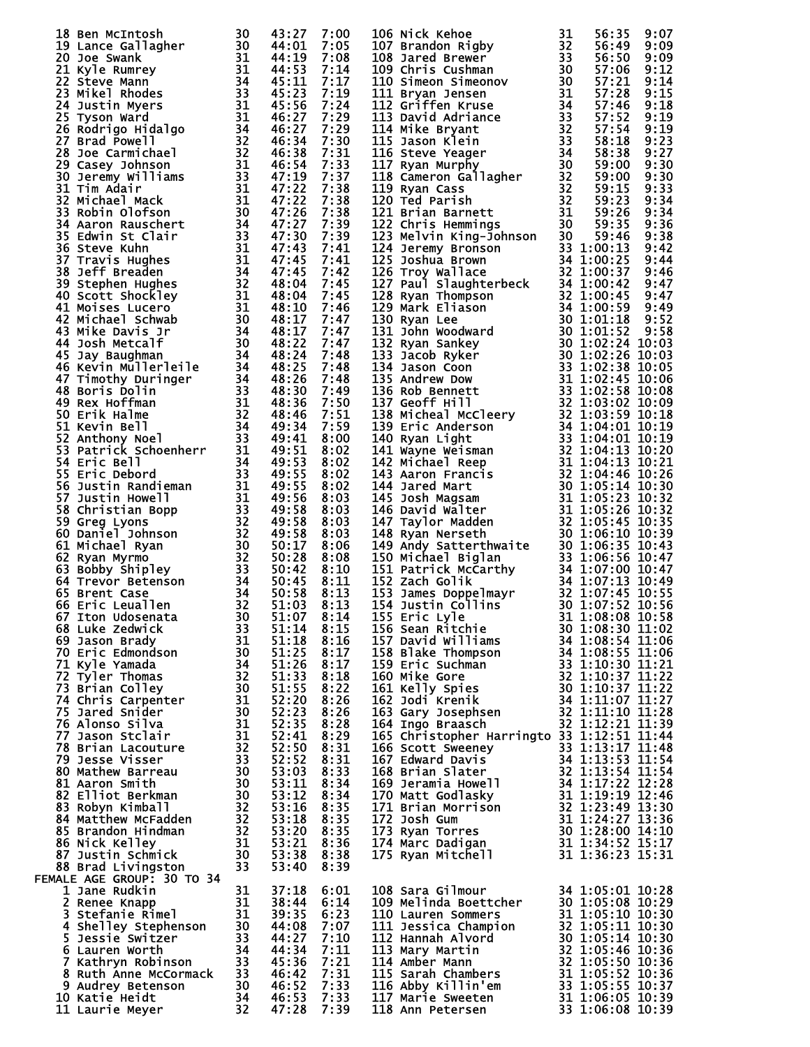| Place | Name | Age | Time | Pace | Place | Name | Age | Time | Pace |
|---|---|---|---|---|---|---|---|---|---|
| 18 | Ben McIntosh | 30 | 43:27 | 7:00 | 106 | Nick Kehoe | 31 | 56:35 | 9:07 |
| 19 | Lance Gallagher | 30 | 44:01 | 7:05 | 107 | Brandon Rigby | 32 | 56:49 | 9:09 |
| 20 | Joe Swank | 31 | 44:19 | 7:08 | 108 | Jared Brewer | 33 | 56:50 | 9:09 |
| 21 | Kyle Rumrey | 31 | 44:53 | 7:14 | 109 | Chris Cushman | 30 | 57:06 | 9:12 |
| 22 | Steve Mann | 34 | 45:11 | 7:17 | 110 | Simeon Simeonov | 30 | 57:21 | 9:14 |
| 23 | Mikel Rhodes | 33 | 45:23 | 7:19 | 111 | Bryan Jensen | 31 | 57:28 | 9:15 |
| 24 | Justin Myers | 31 | 45:56 | 7:24 | 112 | Griffen Kruse | 34 | 57:46 | 9:18 |
| 25 | Tyson Ward | 31 | 46:27 | 7:29 | 113 | David Adriance | 33 | 57:52 | 9:19 |
| 26 | Rodrigo Hidalgo | 34 | 46:27 | 7:29 | 114 | Mike Bryant | 32 | 57:54 | 9:19 |
| 27 | Brad Powell | 32 | 46:34 | 7:30 | 115 | Jason Klein | 33 | 58:18 | 9:23 |
| 28 | Joe Carmichael | 32 | 46:38 | 7:31 | 116 | Steve Yeager | 34 | 58:38 | 9:27 |
| 29 | Casey Johnson | 31 | 46:54 | 7:33 | 117 | Ryan Murphy | 30 | 59:00 | 9:30 |
| 30 | Jeremy Williams | 33 | 47:19 | 7:37 | 118 | Cameron Gallagher | 32 | 59:00 | 9:30 |
| 31 | Tim Adair | 31 | 47:22 | 7:38 | 119 | Ryan Cass | 32 | 59:15 | 9:33 |
| 32 | Michael Mack | 31 | 47:22 | 7:38 | 120 | Ted Parish | 32 | 59:23 | 9:34 |
| 33 | Robin Olofson | 30 | 47:26 | 7:38 | 121 | Brian Barnett | 31 | 59:26 | 9:34 |
| 34 | Aaron Rauschert | 34 | 47:27 | 7:39 | 122 | Chris Hemmings | 30 | 59:35 | 9:36 |
| 35 | Edwin St Clair | 33 | 47:30 | 7:39 | 123 | Melvin King-Johnson | 30 | 59:46 | 9:38 |
| 36 | Steve Kuhn | 31 | 47:43 | 7:41 | 124 | Jeremy Bronson | 33 | 1:00:13 | 9:42 |
| 37 | Travis Hughes | 31 | 47:45 | 7:41 | 125 | Joshua Brown | 34 | 1:00:25 | 9:44 |
| 38 | Jeff Breaden | 34 | 47:45 | 7:42 | 126 | Troy Wallace | 32 | 1:00:37 | 9:46 |
| 39 | Stephen Hughes | 32 | 48:04 | 7:45 | 127 | Paul Slaughterbeck | 34 | 1:00:42 | 9:47 |
| 40 | Scott Shockley | 31 | 48:04 | 7:45 | 128 | Ryan Thompson | 32 | 1:00:45 | 9:47 |
| 41 | Moises Lucero | 31 | 48:10 | 7:46 | 129 | Mark Eliason | 34 | 1:00:59 | 9:49 |
| 42 | Michael Schwab | 30 | 48:17 | 7:47 | 130 | Ryan Lee | 30 | 1:01:18 | 9:52 |
| 43 | Mike Davis Jr | 34 | 48:17 | 7:47 | 131 | John Woodward | 30 | 1:01:52 | 9:58 |
| 44 | Josh Metcalf | 30 | 48:22 | 7:47 | 132 | Ryan Sankey | 30 | 1:02:24 | 10:03 |
| 45 | Jay Baughman | 34 | 48:24 | 7:48 | 133 | Jacob Ryker | 30 | 1:02:26 | 10:03 |
| 46 | Kevin Mullerleile | 34 | 48:25 | 7:48 | 134 | Jason Coon | 33 | 1:02:38 | 10:05 |
| 47 | Timothy Duringer | 34 | 48:26 | 7:48 | 135 | Andrew Dow | 31 | 1:02:45 | 10:06 |
| 48 | Boris Dolin | 33 | 48:30 | 7:49 | 136 | Rob Bennett | 33 | 1:02:58 | 10:08 |
| 49 | Rex Hoffman | 31 | 48:36 | 7:50 | 137 | Geoff Hill | 32 | 1:03:02 | 10:09 |
| 50 | Erik Halme | 32 | 48:46 | 7:51 | 138 | Micheal McCleery | 32 | 1:03:59 | 10:18 |
| 51 | Kevin Bell | 34 | 49:34 | 7:59 | 139 | Eric Anderson | 34 | 1:04:01 | 10:19 |
| 52 | Anthony Noel | 33 | 49:41 | 8:00 | 140 | Ryan Light | 33 | 1:04:01 | 10:19 |
| 53 | Patrick Schoenherr | 31 | 49:51 | 8:02 | 141 | Wayne Weisman | 32 | 1:04:13 | 10:20 |
| 54 | Eric Bell | 34 | 49:53 | 8:02 | 142 | Michael Reep | 31 | 1:04:13 | 10:21 |
| 55 | Eric Debord | 33 | 49:55 | 8:02 | 143 | Aaron Francis | 32 | 1:04:46 | 10:26 |
| 56 | Justin Randieman | 31 | 49:55 | 8:02 | 144 | Jared Mart | 30 | 1:05:14 | 10:30 |
| 57 | Justin Howell | 31 | 49:56 | 8:03 | 145 | Josh Magsam | 31 | 1:05:23 | 10:32 |
| 58 | Christian Bopp | 33 | 49:58 | 8:03 | 146 | David Walter | 31 | 1:05:26 | 10:32 |
| 59 | Greg Lyons | 32 | 49:58 | 8:03 | 147 | Taylor Madden | 32 | 1:05:45 | 10:35 |
| 60 | Daniel Johnson | 32 | 49:58 | 8:03 | 148 | Ryan Nerseth | 30 | 1:06:10 | 10:39 |
| 61 | Michael Ryan | 30 | 50:17 | 8:06 | 149 | Andy Satterthwaite | 30 | 1:06:35 | 10:43 |
| 62 | Ryan Myrmo | 32 | 50:28 | 8:08 | 150 | Michael Biglan | 33 | 1:06:56 | 10:47 |
| 63 | Bobby Shipley | 33 | 50:42 | 8:10 | 151 | Patrick McCarthy | 34 | 1:07:00 | 10:47 |
| 64 | Trevor Betenson | 34 | 50:45 | 8:11 | 152 | Zach Golik | 34 | 1:07:13 | 10:49 |
| 65 | Brent Case | 34 | 50:58 | 8:13 | 153 | James Doppelmayr | 32 | 1:07:45 | 10:55 |
| 66 | Eric Leuallen | 32 | 51:03 | 8:13 | 154 | Justin Collins | 30 | 1:07:52 | 10:56 |
| 67 | Iton Udosenata | 30 | 51:07 | 8:14 | 155 | Eric Lyle | 31 | 1:08:08 | 10:58 |
| 68 | Luke Zedwick | 33 | 51:14 | 8:15 | 156 | Sean Ritchie | 30 | 1:08:30 | 11:02 |
| 69 | Jason Brady | 31 | 51:18 | 8:16 | 157 | David Williams | 34 | 1:08:54 | 11:06 |
| 70 | Eric Edmondson | 30 | 51:25 | 8:17 | 158 | Blake Thompson | 34 | 1:08:55 | 11:06 |
| 71 | Kyle Yamada | 34 | 51:26 | 8:17 | 159 | Eric Suchman | 33 | 1:10:30 | 11:21 |
| 72 | Tyler Thomas | 32 | 51:33 | 8:18 | 160 | Mike Gore | 32 | 1:10:37 | 11:22 |
| 73 | Brian Colley | 30 | 51:55 | 8:22 | 161 | Kelly Spies | 30 | 1:10:37 | 11:22 |
| 74 | Chris Carpenter | 31 | 52:20 | 8:26 | 162 | Jodi Krenik | 34 | 1:11:07 | 11:27 |
| 75 | Jared Snider | 30 | 52:23 | 8:26 | 163 | Gary Josephsen | 32 | 1:11:10 | 11:28 |
| 76 | Alonso Silva | 31 | 52:35 | 8:28 | 164 | Ingo Braasch | 32 | 1:12:21 | 11:39 |
| 77 | Jason Stclair | 31 | 52:41 | 8:29 | 165 | Christopher Harringto | 33 | 1:12:51 | 11:44 |
| 78 | Brian Lacouture | 32 | 52:50 | 8:31 | 166 | Scott Sweeney | 33 | 1:13:17 | 11:48 |
| 79 | Jesse Visser | 33 | 52:52 | 8:31 | 167 | Edward Davis | 34 | 1:13:53 | 11:54 |
| 80 | Mathew Barreau | 30 | 53:03 | 8:33 | 168 | Brian Slater | 32 | 1:13:54 | 11:54 |
| 81 | Aaron Smith | 30 | 53:11 | 8:34 | 169 | Jeramia Howell | 34 | 1:17:22 | 12:28 |
| 82 | Elliot Berkman | 30 | 53:12 | 8:34 | 170 | Matt Godlasky | 31 | 1:19:19 | 12:46 |
| 83 | Robyn Kimball | 32 | 53:16 | 8:35 | 171 | Brian Morrison | 32 | 1:23:49 | 13:30 |
| 84 | Matthew McFadden | 32 | 53:18 | 8:35 | 172 | Josh Gum | 31 | 1:24:27 | 13:36 |
| 85 | Brandon Hindman | 32 | 53:20 | 8:35 | 173 | Ryan Torres | 30 | 1:28:00 | 14:10 |
| 86 | Nick Kelley | 31 | 53:21 | 8:36 | 174 | Marc Dadigan | 31 | 1:34:52 | 15:17 |
| 87 | Justin Schmick | 30 | 53:38 | 8:38 | 175 | Ryan Mitchell | 31 | 1:36:23 | 15:31 |
| 88 | Brad Livingston | 33 | 53:40 | 8:39 | | | | | |

FEMALE AGE GROUP: 30 TO 34

| Place | Name | Age | Time | Pace | Place | Name | Age | Time | Pace |
|---|---|---|---|---|---|---|---|---|---|
| 1 | Jane Rudkin | 31 | 37:18 | 6:01 | 108 | Sara Gilmour | 34 | 1:05:01 | 10:28 |
| 2 | Renee Knapp | 31 | 38:44 | 6:14 | 109 | Melinda Boettcher | 30 | 1:05:08 | 10:29 |
| 3 | Stefanie Rimel | 31 | 39:35 | 6:23 | 110 | Lauren Sommers | 31 | 1:05:10 | 10:30 |
| 4 | Shelley Stephenson | 30 | 44:08 | 7:07 | 111 | Jessica Champion | 32 | 1:05:11 | 10:30 |
| 5 | Jessie Switzer | 33 | 44:27 | 7:10 | 112 | Hannah Alvord | 30 | 1:05:14 | 10:30 |
| 6 | Lauren Worth | 34 | 44:34 | 7:11 | 113 | Mary Martin | 32 | 1:05:46 | 10:36 |
| 7 | Kathryn Robinson | 33 | 45:36 | 7:21 | 114 | Amber Mann | 32 | 1:05:50 | 10:36 |
| 8 | Ruth Anne McCormack | 33 | 46:42 | 7:31 | 115 | Sarah Chambers | 31 | 1:05:52 | 10:36 |
| 9 | Audrey Betenson | 30 | 46:52 | 7:33 | 116 | Abby Killin'em | 33 | 1:05:55 | 10:37 |
| 10 | Katie Heidt | 34 | 46:53 | 7:33 | 117 | Marie Sweeten | 31 | 1:06:05 | 10:39 |
| 11 | Laurie Meyer | 32 | 47:28 | 7:39 | 118 | Ann Petersen | 33 | 1:06:08 | 10:39 |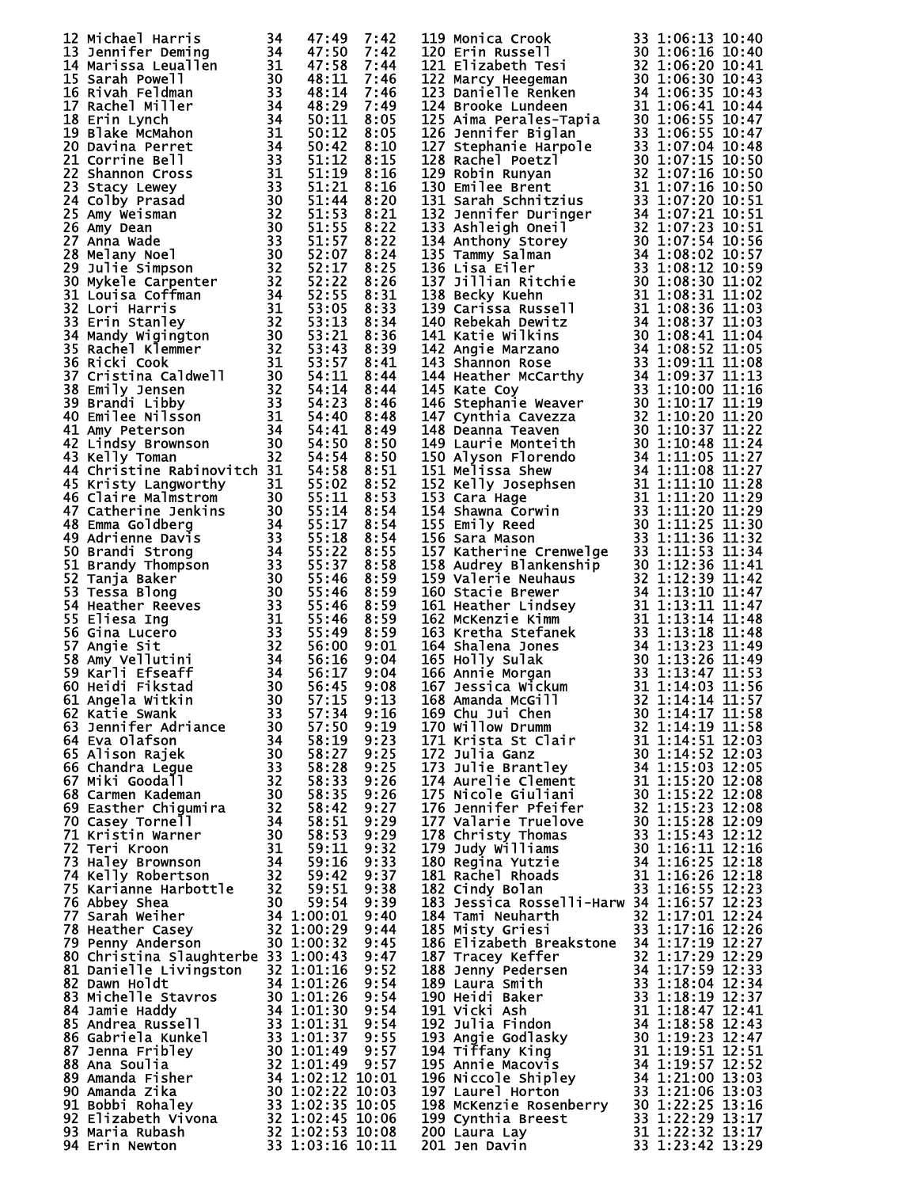| Place | Name | Age | Time | Pace |
|---|---|---|---|---|
| 12 | Michael Harris | 34 | 47:49 | 7:42 |
| 13 | Jennifer Deming | 34 | 47:50 | 7:42 |
| 14 | Marissa Leuallen | 31 | 47:58 | 7:44 |
| 15 | Sarah Powell | 30 | 48:11 | 7:46 |
| 16 | Rivah Feldman | 33 | 48:14 | 7:46 |
| 17 | Rachel Miller | 34 | 48:29 | 7:49 |
| 18 | Erin Lynch | 34 | 50:11 | 8:05 |
| 19 | Blake McMahon | 31 | 50:12 | 8:05 |
| 20 | Davina Perret | 34 | 50:42 | 8:10 |
| 21 | Corrine Bell | 33 | 51:12 | 8:15 |
| 22 | Shannon Cross | 31 | 51:19 | 8:16 |
| 23 | Stacy Lewey | 33 | 51:21 | 8:16 |
| 24 | Colby Prasad | 30 | 51:44 | 8:20 |
| 25 | Amy Weisman | 32 | 51:53 | 8:21 |
| 26 | Amy Dean | 30 | 51:55 | 8:22 |
| 27 | Anna Wade | 33 | 51:57 | 8:22 |
| 28 | Melany Noel | 30 | 52:07 | 8:24 |
| 29 | Julie Simpson | 32 | 52:17 | 8:25 |
| 30 | Mykele Carpenter | 32 | 52:22 | 8:26 |
| 31 | Louisa Coffman | 34 | 52:55 | 8:31 |
| 32 | Lori Harris | 31 | 53:05 | 8:33 |
| 33 | Erin Stanley | 32 | 53:13 | 8:34 |
| 34 | Mandy Wigington | 30 | 53:21 | 8:36 |
| 35 | Rachel Klemmer | 32 | 53:43 | 8:39 |
| 36 | Ricki Cook | 31 | 53:57 | 8:41 |
| 37 | Cristina Caldwell | 30 | 54:11 | 8:44 |
| 38 | Emily Jensen | 32 | 54:14 | 8:44 |
| 39 | Brandi Libby | 33 | 54:23 | 8:46 |
| 40 | Emilee Nilsson | 31 | 54:40 | 8:48 |
| 41 | Amy Peterson | 34 | 54:41 | 8:49 |
| 42 | Lindsy Brownson | 30 | 54:50 | 8:50 |
| 43 | Kelly Toman | 32 | 54:54 | 8:50 |
| 44 | Christine Rabinovitch | 31 | 54:58 | 8:51 |
| 45 | Kristy Langworthy | 31 | 55:02 | 8:52 |
| 46 | Claire Malmstrom | 30 | 55:11 | 8:53 |
| 47 | Catherine Jenkins | 30 | 55:14 | 8:54 |
| 48 | Emma Goldberg | 34 | 55:17 | 8:54 |
| 49 | Adrienne Davis | 33 | 55:18 | 8:54 |
| 50 | Brandi Strong | 34 | 55:22 | 8:55 |
| 51 | Brandy Thompson | 33 | 55:37 | 8:58 |
| 52 | Tanja Baker | 30 | 55:46 | 8:59 |
| 53 | Tessa Blong | 30 | 55:46 | 8:59 |
| 54 | Heather Reeves | 33 | 55:46 | 8:59 |
| 55 | Eliesa Ing | 31 | 55:46 | 8:59 |
| 56 | Gina Lucero | 33 | 55:49 | 8:59 |
| 57 | Angie Sit | 32 | 56:00 | 9:01 |
| 58 | Amy Vellutini | 34 | 56:16 | 9:04 |
| 59 | Karli Efseaff | 34 | 56:17 | 9:04 |
| 60 | Heidi Fikstad | 30 | 56:45 | 9:08 |
| 61 | Angela Witkin | 30 | 57:15 | 9:13 |
| 62 | Katie Swank | 33 | 57:34 | 9:16 |
| 63 | Jennifer Adriance | 30 | 57:50 | 9:19 |
| 64 | Eva Olafson | 34 | 58:19 | 9:23 |
| 65 | Alison Rajek | 30 | 58:27 | 9:25 |
| 66 | Chandra Legue | 33 | 58:28 | 9:25 |
| 67 | Miki Goodall | 32 | 58:33 | 9:26 |
| 68 | Carmen Kademan | 30 | 58:35 | 9:26 |
| 69 | Easther Chigumira | 32 | 58:42 | 9:27 |
| 70 | Casey Tornell | 34 | 58:51 | 9:29 |
| 71 | Kristin Warner | 30 | 58:53 | 9:29 |
| 72 | Teri Kroon | 31 | 59:11 | 9:32 |
| 73 | Haley Brownson | 34 | 59:16 | 9:33 |
| 74 | Kelly Robertson | 32 | 59:42 | 9:37 |
| 75 | Karianne Harbottle | 32 | 59:51 | 9:38 |
| 76 | Abbey Shea | 30 | 59:54 | 9:39 |
| 77 | Sarah Weiher | 34 | 1:00:01 | 9:40 |
| 78 | Heather Casey | 32 | 1:00:29 | 9:44 |
| 79 | Penny Anderson | 30 | 1:00:32 | 9:45 |
| 80 | Christina Slaughterbe | 33 | 1:00:43 | 9:47 |
| 81 | Danielle Livingston | 32 | 1:01:16 | 9:52 |
| 82 | Dawn Holdt | 34 | 1:01:26 | 9:54 |
| 83 | Michelle Stavros | 30 | 1:01:26 | 9:54 |
| 84 | Jamie Haddy | 34 | 1:01:30 | 9:54 |
| 85 | Andrea Russell | 33 | 1:01:31 | 9:54 |
| 86 | Gabriela Kunkel | 33 | 1:01:37 | 9:55 |
| 87 | Jenna Fribley | 30 | 1:01:49 | 9:57 |
| 88 | Ana Soulia | 32 | 1:01:49 | 9:57 |
| 89 | Amanda Fisher | 34 | 1:02:12 | 10:01 |
| 90 | Amanda Zika | 30 | 1:02:22 | 10:03 |
| 91 | Bobbi Rohaley | 33 | 1:02:35 | 10:05 |
| 92 | Elizabeth Vivona | 32 | 1:02:45 | 10:06 |
| 93 | Maria Rubash | 32 | 1:02:53 | 10:08 |
| 94 | Erin Newton | 33 | 1:03:16 | 10:11 |
| 119 | Monica Crook | 33 | 1:06:13 | 10:40 |
| 120 | Erin Russell | 30 | 1:06:16 | 10:40 |
| 121 | Elizabeth Tesi | 32 | 1:06:20 | 10:41 |
| 122 | Marcy Heegeman | 30 | 1:06:30 | 10:43 |
| 123 | Danielle Renken | 34 | 1:06:35 | 10:43 |
| 124 | Brooke Lundeen | 31 | 1:06:41 | 10:44 |
| 125 | Aima Perales-Tapia | 30 | 1:06:55 | 10:47 |
| 126 | Jennifer Biglan | 33 | 1:06:55 | 10:47 |
| 127 | Stephanie Harpole | 33 | 1:07:04 | 10:48 |
| 128 | Rachel Poetzl | 30 | 1:07:15 | 10:50 |
| 129 | Robin Runyan | 32 | 1:07:16 | 10:50 |
| 130 | Emilee Brent | 31 | 1:07:16 | 10:50 |
| 131 | Sarah Schnitzius | 33 | 1:07:20 | 10:51 |
| 132 | Jennifer Duringer | 34 | 1:07:21 | 10:51 |
| 133 | Ashleigh Oneil | 32 | 1:07:23 | 10:51 |
| 134 | Anthony Storey | 30 | 1:07:54 | 10:56 |
| 135 | Tammy Salman | 34 | 1:08:02 | 10:57 |
| 136 | Lisa Eiler | 33 | 1:08:12 | 10:59 |
| 137 | Jillian Ritchie | 30 | 1:08:30 | 11:02 |
| 138 | Becky Kuehn | 31 | 1:08:31 | 11:02 |
| 139 | Carissa Russell | 31 | 1:08:36 | 11:03 |
| 140 | Rebekah Dewitz | 34 | 1:08:37 | 11:03 |
| 141 | Katie Wilkins | 30 | 1:08:41 | 11:04 |
| 142 | Angie Marzano | 34 | 1:08:52 | 11:05 |
| 143 | Shannon Rose | 33 | 1:09:11 | 11:08 |
| 144 | Heather McCarthy | 34 | 1:09:37 | 11:13 |
| 145 | Kate Coy | 33 | 1:10:00 | 11:16 |
| 146 | Stephanie Weaver | 30 | 1:10:17 | 11:19 |
| 147 | Cynthia Cavezza | 32 | 1:10:20 | 11:20 |
| 148 | Deanna Teaven | 30 | 1:10:37 | 11:22 |
| 149 | Laurie Monteith | 30 | 1:10:48 | 11:24 |
| 150 | Alyson Florendo | 34 | 1:11:05 | 11:27 |
| 151 | Melissa Shew | 34 | 1:11:08 | 11:27 |
| 152 | Kelly Josephsen | 31 | 1:11:10 | 11:28 |
| 153 | Cara Hage | 31 | 1:11:20 | 11:29 |
| 154 | Shawna Corwin | 33 | 1:11:20 | 11:29 |
| 155 | Emily Reed | 30 | 1:11:25 | 11:30 |
| 156 | Sara Mason | 33 | 1:11:36 | 11:32 |
| 157 | Katherine Crenwelge | 33 | 1:11:53 | 11:34 |
| 158 | Audrey Blankenship | 30 | 1:12:36 | 11:41 |
| 159 | Valerie Neuhaus | 32 | 1:12:39 | 11:42 |
| 160 | Stacie Brewer | 34 | 1:13:10 | 11:47 |
| 161 | Heather Lindsey | 31 | 1:13:11 | 11:47 |
| 162 | McKenzie Kimm | 31 | 1:13:14 | 11:48 |
| 163 | Kretha Stefanek | 33 | 1:13:18 | 11:48 |
| 164 | Shalena Jones | 34 | 1:13:23 | 11:49 |
| 165 | Holly Sulak | 30 | 1:13:26 | 11:49 |
| 166 | Annie Morgan | 33 | 1:13:47 | 11:53 |
| 167 | Jessica Wickum | 31 | 1:14:03 | 11:56 |
| 168 | Amanda McGill | 32 | 1:14:14 | 11:57 |
| 169 | Chu Jui Chen | 30 | 1:14:17 | 11:58 |
| 170 | Willow Drumm | 32 | 1:14:19 | 11:58 |
| 171 | Krista St Clair | 31 | 1:14:51 | 12:03 |
| 172 | Julia Ganz | 30 | 1:14:52 | 12:03 |
| 173 | Julie Brantley | 34 | 1:15:03 | 12:05 |
| 174 | Aurelie Clement | 31 | 1:15:20 | 12:08 |
| 175 | Nicole Giuliani | 30 | 1:15:22 | 12:08 |
| 176 | Jennifer Pfeifer | 32 | 1:15:23 | 12:08 |
| 177 | Valarie Truelove | 30 | 1:15:28 | 12:09 |
| 178 | Christy Thomas | 33 | 1:15:43 | 12:12 |
| 179 | Judy Williams | 30 | 1:16:11 | 12:16 |
| 180 | Regina Yutzie | 34 | 1:16:25 | 12:18 |
| 181 | Rachel Rhoads | 31 | 1:16:26 | 12:18 |
| 182 | Cindy Bolan | 33 | 1:16:55 | 12:23 |
| 183 | Jessica Rosselli-Harw | 34 | 1:16:57 | 12:23 |
| 184 | Tami Neuharth | 32 | 1:17:01 | 12:24 |
| 185 | Misty Griesi | 33 | 1:17:16 | 12:26 |
| 186 | Elizabeth Breakstone | 34 | 1:17:19 | 12:27 |
| 187 | Tracey Keffer | 32 | 1:17:29 | 12:29 |
| 188 | Jenny Pedersen | 34 | 1:17:59 | 12:33 |
| 189 | Laura Smith | 33 | 1:18:04 | 12:34 |
| 190 | Heidi Baker | 33 | 1:18:19 | 12:37 |
| 191 | Vicki Ash | 31 | 1:18:47 | 12:41 |
| 192 | Julia Findon | 34 | 1:18:58 | 12:43 |
| 193 | Angie Godlasky | 30 | 1:19:23 | 12:47 |
| 194 | Tiffany King | 31 | 1:19:51 | 12:51 |
| 195 | Annie Macovis | 34 | 1:19:57 | 12:52 |
| 196 | Niccole Shipley | 34 | 1:21:00 | 13:03 |
| 197 | Laurel Horton | 33 | 1:21:06 | 13:03 |
| 198 | McKenzie Rosenberry | 30 | 1:22:25 | 13:16 |
| 199 | Cynthia Breest | 33 | 1:22:29 | 13:17 |
| 200 | Laura Lay | 31 | 1:22:32 | 13:17 |
| 201 | Jen Davin | 33 | 1:23:42 | 13:29 |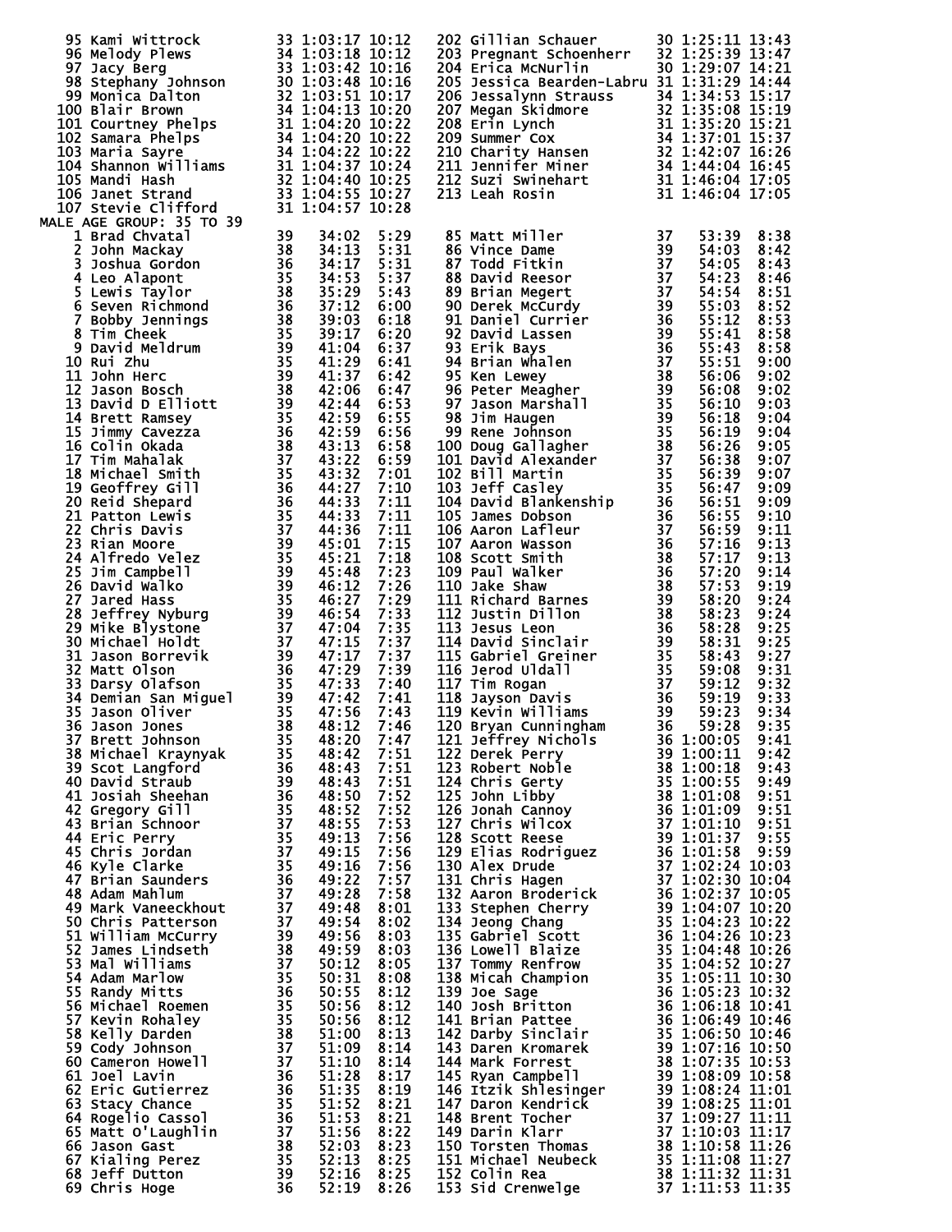| Place | Name | Age | Time | Pace |
|---|---|---|---|---|
| 95 | Kami Wittrock | 33 | 1:03:17 | 10:12 |
| 96 | Melody Plews | 34 | 1:03:18 | 10:12 |
| 97 | Jacy Berg | 33 | 1:03:42 | 10:16 |
| 98 | Stephany Johnson | 30 | 1:03:48 | 10:16 |
| 99 | Monica Dalton | 32 | 1:03:51 | 10:17 |
| 100 | Blair Brown | 34 | 1:04:13 | 10:20 |
| 101 | Courtney Phelps | 31 | 1:04:20 | 10:22 |
| 102 | Samara Phelps | 34 | 1:04:20 | 10:22 |
| 103 | Maria Sayre | 34 | 1:04:22 | 10:22 |
| 104 | Shannon Williams | 31 | 1:04:37 | 10:24 |
| 105 | Mandi Hash | 32 | 1:04:40 | 10:25 |
| 106 | Janet Strand | 33 | 1:04:55 | 10:27 |
| 107 | Stevie Clifford | 31 | 1:04:57 | 10:28 |
| 202 | Gillian Schauer | 30 | 1:25:11 | 13:43 |
| 203 | Pregnant Schoenherr | 32 | 1:25:39 | 13:47 |
| 204 | Erica McNurlin | 30 | 1:29:07 | 14:21 |
| 205 | Jessica Bearden-Labru | 31 | 1:31:29 | 14:44 |
| 206 | Jessalynn Strauss | 34 | 1:34:53 | 15:17 |
| 207 | Megan Skidmore | 32 | 1:35:08 | 15:19 |
| 208 | Erin Lynch | 31 | 1:35:20 | 15:21 |
| 209 | Summer Cox | 34 | 1:37:01 | 15:37 |
| 210 | Charity Hansen | 32 | 1:42:07 | 16:26 |
| 211 | Jennifer Miner | 34 | 1:44:04 | 16:45 |
| 212 | Suzi Swinehart | 31 | 1:46:04 | 17:05 |
| 213 | Leah Rosin | 31 | 1:46:04 | 17:05 |

MALE AGE GROUP: 35 TO 39

| Place | Name | Age | Time | Pace |
|---|---|---|---|---|
| 1 | Brad Chvatal | 39 | 34:02 | 5:29 |
| 2 | John Mackay | 38 | 34:13 | 5:31 |
| 3 | Joshua Gordon | 36 | 34:17 | 5:31 |
| 4 | Leo Alapont | 35 | 34:53 | 5:37 |
| 5 | Lewis Taylor | 38 | 35:29 | 5:43 |
| 6 | Seven Richmond | 36 | 37:12 | 6:00 |
| 7 | Bobby Jennings | 38 | 39:03 | 6:18 |
| 8 | Tim Cheek | 35 | 39:17 | 6:20 |
| 9 | David Meldrum | 39 | 41:04 | 6:37 |
| 10 | Rui Zhu | 35 | 41:29 | 6:41 |
| 11 | John Herc | 39 | 41:37 | 6:42 |
| 12 | Jason Bosch | 38 | 42:06 | 6:47 |
| 13 | David D Elliott | 39 | 42:44 | 6:53 |
| 14 | Brett Ramsey | 35 | 42:59 | 6:55 |
| 15 | Jimmy Cavezza | 36 | 42:59 | 6:56 |
| 16 | Colin Okada | 38 | 43:13 | 6:58 |
| 17 | Tim Mahalak | 37 | 43:22 | 6:59 |
| 18 | Michael Smith | 35 | 43:32 | 7:01 |
| 19 | Geoffrey Gill | 36 | 44:27 | 7:10 |
| 20 | Reid Shepard | 36 | 44:33 | 7:11 |
| 21 | Patton Lewis | 35 | 44:33 | 7:11 |
| 22 | Chris Davis | 37 | 44:36 | 7:11 |
| 23 | Rian Moore | 39 | 45:01 | 7:15 |
| 24 | Alfredo Velez | 35 | 45:21 | 7:18 |
| 25 | Jim Campbell | 39 | 45:48 | 7:23 |
| 26 | David Walko | 39 | 46:12 | 7:26 |
| 27 | Jared Hass | 35 | 46:27 | 7:29 |
| 28 | Jeffrey Nyburg | 39 | 46:54 | 7:33 |
| 29 | Mike Blystone | 37 | 47:04 | 7:35 |
| 30 | Michael Holdt | 37 | 47:15 | 7:37 |
| 31 | Jason Borrevik | 39 | 47:17 | 7:37 |
| 32 | Matt Olson | 36 | 47:29 | 7:39 |
| 33 | Darsy Olafson | 35 | 47:33 | 7:40 |
| 34 | Demian San Miguel | 39 | 47:42 | 7:41 |
| 35 | Jason Oliver | 35 | 47:56 | 7:43 |
| 36 | Jason Jones | 38 | 48:12 | 7:46 |
| 37 | Brett Johnson | 35 | 48:20 | 7:47 |
| 38 | Michael Kraynyak | 35 | 48:42 | 7:51 |
| 39 | Scot Langford | 36 | 48:43 | 7:51 |
| 40 | David Straub | 39 | 48:43 | 7:51 |
| 41 | Josiah Sheehan | 36 | 48:50 | 7:52 |
| 42 | Gregory Gill | 35 | 48:52 | 7:52 |
| 43 | Brian Schnoor | 37 | 48:55 | 7:53 |
| 44 | Eric Perry | 35 | 49:13 | 7:56 |
| 45 | Chris Jordan | 37 | 49:15 | 7:56 |
| 46 | Kyle Clarke | 35 | 49:16 | 7:56 |
| 47 | Brian Saunders | 36 | 49:22 | 7:57 |
| 48 | Adam Mahlum | 37 | 49:28 | 7:58 |
| 49 | Mark Vaneeckhout | 37 | 49:48 | 8:01 |
| 50 | Chris Patterson | 37 | 49:54 | 8:02 |
| 51 | William McCurry | 39 | 49:56 | 8:03 |
| 52 | James Lindseth | 38 | 49:59 | 8:03 |
| 53 | Mal Williams | 37 | 50:12 | 8:05 |
| 54 | Adam Marlow | 35 | 50:31 | 8:08 |
| 55 | Randy Mitts | 36 | 50:55 | 8:12 |
| 56 | Michael Roemen | 35 | 50:56 | 8:12 |
| 57 | Kevin Rohaley | 35 | 50:56 | 8:12 |
| 58 | Kelly Darden | 38 | 51:00 | 8:13 |
| 59 | Cody Johnson | 37 | 51:09 | 8:14 |
| 60 | Cameron Howell | 37 | 51:10 | 8:14 |
| 61 | Joel Lavin | 36 | 51:28 | 8:17 |
| 62 | Eric Gutierrez | 36 | 51:35 | 8:19 |
| 63 | Stacy Chance | 35 | 51:52 | 8:21 |
| 64 | Rogelio Cassol | 36 | 51:53 | 8:21 |
| 65 | Matt O'Laughlin | 37 | 51:56 | 8:22 |
| 66 | Jason Gast | 38 | 52:03 | 8:23 |
| 67 | Kialing Perez | 35 | 52:13 | 8:25 |
| 68 | Jeff Dutton | 39 | 52:16 | 8:25 |
| 69 | Chris Hoge | 36 | 52:19 | 8:26 |
| 85 | Matt Miller | 37 | 53:39 | 8:38 |
| 86 | Vince Dame | 39 | 54:03 | 8:42 |
| 87 | Todd Fitkin | 37 | 54:05 | 8:43 |
| 88 | David Reesor | 37 | 54:23 | 8:46 |
| 89 | Brian Megert | 37 | 54:54 | 8:51 |
| 90 | Derek McCurdy | 39 | 55:03 | 8:52 |
| 91 | Daniel Currier | 36 | 55:12 | 8:53 |
| 92 | David Lassen | 39 | 55:41 | 8:58 |
| 93 | Erik Bays | 36 | 55:43 | 8:58 |
| 94 | Brian Whalen | 37 | 55:51 | 9:00 |
| 95 | Ken Lewey | 38 | 56:06 | 9:02 |
| 96 | Peter Meagher | 39 | 56:08 | 9:02 |
| 97 | Jason Marshall | 35 | 56:10 | 9:03 |
| 98 | Jim Haugen | 39 | 56:18 | 9:04 |
| 99 | Rene Johnson | 35 | 56:19 | 9:04 |
| 100 | Doug Gallagher | 38 | 56:26 | 9:05 |
| 101 | David Alexander | 37 | 56:38 | 9:07 |
| 102 | Bill Martin | 35 | 56:39 | 9:07 |
| 103 | Jeff Casley | 35 | 56:47 | 9:09 |
| 104 | David Blankenship | 36 | 56:51 | 9:09 |
| 105 | James Dobson | 36 | 56:55 | 9:10 |
| 106 | Aaron Lafleur | 37 | 56:59 | 9:11 |
| 107 | Aaron Wasson | 36 | 57:16 | 9:13 |
| 108 | Scott Smith | 38 | 57:17 | 9:13 |
| 109 | Paul Walker | 36 | 57:20 | 9:14 |
| 110 | Jake Shaw | 38 | 57:53 | 9:19 |
| 111 | Richard Barnes | 39 | 58:20 | 9:24 |
| 112 | Justin Dillon | 38 | 58:23 | 9:24 |
| 113 | Jesus Leon | 36 | 58:28 | 9:25 |
| 114 | David Sinclair | 39 | 58:31 | 9:25 |
| 115 | Gabriel Greiner | 35 | 58:43 | 9:27 |
| 116 | Jerod Uldall | 35 | 59:08 | 9:31 |
| 117 | Tim Rogan | 37 | 59:12 | 9:32 |
| 118 | Jayson Davis | 36 | 59:19 | 9:33 |
| 119 | Kevin Williams | 39 | 59:23 | 9:34 |
| 120 | Bryan Cunningham | 36 | 59:28 | 9:35 |
| 121 | Jeffrey Nichols | 36 | 1:00:05 | 9:41 |
| 122 | Derek Perry | 39 | 1:00:11 | 9:42 |
| 123 | Robert Noble | 38 | 1:00:18 | 9:43 |
| 124 | Chris Gerty | 35 | 1:00:55 | 9:49 |
| 125 | John Libby | 38 | 1:01:08 | 9:51 |
| 126 | Jonah Cannoy | 36 | 1:01:09 | 9:51 |
| 127 | Chris Wilcox | 37 | 1:01:10 | 9:51 |
| 128 | Scott Reese | 39 | 1:01:37 | 9:55 |
| 129 | Elias Rodriguez | 36 | 1:01:58 | 9:59 |
| 130 | Alex Drude | 37 | 1:02:24 | 10:03 |
| 131 | Chris Hagen | 37 | 1:02:30 | 10:04 |
| 132 | Aaron Broderick | 36 | 1:02:37 | 10:05 |
| 133 | Stephen Cherry | 39 | 1:04:07 | 10:20 |
| 134 | Jeong Chang | 35 | 1:04:23 | 10:22 |
| 135 | Gabriel Scott | 36 | 1:04:26 | 10:23 |
| 136 | Lowell Blaize | 35 | 1:04:48 | 10:26 |
| 137 | Tommy Renfrow | 35 | 1:04:52 | 10:27 |
| 138 | Micah Champion | 35 | 1:05:11 | 10:30 |
| 139 | Joe Sage | 36 | 1:05:23 | 10:32 |
| 140 | Josh Britton | 36 | 1:06:18 | 10:41 |
| 141 | Brian Pattee | 36 | 1:06:49 | 10:46 |
| 142 | Darby Sinclair | 35 | 1:06:50 | 10:46 |
| 143 | Daren Kromarek | 39 | 1:07:16 | 10:50 |
| 144 | Mark Forrest | 38 | 1:07:35 | 10:53 |
| 145 | Ryan Campbell | 39 | 1:08:09 | 10:58 |
| 146 | Itzik Shlesinger | 39 | 1:08:24 | 11:01 |
| 147 | Daron Kendrick | 39 | 1:08:25 | 11:01 |
| 148 | Brent Tocher | 37 | 1:09:27 | 11:11 |
| 149 | Darin Klarr | 37 | 1:10:03 | 11:17 |
| 150 | Torsten Thomas | 38 | 1:10:58 | 11:26 |
| 151 | Michael Neubeck | 35 | 1:11:08 | 11:27 |
| 152 | Colin Rea | 38 | 1:11:32 | 11:31 |
| 153 | Sid Crenwelge | 37 | 1:11:53 | 11:35 |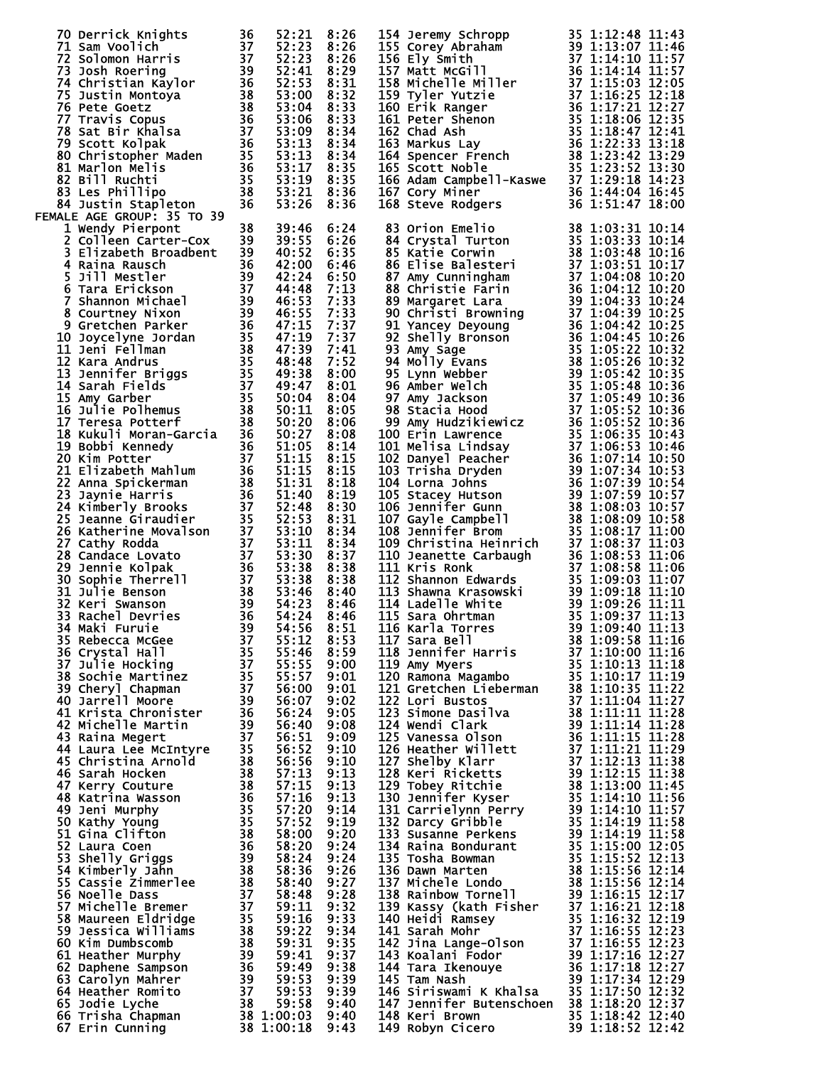| Place | Name | Age | Time | Pace |
|---|---|---|---|---|
| 70 | Derrick Knights | 36 | 52:21 | 8:26 |
| 71 | Sam Voolich | 37 | 52:23 | 8:26 |
| 72 | Solomon Harris | 37 | 52:23 | 8:26 |
| 73 | Josh Roering | 39 | 52:41 | 8:29 |
| 74 | Christian Kaylor | 36 | 52:53 | 8:31 |
| 75 | Justin Montoya | 38 | 53:00 | 8:32 |
| 76 | Pete Goetz | 38 | 53:04 | 8:33 |
| 77 | Travis Copus | 36 | 53:06 | 8:33 |
| 78 | Sat Bir Khalsa | 37 | 53:09 | 8:34 |
| 79 | Scott Kolpak | 36 | 53:13 | 8:34 |
| 80 | Christopher Maden | 35 | 53:13 | 8:34 |
| 81 | Marlon Melis | 36 | 53:17 | 8:35 |
| 82 | Bill Ruchti | 35 | 53:19 | 8:35 |
| 83 | Les Phillipo | 38 | 53:21 | 8:36 |
| 84 | Justin Stapleton | 36 | 53:26 | 8:36 |
| 154 | Jeremy Schropp | 35 | 1:12:48 | 11:43 |
| 155 | Corey Abraham | 39 | 1:13:07 | 11:46 |
| 156 | Ely Smith | 37 | 1:14:10 | 11:57 |
| 157 | Matt McGill | 36 | 1:14:14 | 11:57 |
| 158 | Michelle Miller | 37 | 1:15:03 | 12:05 |
| 159 | Tyler Yutzie | 37 | 1:16:25 | 12:18 |
| 160 | Erik Ranger | 36 | 1:17:21 | 12:27 |
| 161 | Peter Shenon | 35 | 1:18:06 | 12:35 |
| 162 | Chad Ash | 35 | 1:18:47 | 12:41 |
| 163 | Markus Lay | 36 | 1:22:33 | 13:18 |
| 164 | Spencer French | 38 | 1:23:42 | 13:29 |
| 165 | Scott Noble | 35 | 1:23:52 | 13:30 |
| 166 | Adam Campbell-Kaswe | 37 | 1:29:18 | 14:23 |
| 167 | Cory Miner | 36 | 1:44:04 | 16:45 |
| 168 | Steve Rodgers | 36 | 1:51:47 | 18:00 |

FEMALE AGE GROUP: 35 TO 39

| Place | Name | Age | Time | Pace |
|---|---|---|---|---|
| 1 | Wendy Pierpont | 38 | 39:46 | 6:24 |
| 2 | Colleen Carter-Cox | 39 | 39:55 | 6:26 |
| 3 | Elizabeth Broadbent | 39 | 40:52 | 6:35 |
| 4 | Raina Rausch | 36 | 42:00 | 6:46 |
| 5 | Jill Mestler | 39 | 42:24 | 6:50 |
| 6 | Tara Erickson | 37 | 44:48 | 7:13 |
| 7 | Shannon Michael | 39 | 46:53 | 7:33 |
| 8 | Courtney Nixon | 39 | 46:55 | 7:33 |
| 9 | Gretchen Parker | 36 | 47:15 | 7:37 |
| 10 | Joycelyne Jordan | 35 | 47:19 | 7:37 |
| 11 | Jeni Fellman | 38 | 47:39 | 7:41 |
| 12 | Kara Andrus | 35 | 48:48 | 7:52 |
| 13 | Jennifer Briggs | 35 | 49:38 | 8:00 |
| 14 | Sarah Fields | 37 | 49:47 | 8:01 |
| 15 | Amy Garber | 35 | 50:04 | 8:04 |
| 16 | Julie Polhemus | 38 | 50:11 | 8:05 |
| 17 | Teresa Potterf | 38 | 50:20 | 8:06 |
| 18 | Kukuli Moran-Garcia | 36 | 50:27 | 8:08 |
| 19 | Bobbi Kennedy | 36 | 51:05 | 8:14 |
| 20 | Kim Potter | 37 | 51:15 | 8:15 |
| 21 | Elizabeth Mahlum | 36 | 51:15 | 8:15 |
| 22 | Anna Spickerman | 38 | 51:31 | 8:18 |
| 23 | Jaynie Harris | 36 | 51:40 | 8:19 |
| 24 | Kimberly Brooks | 37 | 52:48 | 8:30 |
| 25 | Jeanne Giraudier | 35 | 52:53 | 8:31 |
| 26 | Katherine Movalson | 37 | 53:10 | 8:34 |
| 27 | Cathy Rodda | 37 | 53:11 | 8:34 |
| 28 | Candace Lovato | 37 | 53:30 | 8:37 |
| 29 | Jennie Kolpak | 36 | 53:38 | 8:38 |
| 30 | Sophie Therrell | 37 | 53:38 | 8:38 |
| 31 | Julie Benson | 38 | 53:46 | 8:40 |
| 32 | Keri Swanson | 39 | 54:23 | 8:46 |
| 33 | Rachel Devries | 36 | 54:24 | 8:46 |
| 34 | Maki Furuie | 39 | 54:56 | 8:51 |
| 35 | Rebecca McGee | 37 | 55:12 | 8:53 |
| 36 | Crystal Hall | 35 | 55:46 | 8:59 |
| 37 | Julie Hocking | 37 | 55:55 | 9:00 |
| 38 | Sochie Martinez | 35 | 55:57 | 9:01 |
| 39 | Cheryl Chapman | 37 | 56:00 | 9:01 |
| 40 | Jarrell Moore | 39 | 56:07 | 9:02 |
| 41 | Krista Chronister | 36 | 56:24 | 9:05 |
| 42 | Michelle Martin | 39 | 56:40 | 9:08 |
| 43 | Raina Megert | 37 | 56:51 | 9:09 |
| 44 | Laura Lee McIntyre | 35 | 56:52 | 9:10 |
| 45 | Christina Arnold | 38 | 56:56 | 9:10 |
| 46 | Sarah Hocken | 38 | 57:13 | 9:13 |
| 47 | Kerry Couture | 38 | 57:15 | 9:13 |
| 48 | Katrina Wasson | 36 | 57:16 | 9:13 |
| 49 | Jeni Murphy | 35 | 57:20 | 9:14 |
| 50 | Kathy Young | 35 | 57:52 | 9:19 |
| 51 | Gina Clifton | 38 | 58:00 | 9:20 |
| 52 | Laura Coen | 36 | 58:20 | 9:24 |
| 53 | Shelly Griggs | 39 | 58:24 | 9:24 |
| 54 | Kimberly Jahn | 38 | 58:36 | 9:26 |
| 55 | Cassie Zimmerlee | 38 | 58:40 | 9:27 |
| 56 | Noelle Dass | 37 | 58:48 | 9:28 |
| 57 | Michelle Bremer | 37 | 59:11 | 9:32 |
| 58 | Maureen Eldridge | 35 | 59:16 | 9:33 |
| 59 | Jessica Williams | 38 | 59:22 | 9:34 |
| 60 | Kim Dumbscomb | 38 | 59:31 | 9:35 |
| 61 | Heather Murphy | 39 | 59:41 | 9:37 |
| 62 | Daphene Sampson | 36 | 59:49 | 9:38 |
| 63 | Carolyn Mahrer | 39 | 59:53 | 9:39 |
| 64 | Heather Romito | 37 | 59:53 | 9:39 |
| 65 | Jodie Lyche | 38 | 59:58 | 9:40 |
| 66 | Trisha Chapman | 38 | 1:00:03 | 9:40 |
| 67 | Erin Cunning | 38 | 1:00:18 | 9:43 |
| 83 | Orion Emelio | 38 | 1:03:31 | 10:14 |
| 84 | Crystal Turton | 35 | 1:03:33 | 10:14 |
| 85 | Katie Corwin | 38 | 1:03:48 | 10:16 |
| 86 | Elise Balesteri | 37 | 1:03:51 | 10:17 |
| 87 | Amy Cunningham | 37 | 1:04:08 | 10:20 |
| 88 | Christie Farin | 36 | 1:04:12 | 10:20 |
| 89 | Margaret Lara | 39 | 1:04:33 | 10:24 |
| 90 | Christi Browning | 37 | 1:04:39 | 10:25 |
| 91 | Yancey Deyoung | 36 | 1:04:42 | 10:25 |
| 92 | Shelly Bronson | 36 | 1:04:45 | 10:26 |
| 93 | Amy Sage | 35 | 1:05:22 | 10:32 |
| 94 | Molly Evans | 38 | 1:05:26 | 10:32 |
| 95 | Lynn Webber | 39 | 1:05:42 | 10:35 |
| 96 | Amber Welch | 35 | 1:05:48 | 10:36 |
| 97 | Amy Jackson | 37 | 1:05:49 | 10:36 |
| 98 | Stacia Hood | 37 | 1:05:52 | 10:36 |
| 99 | Amy Hudzikiewicz | 36 | 1:05:52 | 10:36 |
| 100 | Erin Lawrence | 35 | 1:06:35 | 10:43 |
| 101 | Melisa Lindsay | 37 | 1:06:53 | 10:46 |
| 102 | Danyel Peacher | 36 | 1:07:14 | 10:50 |
| 103 | Trisha Dryden | 39 | 1:07:34 | 10:53 |
| 104 | Lorna Johns | 36 | 1:07:39 | 10:54 |
| 105 | Stacey Hutson | 39 | 1:07:59 | 10:57 |
| 106 | Jennifer Gunn | 38 | 1:08:03 | 10:57 |
| 107 | Gayle Campbell | 38 | 1:08:09 | 10:58 |
| 108 | Jennifer Brom | 35 | 1:08:17 | 11:00 |
| 109 | Christina Heinrich | 37 | 1:08:37 | 11:03 |
| 110 | Jeanette Carbaugh | 36 | 1:08:53 | 11:06 |
| 111 | Kris Ronk | 37 | 1:08:58 | 11:06 |
| 112 | Shannon Edwards | 35 | 1:09:03 | 11:07 |
| 113 | Shawna Krasowski | 39 | 1:09:18 | 11:10 |
| 114 | Ladelle White | 39 | 1:09:26 | 11:11 |
| 115 | Sara Ohrtman | 35 | 1:09:37 | 11:13 |
| 116 | Karla Torres | 39 | 1:09:40 | 11:13 |
| 117 | Sara Bell | 38 | 1:09:58 | 11:16 |
| 118 | Jennifer Harris | 37 | 1:10:00 | 11:16 |
| 119 | Amy Myers | 35 | 1:10:13 | 11:18 |
| 120 | Ramona Magambo | 35 | 1:10:17 | 11:19 |
| 121 | Gretchen Lieberman | 38 | 1:10:35 | 11:22 |
| 122 | Lori Bustos | 37 | 1:11:04 | 11:27 |
| 123 | Simone Dasilva | 38 | 1:11:11 | 11:28 |
| 124 | Wendi Clark | 39 | 1:11:14 | 11:28 |
| 125 | Vanessa Olson | 36 | 1:11:15 | 11:28 |
| 126 | Heather Willett | 37 | 1:11:21 | 11:29 |
| 127 | Shelby Klarr | 37 | 1:12:13 | 11:38 |
| 128 | Keri Ricketts | 39 | 1:12:15 | 11:38 |
| 129 | Tobey Ritchie | 38 | 1:13:00 | 11:45 |
| 130 | Jennifer Kyser | 35 | 1:14:10 | 11:56 |
| 131 | Carrielynn Perry | 39 | 1:14:10 | 11:57 |
| 132 | Darcy Gribble | 35 | 1:14:19 | 11:58 |
| 133 | Susanne Perkens | 39 | 1:14:19 | 11:58 |
| 134 | Raina Bondurant | 35 | 1:15:00 | 12:05 |
| 135 | Tosha Bowman | 35 | 1:15:52 | 12:13 |
| 136 | Dawn Marten | 38 | 1:15:56 | 12:14 |
| 137 | Michele Londo | 38 | 1:15:56 | 12:14 |
| 138 | Rainbow Tornell | 39 | 1:16:15 | 12:17 |
| 139 | Kassy (kath Fisher | 37 | 1:16:21 | 12:18 |
| 140 | Heidi Ramsey | 35 | 1:16:32 | 12:19 |
| 141 | Sarah Mohr | 37 | 1:16:55 | 12:23 |
| 142 | Jina Lange-Olson | 37 | 1:16:55 | 12:23 |
| 143 | Koalani Fodor | 39 | 1:17:16 | 12:27 |
| 144 | Tara Ikenouye | 36 | 1:17:18 | 12:27 |
| 145 | Tam Nash | 39 | 1:17:34 | 12:29 |
| 146 | Siriswami K Khalsa | 35 | 1:17:50 | 12:32 |
| 147 | Jennifer Butenschoen | 38 | 1:18:20 | 12:37 |
| 148 | Keri Brown | 35 | 1:18:42 | 12:40 |
| 149 | Robyn Cicero | 39 | 1:18:52 | 12:42 |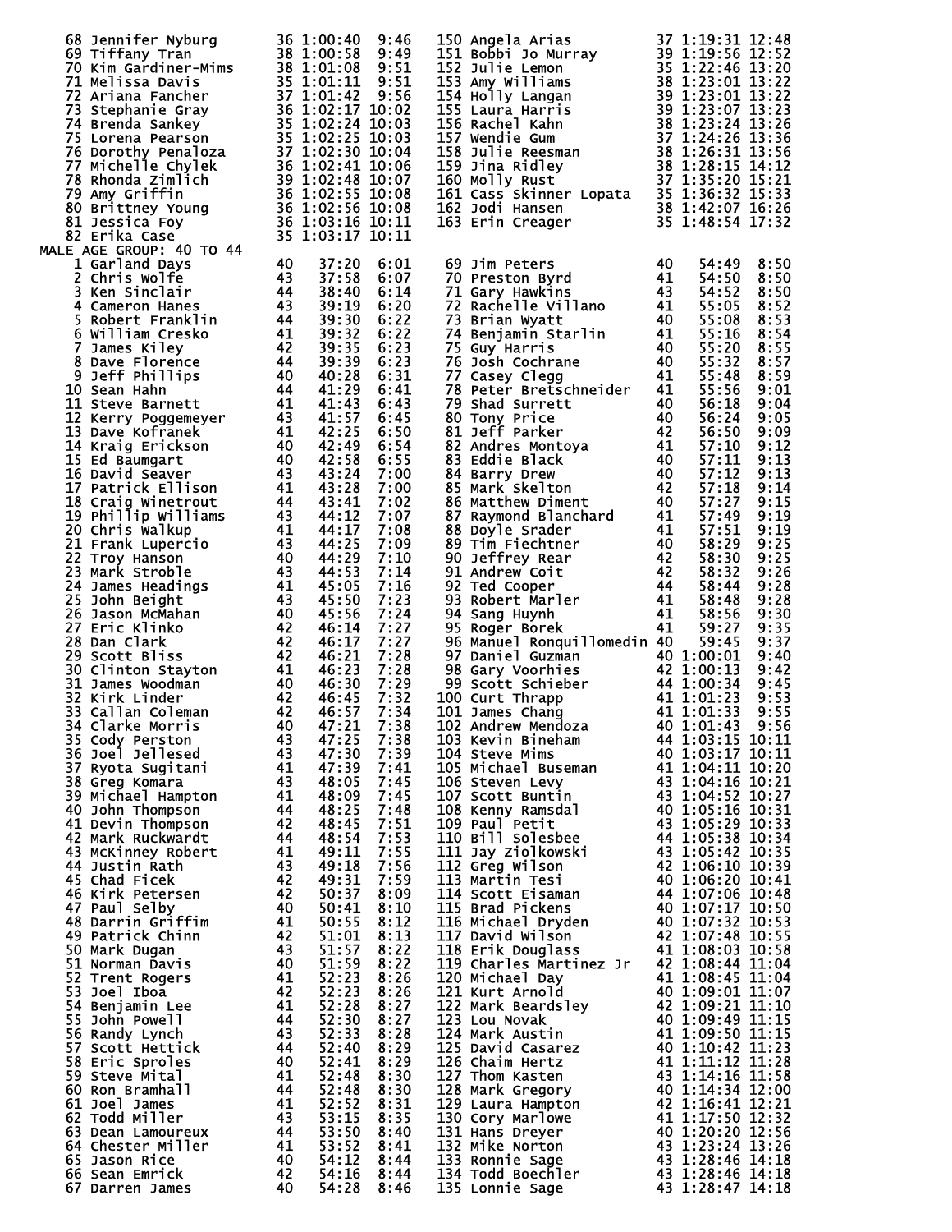| Place | Name | Age | Time | Pace |
|---|---|---|---|---|
| 68 | Jennifer Nyburg | 36 | 1:00:40 | 9:46 |
| 69 | Tiffany Tran | 38 | 1:00:58 | 9:49 |
| 70 | Kim Gardiner-Mims | 38 | 1:01:08 | 9:51 |
| 71 | Melissa Davis | 35 | 1:01:11 | 9:51 |
| 72 | Ariana Fancher | 37 | 1:01:42 | 9:56 |
| 73 | Stephanie Gray | 36 | 1:02:17 | 10:02 |
| 74 | Brenda Sankey | 35 | 1:02:24 | 10:03 |
| 75 | Lorena Pearson | 35 | 1:02:25 | 10:03 |
| 76 | Dorothy Penaloza | 37 | 1:02:30 | 10:04 |
| 77 | Michelle Chylek | 36 | 1:02:41 | 10:06 |
| 78 | Rhonda Zimlich | 39 | 1:02:48 | 10:07 |
| 79 | Amy Griffin | 36 | 1:02:55 | 10:08 |
| 80 | Brittney Young | 36 | 1:02:56 | 10:08 |
| 81 | Jessica Foy | 36 | 1:03:16 | 10:11 |
| 82 | Erika Case | 35 | 1:03:17 | 10:11 |
| 150 | Angela Arias | 37 | 1:19:31 | 12:48 |
| 151 | Bobbi Jo Murray | 39 | 1:19:56 | 12:52 |
| 152 | Julie Lemon | 35 | 1:22:46 | 13:20 |
| 153 | Amy Williams | 38 | 1:23:01 | 13:22 |
| 154 | Holly Langan | 39 | 1:23:01 | 13:22 |
| 155 | Laura Harris | 39 | 1:23:07 | 13:23 |
| 156 | Rachel Kahn | 38 | 1:23:24 | 13:26 |
| 157 | Wendie Gum | 37 | 1:24:26 | 13:36 |
| 158 | Julie Reesman | 38 | 1:26:31 | 13:56 |
| 159 | Jina Ridley | 38 | 1:28:15 | 14:12 |
| 160 | Molly Rust | 37 | 1:35:20 | 15:21 |
| 161 | Cass Skinner Lopata | 35 | 1:36:32 | 15:33 |
| 162 | Jodi Hansen | 38 | 1:42:07 | 16:26 |
| 163 | Erin Creager | 35 | 1:48:54 | 17:32 |

MALE AGE GROUP: 40 TO 44

| Place | Name | Age | Time | Pace |
|---|---|---|---|---|
| 1 | Garland Days | 40 | 37:20 | 6:01 |
| 2 | Chris Wolfe | 43 | 37:58 | 6:07 |
| 3 | Ken Sinclair | 44 | 38:40 | 6:14 |
| 4 | Cameron Hanes | 43 | 39:19 | 6:20 |
| 5 | Robert Franklin | 44 | 39:30 | 6:22 |
| 6 | William Cresko | 41 | 39:32 | 6:22 |
| 7 | James Kiley | 42 | 39:35 | 6:23 |
| 8 | Dave Florence | 44 | 39:39 | 6:23 |
| 9 | Jeff Phillips | 40 | 40:28 | 6:31 |
| 10 | Sean Hahn | 44 | 41:29 | 6:41 |
| 11 | Steve Barnett | 41 | 41:43 | 6:43 |
| 12 | Kerry Poggemeyer | 43 | 41:57 | 6:45 |
| 13 | Dave Kofranek | 41 | 42:25 | 6:50 |
| 14 | Kraig Erickson | 40 | 42:49 | 6:54 |
| 15 | Ed Baumgart | 40 | 42:58 | 6:55 |
| 16 | David Seaver | 43 | 43:24 | 7:00 |
| 17 | Patrick Ellison | 41 | 43:28 | 7:00 |
| 18 | Craig Winetrout | 44 | 43:41 | 7:02 |
| 19 | Phillip Williams | 43 | 44:12 | 7:07 |
| 20 | Chris Walkup | 41 | 44:17 | 7:08 |
| 21 | Frank Lupercio | 43 | 44:25 | 7:09 |
| 22 | Troy Hanson | 40 | 44:29 | 7:10 |
| 23 | Mark Stroble | 43 | 44:53 | 7:14 |
| 24 | James Headings | 41 | 45:05 | 7:16 |
| 25 | John Beight | 43 | 45:50 | 7:23 |
| 26 | Jason McMahan | 40 | 45:56 | 7:24 |
| 27 | Eric Klinko | 42 | 46:14 | 7:27 |
| 28 | Dan Clark | 42 | 46:17 | 7:27 |
| 29 | Scott Bliss | 42 | 46:21 | 7:28 |
| 30 | Clinton Stayton | 41 | 46:23 | 7:28 |
| 31 | James Woodman | 40 | 46:30 | 7:29 |
| 32 | Kirk Linder | 42 | 46:45 | 7:32 |
| 33 | Callan Coleman | 42 | 46:57 | 7:34 |
| 34 | Clarke Morris | 40 | 47:21 | 7:38 |
| 35 | Cody Perston | 43 | 47:25 | 7:38 |
| 36 | Joel Jellesed | 43 | 47:30 | 7:39 |
| 37 | Ryota Sugitani | 41 | 47:39 | 7:41 |
| 38 | Greg Komara | 43 | 48:05 | 7:45 |
| 39 | Michael Hampton | 41 | 48:09 | 7:45 |
| 40 | John Thompson | 44 | 48:25 | 7:48 |
| 41 | Devin Thompson | 42 | 48:45 | 7:51 |
| 42 | Mark Ruckwardt | 44 | 48:54 | 7:53 |
| 43 | McKinney Robert | 41 | 49:11 | 7:55 |
| 44 | Justin Rath | 43 | 49:18 | 7:56 |
| 45 | Chad Ficek | 42 | 49:31 | 7:59 |
| 46 | Kirk Petersen | 42 | 50:37 | 8:09 |
| 47 | Paul Selby | 40 | 50:41 | 8:10 |
| 48 | Darrin Griffim | 41 | 50:55 | 8:12 |
| 49 | Patrick Chinn | 42 | 51:01 | 8:13 |
| 50 | Mark Dugan | 43 | 51:57 | 8:22 |
| 51 | Norman Davis | 40 | 51:59 | 8:22 |
| 52 | Trent Rogers | 41 | 52:23 | 8:26 |
| 53 | Joel Iboa | 42 | 52:23 | 8:26 |
| 54 | Benjamin Lee | 41 | 52:28 | 8:27 |
| 55 | John Powell | 44 | 52:30 | 8:27 |
| 56 | Randy Lynch | 43 | 52:33 | 8:28 |
| 57 | Scott Hettick | 44 | 52:40 | 8:29 |
| 58 | Eric Sproles | 40 | 52:41 | 8:29 |
| 59 | Steve Mital | 41 | 52:48 | 8:30 |
| 60 | Ron Bramhall | 44 | 52:48 | 8:30 |
| 61 | Joel James | 41 | 52:52 | 8:31 |
| 62 | Todd Miller | 43 | 53:15 | 8:35 |
| 63 | Dean Lamoureux | 44 | 53:50 | 8:40 |
| 64 | Chester Miller | 41 | 53:52 | 8:41 |
| 65 | Jason Rice | 40 | 54:12 | 8:44 |
| 66 | Sean Emrick | 42 | 54:16 | 8:44 |
| 67 | Darren James | 40 | 54:28 | 8:46 |
| 69 | Jim Peters | 40 | 54:49 | 8:50 |
| 70 | Preston Byrd | 41 | 54:50 | 8:50 |
| 71 | Gary Hawkins | 43 | 54:52 | 8:50 |
| 72 | Rachelle Villano | 41 | 55:05 | 8:52 |
| 73 | Brian Wyatt | 40 | 55:08 | 8:53 |
| 74 | Benjamin Starlin | 41 | 55:16 | 8:54 |
| 75 | Guy Harris | 40 | 55:20 | 8:55 |
| 76 | Josh Cochrane | 40 | 55:32 | 8:57 |
| 77 | Casey Clegg | 41 | 55:48 | 8:59 |
| 78 | Peter Bretschneider | 41 | 55:56 | 9:01 |
| 79 | Shad Surrett | 40 | 56:18 | 9:04 |
| 80 | Tony Price | 40 | 56:24 | 9:05 |
| 81 | Jeff Parker | 42 | 56:50 | 9:09 |
| 82 | Andres Montoya | 41 | 57:10 | 9:12 |
| 83 | Eddie Black | 40 | 57:11 | 9:13 |
| 84 | Barry Drew | 40 | 57:12 | 9:13 |
| 85 | Mark Skelton | 42 | 57:18 | 9:14 |
| 86 | Matthew Diment | 40 | 57:27 | 9:15 |
| 87 | Raymond Blanchard | 41 | 57:49 | 9:19 |
| 88 | Doyle Srader | 41 | 57:51 | 9:19 |
| 89 | Tim Fiechtner | 40 | 58:29 | 9:25 |
| 90 | Jeffrey Rear | 42 | 58:30 | 9:25 |
| 91 | Andrew Coit | 42 | 58:32 | 9:26 |
| 92 | Ted Cooper | 44 | 58:44 | 9:28 |
| 93 | Robert Marler | 41 | 58:48 | 9:28 |
| 94 | Sang Huynh | 41 | 58:56 | 9:30 |
| 95 | Roger Borek | 41 | 59:27 | 9:35 |
| 96 | Manuel Ronquillomedin | 40 | 59:45 | 9:37 |
| 97 | Daniel Guzman | 40 | 1:00:01 | 9:40 |
| 98 | Gary Voorhies | 42 | 1:00:13 | 9:42 |
| 99 | Scott Schieber | 44 | 1:00:34 | 9:45 |
| 100 | Curt Thrapp | 41 | 1:01:23 | 9:53 |
| 101 | James Chang | 41 | 1:01:33 | 9:55 |
| 102 | Andrew Mendoza | 40 | 1:01:43 | 9:56 |
| 103 | Kevin Bineham | 44 | 1:03:15 | 10:11 |
| 104 | Steve Mims | 40 | 1:03:17 | 10:11 |
| 105 | Michael Buseman | 41 | 1:04:11 | 10:20 |
| 106 | Steven Levy | 43 | 1:04:16 | 10:21 |
| 107 | Scott Buntin | 43 | 1:04:52 | 10:27 |
| 108 | Kenny Ramsdal | 40 | 1:05:16 | 10:31 |
| 109 | Paul Petit | 43 | 1:05:29 | 10:33 |
| 110 | Bill Solesbee | 44 | 1:05:38 | 10:34 |
| 111 | Jay Ziolkowski | 43 | 1:05:42 | 10:35 |
| 112 | Greg Wilson | 42 | 1:06:10 | 10:39 |
| 113 | Martin Tesi | 40 | 1:06:20 | 10:41 |
| 114 | Scott Eisaman | 44 | 1:07:06 | 10:48 |
| 115 | Brad Pickens | 40 | 1:07:17 | 10:50 |
| 116 | Michael Dryden | 40 | 1:07:32 | 10:53 |
| 117 | David Wilson | 42 | 1:07:48 | 10:55 |
| 118 | Erik Douglass | 41 | 1:08:03 | 10:58 |
| 119 | Charles Martinez Jr | 42 | 1:08:44 | 11:04 |
| 120 | Michael Day | 41 | 1:08:45 | 11:04 |
| 121 | Kurt Arnold | 40 | 1:09:01 | 11:07 |
| 122 | Mark Beardsley | 42 | 1:09:21 | 11:10 |
| 123 | Lou Novak | 40 | 1:09:49 | 11:15 |
| 124 | Mark Austin | 41 | 1:09:50 | 11:15 |
| 125 | David Casarez | 40 | 1:10:42 | 11:23 |
| 126 | Chaim Hertz | 41 | 1:11:12 | 11:28 |
| 127 | Thom Kasten | 43 | 1:14:16 | 11:58 |
| 128 | Mark Gregory | 40 | 1:14:34 | 12:00 |
| 129 | Laura Hampton | 42 | 1:16:41 | 12:21 |
| 130 | Cory Marlowe | 41 | 1:17:50 | 12:32 |
| 131 | Hans Dreyer | 40 | 1:20:20 | 12:56 |
| 132 | Mike Norton | 43 | 1:23:24 | 13:26 |
| 133 | Ronnie Sage | 43 | 1:28:46 | 14:18 |
| 134 | Todd Boechler | 43 | 1:28:46 | 14:18 |
| 135 | Lonnie Sage | 43 | 1:28:47 | 14:18 |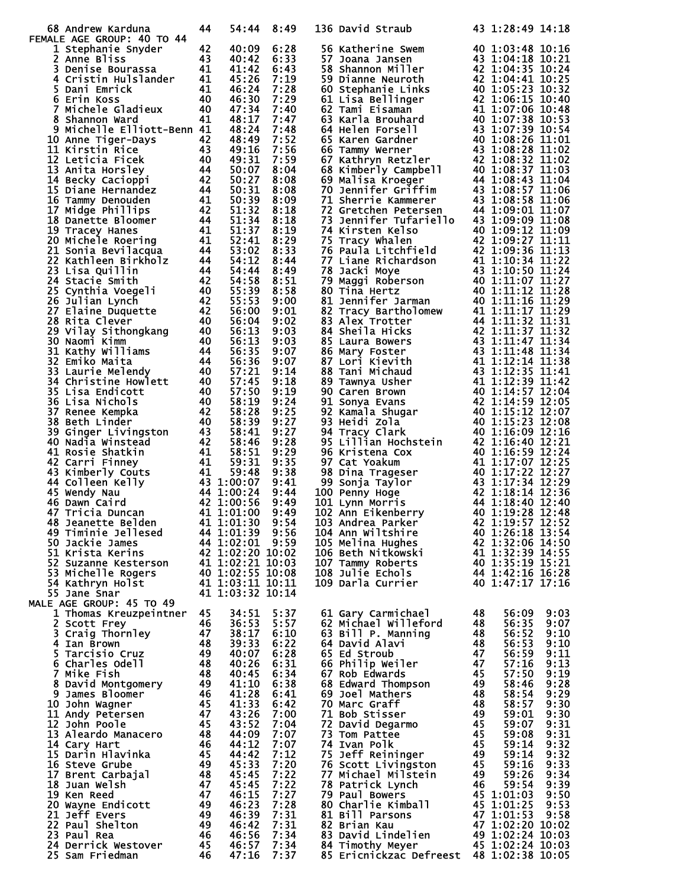| Place | Name | Age | Time | Pace |
|---|---|---|---|---|
| 68 | Andrew Karduna | 44 | 54:44 | 8:49 |
| 136 | David Straub | 43 | 1:28:49 | 14:18 |

## FEMALE AGE GROUP: 40 TO 44

| Place | Name | Age | Time | Pace |
|---|---|---|---|---|
| 1 | Stephanie Snyder | 42 | 40:09 | 6:28 |
| 2 | Anne Bliss | 43 | 40:42 | 6:33 |
| 3 | Denise Bourassa | 41 | 41:42 | 6:43 |
| 4 | Cristin Hulslander | 41 | 45:26 | 7:19 |
| 5 | Dani Emrick | 41 | 46:24 | 7:28 |
| 6 | Erin Koss | 40 | 46:30 | 7:29 |
| 7 | Michele Gladieux | 40 | 47:34 | 7:40 |
| 8 | Shannon Ward | 41 | 48:17 | 7:47 |
| 9 | Michelle Elliott-Benn | 41 | 48:24 | 7:48 |
| 10 | Anne Tiger-Days | 42 | 48:49 | 7:52 |
| 11 | Kirstin Rice | 43 | 49:16 | 7:56 |
| 12 | Leticia Ficek | 40 | 49:31 | 7:59 |
| 13 | Anita Horsley | 44 | 50:07 | 8:04 |
| 14 | Becky Cacioppi | 42 | 50:27 | 8:08 |
| 15 | Diane Hernandez | 44 | 50:31 | 8:08 |
| 16 | Tammy Denouden | 41 | 50:39 | 8:09 |
| 17 | Midge Phillips | 42 | 51:32 | 8:18 |
| 18 | Danette Bloomer | 44 | 51:34 | 8:18 |
| 19 | Tracey Hanes | 41 | 51:37 | 8:19 |
| 20 | Michele Roering | 41 | 52:41 | 8:29 |
| 21 | Sonia Bevilacqua | 44 | 53:02 | 8:33 |
| 22 | Kathleen Birkholz | 44 | 54:12 | 8:44 |
| 23 | Lisa Quillin | 44 | 54:44 | 8:49 |
| 24 | Stacie Smith | 42 | 54:58 | 8:51 |
| 25 | Cynthia Voegeli | 40 | 55:39 | 8:58 |
| 26 | Julian Lynch | 42 | 55:53 | 9:00 |
| 27 | Elaine Duquette | 42 | 56:00 | 9:01 |
| 28 | Rita Clever | 40 | 56:04 | 9:02 |
| 29 | Vilay Sithongkang | 40 | 56:13 | 9:03 |
| 30 | Naomi Kimm | 40 | 56:13 | 9:03 |
| 31 | Kathy Williams | 44 | 56:35 | 9:07 |
| 32 | Emiko Maita | 44 | 56:36 | 9:07 |
| 33 | Laurie Melendy | 40 | 57:21 | 9:14 |
| 34 | Christine Howlett | 40 | 57:45 | 9:18 |
| 35 | Lisa Endicott | 40 | 57:50 | 9:19 |
| 36 | Lisa Nichols | 40 | 58:19 | 9:24 |
| 37 | Renee Kempka | 42 | 58:28 | 9:25 |
| 38 | Beth Linder | 40 | 58:39 | 9:27 |
| 39 | Ginger Livingston | 43 | 58:41 | 9:27 |
| 40 | Nadia Winstead | 42 | 58:46 | 9:28 |
| 41 | Rosie Shatkin | 41 | 58:51 | 9:29 |
| 42 | Carri Finney | 41 | 59:31 | 9:35 |
| 43 | Kimberly Couts | 41 | 59:48 | 9:38 |
| 44 | Colleen Kelly | 43 | 1:00:07 | 9:41 |
| 45 | Wendy Nau | 44 | 1:00:24 | 9:44 |
| 46 | Dawn Caird | 42 | 1:00:56 | 9:49 |
| 47 | Tricia Duncan | 41 | 1:01:00 | 9:49 |
| 48 | Jeanette Belden | 41 | 1:01:30 | 9:54 |
| 49 | Timinie Jellesed | 44 | 1:01:39 | 9:56 |
| 50 | Jackie James | 44 | 1:02:01 | 9:59 |
| 51 | Krista Kerins | 42 | 1:02:20 | 10:02 |
| 52 | Suzanne Kesterson | 41 | 1:02:21 | 10:03 |
| 53 | Michelle Rogers | 40 | 1:02:55 | 10:08 |
| 54 | Kathryn Holst | 41 | 1:03:11 | 10:11 |
| 55 | Jane Snar | 41 | 1:03:32 | 10:14 |
| 56 | Katherine Swem | 40 | 1:03:48 | 10:16 |
| 57 | Joana Jansen | 43 | 1:04:18 | 10:21 |
| 58 | Shannon Miller | 42 | 1:04:35 | 10:24 |
| 59 | Dianne Neuroth | 42 | 1:04:41 | 10:25 |
| 60 | Stephanie Links | 40 | 1:05:23 | 10:32 |
| 61 | Lisa Bellinger | 42 | 1:06:15 | 10:40 |
| 62 | Tami Eisaman | 41 | 1:07:06 | 10:48 |
| 63 | Karla Brouhard | 40 | 1:07:38 | 10:53 |
| 64 | Helen Forsell | 43 | 1:07:39 | 10:54 |
| 65 | Karen Gardner | 40 | 1:08:26 | 11:01 |
| 66 | Tammy Werner | 43 | 1:08:28 | 11:02 |
| 67 | Kathryn Retzler | 42 | 1:08:32 | 11:02 |
| 68 | Kimberly Campbell | 40 | 1:08:37 | 11:03 |
| 69 | Malisa Kroeger | 44 | 1:08:43 | 11:04 |
| 70 | Jennifer Griffim | 43 | 1:08:57 | 11:06 |
| 71 | Sherrie Kammerer | 43 | 1:08:58 | 11:06 |
| 72 | Gretchen Petersen | 44 | 1:09:01 | 11:07 |
| 73 | Jennifer Tufariello | 43 | 1:09:09 | 11:08 |
| 74 | Kirsten Kelso | 40 | 1:09:12 | 11:09 |
| 75 | Tracy Whalen | 42 | 1:09:27 | 11:11 |
| 76 | Paula Litchfield | 42 | 1:09:36 | 11:13 |
| 77 | Liane Richardson | 41 | 1:10:34 | 11:22 |
| 78 | Jacki Moye | 43 | 1:10:50 | 11:24 |
| 79 | Maggi Roberson | 40 | 1:11:07 | 11:27 |
| 80 | Tina Hertz | 40 | 1:11:12 | 11:28 |
| 81 | Jennifer Jarman | 40 | 1:11:16 | 11:29 |
| 82 | Tracy Bartholomew | 41 | 1:11:17 | 11:29 |
| 83 | Alex Trotter | 44 | 1:11:32 | 11:31 |
| 84 | Sheila Hicks | 42 | 1:11:37 | 11:32 |
| 85 | Laura Bowers | 43 | 1:11:47 | 11:34 |
| 86 | Mary Foster | 43 | 1:11:48 | 11:34 |
| 87 | Lori Kievith | 41 | 1:12:14 | 11:38 |
| 88 | Tani Michaud | 43 | 1:12:35 | 11:41 |
| 89 | Tawnya Usher | 41 | 1:12:39 | 11:42 |
| 90 | Caren Brown | 40 | 1:14:57 | 12:04 |
| 91 | Sonya Evans | 42 | 1:14:59 | 12:05 |
| 92 | Kamala Shugar | 40 | 1:15:12 | 12:07 |
| 93 | Heidi Zola | 40 | 1:15:23 | 12:08 |
| 94 | Tracy Clark | 40 | 1:16:09 | 12:16 |
| 95 | Lillian Hochstein | 42 | 1:16:40 | 12:21 |
| 96 | Kristena Cox | 40 | 1:16:59 | 12:24 |
| 97 | Cat Yoakum | 41 | 1:17:07 | 12:25 |
| 98 | Dina Trageser | 40 | 1:17:22 | 12:27 |
| 99 | Sonja Taylor | 43 | 1:17:34 | 12:29 |
| 100 | Penny Hoge | 42 | 1:18:14 | 12:36 |
| 101 | Lynn Morris | 44 | 1:18:40 | 12:40 |
| 102 | Ann Eikenberry | 40 | 1:19:28 | 12:48 |
| 103 | Andrea Parker | 42 | 1:19:57 | 12:52 |
| 104 | Ann Wiltshire | 40 | 1:26:18 | 13:54 |
| 105 | Melina Hughes | 42 | 1:32:06 | 14:50 |
| 106 | Beth Nitkowski | 41 | 1:32:39 | 14:55 |
| 107 | Tammy Roberts | 40 | 1:35:19 | 15:21 |
| 108 | Julie Echols | 44 | 1:42:16 | 16:28 |
| 109 | Darla Currier | 40 | 1:47:17 | 17:16 |

## MALE AGE GROUP: 45 TO 49

| Place | Name | Age | Time | Pace |
|---|---|---|---|---|
| 1 | Thomas Kreuzpeintner | 45 | 34:51 | 5:37 |
| 2 | Scott Frey | 46 | 36:53 | 5:57 |
| 3 | Craig Thornley | 47 | 38:17 | 6:10 |
| 4 | Ian Brown | 48 | 39:33 | 6:22 |
| 5 | Tarcisio Cruz | 49 | 40:07 | 6:28 |
| 6 | Charles Odell | 48 | 40:26 | 6:31 |
| 7 | Mike Fish | 48 | 40:45 | 6:34 |
| 8 | David Montgomery | 49 | 41:10 | 6:38 |
| 9 | James Bloomer | 46 | 41:28 | 6:41 |
| 10 | John Wagner | 45 | 41:33 | 6:42 |
| 11 | Andy Petersen | 47 | 43:26 | 7:00 |
| 12 | John Poole | 45 | 43:52 | 7:04 |
| 13 | Aleardo Manacero | 48 | 44:09 | 7:07 |
| 14 | Cary Hart | 46 | 44:12 | 7:07 |
| 15 | Darin Hlavinka | 45 | 44:42 | 7:12 |
| 16 | Steve Grube | 49 | 45:33 | 7:20 |
| 17 | Brent Carbajal | 48 | 45:45 | 7:22 |
| 18 | Juan Welsh | 47 | 45:45 | 7:22 |
| 19 | Ken Reed | 47 | 46:15 | 7:27 |
| 20 | Wayne Endicott | 49 | 46:23 | 7:28 |
| 21 | Jeff Evers | 49 | 46:39 | 7:31 |
| 22 | Paul Shelton | 49 | 46:42 | 7:31 |
| 23 | Paul Rea | 46 | 46:56 | 7:34 |
| 24 | Derrick Westover | 45 | 46:57 | 7:34 |
| 25 | Sam Friedman | 46 | 47:16 | 7:37 |
| 61 | Gary Carmichael | 48 | 56:09 | 9:03 |
| 62 | Michael Willeford | 48 | 56:35 | 9:07 |
| 63 | Bill P. Manning | 48 | 56:52 | 9:10 |
| 64 | David Alavi | 48 | 56:53 | 9:10 |
| 65 | Ed Stroub | 47 | 56:59 | 9:11 |
| 66 | Philip Weiler | 47 | 57:16 | 9:13 |
| 67 | Rob Edwards | 45 | 57:50 | 9:19 |
| 68 | Edward Thompson | 49 | 58:46 | 9:28 |
| 69 | Joel Mathers | 48 | 58:54 | 9:29 |
| 70 | Marc Graff | 48 | 58:57 | 9:30 |
| 71 | Bob Stisser | 49 | 59:01 | 9:30 |
| 72 | David Degarmo | 45 | 59:07 | 9:31 |
| 73 | Tom Pattee | 45 | 59:08 | 9:31 |
| 74 | Ivan Polk | 45 | 59:14 | 9:32 |
| 75 | Jeff Reininger | 49 | 59:14 | 9:32 |
| 76 | Scott Livingston | 45 | 59:16 | 9:33 |
| 77 | Michael Milstein | 49 | 59:26 | 9:34 |
| 78 | Patrick Lynch | 46 | 59:54 | 9:39 |
| 79 | Paul Bowers | 45 | 1:01:03 | 9:50 |
| 80 | Charlie Kimball | 45 | 1:01:25 | 9:53 |
| 81 | Bill Parsons | 47 | 1:01:53 | 9:58 |
| 82 | Brian Kau | 47 | 1:02:20 | 10:02 |
| 83 | David Lindelien | 49 | 1:02:24 | 10:03 |
| 84 | Timothy Meyer | 45 | 1:02:24 | 10:03 |
| 85 | Ericnickzac Defreest | 48 | 1:02:38 | 10:05 |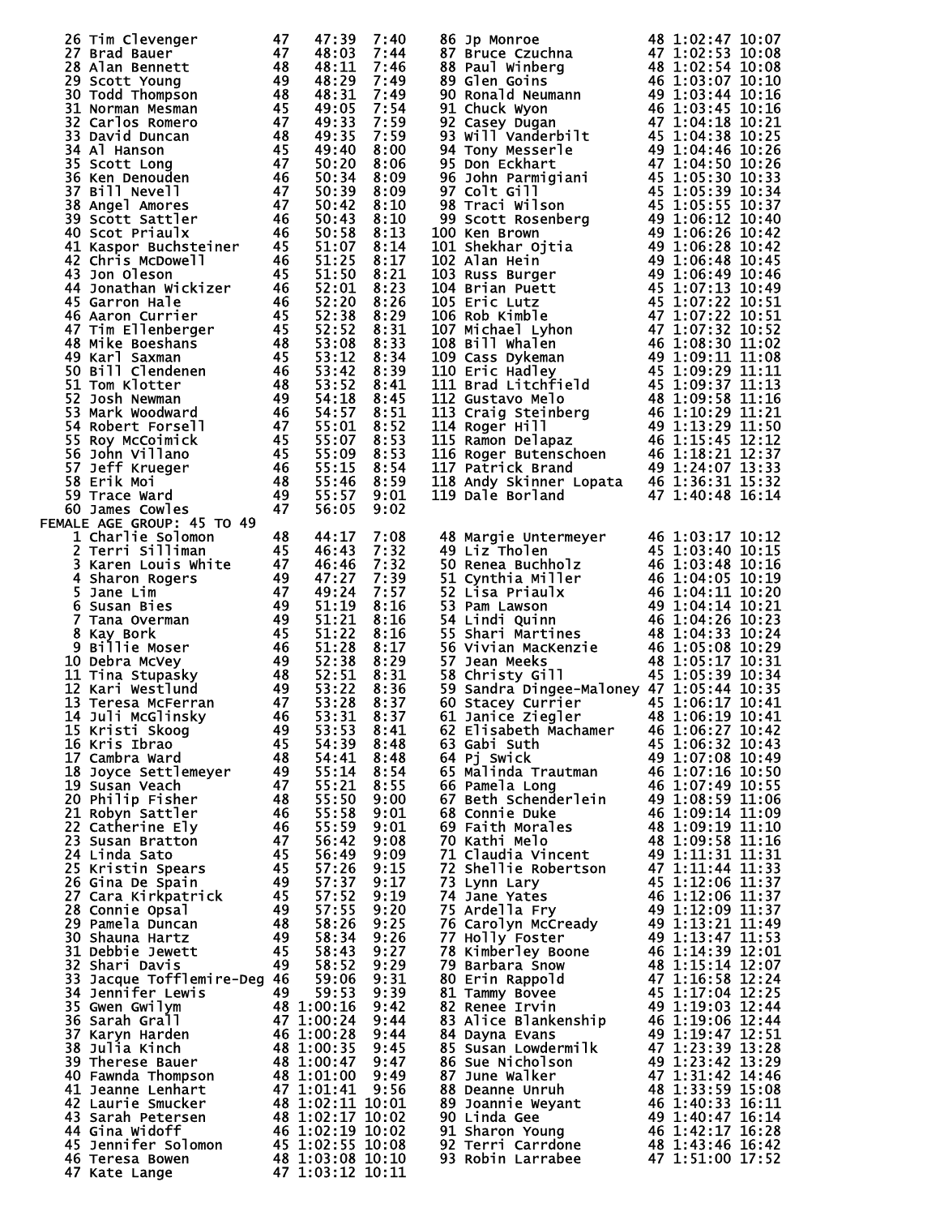| Place | Name | Age | Time | Pace |
|---|---|---|---|---|
| 26 | Tim Clevenger | 47 | 47:39 | 7:40 |
| 27 | Brad Bauer | 47 | 48:03 | 7:44 |
| 28 | Alan Bennett | 48 | 48:11 | 7:46 |
| 29 | Scott Young | 49 | 48:29 | 7:49 |
| 30 | Todd Thompson | 48 | 48:31 | 7:49 |
| 31 | Norman Mesman | 45 | 49:05 | 7:54 |
| 32 | Carlos Romero | 47 | 49:33 | 7:59 |
| 33 | David Duncan | 48 | 49:35 | 7:59 |
| 34 | Al Hanson | 45 | 49:40 | 8:00 |
| 35 | Scott Long | 47 | 50:20 | 8:06 |
| 36 | Ken Denouden | 46 | 50:34 | 8:09 |
| 37 | Bill Nevell | 47 | 50:39 | 8:09 |
| 38 | Angel Amores | 47 | 50:42 | 8:10 |
| 39 | Scott Sattler | 46 | 50:43 | 8:10 |
| 40 | Scot Priaulx | 46 | 50:58 | 8:13 |
| 41 | Kaspor Buchsteiner | 45 | 51:07 | 8:14 |
| 42 | Chris McDowell | 46 | 51:25 | 8:17 |
| 43 | Jon Oleson | 45 | 51:50 | 8:21 |
| 44 | Jonathan Wickizer | 46 | 52:01 | 8:23 |
| 45 | Garron Hale | 46 | 52:20 | 8:26 |
| 46 | Aaron Currier | 45 | 52:38 | 8:29 |
| 47 | Tim Ellenberger | 45 | 52:52 | 8:31 |
| 48 | Mike Boeshans | 48 | 53:08 | 8:33 |
| 49 | Karl Saxman | 45 | 53:12 | 8:34 |
| 50 | Bill Clendenen | 46 | 53:42 | 8:39 |
| 51 | Tom Klotter | 48 | 53:52 | 8:41 |
| 52 | Josh Newman | 49 | 54:18 | 8:45 |
| 53 | Mark Woodward | 46 | 54:57 | 8:51 |
| 54 | Robert Forsell | 47 | 55:01 | 8:52 |
| 55 | Roy McCoimick | 45 | 55:07 | 8:53 |
| 56 | John Villano | 45 | 55:09 | 8:53 |
| 57 | Jeff Krueger | 46 | 55:15 | 8:54 |
| 58 | Erik Moi | 48 | 55:46 | 8:59 |
| 59 | Trace Ward | 49 | 55:57 | 9:01 |
| 60 | James Cowles | 47 | 56:05 | 9:02 |
| 86 | Jp Monroe | 48 | 1:02:47 | 10:07 |
| 87 | Bruce Czuchna | 47 | 1:02:53 | 10:08 |
| 88 | Paul Winberg | 48 | 1:02:54 | 10:08 |
| 89 | Glen Goins | 46 | 1:03:07 | 10:10 |
| 90 | Ronald Neumann | 49 | 1:03:44 | 10:16 |
| 91 | Chuck Wyon | 46 | 1:03:45 | 10:16 |
| 92 | Casey Dugan | 47 | 1:04:18 | 10:21 |
| 93 | Will Vanderbilt | 45 | 1:04:38 | 10:25 |
| 94 | Tony Messerle | 49 | 1:04:46 | 10:26 |
| 95 | Don Eckhart | 47 | 1:04:50 | 10:26 |
| 96 | John Parmigiani | 45 | 1:05:30 | 10:33 |
| 97 | Colt Gill | 45 | 1:05:39 | 10:34 |
| 98 | Traci Wilson | 45 | 1:05:55 | 10:37 |
| 99 | Scott Rosenberg | 49 | 1:06:12 | 10:40 |
| 100 | Ken Brown | 49 | 1:06:26 | 10:42 |
| 101 | Shekhar Ojtia | 49 | 1:06:28 | 10:42 |
| 102 | Alan Hein | 49 | 1:06:48 | 10:45 |
| 103 | Russ Burger | 49 | 1:06:49 | 10:46 |
| 104 | Brian Puett | 45 | 1:07:13 | 10:49 |
| 105 | Eric Lutz | 45 | 1:07:22 | 10:51 |
| 106 | Rob Kimble | 47 | 1:07:22 | 10:51 |
| 107 | Michael Lyhon | 47 | 1:07:32 | 10:52 |
| 108 | Bill Whalen | 46 | 1:08:30 | 11:02 |
| 109 | Cass Dykeman | 49 | 1:09:11 | 11:08 |
| 110 | Eric Hadley | 45 | 1:09:29 | 11:11 |
| 111 | Brad Litchfield | 45 | 1:09:37 | 11:13 |
| 112 | Gustavo Melo | 48 | 1:09:58 | 11:16 |
| 113 | Craig Steinberg | 46 | 1:10:29 | 11:21 |
| 114 | Roger Hill | 49 | 1:13:29 | 11:50 |
| 115 | Ramon Delapaz | 46 | 1:15:45 | 12:12 |
| 116 | Roger Butenschoen | 46 | 1:18:21 | 12:37 |
| 117 | Patrick Brand | 49 | 1:24:07 | 13:33 |
| 118 | Andy Skinner Lopata | 46 | 1:36:31 | 15:32 |
| 119 | Dale Borland | 47 | 1:40:48 | 16:14 |

FEMALE AGE GROUP: 45 TO 49

| Place | Name | Age | Time | Pace |
|---|---|---|---|---|
| 1 | Charlie Solomon | 48 | 44:17 | 7:08 |
| 2 | Terri Silliman | 45 | 46:43 | 7:32 |
| 3 | Karen Louis White | 47 | 46:46 | 7:32 |
| 4 | Sharon Rogers | 49 | 47:27 | 7:39 |
| 5 | Jane Lim | 47 | 49:24 | 7:57 |
| 6 | Susan Bies | 49 | 51:19 | 8:16 |
| 7 | Tana Overman | 49 | 51:21 | 8:16 |
| 8 | Kay Bork | 45 | 51:22 | 8:16 |
| 9 | Billie Moser | 46 | 51:28 | 8:17 |
| 10 | Debra McVey | 49 | 52:38 | 8:29 |
| 11 | Tina Stupasky | 48 | 52:51 | 8:31 |
| 12 | Kari Westlund | 49 | 53:22 | 8:36 |
| 13 | Teresa McFerran | 47 | 53:28 | 8:37 |
| 14 | Juli McGlinsky | 46 | 53:31 | 8:37 |
| 15 | Kristi Skoog | 49 | 53:53 | 8:41 |
| 16 | Kris Ibrao | 45 | 54:39 | 8:48 |
| 17 | Cambra Ward | 48 | 54:41 | 8:48 |
| 18 | Joyce Settlemeyer | 49 | 55:14 | 8:54 |
| 19 | Susan Veach | 47 | 55:21 | 8:55 |
| 20 | Philip Fisher | 48 | 55:50 | 9:00 |
| 21 | Robyn Sattler | 46 | 55:58 | 9:01 |
| 22 | Catherine Ely | 46 | 55:59 | 9:01 |
| 23 | Susan Bratton | 47 | 56:42 | 9:08 |
| 24 | Linda Sato | 45 | 56:49 | 9:09 |
| 25 | Kristin Spears | 45 | 57:26 | 9:15 |
| 26 | Gina De Spain | 49 | 57:37 | 9:17 |
| 27 | Cara Kirkpatrick | 45 | 57:52 | 9:19 |
| 28 | Connie Opsal | 49 | 57:55 | 9:20 |
| 29 | Pamela Duncan | 48 | 58:26 | 9:25 |
| 30 | Shauna Hartz | 49 | 58:34 | 9:26 |
| 31 | Debbie Jewett | 45 | 58:43 | 9:27 |
| 32 | Shari Davis | 49 | 58:52 | 9:29 |
| 33 | Jacque Tofflemire-Deg | 46 | 59:06 | 9:31 |
| 34 | Jennifer Lewis | 49 | 59:53 | 9:39 |
| 35 | Gwen Gwilym | 48 | 1:00:16 | 9:42 |
| 36 | Sarah Grall | 47 | 1:00:24 | 9:44 |
| 37 | Karyn Harden | 46 | 1:00:28 | 9:44 |
| 38 | Julia Kinch | 48 | 1:00:35 | 9:45 |
| 39 | Therese Bauer | 48 | 1:00:47 | 9:47 |
| 40 | Fawnda Thompson | 48 | 1:01:00 | 9:49 |
| 41 | Jeanne Lenhart | 47 | 1:01:41 | 9:56 |
| 42 | Laurie Smucker | 48 | 1:02:11 | 10:01 |
| 43 | Sarah Petersen | 48 | 1:02:17 | 10:02 |
| 44 | Gina Widoff | 46 | 1:02:19 | 10:02 |
| 45 | Jennifer Solomon | 45 | 1:02:55 | 10:08 |
| 46 | Teresa Bowen | 48 | 1:03:08 | 10:10 |
| 47 | Kate Lange | 47 | 1:03:12 | 10:11 |
| 48 | Margie Untermeyer | 46 | 1:03:17 | 10:12 |
| 49 | Liz Tholen | 45 | 1:03:40 | 10:15 |
| 50 | Renea Buchholz | 46 | 1:03:48 | 10:16 |
| 51 | Cynthia Miller | 46 | 1:04:05 | 10:19 |
| 52 | Lisa Priaulx | 46 | 1:04:11 | 10:20 |
| 53 | Pam Lawson | 49 | 1:04:14 | 10:21 |
| 54 | Lindi Quinn | 46 | 1:04:26 | 10:23 |
| 55 | Shari Martines | 48 | 1:04:33 | 10:24 |
| 56 | Vivian MacKenzie | 46 | 1:05:08 | 10:29 |
| 57 | Jean Meeks | 48 | 1:05:17 | 10:31 |
| 58 | Christy Gill | 45 | 1:05:39 | 10:34 |
| 59 | Sandra Dingee-Maloney | 47 | 1:05:44 | 10:35 |
| 60 | Stacey Currier | 45 | 1:06:17 | 10:41 |
| 61 | Janice Ziegler | 48 | 1:06:19 | 10:41 |
| 62 | Elisabeth Machamer | 46 | 1:06:27 | 10:42 |
| 63 | Gabi Suth | 45 | 1:06:32 | 10:43 |
| 64 | Pj Swick | 49 | 1:07:08 | 10:49 |
| 65 | Malinda Trautman | 46 | 1:07:16 | 10:50 |
| 66 | Pamela Long | 46 | 1:07:49 | 10:55 |
| 67 | Beth Schenderlein | 49 | 1:08:59 | 11:06 |
| 68 | Connie Duke | 46 | 1:09:14 | 11:09 |
| 69 | Faith Morales | 48 | 1:09:19 | 11:10 |
| 70 | Kathi Melo | 48 | 1:09:58 | 11:16 |
| 71 | Claudia Vincent | 49 | 1:11:31 | 11:31 |
| 72 | Shellie Robertson | 47 | 1:11:44 | 11:33 |
| 73 | Lynn Lary | 45 | 1:12:06 | 11:37 |
| 74 | Jane Yates | 46 | 1:12:06 | 11:37 |
| 75 | Ardella Fry | 49 | 1:12:09 | 11:37 |
| 76 | Carolyn McCready | 49 | 1:13:21 | 11:49 |
| 77 | Holly Foster | 49 | 1:13:47 | 11:53 |
| 78 | Kimberley Boone | 46 | 1:14:39 | 12:01 |
| 79 | Barbara Snow | 48 | 1:15:14 | 12:07 |
| 80 | Erin Rappold | 47 | 1:16:58 | 12:24 |
| 81 | Tammy Bovee | 45 | 1:17:04 | 12:25 |
| 82 | Renee Irvin | 49 | 1:19:03 | 12:44 |
| 83 | Alice Blankenship | 46 | 1:19:06 | 12:44 |
| 84 | Dayna Evans | 49 | 1:19:47 | 12:51 |
| 85 | Susan Lowdermilk | 47 | 1:23:39 | 13:28 |
| 86 | Sue Nicholson | 49 | 1:23:42 | 13:29 |
| 87 | June Walker | 47 | 1:31:42 | 14:46 |
| 88 | Deanne Unruh | 48 | 1:33:59 | 15:08 |
| 89 | Joannie Weyant | 46 | 1:40:33 | 16:11 |
| 90 | Linda Gee | 49 | 1:40:47 | 16:14 |
| 91 | Sharon Young | 46 | 1:42:17 | 16:28 |
| 92 | Terri Carrdone | 48 | 1:43:46 | 16:42 |
| 93 | Robin Larrabee | 47 | 1:51:00 | 17:52 |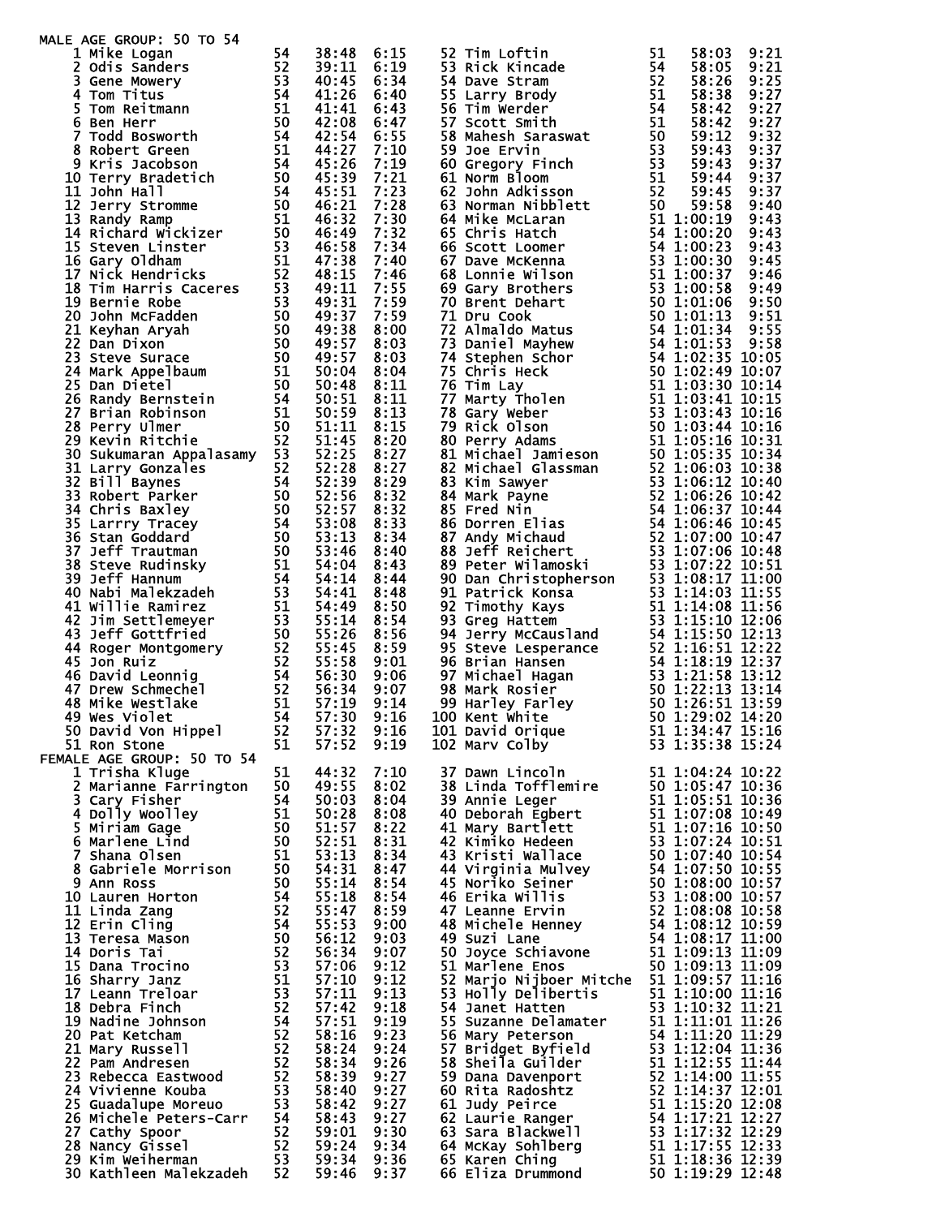## MALE AGE GROUP: 50 TO 54

| Place | Name | Age | Time | Pace |
|---|---|---|---|---|
| 1 | Mike Logan | 54 | 38:48 | 6:15 |
| 2 | Odis Sanders | 52 | 39:11 | 6:19 |
| 3 | Gene Mowery | 53 | 40:45 | 6:34 |
| 4 | Tom Titus | 54 | 41:26 | 6:40 |
| 5 | Tom Reitmann | 51 | 41:41 | 6:43 |
| 6 | Ben Herr | 50 | 42:08 | 6:47 |
| 7 | Todd Bosworth | 54 | 42:54 | 6:55 |
| 8 | Robert Green | 51 | 44:27 | 7:10 |
| 9 | Kris Jacobson | 54 | 45:26 | 7:19 |
| 10 | Terry Bradetich | 50 | 45:39 | 7:21 |
| 11 | John Hall | 54 | 45:51 | 7:23 |
| 12 | Jerry Stromme | 50 | 46:21 | 7:28 |
| 13 | Randy Ramp | 51 | 46:32 | 7:30 |
| 14 | Richard Wickizer | 50 | 46:49 | 7:32 |
| 15 | Steven Linster | 53 | 46:58 | 7:34 |
| 16 | Gary Oldham | 51 | 47:38 | 7:40 |
| 17 | Nick Hendricks | 52 | 48:15 | 7:46 |
| 18 | Tim Harris Caceres | 53 | 49:11 | 7:55 |
| 19 | Bernie Robe | 53 | 49:31 | 7:59 |
| 20 | John McFadden | 50 | 49:37 | 7:59 |
| 21 | Keyhan Aryah | 50 | 49:38 | 8:00 |
| 22 | Dan Dixon | 50 | 49:57 | 8:03 |
| 23 | Steve Surace | 50 | 49:57 | 8:03 |
| 24 | Mark Appelbaum | 51 | 50:04 | 8:04 |
| 25 | Dan Dietel | 50 | 50:48 | 8:11 |
| 26 | Randy Bernstein | 54 | 50:51 | 8:11 |
| 27 | Brian Robinson | 51 | 50:59 | 8:13 |
| 28 | Perry Ulmer | 50 | 51:11 | 8:15 |
| 29 | Kevin Ritchie | 52 | 51:45 | 8:20 |
| 30 | Sukumaran Appalasamy | 53 | 52:25 | 8:27 |
| 31 | Larry Gonzales | 52 | 52:28 | 8:27 |
| 32 | Bill Baynes | 54 | 52:39 | 8:29 |
| 33 | Robert Parker | 50 | 52:56 | 8:32 |
| 34 | Chris Baxley | 50 | 52:57 | 8:32 |
| 35 | Larrry Tracey | 54 | 53:08 | 8:33 |
| 36 | Stan Goddard | 50 | 53:13 | 8:34 |
| 37 | Jeff Trautman | 50 | 53:46 | 8:40 |
| 38 | Steve Rudinsky | 51 | 54:04 | 8:43 |
| 39 | Jeff Hannum | 54 | 54:14 | 8:44 |
| 40 | Nabi Malekzadeh | 53 | 54:41 | 8:48 |
| 41 | Willie Ramirez | 51 | 54:49 | 8:50 |
| 42 | Jim Settlemeyer | 53 | 55:14 | 8:54 |
| 43 | Jeff Gottfried | 50 | 55:26 | 8:56 |
| 44 | Roger Montgomery | 52 | 55:45 | 8:59 |
| 45 | Jon Ruiz | 52 | 55:58 | 9:01 |
| 46 | David Leonnig | 54 | 56:30 | 9:06 |
| 47 | Drew Schmechel | 52 | 56:34 | 9:07 |
| 48 | Mike Westlake | 51 | 57:19 | 9:14 |
| 49 | Wes Violet | 54 | 57:30 | 9:16 |
| 50 | David Von Hippel | 52 | 57:32 | 9:16 |
| 51 | Ron Stone | 51 | 57:52 | 9:19 |
| 52 | Tim Loftin | 51 | 58:03 | 9:21 |
| 53 | Rick Kincade | 54 | 58:05 | 9:21 |
| 54 | Dave Stram | 52 | 58:26 | 9:25 |
| 55 | Larry Brody | 51 | 58:38 | 9:27 |
| 56 | Tim Werder | 54 | 58:42 | 9:27 |
| 57 | Scott Smith | 51 | 58:42 | 9:27 |
| 58 | Mahesh Saraswat | 50 | 59:12 | 9:32 |
| 59 | Joe Ervin | 53 | 59:43 | 9:37 |
| 60 | Gregory Finch | 53 | 59:43 | 9:37 |
| 61 | Norm Bloom | 51 | 59:44 | 9:37 |
| 62 | John Adkisson | 52 | 59:45 | 9:37 |
| 63 | Norman Nibblett | 50 | 59:58 | 9:40 |
| 64 | Mike McLaran | 51 | 1:00:19 | 9:43 |
| 65 | Chris Hatch | 54 | 1:00:20 | 9:43 |
| 66 | Scott Loomer | 54 | 1:00:23 | 9:43 |
| 67 | Dave McKenna | 53 | 1:00:30 | 9:45 |
| 68 | Lonnie Wilson | 51 | 1:00:37 | 9:46 |
| 69 | Gary Brothers | 53 | 1:00:58 | 9:49 |
| 70 | Brent Dehart | 50 | 1:01:06 | 9:50 |
| 71 | Dru Cook | 50 | 1:01:13 | 9:51 |
| 72 | Almaldo Matus | 54 | 1:01:34 | 9:55 |
| 73 | Daniel Mayhew | 54 | 1:01:53 | 9:58 |
| 74 | Stephen Schor | 54 | 1:02:35 | 10:05 |
| 75 | Chris Heck | 50 | 1:02:49 | 10:07 |
| 76 | Tim Lay | 51 | 1:03:30 | 10:14 |
| 77 | Marty Tholen | 51 | 1:03:41 | 10:15 |
| 78 | Gary Weber | 53 | 1:03:43 | 10:16 |
| 79 | Rick Olson | 50 | 1:03:44 | 10:16 |
| 80 | Perry Adams | 51 | 1:05:16 | 10:31 |
| 81 | Michael Jamieson | 50 | 1:05:35 | 10:34 |
| 82 | Michael Glassman | 52 | 1:06:03 | 10:38 |
| 83 | Kim Sawyer | 53 | 1:06:12 | 10:40 |
| 84 | Mark Payne | 52 | 1:06:26 | 10:42 |
| 85 | Fred Nin | 54 | 1:06:37 | 10:44 |
| 86 | Dorren Elias | 54 | 1:06:46 | 10:45 |
| 87 | Andy Michaud | 52 | 1:07:00 | 10:47 |
| 88 | Jeff Reichert | 53 | 1:07:06 | 10:48 |
| 89 | Peter Wilamoski | 53 | 1:07:22 | 10:51 |
| 90 | Dan Christopherson | 53 | 1:08:17 | 11:00 |
| 91 | Patrick Konsa | 53 | 1:14:03 | 11:55 |
| 92 | Timothy Kays | 51 | 1:14:08 | 11:56 |
| 93 | Greg Hattem | 53 | 1:15:10 | 12:06 |
| 94 | Jerry McCausland | 54 | 1:15:50 | 12:13 |
| 95 | Steve Lesperance | 52 | 1:16:51 | 12:22 |
| 96 | Brian Hansen | 54 | 1:18:19 | 12:37 |
| 97 | Michael Hagan | 53 | 1:21:58 | 13:12 |
| 98 | Mark Rosier | 50 | 1:22:13 | 13:14 |
| 99 | Harley Farley | 50 | 1:26:51 | 13:59 |
| 100 | Kent White | 50 | 1:29:02 | 14:20 |
| 101 | David Orique | 51 | 1:34:47 | 15:16 |
| 102 | Marv Colby | 53 | 1:35:38 | 15:24 |

## FEMALE AGE GROUP: 50 TO 54

| Place | Name | Age | Time | Pace |
|---|---|---|---|---|
| 1 | Trisha Kluge | 51 | 44:32 | 7:10 |
| 2 | Marianne Farrington | 50 | 49:55 | 8:02 |
| 3 | Cary Fisher | 54 | 50:03 | 8:04 |
| 4 | Dolly Woolley | 51 | 50:28 | 8:08 |
| 5 | Miriam Gage | 50 | 51:57 | 8:22 |
| 6 | Marlene Lind | 50 | 52:51 | 8:31 |
| 7 | Shana Olsen | 51 | 53:13 | 8:34 |
| 8 | Gabriele Morrison | 50 | 54:31 | 8:47 |
| 9 | Ann Ross | 50 | 55:14 | 8:54 |
| 10 | Lauren Horton | 54 | 55:18 | 8:54 |
| 11 | Linda Zang | 52 | 55:47 | 8:59 |
| 12 | Erin Cling | 54 | 55:53 | 9:00 |
| 13 | Teresa Mason | 50 | 56:12 | 9:03 |
| 14 | Doris Tai | 52 | 56:34 | 9:07 |
| 15 | Dana Trocino | 53 | 57:06 | 9:12 |
| 16 | Sharry Janz | 51 | 57:10 | 9:12 |
| 17 | Leann Treloar | 53 | 57:11 | 9:13 |
| 18 | Debra Finch | 52 | 57:42 | 9:18 |
| 19 | Nadine Johnson | 54 | 57:51 | 9:19 |
| 20 | Pat Ketcham | 52 | 58:16 | 9:23 |
| 21 | Mary Russell | 52 | 58:24 | 9:24 |
| 22 | Pam Andresen | 52 | 58:34 | 9:26 |
| 23 | Rebecca Eastwood | 52 | 58:39 | 9:27 |
| 24 | Vivienne Kouba | 53 | 58:40 | 9:27 |
| 25 | Guadalupe Moreuo | 53 | 58:42 | 9:27 |
| 26 | Michele Peters-Carr | 54 | 58:43 | 9:27 |
| 27 | Cathy Spoor | 52 | 59:01 | 9:30 |
| 28 | Nancy Gissel | 52 | 59:24 | 9:34 |
| 29 | Kim Weiherman | 53 | 59:34 | 9:36 |
| 30 | Kathleen Malekzadeh | 52 | 59:46 | 9:37 |
| 37 | Dawn Lincoln | 51 | 1:04:24 | 10:22 |
| 38 | Linda Tofflemire | 50 | 1:05:47 | 10:36 |
| 39 | Annie Leger | 51 | 1:05:51 | 10:36 |
| 40 | Deborah Egbert | 51 | 1:07:08 | 10:49 |
| 41 | Mary Bartlett | 51 | 1:07:16 | 10:50 |
| 42 | Kimiko Hedeen | 53 | 1:07:24 | 10:51 |
| 43 | Kristi Wallace | 50 | 1:07:40 | 10:54 |
| 44 | Virginia Mulvey | 54 | 1:07:50 | 10:55 |
| 45 | Noriko Seiner | 50 | 1:08:00 | 10:57 |
| 46 | Erika Willis | 53 | 1:08:00 | 10:57 |
| 47 | Leanne Ervin | 52 | 1:08:08 | 10:58 |
| 48 | Michele Henney | 54 | 1:08:12 | 10:59 |
| 49 | Suzi Lane | 54 | 1:08:17 | 11:00 |
| 50 | Joyce Schiavone | 51 | 1:09:13 | 11:09 |
| 51 | Marlene Enos | 50 | 1:09:13 | 11:09 |
| 52 | Marjo Nijboer Mitche | 51 | 1:09:57 | 11:16 |
| 53 | Holly Delibertis | 51 | 1:10:00 | 11:16 |
| 54 | Janet Hatten | 53 | 1:10:32 | 11:21 |
| 55 | Suzanne Delamater | 51 | 1:11:01 | 11:26 |
| 56 | Mary Peterson | 54 | 1:11:20 | 11:29 |
| 57 | Bridget Byfield | 53 | 1:12:04 | 11:36 |
| 58 | Sheila Guilder | 51 | 1:12:55 | 11:44 |
| 59 | Dana Davenport | 52 | 1:14:00 | 11:55 |
| 60 | Rita Radoshtz | 52 | 1:14:37 | 12:01 |
| 61 | Judy Peirce | 51 | 1:15:20 | 12:08 |
| 62 | Laurie Ranger | 54 | 1:17:21 | 12:27 |
| 63 | Sara Blackwell | 53 | 1:17:32 | 12:29 |
| 64 | McKay Sohlberg | 51 | 1:17:55 | 12:33 |
| 65 | Karen Ching | 51 | 1:18:36 | 12:39 |
| 66 | Eliza Drummond | 50 | 1:19:29 | 12:48 |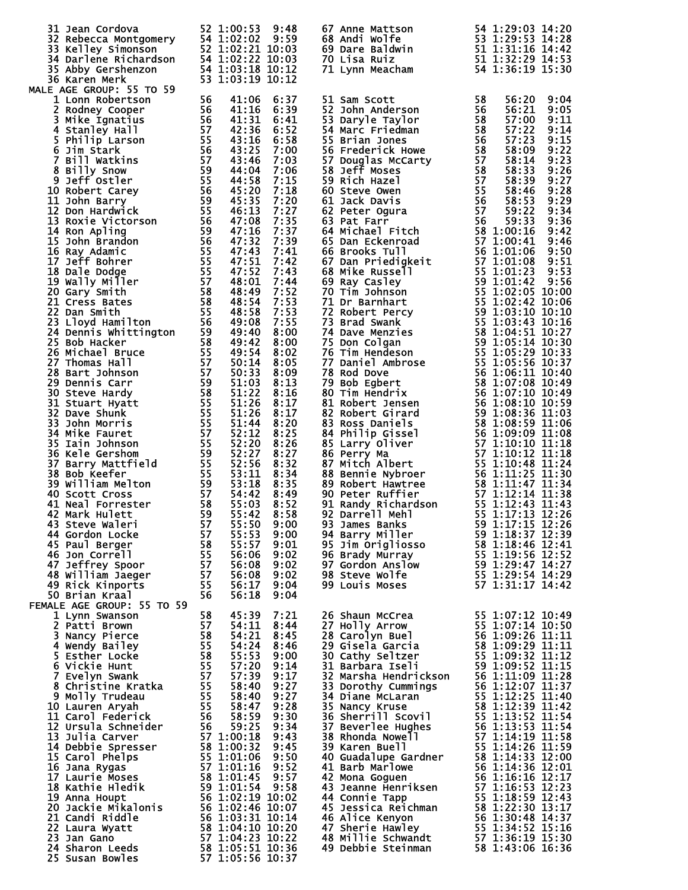| Place | Name | Age | Time | Pace |
|---|---|---|---|---|
| 31 | Jean Cordova | 52 | 1:00:53 | 9:48 |
| 32 | Rebecca Montgomery | 54 | 1:02:02 | 9:59 |
| 33 | Kelley Simonson | 52 | 1:02:21 | 10:03 |
| 34 | Darlene Richardson | 54 | 1:02:22 | 10:03 |
| 35 | Abby Gershenzon | 54 | 1:03:18 | 10:12 |
| 36 | Karen Merk | 53 | 1:03:19 | 10:12 |
| 67 | Anne Mattson | 54 | 1:29:03 | 14:20 |
| 68 | Andi Wolfe | 53 | 1:29:53 | 14:28 |
| 69 | Dare Baldwin | 51 | 1:31:16 | 14:42 |
| 70 | Lisa Ruiz | 51 | 1:32:29 | 14:53 |
| 71 | Lynn Meacham | 54 | 1:36:19 | 15:30 |

## MALE AGE GROUP: 55 TO 59

| Place | Name | Age | Time | Pace |
|---|---|---|---|---|
| 1 | Lonn Robertson | 56 | 41:06 | 6:37 |
| 2 | Rodney Cooper | 56 | 41:16 | 6:39 |
| 3 | Mike Ignatius | 56 | 41:31 | 6:41 |
| 4 | Stanley Hall | 57 | 42:36 | 6:52 |
| 5 | Philip Larson | 55 | 43:16 | 6:58 |
| 6 | Jim Stark | 56 | 43:25 | 7:00 |
| 7 | Bill Watkins | 57 | 43:46 | 7:03 |
| 8 | Billy Snow | 59 | 44:04 | 7:06 |
| 9 | Jeff Ostler | 55 | 44:58 | 7:15 |
| 10 | Robert Carey | 56 | 45:20 | 7:18 |
| 11 | John Barry | 59 | 45:35 | 7:20 |
| 12 | Don Hardwick | 55 | 46:13 | 7:27 |
| 13 | Roxie Victorson | 56 | 47:08 | 7:35 |
| 14 | Ron Apling | 59 | 47:16 | 7:37 |
| 15 | John Brandon | 56 | 47:32 | 7:39 |
| 16 | Ray Adamic | 55 | 47:43 | 7:41 |
| 17 | Jeff Bohrer | 55 | 47:51 | 7:42 |
| 18 | Dale Dodge | 55 | 47:52 | 7:43 |
| 19 | Wally Miller | 57 | 48:01 | 7:44 |
| 20 | Gary Smith | 58 | 48:49 | 7:52 |
| 21 | Cress Bates | 58 | 48:54 | 7:53 |
| 22 | Dan Smith | 55 | 48:58 | 7:53 |
| 23 | Lloyd Hamilton | 56 | 49:08 | 7:55 |
| 24 | Dennis Whittington | 59 | 49:40 | 8:00 |
| 25 | Bob Hacker | 58 | 49:42 | 8:00 |
| 26 | Michael Bruce | 55 | 49:54 | 8:02 |
| 27 | Thomas Hall | 57 | 50:14 | 8:05 |
| 28 | Bart Johnson | 57 | 50:33 | 8:09 |
| 29 | Dennis Carr | 59 | 51:03 | 8:13 |
| 30 | Steve Hardy | 58 | 51:22 | 8:16 |
| 31 | Stuart Hyatt | 55 | 51:26 | 8:17 |
| 32 | Dave Shunk | 55 | 51:26 | 8:17 |
| 33 | John Morris | 55 | 51:44 | 8:20 |
| 34 | Mike Fauret | 57 | 52:12 | 8:25 |
| 35 | Iain Johnson | 55 | 52:20 | 8:26 |
| 36 | Kele Gershom | 59 | 52:27 | 8:27 |
| 37 | Barry Mattfield | 55 | 52:56 | 8:32 |
| 38 | Bob Keefer | 55 | 53:11 | 8:34 |
| 39 | William Melton | 59 | 53:18 | 8:35 |
| 40 | Scott Cross | 57 | 54:42 | 8:49 |
| 41 | Neal Forrester | 58 | 55:03 | 8:52 |
| 42 | Mark Hulett | 59 | 55:42 | 8:58 |
| 43 | Steve Waleri | 57 | 55:50 | 9:00 |
| 44 | Gordon Locke | 57 | 55:53 | 9:00 |
| 45 | Paul Berger | 58 | 55:57 | 9:01 |
| 46 | Jon Correll | 55 | 56:06 | 9:02 |
| 47 | Jeffrey Spoor | 57 | 56:08 | 9:02 |
| 48 | William Jaeger | 57 | 56:08 | 9:02 |
| 49 | Rick Kinports | 55 | 56:17 | 9:04 |
| 50 | Brian Kraal | 56 | 56:18 | 9:04 |
| 51 | Sam Scott | 58 | 56:20 | 9:04 |
| 52 | John Anderson | 56 | 56:21 | 9:05 |
| 53 | Daryle Taylor | 58 | 57:00 | 9:11 |
| 54 | Marc Friedman | 58 | 57:22 | 9:14 |
| 55 | Brian Jones | 56 | 57:23 | 9:15 |
| 56 | Frederick Howe | 58 | 58:09 | 9:22 |
| 57 | Douglas McCarty | 57 | 58:14 | 9:23 |
| 58 | Jeff Moses | 58 | 58:33 | 9:26 |
| 59 | Rich Hazel | 57 | 58:39 | 9:27 |
| 60 | Steve Owen | 55 | 58:46 | 9:28 |
| 61 | Jack Davis | 56 | 58:53 | 9:29 |
| 62 | Peter Ogura | 57 | 59:22 | 9:34 |
| 63 | Pat Farr | 56 | 59:33 | 9:36 |
| 64 | Michael Fitch | 58 | 1:00:16 | 9:42 |
| 65 | Dan Eckenroad | 57 | 1:00:41 | 9:46 |
| 66 | Brooks Tull | 56 | 1:01:06 | 9:50 |
| 67 | Dan Priedigkeit | 57 | 1:01:08 | 9:51 |
| 68 | Mike Russell | 55 | 1:01:23 | 9:53 |
| 69 | Ray Casley | 59 | 1:01:42 | 9:56 |
| 70 | Tim Johnson | 55 | 1:02:05 | 10:00 |
| 71 | Dr Barnhart | 55 | 1:02:42 | 10:06 |
| 72 | Robert Percy | 59 | 1:03:10 | 10:10 |
| 73 | Brad Swank | 55 | 1:03:43 | 10:16 |
| 74 | Dave Menzies | 58 | 1:04:51 | 10:27 |
| 75 | Don Colgan | 59 | 1:05:14 | 10:30 |
| 76 | Tim Hendeson | 55 | 1:05:29 | 10:33 |
| 77 | Daniel Ambrose | 55 | 1:05:56 | 10:37 |
| 78 | Rod Dove | 56 | 1:06:11 | 10:40 |
| 79 | Bob Egbert | 58 | 1:07:08 | 10:49 |
| 80 | Tim Hendrix | 56 | 1:07:10 | 10:49 |
| 81 | Robert Jensen | 56 | 1:08:10 | 10:59 |
| 82 | Robert Girard | 59 | 1:08:36 | 11:03 |
| 83 | Ross Daniels | 58 | 1:08:59 | 11:06 |
| 84 | Philip Gissel | 56 | 1:09:09 | 11:08 |
| 85 | Larry Oliver | 57 | 1:10:10 | 11:18 |
| 86 | Perry Ma | 57 | 1:10:12 | 11:18 |
| 87 | Mitch Albert | 55 | 1:10:48 | 11:24 |
| 88 | Bennie Nybroer | 56 | 1:11:25 | 11:30 |
| 89 | Robert Hawtree | 58 | 1:11:47 | 11:34 |
| 90 | Peter Ruffier | 57 | 1:12:14 | 11:38 |
| 91 | Randy Richardson | 55 | 1:12:43 | 11:43 |
| 92 | Darrell Mehl | 55 | 1:17:13 | 12:26 |
| 93 | James Banks | 59 | 1:17:15 | 12:26 |
| 94 | Barry Miller | 59 | 1:18:37 | 12:39 |
| 95 | Jim Origliosso | 58 | 1:18:46 | 12:41 |
| 96 | Brady Murray | 55 | 1:19:56 | 12:52 |
| 97 | Gordon Anslow | 59 | 1:29:47 | 14:27 |
| 98 | Steve Wolfe | 55 | 1:29:54 | 14:29 |
| 99 | Louis Moses | 57 | 1:31:17 | 14:42 |

## FEMALE AGE GROUP: 55 TO 59

| Place | Name | Age | Time | Pace |
|---|---|---|---|---|
| 1 | Lynn Swanson | 58 | 45:39 | 7:21 |
| 2 | Patti Brown | 57 | 54:11 | 8:44 |
| 3 | Nancy Pierce | 58 | 54:21 | 8:45 |
| 4 | Wendy Bailey | 55 | 54:24 | 8:46 |
| 5 | Esther Locke | 58 | 55:53 | 9:00 |
| 6 | Vickie Hunt | 55 | 57:20 | 9:14 |
| 7 | Evelyn Swank | 57 | 57:39 | 9:17 |
| 8 | Christine Kratka | 55 | 58:40 | 9:27 |
| 9 | Molly Trudeau | 55 | 58:40 | 9:27 |
| 10 | Lauren Aryah | 55 | 58:47 | 9:28 |
| 11 | Carol Federick | 56 | 58:59 | 9:30 |
| 12 | Ursula Schneider | 56 | 59:25 | 9:34 |
| 13 | Julia Carver | 57 | 1:00:18 | 9:43 |
| 14 | Debbie Spresser | 58 | 1:00:32 | 9:45 |
| 15 | Carol Phelps | 55 | 1:01:06 | 9:50 |
| 16 | Jana Rygas | 57 | 1:01:16 | 9:52 |
| 17 | Laurie Moses | 58 | 1:01:45 | 9:57 |
| 18 | Kathie Hledik | 59 | 1:01:54 | 9:58 |
| 19 | Anna Houpt | 56 | 1:02:19 | 10:02 |
| 20 | Jackie Mikalonis | 56 | 1:02:46 | 10:07 |
| 21 | Candi Riddle | 56 | 1:03:31 | 10:14 |
| 22 | Laura Wyatt | 58 | 1:04:10 | 10:20 |
| 23 | Jan Gano | 57 | 1:04:23 | 10:22 |
| 24 | Sharon Leeds | 58 | 1:05:51 | 10:36 |
| 25 | Susan Bowles | 57 | 1:05:56 | 10:37 |
| 26 | Shaun McCrea | 55 | 1:07:12 | 10:49 |
| 27 | Holly Arrow | 55 | 1:07:14 | 10:50 |
| 28 | Carolyn Buel | 56 | 1:09:26 | 11:11 |
| 29 | Gisela Garcia | 58 | 1:09:29 | 11:11 |
| 30 | Cathy Seltzer | 55 | 1:09:32 | 11:12 |
| 31 | Barbara Iseli | 59 | 1:09:52 | 11:15 |
| 32 | Marsha Hendrickson | 56 | 1:11:09 | 11:28 |
| 33 | Dorothy Cummings | 56 | 1:12:07 | 11:37 |
| 34 | Diane McLaran | 55 | 1:12:25 | 11:40 |
| 35 | Nancy Kruse | 58 | 1:12:39 | 11:42 |
| 36 | Sherrill Scovil | 55 | 1:13:52 | 11:54 |
| 37 | Beverlee Hughes | 56 | 1:13:53 | 11:54 |
| 38 | Rhonda Nowell | 57 | 1:14:19 | 11:58 |
| 39 | Karen Buell | 55 | 1:14:26 | 11:59 |
| 40 | Guadalupe Gardner | 58 | 1:14:33 | 12:00 |
| 41 | Barb Marlowe | 56 | 1:14:36 | 12:01 |
| 42 | Mona Goguen | 56 | 1:16:16 | 12:17 |
| 43 | Jeanne Henriksen | 57 | 1:16:53 | 12:23 |
| 44 | Connie Tapp | 55 | 1:18:59 | 12:43 |
| 45 | Jessica Reichman | 58 | 1:22:30 | 13:17 |
| 46 | Alice Kenyon | 56 | 1:30:48 | 14:37 |
| 47 | Sherie Hawley | 55 | 1:34:52 | 15:16 |
| 48 | Millie Schwandt | 57 | 1:36:19 | 15:30 |
| 49 | Debbie Steinman | 58 | 1:43:06 | 16:36 |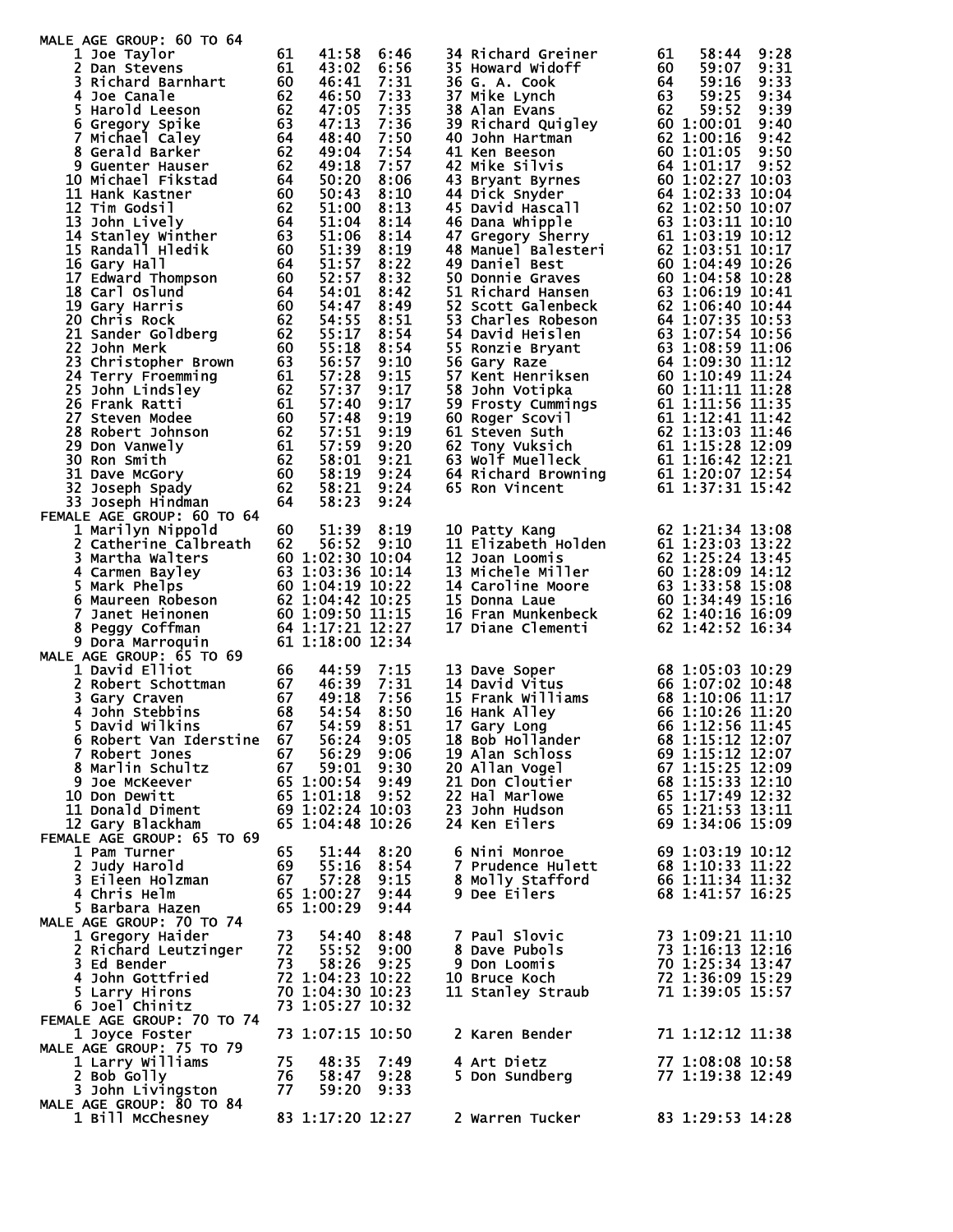MALE AGE GROUP: 60 TO 64

| Place | Name | Age | Time | Pace |
|---|---|---|---|---|
| 1 | Joe Taylor | 61 | 41:58 | 6:46 |
| 2 | Dan Stevens | 61 | 43:02 | 6:56 |
| 3 | Richard Barnhart | 60 | 46:41 | 7:31 |
| 4 | Joe Canale | 62 | 46:50 | 7:33 |
| 5 | Harold Leeson | 62 | 47:05 | 7:35 |
| 6 | Gregory Spike | 63 | 47:13 | 7:36 |
| 7 | Michael Caley | 64 | 48:40 | 7:50 |
| 8 | Gerald Barker | 62 | 49:04 | 7:54 |
| 9 | Guenter Hauser | 62 | 49:18 | 7:57 |
| 10 | Michael Fikstad | 64 | 50:20 | 8:06 |
| 11 | Hank Kastner | 60 | 50:43 | 8:10 |
| 12 | Tim Godsil | 62 | 51:00 | 8:13 |
| 13 | John Lively | 64 | 51:04 | 8:14 |
| 14 | Stanley Winther | 63 | 51:06 | 8:14 |
| 15 | Randall Hledik | 60 | 51:39 | 8:19 |
| 16 | Gary Hall | 64 | 51:57 | 8:22 |
| 17 | Edward Thompson | 60 | 52:57 | 8:32 |
| 18 | Carl Oslund | 64 | 54:01 | 8:42 |
| 19 | Gary Harris | 60 | 54:47 | 8:49 |
| 20 | Chris Rock | 62 | 54:55 | 8:51 |
| 21 | Sander Goldberg | 62 | 55:17 | 8:54 |
| 22 | John Merk | 60 | 55:18 | 8:54 |
| 23 | Christopher Brown | 63 | 56:57 | 9:10 |
| 24 | Terry Froemming | 61 | 57:28 | 9:15 |
| 25 | John Lindsley | 62 | 57:37 | 9:17 |
| 26 | Frank Ratti | 61 | 57:40 | 9:17 |
| 27 | Steven Modee | 60 | 57:48 | 9:19 |
| 28 | Robert Johnson | 62 | 57:51 | 9:19 |
| 29 | Don Vanwely | 61 | 57:59 | 9:20 |
| 30 | Ron Smith | 62 | 58:01 | 9:21 |
| 31 | Dave McGory | 60 | 58:19 | 9:24 |
| 32 | Joseph Spady | 62 | 58:21 | 9:24 |
| 33 | Joseph Hindman | 64 | 58:23 | 9:24 |
| 34 | Richard Greiner | 61 | 58:44 | 9:28 |
| 35 | Howard Widoff | 60 | 59:07 | 9:31 |
| 36 | G. A. Cook | 64 | 59:16 | 9:33 |
| 37 | Mike Lynch | 63 | 59:25 | 9:34 |
| 38 | Alan Evans | 62 | 59:52 | 9:39 |
| 39 | Richard Quigley | 60 | 1:00:01 | 9:40 |
| 40 | John Hartman | 62 | 1:00:16 | 9:42 |
| 41 | Ken Beeson | 60 | 1:01:05 | 9:50 |
| 42 | Mike Silvis | 64 | 1:01:17 | 9:52 |
| 43 | Bryant Byrnes | 60 | 1:02:27 | 10:03 |
| 44 | Dick Snyder | 64 | 1:02:33 | 10:04 |
| 45 | David Hascall | 62 | 1:02:50 | 10:07 |
| 46 | Dana Whipple | 63 | 1:03:11 | 10:10 |
| 47 | Gregory Sherry | 61 | 1:03:19 | 10:12 |
| 48 | Manuel Balesteri | 62 | 1:03:51 | 10:17 |
| 49 | Daniel Best | 60 | 1:04:49 | 10:26 |
| 50 | Donnie Graves | 60 | 1:04:58 | 10:28 |
| 51 | Richard Hansen | 63 | 1:06:19 | 10:41 |
| 52 | Scott Galenbeck | 62 | 1:06:40 | 10:44 |
| 53 | Charles Robeson | 64 | 1:07:35 | 10:53 |
| 54 | David Heislen | 63 | 1:07:54 | 10:56 |
| 55 | Ronzie Bryant | 63 | 1:08:59 | 11:06 |
| 56 | Gary Raze | 64 | 1:09:30 | 11:12 |
| 57 | Kent Henriksen | 60 | 1:10:49 | 11:24 |
| 58 | John Votipka | 60 | 1:11:11 | 11:28 |
| 59 | Frosty Cummings | 61 | 1:11:56 | 11:35 |
| 60 | Roger Scovil | 61 | 1:12:41 | 11:42 |
| 61 | Steven Suth | 62 | 1:13:03 | 11:46 |
| 62 | Tony Vuksich | 61 | 1:15:28 | 12:09 |
| 63 | Wolf Muelleck | 61 | 1:16:42 | 12:21 |
| 64 | Richard Browning | 61 | 1:20:07 | 12:54 |
| 65 | Ron Vincent | 61 | 1:37:31 | 15:42 |

FEMALE AGE GROUP: 60 TO 64

| Place | Name | Age | Time | Pace |
|---|---|---|---|---|
| 1 | Marilyn Nippold | 60 | 51:39 | 8:19 |
| 2 | Catherine Calbreath | 62 | 56:52 | 9:10 |
| 3 | Martha Walters | 60 | 1:02:30 | 10:04 |
| 4 | Carmen Bayley | 63 | 1:03:36 | 10:14 |
| 5 | Mark Phelps | 60 | 1:04:19 | 10:22 |
| 6 | Maureen Robeson | 62 | 1:04:42 | 10:25 |
| 7 | Janet Heinonen | 60 | 1:09:50 | 11:15 |
| 8 | Peggy Coffman | 64 | 1:17:21 | 12:27 |
| 9 | Dora Marroquin | 61 | 1:18:00 | 12:34 |
| 10 | Patty Kang | 62 | 1:21:34 | 13:08 |
| 11 | Elizabeth Holden | 61 | 1:23:03 | 13:22 |
| 12 | Joan Loomis | 62 | 1:25:24 | 13:45 |
| 13 | Michele Miller | 60 | 1:28:09 | 14:12 |
| 14 | Caroline Moore | 63 | 1:33:58 | 15:08 |
| 15 | Donna Laue | 60 | 1:34:49 | 15:16 |
| 16 | Fran Munkenbeck | 62 | 1:40:16 | 16:09 |
| 17 | Diane Clementi | 62 | 1:42:52 | 16:34 |

MALE AGE GROUP: 65 TO 69

| Place | Name | Age | Time | Pace |
|---|---|---|---|---|
| 1 | David Elliot | 66 | 44:59 | 7:15 |
| 2 | Robert Schottman | 67 | 46:39 | 7:31 |
| 3 | Gary Craven | 67 | 49:18 | 7:56 |
| 4 | John Stebbins | 68 | 54:54 | 8:50 |
| 5 | David Wilkins | 67 | 54:59 | 8:51 |
| 6 | Robert Van Iderstine | 67 | 56:24 | 9:05 |
| 7 | Robert Jones | 67 | 56:29 | 9:06 |
| 8 | Marlin Schultz | 67 | 59:01 | 9:30 |
| 9 | Joe McKeever | 65 | 1:00:54 | 9:49 |
| 10 | Don Dewitt | 65 | 1:01:18 | 9:52 |
| 11 | Donald Diment | 69 | 1:02:24 | 10:03 |
| 12 | Gary Blackham | 65 | 1:04:48 | 10:26 |
| 13 | Dave Soper | 68 | 1:05:03 | 10:29 |
| 14 | David Vitus | 66 | 1:07:02 | 10:48 |
| 15 | Frank Williams | 68 | 1:10:06 | 11:17 |
| 16 | Hank Alley | 66 | 1:10:26 | 11:20 |
| 17 | Gary Long | 66 | 1:12:56 | 11:45 |
| 18 | Bob Hollander | 68 | 1:15:12 | 12:07 |
| 19 | Alan Schloss | 69 | 1:15:12 | 12:07 |
| 20 | Allan Vogel | 67 | 1:15:25 | 12:09 |
| 21 | Don Cloutier | 68 | 1:15:33 | 12:10 |
| 22 | Hal Marlowe | 65 | 1:17:49 | 12:32 |
| 23 | John Hudson | 65 | 1:21:53 | 13:11 |
| 24 | Ken Eilers | 69 | 1:34:06 | 15:09 |

FEMALE AGE GROUP: 65 TO 69

| Place | Name | Age | Time | Pace |
|---|---|---|---|---|
| 1 | Pam Turner | 65 | 51:44 | 8:20 |
| 2 | Judy Harold | 69 | 55:16 | 8:54 |
| 3 | Eileen Holzman | 67 | 57:28 | 9:15 |
| 4 | Chris Helm | 65 | 1:00:27 | 9:44 |
| 5 | Barbara Hazen | 65 | 1:00:29 | 9:44 |
| 6 | Nini Monroe | 69 | 1:03:19 | 10:12 |
| 7 | Prudence Hulett | 68 | 1:10:33 | 11:22 |
| 8 | Molly Stafford | 66 | 1:11:34 | 11:32 |
| 9 | Dee Eilers | 68 | 1:41:57 | 16:25 |

MALE AGE GROUP: 70 TO 74

| Place | Name | Age | Time | Pace |
|---|---|---|---|---|
| 1 | Gregory Haider | 73 | 54:40 | 8:48 |
| 2 | Richard Leutzinger | 72 | 55:52 | 9:00 |
| 3 | Ed Bender | 73 | 58:26 | 9:25 |
| 4 | John Gottfried | 72 | 1:04:23 | 10:22 |
| 5 | Larry Hirons | 70 | 1:04:30 | 10:23 |
| 6 | Joel Chinitz | 73 | 1:05:27 | 10:32 |
| 7 | Paul Slovic | 73 | 1:09:21 | 11:10 |
| 8 | Dave Pubols | 73 | 1:16:13 | 12:16 |
| 9 | Don Loomis | 70 | 1:25:34 | 13:47 |
| 10 | Bruce Koch | 72 | 1:36:09 | 15:29 |
| 11 | Stanley Straub | 71 | 1:39:05 | 15:57 |

FEMALE AGE GROUP: 70 TO 74

| Place | Name | Age | Time | Pace |
|---|---|---|---|---|
| 1 | Joyce Foster | 73 | 1:07:15 | 10:50 |
| 2 | Karen Bender | 71 | 1:12:12 | 11:38 |

MALE AGE GROUP: 75 TO 79

| Place | Name | Age | Time | Pace |
|---|---|---|---|---|
| 1 | Larry Williams | 75 | 48:35 | 7:49 |
| 2 | Bob Golly | 76 | 58:47 | 9:28 |
| 3 | John Livingston | 77 | 59:20 | 9:33 |
| 4 | Art Dietz | 77 | 1:08:08 | 10:58 |
| 5 | Don Sundberg | 77 | 1:19:38 | 12:49 |

MALE AGE GROUP: 80 TO 84

| Place | Name | Age | Time | Pace |
|---|---|---|---|---|
| 1 | Bill McChesney | 83 | 1:17:20 | 12:27 |
| 2 | Warren Tucker | 83 | 1:29:53 | 14:28 |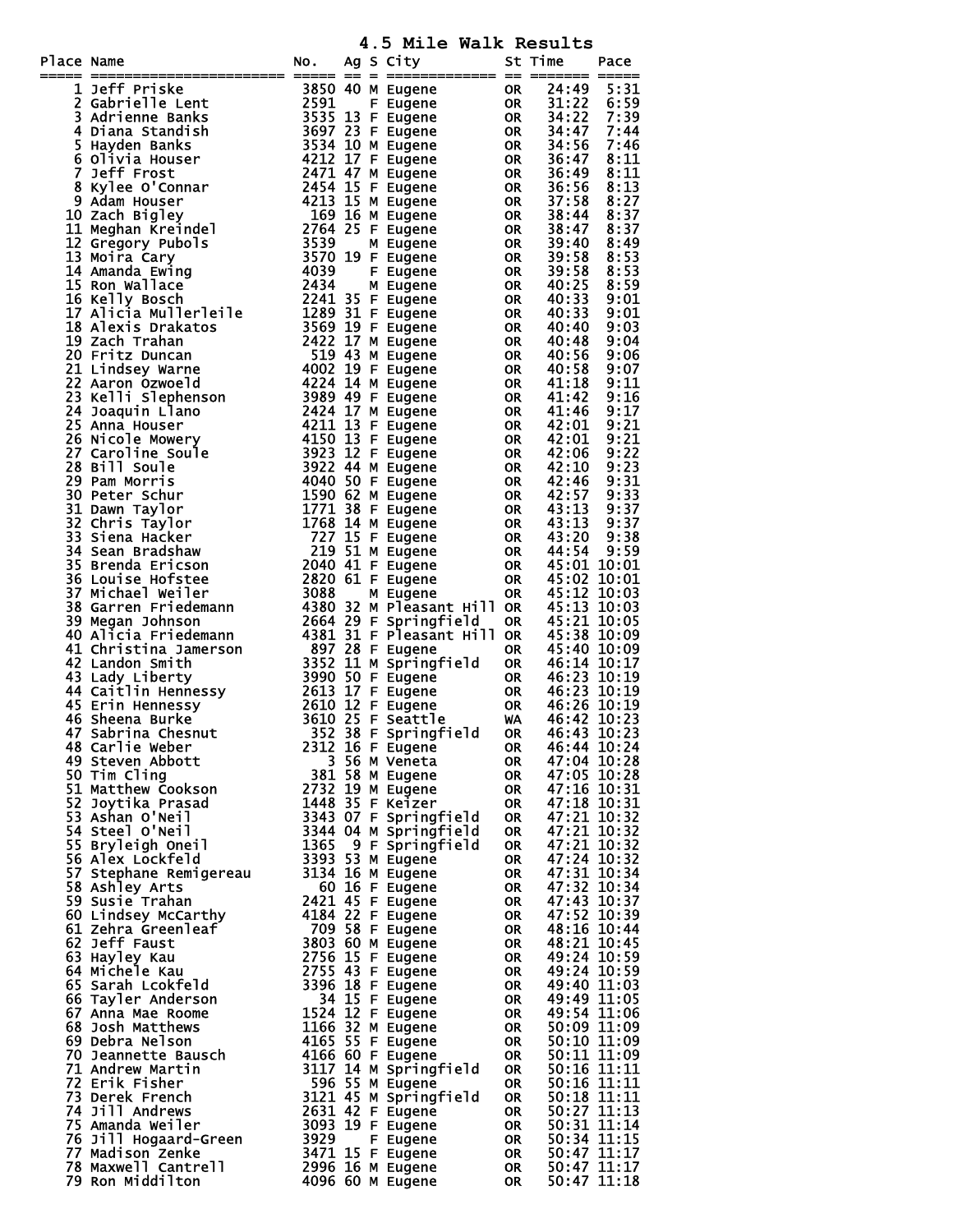# 4.5 Mile Walk Results

| Place | Name | No. | Ag | S | City | St | Time | Pace |
|---|---|---|---|---|---|---|---|---|
| 1 | Jeff Priske | 3850 | 40 | M | Eugene | OR | 24:49 | 5:31 |
| 2 | Gabrielle Lent | 2591 | | F | Eugene | OR | 31:22 | 6:59 |
| 3 | Adrienne Banks | 3535 | 13 | F | Eugene | OR | 34:22 | 7:39 |
| 4 | Diana Standish | 3697 | 23 | F | Eugene | OR | 34:47 | 7:44 |
| 5 | Hayden Banks | 3534 | 10 | M | Eugene | OR | 34:56 | 7:46 |
| 6 | Olivia Houser | 4212 | 17 | F | Eugene | OR | 36:47 | 8:11 |
| 7 | Jeff Frost | 2471 | 47 | M | Eugene | OR | 36:49 | 8:11 |
| 8 | Kylee O'Connar | 2454 | 15 | F | Eugene | OR | 36:56 | 8:13 |
| 9 | Adam Houser | 4213 | 15 | M | Eugene | OR | 37:58 | 8:27 |
| 10 | Zach Bigley | 169 | 16 | M | Eugene | OR | 38:44 | 8:37 |
| 11 | Meghan Kreindel | 2764 | 25 | F | Eugene | OR | 38:47 | 8:37 |
| 12 | Gregory Pubols | 3539 | | M | Eugene | OR | 39:40 | 8:49 |
| 13 | Moira Cary | 3570 | 19 | F | Eugene | OR | 39:58 | 8:53 |
| 14 | Amanda Ewing | 4039 | | F | Eugene | OR | 39:58 | 8:53 |
| 15 | Ron Wallace | 2434 | | M | Eugene | OR | 40:25 | 8:59 |
| 16 | Kelly Bosch | 2241 | 35 | F | Eugene | OR | 40:33 | 9:01 |
| 17 | Alicia Mullerleile | 1289 | 31 | F | Eugene | OR | 40:33 | 9:01 |
| 18 | Alexis Drakatos | 3569 | 19 | F | Eugene | OR | 40:40 | 9:03 |
| 19 | Zach Trahan | 2422 | 17 | M | Eugene | OR | 40:48 | 9:04 |
| 20 | Fritz Duncan | 519 | 43 | M | Eugene | OR | 40:56 | 9:06 |
| 21 | Lindsey Warne | 4002 | 19 | F | Eugene | OR | 40:58 | 9:07 |
| 22 | Aaron Ozwoeld | 4224 | 14 | M | Eugene | OR | 41:18 | 9:11 |
| 23 | Kelli Slephenson | 3989 | 49 | F | Eugene | OR | 41:42 | 9:16 |
| 24 | Joaquin Llano | 2424 | 17 | M | Eugene | OR | 41:46 | 9:17 |
| 25 | Anna Houser | 4211 | 13 | F | Eugene | OR | 42:01 | 9:21 |
| 26 | Nicole Mowery | 4150 | 13 | F | Eugene | OR | 42:01 | 9:21 |
| 27 | Caroline Soule | 3923 | 12 | F | Eugene | OR | 42:06 | 9:22 |
| 28 | Bill Soule | 3922 | 44 | M | Eugene | OR | 42:10 | 9:23 |
| 29 | Pam Morris | 4040 | 50 | F | Eugene | OR | 42:46 | 9:31 |
| 30 | Peter Schur | 1590 | 62 | M | Eugene | OR | 42:57 | 9:33 |
| 31 | Dawn Taylor | 1771 | 38 | F | Eugene | OR | 43:13 | 9:37 |
| 32 | Chris Taylor | 1768 | 14 | M | Eugene | OR | 43:13 | 9:37 |
| 33 | Siena Hacker | 727 | 15 | F | Eugene | OR | 43:20 | 9:38 |
| 34 | Sean Bradshaw | 219 | 51 | M | Eugene | OR | 44:54 | 9:59 |
| 35 | Brenda Ericson | 2040 | 41 | F | Eugene | OR | 45:01 | 10:01 |
| 36 | Louise Hofstee | 2820 | 61 | F | Eugene | OR | 45:02 | 10:01 |
| 37 | Michael Weiler | 3088 | | M | Eugene | OR | 45:12 | 10:03 |
| 38 | Garren Friedemann | 4380 | 32 | M | Pleasant Hill | OR | 45:13 | 10:03 |
| 39 | Megan Johnson | 2664 | 29 | F | Springfield | OR | 45:21 | 10:05 |
| 40 | Alicia Friedemann | 4381 | 31 | F | Pleasant Hill | OR | 45:38 | 10:09 |
| 41 | Christina Jamerson | 897 | 28 | F | Eugene | OR | 45:40 | 10:09 |
| 42 | Landon Smith | 3352 | 11 | M | Springfield | OR | 46:14 | 10:17 |
| 43 | Lady Liberty | 3990 | 50 | F | Eugene | OR | 46:23 | 10:19 |
| 44 | Caitlin Hennessy | 2613 | 17 | F | Eugene | OR | 46:23 | 10:19 |
| 45 | Erin Hennessy | 2610 | 12 | F | Eugene | OR | 46:26 | 10:19 |
| 46 | Sheena Burke | 3610 | 25 | F | Seattle | WA | 46:42 | 10:23 |
| 47 | Sabrina Chesnut | 352 | 38 | F | Springfield | OR | 46:43 | 10:23 |
| 48 | Carlie Weber | 2312 | 16 | F | Eugene | OR | 46:44 | 10:24 |
| 49 | Steven Abbott | 3 | 56 | M | Veneta | OR | 47:04 | 10:28 |
| 50 | Tim Cling | 381 | 58 | M | Eugene | OR | 47:05 | 10:28 |
| 51 | Matthew Cookson | 2732 | 19 | M | Eugene | OR | 47:16 | 10:31 |
| 52 | Joytika Prasad | 1448 | 35 | F | Keizer | OR | 47:18 | 10:31 |
| 53 | Ashan O'Neil | 3343 | 07 | F | Springfield | OR | 47:21 | 10:32 |
| 54 | Steel O'Neil | 3344 | 04 | M | Springfield | OR | 47:21 | 10:32 |
| 55 | Bryleigh Oneil | 1365 | 9 | F | Springfield | OR | 47:21 | 10:32 |
| 56 | Alex Lockfeld | 3393 | 53 | M | Eugene | OR | 47:24 | 10:32 |
| 57 | Stephane Remigereau | 3134 | 16 | M | Eugene | OR | 47:31 | 10:34 |
| 58 | Ashley Arts | 60 | 16 | F | Eugene | OR | 47:32 | 10:34 |
| 59 | Susie Trahan | 2421 | 45 | F | Eugene | OR | 47:43 | 10:37 |
| 60 | Lindsey McCarthy | 4184 | 22 | F | Eugene | OR | 47:52 | 10:39 |
| 61 | Zehra Greenleaf | 709 | 58 | F | Eugene | OR | 48:16 | 10:44 |
| 62 | Jeff Faust | 3803 | 60 | M | Eugene | OR | 48:21 | 10:45 |
| 63 | Hayley Kau | 2756 | 15 | F | Eugene | OR | 49:24 | 10:59 |
| 64 | Michele Kau | 2755 | 43 | F | Eugene | OR | 49:24 | 10:59 |
| 65 | Sarah Lcokfeld | 3396 | 18 | F | Eugene | OR | 49:40 | 11:03 |
| 66 | Tayler Anderson | 34 | 15 | F | Eugene | OR | 49:49 | 11:05 |
| 67 | Anna Mae Roome | 1524 | 12 | F | Eugene | OR | 49:54 | 11:06 |
| 68 | Josh Matthews | 1166 | 32 | M | Eugene | OR | 50:09 | 11:09 |
| 69 | Debra Nelson | 4165 | 55 | F | Eugene | OR | 50:10 | 11:09 |
| 70 | Jeannette Bausch | 4166 | 60 | F | Eugene | OR | 50:11 | 11:09 |
| 71 | Andrew Martin | 3117 | 14 | M | Springfield | OR | 50:16 | 11:11 |
| 72 | Erik Fisher | 596 | 55 | M | Eugene | OR | 50:16 | 11:11 |
| 73 | Derek French | 3121 | 45 | M | Springfield | OR | 50:18 | 11:11 |
| 74 | Jill Andrews | 2631 | 42 | F | Eugene | OR | 50:27 | 11:13 |
| 75 | Amanda Weiler | 3093 | 19 | F | Eugene | OR | 50:31 | 11:14 |
| 76 | Jill Hogaard-Green | 3929 | | F | Eugene | OR | 50:34 | 11:15 |
| 77 | Madison Zenke | 3471 | 15 | F | Eugene | OR | 50:47 | 11:17 |
| 78 | Maxwell Cantrell | 2996 | 16 | M | Eugene | OR | 50:47 | 11:17 |
| 79 | Ron Middilton | 4096 | 60 | M | Eugene | OR | 50:47 | 11:18 |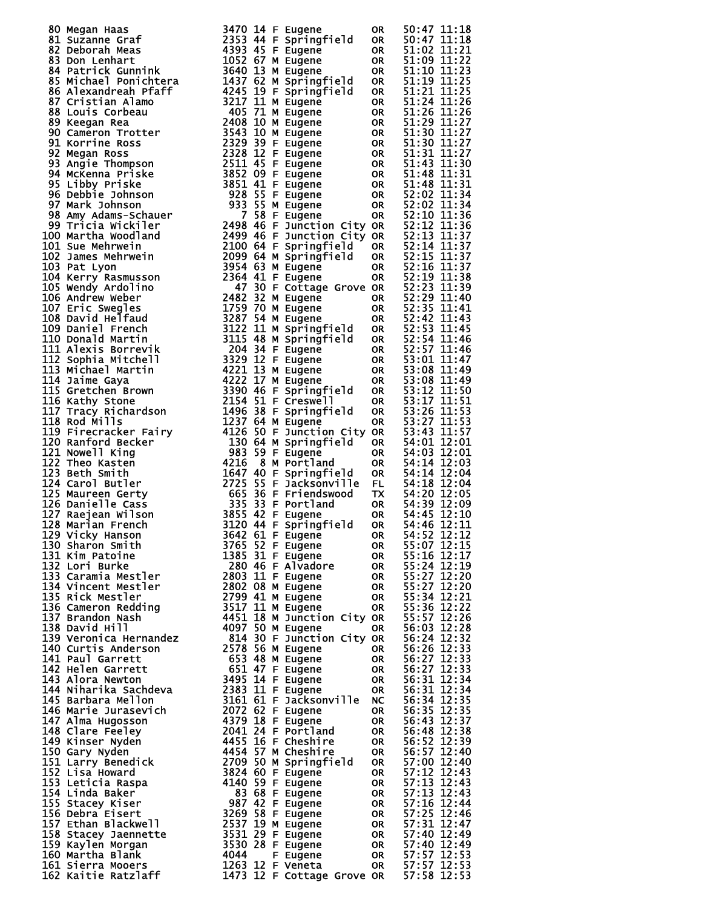```
 80 Megan Haas              3470 14 F Eugene        OR    50:47 11:18
 81 Suzanne Graf            2353 44 F Springfield   OR    50:47 11:18
 82 Deborah Meas            4393 45 F Eugene        OR    51:02 11:21
 83 Don Lenhart             1052 67 M Eugene        OR    51:09 11:22
 84 Patrick Gunnink         3640 13 M Eugene        OR    51:10 11:23
 85 Michael Ponichtera      1437 62 M Springfield   OR    51:19 11:25
 86 Alexandreah Pfaff       4245 19 F Springfield   OR    51:21 11:25
 87 Cristian Alamo          3217 11 M Eugene        OR    51:24 11:26
 88 Louis Corbeau            405 71 M Eugene        OR    51:26 11:26
 89 Keegan Rea              2408 10 M Eugene        OR    51:29 11:27
 90 Cameron Trotter         3543 10 M Eugene        OR    51:30 11:27
 91 Korrine Ross            2329 39 F Eugene        OR    51:30 11:27
 92 Megan Ross              2328 12 F Eugene        OR    51:31 11:27
 93 Angie Thompson          2511 45 F Eugene        OR    51:43 11:30
 94 McKenna Priske          3852 09 F Eugene        OR    51:48 11:31
 95 Libby Priske            3851 41 F Eugene        OR    51:48 11:31
 96 Debbie Johnson           928 55 F Eugene        OR    52:02 11:34
 97 Mark Johnson             933 55 M Eugene        OR    52:02 11:34
 98 Amy Adams-Schauer          7 58 F Eugene        OR    52:10 11:36
 99 Tricia Wickiler         2498 46 F Junction City OR    52:12 11:36
100 Martha Woodland         2499 46 F Junction City OR    52:13 11:37
101 Sue Mehrwein            2100 64 F Springfield   OR    52:14 11:37
102 James Mehrwein          2099 64 M Springfield   OR    52:15 11:37
103 Pat Lyon                3954 63 M Eugene        OR    52:16 11:37
104 Kerry Rasmusson         2364 41 F Eugene        OR    52:19 11:38
105 Wendy Ardolino            47 30 F Cottage Grove OR    52:23 11:39
106 Andrew Weber            2482 32 M Eugene        OR    52:29 11:40
107 Eric Swegles            1759 70 M Eugene        OR    52:35 11:41
108 David Helfaud           3287 54 M Eugene        OR    52:42 11:43
109 Daniel French           3122 11 M Springfield   OR    52:53 11:45
110 Donald Martin           3115 48 M Springfield   OR    52:54 11:46
111 Alexis Borrevik          204 34 F Eugene        OR    52:57 11:46
112 Sophia Mitchell         3329 12 F Eugene        OR    53:01 11:47
113 Michael Martin          4221 13 M Eugene        OR    53:08 11:49
114 Jaime Gaya              4222 17 M Eugene        OR    53:08 11:49
115 Gretchen Brown          3390 46 F Springfield   OR    53:12 11:50
116 Kathy Stone             2154 51 F Creswell      OR    53:17 11:51
117 Tracy Richardson        1496 38 F Springfield   OR    53:26 11:53
118 Rod Mills               1237 64 M Eugene        OR    53:27 11:53
119 Firecracker Fairy       4126 50 F Junction City OR    53:43 11:57
120 Ranford Becker           130 64 M Springfield   OR    54:01 12:01
121 Nowell King              983 59 F Eugene        OR    54:03 12:01
122 Theo Kasten             4216  8 M Portland      OR    54:14 12:03
123 Beth Smith              1647 40 F Springfield   OR    54:14 12:04
124 Carol Butler            2725 55 F Jacksonville  FL    54:18 12:04
125 Maureen Gerty            665 36 F Friendswood   TX    54:20 12:05
126 Danielle Cass            335 33 F Portland      OR    54:39 12:09
127 Raejean Wilson          3855 42 F Eugene        OR    54:45 12:10
128 Marian French           3120 44 F Springfield   OR    54:46 12:11
129 Vicky Hanson            3642 61 F Eugene        OR    54:52 12:12
130 Sharon Smith            3765 52 F Eugene        OR    55:07 12:15
131 Kim Patoine             1385 31 F Eugene        OR    55:16 12:17
132 Lori Burke               280 46 F Alvadore      OR    55:24 12:19
133 Caramia Mestler         2803 11 F Eugene        OR    55:27 12:20
134 Vincent Mestler         2802 08 M Eugene        OR    55:27 12:20
135 Rick Mestler            2799 41 M Eugene        OR    55:34 12:21
136 Cameron Redding         3517 11 M Eugene        OR    55:36 12:22
137 Brandon Nash            4451 18 M Junction City OR    55:57 12:26
138 David Hill              4097 50 M Eugene        OR    56:03 12:28
139 Veronica Hernandez       814 30 F Junction City OR    56:24 12:32
140 Curtis Anderson         2578 56 M Eugene        OR    56:26 12:33
141 Paul Garrett             653 48 M Eugene        OR    56:27 12:33
142 Helen Garrett            651 47 F Eugene        OR    56:27 12:33
143 Alora Newton            3495 14 F Eugene        OR    56:31 12:34
144 Niharika Sachdeva       2383 11 F Eugene        OR    56:31 12:34
145 Barbara Mellon          3161 61 F Jacksonville  NC    56:34 12:35
146 Marie Jurasevich        2072 62 F Eugene        OR    56:35 12:35
147 Alma Hugosson           4379 18 F Eugene        OR    56:43 12:37
148 Clare Feeley            2041 24 F Portland      OR    56:48 12:38
149 Kinser Nyden            4455 16 F Cheshire      OR    56:52 12:39
150 Gary Nyden              4454 57 M Cheshire      OR    56:57 12:40
151 Larry Benedick          2709 50 M Springfield   OR    57:00 12:40
152 Lisa Howard             3824 60 F Eugene        OR    57:12 12:43
153 Leticia Raspa           4140 59 F Eugene        OR    57:13 12:43
154 Linda Baker               83 68 F Eugene        OR    57:13 12:43
155 Stacey Kiser             987 42 F Eugene        OR    57:16 12:44
156 Debra Eisert            3269 58 F Eugene        OR    57:25 12:46
157 Ethan Blackwell         2537 19 M Eugene        OR    57:31 12:47
158 Stacey Jaennette        3531 29 F Eugene        OR    57:40 12:49
159 Kaylen Morgan           3530 28 F Eugene        OR    57:40 12:49
160 Martha Blank            4044    F Eugene        OR    57:57 12:53
161 Sierra Mooers           1263 12 F Veneta        OR    57:57 12:53
162 Kaitie Ratzlaff         1473 12 F Cottage Grove OR    57:58 12:53
```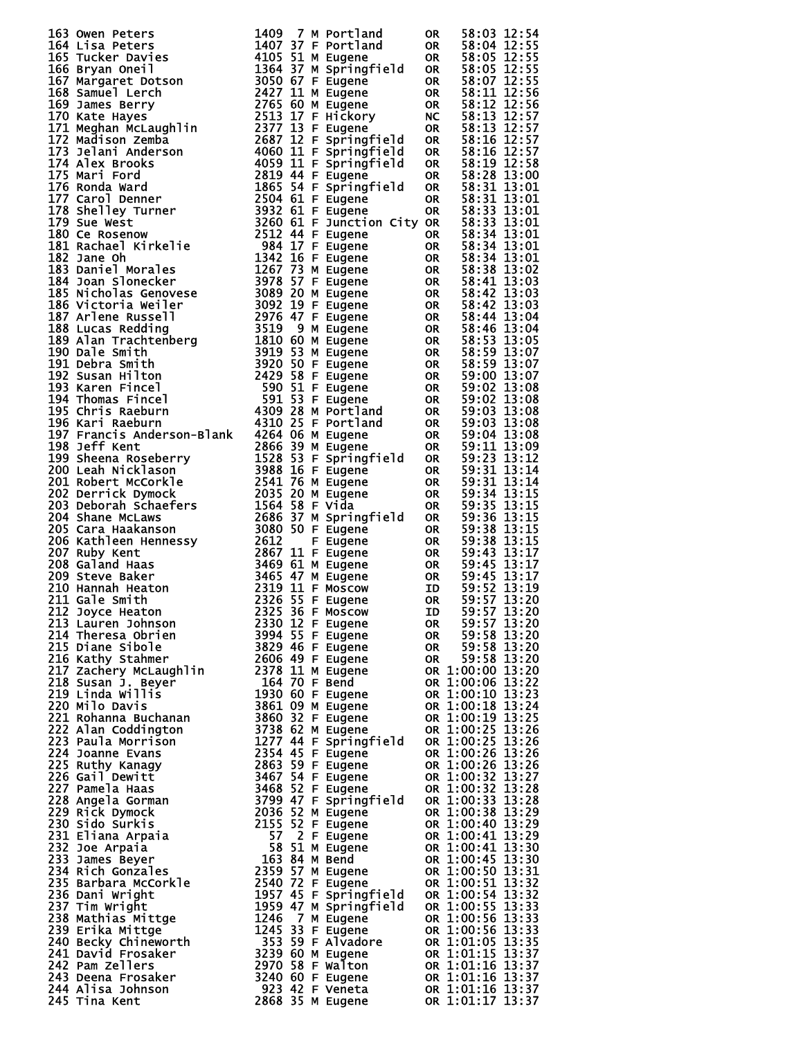```
163 Owen Peters              1409  7 M Portland      OR   58:03 12:54
164 Lisa Peters              1407 37 F Portland      OR   58:04 12:55
165 Tucker Davies            4105 51 M Eugene        OR   58:05 12:55
166 Bryan Oneil              1364 37 M Springfield   OR   58:05 12:55
167 Margaret Dotson          3050 67 F Eugene        OR   58:07 12:55
168 Samuel Lerch             2427 11 M Eugene        OR   58:11 12:56
169 James Berry              2765 60 M Eugene        OR   58:12 12:56
170 Kate Hayes               2513 17 F Hickory       NC   58:13 12:57
171 Meghan McLaughlin        2377 13 F Eugene        OR   58:13 12:57
172 Madison Zemba            2687 12 F Springfield   OR   58:16 12:57
173 Jelani Anderson          4060 11 F Springfield   OR   58:16 12:57
174 Alex Brooks              4059 11 F Springfield   OR   58:19 12:58
175 Mari Ford                2819 44 F Eugene        OR   58:28 13:00
176 Ronda Ward               1865 54 F Springfield   OR   58:31 13:01
177 Carol Denner             2504 61 F Eugene        OR   58:31 13:01
178 Shelley Turner           3932 61 F Eugene        OR   58:33 13:01
179 Sue West                 3260 61 F Junction City OR   58:33 13:01
180 Ce Rosenow               2512 44 F Eugene        OR   58:34 13:01
181 Rachael Kirkelie          984 17 F Eugene        OR   58:34 13:01
182 Jane Oh                  1342 16 F Eugene        OR   58:34 13:01
183 Daniel Morales           1267 73 M Eugene        OR   58:38 13:02
184 Joan Slonecker           3978 57 F Eugene        OR   58:41 13:03
185 Nicholas Genovese        3089 20 M Eugene        OR   58:42 13:03
186 Victoria Weiler          3092 19 F Eugene        OR   58:42 13:03
187 Arlene Russell           2976 47 F Eugene        OR   58:44 13:04
188 Lucas Redding            3519  9 M Eugene        OR   58:46 13:04
189 Alan Trachtenberg        1810 60 M Eugene        OR   58:53 13:05
190 Dale Smith               3919 53 M Eugene        OR   58:59 13:07
191 Debra Smith              3920 50 F Eugene        OR   58:59 13:07
192 Susan Hilton             2429 58 F Eugene        OR   59:00 13:07
193 Karen Fincel              590 51 F Eugene        OR   59:02 13:08
194 Thomas Fincel             591 53 F Eugene        OR   59:02 13:08
195 Chris Raeburn            4309 28 M Portland      OR   59:03 13:08
196 Kari Raeburn             4310 25 F Portland      OR   59:03 13:08
197 Francis Anderson-Blank   4264 06 M Eugene        OR   59:04 13:08
198 Jeff Kent                2866 39 M Eugene        OR   59:11 13:09
199 Sheena Roseberry         1528 53 F Springfield   OR   59:23 13:12
200 Leah Nicklason           3988 16 F Eugene        OR   59:31 13:14
201 Robert McCorkle          2541 76 M Eugene        OR   59:31 13:14
202 Derrick Dymock           2035 20 M Eugene        OR   59:34 13:15
203 Deborah Schaefers        1564 58 F Vida          OR   59:35 13:15
204 Shane McLaws             2686 37 M Springfield   OR   59:36 13:15
205 Cara Haakanson           3080 50 F Eugene        OR   59:38 13:15
206 Kathleen Hennessy        2612    F Eugene        OR   59:38 13:15
207 Ruby Kent                2867 11 F Eugene        OR   59:43 13:17
208 Galand Haas              3469 61 M Eugene        OR   59:45 13:17
209 Steve Baker              3465 47 M Eugene        OR   59:45 13:17
210 Hannah Heaton            2319 11 F Moscow        ID   59:52 13:19
211 Gale Smith               2326 55 F Eugene        OR   59:57 13:20
212 Joyce Heaton             2325 36 F Moscow        ID   59:57 13:20
213 Lauren Johnson           2330 12 F Eugene        OR   59:57 13:20
214 Theresa Obrien           3994 55 F Eugene        OR   59:58 13:20
215 Diane Sibole             3829 46 F Eugene        OR   59:58 13:20
216 Kathy Stahmer            2606 49 F Eugene        OR   59:58 13:20
217 Zachery McLaughlin       2378 11 M Eugene        OR 1:00:00 13:20
218 Susan J. Beyer            164 70 F Bend          OR 1:00:06 13:22
219 Linda Willis             1930 60 F Eugene        OR 1:00:10 13:23
220 Milo Davis               3861 09 M Eugene        OR 1:00:18 13:24
221 Rohanna Buchanan         3860 32 F Eugene        OR 1:00:19 13:25
222 Alan Coddington          3738 62 M Eugene        OR 1:00:25 13:26
223 Paula Morrison           1277 44 F Springfield   OR 1:00:25 13:26
224 Joanne Evans             2354 45 F Eugene        OR 1:00:26 13:26
225 Ruthy Kanagy             2863 59 F Eugene        OR 1:00:26 13:26
226 Gail Dewitt              3467 54 F Eugene        OR 1:00:32 13:27
227 Pamela Haas              3468 52 F Eugene        OR 1:00:32 13:28
228 Angela Gorman            3799 47 F Springfield   OR 1:00:33 13:28
229 Rick Dymock              2036 52 M Eugene        OR 1:00:38 13:29
230 Sido Surkis              2155 52 F Eugene        OR 1:00:40 13:29
231 Eliana Arpaia              57  2 F Eugene        OR 1:00:41 13:29
232 Joe Arpaia                 58 51 M Eugene        OR 1:00:41 13:30
233 James Beyer               163 84 M Bend          OR 1:00:45 13:30
234 Rich Gonzales            2359 57 M Eugene        OR 1:00:50 13:31
235 Barbara McCorkle         2540 72 F Eugene        OR 1:00:51 13:32
236 Dani Wright              1957 45 F Springfield   OR 1:00:54 13:32
237 Tim Wright               1959 47 M Springfield   OR 1:00:55 13:33
238 Mathias Mittge           1246  7 M Eugene        OR 1:00:56 13:33
239 Erika Mittge             1245 33 F Eugene        OR 1:00:56 13:33
240 Becky Chineworth          353 59 F Alvadore      OR 1:01:05 13:35
241 David Frosaker           3239 60 M Eugene        OR 1:01:15 13:37
242 Pam Zellers              2970 58 F Walton        OR 1:01:16 13:37
243 Deena Frosaker           3240 60 F Eugene        OR 1:01:16 13:37
244 Alisa Johnson             923 42 F Veneta        OR 1:01:16 13:37
245 Tina Kent                2868 35 M Eugene        OR 1:01:17 13:37
```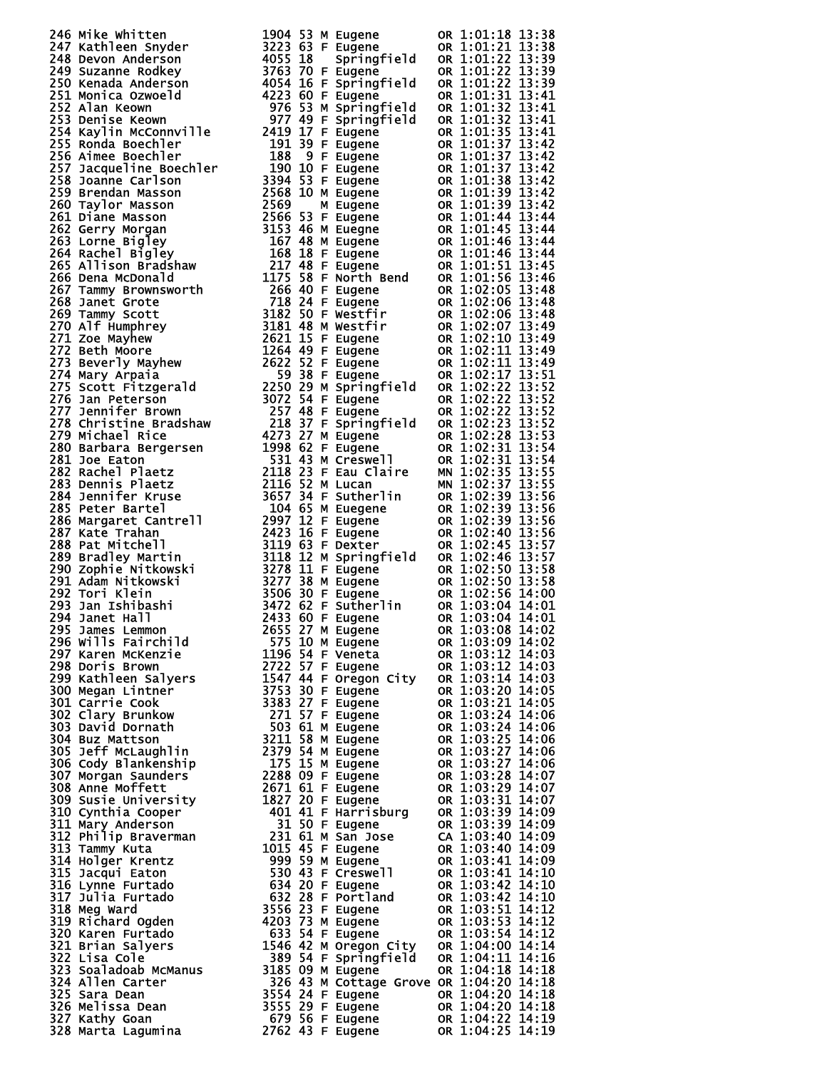```
246 Mike Whitten             1904 53 M Eugene        OR 1:01:18 13:38
247 Kathleen Snyder          3223 63 F Eugene        OR 1:01:21 13:38
248 Devon Anderson           4055 18   Springfield   OR 1:01:22 13:39
249 Suzanne Rodkey           3763 70 F Eugene        OR 1:01:22 13:39
250 Kenada Anderson          4054 16 F Springfield   OR 1:01:22 13:39
251 Monica Ozwoeld           4223 60 F Eugene        OR 1:01:31 13:41
252 Alan Keown                976 53 M Springfield   OR 1:01:32 13:41
253 Denise Keown              977 49 F Springfield   OR 1:01:32 13:41
254 Kaylin McConnville       2419 17 F Eugene        OR 1:01:35 13:41
255 Ronda Boechler            191 39 F Eugene        OR 1:01:37 13:42
256 Aimee Boechler            188  9 F Eugene        OR 1:01:37 13:42
257 Jacqueline Boechler       190 10 F Eugene        OR 1:01:37 13:42
258 Joanne Carlson           3394 53 F Eugene        OR 1:01:38 13:42
259 Brendan Masson           2568 10 M Eugene        OR 1:01:39 13:42
260 Taylor Masson            2569    M Eugene        OR 1:01:39 13:42
261 Diane Masson             2566 53 F Eugene        OR 1:01:44 13:44
262 Gerry Morgan             3153 46 M Euegne        OR 1:01:45 13:44
263 Lorne Bigley               167 48 M Eugene        OR 1:01:46 13:44
264 Rachel Bigley             168 18 F Eugene        OR 1:01:46 13:44
265 Allison Bradshaw          217 48 F Eugene        OR 1:01:51 13:45
266 Dena McDonald            1175 58 F North Bend    OR 1:01:56 13:46
267 Tammy Brownsworth         266 40 F Eugene        OR 1:02:05 13:48
268 Janet Grote               718 24 F Eugene        OR 1:02:06 13:48
269 Tammy Scott              3182 50 F Westfir       OR 1:02:06 13:48
270 Alf Humphrey             3181 48 M Westfir       OR 1:02:07 13:49
271 Zoe Mayhew               2621 15 F Eugene        OR 1:02:10 13:49
272 Beth Moore               1264 49 F Eugene        OR 1:02:11 13:49
273 Beverly Mayhew           2622 52 F Eugene        OR 1:02:11 13:49
274 Mary Arpaia                59 38 F Eugene        OR 1:02:17 13:51
275 Scott Fitzgerald         2250 29 M Springfield   OR 1:02:22 13:52
276 Jan Peterson             3072 54 F Eugene        OR 1:02:22 13:52
277 Jennifer Brown            257 48 F Eugene        OR 1:02:22 13:52
278 Christine Bradshaw        218 37 F Springfield   OR 1:02:23 13:52
279 Michael Rice             4273 27 M Eugene        OR 1:02:28 13:53
280 Barbara Bergersen        1998 62 F Eugene        OR 1:02:31 13:54
281 Joe Eaton                 531 43 M Creswell      OR 1:02:31 13:54
282 Rachel Plaetz            2118 23 F Eau Claire    MN 1:02:35 13:55
283 Dennis Plaetz            2116 52 M Lucan         MN 1:02:37 13:55
284 Jennifer Kruse           3657 34 F Sutherlin     OR 1:02:39 13:56
285 Peter Bartel              104 65 M Euegene       OR 1:02:39 13:56
286 Margaret Cantrell        2997 12 F Eugene        OR 1:02:39 13:56
287 Kate Trahan              2423 16 F Eugene        OR 1:02:40 13:56
288 Pat Mitchell             3119 63 F Dexter        OR 1:02:45 13:57
289 Bradley Martin           3118 12 M Springfield   OR 1:02:46 13:57
290 Zophie Nitkowski         3278 11 F Eugene        OR 1:02:50 13:58
291 Adam Nitkowski           3277 38 M Eugene        OR 1:02:50 13:58
292 Tori Klein               3506 30 F Eugene        OR 1:02:56 14:00
293 Jan Ishibashi            3472 62 F Sutherlin     OR 1:03:04 14:01
294 Janet Hall               2433 60 F Eugene        OR 1:03:04 14:01
295 James Lemmon             2655 27 M Eugene        OR 1:03:08 14:02
296 Wills Fairchild           575 10 M Eugene        OR 1:03:09 14:02
297 Karen McKenzie           1196 54 F Veneta        OR 1:03:12 14:03
298 Doris Brown              2722 57 F Eugene        OR 1:03:12 14:03
299 Kathleen Salyers         1547 44 F Oregon City   OR 1:03:14 14:03
300 Megan Lintner            3753 30 F Eugene        OR 1:03:20 14:05
301 Carrie Cook              3383 27 F Eugene        OR 1:03:21 14:05
302 Clary Brunkow             271 57 F Eugene        OR 1:03:24 14:06
303 David Dornath             503 61 M Eugene        OR 1:03:24 14:06
304 Buz Mattson              3211 58 M Eugene        OR 1:03:25 14:06
305 Jeff McLaughlin          2379 54 M Eugene        OR 1:03:27 14:06
306 Cody Blankenship          175 15 M Eugene        OR 1:03:27 14:06
307 Morgan Saunders          2288 09 F Eugene        OR 1:03:28 14:07
308 Anne Moffett             2671 61 F Eugene        OR 1:03:29 14:07
309 Susie University         1827 20 F Eugene        OR 1:03:31 14:07
310 Cynthia Cooper            401 41 F Harrisburg    OR 1:03:39 14:09
311 Mary Anderson              31 50 F Eugene        OR 1:03:39 14:09
312 Philip Braverman          231 61 M San Jose      CA 1:03:40 14:09
313 Tammy Kuta               1015 45 F Eugene        OR 1:03:40 14:09
314 Holger Krentz             999 59 M Eugene        OR 1:03:41 14:09
315 Jacqui Eaton              530 43 F Creswell      OR 1:03:41 14:10
316 Lynne Furtado             634 20 F Eugene        OR 1:03:42 14:10
317 Julia Furtado             632 28 F Portland      OR 1:03:42 14:10
318 Meg Ward                 3556 23 F Eugene        OR 1:03:51 14:12
319 Richard Ogden            4203 73 M Eugene        OR 1:03:53 14:12
320 Karen Furtado             633 54 F Eugene        OR 1:03:54 14:12
321 Brian Salyers            1546 42 M Oregon City   OR 1:04:00 14:14
322 Lisa Cole                 389 54 F Springfield   OR 1:04:11 14:16
323 Soaladoab McManus        3185 09 M Eugene        OR 1:04:18 14:18
324 Allen Carter              326 43 M Cottage Grove OR 1:04:20 14:18
325 Sara Dean                3554 24 F Eugene        OR 1:04:20 14:18
326 Melissa Dean             3555 29 F Eugene        OR 1:04:20 14:18
327 Kathy Goan                679 56 F Eugene        OR 1:04:22 14:19
328 Marta Lagumina           2762 43 F Eugene        OR 1:04:25 14:19
```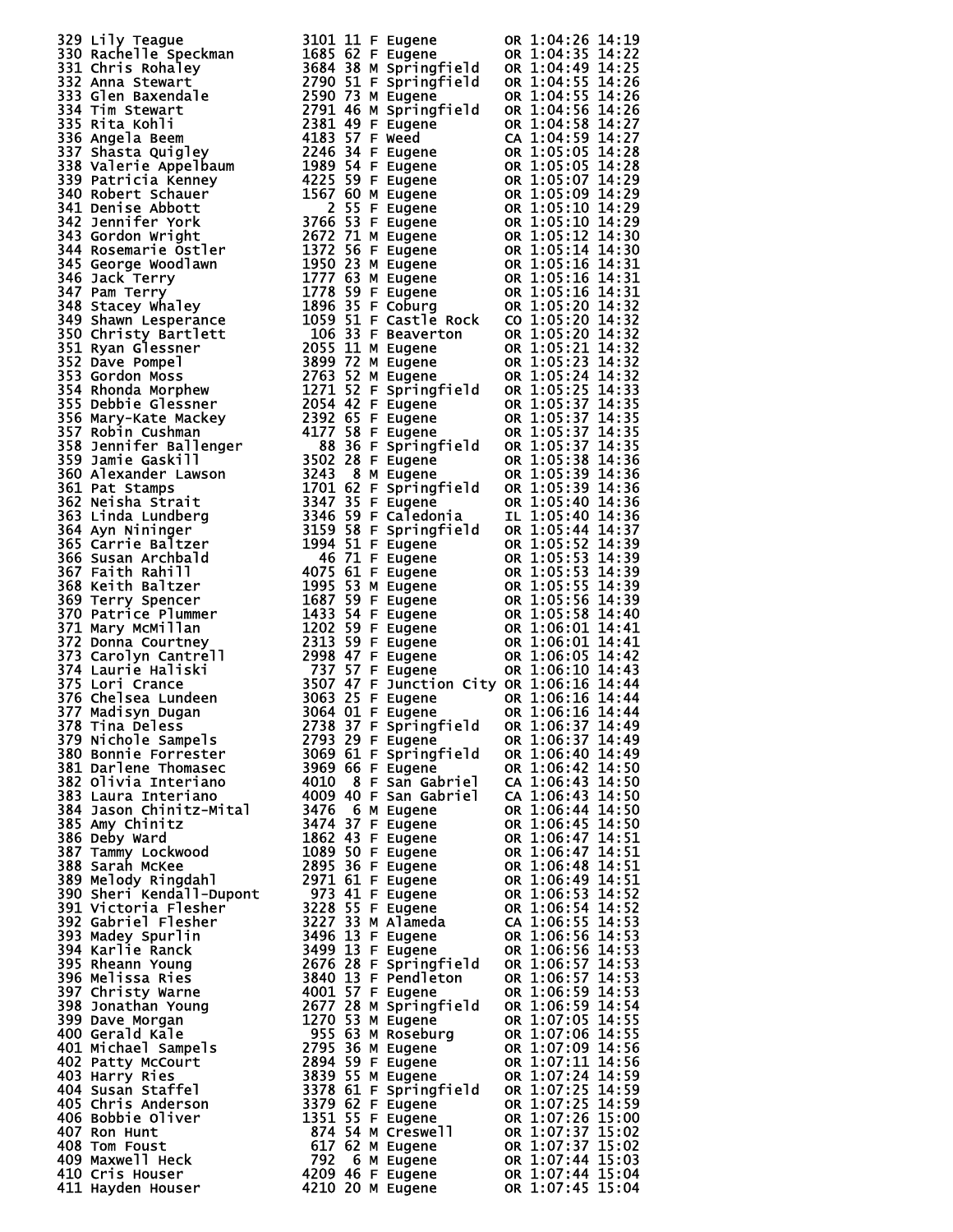```
329 Lily Teague            3101 11 F Eugene        OR 1:04:26 14:19
330 Rachelle Speckman      1685 62 F Eugene        OR 1:04:35 14:22
331 Chris Rohaley          3684 38 M Springfield   OR 1:04:49 14:25
332 Anna Stewart           2790 51 F Springfield   OR 1:04:55 14:26
333 Glen Baxendale         2590 73 M Eugene        OR 1:04:55 14:26
334 Tim Stewart            2791 46 M Springfield   OR 1:04:56 14:26
335 Rita Kohli             2381 49 F Eugene        OR 1:04:58 14:27
336 Angela Beem            4183 57 F Weed          CA 1:04:59 14:27
337 Shasta Quigley         2246 34 F Eugene        OR 1:05:05 14:28
338 Valerie Appelbaum      1989 54 F Eugene        OR 1:05:05 14:28
339 Patricia Kenney        4225 59 F Eugene        OR 1:05:07 14:29
340 Robert Schauer         1567 60 M Eugene        OR 1:05:09 14:29
341 Denise Abbott             2 55 F Eugene        OR 1:05:10 14:29
342 Jennifer York          3766 53 F Eugene        OR 1:05:10 14:29
343 Gordon Wright          2672 71 M Eugene        OR 1:05:12 14:30
344 Rosemarie Ostler       1372 56 F Eugene        OR 1:05:14 14:30
345 George Woodlawn        1950 23 M Eugene        OR 1:05:16 14:31
346 Jack Terry             1777 63 M Eugene        OR 1:05:16 14:31
347 Pam Terry              1778 59 F Eugene        OR 1:05:16 14:31
348 Stacey Whaley          1896 35 F Coburg        OR 1:05:20 14:32
349 Shawn Lesperance       1059 51 F Castle Rock   CO 1:05:20 14:32
350 Christy Bartlett        106 33 F Beaverton     OR 1:05:20 14:32
351 Ryan Glessner          2055 11 M Eugene        OR 1:05:21 14:32
352 Dave Pompel            3899 72 M Eugene        OR 1:05:23 14:32
353 Gordon Moss            2763 52 M Eugene        OR 1:05:24 14:32
354 Rhonda Morphew         1271 52 F Springfield   OR 1:05:25 14:33
355 Debbie Glessner        2054 42 F Eugene        OR 1:05:37 14:35
356 Mary-Kate Mackey       2392 65 F Eugene        OR 1:05:37 14:35
357 Robin Cushman          4177 58 F Eugene        OR 1:05:37 14:35
358 Jennifer Ballenger       88 36 F Springfield   OR 1:05:37 14:35
359 Jamie Gaskill          3502 28 F Eugene        OR 1:05:38 14:36
360 Alexander Lawson       3243  8 M Eugene        OR 1:05:39 14:36
361 Pat Stamps             1701 62 F Springfield   OR 1:05:39 14:36
362 Neisha Strait          3347 35 F Eugene        OR 1:05:40 14:36
363 Linda Lundberg         3346 59 F Caledonia     IL 1:05:40 14:36
364 Ayn Nininger           3159 58 F Springfield   OR 1:05:44 14:37
365 Carrie Baltzer         1994 51 F Eugene        OR 1:05:52 14:39
366 Susan Archbald           46 71 F Eugene        OR 1:05:53 14:39
367 Faith Rahill           4075 61 F Eugene        OR 1:05:53 14:39
368 Keith Baltzer          1995 53 M Eugene        OR 1:05:55 14:39
369 Terry Spencer          1687 59 F Eugene        OR 1:05:56 14:39
370 Patrice Plummer        1433 54 F Eugene        OR 1:05:58 14:40
371 Mary McMillan          1202 59 F Eugene        OR 1:06:01 14:41
372 Donna Courtney         2313 59 F Eugene        OR 1:06:01 14:41
373 Carolyn Cantrell       2998 47 F Eugene        OR 1:06:05 14:42
374 Laurie Haliski          737 57 F Eugene        OR 1:06:10 14:43
375 Lori Crance            3507 47 F Junction City OR 1:06:16 14:44
376 Chelsea Lundeen        3063 25 F Eugene        OR 1:06:16 14:44
377 Madisyn Dugan          3064 01 F Eugene        OR 1:06:16 14:44
378 Tina Deless            2738 37 F Springfield   OR 1:06:37 14:49
379 Nichole Sampels        2793 29 F Eugene        OR 1:06:37 14:49
380 Bonnie Forrester       3069 61 F Springfield   OR 1:06:40 14:49
381 Darlene Thomasec       3969 66 F Eugene        OR 1:06:42 14:50
382 Olivia Interiano       4010  8 F San Gabriel   CA 1:06:43 14:50
383 Laura Interiano        4009 40 F San Gabriel   CA 1:06:43 14:50
384 Jason Chinitz-Mital    3476  6 M Eugene        OR 1:06:44 14:50
385 Amy Chinitz            3474 37 F Eugene        OR 1:06:45 14:50
386 Deby Ward              1862 43 F Eugene        OR 1:06:47 14:51
387 Tammy Lockwood         1089 50 F Eugene        OR 1:06:47 14:51
388 Sarah McKee            2895 36 F Eugene        OR 1:06:48 14:51
389 Melody Ringdahl        2971 61 F Eugene        OR 1:06:49 14:51
390 Sheri Kendall-Dupont    973 41 F Eugene        OR 1:06:53 14:52
391 Victoria Flesher       3228 55 F Eugene        OR 1:06:54 14:52
392 Gabriel Flesher        3227 33 M Alameda       CA 1:06:55 14:53
393 Madey Spurlin          3496 13 F Eugene        OR 1:06:56 14:53
394 Karlie Ranck           3499 13 F Eugene        OR 1:06:56 14:53
395 Rheann Young           2676 28 F Springfield   OR 1:06:57 14:53
396 Melissa Ries           3840 13 F Pendleton     OR 1:06:57 14:53
397 Christy Warne          4001 57 F Eugene        OR 1:06:59 14:53
398 Jonathan Young         2677 28 M Springfield   OR 1:06:59 14:54
399 Dave Morgan            1270 53 M Eugene        OR 1:07:05 14:55
400 Gerald Kale             955 63 M Roseburg      OR 1:07:06 14:55
401 Michael Sampels        2795 36 M Eugene        OR 1:07:09 14:56
402 Patty McCourt          2894 59 F Eugene        OR 1:07:11 14:56
403 Harry Ries             3839 55 M Eugene        OR 1:07:24 14:59
404 Susan Staffel          3378 61 F Springfield   OR 1:07:25 14:59
405 Chris Anderson         3379 62 F Eugene        OR 1:07:25 14:59
406 Bobbie Oliver          1351 55 F Eugene        OR 1:07:26 15:00
407 Ron Hunt                874 54 M Creswell      OR 1:07:37 15:02
408 Tom Foust               617 62 M Eugene        OR 1:07:37 15:02
409 Maxwell Heck            792  6 M Eugene        OR 1:07:44 15:03
410 Cris Houser            4209 46 F Eugene        OR 1:07:44 15:04
411 Hayden Houser          4210 20 M Eugene        OR 1:07:45 15:04
```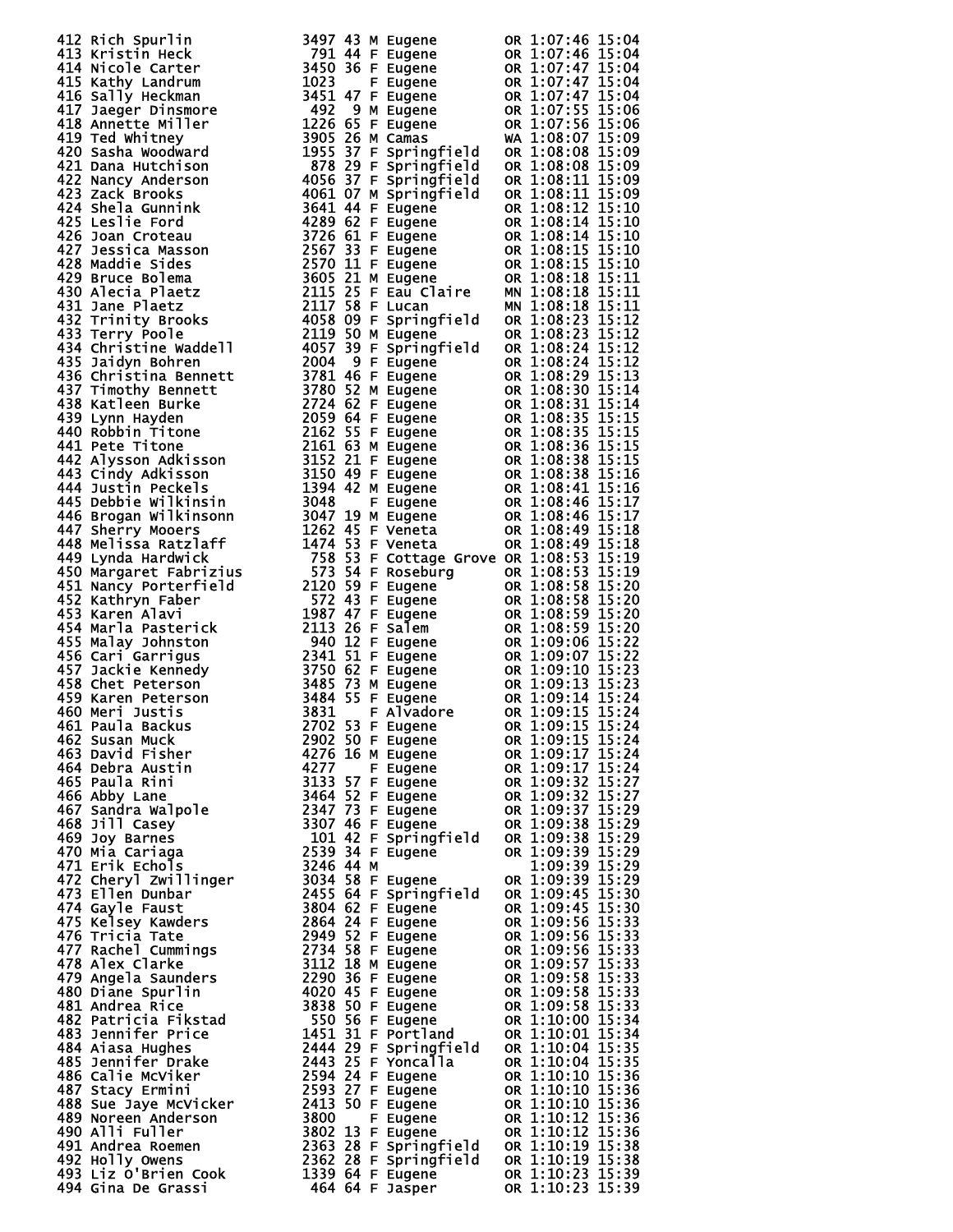```
412 Rich Spurlin              3497 43 M Eugene        OR 1:07:46 15:04
413 Kristin Heck               791 44 F Eugene        OR 1:07:46 15:04
414 Nicole Carter             3450 36 F Eugene        OR 1:07:47 15:04
415 Kathy Landrum             1023    F Eugene        OR 1:07:47 15:04
416 Sally Heckman             3451 47 F Eugene        OR 1:07:47 15:04
417 Jaeger Dinsmore            492  9 M Eugene        OR 1:07:55 15:06
418 Annette Miller            1226 65 F Eugene        OR 1:07:56 15:06
419 Ted Whitney               3905 26 M Camas         WA 1:08:07 15:09
420 Sasha Woodward            1955 37 F Springfield   OR 1:08:08 15:09
421 Dana Hutchison             878 29 F Springfield   OR 1:08:08 15:09
422 Nancy Anderson            4056 37 F Springfield   OR 1:08:11 15:09
423 Zack Brooks               4061 07 M Springfield   OR 1:08:11 15:09
424 Shela Gunnink             3641 44 F Eugene        OR 1:08:12 15:10
425 Leslie Ford               4289 62 F Eugene        OR 1:08:14 15:10
426 Joan Croteau              3726 61 F Eugene        OR 1:08:14 15:10
427 Jessica Masson            2567 33 F Eugene        OR 1:08:15 15:10
428 Maddie Sides              2570 11 F Eugene        OR 1:08:15 15:10
429 Bruce Bolema              3605 21 M Eugene        OR 1:08:18 15:11
430 Alecia Plaetz             2115 25 F Eau Claire    MN 1:08:18 15:11
431 Jane Plaetz               2117 58 F Lucan         MN 1:08:18 15:11
432 Trinity Brooks            4058 09 F Springfield   OR 1:08:23 15:12
433 Terry Poole               2119 50 M Eugene        OR 1:08:23 15:12
434 Christine Waddell         4057 39 F Springfield   OR 1:08:24 15:12
435 Jaidyn Bohren             2004  9 F Eugene        OR 1:08:24 15:12
436 Christina Bennett         3781 46 F Eugene        OR 1:08:29 15:13
437 Timothy Bennett           3780 52 M Eugene        OR 1:08:30 15:14
438 Katleen Burke             2724 62 F Eugene        OR 1:08:31 15:14
439 Lynn Hayden               2059 64 F Eugene        OR 1:08:35 15:15
440 Robbin Titone             2162 55 F Eugene        OR 1:08:35 15:15
441 Pete Titone               2161 63 M Eugene        OR 1:08:36 15:15
442 Alysson Adkisson          3152 21 F Eugene        OR 1:08:38 15:15
443 Cindy Adkisson            3150 49 F Eugene        OR 1:08:38 15:16
444 Justin Peckels            1394 42 M Eugene        OR 1:08:41 15:16
445 Debbie Wilkinsin          3048    F Eugene        OR 1:08:46 15:17
446 Brogan Wilkinsonn         3047 19 M Eugene        OR 1:08:46 15:17
447 Sherry Mooers             1262 45 F Veneta        OR 1:08:49 15:18
448 Melissa Ratzlaff          1474 53 F Veneta        OR 1:08:49 15:18
449 Lynda Hardwick             758 53 F Cottage Grove OR 1:08:53 15:19
450 Margaret Fabrizius         573 54 F Roseburg      OR 1:08:53 15:19
451 Nancy Porterfield         2120 59 F Eugene        OR 1:08:58 15:20
452 Kathryn Faber              572 43 F Eugene        OR 1:08:58 15:20
453 Karen Alavi               1987 47 F Eugene        OR 1:08:59 15:20
454 Marla Pasterick           2113 26 F Salem         OR 1:08:59 15:20
455 Malay Johnston             940 12 F Eugene        OR 1:09:06 15:22
456 Cari Garrigus             2341 51 F Eugene        OR 1:09:07 15:22
457 Jackie Kennedy            3750 62 F Eugene        OR 1:09:10 15:23
458 Chet Peterson             3485 73 M Eugene        OR 1:09:13 15:23
459 Karen Peterson            3484 55 F Eugene        OR 1:09:14 15:24
460 Meri Justis               3831    F Alvadore      OR 1:09:15 15:24
461 Paula Backus              2702 53 F Eugene        OR 1:09:15 15:24
462 Susan Muck                2902 50 F Eugene        OR 1:09:15 15:24
463 David Fisher              4276 16 M Eugene        OR 1:09:17 15:24
464 Debra Austin              4277    F Eugene        OR 1:09:17 15:24
465 Paula Rini                3133 57 F Eugene        OR 1:09:32 15:27
466 Abby Lane                 3464 52 F Eugene        OR 1:09:32 15:27
467 Sandra Walpole            2347 73 F Eugene        OR 1:09:37 15:29
468 Jill Casey                3307 46 F Eugene        OR 1:09:38 15:29
469 Joy Barnes                 101 42 F Springfield   OR 1:09:38 15:29
470 Mia Cariaga               2539 34 F Eugene        OR 1:09:39 15:29
471 Erik Echols               3246 44 M                  1:09:39 15:29
472 Cheryl Zwillinger         3034 58 F Eugene        OR 1:09:39 15:29
473 Ellen Dunbar              2455 64 F Springfield   OR 1:09:45 15:30
474 Gayle Faust               3804 62 F Eugene        OR 1:09:45 15:30
475 Kelsey Kawders            2864 24 F Eugene        OR 1:09:56 15:33
476 Tricia Tate               2949 52 F Eugene        OR 1:09:56 15:33
477 Rachel Cummings           2734 58 F Eugene        OR 1:09:56 15:33
478 Alex Clarke               3112 18 M Eugene        OR 1:09:57 15:33
479 Angela Saunders           2290 36 F Eugene        OR 1:09:58 15:33
480 Diane Spurlin             4020 45 F Eugene        OR 1:09:58 15:33
481 Andrea Rice               3838 50 F Eugene        OR 1:09:58 15:33
482 Patricia Fikstad           550 56 F Eugene        OR 1:10:00 15:34
483 Jennifer Price            1451 31 F Portland      OR 1:10:01 15:34
484 Aiasa Hughes              2444 29 F Springfield   OR 1:10:04 15:35
485 Jennifer Drake            2443 25 F Yoncalla      OR 1:10:04 15:35
486 Calie McViker             2594 24 F Eugene        OR 1:10:10 15:36
487 Stacy Ermini              2593 27 F Eugene        OR 1:10:10 15:36
488 Sue Jaye McVicker         2413 50 F Eugene        OR 1:10:10 15:36
489 Noreen Anderson           3800    F Eugene        OR 1:10:12 15:36
490 Alli Fuller               3802 13 F Eugene        OR 1:10:12 15:36
491 Andrea Roemen             2363 28 F Springfield   OR 1:10:19 15:38
492 Holly Owens               2362 28 F Springfield   OR 1:10:19 15:38
493 Liz O'Brien Cook          1339 64 F Eugene        OR 1:10:23 15:39
494 Gina De Grassi             464 64 F Jasper        OR 1:10:23 15:39
```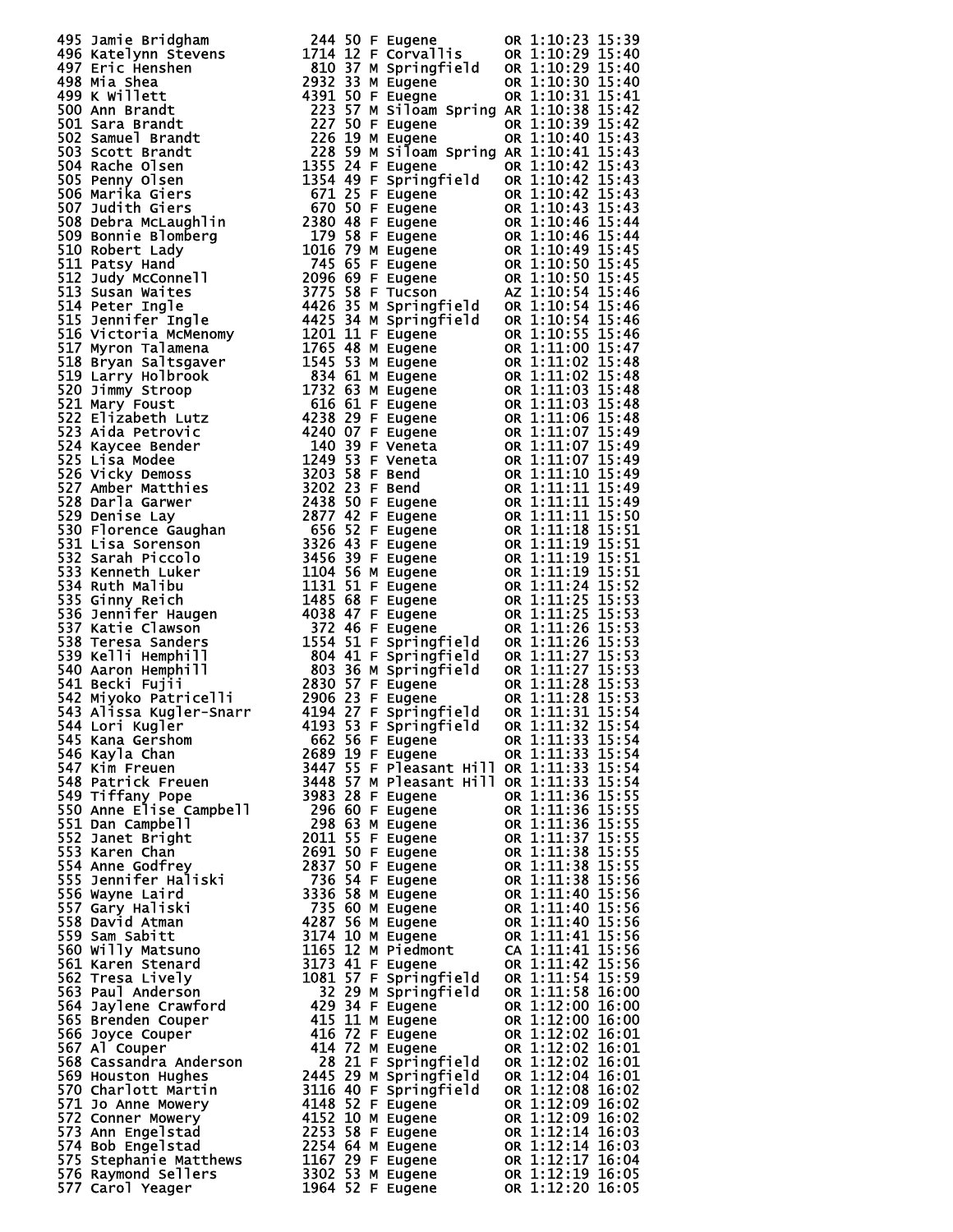```
495 Jamie Bridgham           244 50 F Eugene         OR 1:10:23 15:39
496 Katelynn Stevens        1714 12 F Corvallis      OR 1:10:29 15:40
497 Eric Henshen             810 37 M Springfield    OR 1:10:29 15:40
498 Mia Shea                2932 33 M Eugene         OR 1:10:30 15:40
499 K Willett               4391 50 F Euegne         OR 1:10:31 15:41
500 Ann Brandt               223 57 M Siloam Spring AR 1:10:38 15:42
501 Sara Brandt              227 50 F Eugene         OR 1:10:39 15:42
502 Samuel Brandt            226 19 M Eugene         OR 1:10:40 15:43
503 Scott Brandt             228 59 M Siloam Spring AR 1:10:41 15:43
504 Rache Olsen             1355 24 F Eugene         OR 1:10:42 15:43
505 Penny Olsen             1354 49 F Springfield    OR 1:10:42 15:43
506 Marika Giers             671 25 F Eugene         OR 1:10:42 15:43
507 Judith Giers             670 50 F Eugene         OR 1:10:43 15:43
508 Debra McLaughlin        2380 48 F Eugene         OR 1:10:46 15:44
509 Bonnie Blomberg          179 58 F Eugene         OR 1:10:46 15:44
510 Robert Lady             1016 79 M Eugene         OR 1:10:49 15:45
511 Patsy Hand               745 65 F Eugene         OR 1:10:50 15:45
512 Judy McConnell          2096 69 F Eugene         OR 1:10:50 15:45
513 Susan Waites            3775 58 F Tucson         AZ 1:10:54 15:46
514 Peter Ingle             4426 35 M Springfield    OR 1:10:54 15:46
515 Jennifer Ingle          4425 34 M Springfield    OR 1:10:54 15:46
516 Victoria McMenomy       1201 11 F Eugene         OR 1:10:55 15:46
517 Myron Talamena          1765 48 M Eugene         OR 1:11:00 15:47
518 Bryan Saltsgaver        1545 53 M Eugene         OR 1:11:02 15:48
519 Larry Holbrook           834 61 M Eugene         OR 1:11:02 15:48
520 Jimmy Stroop            1732 63 M Eugene         OR 1:11:03 15:48
521 Mary Foust               616 61 F Eugene         OR 1:11:03 15:48
522 Elizabeth Lutz          4238 29 F Eugene         OR 1:11:06 15:48
523 Aida Petrovic           4240 07 F Eugene         OR 1:11:07 15:49
524 Kaycee Bender            140 39 F Veneta         OR 1:11:07 15:49
525 Lisa Modee              1249 53 F Veneta         OR 1:11:07 15:49
526 Vicky Demoss            3203 58 F Bend           OR 1:11:10 15:49
527 Amber Matthies          3202 23 F Bend           OR 1:11:11 15:49
528 Darla Garwer            2438 50 F Eugene         OR 1:11:11 15:49
529 Denise Lay              2877 42 F Eugene         OR 1:11:11 15:50
530 Florence Gaughan         656 52 F Eugene         OR 1:11:18 15:51
531 Lisa Sorenson           3326 43 F Eugene         OR 1:11:19 15:51
532 Sarah Piccolo           3456 39 F Eugene         OR 1:11:19 15:51
533 Kenneth Luker           1104 56 M Eugene         OR 1:11:19 15:51
534 Ruth Malibu             1131 51 F Eugene         OR 1:11:24 15:52
535 Ginny Reich             1485 68 F Eugene         OR 1:11:25 15:53
536 Jennifer Haugen         4038 47 F Eugene         OR 1:11:25 15:53
537 Katie Clawson            372 46 F Eugene         OR 1:11:26 15:53
538 Teresa Sanders          1554 51 F Springfield    OR 1:11:26 15:53
539 Kelli Hemphill           804 41 F Springfield    OR 1:11:27 15:53
540 Aaron Hemphill           803 36 M Springfield    OR 1:11:27 15:53
541 Becki Fujii             2830 57 F Eugene         OR 1:11:28 15:53
542 Miyoko Patricelli       2906 23 F Eugene         OR 1:11:28 15:53
543 Alissa Kugler-Snarr     4194 27 F Springfield    OR 1:11:31 15:54
544 Lori Kugler             4193 53 F Springfield    OR 1:11:32 15:54
545 Kana Gershom             662 56 F Eugene         OR 1:11:33 15:54
546 Kayla Chan              2689 19 F Eugene         OR 1:11:33 15:54
547 Kim Freuen              3447 55 F Pleasant Hill OR 1:11:33 15:54
548 Patrick Freuen          3448 57 M Pleasant Hill OR 1:11:33 15:54
549 Tiffany Pope            3983 28 F Eugene         OR 1:11:36 15:55
550 Anne Elise Campbell      296 60 F Eugene         OR 1:11:36 15:55
551 Dan Campbell             298 63 M Eugene         OR 1:11:36 15:55
552 Janet Bright            2011 55 F Eugene         OR 1:11:37 15:55
553 Karen Chan              2691 50 F Eugene         OR 1:11:38 15:55
554 Anne Godfrey            2837 50 F Eugene         OR 1:11:38 15:55
555 Jennifer Haliski         736 54 F Eugene         OR 1:11:38 15:56
556 Wayne Laird             3336 58 M Eugene         OR 1:11:40 15:56
557 Gary Haliski             735 60 M Eugene         OR 1:11:40 15:56
558 David Atman             4287 56 M Eugene         OR 1:11:40 15:56
559 Sam Sabitt              3174 10 M Eugene         OR 1:11:41 15:56
560 Willy Matsuno           1165 12 M Piedmont       CA 1:11:41 15:56
561 Karen Stenard           3173 41 F Eugene         OR 1:11:42 15:56
562 Tresa Lively            1081 57 F Springfield    OR 1:11:54 15:59
563 Paul Anderson             32 29 M Springfield    OR 1:11:58 16:00
564 Jaylene Crawford         429 34 F Eugene         OR 1:12:00 16:00
565 Brenden Couper           415 11 M Eugene         OR 1:12:00 16:00
566 Joyce Couper             416 72 F Eugene         OR 1:12:02 16:01
567 Al Couper                414 72 M Eugene         OR 1:12:02 16:01
568 Cassandra Anderson        28 21 F Springfield    OR 1:12:02 16:01
569 Houston Hughes          2445 29 M Springfield    OR 1:12:04 16:01
570 Charlott Martin         3116 40 F Springfield    OR 1:12:08 16:02
571 Jo Anne Mowery          4148 52 F Eugene         OR 1:12:09 16:02
572 Conner Mowery           4152 10 M Eugene         OR 1:12:09 16:02
573 Ann Engelstad           2253 58 F Eugene         OR 1:12:14 16:03
574 Bob Engelstad           2254 64 M Eugene         OR 1:12:14 16:03
575 Stephanie Matthews      1167 29 F Eugene         OR 1:12:17 16:04
576 Raymond Sellers         3302 53 M Eugene         OR 1:12:19 16:05
577 Carol Yeager            1964 52 F Eugene         OR 1:12:20 16:05
```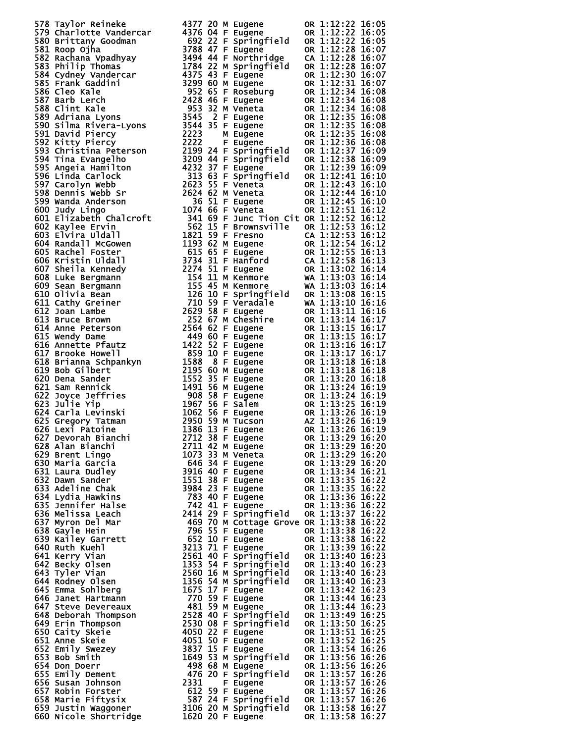```
578 Taylor Reineke          4377 20 M Eugene       OR 1:12:22 16:05
579 Charlotte Vandercar     4376 04 F Eugene       OR 1:12:22 16:05
580 Brittany Goodman         692 22 F Springfield  OR 1:12:22 16:05
581 Roop Ojha               3788 47 F Eugene       OR 1:12:28 16:07
582 Rachana Vpadhyay        3494 44 F Northridge   CA 1:12:28 16:07
583 Philip Thomas           1784 22 M Springfield  OR 1:12:28 16:07
584 Cydney Vandercar        4375 43 F Eugene       OR 1:12:30 16:07
585 Frank Gaddini           3299 60 M Eugene       OR 1:12:31 16:07
586 Cleo Kale                952 65 F Roseburg     OR 1:12:34 16:08
587 Barb Lerch              2428 46 F Eugene       OR 1:12:34 16:08
588 Clint Kale               953 32 M Veneta       OR 1:12:34 16:08
589 Adriana Lyons           3545  2 F Eugene       OR 1:12:35 16:08
590 Silma Rivera-Lyons      3544 35 F Eugene       OR 1:12:35 16:08
591 David Piercy            2223    M Eugene       OR 1:12:35 16:08
592 Kitty Piercy            2222    F Eugene       OR 1:12:36 16:08
593 Christina Peterson      2199 24 F Springfield  OR 1:12:37 16:09
594 Tina Evangelho          3209 44 F Springfield  OR 1:12:38 16:09
595 Angeia Hamilton         4232 37 F Eugene       OR 1:12:39 16:09
596 Linda Carlock            313 63 F Springfield  OR 1:12:41 16:10
597 Carolyn Webb            2623 55 F Veneta       OR 1:12:43 16:10
598 Dennis Webb Sr          2624 62 M Veneta       OR 1:12:44 16:10
599 Wanda Anderson            36 51 F Eugene       OR 1:12:45 16:10
600 Judy Lingo              1074 66 F Veneta       OR 1:12:51 16:12
601 Elizabeth Chalcroft      341 69 F Junc Tion Cit OR 1:12:52 16:12
602 Kaylee Ervin             562 15 F Brownsville  OR 1:12:53 16:12
603 Elvira Uldall           1821 59 F Fresno       CA 1:12:53 16:12
604 Randall McGowen         1193 62 M Eugene       OR 1:12:54 16:12
605 Rachel Foster            615 65 F Eugene       OR 1:12:55 16:13
606 Kristin Uldall          3734 31 F Hanford      CA 1:12:58 16:13
607 Sheila Kennedy          2274 51 F Eugene       OR 1:13:02 16:14
608 Luke Bergmann            154 11 M Kenmore      WA 1:13:03 16:14
609 Sean Bergmann            155 45 M Kenmore      WA 1:13:03 16:14
610 Olivia Bean              126 10 F Springfield  OR 1:13:08 16:15
611 Cathy Greiner            710 59 F Veradale     WA 1:13:10 16:16
612 Joan Lambe              2629 58 F Eugene       OR 1:13:11 16:16
613 Bruce Brown              252 67 M Cheshire     OR 1:13:14 16:17
614 Anne Peterson           2564 62 F Eugene       OR 1:13:15 16:17
615 Wendy Dame               449 60 F Eugene       OR 1:13:15 16:17
616 Annette Pfautz          1422 52 F Eugene       OR 1:13:16 16:17
617 Brooke Howell            859 10 F Eugene       OR 1:13:17 16:17
618 Brianna Schpankyn       1588  8 F Eugene       OR 1:13:18 16:18
619 Bob Gilbert             2195 60 M Eugene       OR 1:13:18 16:18
620 Dena Sander             1552 35 F Eugene       OR 1:13:20 16:18
621 Sam Rennick             1491 56 M Eugene       OR 1:13:24 16:19
622 Joyce Jeffries           908 58 F Eugene       OR 1:13:24 16:19
623 Julie Yip               1967 56 F Salem        OR 1:13:25 16:19
624 Carla Levinski          1062 56 F Eugene       OR 1:13:26 16:19
625 Gregory Tatman          2950 59 M Tucson       AZ 1:13:26 16:19
626 Lexi Patoine            1386 13 F Eugene       OR 1:13:26 16:19
627 Devorah Bianchi         2712 38 F Eugene       OR 1:13:29 16:20
628 Alan Bianchi            2711 42 M Eugene       OR 1:13:29 16:20
629 Brent Lingo             1073 33 M Veneta       OR 1:13:29 16:20
630 Maria Garcia             646 34 F Eugene       OR 1:13:29 16:20
631 Laura Dudley            3916 40 F Eugene       OR 1:13:34 16:21
632 Dawn Sander             1551 38 F Eugene       OR 1:13:35 16:22
633 Adeline Chak            3984 23 F Eugene       OR 1:13:35 16:22
634 Lydia Hawkins            783 40 F Eugene       OR 1:13:36 16:22
635 Jennifer Halse           742 41 F Eugene       OR 1:13:36 16:22
636 Melissa Leach           2414 29 F Springfield  OR 1:13:37 16:22
637 Myron Del Mar            469 70 M Cottage Grove OR 1:13:38 16:22
638 Gayle Hein               796 55 F Eugene       OR 1:13:38 16:22
639 Kailey Garrett           652 10 F Eugene       OR 1:13:38 16:22
640 Ruth Kuehl              3213 71 F Eugene       OR 1:13:39 16:22
641 Kerry Vian              2561 40 F Springfield  OR 1:13:40 16:23
642 Becky Olsen             1353 54 F Springfield  OR 1:13:40 16:23
643 Tyler Vian              2560 16 M Springfield  OR 1:13:40 16:23
644 Rodney Olsen            1356 54 M Springfield  OR 1:13:40 16:23
645 Emma Sohlberg           1675 17 F Eugene       OR 1:13:42 16:23
646 Janet Hartmann           770 59 F Eugene       OR 1:13:44 16:23
647 Steve Devereaux          481 59 M Eugene       OR 1:13:44 16:23
648 Deborah Thompson        2528 40 F Springfield  OR 1:13:49 16:25
649 Erin Thompson           2530 08 F Springfield  OR 1:13:50 16:25
650 Caity Skeie             4050 22 F Eugene       OR 1:13:51 16:25
651 Anne Skeie              4051 50 F Eugene       OR 1:13:52 16:25
652 Emily Swezey            3837 15 F Eugene       OR 1:13:54 16:26
653 Bob Smith               1649 53 M Springfield  OR 1:13:56 16:26
654 Don Doerr                498 68 M Eugene       OR 1:13:56 16:26
655 Emily Dement             476 20 F Springfield  OR 1:13:57 16:26
656 Susan Johnson           2331    F Eugene       OR 1:13:57 16:26
657 Robin Forster            612 59 F Eugene       OR 1:13:57 16:26
658 Marie Fiftysix           587 24 F Springfield  OR 1:13:57 16:26
659 Justin Waggoner         3106 20 M Springfield  OR 1:13:58 16:27
660 Nicole Shortridge       1620 20 F Eugene       OR 1:13:58 16:27
```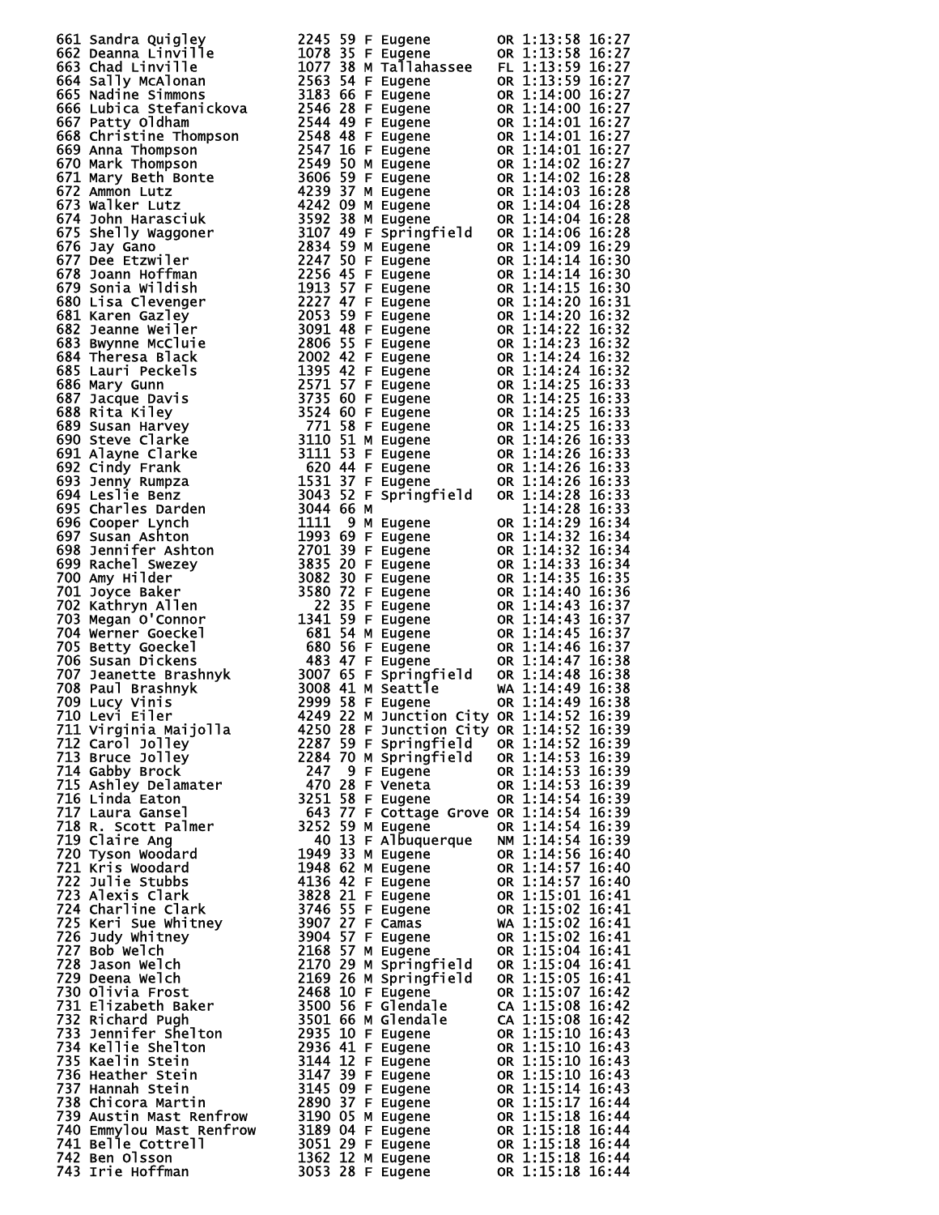```
661 Sandra Quigley          2245 59 F Eugene        OR 1:13:58 16:27
662 Deanna Linville         1078 35 F Eugene        OR 1:13:58 16:27
663 Chad Linville           1077 38 M Tallahassee   FL 1:13:59 16:27
664 Sally McAlonan          2563 54 F Eugene        OR 1:13:59 16:27
665 Nadine Simmons          3183 66 F Eugene        OR 1:14:00 16:27
666 Lubica Stefanickova     2546 28 F Eugene        OR 1:14:00 16:27
667 Patty Oldham            2544 49 F Eugene        OR 1:14:01 16:27
668 Christine Thompson      2548 48 F Eugene        OR 1:14:01 16:27
669 Anna Thompson           2547 16 F Eugene        OR 1:14:01 16:27
670 Mark Thompson           2549 50 M Eugene        OR 1:14:02 16:27
671 Mary Beth Bonte         3606 59 F Eugene        OR 1:14:02 16:28
672 Ammon Lutz              4239 37 M Eugene        OR 1:14:03 16:28
673 Walker Lutz             4242 09 M Eugene        OR 1:14:04 16:28
674 John Harasciuk          3592 38 M Eugene        OR 1:14:04 16:28
675 Shelly Waggoner         3107 49 F Springfield   OR 1:14:06 16:28
676 Jay Gano                2834 59 M Eugene        OR 1:14:09 16:29
677 Dee Etzwiler            2247 50 F Eugene        OR 1:14:14 16:30
678 Joann Hoffman           2256 45 F Eugene        OR 1:14:14 16:30
679 Sonia Wildish           1913 57 F Eugene        OR 1:14:15 16:30
680 Lisa Clevenger          2227 47 F Eugene        OR 1:14:20 16:31
681 Karen Gazley            2053 59 F Eugene        OR 1:14:20 16:32
682 Jeanne Weiler           3091 48 F Eugene        OR 1:14:22 16:32
683 Bwynne McClure          2806 55 F Eugene        OR 1:14:23 16:32
684 Theresa Black           2002 42 F Eugene        OR 1:14:24 16:32
685 Lauri Peckels           1395 42 F Eugene        OR 1:14:24 16:32
686 Mary Gunn               2571 57 F Eugene        OR 1:14:25 16:33
687 Jacque Davis            3735 60 F Eugene        OR 1:14:25 16:33
688 Rita Kiley              3524 60 F Eugene        OR 1:14:25 16:33
689 Susan Harvey             771 58 F Eugene        OR 1:14:25 16:33
690 Steve Clarke            3110 51 M Eugene        OR 1:14:26 16:33
691 Alayne Clarke           3111 53 F Eugene        OR 1:14:26 16:33
692 Cindy Frank              620 44 F Eugene        OR 1:14:26 16:33
693 Jenny Rumpza            1531 37 F Eugene        OR 1:14:26 16:33
694 Leslie Benz             3043 52 F Springfield   OR 1:14:28 16:33
695 Charles Darden          3044 66 M                  1:14:28 16:33
696 Cooper Lynch            1111  9 M Eugene        OR 1:14:29 16:34
697 Susan Ashton            1993 69 F Eugene        OR 1:14:32 16:34
698 Jennifer Ashton         2701 39 F Eugene        OR 1:14:32 16:34
699 Rachel Swezey           3835 20 F Eugene        OR 1:14:33 16:34
700 Amy Hilder              3082 30 F Eugene        OR 1:14:35 16:35
701 Joyce Baker             3580 72 F Eugene        OR 1:14:40 16:36
702 Kathryn Allen             22 35 F Eugene        OR 1:14:43 16:37
703 Megan O'Connor          1341 59 F Eugene        OR 1:14:43 16:37
704 Werner Goeckel           681 54 M Eugene        OR 1:14:45 16:37
705 Betty Goeckel            680 56 F Eugene        OR 1:14:46 16:37
706 Susan Dickens            483 47 F Eugene        OR 1:14:47 16:38
707 Jeanette Brashnyk       3007 65 F Springfield   OR 1:14:48 16:38
708 Paul Brashnyk           3008 41 M Seattle       WA 1:14:49 16:38
709 Lucy Vinis              2999 58 F Eugene        OR 1:14:49 16:38
710 Levi Eiler              4249 22 M Junction City OR 1:14:52 16:39
711 Virginia Maijolla       4250 28 F Junction City OR 1:14:52 16:39
712 Carol Jolley            2287 59 F Springfield   OR 1:14:52 16:39
713 Bruce Jolley            2284 70 M Springfield   OR 1:14:53 16:39
714 Gabby Brock              247  9 F Eugene        OR 1:14:53 16:39
715 Ashley Delamater         470 28 F Veneta        OR 1:14:53 16:39
716 Linda Eaton             3251 58 F Eugene        OR 1:14:54 16:39
717 Laura Gansel             643 77 F Cottage Grove OR 1:14:54 16:39
718 R. Scott Palmer         3252 59 M Eugene        OR 1:14:54 16:39
719 Claire Ang                40 13 F Albuquerque   NM 1:14:54 16:39
720 Tyson Woodard           1949 33 M Eugene        OR 1:14:56 16:40
721 Kris Woodard            1948 62 M Eugene        OR 1:14:57 16:40
722 Julie Stubbs            4136 42 F Eugene        OR 1:14:57 16:40
723 Alexis Clark            3828 21 F Eugene        OR 1:15:01 16:41
724 Charline Clark          3746 55 F Eugene        OR 1:15:02 16:41
725 Keri Sue Whitney        3907 27 F Camas         WA 1:15:02 16:41
726 Judy Whitney            3904 57 F Eugene        OR 1:15:02 16:41
727 Bob Welch               2168 57 M Eugene        OR 1:15:04 16:41
728 Jason Welch             2170 29 M Springfield   OR 1:15:04 16:41
729 Deena Welch             2169 26 M Springfield   OR 1:15:05 16:41
730 Olivia Frost            2468 10 F Eugene        OR 1:15:07 16:42
731 Elizabeth Baker         3500 56 F Glendale      CA 1:15:08 16:42
732 Richard Pugh            3501 66 M Glendale      CA 1:15:08 16:42
733 Jennifer Shelton        2935 10 F Eugene        OR 1:15:10 16:43
734 Kellie Shelton          2936 41 F Eugene        OR 1:15:10 16:43
735 Kaelin Stein            3144 12 F Eugene        OR 1:15:10 16:43
736 Heather Stein           3147 39 F Eugene        OR 1:15:10 16:43
737 Hannah Stein            3145 09 F Eugene        OR 1:15:14 16:43
738 Chicora Martin          2890 37 F Eugene        OR 1:15:17 16:44
739 Austin Mast Renfrow     3190 05 M Eugene        OR 1:15:18 16:44
740 Emmylou Mast Renfrow    3189 04 F Eugene        OR 1:15:18 16:44
741 Belle Cottrell          3051 29 F Eugene        OR 1:15:18 16:44
742 Ben Olsson              1362 12 M Eugene        OR 1:15:18 16:44
743 Irie Hoffman            3053 28 F Eugene        OR 1:15:18 16:44
```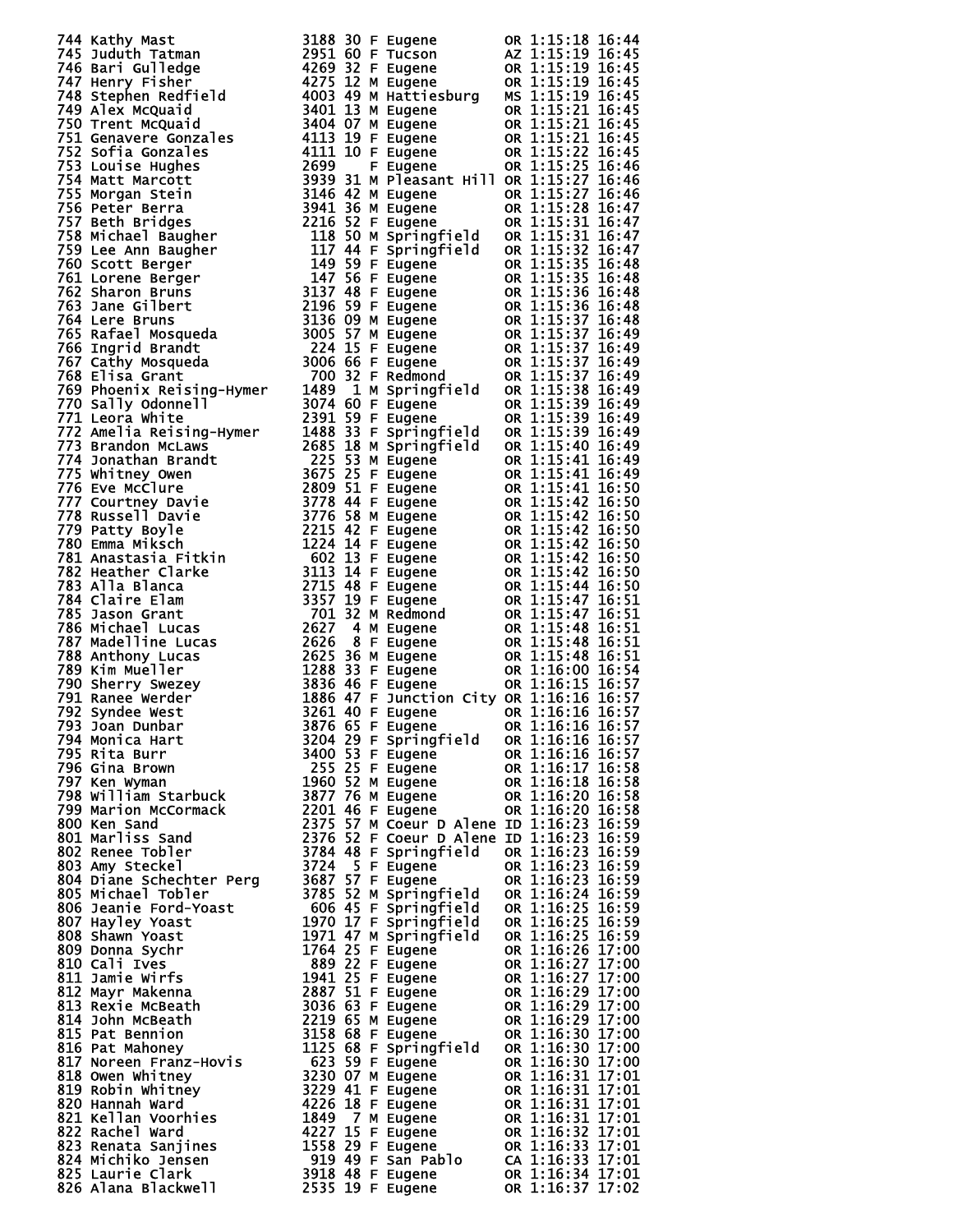```
744 Kathy Mast              3188 30 F Eugene        OR 1:15:18 16:44
745 Juduth Tatman           2951 60 F Tucson        AZ 1:15:19 16:45
746 Bari Gulledge           4269 32 F Eugene        OR 1:15:19 16:45
747 Henry Fisher            4275 12 M Eugene        OR 1:15:19 16:45
748 Stephen Redfield        4003 49 M Hattiesburg   MS 1:15:19 16:45
749 Alex McQuaid            3401 13 M Eugene        OR 1:15:21 16:45
750 Trent McQuaid           3404 07 M Eugene        OR 1:15:21 16:45
751 Genavere Gonzales       4113 19 F Eugene        OR 1:15:21 16:45
752 Sofia Gonzales          4111 10 F Eugene        OR 1:15:22 16:45
753 Louise Hughes           2699    F Eugene        OR 1:15:25 16:46
754 Matt Marcott            3939 31 M Pleasant Hill OR 1:15:27 16:46
755 Morgan Stein            3146 42 M Eugene        OR 1:15:27 16:46
756 Peter Berra             3941 36 M Eugene        OR 1:15:28 16:47
757 Beth Bridges            2216 52 F Eugene        OR 1:15:31 16:47
758 Michael Baugher          118 50 M Springfield   OR 1:15:31 16:47
759 Lee Ann Baugher          117 44 F Springfield   OR 1:15:32 16:47
760 Scott Berger             149 59 F Eugene        OR 1:15:35 16:48
761 Lorene Berger            147 56 F Eugene        OR 1:15:35 16:48
762 Sharon Bruns            3137 48 F Eugene        OR 1:15:36 16:48
763 Jane Gilbert            2196 59 F Eugene        OR 1:15:36 16:48
764 Lere Bruns              3136 09 M Eugene        OR 1:15:37 16:48
765 Rafael Mosqueda         3005 57 M Eugene        OR 1:15:37 16:49
766 Ingrid Brandt            224 15 F Eugene        OR 1:15:37 16:49
767 Cathy Mosqueda          3006 66 F Eugene        OR 1:15:37 16:49
768 Elisa Grant              700 32 F Redmond       OR 1:15:37 16:49
769 Phoenix Reising-Hymer   1489  1 M Springfield   OR 1:15:38 16:49
770 Sally Odonnell          3074 60 F Eugene        OR 1:15:39 16:49
771 Leora White             2391 59 F Eugene        OR 1:15:39 16:49
772 Amelia Reising-Hymer    1488 33 F Springfield   OR 1:15:39 16:49
773 Brandon McLaws          2685 18 M Springfield   OR 1:15:40 16:49
774 Jonathan Brandt          225 53 M Eugene        OR 1:15:41 16:49
775 Whitney Owen            3675 25 F Eugene        OR 1:15:41 16:49
776 Eve McClure             2809 51 F Eugene        OR 1:15:41 16:50
777 Courtney Davie          3778 44 F Eugene        OR 1:15:42 16:50
778 Russell Davie           3776 58 M Eugene        OR 1:15:42 16:50
779 Patty Boyle             2215 42 F Eugene        OR 1:15:42 16:50
780 Emma Miksch             1224 14 F Eugene        OR 1:15:42 16:50
781 Anastasia Fitkin         602 13 F Eugene        OR 1:15:42 16:50
782 Heather Clarke          3113 14 F Eugene        OR 1:15:42 16:50
783 Alla Blanca             2715 48 F Eugene        OR 1:15:44 16:50
784 Claire Elam             3357 19 F Eugene        OR 1:15:47 16:51
785 Jason Grant              701 32 M Redmond       OR 1:15:47 16:51
786 Michael Lucas           2627  4 M Eugene        OR 1:15:48 16:51
787 Madelline Lucas         2626  8 F Eugene        OR 1:15:48 16:51
788 Anthony Lucas           2625 36 M Eugene        OR 1:15:48 16:51
789 Kim Mueller             1288 33 F Eugene        OR 1:16:00 16:54
790 Sherry Swezey           3836 46 F Eugene        OR 1:16:15 16:57
791 Ranee Werder            1886 47 F Junction City OR 1:16:16 16:57
792 Syndee West             3261 40 F Eugene        OR 1:16:16 16:57
793 Joan Dunbar             3876 65 F Eugene        OR 1:16:16 16:57
794 Monica Hart             3204 29 F Springfield   OR 1:16:16 16:57
795 Rita Burr               3400 53 F Eugene        OR 1:16:16 16:57
796 Gina Brown               255 25 F Eugene        OR 1:16:17 16:58
797 Ken Wyman               1960 52 M Eugene        OR 1:16:18 16:58
798 William Starbuck        3877 76 M Eugene        OR 1:16:20 16:58
799 Marion McCormack        2201 46 F Eugene        OR 1:16:20 16:58
800 Ken Sand                2375 57 M Coeur D Alene ID 1:16:23 16:59
801 Marliss Sand            2376 52 F Coeur D Alene ID 1:16:23 16:59
802 Renee Tobler            3784 48 F Springfield   OR 1:16:23 16:59
803 Amy Steckel             3724  5 F Eugene        OR 1:16:23 16:59
804 Diane Schechter Perg    3687 57 F Eugene        OR 1:16:23 16:59
805 Michael Tobler          3785 52 M Springfield   OR 1:16:24 16:59
806 Jeanie Ford-Yoast        606 45 F Springfield   OR 1:16:25 16:59
807 Hayley Yoast            1970 17 F Springfield   OR 1:16:25 16:59
808 Shawn Yoast             1971 47 M Springfield   OR 1:16:25 16:59
809 Donna Sychr             1764 25 F Eugene        OR 1:16:26 17:00
810 Cali Ives                889 22 F Eugene        OR 1:16:27 17:00
811 Jamie Wirfs             1941 25 F Eugene        OR 1:16:27 17:00
812 Mayr Makenna            2887 51 F Eugene        OR 1:16:29 17:00
813 Rexie McBeath           3036 63 F Eugene        OR 1:16:29 17:00
814 John McBeath            2219 65 M Eugene        OR 1:16:29 17:00
815 Pat Bennion             3158 68 F Eugene        OR 1:16:30 17:00
816 Pat Mahoney             1125 68 F Springfield   OR 1:16:30 17:00
817 Noreen Franz-Hovis       623 59 F Eugene        OR 1:16:30 17:00
818 Owen Whitney            3230 07 M Eugene        OR 1:16:31 17:01
819 Robin Whitney           3229 41 F Eugene        OR 1:16:31 17:01
820 Hannah Ward             4226 18 F Eugene        OR 1:16:31 17:01
821 Kellan Voorhies         1849  7 M Eugene        OR 1:16:31 17:01
822 Rachel Ward             4227 15 F Eugene        OR 1:16:32 17:01
823 Renata Sanjines         1558 29 F Eugene        OR 1:16:33 17:01
824 Michiko Jensen           919 49 F San Pablo     CA 1:16:33 17:01
825 Laurie Clark            3918 48 F Eugene        OR 1:16:34 17:01
826 Alana Blackwell         2535 19 F Eugene        OR 1:16:37 17:02
```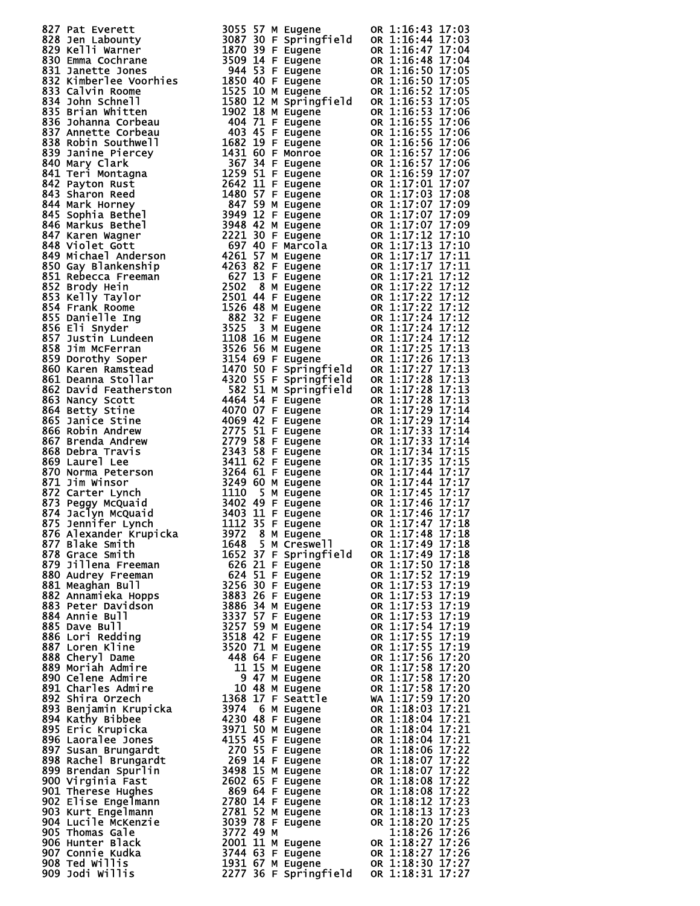```
827 Pat Everett              3055 57 M Eugene        OR 1:16:43 17:03
828 Jen Labounty             3087 30 F Springfield   OR 1:16:44 17:03
829 Kelli Warner             1870 39 F Eugene        OR 1:16:47 17:04
830 Emma Cochrane            3509 14 F Eugene        OR 1:16:48 17:04
831 Janette Jones             944 53 F Eugene        OR 1:16:50 17:05
832 Kimberlee Voorhies       1850 40 F Eugene        OR 1:16:50 17:05
833 Calvin Roome             1525 10 M Eugene        OR 1:16:52 17:05
834 John Schnell             1580 12 M Springfield   OR 1:16:53 17:05
835 Brian Whitten            1902 18 M Eugene        OR 1:16:53 17:06
836 Johanna Corbeau           404 71 F Eugene        OR 1:16:55 17:06
837 Annette Corbeau           403 45 F Eugene        OR 1:16:55 17:06
838 Robin Southwell          1682 19 F Eugene        OR 1:16:56 17:06
839 Janine Piercey           1431 60 F Monroe        OR 1:16:57 17:06
840 Mary Clark                367 34 F Eugene        OR 1:16:57 17:06
841 Teri Montagna            1259 51 F Eugene        OR 1:16:59 17:07
842 Payton Rust              2642 11 F Eugene        OR 1:17:01 17:07
843 Sharon Reed              1480 57 F Eugene        OR 1:17:03 17:08
844 Mark Horney               847 59 M Eugene        OR 1:17:07 17:09
845 Sophia Bethel            3949 12 F Eugene        OR 1:17:07 17:09
846 Markus Bethel            3948 42 M Eugene        OR 1:17:07 17:09
847 Karen Wagner             2221 30 F Eugene        OR 1:17:12 17:10
848 Violet Gott               697 40 F Marcola       OR 1:17:13 17:10
849 Michael Anderson         4261 57 M Eugene        OR 1:17:17 17:11
850 Gay Blankenship          4263 82 F Eugene        OR 1:17:17 17:11
851 Rebecca Freeman           627 13 F Eugene        OR 1:17:21 17:12
852 Brody Hein               2502  8 M Eugene        OR 1:17:22 17:12
853 Kelly Taylor             2501 44 F Eugene        OR 1:17:22 17:12
854 Frank Roome              1526 48 M Eugene        OR 1:17:22 17:12
855 Danielle Ing              882 32 F Eugene        OR 1:17:24 17:12
856 Eli Snyder               3525  3 M Eugene        OR 1:17:24 17:12
857 Justin Lundeen           1108 16 M Eugene        OR 1:17:24 17:12
858 Jim McFerran             3526 56 M Eugene        OR 1:17:25 17:13
859 Dorothy Soper            3154 69 F Eugene        OR 1:17:26 17:13
860 Karen Ramstead           1470 50 F Springfield   OR 1:17:27 17:13
861 Deanna Stollar           4320 55 F Springfield   OR 1:17:28 17:13
862 David Featherston         582 51 M Springfield   OR 1:17:28 17:13
863 Nancy Scott              4464 54 F Eugene        OR 1:17:28 17:13
864 Betty Stine              4070 07 F Eugene        OR 1:17:29 17:14
865 Janice Stine             4069 42 F Eugene        OR 1:17:29 17:14
866 Robin Andrew             2775 51 F Eugene        OR 1:17:33 17:14
867 Brenda Andrew            2779 58 F Eugene        OR 1:17:33 17:14
868 Debra Travis             2343 58 F Eugene        OR 1:17:34 17:15
869 Laurel Lee               3411 62 F Eugene        OR 1:17:35 17:15
870 Norma Peterson           3264 61 F Eugene        OR 1:17:44 17:17
871 Jim Winsor               3249 60 M Eugene        OR 1:17:44 17:17
872 Carter Lynch             1110  5 M Eugene        OR 1:17:45 17:17
873 Peggy McQuaid            3402 49 F Eugene        OR 1:17:46 17:17
874 Jaclyn McQuaid           3403 11 F Eugene        OR 1:17:46 17:17
875 Jennifer Lynch           1112 35 F Eugene        OR 1:17:47 17:18
876 Alexander Krupicka       3972  8 M Eugene        OR 1:17:48 17:18
877 Blake Smith              1648  5 M Creswell      OR 1:17:49 17:18
878 Grace Smith              1652 37 F Springfield   OR 1:17:49 17:18
879 Jillena Freeman           626 21 F Eugene        OR 1:17:50 17:18
880 Audrey Freeman            624 51 F Eugene        OR 1:17:52 17:19
881 Meaghan Bull             3256 30 F Eugene        OR 1:17:53 17:19
882 Annamieka Hopps          3883 26 F Eugene        OR 1:17:53 17:19
883 Peter Davidson           3886 34 M Eugene        OR 1:17:53 17:19
884 Annie Bull               3337 57 F Eugene        OR 1:17:53 17:19
885 Dave Bull                3257 59 M Eugene        OR 1:17:54 17:19
886 Lori Redding             3518 42 F Eugene        OR 1:17:55 17:19
887 Loren Kline              3520 71 M Eugene        OR 1:17:55 17:19
888 Cheryl Dame               448 64 F Eugene        OR 1:17:56 17:20
889 Moriah Admire              11 15 M Eugene        OR 1:17:58 17:20
890 Celene Admire               9 47 M Eugene        OR 1:17:58 17:20
891 Charles Admire             10 48 M Eugene        OR 1:17:58 17:20
892 Shira Orzech             1368 17 F Seattle       WA 1:17:59 17:20
893 Benjamin Krupicka        3974  6 M Eugene        OR 1:18:03 17:21
894 Kathy Bibbee             4230 48 F Eugene        OR 1:18:04 17:21
895 Eric Krupicka            3971 50 M Eugene        OR 1:18:04 17:21
896 Lauralee Jones           4155 45 F Eugene        OR 1:18:04 17:21
897 Susan Brungardt           270 55 F Eugene        OR 1:18:06 17:22
898 Rachel Brungardt          269 14 F Eugene        OR 1:18:07 17:22
899 Brendan Spurlin          3498 15 M Eugene        OR 1:18:07 17:22
900 Virginia Fast            2602 65 F Eugene        OR 1:18:08 17:22
901 Therese Hughes            869 64 F Eugene        OR 1:18:08 17:22
902 Elise Engelmann          2780 14 F Eugene        OR 1:18:12 17:23
903 Kurt Engelmann           2781 52 M Eugene        OR 1:18:13 17:23
904 Lucile McKenzie          3039 78 F Eugene        OR 1:18:20 17:25
905 Thomas Gale              3772 49 M                  1:18:26 17:26
906 Hunter Black             2001 11 M Eugene        OR 1:18:27 17:26
907 Connie Kudka             3744 63 F Eugene        OR 1:18:27 17:26
908 Ted Willis               1931 67 M Eugene        OR 1:18:30 17:27
909 Jodi Willis              2277 36 F Springfield   OR 1:18:31 17:27
```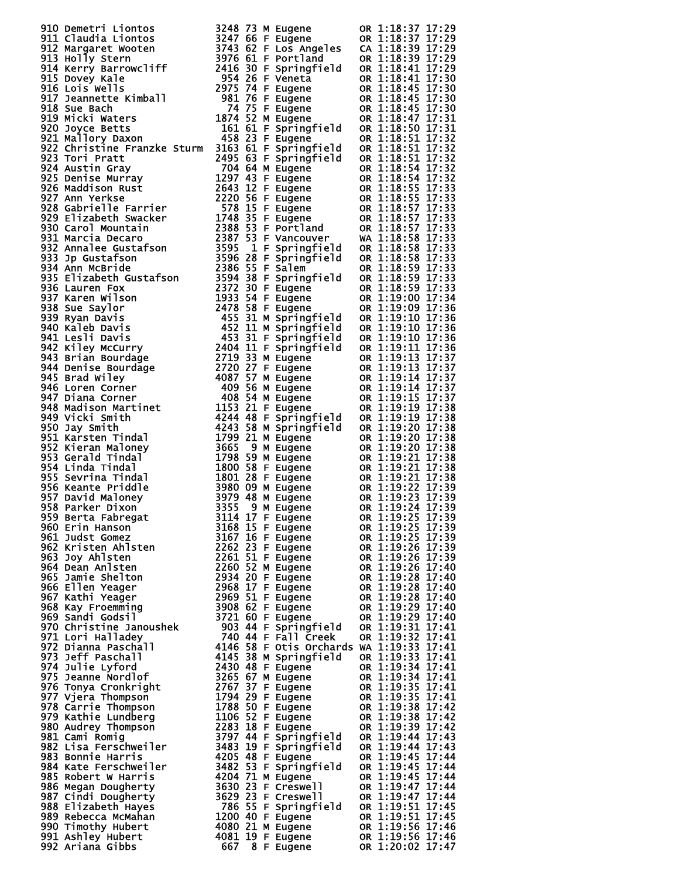```
910 Demetri Liontos          3248 73 M Eugene        OR 1:18:37 17:29
911 Claudia Liontos          3247 66 F Eugene        OR 1:18:37 17:29
912 Margaret Wooten          3743 62 F Los Angeles   CA 1:18:39 17:29
913 Holly Stern              3976 61 F Portland      OR 1:18:39 17:29
914 Kerry Barrowcliff        2416 30 F Springfield   OR 1:18:41 17:29
915 Dovey Kale                954 26 F Veneta        OR 1:18:41 17:30
916 Lois Wells               2975 74 F Eugene        OR 1:18:45 17:30
917 Jeannette Kimball         981 76 F Eugene        OR 1:18:45 17:30
918 Sue Bach                   74 75 F Eugene        OR 1:18:45 17:30
919 Micki Waters             1874 52 M Eugene        OR 1:18:47 17:31
920 Joyce Betts               161 61 F Springfield   OR 1:18:50 17:31
921 Mallory Daxon             458 23 F Eugene        OR 1:18:51 17:32
922 Christine Franzke Sturm  3163 61 F Springfield   OR 1:18:51 17:32
923 Tori Pratt               2495 63 F Springfield   OR 1:18:51 17:32
924 Austin Gray               704 64 M Eugene        OR 1:18:54 17:32
925 Denise Murray            1297 43 F Eugene        OR 1:18:54 17:32
926 Maddison Rust            2643 12 F Eugene        OR 1:18:55 17:33
927 Ann Yerkse               2220 56 F Eugene        OR 1:18:55 17:33
928 Gabrielle Farrier         578 15 F Eugene        OR 1:18:57 17:33
929 Elizabeth Swacker        1748 35 F Eugene        OR 1:18:57 17:33
930 Carol Mountain           2388 53 F Portland      OR 1:18:57 17:33
931 Marcia Decaro            2387 53 F Vancouver     WA 1:18:58 17:33
932 Annalee Gustafson        3595  1 F Springfield   OR 1:18:58 17:33
933 Jp Gustafson             3596 28 F Springfield   OR 1:18:58 17:33
934 Ann McBride              2386 55 F Salem         OR 1:18:59 17:33
935 Elizabeth Gustafson      3594 38 F Springfield   OR 1:18:59 17:33
936 Lauren Fox               2372 30 F Eugene        OR 1:18:59 17:33
937 Karen Wilson             1933 54 F Eugene        OR 1:19:00 17:34
938 Sue Saylor               2478 58 F Eugene        OR 1:19:09 17:36
939 Ryan Davis                455 31 M Springfield   OR 1:19:10 17:36
940 Kaleb Davis               452 11 M Springfield   OR 1:19:10 17:36
941 Lesli Davis               453 31 F Springfield   OR 1:19:10 17:36
942 Kiley McCurry            2404 11 F Springfield   OR 1:19:11 17:36
943 Brian Bourdage           2719 33 M Eugene        OR 1:19:13 17:37
944 Denise Bourdage          2720 27 F Eugene        OR 1:19:13 17:37
945 Brad Wiley               4087 57 M Eugene        OR 1:19:14 17:37
946 Loren Corner              409 56 M Eugene        OR 1:19:14 17:37
947 Diana Corner              408 54 M Eugene        OR 1:19:15 17:37
948 Madison Martinet         1153 21 F Eugene        OR 1:19:19 17:38
949 Vicki Smith              4244 48 F Springfield   OR 1:19:19 17:38
950 Jay Smith                4243 58 M Springfield   OR 1:19:20 17:38
951 Karsten Tindal           1799 21 M Eugene        OR 1:19:20 17:38
952 Kieran Maloney           3665  9 M Eugene        OR 1:19:20 17:38
953 Gerald Tindal            1798 59 M Eugene        OR 1:19:21 17:38
954 Linda Tindal             1800 58 F Eugene        OR 1:19:21 17:38
955 Sevrina Tindal           1801 28 F Eugene        OR 1:19:21 17:38
956 Keante Priddle           3980 09 M Eugene        OR 1:19:22 17:39
957 David Maloney            3979 48 M Eugene        OR 1:19:23 17:39
958 Parker Dixon             3355  9 M Eugene        OR 1:19:24 17:39
959 Berta Fabregat           3114 17 F Eugene        OR 1:19:25 17:39
960 Erin Hanson              3168 15 F Eugene        OR 1:19:25 17:39
961 Judst Gomez              3167 16 F Eugene        OR 1:19:25 17:39
962 Kristen Ahlsten          2262 23 F Eugene        OR 1:19:26 17:39
963 Joy Ahlsten              2261 51 F Eugene        OR 1:19:26 17:39
964 Dean Anlsten             2260 52 M Eugene        OR 1:19:26 17:40
965 Jamie Shelton            2934 20 F Eugene        OR 1:19:28 17:40
966 Ellen Yeager             2968 17 F Eugene        OR 1:19:28 17:40
967 Kathi Yeager             2969 51 F Eugene        OR 1:19:28 17:40
968 Kay Froemming            3908 62 F Eugene        OR 1:19:29 17:40
969 Sandi Godsil             3721 60 F Eugene        OR 1:19:29 17:40
970 Christine Janoushek       903 44 F Springfield   OR 1:19:31 17:41
971 Lori Halladey             740 44 F Fall Creek    OR 1:19:32 17:41
972 Dianna Paschall          4146 58 F Otis Orchards WA 1:19:33 17:41
973 Jeff Paschall            4145 38 M Springfield   OR 1:19:33 17:41
974 Julie Lyford             2430 48 F Eugene        OR 1:19:34 17:41
975 Jeanne Nordlof           3265 67 M Eugene        OR 1:19:34 17:41
976 Tonya Cronkright         2767 37 F Eugene        OR 1:19:35 17:41
977 Vjera Thompson           1794 29 F Eugene        OR 1:19:35 17:41
978 Carrie Thompson          1788 50 F Eugene        OR 1:19:38 17:42
979 Kathie Lundberg          1106 52 F Eugene        OR 1:19:38 17:42
980 Audrey Thompson          2283 18 F Eugene        OR 1:19:39 17:42
981 Cami Romig               3797 44 F Springfield   OR 1:19:44 17:43
982 Lisa Ferschweiler        3483 19 F Springfield   OR 1:19:44 17:43
983 Bonnie Harris            4205 48 F Eugene        OR 1:19:45 17:44
984 Kate Ferschweiler        3482 53 F Springfield   OR 1:19:45 17:44
985 Robert W Harris          4204 71 M Eugene        OR 1:19:45 17:44
986 Megan Dougherty          3630 23 F Creswell      OR 1:19:47 17:44
987 Cindi Dougherty          3629 23 F Creswell      OR 1:19:47 17:44
988 Elizabeth Hayes           786 55 F Springfield   OR 1:19:51 17:45
989 Rebecca McMahan          1200 40 F Eugene        OR 1:19:51 17:45
990 Timothy Hubert           4080 21 M Eugene        OR 1:19:56 17:46
991 Ashley Hubert            4081 19 F Eugene        OR 1:19:56 17:46
992 Ariana Gibbs              667  8 F Eugene        OR 1:20:02 17:47
```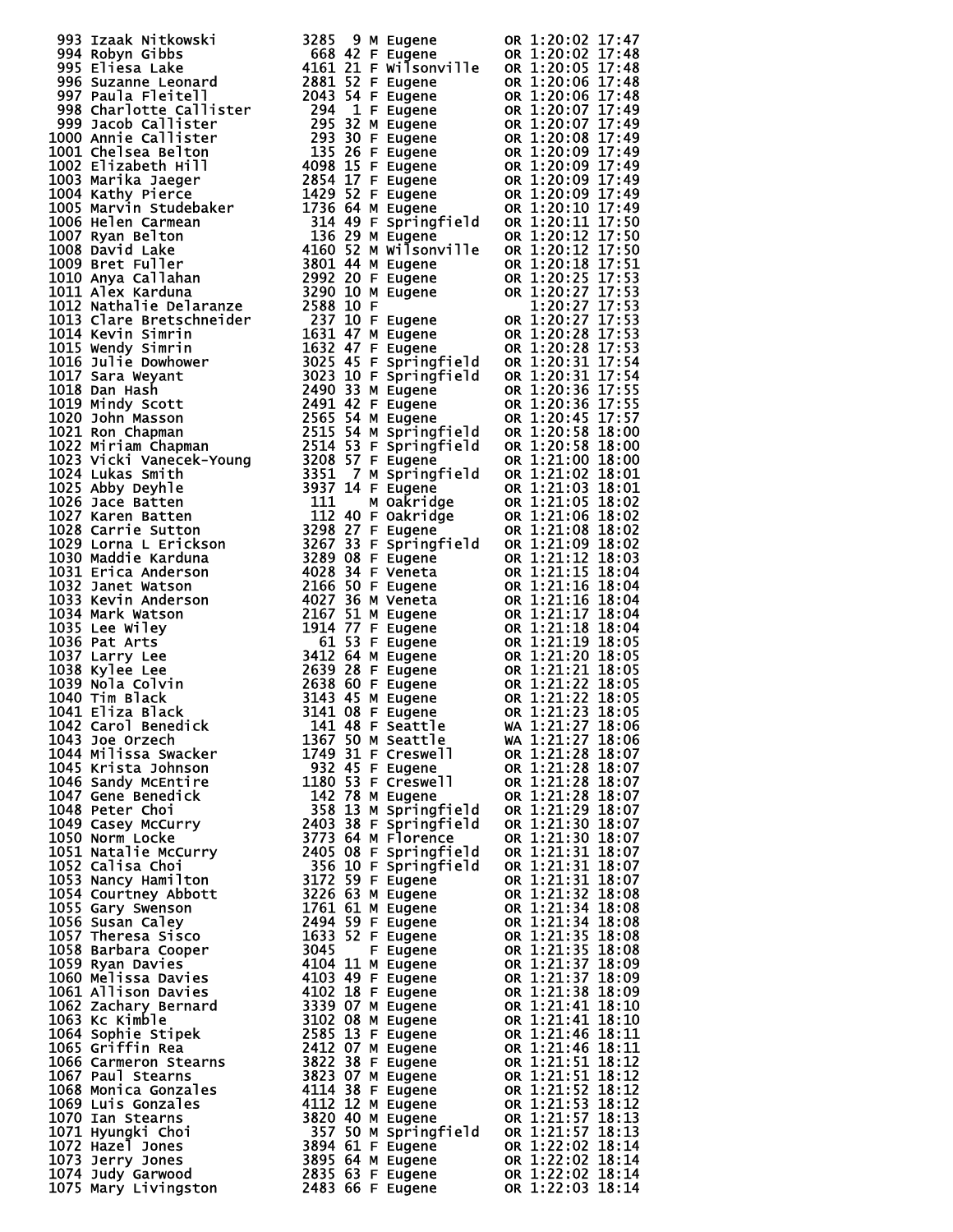```
 993 Izaak Nitkowski          3285  9 M Eugene        OR 1:20:02 17:47
 994 Robyn Gibbs               668 42 F Eugene        OR 1:20:02 17:48
 995 Eliesa Lake              4161 21 F Wilsonville   OR 1:20:05 17:48
 996 Suzanne Leonard          2881 52 F Eugene        OR 1:20:06 17:48
 997 Paula Fleitell           2043 54 F Eugene        OR 1:20:06 17:48
 998 Charlotte Callister       294  1 F Eugene        OR 1:20:07 17:49
 999 Jacob Callister           295 32 M Eugene        OR 1:20:07 17:49
1000 Annie Callister           293 30 F Eugene        OR 1:20:08 17:49
1001 Chelsea Belton            135 26 F Eugene        OR 1:20:09 17:49
1002 Elizabeth Hill           4098 15 F Eugene        OR 1:20:09 17:49
1003 Marika Jaeger            2854 17 F Eugene        OR 1:20:09 17:49
1004 Kathy Pierce             1429 52 F Eugene        OR 1:20:09 17:49
1005 Marvin Studebaker        1736 64 M Eugene        OR 1:20:10 17:49
1006 Helen Carmean             314 49 F Springfield   OR 1:20:11 17:50
1007 Ryan Belton               136 29 M Eugene        OR 1:20:12 17:50
1008 David Lake               4160 52 M Wilsonville   OR 1:20:12 17:50
1009 Bret Fuller              3801 44 M Eugene        OR 1:20:18 17:51
1010 Anya Callahan            2992 20 F Eugene        OR 1:20:25 17:53
1011 Alex Karduna             3290 10 M Eugene        OR 1:20:27 17:53
1012 Nathalie Delaranze       2588 10 F                  1:20:27 17:53
1013 Clare Bretschneider       237 10 F Eugene        OR 1:20:27 17:53
1014 Kevin Simrin             1631 47 M Eugene        OR 1:20:28 17:53
1015 Wendy Simrin             1632 47 F Eugene        OR 1:20:28 17:53
1016 Julie Dowhower           3025 45 F Springfield   OR 1:20:31 17:54
1017 Sara Weyant              3023 10 F Springfield   OR 1:20:31 17:54
1018 Dan Hash                 2490 33 M Eugene        OR 1:20:36 17:55
1019 Mindy Scott              2491 42 F Eugene        OR 1:20:36 17:55
1020 John Masson              2565 54 M Eugene        OR 1:20:45 17:57
1021 Ron Chapman              2515 54 M Springfield   OR 1:20:58 18:00
1022 Miriam Chapman           2514 53 F Springfield   OR 1:20:58 18:00
1023 Vicki Vanecek-Young      3208 57 F Eugene        OR 1:21:00 18:00
1024 Lukas Smith              3351  7 M Springfield   OR 1:21:02 18:01
1025 Abby Deyhle              3937 14 F Eugene        OR 1:21:03 18:01
1026 Jace Batten               111    M Oakridge      OR 1:21:05 18:02
1027 Karen Batten              112 40 F Oakridge      OR 1:21:06 18:02
1028 Carrie Sutton            3298 27 F Eugene        OR 1:21:08 18:02
1029 Lorna L Erickson         3267 33 F Springfield   OR 1:21:09 18:02
1030 Maddie Karduna           3289 08 F Eugene        OR 1:21:12 18:03
1031 Erica Anderson           4028 34 F Veneta        OR 1:21:15 18:04
1032 Janet Watson             2166 50 F Eugene        OR 1:21:16 18:04
1033 Kevin Anderson           4027 36 M Veneta        OR 1:21:16 18:04
1034 Mark Watson              2167 51 M Eugene        OR 1:21:17 18:04
1035 Lee Wiley                1914 77 F Eugene        OR 1:21:18 18:04
1036 Pat Arts                   61 53 F Eugene        OR 1:21:19 18:05
1037 Larry Lee                3412 64 M Eugene        OR 1:21:20 18:05
1038 Kylee Lee                2639 28 F Eugene        OR 1:21:21 18:05
1039 Nola Colvin              2638 60 F Eugene        OR 1:21:22 18:05
1040 Tim Black                3143 45 M Eugene        OR 1:21:22 18:05
1041 Eliza Black              3141 08 F Eugene        OR 1:21:23 18:05
1042 Carol Benedick            141 48 F Seattle       WA 1:21:27 18:06
1043 Joe Orzech               1367 50 M Seattle       WA 1:21:27 18:06
1044 Milissa Swacker          1749 31 F Creswell      OR 1:21:28 18:07
1045 Krista Johnson            932 45 F Eugene        OR 1:21:28 18:07
1046 Sandy McEntire           1180 53 F Creswell      OR 1:21:28 18:07
1047 Gene Benedick             142 78 M Eugene        OR 1:21:28 18:07
1048 Peter Choi                358 13 M Springfield   OR 1:21:29 18:07
1049 Casey McCurry            2403 38 F Springfield   OR 1:21:30 18:07
1050 Norm Locke               3773 64 M Florence      OR 1:21:30 18:07
1051 Natalie McCurry          2405 08 F Springfield   OR 1:21:31 18:07
1052 Calisa Choi               356 10 F Springfield   OR 1:21:31 18:07
1053 Nancy Hamilton           3172 59 F Eugene        OR 1:21:31 18:07
1054 Courtney Abbott          3226 63 M Eugene        OR 1:21:32 18:08
1055 Gary Swenson             1761 61 M Eugene        OR 1:21:34 18:08
1056 Susan Caley              2494 59 F Eugene        OR 1:21:34 18:08
1057 Theresa Sisco            1633 52 F Eugene        OR 1:21:35 18:08
1058 Barbara Cooper           3045    F Eugene        OR 1:21:35 18:08
1059 Ryan Davies              4104 11 M Eugene        OR 1:21:37 18:09
1060 Melissa Davies           4103 49 F Eugene        OR 1:21:37 18:09
1061 Allison Davies           4102 18 F Eugene        OR 1:21:38 18:09
1062 Zachary Bernard          3339 07 M Eugene        OR 1:21:41 18:10
1063 Kc Kimble                3102 08 M Eugene        OR 1:21:41 18:10
1064 Sophie Stipek            2585 13 F Eugene        OR 1:21:46 18:11
1065 Griffin Rea              2412 07 M Eugene        OR 1:21:46 18:11
1066 Carmeron Stearns         3822 38 F Eugene        OR 1:21:51 18:12
1067 Paul Stearns             3823 07 M Eugene        OR 1:21:51 18:12
1068 Monica Gonzales          4114 38 F Eugene        OR 1:21:52 18:12
1069 Luis Gonzales            4112 12 M Eugene        OR 1:21:53 18:12
1070 Ian Stearns              3820 40 M Eugene        OR 1:21:57 18:13
1071 Hyungki Choi              357 50 M Springfield   OR 1:21:57 18:13
1072 Hazel Jones              3894 61 F Eugene        OR 1:22:02 18:14
1073 Jerry Jones              3895 64 M Eugene        OR 1:22:02 18:14
1074 Judy Garwood             2835 63 F Eugene        OR 1:22:02 18:14
1075 Mary Livingston          2483 66 F Eugene        OR 1:22:03 18:14
```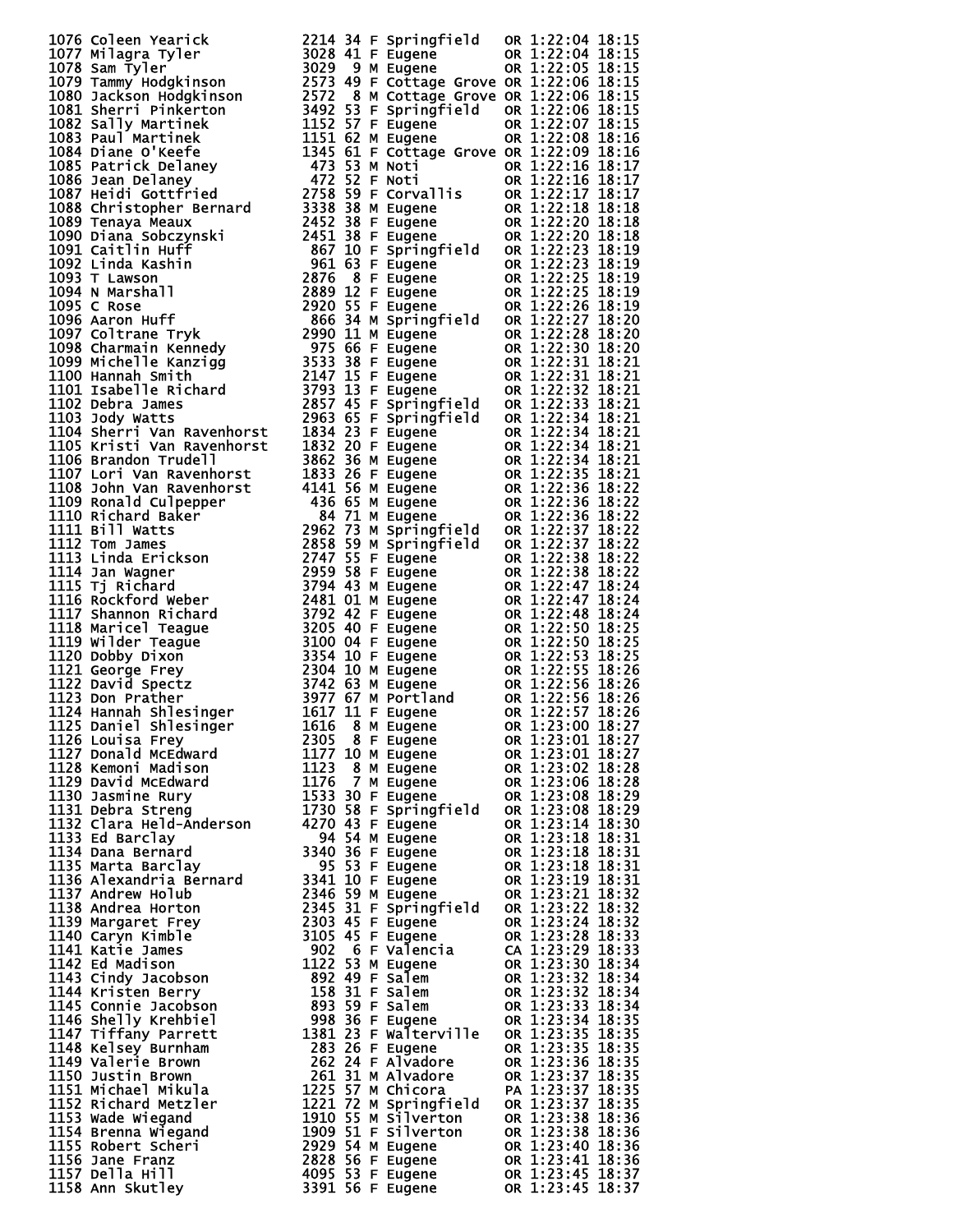```
1076 Coleen Yearick            2214 34 F Springfield   OR 1:22:04 18:15
1077 Milagra Tyler             3028 41 F Eugene        OR 1:22:04 18:15
1078 Sam Tyler                 3029  9 M Eugene        OR 1:22:05 18:15
1079 Tammy Hodgkinson          2573 49 F Cottage Grove OR 1:22:06 18:15
1080 Jackson Hodgkinson        2572  8 M Cottage Grove OR 1:22:06 18:15
1081 Sherri Pinkerton          3492 53 F Springfield   OR 1:22:06 18:15
1082 Sally Martinek            1152 57 F Eugene        OR 1:22:07 18:15
1083 Paul Martinek             1151 62 M Eugene        OR 1:22:08 18:16
1084 Diane O'Keefe             1345 61 F Cottage Grove OR 1:22:09 18:16
1085 Patrick Delaney            473 53 M Noti          OR 1:22:16 18:17
1086 Jean Delaney               472 52 F Noti          OR 1:22:16 18:17
1087 Heidi Gottfried           2758 59 F Corvallis     OR 1:22:17 18:17
1088 Christopher Bernard       3338 38 M Eugene        OR 1:22:18 18:18
1089 Tenaya Meaux              2452 38 F Eugene        OR 1:22:20 18:18
1090 Diana Sobczynski          2451 38 F Eugene        OR 1:22:20 18:18
1091 Caitlin Huff               867 10 F Springfield   OR 1:22:23 18:19
1092 Linda Kashin               961 63 F Eugene        OR 1:22:23 18:19
1093 T Lawson                  2876  8 F Eugene        OR 1:22:25 18:19
1094 N Marshall                2889 12 F Eugene        OR 1:22:25 18:19
1095 C Rose                    2920 55 F Eugene        OR 1:22:26 18:19
1096 Aaron Huff                 866 34 M Springfield   OR 1:22:27 18:20
1097 Coltrane Tryk             2990 11 M Eugene        OR 1:22:28 18:20
1098 Charmain Kennedy           975 66 F Eugene        OR 1:22:30 18:20
1099 Michelle Kanzigg          3533 38 F Eugene        OR 1:22:31 18:21
1100 Hannah Smith              2147 15 F Eugene        OR 1:22:31 18:21
1101 Isabelle Richard          3793 13 F Eugene        OR 1:22:32 18:21
1102 Debra James               2857 45 F Springfield   OR 1:22:33 18:21
1103 Jody Watts                2963 65 F Springfield   OR 1:22:34 18:21
1104 Sherri Van Ravenhorst     1834 23 F Eugene        OR 1:22:34 18:21
1105 Kristi Van Ravenhorst     1832 20 F Eugene        OR 1:22:34 18:21
1106 Brandon Trudell           3862 36 M Eugene        OR 1:22:34 18:21
1107 Lori Van Ravenhorst       1833 26 F Eugene        OR 1:22:35 18:21
1108 John Van Ravenhorst       4141 56 M Eugene        OR 1:22:36 18:22
1109 Ronald Culpepper           436 65 M Eugene        OR 1:22:36 18:22
1110 Richard Baker               84 71 M Eugene        OR 1:22:36 18:22
1111 Bill Watts                2962 73 M Springfield   OR 1:22:37 18:22
1112 Tom James                 2858 59 M Springfield   OR 1:22:37 18:22
1113 Linda Erickson            2747 55 F Eugene        OR 1:22:38 18:22
1114 Jan Wagner                2959 58 F Eugene        OR 1:22:38 18:22
1115 Tj Richard                3794 43 M Eugene        OR 1:22:47 18:24
1116 Rockford Weber            2481 01 M Eugene        OR 1:22:47 18:24
1117 Shannon Richard           3792 42 F Eugene        OR 1:22:48 18:24
1118 Maricel Teague            3205 40 F Eugene        OR 1:22:50 18:25
1119 Wilder Teague             3100 04 F Eugene        OR 1:22:50 18:25
1120 Dobby Dixon               3354 10 F Eugene        OR 1:22:53 18:25
1121 George Frey               2304 10 M Eugene        OR 1:22:55 18:26
1122 David Spectz              3742 63 M Eugene        OR 1:22:56 18:26
1123 Don Prather               3977 67 M Portland      OR 1:22:56 18:26
1124 Hannah Shlesinger         1617 11 F Eugene        OR 1:22:57 18:26
1125 Daniel Shlesinger         1616  8 M Eugene        OR 1:23:00 18:27
1126 Louisa Frey               2305  8 F Eugene        OR 1:23:01 18:27
1127 Donald McEdward           1177 10 M Eugene        OR 1:23:01 18:27
1128 Kemoni Madison            1123  8 M Eugene        OR 1:23:02 18:28
1129 David McEdward            1176  7 M Eugene        OR 1:23:06 18:28
1130 Jasmine Rury              1533 30 F Eugene        OR 1:23:08 18:29
1131 Debra Streng              1730 58 F Springfield   OR 1:23:08 18:29
1132 Clara Held-Anderson       4270 43 F Eugene        OR 1:23:14 18:30
1133 Ed Barclay                  94 54 M Eugene        OR 1:23:18 18:31
1134 Dana Bernard              3340 36 F Eugene        OR 1:23:18 18:31
1135 Marta Barclay               95 53 F Eugene        OR 1:23:18 18:31
1136 Alexandria Bernard        3341 10 F Eugene        OR 1:23:19 18:31
1137 Andrew Holub              2346 59 M Eugene        OR 1:23:21 18:32
1138 Andrea Horton             2345 31 F Springfield   OR 1:23:22 18:32
1139 Margaret Frey             2303 45 F Eugene        OR 1:23:24 18:32
1140 Caryn Kimble              3105 45 F Eugene        OR 1:23:28 18:33
1141 Katie James                902  6 F Valencia      CA 1:23:29 18:33
1142 Ed Madison                1122 53 M Eugene        OR 1:23:30 18:34
1143 Cindy Jacobson             892 49 F Salem         OR 1:23:32 18:34
1144 Kristen Berry              158 31 F Salem         OR 1:23:32 18:34
1145 Connie Jacobson            893 59 F Salem         OR 1:23:33 18:34
1146 Shelly Krehbiel            998 36 F Eugene        OR 1:23:34 18:35
1147 Tiffany Parrett           1381 23 F Walterville   OR 1:23:35 18:35
1148 Kelsey Burnham             283 26 F Eugene        OR 1:23:35 18:35
1149 Valerie Brown              262 24 F Alvadore      OR 1:23:36 18:35
1150 Justin Brown               261 31 M Alvadore      OR 1:23:37 18:35
1151 Michael Mikula            1225 57 M Chicora       PA 1:23:37 18:35
1152 Richard Metzler           1221 72 M Springfield   OR 1:23:37 18:35
1153 Wade Wiegand              1910 55 M Silverton     OR 1:23:38 18:36
1154 Brenna Wiegand            1909 51 F Silverton     OR 1:23:38 18:36
1155 Robert Scheri             2929 54 M Eugene        OR 1:23:40 18:36
1156 Jane Franz                2828 56 F Eugene        OR 1:23:41 18:36
1157 Della Hill                4095 53 F Eugene        OR 1:23:45 18:37
1158 Ann Skutley               3391 56 F Eugene        OR 1:23:45 18:37
```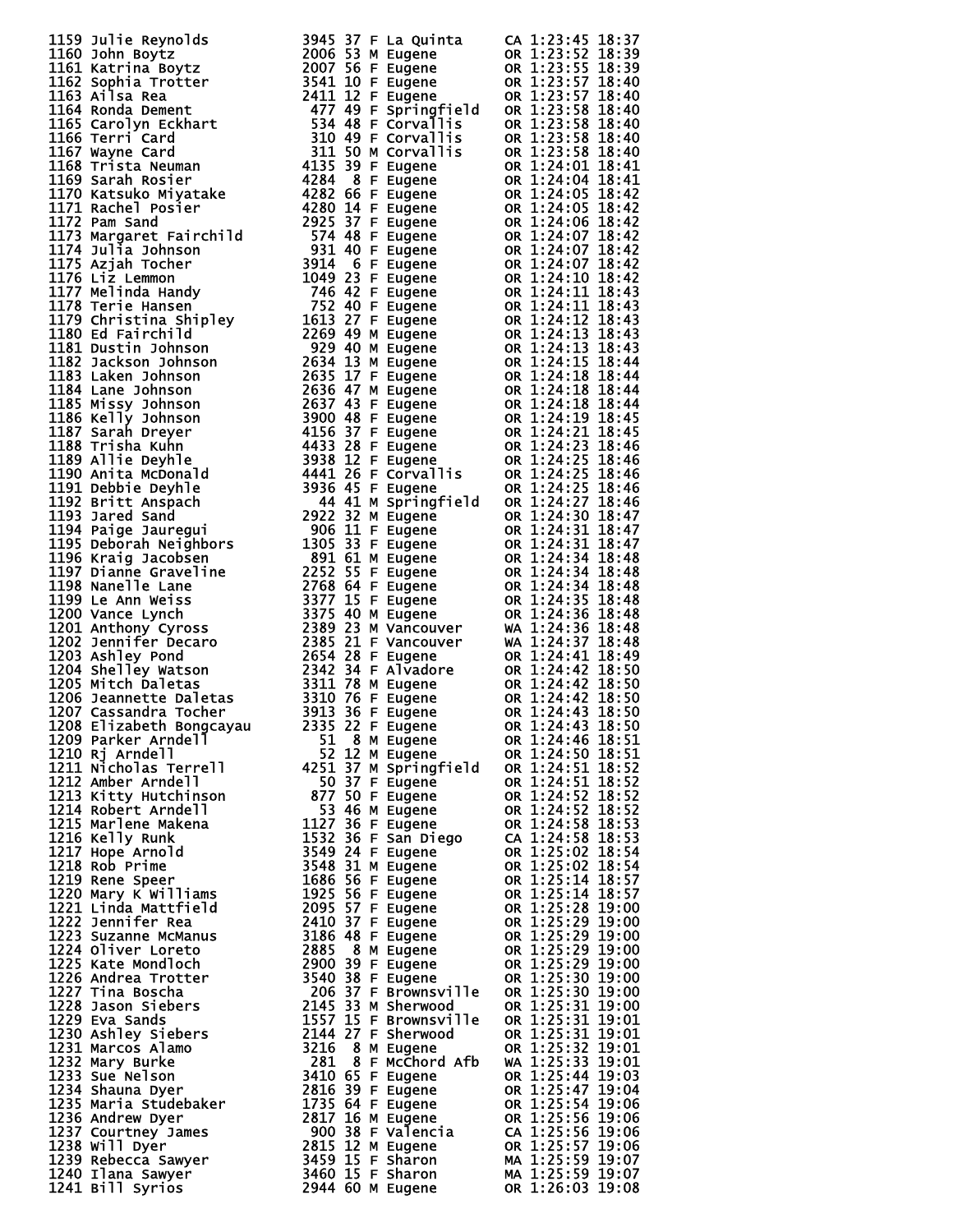```
1159 Julie Reynolds          3945 37 F La Quinta     CA 1:23:45 18:37
1160 John Boytz              2006 53 M Eugene        OR 1:23:52 18:39
1161 Katrina Boytz           2007 56 F Eugene        OR 1:23:55 18:39
1162 Sophia Trotter          3541 10 F Eugene        OR 1:23:57 18:40
1163 Ailsa Rea               2411 12 F Eugene        OR 1:23:57 18:40
1164 Ronda Dement             477 49 F Springfield   OR 1:23:58 18:40
1165 Carolyn Eckhart          534 48 F Corvallis     OR 1:23:58 18:40
1166 Terri Card               310 49 F Corvallis     OR 1:23:58 18:40
1167 Wayne Card               311 50 M Corvallis     OR 1:23:58 18:40
1168 Trista Neuman           4135 39 F Eugene        OR 1:24:01 18:41
1169 Sarah Rosier            4284  8 F Eugene        OR 1:24:04 18:41
1170 Katsuko Miyatake        4282 66 F Eugene        OR 1:24:05 18:42
1171 Rachel Posier           4280 14 F Eugene        OR 1:24:05 18:42
1172 Pam Sand                2925 37 F Eugene        OR 1:24:06 18:42
1173 Margaret Fairchild       574 48 F Eugene        OR 1:24:07 18:42
1174 Julia Johnson            931 40 F Eugene        OR 1:24:07 18:42
1175 Azjah Tocher            3914  6 F Eugene        OR 1:24:07 18:42
1176 Liz Lemmon              1049 23 F Eugene        OR 1:24:10 18:42
1177 Melinda Handy            746 42 F Eugene        OR 1:24:11 18:43
1178 Terie Hansen             752 40 F Eugene        OR 1:24:11 18:43
1179 Christina Shipley       1613 27 F Eugene        OR 1:24:12 18:43
1180 Ed Fairchild            2269 49 M Eugene        OR 1:24:13 18:43
1181 Dustin Johnson           929 40 M Eugene        OR 1:24:13 18:43
1182 Jackson Johnson         2634 13 M Eugene        OR 1:24:15 18:44
1183 Laken Johnson           2635 17 F Eugene        OR 1:24:18 18:44
1184 Lane Johnson            2636 47 M Eugene        OR 1:24:18 18:44
1185 Missy Johnson           2637 43 F Eugene        OR 1:24:18 18:44
1186 Kelly Johnson           3900 48 F Eugene        OR 1:24:19 18:45
1187 Sarah Dreyer            4156 37 F Eugene        OR 1:24:21 18:45
1188 Trisha Kuhn             4433 28 F Eugene        OR 1:24:23 18:46
1189 Allie Deyhle            3938 12 F Eugene        OR 1:24:25 18:46
1190 Anita McDonald          4441 26 F Corvallis     OR 1:24:25 18:46
1191 Debbie Deyhle           3936 45 F Eugene        OR 1:24:25 18:46
1192 Britt Anspach             44 41 M Springfield   OR 1:24:27 18:46
1193 Jared Sand              2922 32 M Eugene        OR 1:24:30 18:47
1194 Paige Jauregui           906 11 F Eugene        OR 1:24:31 18:47
1195 Deborah Neighbors       1305 33 F Eugene        OR 1:24:31 18:47
1196 Kraig Jacobsen           891 61 M Eugene        OR 1:24:34 18:48
1197 Dianne Graveline        2252 55 F Eugene        OR 1:24:34 18:48
1198 Nanelle Lane            2768 64 F Eugene        OR 1:24:34 18:48
1199 Le Ann Weiss            3377 15 F Eugene        OR 1:24:35 18:48
1200 Vance Lynch             3375 40 M Eugene        OR 1:24:36 18:48
1201 Anthony Cyross          2389 23 M Vancouver     WA 1:24:36 18:48
1202 Jennifer Decaro         2385 21 F Vancouver     WA 1:24:37 18:48
1203 Ashley Pond             2654 28 F Eugene        OR 1:24:41 18:49
1204 Shelley Watson          2342 34 F Alvadore      OR 1:24:42 18:50
1205 Mitch Daletas           3311 78 M Eugene        OR 1:24:42 18:50
1206 Jeannette Daletas       3310 76 F Eugene        OR 1:24:42 18:50
1207 Cassandra Tocher        3913 36 F Eugene        OR 1:24:43 18:50
1208 Elizabeth Bongcayau     2335 22 F Eugene        OR 1:24:43 18:50
1209 Parker Arndell            51  8 M Eugene        OR 1:24:46 18:51
1210 Rj Arndell                52 12 M Eugene        OR 1:24:50 18:51
1211 Nicholas Terrell        4251 37 M Springfield   OR 1:24:51 18:52
1212 Amber Arndell             50 37 F Eugene        OR 1:24:51 18:52
1213 Kitty Hutchinson         877 50 F Eugene        OR 1:24:52 18:52
1214 Robert Arndell            53 46 M Eugene        OR 1:24:52 18:52
1215 Marlene Makena          1127 36 F Eugene        OR 1:24:58 18:53
1216 Kelly Runk              1532 36 F San Diego     CA 1:24:58 18:53
1217 Hope Arnold             3549 24 F Eugene        OR 1:25:02 18:54
1218 Rob Prime               3548 31 M Eugene        OR 1:25:02 18:54
1219 Rene Speer              1686 56 F Eugene        OR 1:25:14 18:57
1220 Mary K Williams         1925 56 F Eugene        OR 1:25:14 18:57
1221 Linda Mattfield         2095 57 F Eugene        OR 1:25:28 19:00
1222 Jennifer Rea            2410 37 F Eugene        OR 1:25:29 19:00
1223 Suzanne McManus         3186 48 F Eugene        OR 1:25:29 19:00
1224 Oliver Loreto           2885  8 M Eugene        OR 1:25:29 19:00
1225 Kate Mondloch           2900 39 F Eugene        OR 1:25:29 19:00
1226 Andrea Trotter          3540 38 F Eugene        OR 1:25:30 19:00
1227 Tina Boscha              206 37 F Brownsville   OR 1:25:30 19:00
1228 Jason Siebers           2145 33 M Sherwood      OR 1:25:31 19:00
1229 Eva Sands               1557 15 F Brownsville   OR 1:25:31 19:01
1230 Ashley Siebers          2144 27 F Sherwood      OR 1:25:31 19:01
1231 Marcos Alamo            3216  8 M Eugene        OR 1:25:32 19:01
1232 Mary Burke               281  8 F McChord Afb   WA 1:25:33 19:01
1233 Sue Nelson              3410 65 F Eugene        OR 1:25:44 19:03
1234 Shauna Dyer             2816 39 F Eugene        OR 1:25:47 19:04
1235 Maria Studebaker        1735 64 F Eugene        OR 1:25:54 19:06
1236 Andrew Dyer             2817 16 M Eugene        OR 1:25:56 19:06
1237 Courtney James           900 38 F Valencia      CA 1:25:56 19:06
1238 Will Dyer               2815 12 M Eugene        OR 1:25:57 19:06
1239 Rebecca Sawyer          3459 15 F Sharon        MA 1:25:59 19:07
1240 Ilana Sawyer            3460 15 F Sharon        MA 1:25:59 19:07
1241 Bill Syrios             2944 60 M Eugene        OR 1:26:03 19:08
```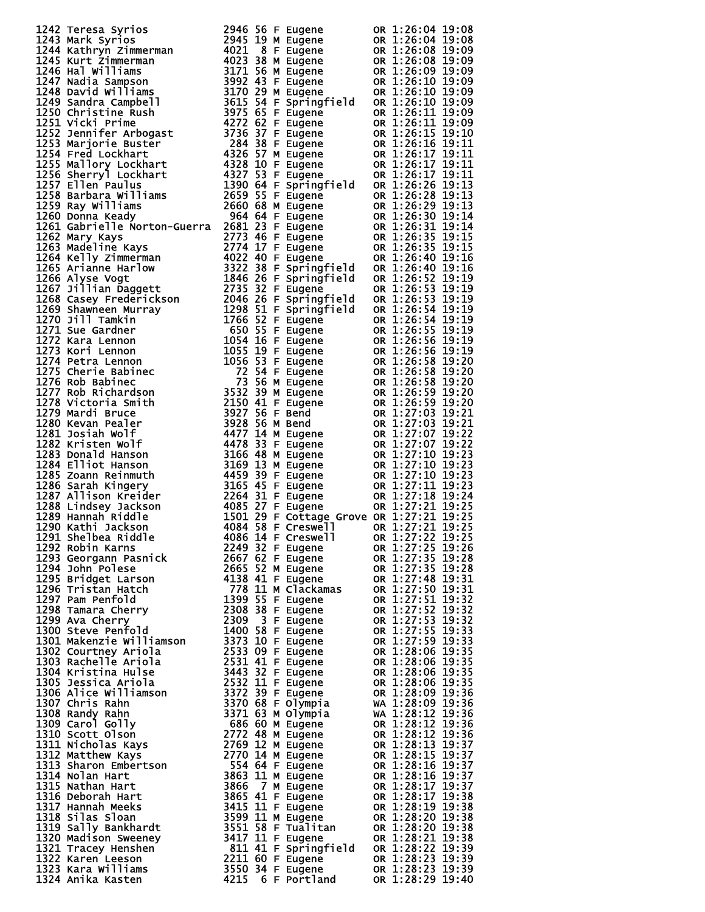```
1242 Teresa Syrios             2946 56 F Eugene        OR 1:26:04 19:08
1243 Mark Syrios               2945 19 M Eugene        OR 1:26:04 19:08
1244 Kathryn Zimmerman         4021  8 F Eugene        OR 1:26:08 19:09
1245 Kurt Zimmerman            4023 38 M Eugene        OR 1:26:08 19:09
1246 Hal Williams              3171 56 M Eugene        OR 1:26:09 19:09
1247 Nadia Sampson             3992 43 F Eugene        OR 1:26:10 19:09
1248 David Williams            3170 29 M Eugene        OR 1:26:10 19:09
1249 Sandra Campbell           3615 54 F Springfield   OR 1:26:10 19:09
1250 Christine Rush            3975 65 F Eugene        OR 1:26:11 19:09
1251 Vicki Prime               4272 62 F Eugene        OR 1:26:11 19:09
1252 Jennifer Arbogast         3736 37 F Eugene        OR 1:26:15 19:10
1253 Marjorie Buster            284 38 F Eugene        OR 1:26:16 19:11
1254 Fred Lockhart             4326 57 M Eugene        OR 1:26:17 19:11
1255 Mallory Lockhart          4328 10 F Eugene        OR 1:26:17 19:11
1256 Sherryl Lockhart          4327 53 F Eugene        OR 1:26:17 19:11
1257 Ellen Paulus              1390 64 F Springfield   OR 1:26:26 19:13
1258 Barbara Williams          2659 55 F Eugene        OR 1:26:28 19:13
1259 Ray Williams              2660 68 M Eugene        OR 1:26:29 19:13
1260 Donna Keady                964 64 F Eugene        OR 1:26:30 19:14
1261 Gabrielle Norton-Guerra   2681 23 F Eugene        OR 1:26:31 19:14
1262 Mary Kays                 2773 46 F Eugene        OR 1:26:35 19:15
1263 Madeline Kays             2774 17 F Eugene        OR 1:26:35 19:15
1264 Kelly Zimmerman           4022 40 F Eugene        OR 1:26:40 19:16
1265 Arianne Harlow            3322 38 F Springfield   OR 1:26:40 19:16
1266 Alyse Vogt                1846 26 F Springfield   OR 1:26:52 19:19
1267 Jillian Daggett           2735 32 F Eugene        OR 1:26:53 19:19
1268 Casey Frederickson        2046 26 F Springfield   OR 1:26:53 19:19
1269 Shawneen Murray           1298 51 F Springfield   OR 1:26:54 19:19
1270 Jill Tamkin               1766 52 F Eugene        OR 1:26:54 19:19
1271 Sue Gardner                650 55 F Eugene        OR 1:26:55 19:19
1272 Kara Lennon               1054 16 F Eugene        OR 1:26:56 19:19
1273 Kori Lennon               1055 19 F Eugene        OR 1:26:56 19:19
1274 Petra Lennon              1056 53 F Eugene        OR 1:26:58 19:20
1275 Cherie Babinec              72 54 F Eugene        OR 1:26:58 19:20
1276 Rob Babinec                 73 56 M Eugene        OR 1:26:58 19:20
1277 Rob Richardson            3532 39 M Eugene        OR 1:26:59 19:20
1278 Victoria Smith            2150 41 F Eugene        OR 1:26:59 19:20
1279 Mardi Bruce               3927 56 F Bend          OR 1:27:03 19:21
1280 Kevan Pealer              3928 56 M Bend          OR 1:27:03 19:21
1281 Josiah Wolf               4477 14 M Eugene        OR 1:27:07 19:22
1282 Kristen Wolf              4478 33 F Eugene        OR 1:27:07 19:22
1283 Donald Hanson             3166 48 M Eugene        OR 1:27:10 19:23
1284 Elliot Hanson             3169 13 M Eugene        OR 1:27:10 19:23
1285 Zoann Reinmuth            4459 39 F Eugene        OR 1:27:10 19:23
1286 Sarah Kingery             3165 45 F Eugene        OR 1:27:11 19:23
1287 Allison Kreider           2264 31 F Eugene        OR 1:27:18 19:24
1288 Lindsey Jackson           4085 27 F Eugene        OR 1:27:21 19:25
1289 Hannah Riddle             1501 29 F Cottage Grove OR 1:27:21 19:25
1290 Kathi Jackson             4084 58 F Creswell      OR 1:27:21 19:25
1291 Shelbea Riddle            4086 14 F Creswell      OR 1:27:22 19:25
1292 Robin Karns               2249 32 F Eugene        OR 1:27:25 19:26
1293 Georgann Pasnick          2667 62 F Eugene        OR 1:27:35 19:28
1294 John Polese               2665 52 M Eugene        OR 1:27:35 19:28
1295 Bridget Larson            4138 41 F Eugene        OR 1:27:48 19:31
1296 Tristan Hatch              778 11 M Clackamas     OR 1:27:50 19:31
1297 Pam Penfold               1399 55 F Eugene        OR 1:27:51 19:32
1298 Tamara Cherry             2308 38 F Eugene        OR 1:27:52 19:32
1299 Ava Cherry                2309  3 F Eugene        OR 1:27:53 19:32
1300 Steve Penfold             1400 58 F Eugene        OR 1:27:55 19:33
1301 Makenzie Williamson       3373 10 F Eugene        OR 1:27:59 19:33
1302 Courtney Ariola           2533 09 F Eugene        OR 1:28:06 19:35
1303 Rachelle Ariola           2531 41 F Eugene        OR 1:28:06 19:35
1304 Kristina Hulse            3443 32 F Eugene        OR 1:28:06 19:35
1305 Jessica Ariola            2532 11 F Eugene        OR 1:28:06 19:35
1306 Alice Williamson          3372 39 F Eugene        OR 1:28:09 19:36
1307 Chris Rahn                3370 68 F Olympia       WA 1:28:09 19:36
1308 Randy Rahn                3371 63 M Olympia       WA 1:28:12 19:36
1309 Carol Golly                686 60 M Eugene        OR 1:28:12 19:36
1310 Scott Olson               2772 48 M Eugene        OR 1:28:12 19:36
1311 Nicholas Kays             2769 12 M Eugene        OR 1:28:13 19:37
1312 Matthew Kays              2770 14 M Eugene        OR 1:28:15 19:37
1313 Sharon Embertson           554 64 F Eugene        OR 1:28:16 19:37
1314 Nolan Hart                3863 11 M Eugene        OR 1:28:16 19:37
1315 Nathan Hart               3866  7 M Eugene        OR 1:28:17 19:37
1316 Deborah Hart              3865 41 F Eugene        OR 1:28:17 19:38
1317 Hannah Meeks              3415 11 F Eugene        OR 1:28:19 19:38
1318 Silas Sloan               3599 11 M Eugene        OR 1:28:20 19:38
1319 Sally Bankhardt           3551 58 F Tualitan      OR 1:28:20 19:38
1320 Madison Sweeney           3417 11 F Eugene        OR 1:28:21 19:38
1321 Tracey Henshen             811 41 F Springfield   OR 1:28:22 19:39
1322 Karen Leeson              2211 60 F Eugene        OR 1:28:23 19:39
1323 Kara Williams             3550 34 F Eugene        OR 1:28:23 19:39
1324 Anika Kasten              4215  6 F Portland      OR 1:28:29 19:40
```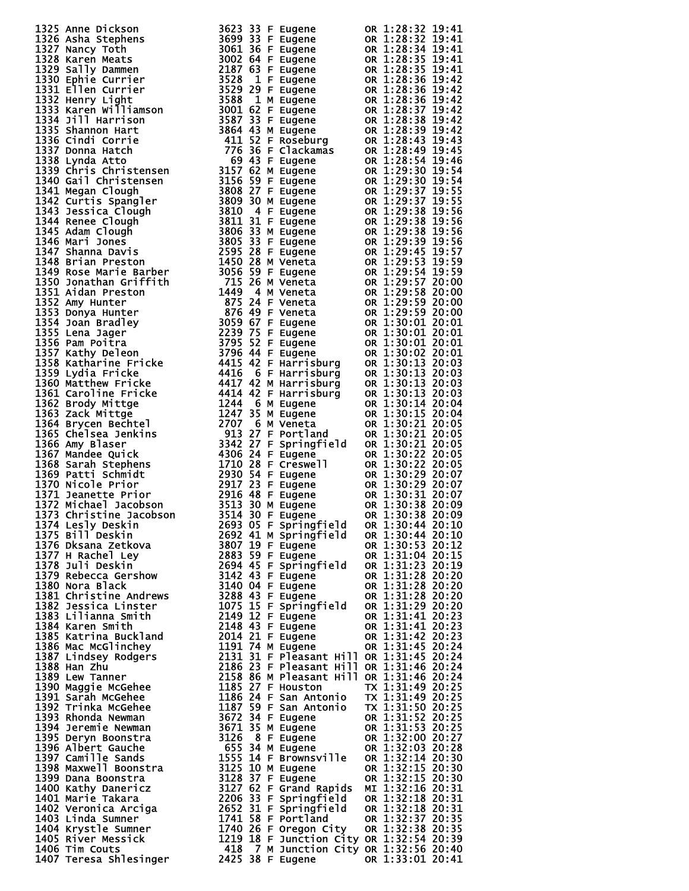```
1325 Anne Dickson            3623 33 F Eugene        OR 1:28:32 19:41
1326 Asha Stephens           3699 33 F Eugene        OR 1:28:32 19:41
1327 Nancy Toth              3061 36 F Eugene        OR 1:28:34 19:41
1328 Karen Meats             3002 64 F Eugene        OR 1:28:35 19:41
1329 Sally Dammen            2187 63 F Eugene        OR 1:28:35 19:41
1330 Ephie Currier           3528  1 F Eugene        OR 1:28:36 19:42
1331 Ellen Currier           3529 29 F Eugene        OR 1:28:36 19:42
1332 Henry Light             3588  1 M Eugene        OR 1:28:36 19:42
1333 Karen Williamson        3001 62 F Eugene        OR 1:28:37 19:42
1334 Jill Harrison           3587 33 F Eugene        OR 1:28:38 19:42
1335 Shannon Hart            3864 43 M Eugene        OR 1:28:39 19:42
1336 Cindi Corrie             411 52 F Roseburg      OR 1:28:43 19:43
1337 Donna Hatch              776 36 F Clackamas     OR 1:28:49 19:45
1338 Lynda Atto                69 43 F Eugene        OR 1:28:54 19:46
1339 Chris Christensen       3157 62 M Eugene        OR 1:29:30 19:54
1340 Gail Christensen        3156 59 F Eugene        OR 1:29:30 19:54
1341 Megan Clough            3808 27 F Eugene        OR 1:29:37 19:55
1342 Curtis Spangler         3809 30 M Eugene        OR 1:29:37 19:55
1343 Jessica Clough          3810  4 F Eugene        OR 1:29:38 19:56
1344 Renee Clough            3811 31 F Eugene        OR 1:29:38 19:56
1345 Adam Clough             3806 33 M Eugene        OR 1:29:38 19:56
1346 Mari Jones              3805 33 F Eugene        OR 1:29:39 19:56
1347 Shanna Davis            2595 28 F Eugene        OR 1:29:45 19:57
1348 Brian Preston           1450 28 M Veneta        OR 1:29:53 19:59
1349 Rose Marie Barber       3056 59 F Eugene        OR 1:29:54 19:59
1350 Jonathan Griffith        715 26 M Veneta        OR 1:29:57 20:00
1351 Aidan Preston           1449  4 M Veneta        OR 1:29:58 20:00
1352 Amy Hunter               875 24 F Veneta        OR 1:29:59 20:00
1353 Donya Hunter             876 49 F Veneta        OR 1:29:59 20:00
1354 Joan Bradley            3059 67 F Eugene        OR 1:30:01 20:01
1355 Lena Jager              2239 75 F Eugene        OR 1:30:01 20:01
1356 Pam Poitra              3795 52 F Eugene        OR 1:30:01 20:01
1357 Kathy Deleon            3796 44 F Eugene        OR 1:30:02 20:01
1358 Katharine Fricke        4415 42 F Harrisburg    OR 1:30:13 20:03
1359 Lydia Fricke            4416  6 F Harrisburg    OR 1:30:13 20:03
1360 Matthew Fricke          4417 42 M Harrisburg    OR 1:30:13 20:03
1361 Caroline Fricke         4414 42 F Harrisburg    OR 1:30:13 20:03
1362 Brody Mittge            1244  6 M Eugene        OR 1:30:14 20:04
1363 Zack Mittge             1247 35 M Eugene        OR 1:30:15 20:04
1364 Brycen Bechtel          2707  6 M Veneta        OR 1:30:21 20:05
1365 Chelsea Jenkins          913 27 F Portland      OR 1:30:21 20:05
1366 Amy Blaser              3342 27 F Springfield   OR 1:30:21 20:05
1367 Mandee Quick            4306 24 F Eugene        OR 1:30:22 20:05
1368 Sarah Stephens          1710 28 F Creswell      OR 1:30:22 20:05
1369 Patti Schmidt           2930 54 F Eugene        OR 1:30:29 20:07
1370 Nicole Prior            2917 23 F Eugene        OR 1:30:29 20:07
1371 Jeanette Prior          2916 48 F Eugene        OR 1:30:31 20:07
1372 Michael Jacobson        3513 30 M Eugene        OR 1:30:38 20:09
1373 Christine Jacobson      3514 30 F Eugene        OR 1:30:38 20:09
1374 Lesly Deskin            2693 05 F Springfield   OR 1:30:44 20:10
1375 Bill Deskin             2692 41 M Springfield   OR 1:30:44 20:10
1376 Dksana Zetkova          3807 19 F Eugene        OR 1:30:53 20:12
1377 H Rachel Ley            2883 59 F Eugene        OR 1:31:04 20:15
1378 Juli Deskin             2694 45 F Springfield   OR 1:31:23 20:19
1379 Rebecca Gershow         3142 43 F Eugene        OR 1:31:28 20:20
1380 Nora Black              3140 04 F Eugene        OR 1:31:28 20:20
1381 Christine Andrews       3288 43 F Eugene        OR 1:31:28 20:20
1382 Jessica Linster         1075 15 F Springfield   OR 1:31:29 20:20
1383 Lilianna Smith          2149 12 F Eugene        OR 1:31:41 20:23
1384 Karen Smith             2148 43 F Eugene        OR 1:31:41 20:23
1385 Katrina Buckland        2014 21 F Eugene        OR 1:31:42 20:23
1386 Mac McGlinchey          1191 74 M Eugene        OR 1:31:45 20:24
1387 Lindsey Rodgers         2131 31 F Pleasant Hill OR 1:31:45 20:24
1388 Han Zhu                 2186 23 F Pleasant Hill OR 1:31:46 20:24
1389 Lew Tanner              2158 86 M Pleasant Hill OR 1:31:46 20:24
1390 Maggie McGehee          1185 27 F Houston       TX 1:31:49 20:25
1391 Sarah McGehee           1186 24 F San Antonio   TX 1:31:49 20:25
1392 Trinka McGehee          1187 59 F San Antonio   TX 1:31:50 20:25
1393 Rhonda Newman           3672 34 F Eugene        OR 1:31:52 20:25
1394 Jeremie Newman          3671 35 M Eugene        OR 1:31:53 20:25
1395 Deryn Boonstra          3126  8 F Eugene        OR 1:32:00 20:27
1396 Albert Gauche            655 34 M Eugene        OR 1:32:03 20:28
1397 Camille Sands           1555 14 F Brownsville   OR 1:32:14 20:30
1398 Maxwell Boonstra        3125 10 M Eugene        OR 1:32:15 20:30
1399 Dana Boonstra           3128 37 F Eugene        OR 1:32:15 20:30
1400 Kathy Danericz          3127 62 F Grand Rapids  MI 1:32:16 20:31
1401 Marie Takara            2206 33 F Springfield   OR 1:32:18 20:31
1402 Veronica Arciga         2652 31 F Springfield   OR 1:32:18 20:31
1403 Linda Sumner            1741 58 F Portland      OR 1:32:37 20:35
1404 Krystle Sumner          1740 26 F Oregon City   OR 1:32:38 20:35
1405 River Messick           1219 18 F Junction City OR 1:32:54 20:39
1406 Tim Couts                418  7 M Junction City OR 1:32:56 20:40
1407 Teresa Shlesinger       2425 38 F Eugene        OR 1:33:01 20:41
```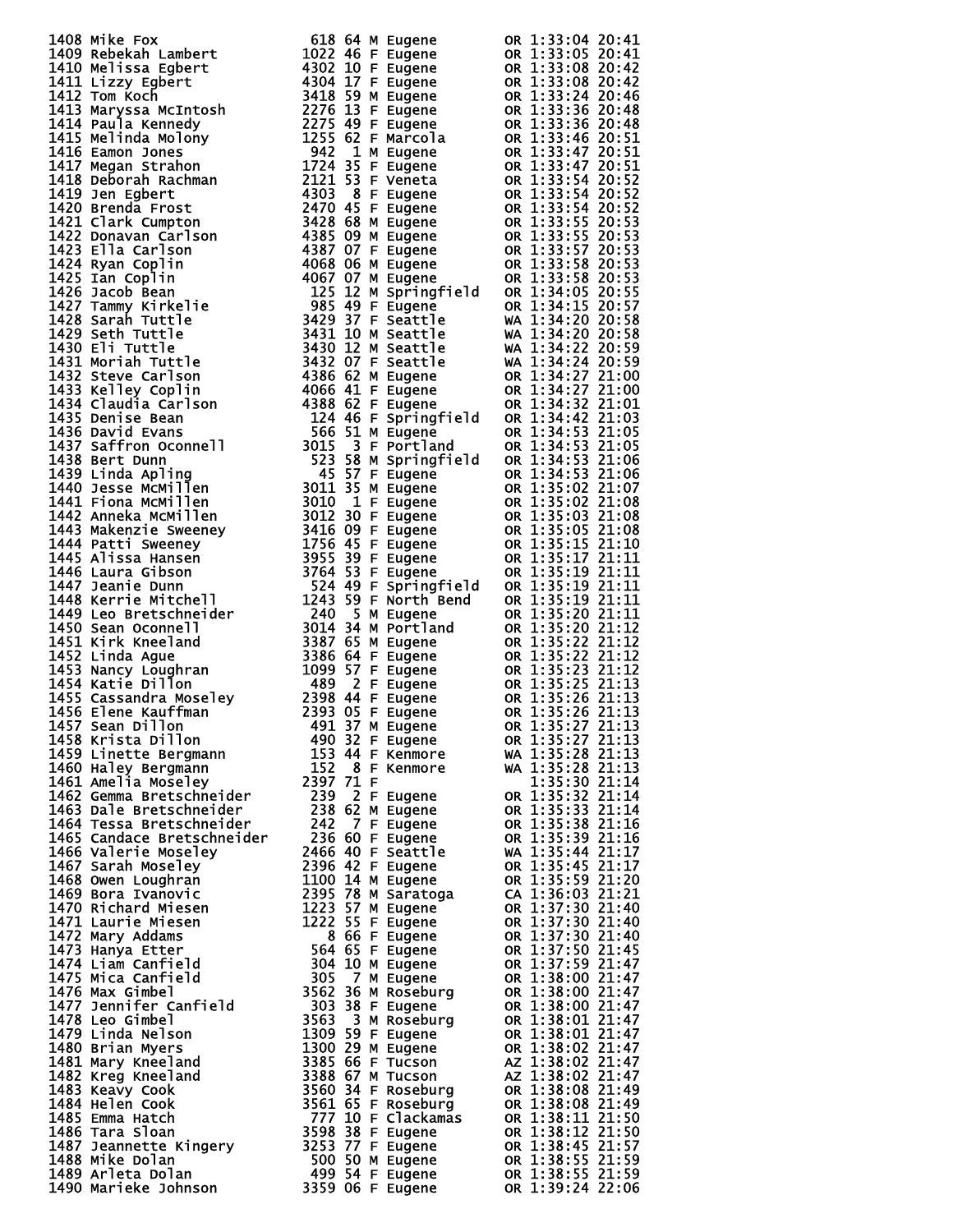| Place | Name | Bib | Age | Sex | City | State | Time | Pace |
|---|---|---|---|---|---|---|---|---|
| 1408 | Mike Fox | 618 | 64 | M | Eugene | OR | 1:33:04 | 20:41 |
| 1409 | Rebekah Lambert | 1022 | 46 | F | Eugene | OR | 1:33:05 | 20:41 |
| 1410 | Melissa Egbert | 4302 | 10 | F | Eugene | OR | 1:33:08 | 20:42 |
| 1411 | Lizzy Egbert | 4304 | 17 | F | Eugene | OR | 1:33:08 | 20:42 |
| 1412 | Tom Koch | 3418 | 59 | M | Eugene | OR | 1:33:24 | 20:46 |
| 1413 | Maryssa McIntosh | 2276 | 13 | F | Eugene | OR | 1:33:36 | 20:48 |
| 1414 | Paula Kennedy | 2275 | 49 | F | Eugene | OR | 1:33:36 | 20:48 |
| 1415 | Melinda Molony | 1255 | 62 | F | Marcola | OR | 1:33:46 | 20:51 |
| 1416 | Eamon Jones | 942 | 1 | M | Eugene | OR | 1:33:47 | 20:51 |
| 1417 | Megan Strahon | 1724 | 35 | F | Eugene | OR | 1:33:47 | 20:51 |
| 1418 | Deborah Rachman | 2121 | 53 | F | Veneta | OR | 1:33:54 | 20:52 |
| 1419 | Jen Egbert | 4303 | 8 | F | Eugene | OR | 1:33:54 | 20:52 |
| 1420 | Brenda Frost | 2470 | 45 | F | Eugene | OR | 1:33:54 | 20:52 |
| 1421 | Clark Cumpton | 3428 | 68 | M | Eugene | OR | 1:33:55 | 20:53 |
| 1422 | Donavan Carlson | 4385 | 09 | M | Eugene | OR | 1:33:55 | 20:53 |
| 1423 | Ella Carlson | 4387 | 07 | F | Eugene | OR | 1:33:57 | 20:53 |
| 1424 | Ryan Coplin | 4068 | 06 | M | Eugene | OR | 1:33:58 | 20:53 |
| 1425 | Ian Coplin | 4067 | 07 | M | Eugene | OR | 1:33:58 | 20:53 |
| 1426 | Jacob Bean | 125 | 12 | M | Springfield | OR | 1:34:05 | 20:55 |
| 1427 | Tammy Kirkelie | 985 | 49 | F | Eugene | OR | 1:34:15 | 20:57 |
| 1428 | Sarah Tuttle | 3429 | 37 | F | Seattle | WA | 1:34:20 | 20:58 |
| 1429 | Seth Tuttle | 3431 | 10 | M | Seattle | WA | 1:34:20 | 20:58 |
| 1430 | Eli Tuttle | 3430 | 12 | M | Seattle | WA | 1:34:22 | 20:59 |
| 1431 | Moriah Tuttle | 3432 | 07 | F | Seattle | WA | 1:34:24 | 20:59 |
| 1432 | Steve Carlson | 4386 | 62 | M | Eugene | OR | 1:34:27 | 21:00 |
| 1433 | Kelley Coplin | 4066 | 41 | F | Eugene | OR | 1:34:27 | 21:00 |
| 1434 | Claudia Carlson | 4388 | 62 | F | Eugene | OR | 1:34:32 | 21:01 |
| 1435 | Denise Bean | 124 | 46 | F | Springfield | OR | 1:34:42 | 21:03 |
| 1436 | David Evans | 566 | 51 | M | Eugene | OR | 1:34:53 | 21:05 |
| 1437 | Saffron Oconnell | 3015 | 3 | F | Portland | OR | 1:34:53 | 21:05 |
| 1438 | Bert Dunn | 523 | 58 | M | Springfield | OR | 1:34:53 | 21:06 |
| 1439 | Linda Apling | 45 | 57 | F | Eugene | OR | 1:34:53 | 21:06 |
| 1440 | Jesse McMillen | 3011 | 35 | M | Eugene | OR | 1:35:02 | 21:07 |
| 1441 | Fiona McMillen | 3010 | 1 | F | Eugene | OR | 1:35:02 | 21:08 |
| 1442 | Anneka McMillen | 3012 | 30 | F | Eugene | OR | 1:35:03 | 21:08 |
| 1443 | Makenzie Sweeney | 3416 | 09 | F | Eugene | OR | 1:35:05 | 21:08 |
| 1444 | Patti Sweeney | 1756 | 45 | F | Eugene | OR | 1:35:15 | 21:10 |
| 1445 | Alissa Hansen | 3955 | 39 | F | Eugene | OR | 1:35:17 | 21:11 |
| 1446 | Laura Gibson | 3764 | 53 | F | Eugene | OR | 1:35:19 | 21:11 |
| 1447 | Jeanie Dunn | 524 | 49 | F | Springfield | OR | 1:35:19 | 21:11 |
| 1448 | Kerrie Mitchell | 1243 | 59 | F | North Bend | OR | 1:35:19 | 21:11 |
| 1449 | Leo Bretschneider | 240 | 5 | M | Eugene | OR | 1:35:20 | 21:11 |
| 1450 | Sean Oconnell | 3014 | 34 | M | Portland | OR | 1:35:20 | 21:12 |
| 1451 | Kirk Kneeland | 3387 | 65 | M | Eugene | OR | 1:35:22 | 21:12 |
| 1452 | Linda Ague | 3386 | 64 | F | Eugene | OR | 1:35:22 | 21:12 |
| 1453 | Nancy Loughran | 1099 | 57 | F | Eugene | OR | 1:35:23 | 21:12 |
| 1454 | Katie Dillon | 489 | 2 | F | Eugene | OR | 1:35:25 | 21:13 |
| 1455 | Cassandra Moseley | 2398 | 44 | F | Eugene | OR | 1:35:26 | 21:13 |
| 1456 | Elene Kauffman | 2393 | 05 | F | Eugene | OR | 1:35:26 | 21:13 |
| 1457 | Sean Dillon | 491 | 37 | M | Eugene | OR | 1:35:27 | 21:13 |
| 1458 | Krista Dillon | 490 | 32 | F | Eugene | OR | 1:35:27 | 21:13 |
| 1459 | Linette Bergmann | 153 | 44 | F | Kenmore | WA | 1:35:28 | 21:13 |
| 1460 | Haley Bergmann | 152 | 8 | F | Kenmore | WA | 1:35:28 | 21:13 |
| 1461 | Amelia Moseley | 2397 | 71 | F | | | 1:35:30 | 21:14 |
| 1462 | Gemma Bretschneider | 239 | 2 | F | Eugene | OR | 1:35:32 | 21:14 |
| 1463 | Dale Bretschneider | 238 | 62 | M | Eugene | OR | 1:35:33 | 21:14 |
| 1464 | Tessa Bretschneider | 242 | 7 | F | Eugene | OR | 1:35:38 | 21:16 |
| 1465 | Candace Bretschneider | 236 | 60 | F | Eugene | OR | 1:35:39 | 21:16 |
| 1466 | Valerie Moseley | 2466 | 40 | F | Seattle | WA | 1:35:44 | 21:17 |
| 1467 | Sarah Moseley | 2396 | 42 | F | Eugene | OR | 1:35:45 | 21:17 |
| 1468 | Owen Loughran | 1100 | 14 | M | Eugene | OR | 1:35:59 | 21:20 |
| 1469 | Bora Ivanovic | 2395 | 78 | M | Saratoga | CA | 1:36:03 | 21:21 |
| 1470 | Richard Miesen | 1223 | 57 | M | Eugene | OR | 1:37:30 | 21:40 |
| 1471 | Laurie Miesen | 1222 | 55 | F | Eugene | OR | 1:37:30 | 21:40 |
| 1472 | Mary Addams | 8 | 66 | F | Eugene | OR | 1:37:30 | 21:40 |
| 1473 | Hanya Etter | 564 | 65 | F | Eugene | OR | 1:37:50 | 21:45 |
| 1474 | Liam Canfield | 304 | 10 | M | Eugene | OR | 1:37:59 | 21:47 |
| 1475 | Mica Canfield | 305 | 7 | M | Eugene | OR | 1:38:00 | 21:47 |
| 1476 | Max Gimbel | 3562 | 36 | M | Roseburg | OR | 1:38:00 | 21:47 |
| 1477 | Jennifer Canfield | 303 | 38 | F | Eugene | OR | 1:38:00 | 21:47 |
| 1478 | Leo Gimbel | 3563 | 3 | M | Roseburg | OR | 1:38:01 | 21:47 |
| 1479 | Linda Nelson | 1309 | 59 | F | Eugene | OR | 1:38:01 | 21:47 |
| 1480 | Brian Myers | 1300 | 29 | M | Eugene | OR | 1:38:02 | 21:47 |
| 1481 | Mary Kneeland | 3385 | 66 | F | Tucson | AZ | 1:38:02 | 21:47 |
| 1482 | Kreg Kneeland | 3388 | 67 | M | Tucson | AZ | 1:38:02 | 21:47 |
| 1483 | Keavy Cook | 3560 | 34 | F | Roseburg | OR | 1:38:08 | 21:49 |
| 1484 | Helen Cook | 3561 | 65 | F | Roseburg | OR | 1:38:08 | 21:49 |
| 1485 | Emma Hatch | 777 | 10 | F | Clackamas | OR | 1:38:11 | 21:50 |
| 1486 | Tara Sloan | 3598 | 38 | F | Eugene | OR | 1:38:12 | 21:50 |
| 1487 | Jeannette Kingery | 3253 | 77 | F | Eugene | OR | 1:38:45 | 21:57 |
| 1488 | Mike Dolan | 500 | 50 | M | Eugene | OR | 1:38:55 | 21:59 |
| 1489 | Arleta Dolan | 499 | 54 | F | Eugene | OR | 1:38:55 | 21:59 |
| 1490 | Marieke Johnson | 3359 | 06 | F | Eugene | OR | 1:39:24 | 22:06 |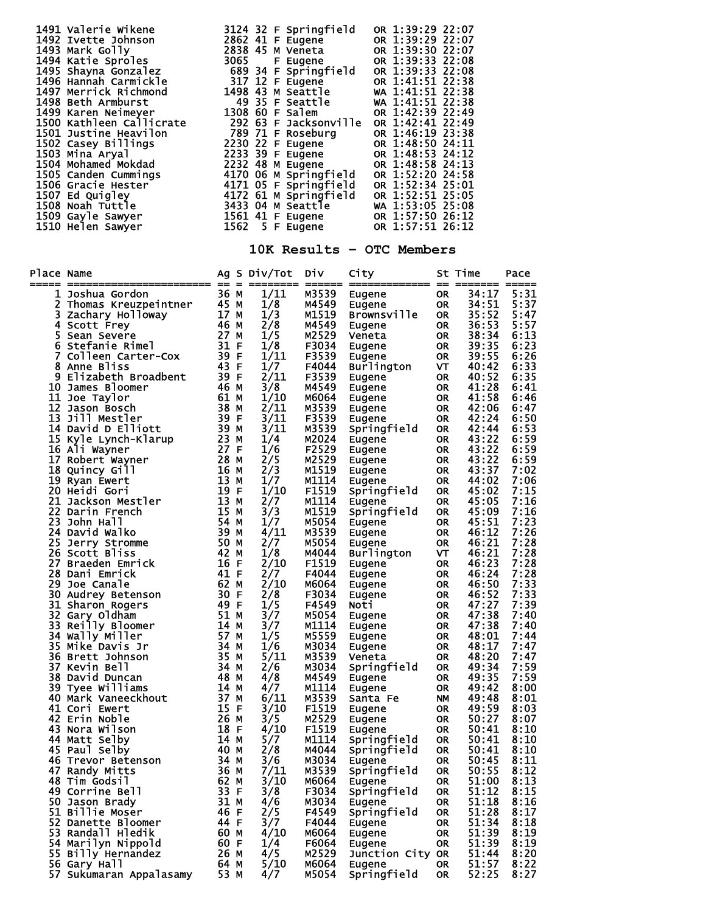| Place | Name | Bib | Ag | S | City | St | Time | Pace |
|---|---|---|---|---|---|---|---|---|
| 1491 | Valerie Wikene | 3124 | 32 | F | Springfield | OR | 1:39:29 | 22:07 |
| 1492 | Ivette Johnson | 2862 | 41 | F | Eugene | OR | 1:39:29 | 22:07 |
| 1493 | Mark Golly | 2838 | 45 | M | Veneta | OR | 1:39:30 | 22:07 |
| 1494 | Katie Sproles | 3065 | | F | Eugene | OR | 1:39:33 | 22:08 |
| 1495 | Shayna Gonzalez | 689 | 34 | F | Springfield | OR | 1:39:33 | 22:08 |
| 1496 | Hannah Carmickle | 317 | 12 | F | Eugene | OR | 1:41:51 | 22:38 |
| 1497 | Merrick Richmond | 1498 | 43 | M | Seattle | WA | 1:41:51 | 22:38 |
| 1498 | Beth Armburst | 49 | 35 | F | Seattle | WA | 1:41:51 | 22:38 |
| 1499 | Karen Neimeyer | 1308 | 60 | F | Salem | OR | 1:42:39 | 22:49 |
| 1500 | Kathleen Callicrate | 292 | 63 | F | Jacksonville | OR | 1:42:41 | 22:49 |
| 1501 | Justine Heavilon | 789 | 71 | F | Roseburg | OR | 1:46:19 | 23:38 |
| 1502 | Casey Billings | 2230 | 22 | F | Eugene | OR | 1:48:50 | 24:11 |
| 1503 | Mina Aryal | 2233 | 39 | F | Eugene | OR | 1:48:53 | 24:12 |
| 1504 | Mohamed Mokdad | 2232 | 48 | M | Eugene | OR | 1:48:58 | 24:13 |
| 1505 | Canden Cummings | 4170 | 06 | M | Springfield | OR | 1:52:20 | 24:58 |
| 1506 | Gracie Hester | 4171 | 05 | F | Springfield | OR | 1:52:34 | 25:01 |
| 1507 | Ed Quigley | 4172 | 61 | M | Springfield | OR | 1:52:51 | 25:05 |
| 1508 | Noah Tuttle | 3433 | 04 | M | Seattle | WA | 1:53:05 | 25:08 |
| 1509 | Gayle Sawyer | 1561 | 41 | F | Eugene | OR | 1:57:50 | 26:12 |
| 1510 | Helen Sawyer | 1562 | 5 | F | Eugene | OR | 1:57:51 | 26:12 |

## 10K Results - OTC Members

| Place | Name | Ag | S | Div/Tot | Div | City | St | Time | Pace |
|---|---|---|---|---|---|---|---|---|---|
| 1 | Joshua Gordon | 36 | M | 1/11 | M3539 | Eugene | OR | 34:17 | 5:31 |
| 2 | Thomas Kreuzpeintner | 45 | M | 1/8 | M4549 | Eugene | OR | 34:51 | 5:37 |
| 3 | Zachary Holloway | 17 | M | 1/3 | M1519 | Brownsville | OR | 35:52 | 5:47 |
| 4 | Scott Frey | 46 | M | 2/8 | M4549 | Eugene | OR | 36:53 | 5:57 |
| 5 | Sean Severe | 27 | M | 1/5 | M2529 | Veneta | OR | 38:34 | 6:13 |
| 6 | Stefanie Rimel | 31 | F | 1/8 | F3034 | Eugene | OR | 39:35 | 6:23 |
| 7 | Colleen Carter-Cox | 39 | F | 1/11 | F3539 | Eugene | OR | 39:55 | 6:26 |
| 8 | Anne Bliss | 43 | F | 1/7 | F4044 | Burlington | VT | 40:42 | 6:33 |
| 9 | Elizabeth Broadbent | 39 | F | 2/11 | F3539 | Eugene | OR | 40:52 | 6:35 |
| 10 | James Bloomer | 46 | M | 3/8 | M4549 | Eugene | OR | 41:28 | 6:41 |
| 11 | Joe Taylor | 61 | M | 1/10 | M6064 | Eugene | OR | 41:58 | 6:46 |
| 12 | Jason Bosch | 38 | M | 2/11 | M3539 | Eugene | OR | 42:06 | 6:47 |
| 13 | Jill Mestler | 39 | F | 3/11 | F3539 | Eugene | OR | 42:24 | 6:50 |
| 14 | David D Elliott | 39 | M | 3/11 | M3539 | Springfield | OR | 42:44 | 6:53 |
| 15 | Kyle Lynch-Klarup | 23 | M | 1/4 | M2024 | Eugene | OR | 43:22 | 6:59 |
| 16 | Ali Wayner | 27 | F | 1/6 | F2529 | Eugene | OR | 43:22 | 6:59 |
| 17 | Robert Wayner | 28 | M | 2/5 | M2529 | Eugene | OR | 43:22 | 6:59 |
| 18 | Quincy Gill | 16 | M | 2/3 | M1519 | Eugene | OR | 43:37 | 7:02 |
| 19 | Ryan Ewert | 13 | M | 1/7 | M1114 | Eugene | OR | 44:02 | 7:06 |
| 20 | Heidi Gori | 19 | F | 1/10 | F1519 | Springfield | OR | 45:02 | 7:15 |
| 21 | Jackson Mestler | 13 | M | 2/7 | M1114 | Eugene | OR | 45:05 | 7:16 |
| 22 | Darin French | 15 | M | 3/3 | M1519 | Springfield | OR | 45:09 | 7:16 |
| 23 | John Hall | 54 | M | 1/7 | M5054 | Eugene | OR | 45:51 | 7:23 |
| 24 | David Walko | 39 | M | 4/11 | M3539 | Eugene | OR | 46:12 | 7:26 |
| 25 | Jerry Stromme | 50 | M | 2/7 | M5054 | Eugene | OR | 46:21 | 7:28 |
| 26 | Scott Bliss | 42 | M | 1/8 | M4044 | Burlington | VT | 46:21 | 7:28 |
| 27 | Braeden Emrick | 16 | F | 2/10 | F1519 | Eugene | OR | 46:23 | 7:28 |
| 28 | Dani Emrick | 41 | F | 2/7 | F4044 | Eugene | OR | 46:24 | 7:28 |
| 29 | Joe Canale | 62 | M | 2/10 | M6064 | Eugene | OR | 46:50 | 7:33 |
| 30 | Audrey Betenson | 30 | F | 2/8 | F3034 | Eugene | OR | 46:52 | 7:33 |
| 31 | Sharon Rogers | 49 | F | 1/5 | F4549 | Noti | OR | 47:27 | 7:39 |
| 32 | Gary Oldham | 51 | M | 3/7 | M5054 | Eugene | OR | 47:38 | 7:40 |
| 33 | Reilly Bloomer | 14 | M | 3/7 | M1114 | Eugene | OR | 47:38 | 7:40 |
| 34 | Wally Miller | 57 | M | 1/5 | M5559 | Eugene | OR | 48:01 | 7:44 |
| 35 | Mike Davis Jr | 34 | M | 1/6 | M3034 | Eugene | OR | 48:17 | 7:47 |
| 36 | Brett Johnson | 35 | M | 5/11 | M3539 | Veneta | OR | 48:20 | 7:47 |
| 37 | Kevin Bell | 34 | M | 2/6 | M3034 | Springfield | OR | 49:34 | 7:59 |
| 38 | David Duncan | 48 | M | 4/8 | M4549 | Eugene | OR | 49:35 | 7:59 |
| 39 | Tyee Williams | 14 | M | 4/7 | M1114 | Eugene | OR | 49:42 | 8:00 |
| 40 | Mark Vaneeckhout | 37 | M | 6/11 | M3539 | Santa Fe | NM | 49:48 | 8:01 |
| 41 | Cori Ewert | 15 | F | 3/10 | F1519 | Eugene | OR | 49:59 | 8:03 |
| 42 | Erin Noble | 26 | M | 3/5 | M2529 | Eugene | OR | 50:27 | 8:07 |
| 43 | Nora Wilson | 18 | F | 4/10 | F1519 | Eugene | OR | 50:41 | 8:10 |
| 44 | Matt Selby | 14 | M | 5/7 | M1114 | Springfield | OR | 50:41 | 8:10 |
| 45 | Paul Selby | 40 | M | 2/8 | M4044 | Springfield | OR | 50:41 | 8:10 |
| 46 | Trevor Betenson | 34 | M | 3/6 | M3034 | Eugene | OR | 50:45 | 8:11 |
| 47 | Randy Mitts | 36 | M | 7/11 | M3539 | Springfield | OR | 50:55 | 8:12 |
| 48 | Tim Godsil | 62 | M | 3/10 | M6064 | Eugene | OR | 51:00 | 8:13 |
| 49 | Corrine Bell | 33 | F | 3/8 | F3034 | Springfield | OR | 51:12 | 8:15 |
| 50 | Jason Brady | 31 | M | 4/6 | M3034 | Eugene | OR | 51:18 | 8:16 |
| 51 | Billie Moser | 46 | F | 2/5 | F4549 | Springfield | OR | 51:28 | 8:17 |
| 52 | Danette Bloomer | 44 | F | 3/7 | F4044 | Eugene | OR | 51:34 | 8:18 |
| 53 | Randall Hledik | 60 | M | 4/10 | M6064 | Eugene | OR | 51:39 | 8:19 |
| 54 | Marilyn Nippold | 60 | F | 1/4 | F6064 | Eugene | OR | 51:39 | 8:19 |
| 55 | Billy Hernandez | 26 | M | 4/5 | M2529 | Junction City | OR | 51:44 | 8:20 |
| 56 | Gary Hall | 64 | M | 5/10 | M6064 | Eugene | OR | 51:57 | 8:22 |
| 57 | Sukumaran Appalasamy | 53 | M | 4/7 | M5054 | Springfield | OR | 52:25 | 8:27 |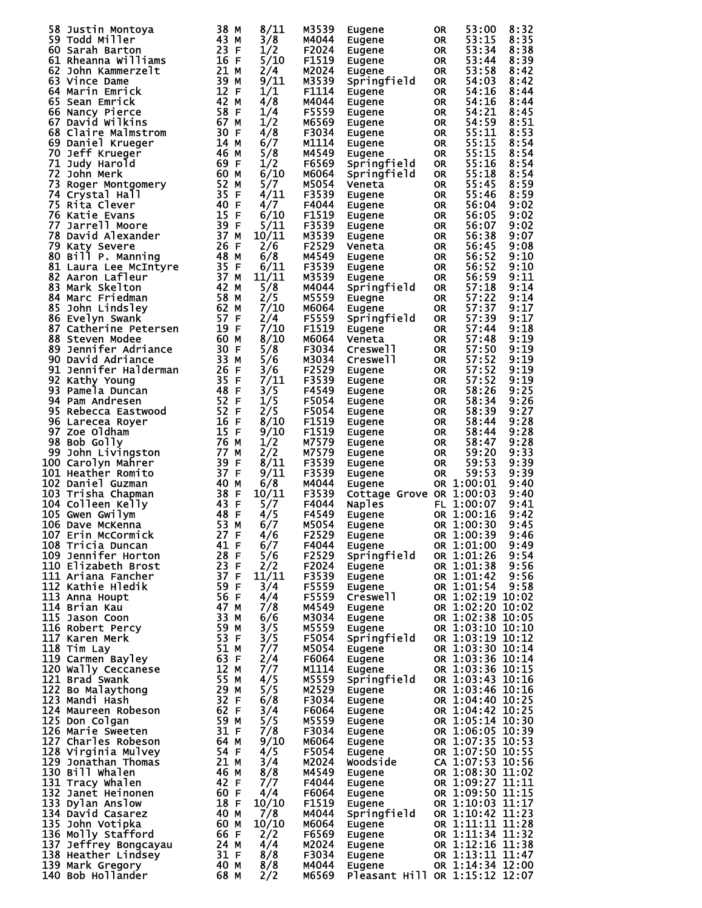| Place | Name | Age | Sex | Div Place | Division | City | State | Time | Pace |
|---|---|---|---|---|---|---|---|---|---|
| 58 | Justin Montoya | 38 | M | 8/11 | M3539 | Eugene | OR | 53:00 | 8:32 |
| 59 | Todd Miller | 43 | M | 3/8 | M4044 | Eugene | OR | 53:15 | 8:35 |
| 60 | Sarah Barton | 23 | F | 1/2 | F2024 | Eugene | OR | 53:34 | 8:38 |
| 61 | Rheanna Williams | 16 | F | 5/10 | F1519 | Eugene | OR | 53:44 | 8:39 |
| 62 | John Kammerzelt | 21 | M | 2/4 | M2024 | Eugene | OR | 53:58 | 8:42 |
| 63 | Vince Dame | 39 | M | 9/11 | M3539 | Springfield | OR | 54:03 | 8:42 |
| 64 | Marin Emrick | 12 | F | 1/1 | F1114 | Eugene | OR | 54:16 | 8:44 |
| 65 | Sean Emrick | 42 | M | 4/8 | M4044 | Eugene | OR | 54:16 | 8:44 |
| 66 | Nancy Pierce | 58 | F | 1/4 | F5559 | Eugene | OR | 54:21 | 8:45 |
| 67 | David Wilkins | 67 | M | 1/2 | M6569 | Eugene | OR | 54:59 | 8:51 |
| 68 | Claire Malmstrom | 30 | F | 4/8 | F3034 | Eugene | OR | 55:11 | 8:53 |
| 69 | Daniel Krueger | 14 | M | 6/7 | M1114 | Eugene | OR | 55:15 | 8:54 |
| 70 | Jeff Krueger | 46 | M | 5/8 | M4549 | Eugene | OR | 55:15 | 8:54 |
| 71 | Judy Harold | 69 | F | 1/2 | F6569 | Springfield | OR | 55:16 | 8:54 |
| 72 | John Merk | 60 | M | 6/10 | M6064 | Springfield | OR | 55:18 | 8:54 |
| 73 | Roger Montgomery | 52 | M | 5/7 | M5054 | Veneta | OR | 55:45 | 8:59 |
| 74 | Crystal Hall | 35 | F | 4/11 | F3539 | Eugene | OR | 55:46 | 8:59 |
| 75 | Rita Clever | 40 | F | 4/7 | F4044 | Eugene | OR | 56:04 | 9:02 |
| 76 | Katie Evans | 15 | F | 6/10 | F1519 | Eugene | OR | 56:05 | 9:02 |
| 77 | Jarrell Moore | 39 | F | 5/11 | F3539 | Eugene | OR | 56:07 | 9:02 |
| 78 | David Alexander | 37 | M | 10/11 | M3539 | Eugene | OR | 56:38 | 9:07 |
| 79 | Katy Severe | 26 | F | 2/6 | F2529 | Veneta | OR | 56:45 | 9:08 |
| 80 | Bill P. Manning | 48 | M | 6/8 | M4549 | Eugene | OR | 56:52 | 9:10 |
| 81 | Laura Lee McIntyre | 35 | F | 6/11 | F3539 | Eugene | OR | 56:52 | 9:10 |
| 82 | Aaron Lafleur | 37 | M | 11/11 | M3539 | Eugene | OR | 56:59 | 9:11 |
| 83 | Mark Skelton | 42 | M | 5/8 | M4044 | Springfield | OR | 57:18 | 9:14 |
| 84 | Marc Friedman | 58 | M | 2/5 | M5559 | Euegne | OR | 57:22 | 9:14 |
| 85 | John Lindsley | 62 | M | 7/10 | M6064 | Eugene | OR | 57:37 | 9:17 |
| 86 | Evelyn Swank | 57 | F | 2/4 | F5559 | Springfield | OR | 57:39 | 9:17 |
| 87 | Catherine Petersen | 19 | F | 7/10 | F1519 | Eugene | OR | 57:44 | 9:18 |
| 88 | Steven Modee | 60 | M | 8/10 | M6064 | Veneta | OR | 57:48 | 9:19 |
| 89 | Jennifer Adriance | 30 | F | 5/8 | F3034 | Creswell | OR | 57:50 | 9:19 |
| 90 | David Adriance | 33 | M | 5/6 | M3034 | Creswell | OR | 57:52 | 9:19 |
| 91 | Jennifer Halderman | 26 | F | 3/6 | F2529 | Eugene | OR | 57:52 | 9:19 |
| 92 | Kathy Young | 35 | F | 7/11 | F3539 | Eugene | OR | 57:52 | 9:19 |
| 93 | Pamela Duncan | 48 | F | 3/5 | F4549 | Eugene | OR | 58:26 | 9:25 |
| 94 | Pam Andresen | 52 | F | 1/5 | F5054 | Eugene | OR | 58:34 | 9:26 |
| 95 | Rebecca Eastwood | 52 | F | 2/5 | F5054 | Eugene | OR | 58:39 | 9:27 |
| 96 | Larecea Royer | 16 | F | 8/10 | F1519 | Eugene | OR | 58:44 | 9:28 |
| 97 | Zoe Oldham | 15 | F | 9/10 | F1519 | Eugene | OR | 58:44 | 9:28 |
| 98 | Bob Golly | 76 | M | 1/2 | M7579 | Eugene | OR | 58:47 | 9:28 |
| 99 | John Livingston | 77 | M | 2/2 | M7579 | Eugene | OR | 59:20 | 9:33 |
| 100 | Carolyn Mahrer | 39 | F | 8/11 | F3539 | Eugene | OR | 59:53 | 9:39 |
| 101 | Heather Romito | 37 | F | 9/11 | F3539 | Eugene | OR | 59:53 | 9:39 |
| 102 | Daniel Guzman | 40 | M | 6/8 | M4044 | Eugene | OR | 1:00:01 | 9:40 |
| 103 | Trisha Chapman | 38 | F | 10/11 | F3539 | Cottage Grove | OR | 1:00:03 | 9:40 |
| 104 | Colleen Kelly | 43 | F | 5/7 | F4044 | Naples | FL | 1:00:07 | 9:41 |
| 105 | Gwen Gwilym | 48 | F | 4/5 | F4549 | Eugene | OR | 1:00:16 | 9:42 |
| 106 | Dave McKenna | 53 | M | 6/7 | M5054 | Eugene | OR | 1:00:30 | 9:45 |
| 107 | Erin McCormick | 27 | F | 4/6 | F2529 | Eugene | OR | 1:00:39 | 9:46 |
| 108 | Tricia Duncan | 41 | F | 6/7 | F4044 | Eugene | OR | 1:01:00 | 9:49 |
| 109 | Jennifer Horton | 28 | F | 5/6 | F2529 | Springfield | OR | 1:01:26 | 9:54 |
| 110 | Elizabeth Brost | 23 | F | 2/2 | F2024 | Eugene | OR | 1:01:38 | 9:56 |
| 111 | Ariana Fancher | 37 | F | 11/11 | F3539 | Eugene | OR | 1:01:42 | 9:56 |
| 112 | Kathie Hledik | 59 | F | 3/4 | F5559 | Eugene | OR | 1:01:54 | 9:58 |
| 113 | Anna Houpt | 56 | F | 4/4 | F5559 | Creswell | OR | 1:02:19 | 10:02 |
| 114 | Brian Kau | 47 | M | 7/8 | M4549 | Eugene | OR | 1:02:20 | 10:02 |
| 115 | Jason Coon | 33 | M | 6/6 | M3034 | Eugene | OR | 1:02:38 | 10:05 |
| 116 | Robert Percy | 59 | M | 3/5 | M5559 | Eugene | OR | 1:03:10 | 10:10 |
| 117 | Karen Merk | 53 | F | 3/5 | F5054 | Springfield | OR | 1:03:19 | 10:12 |
| 118 | Tim Lay | 51 | M | 7/7 | M5054 | Eugene | OR | 1:03:30 | 10:14 |
| 119 | Carmen Bayley | 63 | F | 2/4 | F6064 | Eugene | OR | 1:03:36 | 10:14 |
| 120 | Wally Ceccanese | 12 | M | 7/7 | M1114 | Eugene | OR | 1:03:36 | 10:15 |
| 121 | Brad Swank | 55 | M | 4/5 | M5559 | Springfield | OR | 1:03:43 | 10:16 |
| 122 | Bo Malaythong | 29 | M | 5/5 | M2529 | Eugene | OR | 1:03:46 | 10:16 |
| 123 | Mandi Hash | 32 | F | 6/8 | F3034 | Eugene | OR | 1:04:40 | 10:25 |
| 124 | Maureen Robeson | 62 | F | 3/4 | F6064 | Eugene | OR | 1:04:42 | 10:25 |
| 125 | Don Colgan | 59 | M | 5/5 | M5559 | Eugene | OR | 1:05:14 | 10:30 |
| 126 | Marie Sweeten | 31 | F | 7/8 | F3034 | Eugene | OR | 1:06:05 | 10:39 |
| 127 | Charles Robeson | 64 | M | 9/10 | M6064 | Eugene | OR | 1:07:35 | 10:53 |
| 128 | Virginia Mulvey | 54 | F | 4/5 | F5054 | Eugene | OR | 1:07:50 | 10:55 |
| 129 | Jonathan Thomas | 21 | M | 3/4 | M2024 | Woodside | CA | 1:07:53 | 10:56 |
| 130 | Bill Whalen | 46 | M | 8/8 | M4549 | Eugene | OR | 1:08:30 | 11:02 |
| 131 | Tracy Whalen | 42 | F | 7/7 | F4044 | Eugene | OR | 1:09:27 | 11:11 |
| 132 | Janet Heinonen | 60 | F | 4/4 | F6064 | Eugene | OR | 1:09:50 | 11:15 |
| 133 | Dylan Anslow | 18 | F | 10/10 | F1519 | Eugene | OR | 1:10:03 | 11:17 |
| 134 | David Casarez | 40 | M | 7/8 | M4044 | Springfield | OR | 1:10:42 | 11:23 |
| 135 | John Votipka | 60 | M | 10/10 | M6064 | Eugene | OR | 1:11:11 | 11:28 |
| 136 | Molly Stafford | 66 | F | 2/2 | F6569 | Eugene | OR | 1:11:34 | 11:32 |
| 137 | Jeffrey Bongcayau | 24 | M | 4/4 | M2024 | Eugene | OR | 1:12:16 | 11:38 |
| 138 | Heather Lindsey | 31 | F | 8/8 | F3034 | Eugene | OR | 1:13:11 | 11:47 |
| 139 | Mark Gregory | 40 | M | 8/8 | M4044 | Eugene | OR | 1:14:34 | 12:00 |
| 140 | Bob Hollander | 68 | M | 2/2 | M6569 | Pleasant Hill | OR | 1:15:12 | 12:07 |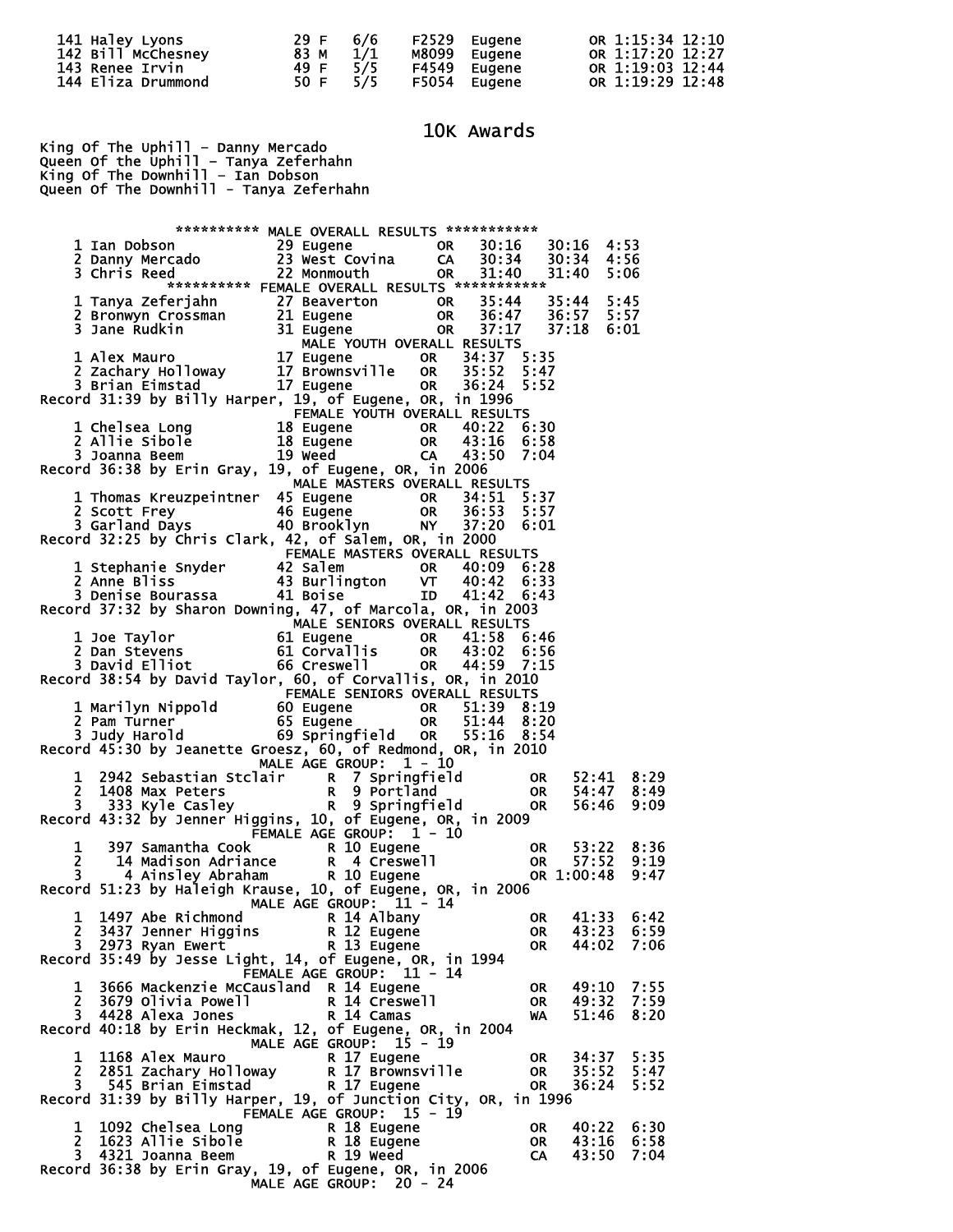```
 141 Haley Lyons            29 F   6/6    F2529  Eugene        OR 1:15:34 12:10
 142 Bill McChesney         83 M   1/1    M8099  Eugene        OR 1:17:20 12:27
 143 Renee Irvin            49 F   5/5    F4549  Eugene        OR 1:19:03 12:44
 144 Eliza Drummond         50 F   5/5    F5054  Eugene        OR 1:19:29 12:48
```

## 10K Awards

King Of The Uphill - Danny Mercado
Queen Of the Uphill - Tanya Zeferhahn
King Of The Downhill - Ian Dobson
Queen Of The Downhill - Tanya Zeferhahn

```
              ********** MALE OVERALL RESULTS ***********
   1 Ian Dobson            29 Eugene         OR   30:16   30:16  4:53
   2 Danny Mercado         23 West Covina    CA   30:34   30:34  4:56
   3 Chris Reed            22 Monmouth       OR   31:40   31:40  5:06
             ********** FEMALE OVERALL RESULTS ***********
   1 Tanya Zeferjahn       27 Beaverton      OR   35:44   35:44  5:45
   2 Bronwyn Crossman      21 Eugene         OR   36:47   36:57  5:57
   3 Jane Rudkin           31 Eugene         OR   37:17   37:18  6:01
                          MALE YOUTH OVERALL RESULTS
   1 Alex Mauro            17 Eugene         OR   34:37  5:35
   2 Zachary Holloway      17 Brownsville    OR   35:52  5:47
   3 Brian Eimstad         17 Eugene         OR   36:24  5:52
Record 31:39 by Billy Harper, 19, of Eugene, OR, in 1996
                          FEMALE YOUTH OVERALL RESULTS
   1 Chelsea Long          18 Eugene         OR   40:22  6:30
   2 Allie Sibole          18 Eugene         OR   43:16  6:58
   3 Joanna Beem           19 Weed           CA   43:50  7:04
Record 36:38 by Erin Gray, 19, of Eugene, OR, in 2006
                          MALE MASTERS OVERALL RESULTS
   1 Thomas Kreuzpeintner  45 Eugene         OR   34:51  5:37
   2 Scott Frey            46 Eugene         OR   36:53  5:57
   3 Garland Days          40 Brooklyn       NY   37:20  6:01
Record 32:25 by Chris Clark, 42, of Salem, OR, in 2000
                          FEMALE MASTERS OVERALL RESULTS
   1 Stephanie Snyder      42 Salem          OR   40:09  6:28
   2 Anne Bliss            43 Burlington     VT   40:42  6:33
   3 Denise Bourassa       41 Boise          ID   41:42  6:43
Record 37:32 by Sharon Downing, 47, of Marcola, OR, in 2003
                          MALE SENIORS OVERALL RESULTS
   1 Joe Taylor            61 Eugene         OR   41:58  6:46
   2 Dan Stevens           61 Corvallis      OR   43:02  6:56
   3 David Elliot          66 Creswell       OR   44:59  7:15
Record 38:54 by David Taylor, 60, of Corvallis, OR, in 2010
                          FEMALE SENIORS OVERALL RESULTS
   1 Marilyn Nippold       60 Eugene         OR   51:39  8:19
   2 Pam Turner            65 Eugene         OR   51:44  8:20
   3 Judy Harold           69 Springfield    OR   55:16  8:54
Record 45:30 by Jeanette Groesz, 60, of Redmond, OR, in 2010
                        MALE AGE GROUP:  1 - 10
   1  2942 Sebastian Stclair     R  7 Springfield        OR    52:41  8:29
   2  1408 Max Peters            R  9 Portland           OR    54:47  8:49
   3   333 Kyle Casley           R  9 Springfield        OR    56:46  9:09
Record 43:32 by Jenner Higgins, 10, of Eugene, OR, in 2009
                       FEMALE AGE GROUP:  1 - 10
   1   397 Samantha Cook         R 10 Eugene             OR    53:22  8:36
   2    14 Madison Adriance      R  4 Creswell           OR    57:52  9:19
   3     4 Ainsley Abraham       R 10 Eugene             OR 1:00:48  9:47
Record 51:23 by Haleigh Krause, 10, of Eugene, OR, in 2006
                        MALE AGE GROUP:  11 - 14
   1  1497 Abe Richmond          R 14 Albany             OR    41:33  6:42
   2  3437 Jenner Higgins        R 12 Eugene             OR    43:23  6:59
   3  2973 Ryan Ewert            R 13 Eugene             OR    44:02  7:06
Record 35:49 by Jesse Light, 14, of Eugene, OR, in 1994
                       FEMALE AGE GROUP:  11 - 14
   1  3666 Mackenzie McCausland  R 14 Eugene             OR    49:10  7:55
   2  3679 Olivia Powell         R 14 Creswell           OR    49:32  7:59
   3  4428 Alexa Jones           R 14 Camas              WA    51:46  8:20
Record 40:18 by Erin Heckmak, 12, of Eugene, OR, in 2004
                        MALE AGE GROUP:  15 - 19
   1  1168 Alex Mauro            R 17 Eugene             OR    34:37  5:35
   2  2851 Zachary Holloway      R 17 Brownsville        OR    35:52  5:47
   3   545 Brian Eimstad         R 17 Eugene             OR    36:24  5:52
Record 31:39 by Billy Harper, 19, of Junction City, OR, in 1996
                       FEMALE AGE GROUP:  15 - 19
   1  1092 Chelsea Long          R 18 Eugene             OR    40:22  6:30
   2  1623 Allie Sibole          R 18 Eugene             OR    43:16  6:58
   3  4321 Joanna Beem           R 19 Weed               CA    43:50  7:04
Record 36:38 by Erin Gray, 19, of Eugene, OR, in 2006
                        MALE AGE GROUP:  20 - 24
```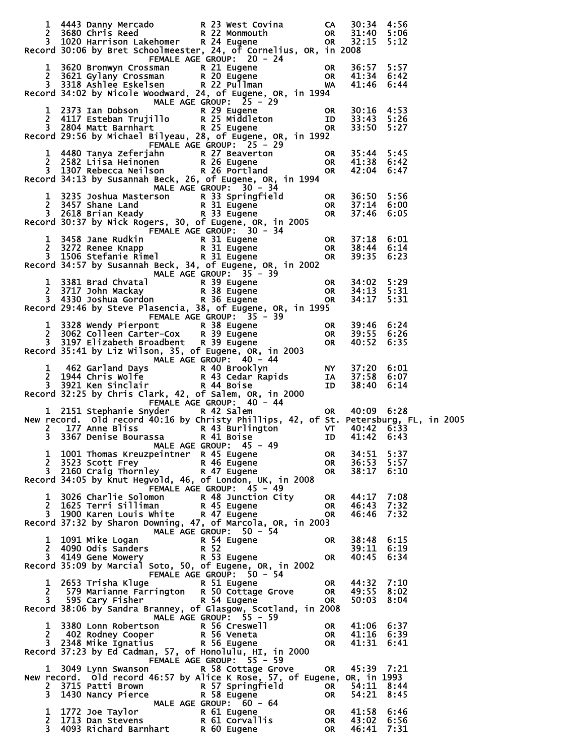```
   1  4443 Danny Mercado         R 23 West Covina        CA   30:34  4:56
   2  3680 Chris Reed            R 22 Monmouth           OR   31:40  5:06
   3  1020 Harrison Lakehomer    R 24 Eugene             OR   32:15  5:12
Record 30:06 by Bret Schoolmeester, 24, of Cornelius, OR, in 2008
                         FEMALE AGE GROUP:  20 - 24
   1  3620 Bronwyn Crossman      R 21 Eugene             OR   36:57  5:57
   2  3621 Gylany Crossman       R 20 Eugene             OR   41:34  6:42
   3  3318 Ashlee Eskelsen       R 22 Pullman            WA   41:46  6:44
Record 34:02 by Nicole Woodward, 24, of Eugene, OR, in 1994
                         MALE AGE GROUP:  25 - 29
   1  2373 Ian Dobson            R 29 Eugene             OR   30:16  4:53
   2  4117 Esteban Trujillo      R 25 Middleton          ID   33:43  5:26
   3  2804 Matt Barnhart         R 25 Eugene             OR   33:50  5:27
Record 29:56 by Michael Bilyeau, 28, of Eugene, OR, in 1992
                         FEMALE AGE GROUP:  25 - 29
   1  4480 Tanya Zeferjahn       R 27 Beaverton          OR   35:44  5:45
   2  2582 Liisa Heinonen        R 26 Eugene             OR   41:38  6:42
   3  1307 Rebecca Neilson       R 26 Portland           OR   42:04  6:47
Record 34:13 by Susannah Beck, 26, of Eugene, OR, in 1994
                         MALE AGE GROUP:  30 - 34
   1  3235 Joshua Masterson      R 33 Springfield        OR   36:50  5:56
   2  3457 Shane Land            R 31 Eugene             OR   37:14  6:00
   3  2618 Brian Keady           R 33 Eugene             OR   37:46  6:05
Record 30:37 by Nick Rogers, 30, of Eugene, OR, in 2005
                         FEMALE AGE GROUP:  30 - 34
   1  3458 Jane Rudkin           R 31 Eugene             OR   37:18  6:01
   2  3272 Renee Knapp           R 31 Eugene             OR   38:44  6:14
   3  1506 Stefanie Rimel        R 31 Eugene             OR   39:35  6:23
Record 34:57 by Susannah Beck, 34, of Eugene, OR, in 2002
                         MALE AGE GROUP:  35 - 39
   1  3381 Brad Chvatal          R 39 Eugene             OR   34:02  5:29
   2  3717 John Mackay           R 38 Eugene             OR   34:13  5:31
   3  4330 Joshua Gordon         R 36 Eugene             OR   34:17  5:31
Record 29:46 by Steve Plasencia, 38, of Eugene, OR, in 1995
                         FEMALE AGE GROUP:  35 - 39
   1  3328 Wendy Pierpont        R 38 Eugene             OR   39:46  6:24
   2  3062 Colleen Carter-Cox    R 39 Eugene             OR   39:55  6:26
   3  3197 Elizabeth Broadbent   R 39 Eugene             OR   40:52  6:35
Record 35:41 by Liz Wilson, 35, of Eugene, OR, in 2003
                         MALE AGE GROUP:  40 - 44
   1   462 Garland Days          R 40 Brooklyn           NY   37:20  6:01
   2  1944 Chris Wolfe           R 43 Cedar Rapids       IA   37:58  6:07
   3  3921 Ken Sinclair          R 44 Boise              ID   38:40  6:14
Record 32:25 by Chris Clark, 42, of Salem, OR, in 2000
                         FEMALE AGE GROUP:  40 - 44
   1  2151 Stephanie Snyder      R 42 Salem              OR   40:09  6:28
New record.  Old record 40:16 by Christy Phillips, 42, of St. Petersburg, FL, in 2005
   2   177 Anne Bliss            R 43 Burlington         VT   40:42  6:33
   3  3367 Denise Bourassa       R 41 Boise              ID   41:42  6:43
                         MALE AGE GROUP:  45 - 49
   1  1001 Thomas Kreuzpeintner  R 45 Eugene             OR   34:51  5:37
   2  3523 Scott Frey            R 46 Eugene             OR   36:53  5:57
   3  2160 Craig Thornley        R 47 Eugene             OR   38:17  6:10
Record 34:05 by Knut Hegvold, 46, of London, UK, in 2008
                         FEMALE AGE GROUP:  45 - 49
   1  3026 Charlie Solomon       R 48 Junction City      OR   44:17  7:08
   2  1625 Terri Silliman        R 45 Eugene             OR   46:43  7:32
   3  1900 Karen Louis White     R 47 Eugene             OR   46:46  7:32
Record 37:32 by Sharon Downing, 47, of Marcola, OR, in 2003
                         MALE AGE GROUP:  50 - 54
   1  1091 Mike Logan            R 54 Eugene             OR   38:48  6:15
   2  4090 Odis Sanders          R 52                         39:11  6:19
   3  4149 Gene Mowery           R 53 Eugene             OR   40:45  6:34
Record 35:09 by Marcial Soto, 50, of Eugene, OR, in 2002
                         FEMALE AGE GROUP:  50 - 54
   1  2653 Trisha Kluge          R 51 Eugene             OR   44:32  7:10
   2   579 Marianne Farrington   R 50 Cottage Grove      OR   49:55  8:02
   3   595 Cary Fisher           R 54 Eugene             OR   50:03  8:04
Record 38:06 by Sandra Branney, of Glasgow, Scotland, in 2008
                         MALE AGE GROUP:  55 - 59
   1  3380 Lonn Robertson        R 56 Creswell           OR   41:06  6:37
   2   402 Rodney Cooper         R 56 Veneta             OR   41:16  6:39
   3  2348 Mike Ignatius         R 56 Eugene             OR   41:31  6:41
Record 37:23 by Ed Cadman, 57, of Honolulu, HI, in 2000
                         FEMALE AGE GROUP:  55 - 59
   1  3049 Lynn Swanson          R 58 Cottage Grove      OR   45:39  7:21
New record.  Old record 46:57 by Alice K Rose, 57, of Eugene, OR, in 1993
   2  3715 Patti Brown           R 57 Springfield        OR   54:11  8:44
   3  1430 Nancy Pierce          R 58 Eugene             OR   54:21  8:45
                         MALE AGE GROUP:  60 - 64
   1  1772 Joe Taylor            R 61 Eugene             OR   41:58  6:46
   2  1713 Dan Stevens           R 61 Corvallis          OR   43:02  6:56
   3  4093 Richard Barnhart      R 60 Eugene             OR   46:41  7:31
```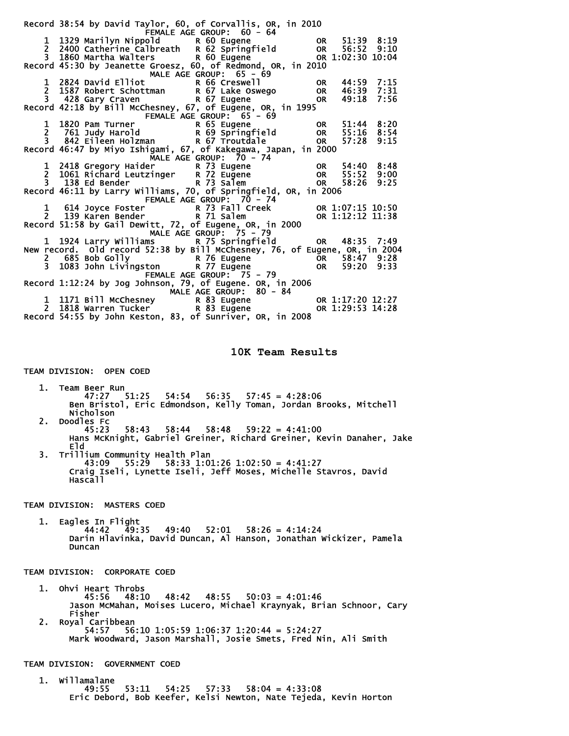Record 38:54 by David Taylor, 60, of Corvallis, OR, in 2010

FEMALE AGE GROUP: 60 - 64

| | | | | | | | |
|---|---|---|---|---|---|---|---|
| 1 | 1329 | Marilyn Nippold | R | 60 | Eugene | OR | 51:39 | 8:19 |
| 2 | 2400 | Catherine Calbreath | R | 62 | Springfield | OR | 56:52 | 9:10 |
| 3 | 1860 | Martha Walters | R | 60 | Eugene | OR | 1:02:30 | 10:04 |

Record 45:30 by Jeanette Groesz, 60, of Redmond, OR, in 2010

MALE AGE GROUP: 65 - 69

| | | | | | | | |
|---|---|---|---|---|---|---|---|
| 1 | 2824 | David Elliot | R | 66 | Creswell | OR | 44:59 | 7:15 |
| 2 | 1587 | Robert Schottman | R | 67 | Lake Oswego | OR | 46:39 | 7:31 |
| 3 | 428 | Gary Craven | R | 67 | Eugene | OR | 49:18 | 7:56 |

Record 42:18 by Bill McChesney, 67, of Eugene, OR, in 1995

FEMALE AGE GROUP: 65 - 69

| | | | | | | | |
|---|---|---|---|---|---|---|---|
| 1 | 1820 | Pam Turner | R | 65 | Eugene | OR | 51:44 | 8:20 |
| 2 | 761 | Judy Harold | R | 69 | Springfield | OR | 55:16 | 8:54 |
| 3 | 842 | Eileen Holzman | R | 67 | Troutdale | OR | 57:28 | 9:15 |

Record 46:47 by Miyo Ishigami, 67, of Kakegawa, Japan, in 2000

MALE AGE GROUP: 70 - 74

| | | | | | | | |
|---|---|---|---|---|---|---|---|
| 1 | 2418 | Gregory Haider | R | 73 | Eugene | OR | 54:40 | 8:48 |
| 2 | 1061 | Richard Leutzinger | R | 72 | Eugene | OR | 55:52 | 9:00 |
| 3 | 138 | Ed Bender | R | 73 | Salem | OR | 58:26 | 9:25 |

Record 46:11 by Larry Williams, 70, of Springfield, OR, in 2006

FEMALE AGE GROUP: 70 - 74

| | | | | | | | |
|---|---|---|---|---|---|---|---|
| 1 | 614 | Joyce Foster | R | 73 | Fall Creek | OR | 1:07:15 | 10:50 |
| 2 | 139 | Karen Bender | R | 71 | Salem | OR | 1:12:12 | 11:38 |

Record 51:58 by Gail Dewitt, 72, of Eugene, OR, in 2000

MALE AGE GROUP: 75 - 79

| | | | | | | | |
|---|---|---|---|---|---|---|---|
| 1 | 1924 | Larry Williams | R | 75 | Springfield | OR | 48:35 | 7:49 |

New record. Old record 52:38 by Bill McChesney, 76, of Eugene, OR, in 2004

| | | | | | | | |
|---|---|---|---|---|---|---|---|
| 2 | 685 | Bob Golly | R | 76 | Eugene | OR | 58:47 | 9:28 |
| 3 | 1083 | John Livingston | R | 77 | Eugene | OR | 59:20 | 9:33 |

FEMALE AGE GROUP: 75 - 79

Record 1:12:24 by Jog Johnson, 79, of Eugene. OR, in 2006

MALE AGE GROUP: 80 - 84

| | | | | | | | |
|---|---|---|---|---|---|---|---|
| 1 | 1171 | Bill McChesney | R | 83 | Eugene | OR | 1:17:20 | 12:27 |
| 2 | 1818 | Warren Tucker | R | 83 | Eugene | OR | 1:29:53 | 14:28 |

Record 54:55 by John Keston, 83, of Sunriver, OR, in 2008

## 10K Team Results

TEAM DIVISION: OPEN COED

1. Team Beer Run
   47:27 51:25 54:54 56:35 57:45 = 4:28:06
   Ben Bristol, Eric Edmondson, Kelly Toman, Jordan Brooks, Mitchell Nicholson
2. Doodles Fc
   45:23 58:43 58:44 58:48 59:22 = 4:41:00
   Hans McKnight, Gabriel Greiner, Richard Greiner, Kevin Danaher, Jake Eld
3. Trillium Community Health Plan
   43:09 55:29 58:33 1:01:26 1:02:50 = 4:41:27
   Craig Iseli, Lynette Iseli, Jeff Moses, Michelle Stavros, David Hascall

TEAM DIVISION: MASTERS COED

1. Eagles In Flight
   44:42 49:35 49:40 52:01 58:26 = 4:14:24
   Darin Hlavinka, David Duncan, Al Hanson, Jonathan Wickizer, Pamela Duncan

TEAM DIVISION: CORPORATE COED

1. Ohvi Heart Throbs
   45:56 48:10 48:42 48:55 50:03 = 4:01:46
   Jason McMahan, Moises Lucero, Michael Kraynyak, Brian Schnoor, Cary Fisher
2. Royal Caribbean
   54:57 56:10 1:05:59 1:06:37 1:20:44 = 5:24:27
   Mark Woodward, Jason Marshall, Josie Smets, Fred Nin, Ali Smith

TEAM DIVISION: GOVERNMENT COED

1. Willamalane
   49:55 53:11 54:25 57:33 58:04 = 4:33:08
   Eric Debord, Bob Keefer, Kelsi Newton, Nate Tejeda, Kevin Horton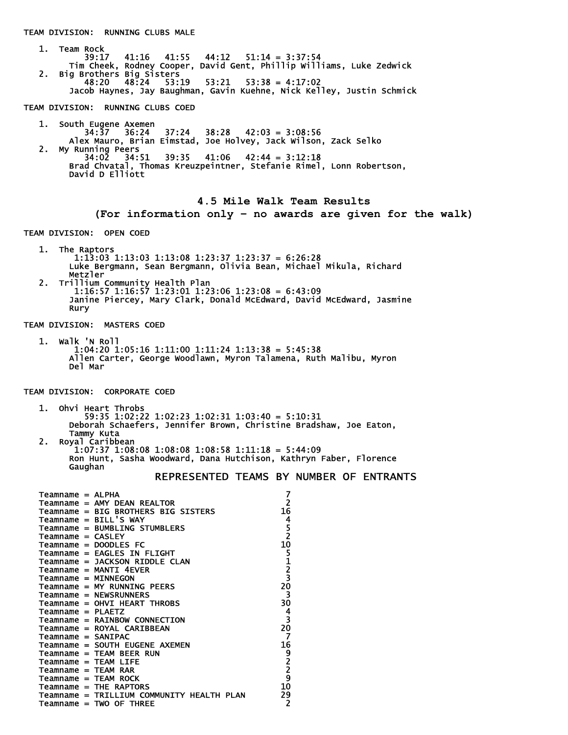TEAM DIVISION:  RUNNING CLUBS MALE

1. Team Rock
   39:17   41:16   41:55   44:12   51:14 = 3:37:54
   Tim Cheek, Rodney Cooper, David Gent, Phillip Williams, Luke Zedwick
2. Big Brothers Big Sisters
   48:20   48:24   53:19   53:21   53:38 = 4:17:02
   Jacob Haynes, Jay Baughman, Gavin Kuehne, Nick Kelley, Justin Schmick

TEAM DIVISION:  RUNNING CLUBS COED

1. South Eugene Axemen
   34:37   36:24   37:24   38:28   42:03 = 3:08:56
   Alex Mauro, Brian Eimstad, Joe Holvey, Jack Wilson, Zack Selko
2. My Running Peers
   34:02   34:51   39:35   41:06   42:44 = 3:12:18
   Brad Chvatal, Thomas Kreuzpeintner, Stefanie Rimel, Lonn Robertson, David D Elliott

## 4.5 Mile Walk Team Results
### (For information only - no awards are given for the walk)

TEAM DIVISION:  OPEN COED

1. The Raptors
   1:13:03 1:13:03 1:13:08 1:23:37 1:23:37 = 6:26:28
   Luke Bergmann, Sean Bergmann, Olivia Bean, Michael Mikula, Richard Metzler
2. Trillium Community Health Plan
   1:16:57 1:16:57 1:23:01 1:23:06 1:23:08 = 6:43:09
   Janine Piercey, Mary Clark, Donald McEdward, David McEdward, Jasmine Rury

TEAM DIVISION:  MASTERS COED

1. Walk 'N Roll
   1:04:20 1:05:16 1:11:00 1:11:24 1:13:38 = 5:45:38
   Allen Carter, George Woodlawn, Myron Talamena, Ruth Malibu, Myron Del Mar

TEAM DIVISION:  CORPORATE COED

1. Ohvi Heart Throbs
   59:35 1:02:22 1:02:23 1:02:31 1:03:40 = 5:10:31
   Deborah Schaefers, Jennifer Brown, Christine Bradshaw, Joe Eaton, Tammy Kuta
2. Royal Caribbean
   1:07:37 1:08:08 1:08:08 1:08:58 1:11:18 = 5:44:09
   Ron Hunt, Sasha Woodward, Dana Hutchison, Kathryn Faber, Florence Gaughan

## REPRESENTED TEAMS BY NUMBER OF ENTRANTS

| Teamname | Entrants |
|---|---|
| Teamname = ALPHA | 7 |
| Teamname = AMY DEAN REALTOR | 2 |
| Teamname = BIG BROTHERS BIG SISTERS | 16 |
| Teamname = BILL'S WAY | 4 |
| Teamname = BUMBLING STUMBLERS | 5 |
| Teamname = CASLEY | 2 |
| Teamname = DOODLES FC | 10 |
| Teamname = EAGLES IN FLIGHT | 5 |
| Teamname = JACKSON RIDDLE CLAN | 1 |
| Teamname = MANTI 4EVER | 2 |
| Teamname = MINNEGON | 3 |
| Teamname = MY RUNNING PEERS | 20 |
| Teamname = NEWSRUNNERS | 3 |
| Teamname = OHVI HEART THROBS | 30 |
| Teamname = PLAETZ | 4 |
| Teamname = RAINBOW CONNECTION | 3 |
| Teamname = ROYAL CARIBBEAN | 20 |
| Teamname = SANIPAC | 7 |
| Teamname = SOUTH EUGENE AXEMEN | 16 |
| Teamname = TEAM BEER RUN | 9 |
| Teamname = TEAM LIFE | 2 |
| Teamname = TEAM RAR | 2 |
| Teamname = TEAM ROCK | 9 |
| Teamname = THE RAPTORS | 10 |
| Teamname = TRILLIUM COMMUNITY HEALTH PLAN | 29 |
| Teamname = TWO OF THREE | 2 |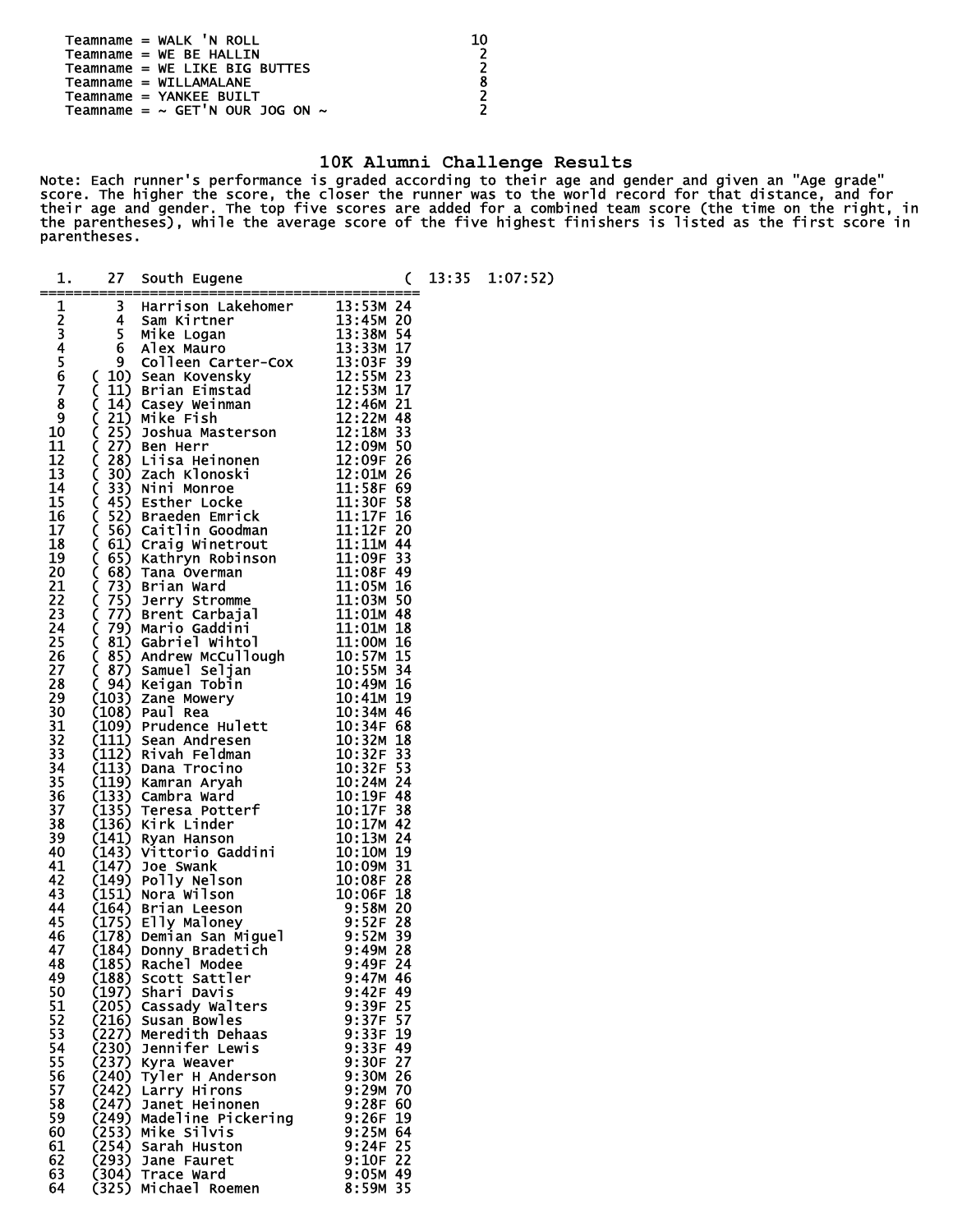| Teamname | |
|---|---|
| Teamname = WALK 'N ROLL | 10 |
| Teamname = WE BE HALLIN | 2 |
| Teamname = WE LIKE BIG BUTTES | 2 |
| Teamname = WILLAMALANE | 8 |
| Teamname = YANKEE BUILT | 2 |
| Teamname = ~ GET'N OUR JOG ON ~ | 2 |

## 10K Alumni Challenge Results

Note: Each runner's performance is graded according to their age and gender and given an "Age grade" score. The higher the score, the closer the runner was to the world record for that distance, and for their age and gender. The top five scores are added for a combined team score (the time on the right, in the parentheses), while the average score of the five highest finishers is listed as the first score in parentheses.

1. 27 South Eugene ( 13:35 1:07:52)

| | | Name | Score | Sex | Age |
|---|---|---|---|---|---|
| 1 | 3 | Harrison Lakehomer | 13:53 | M | 24 |
| 2 | 4 | Sam Kirtner | 13:45 | M | 20 |
| 3 | 5 | Mike Logan | 13:38 | M | 54 |
| 4 | 6 | Alex Mauro | 13:33 | M | 17 |
| 5 | 9 | Colleen Carter-Cox | 13:03 | F | 39 |
| 6 | ( 10) | Sean Kovensky | 12:55 | M | 23 |
| 7 | ( 11) | Brian Eimstad | 12:53 | M | 17 |
| 8 | ( 14) | Casey Weinman | 12:46 | M | 21 |
| 9 | ( 21) | Mike Fish | 12:22 | M | 48 |
| 10 | ( 25) | Joshua Masterson | 12:18 | M | 33 |
| 11 | ( 27) | Ben Herr | 12:09 | M | 50 |
| 12 | ( 28) | Liisa Heinonen | 12:09 | F | 26 |
| 13 | ( 30) | Zach Klonoski | 12:01 | M | 26 |
| 14 | ( 33) | Nini Monroe | 11:58 | F | 69 |
| 15 | ( 45) | Esther Locke | 11:30 | F | 58 |
| 16 | ( 52) | Braeden Emrick | 11:17 | F | 16 |
| 17 | ( 56) | Caitlin Goodman | 11:12 | F | 20 |
| 18 | ( 61) | Craig Winetrout | 11:11 | M | 44 |
| 19 | ( 65) | Kathryn Robinson | 11:09 | F | 33 |
| 20 | ( 68) | Tana Overman | 11:08 | F | 49 |
| 21 | ( 73) | Brian Ward | 11:05 | M | 16 |
| 22 | ( 75) | Jerry Stromme | 11:03 | M | 50 |
| 23 | ( 77) | Brent Carbajal | 11:01 | M | 48 |
| 24 | ( 79) | Mario Gaddini | 11:01 | M | 18 |
| 25 | ( 81) | Gabriel Wihtol | 11:00 | M | 16 |
| 26 | ( 85) | Andrew McCullough | 10:57 | M | 15 |
| 27 | ( 87) | Samuel Seljan | 10:55 | M | 34 |
| 28 | ( 94) | Keigan Tobin | 10:49 | M | 16 |
| 29 | (103) | Zane Mowery | 10:41 | M | 19 |
| 30 | (108) | Paul Rea | 10:34 | M | 46 |
| 31 | (109) | Prudence Hulett | 10:34 | F | 68 |
| 32 | (111) | Sean Andresen | 10:32 | M | 18 |
| 33 | (112) | Rivah Feldman | 10:32 | F | 33 |
| 34 | (113) | Dana Trocino | 10:32 | F | 53 |
| 35 | (119) | Kamran Aryah | 10:24 | M | 24 |
| 36 | (133) | Cambra Ward | 10:19 | F | 48 |
| 37 | (135) | Teresa Potterf | 10:17 | F | 38 |
| 38 | (136) | Kirk Linder | 10:17 | M | 42 |
| 39 | (141) | Ryan Hanson | 10:13 | M | 24 |
| 40 | (143) | Vittorio Gaddini | 10:10 | M | 19 |
| 41 | (147) | Joe Swank | 10:09 | M | 31 |
| 42 | (149) | Polly Nelson | 10:08 | F | 28 |
| 43 | (151) | Nora Wilson | 10:06 | F | 18 |
| 44 | (164) | Brian Leeson | 9:58 | M | 20 |
| 45 | (175) | Elly Maloney | 9:52 | F | 28 |
| 46 | (178) | Demian San Miguel | 9:52 | M | 39 |
| 47 | (184) | Donny Bradetich | 9:49 | M | 28 |
| 48 | (185) | Rachel Modee | 9:49 | F | 24 |
| 49 | (188) | Scott Sattler | 9:47 | M | 46 |
| 50 | (197) | Shari Davis | 9:42 | F | 49 |
| 51 | (205) | Cassady Walters | 9:39 | F | 25 |
| 52 | (216) | Susan Bowles | 9:37 | F | 57 |
| 53 | (227) | Meredith Dehaas | 9:33 | F | 19 |
| 54 | (230) | Jennifer Lewis | 9:33 | F | 49 |
| 55 | (237) | Kyra Weaver | 9:30 | F | 27 |
| 56 | (240) | Tyler H Anderson | 9:30 | M | 26 |
| 57 | (242) | Larry Hirons | 9:29 | M | 70 |
| 58 | (247) | Janet Heinonen | 9:28 | F | 60 |
| 59 | (249) | Madeline Pickering | 9:26 | F | 19 |
| 60 | (253) | Mike Silvis | 9:25 | M | 64 |
| 61 | (254) | Sarah Huston | 9:24 | F | 25 |
| 62 | (293) | Jane Fauret | 9:10 | F | 22 |
| 63 | (304) | Trace Ward | 9:05 | M | 49 |
| 64 | (325) | Michael Roemen | 8:59 | M | 35 |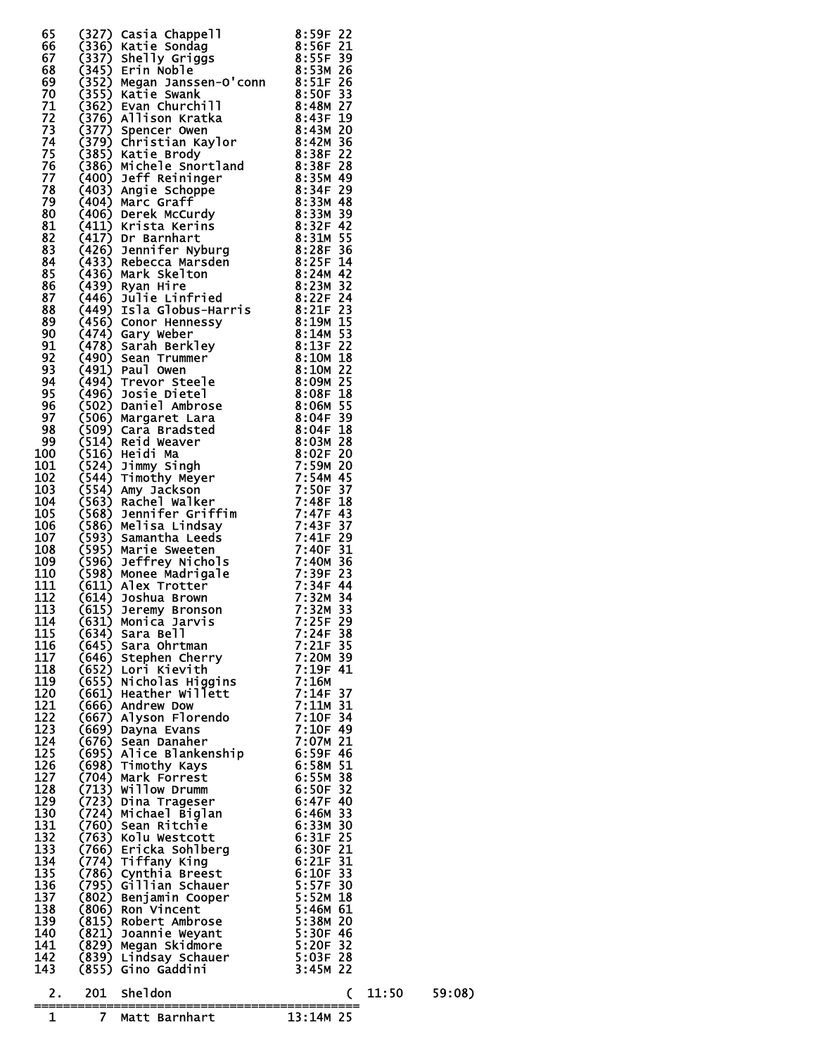```
 65    (327) Casia Chappell         8:59F 22
 66    (336) Katie Sondag           8:56F 21
 67    (337) Shelly Griggs          8:55F 39
 68    (345) Erin Noble             8:53M 26
 69    (352) Megan Janssen-O'conn   8:51F 26
 70    (355) Katie Swank            8:50F 33
 71    (362) Evan Churchill         8:48M 27
 72    (376) Allison Kratka         8:43F 19
 73    (377) Spencer Owen           8:43M 20
 74    (379) Christian Kaylor       8:42M 36
 75    (385) Katie Brody            8:38F 22
 76    (386) Michele Snortland      8:38F 28
 77    (400) Jeff Reininger         8:35M 49
 78    (403) Angie Schoppe          8:34F 29
 79    (404) Marc Graff             8:33M 48
 80    (406) Derek McCurdy          8:33M 39
 81    (411) Krista Kerins          8:32F 42
 82    (417) Dr Barnhart            8:31M 55
 83    (426) Jennifer Nyburg        8:28F 36
 84    (433) Rebecca Marsden        8:25F 14
 85    (436) Mark Skelton           8:24M 42
 86    (439) Ryan Hire              8:23M 32
 87    (446) Julie Linfried         8:22F 24
 88    (449) Isla Globus-Harris     8:21F 23
 89    (456) Conor Hennessy         8:19M 15
 90    (474) Gary Weber             8:14M 53
 91    (478) Sarah Berkley          8:13F 22
 92    (490) Sean Trummer           8:10M 18
 93    (491) Paul Owen              8:10M 22
 94    (494) Trevor Steele          8:09M 25
 95    (496) Josie Dietel           8:08F 18
 96    (502) Daniel Ambrose         8:06M 55
 97    (506) Margaret Lara          8:04F 39
 98    (509) Cara Bradsted          8:04F 18
 99    (514) Reid Weaver            8:03M 28
100    (516) Heidi Ma               8:02F 20
101    (524) Jimmy Singh            7:59M 20
102    (544) Timothy Meyer          7:54M 45
103    (554) Amy Jackson            7:50F 37
104    (563) Rachel Walker          7:48F 18
105    (568) Jennifer Griffim       7:47F 43
106    (586) Melisa Lindsay         7:43F 37
107    (593) Samantha Leeds         7:41F 29
108    (595) Marie Sweeten          7:40F 31
109    (596) Jeffrey Nichols        7:40M 36
110    (598) Monee Madrigale        7:39F 23
111    (611) Alex Trotter           7:34F 44
112    (614) Joshua Brown           7:32M 34
113    (615) Jeremy Bronson         7:32M 33
114    (631) Monica Jarvis          7:25F 29
115    (634) Sara Bell              7:24F 38
116    (645) Sara Ohrtman           7:21F 35
117    (646) Stephen Cherry         7:20M 39
118    (652) Lori Kievith           7:19F 41
119    (655) Nicholas Higgins       7:16M
120    (661) Heather Willett        7:14F 37
121    (666) Andrew Dow             7:11M 31
122    (667) Alyson Florendo        7:10F 34
123    (669) Dayna Evans            7:10F 49
124    (676) Sean Danaher           7:07M 21
125    (695) Alice Blankenship      6:59F 46
126    (698) Timothy Kays           6:58M 51
127    (704) Mark Forrest           6:55M 38
128    (713) Willow Drumm           6:50F 32
129    (723) Dina Trageser          6:47F 40
130    (724) Michael Biglan         6:46M 33
131    (760) Sean Ritchie           6:33M 30
132    (763) Kolu Westcott          6:31F 25
133    (766) Ericka Sohlberg        6:30F 21
134    (774) Tiffany King           6:21F 31
135    (786) Cynthia Breest         6:10F 33
136    (795) Gillian Schauer        5:57F 30
137    (802) Benjamin Cooper        5:52M 18
138    (806) Ron Vincent            5:46M 61
139    (815) Robert Ambrose         5:38M 20
140    (821) Joannie Weyant         5:30F 46
141    (829) Megan Skidmore         5:20F 32
142    (839) Lindsay Schauer        5:03F 28
143    (855) Gino Gaddini           3:45M 22

  2.   201  Sheldon                          (  11:50     59:08)
=================================================
  1      7  Matt Barnhart         13:14M 25
```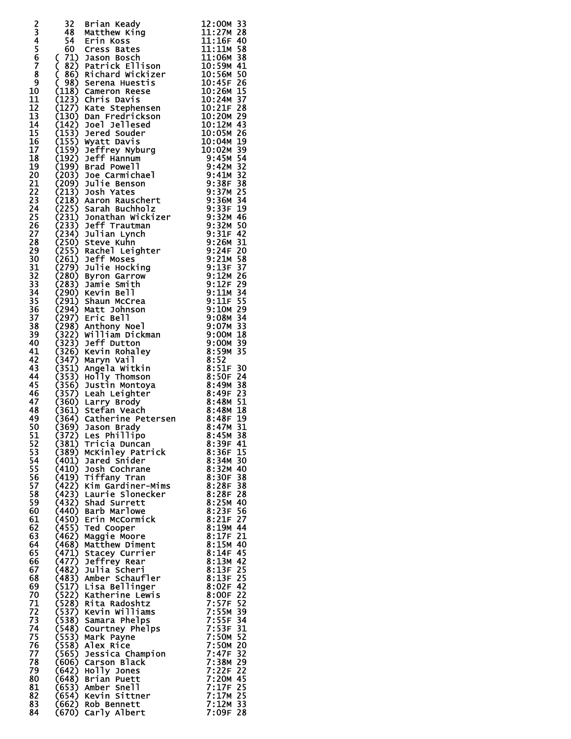```
  2      32  Brian Keady           12:00M 33
  3      48  Matthew King          11:27M 28
  4      54  Erin Koss             11:16F 40
  5      60  Cress Bates           11:11M 58
  6    ( 71) Jason Bosch           11:06M 38
  7    ( 82) Patrick Ellison       10:59M 41
  8    ( 86) Richard Wickizer      10:56M 50
  9    ( 98) Serena Huestis        10:45F 26
 10    (118) Cameron Reese         10:26M 15
 11    (123) Chris Davis           10:24M 37
 12    (127) Kate Stephensen       10:21F 28
 13    (130) Dan Fredrickson       10:20M 29
 14    (142) Joel Jellesed         10:12M 43
 15    (153) Jered Souder          10:05M 26
 16    (155) Wyatt Davis           10:04M 19
 17    (159) Jeffrey Nyburg        10:02M 39
 18    (192) Jeff Hannum            9:45M 54
 19    (199) Brad Powell            9:42M 32
 20    (203) Joe Carmichael         9:41M 32
 21    (209) Julie Benson           9:38F 38
 22    (213) Josh Yates             9:37M 25
 23    (218) Aaron Rauschert        9:36M 34
 24    (225) Sarah Buchholz         9:33F 19
 25    (231) Jonathan Wickizer      9:32M 46
 26    (233) Jeff Trautman          9:32M 50
 27    (234) Julian Lynch           9:31F 42
 28    (250) Steve Kuhn             9:26M 31
 29    (255) Rachel Leighter        9:24F 20
 30    (261) Jeff Moses             9:21M 58
 31    (279) Julie Hocking          9:13F 37
 32    (280) Byron Garrow           9:12M 26
 33    (283) Jamie Smith            9:12F 29
 34    (290) Kevin Bell             9:11M 34
 35    (291) Shaun McCrea           9:11F 55
 36    (294) Matt Johnson           9:10M 29
 37    (297) Eric Bell              9:08M 34
 38    (298) Anthony Noel           9:07M 33
 39    (322) William Dickman        9:00M 18
 40    (323) Jeff Dutton            9:00M 39
 41    (326) Kevin Rohaley          8:59M 35
 42    (347) Maryn Vail             8:52
 43    (351) Angela Witkin          8:51F 30
 44    (353) Holly Thomson          8:50F 24
 45    (356) Justin Montoya         8:49M 38
 46    (357) Leah Leighter          8:49F 23
 47    (360) Larry Brody            8:48M 51
 48    (361) Stefan Veach           8:48M 18
 49    (364) Catherine Petersen     8:48F 19
 50    (369) Jason Brady            8:47M 31
 51    (372) Les Phillipo           8:45M 38
 52    (381) Tricia Duncan          8:39F 41
 53    (389) McKinley Patrick       8:36F 15
 54    (401) Jared Snider           8:34M 30
 55    (410) Josh Cochrane          8:32M 40
 56    (419) Tiffany Tran           8:30F 38
 57    (422) Kim Gardiner-Mims      8:28F 38
 58    (423) Laurie Slonecker       8:28F 28
 59    (432) Shad Surrett           8:25M 40
 60    (440) Barb Marlowe           8:23F 56
 61    (450) Erin McCormick         8:21F 27
 62    (455) Ted Cooper             8:19M 44
 63    (462) Maggie Moore           8:17F 21
 64    (468) Matthew Diment         8:15M 40
 65    (471) Stacey Currier         8:14F 45
 66    (477) Jeffrey Rear           8:13M 42
 67    (482) Julia Scheri           8:13F 25
 68    (483) Amber Schaufler        8:13F 25
 69    (517) Lisa Bellinger         8:02F 42
 70    (522) Katherine Lewis        8:00F 22
 71    (528) Rita Radoshtz          7:57F 52
 72    (537) Kevin Williams         7:55M 39
 73    (538) Samara Phelps          7:55F 34
 74    (548) Courtney Phelps        7:53F 31
 75    (553) Mark Payne             7:50M 52
 76    (558) Alex Rice              7:50M 20
 77    (565) Jessica Champion       7:47F 32
 78    (606) Carson Black           7:38M 29
 79    (642) Holly Jones            7:22F 22
 80    (648) Brian Puett            7:20M 45
 81    (653) Amber Snell            7:17F 25
 82    (654) Kevin Sittner          7:17M 25
 83    (662) Rob Bennett            7:12M 33
 84    (670) Carly Albert           7:09F 28
```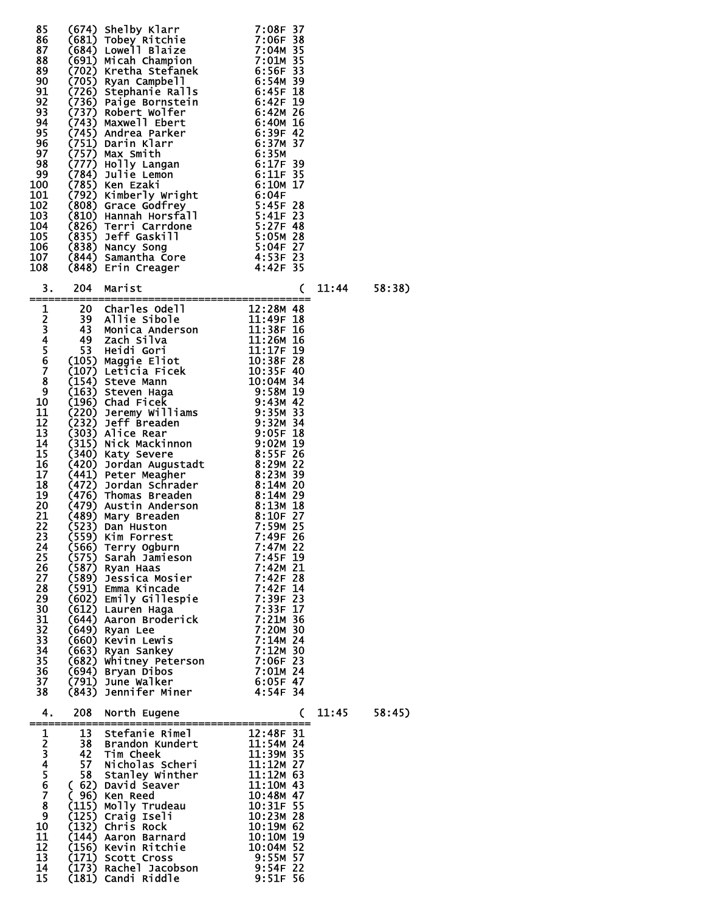```
 85    (674) Shelby Klarr              7:08F 37
 86    (681) Tobey Ritchie             7:06F 38
 87    (684) Lowell Blaize             7:04M 35
 88    (691) Micah Champion            7:01M 35
 89    (702) Kretha Stefanek           6:56F 33
 90    (705) Ryan Campbell             6:54M 39
 91    (726) Stephanie Ralls           6:45F 18
 92    (736) Paige Bornstein           6:42F 19
 93    (737) Robert Wolfer             6:42M 26
 94    (743) Maxwell Ebert             6:40M 16
 95    (745) Andrea Parker             6:39F 42
 96    (751) Darin Klarr               6:37M 37
 97    (757) Max Smith                 6:35M
 98    (777) Holly Langan              6:17F 39
 99    (784) Julie Lemon               6:11F 35
100    (785) Ken Ezaki                 6:10M 17
101    (792) Kimberly Wright           6:04F
102    (808) Grace Godfrey             5:45F 28
103    (810) Hannah Horsfall           5:41F 23
104    (826) Terri Carrdone            5:27F 48
105    (835) Jeff Gaskill              5:05M 28
106    (838) Nancy Song                5:04F 27
107    (844) Samantha Core             4:53F 23
108    (848) Erin Creager              4:42F 35

  3.   204  Marist                           (  11:44     58:38)
==============================================
  1     20  Charles Odell             12:28M 48
  2     39  Allie Sibole              11:49F 18
  3     43  Monica Anderson           11:38F 16
  4     49  Zach Silva                11:26M 16
  5     53  Heidi Gori                11:17F 19
  6    (105) Maggie Eliot             10:38F 28
  7    (107) Leticia Ficek            10:35F 40
  8    (154) Steve Mann               10:04M 34
  9    (163) Steven Haga               9:58M 19
 10    (196) Chad Ficek                9:43M 42
 11    (220) Jeremy Williams           9:35M 33
 12    (232) Jeff Breaden              9:32M 34
 13    (303) Alice Rear                9:05F 18
 14    (315) Nick Mackinnon            9:02M 19
 15    (340) Katy Severe               8:55F 26
 16    (420) Jordan Augustadt          8:29M 22
 17    (441) Peter Meagher             8:23M 39
 18    (472) Jordan Schrader           8:14M 20
 19    (476) Thomas Breaden            8:14M 29
 20    (479) Austin Anderson           8:13M 18
 21    (489) Mary Breaden              8:10F 27
 22    (523) Dan Huston                7:59M 25
 23    (559) Kim Forrest               7:49F 26
 24    (566) Terry Ogburn              7:47M 22
 25    (575) Sarah Jamieson            7:45F 19
 26    (587) Ryan Haas                 7:42M 21
 27    (589) Jessica Mosier            7:42F 28
 28    (591) Emma Kincade              7:42F 14
 29    (602) Emily Gillespie           7:39F 23
 30    (612) Lauren Haga               7:33F 17
 31    (644) Aaron Broderick           7:21M 36
 32    (649) Ryan Lee                  7:20M 30
 33    (660) Kevin Lewis               7:14M 24
 34    (663) Ryan Sankey               7:12M 30
 35    (682) Whitney Peterson          7:06F 23
 36    (694) Bryan Dibos               7:01M 24
 37    (791) June Walker               6:05F 47
 38    (843) Jennifer Miner            4:54F 34

  4.   208  North Eugene                     (  11:45     58:45)
==============================================
  1     13  Stefanie Rimel            12:48F 31
  2     38  Brandon Kundert           11:54M 24
  3     42  Tim Cheek                 11:39M 35
  4     57  Nicholas Scheri           11:12M 27
  5     58  Stanley Winther           11:12M 63
  6    ( 62) David Seaver             11:10M 43
  7    ( 96) Ken Reed                 10:48M 47
  8    (115) Molly Trudeau            10:31F 55
  9    (125) Craig Iseli              10:23M 28
 10    (132) Chris Rock               10:19M 62
 11    (144) Aaron Barnard            10:10M 19
 12    (156) Kevin Ritchie            10:04M 52
 13    (171) Scott Cross               9:55M 57
 14    (173) Rachel Jacobson           9:54F 22
 15    (181) Candi Riddle              9:51F 56
```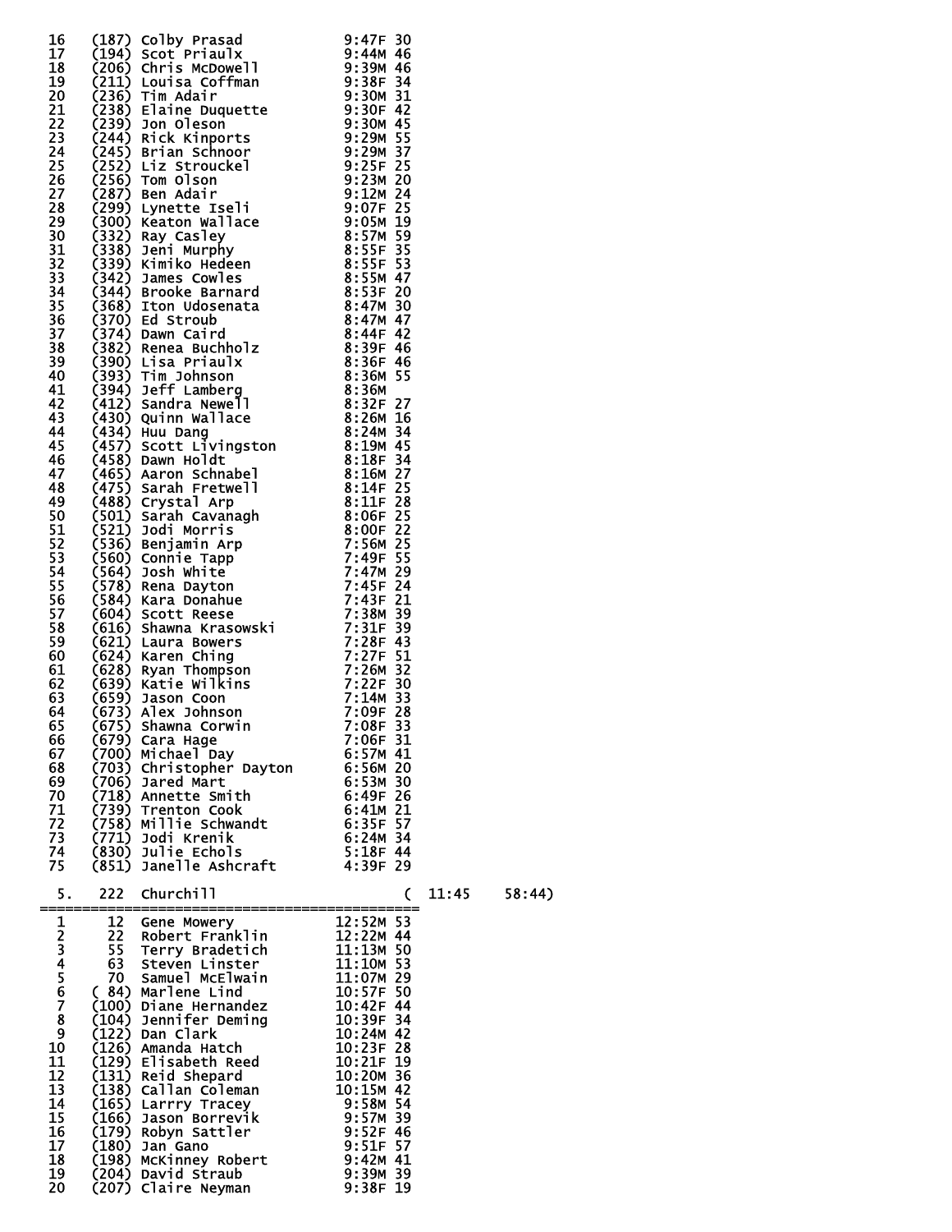```
 16    (187) Colby Prasad          9:47F 30
 17    (194) Scot Priaulx          9:44M 46
 18    (206) Chris McDowell        9:39M 46
 19    (211) Louisa Coffman        9:38F 34
 20    (236) Tim Adair             9:30M 31
 21    (238) Elaine Duquette       9:30F 42
 22    (239) Jon Oleson            9:30M 45
 23    (244) Rick Kinports         9:29M 55
 24    (245) Brian Schnoor         9:29M 37
 25    (252) Liz Strouckel         9:25F 25
 26    (256) Tom Olson             9:23M 20
 27    (287) Ben Adair             9:12M 24
 28    (299) Lynette Iseli         9:07F 25
 29    (300) Keaton Wallace        9:05M 19
 30    (332) Ray Casley            8:57M 59
 31    (338) Jeni Murphy           8:55F 35
 32    (339) Kimiko Hedeen         8:55F 53
 33    (342) James Cowles          8:55M 47
 34    (344) Brooke Barnard        8:53F 20
 35    (368) Iton Udosenata        8:47M 30
 36    (370) Ed Stroub             8:47M 47
 37    (374) Dawn Caird            8:44F 42
 38    (382) Renea Buchholz        8:39F 46
 39    (390) Lisa Priaulx          8:36F 46
 40    (393) Tim Johnson           8:36M 55
 41    (394) Jeff Lamberg          8:36M
 42    (412) Sandra Newell         8:32F 27
 43    (430) Quinn Wallace         8:26M 16
 44    (434) Huu Dang              8:24M 34
 45    (457) Scott Livingston      8:19M 45
 46    (458) Dawn Holdt            8:18F 34
 47    (465) Aaron Schnabel        8:16M 27
 48    (475) Sarah Fretwell        8:14F 25
 49    (488) Crystal Arp           8:11F 28
 50    (501) Sarah Cavanagh        8:06F 25
 51    (521) Jodi Morris           8:00F 22
 52    (536) Benjamin Arp          7:56M 25
 53    (560) Connie Tapp           7:49F 55
 54    (564) Josh White            7:47M 29
 55    (578) Rena Dayton           7:45F 24
 56    (584) Kara Donahue          7:43F 21
 57    (604) Scott Reese           7:38M 39
 58    (616) Shawna Krasowski      7:31F 39
 59    (621) Laura Bowers          7:28F 43
 60    (624) Karen Ching           7:27F 51
 61    (628) Ryan Thompson         7:26M 32
 62    (639) Katie Wilkins         7:22F 30
 63    (659) Jason Coon            7:14M 33
 64    (673) Alex Johnson          7:09F 28
 65    (675) Shawna Corwin         7:08F 33
 66    (679) Cara Hage             7:06F 31
 67    (700) Michael Day           6:57M 41
 68    (703) Christopher Dayton    6:56M 20
 69    (706) Jared Mart            6:53M 30
 70    (718) Annette Smith         6:49F 26
 71    (739) Trenton Cook          6:41M 21
 72    (758) Millie Schwandt       6:35F 57
 73    (771) Jodi Krenik           6:24M 34
 74    (830) Julie Echols          5:18F 44
 75    (851) Janelle Ashcraft      4:39F 29

  5.    222  Churchill                    (  11:45     58:44)
=============================================
  1      12  Gene Mowery          12:52M 53
  2      22  Robert Franklin      12:22M 44
  3      55  Terry Bradetich      11:13M 50
  4      63  Steven Linster       11:10M 53
  5      70  Samuel McElwain      11:07M 29
  6    ( 84) Marlene Lind         10:57F 50
  7    (100) Diane Hernandez      10:42F 44
  8    (104) Jennifer Deming      10:39F 34
  9    (122) Dan Clark            10:24M 42
 10    (126) Amanda Hatch         10:23F 28
 11    (129) Elisabeth Reed       10:21F 19
 12    (131) Reid Shepard         10:20M 36
 13    (138) Callan Coleman       10:15M 42
 14    (165) Larrry Tracey         9:58M 54
 15    (166) Jason Borrevik        9:57M 39
 16    (179) Robyn Sattler         9:52F 46
 17    (180) Jan Gano              9:51F 57
 18    (198) McKinney Robert       9:42M 41
 19    (204) David Straub          9:39M 39
 20    (207) Claire Neyman         9:38F 19
```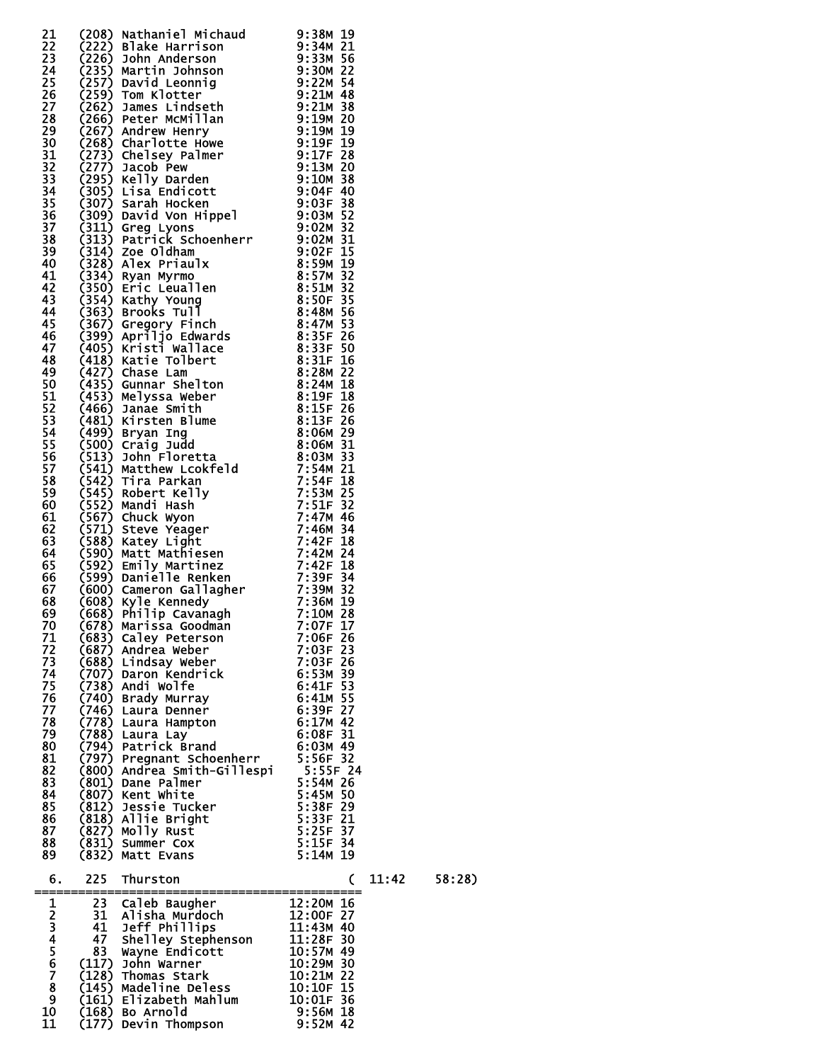```
 21    (208) Nathaniel Michaud       9:38M 19
 22    (222) Blake Harrison          9:34M 21
 23    (226) John Anderson           9:33M 56
 24    (235) Martin Johnson          9:30M 22
 25    (257) David Leonnig           9:22M 54
 26    (259) Tom Klotter             9:21M 48
 27    (262) James Lindseth          9:21M 38
 28    (266) Peter McMillan          9:19M 20
 29    (267) Andrew Henry            9:19M 19
 30    (268) Charlotte Howe          9:19F 19
 31    (273) Chelsey Palmer          9:17F 28
 32    (277) Jacob Pew               9:13M 20
 33    (295) Kelly Darden            9:10M 38
 34    (305) Lisa Endicott           9:04F 40
 35    (307) Sarah Hocken            9:03F 38
 36    (309) David Von Hippel        9:03M 52
 37    (311) Greg Lyons              9:02M 32
 38    (313) Patrick Schoenherr      9:02M 31
 39    (314) Zoe Oldham              9:02F 15
 40    (328) Alex Priaulx            8:59M 19
 41    (334) Ryan Myrmo              8:57M 32
 42    (350) Eric Leuallen           8:51M 32
 43    (354) Kathy Young             8:50F 35
 44    (363) Brooks Tull             8:48M 56
 45    (367) Gregory Finch           8:47M 53
 46    (399) Apriljo Edwards         8:35F 26
 47    (405) Kristi Wallace          8:33F 50
 48    (418) Katie Tolbert           8:31F 16
 49    (427) Chase Lam               8:28M 22
 50    (435) Gunnar Shelton          8:24M 18
 51    (453) Melyssa Weber           8:19F 18
 52    (466) Janae Smith             8:15F 26
 53    (481) Kirsten Blume           8:13F 26
 54    (499) Bryan Ing               8:06M 29
 55    (500) Craig Judd              8:06M 31
 56    (513) John Floretta           8:03M 33
 57    (541) Matthew Lcokfeld        7:54M 21
 58    (542) Tira Parkan             7:54F 18
 59    (545) Robert Kelly            7:53M 25
 60    (552) Mandi Hash              7:51F 32
 61    (567) Chuck Wyon              7:47M 46
 62    (571) Steve Yeager            7:46M 34
 63    (588) Katey Light             7:42F 18
 64    (590) Matt Mathiesen          7:42M 24
 65    (592) Emily Martinez          7:42F 18
 66    (599) Danielle Renken         7:39F 34
 67    (600) Cameron Gallagher       7:39M 32
 68    (608) Kyle Kennedy            7:36M 19
 69    (668) Philip Cavanagh         7:10M 28
 70    (678) Marissa Goodman         7:07F 17
 71    (683) Caley Peterson          7:06F 26
 72    (687) Andrea Weber            7:03F 23
 73    (688) Lindsay Weber           7:03F 26
 74    (707) Daron Kendrick          6:53M 39
 75    (738) Andi Wolfe              6:41F 53
 76    (740) Brady Murray            6:41M 55
 77    (746) Laura Denner            6:39F 27
 78    (778) Laura Hampton           6:17M 42
 79    (788) Laura Lay               6:08F 31
 80    (794) Patrick Brand           6:03M 49
 81    (797) Pregnant Schoenherr     5:56F 32
 82    (800) Andrea Smith-Gillespi    5:55F 24
 83    (801) Dane Palmer             5:54M 26
 84    (807) Kent White              5:45M 50
 85    (812) Jessie Tucker           5:38F 29
 86    (818) Allie Bright            5:33F 21
 87    (827) Molly Rust              5:25F 37
 88    (831) Summer Cox              5:15F 34
 89    (832) Matt Evans              5:14M 19

  6.   225  Thurston                        (  11:42    58:28)
=============================================
  1     23  Caleb Baugher          12:20M 16
  2     31  Alisha Murdoch         12:00F 27
  3     41  Jeff Phillips          11:43M 40
  4     47  Shelley Stephenson     11:28F 30
  5     83  Wayne Endicott         10:57M 49
  6    (117) John Warner           10:29M 30
  7    (128) Thomas Stark          10:21M 22
  8    (145) Madeline Deless       10:10F 15
  9    (161) Elizabeth Mahlum      10:01F 36
 10    (168) Bo Arnold              9:56M 18
 11    (177) Devin Thompson         9:52M 42
```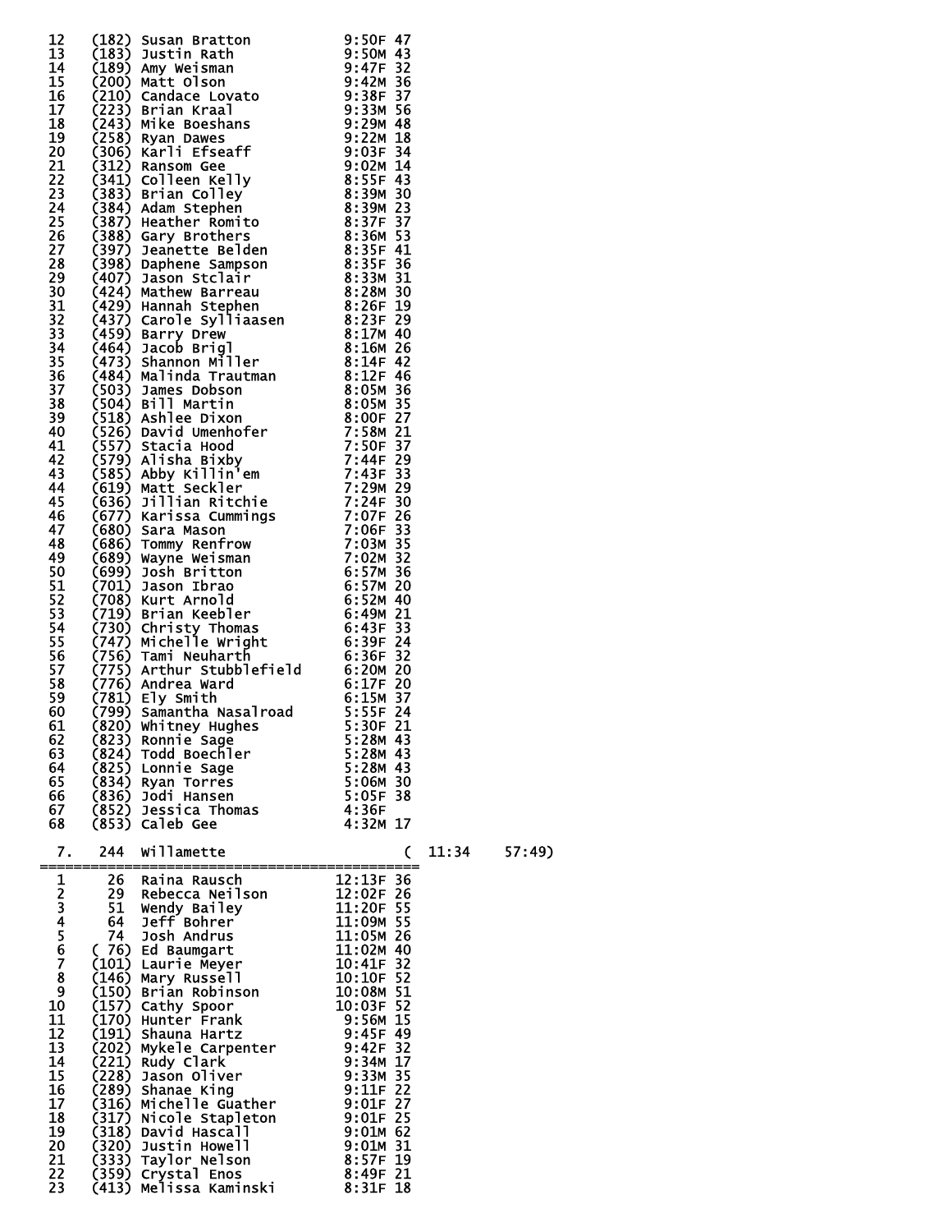```
12    (182) Susan Bratton          9:50F 47
13    (183) Justin Rath            9:50M 43
14    (189) Amy Weisman            9:47F 32
15    (200) Matt Olson             9:42M 36
16    (210) Candace Lovato         9:38F 37
17    (223) Brian Kraal            9:33M 56
18    (243) Mike Boeshans          9:29M 48
19    (258) Ryan Dawes             9:22M 18
20    (306) Karli Efseaff          9:03F 34
21    (312) Ransom Gee             9:02M 14
22    (341) Colleen Kelly          8:55F 43
23    (383) Brian Colley           8:39M 30
24    (384) Adam Stephen           8:39M 23
25    (387) Heather Romito         8:37F 37
26    (388) Gary Brothers          8:36M 53
27    (397) Jeanette Belden        8:35F 41
28    (398) Daphene Sampson        8:35F 36
29    (407) Jason Stclair          8:33M 31
30    (424) Mathew Barreau         8:28M 30
31    (429) Hannah Stephen         8:26F 19
32    (437) Carole Sylliaasen      8:23F 29
33    (459) Barry Drew             8:17M 40
34    (464) Jacob Brigl            8:16M 26
35    (473) Shannon Miller         8:14F 42
36    (484) Malinda Trautman       8:12F 46
37    (503) James Dobson           8:05M 36
38    (504) Bill Martin            8:05M 35
39    (518) Ashlee Dixon           8:00F 27
40    (526) David Umenhofer        7:58M 21
41    (557) Stacia Hood            7:50F 37
42    (579) Alisha Bixby           7:44F 29
43    (585) Abby Killin'em         7:43F 33
44    (619) Matt Seckler           7:29M 29
45    (636) Jillian Ritchie        7:24F 30
46    (677) Karissa Cummings       7:07F 26
47    (680) Sara Mason             7:06F 33
48    (686) Tommy Renfrow          7:03M 35
49    (689) Wayne Weisman          7:02M 32
50    (699) Josh Britton           6:57M 36
51    (701) Jason Ibrao            6:57M 20
52    (708) Kurt Arnold            6:52M 40
53    (719) Brian Keebler          6:49M 21
54    (730) Christy Thomas         6:43F 33
55    (747) Michelle Wright        6:39F 24
56    (756) Tami Neuharth          6:36F 32
57    (775) Arthur Stubblefield    6:20M 20
58    (776) Andrea Ward            6:17F 20
59    (781) Ely Smith              6:15M 37
60    (799) Samantha Nasalroad     5:55F 24
61    (820) Whitney Hughes         5:30F 21
62    (823) Ronnie Sage            5:28M 43
63    (824) Todd Boechler          5:28M 43
64    (825) Lonnie Sage            5:28M 43
65    (834) Ryan Torres            5:06M 30
66    (836) Jodi Hansen            5:05F 38
67    (852) Jessica Thomas         4:36F
68    (853) Caleb Gee              4:32M 17

 7.   244  Willamette                       (  11:34    57:49)
==============================================
 1     26  Raina Rausch           12:13F 36
 2     29  Rebecca Neilson        12:02F 26
 3     51  Wendy Bailey           11:20F 55
 4     64  Jeff Bohrer            11:09M 55
 5     74  Josh Andrus            11:05M 26
 6    ( 76) Ed Baumgart           11:02M 40
 7    (101) Laurie Meyer          10:41F 32
 8    (146) Mary Russell          10:10F 52
 9    (150) Brian Robinson        10:08M 51
10    (157) Cathy Spoor           10:03F 52
11    (170) Hunter Frank           9:56M 15
12    (191) Shauna Hartz           9:45F 49
13    (202) Mykele Carpenter       9:42F 32
14    (221) Rudy Clark             9:34M 17
15    (228) Jason Oliver           9:33M 35
16    (289) Shanae King            9:11F 22
17    (316) Michelle Guather       9:01F 27
18    (317) Nicole Stapleton       9:01F 25
19    (318) David Hascall          9:01M 62
20    (320) Justin Howell          9:01M 31
21    (333) Taylor Nelson          8:57F 19
22    (359) Crystal Enos           8:49F 21
23    (413) Melissa Kaminski       8:31F 18
```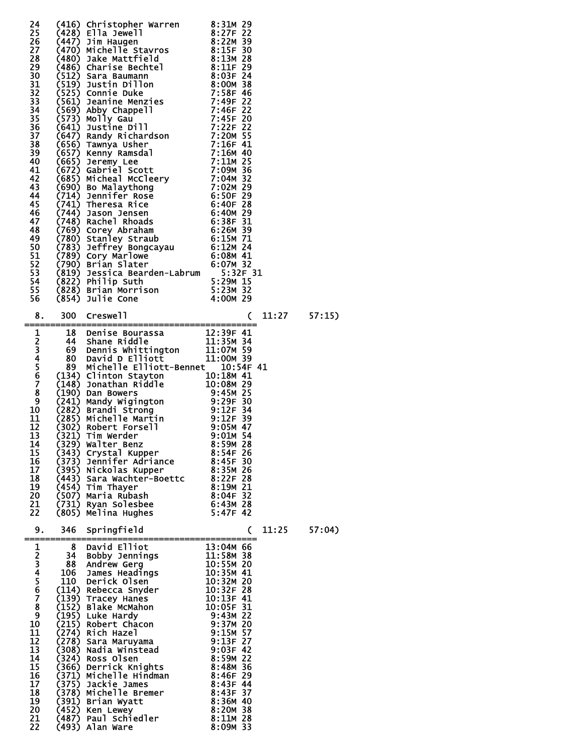```
 24    (416) Christopher Warren      8:31M 29
 25    (428) Ella Jewell             8:27F 22
 26    (447) Jim Haugen              8:22M 39
 27    (470) Michelle Stavros        8:15F 30
 28    (480) Jake Mattfield          8:13M 28
 29    (486) Charise Bechtel         8:11F 29
 30    (512) Sara Baumann            8:03F 24
 31    (519) Justin Dillon           8:00M 38
 32    (525) Connie Duke             7:58F 46
 33    (561) Jeanine Menzies         7:49F 22
 34    (569) Abby Chappell           7:46F 22
 35    (573) Molly Gau               7:45F 20
 36    (641) Justine Dill            7:22F 22
 37    (647) Randy Richardson        7:20M 55
 38    (656) Tawnya Usher            7:16F 41
 39    (657) Kenny Ramsdal           7:16M 40
 40    (665) Jeremy Lee              7:11M 25
 41    (672) Gabriel Scott           7:09M 36
 42    (685) Micheal McCleery        7:04M 32
 43    (690) Bo Malaythong           7:02M 29
 44    (714) Jennifer Rose           6:50F 29
 45    (741) Theresa Rice            6:40F 28
 46    (744) Jason Jensen            6:40M 29
 47    (748) Rachel Rhoads           6:38F 31
 48    (769) Corey Abraham           6:26M 39
 49    (780) Stanley Straub          6:15M 71
 50    (783) Jeffrey Bongcayau       6:12M 24
 51    (789) Cory Marlowe            6:08M 41
 52    (790) Brian Slater            6:07M 32
 53    (819) Jessica Bearden-Labrum    5:32F 31
 54    (822) Philip Suth             5:29M 15
 55    (828) Brian Morrison          5:23M 32
 56    (854) Julie Cone              4:00M 29

  8.    300  Creswell                        (  11:27    57:15)
=================================================
  1      18  Denise Bourassa        12:39F 41
  2      44  Shane Riddle           11:35M 34
  3      69  Dennis Whittington     11:07M 59
  4      80  David D Elliott        11:00M 39
  5      89  Michelle Elliott-Bennet   10:54F 41
  6    (134) Clinton Stayton        10:18M 41
  7    (148) Jonathan Riddle        10:08M 29
  8    (190) Dan Bowers              9:45M 25
  9    (241) Mandy Wigington         9:29F 30
 10    (282) Brandi Strong           9:12F 34
 11    (285) Michelle Martin         9:12F 39
 12    (302) Robert Forsell          9:05M 47
 13    (321) Tim Werder              9:01M 54
 14    (329) Walter Benz             8:59M 28
 15    (343) Crystal Kupper          8:54F 26
 16    (373) Jennifer Adriance       8:45F 30
 17    (395) Nickolas Kupper         8:35M 26
 18    (443) Sara Wachter-Boettc     8:22F 28
 19    (454) Tim Thayer              8:19M 21
 20    (507) Maria Rubash            8:04F 32
 21    (731) Ryan Solesbee           6:43M 28
 22    (805) Melina Hughes           5:47F 42

  9.    346  Springfield                     (  11:25    57:04)
=================================================
  1       8  David Elliot           13:04M 66
  2      34  Bobby Jennings         11:58M 38
  3      88  Andrew Gerg            10:55M 20
  4     106  James Headings         10:35M 41
  5     110  Derick Olsen           10:32M 20
  6    (114) Rebecca Snyder         10:32F 28
  7    (139) Tracey Hanes           10:13F 41
  8    (152) Blake McMahon          10:05F 31
  9    (195) Luke Hardy              9:43M 22
 10    (215) Robert Chacon           9:37M 20
 11    (274) Rich Hazel              9:15M 57
 12    (278) Sara Maruyama           9:13F 27
 13    (308) Nadia Winstead          9:03F 42
 14    (324) Ross Olsen              8:59M 22
 15    (366) Derrick Knights         8:48M 36
 16    (371) Michelle Hindman        8:46F 29
 17    (375) Jackie James            8:43F 44
 18    (378) Michelle Bremer         8:43F 37
 19    (391) Brian Wyatt             8:36M 40
 20    (452) Ken Lewey               8:20M 38
 21    (487) Paul Schiedler          8:11M 28
 22    (493) Alan Ware               8:09M 33
```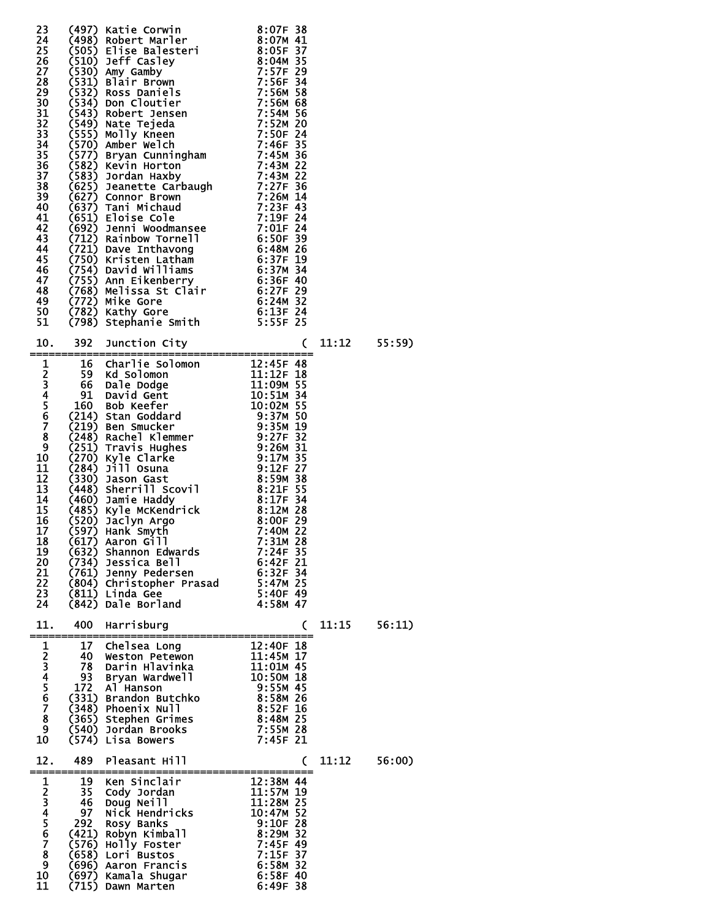```
23    (497) Katie Corwin          8:07F 38
24    (498) Robert Marler         8:07M 41
25    (505) Elise Balesteri       8:05F 37
26    (510) Jeff Casley           8:04M 35
27    (530) Amy Gamby             7:57F 29
28    (531) Blair Brown           7:56F 34
29    (532) Ross Daniels          7:56M 58
30    (534) Don Cloutier          7:56M 68
31    (543) Robert Jensen         7:54M 56
32    (549) Nate Tejeda           7:52M 20
33    (555) Molly Kneen           7:50F 24
34    (570) Amber Welch           7:46F 35
35    (577) Bryan Cunningham      7:45M 36
36    (582) Kevin Horton          7:43M 22
37    (583) Jordan Haxby          7:43M 22
38    (625) Jeanette Carbaugh     7:27F 36
39    (627) Connor Brown          7:26M 14
40    (637) Tani Michaud          7:23F 43
41    (651) Eloise Cole           7:19F 24
42    (692) Jenni Woodmansee      7:01F 24
43    (712) Rainbow Tornell       6:50F 39
44    (721) Dave Inthavong        6:48M 26
45    (750) Kristen Latham        6:37F 19
46    (754) David Williams        6:37M 34
47    (755) Ann Eikenberry        6:36F 40
48    (768) Melissa St Clair      6:27F 29
49    (772) Mike Gore             6:24M 32
50    (782) Kathy Gore            6:13F 24
51    (798) Stephanie Smith       5:55F 25

10.   392  Junction City                   (  11:12    55:59)
==============================================
 1     16  Charlie Solomon       12:45F 48
 2     59  Kd Solomon            11:12F 18
 3     66  Dale Dodge            11:09M 55
 4     91  David Gent            10:51M 34
 5    160  Bob Keefer            10:02M 55
 6    (214) Stan Goddard          9:37M 50
 7    (219) Ben Smucker           9:35M 19
 8    (248) Rachel Klemmer        9:27F 32
 9    (251) Travis Hughes         9:26M 31
10    (270) Kyle Clarke           9:17M 35
11    (284) Jill Osuna            9:12F 27
12    (330) Jason Gast            8:59M 38
13    (448) Sherrill Scovil       8:21F 55
14    (460) Jamie Haddy           8:17F 34
15    (485) Kyle McKendrick       8:12M 28
16    (520) Jaclyn Argo           8:00F 29
17    (597) Hank Smyth            7:40M 22
18    (617) Aaron Gill            7:31M 28
19    (632) Shannon Edwards       7:24F 35
20    (734) Jessica Bell          6:42F 21
21    (761) Jenny Pedersen        6:32F 34
22    (804) Christopher Prasad    5:47M 25
23    (811) Linda Gee             5:40F 49
24    (842) Dale Borland          4:58M 47

11.   400  Harrisburg                      (  11:15    56:11)
==============================================
 1     17  Chelsea Long          12:40F 18
 2     40  Weston Petewon        11:45M 17
 3     78  Darin Hlavinka        11:01M 45
 4     93  Bryan Wardwell        10:50M 18
 5    172  Al Hanson              9:55M 45
 6    (331) Brandon Butchko       8:58M 26
 7    (348) Phoenix Null          8:52F 16
 8    (365) Stephen Grimes        8:48M 25
 9    (540) Jordan Brooks         7:55M 28
10    (574) Lisa Bowers           7:45F 21

12.   489  Pleasant Hill                   (  11:12    56:00)
==============================================
 1     19  Ken Sinclair          12:38M 44
 2     35  Cody Jordan           11:57M 19
 3     46  Doug Neill            11:28M 25
 4     97  Nick Hendricks        10:47M 52
 5    292  Rosy Banks             9:10F 28
 6    (421) Robyn Kimball         8:29M 32
 7    (576) Holly Foster          7:45F 49
 8    (658) Lori Bustos           7:15F 37
 9    (696) Aaron Francis         6:58M 32
10    (697) Kamala Shugar         6:58F 40
11    (715) Dawn Marten           6:49F 38
```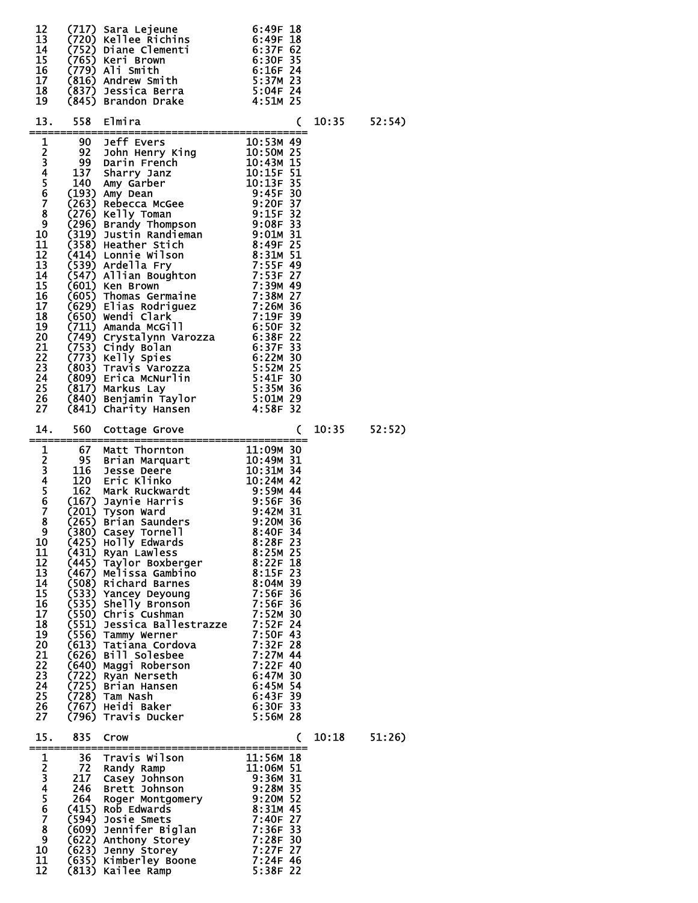```
12    (717) Sara Lejeune           6:49F 18
13    (720) Kellee Richins         6:49F 18
14    (752) Diane Clementi         6:37F 62
15    (765) Keri Brown             6:30F 35
16    (779) Ali Smith              6:16F 24
17    (816) Andrew Smith           5:37M 23
18    (837) Jessica Berra          5:04F 24
19    (845) Brandon Drake          4:51M 25

13.   558  Elmira                          (  10:35     52:54)
=================================================
 1     90  Jeff Evers             10:53M 49
 2     92  John Henry King        10:50M 25
 3     99  Darin French           10:43M 15
 4    137  Sharry Janz            10:15F 51
 5    140  Amy Garber             10:13F 35
 6   (193) Amy Dean                9:45F 30
 7   (263) Rebecca McGee           9:20F 37
 8   (276) Kelly Toman             9:15F 32
 9   (296) Brandy Thompson         9:08F 33
10   (319) Justin Randieman        9:01M 31
11   (358) Heather Stich           8:49F 25
12   (414) Lonnie Wilson           8:31M 51
13   (539) Ardella Fry             7:55F 49
14   (547) Allian Boughton         7:53F 27
15   (601) Ken Brown               7:39M 49
16   (605) Thomas Germaine         7:38M 27
17   (629) Elias Rodriguez         7:26M 36
18   (650) Wendi Clark             7:19F 39
19   (711) Amanda McGill           6:50F 32
20   (749) Crystalynn Varozza      6:38F 22
21   (753) Cindy Bolan             6:37F 33
22   (773) Kelly Spies             6:22M 30
23   (803) Travis Varozza          5:52M 25
24   (809) Erica McNurlin          5:41F 30
25   (817) Markus Lay              5:35M 36
26   (840) Benjamin Taylor         5:01M 29
27   (841) Charity Hansen          4:58F 32

14.   560  Cottage Grove                   (  10:35     52:52)
=================================================
 1     67  Matt Thornton          11:09M 30
 2     95  Brian Marquart         10:49M 31
 3    116  Jesse Deere            10:31M 34
 4    120  Eric Klinko            10:24M 42
 5    162  Mark Ruckwardt          9:59M 44
 6   (167) Jaynie Harris           9:56F 36
 7   (201) Tyson Ward              9:42M 31
 8   (265) Brian Saunders          9:20M 36
 9   (380) Casey Tornell           8:40F 34
10   (425) Holly Edwards           8:28F 23
11   (431) Ryan Lawless            8:25M 25
12   (445) Taylor Boxberger        8:22F 18
13   (467) Melissa Gambino         8:15F 23
14   (508) Richard Barnes          8:04M 39
15   (533) Yancey Deyoung          7:56F 36
16   (535) Shelly Bronson          7:56F 36
17   (550) Chris Cushman           7:52M 30
18   (551) Jessica Ballestrazze    7:52F 24
19   (556) Tammy Werner            7:50F 43
20   (613) Tatiana Cordova         7:32F 28
21   (626) Bill Solesbee           7:27M 44
22   (640) Maggi Roberson          7:22F 40
23   (722) Ryan Nerseth            6:47M 30
24   (725) Brian Hansen            6:45M 54
25   (728) Tam Nash                6:43F 39
26   (767) Heidi Baker             6:30F 33
27   (796) Travis Ducker           5:56M 28

15.   835  Crow                            (  10:18     51:26)
=================================================
 1     36  Travis Wilson          11:56M 18
 2     72  Randy Ramp             11:06M 51
 3    217  Casey Johnson           9:36M 31
 4    246  Brett Johnson           9:28M 35
 5    264  Roger Montgomery        9:20M 52
 6   (415) Rob Edwards             8:31M 45
 7   (594) Josie Smets             7:40F 27
 8   (609) Jennifer Biglan         7:36F 33
 9   (622) Anthony Storey          7:28F 30
10   (623) Jenny Storey            7:27F 27
11   (635) Kimberley Boone         7:24F 46
12   (813) Kailee Ramp             5:38F 22
```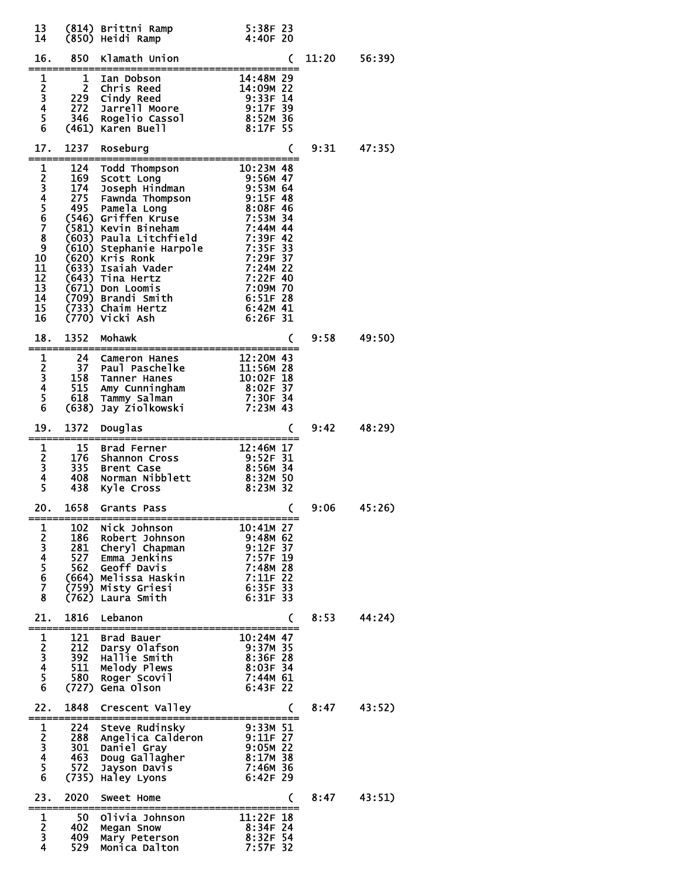```
 13    (814) Brittni Ramp             5:38F 23
 14    (850) Heidi Ramp               4:40F 20

 16.    850  Klamath Union                     (  11:20    56:39)
===============================================
  1      1  Ian Dobson              14:48M 29
  2      2  Chris Reed              14:09M 22
  3    229  Cindy Reed               9:33F 14
  4    272  Jarrell Moore            9:17F 39
  5    346  Rogelio Cassol           8:52M 36
  6   (461) Karen Buell              8:17F 55

 17.   1237  Roseburg                          (   9:31    47:35)
===============================================
  1    124  Todd Thompson           10:23M 48
  2    169  Scott Long               9:56M 47
  3    174  Joseph Hindman           9:53M 64
  4    275  Fawnda Thompson          9:15F 48
  5    495  Pamela Long              8:08F 46
  6   (546) Griffen Kruse            7:53M 34
  7   (581) Kevin Bineham            7:44M 44
  8   (603) Paula Litchfield         7:39F 42
  9   (610) Stephanie Harpole        7:35F 33
 10   (620) Kris Ronk                7:29F 37
 11   (633) Isaiah Vader             7:24M 22
 12   (643) Tina Hertz               7:22F 40
 13   (671) Don Loomis               7:09M 70
 14   (709) Brandi Smith             6:51F 28
 15   (733) Chaim Hertz              6:42M 41
 16   (770) Vicki Ash                6:26F 31

 18.   1352  Mohawk                            (   9:58    49:50)
===============================================
  1     24  Cameron Hanes           12:20M 43
  2     37  Paul Paschelke          11:56M 28
  3    158  Tanner Hanes            10:02F 18
  4    515  Amy Cunningham           8:02F 37
  5    618  Tammy Salman             7:30F 34
  6   (638) Jay Ziolkowski           7:23M 43

 19.   1372  Douglas                           (   9:42    48:29)
===============================================
  1     15  Brad Ferner             12:46M 17
  2    176  Shannon Cross            9:52F 31
  3    335  Brent Case               8:56M 34
  4    408  Norman Nibblett          8:32M 50
  5    438  Kyle Cross               8:23M 32

 20.   1658  Grants Pass                       (   9:06    45:26)
===============================================
  1    102  Nick Johnson            10:41M 27
  2    186  Robert Johnson           9:48M 62
  3    281  Cheryl Chapman           9:12F 37
  4    527  Emma Jenkins             7:57F 19
  5    562  Geoff Davis              7:48M 28
  6   (664) Melissa Haskin           7:11F 22
  7   (759) Misty Griesi             6:35F 33
  8   (762) Laura Smith              6:31F 33

 21.   1816  Lebanon                           (   8:53    44:24)
===============================================
  1    121  Brad Bauer              10:24M 47
  2    212  Darsy Olafson            9:37M 35
  3    392  Hallie Smith             8:36F 28
  4    511  Melody Plews             8:03F 34
  5    580  Roger Scovil             7:44M 61
  6   (727) Gena Olson               6:43F 22

 22.   1848  Crescent Valley                   (   8:47    43:52)
===============================================
  1    224  Steve Rudinsky           9:33M 51
  2    288  Angelica Calderon        9:11F 27
  3    301  Daniel Gray              9:05M 22
  4    463  Doug Gallagher           8:17M 38
  5    572  Jayson Davis             7:46M 36
  6   (735) Haley Lyons              6:42F 29

 23.   2020  Sweet Home                        (   8:47    43:51)
===============================================
  1     50  Olivia Johnson          11:22F 18
  2    402  Megan Snow               8:34F 24
  3    409  Mary Peterson            8:32F 54
  4    529  Monica Dalton            7:57F 32
```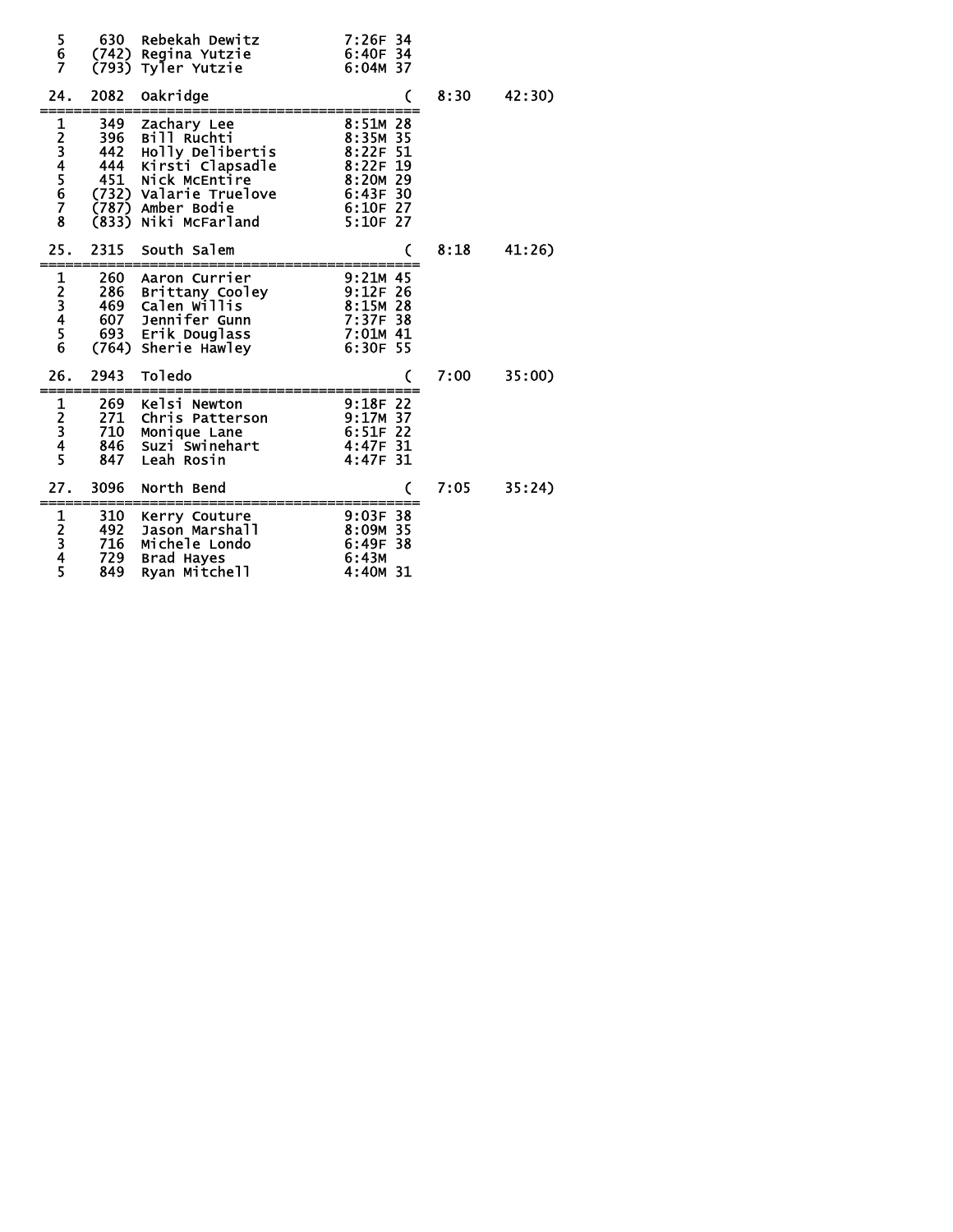```
  5    630  Rebekah Dewitz         7:26F 34
  6   (742) Regina Yutzie          6:40F 34
  7   (793) Tyler Yutzie           6:04M 37

 24.  2082  Oakridge                       (   8:30    42:30)
=============================================
  1    349  Zachary Lee            8:51M 28
  2    396  Bill Ruchti            8:35M 35
  3    442  Holly Delibertis       8:22F 51
  4    444  Kirsti Clapsadle       8:22F 19
  5    451  Nick McEntire          8:20M 29
  6   (732) Valarie Truelove       6:43F 30
  7   (787) Amber Bodie            6:10F 27
  8   (833) Niki McFarland         5:10F 27

 25.  2315  South Salem                    (   8:18    41:26)
=============================================
  1    260  Aaron Currier          9:21M 45
  2    286  Brittany Cooley        9:12F 26
  3    469  Calen Willis           8:15M 28
  4    607  Jennifer Gunn          7:37F 38
  5    693  Erik Douglass          7:01M 41
  6   (764) Sherie Hawley          6:30F 55

 26.  2943  Toledo                         (   7:00    35:00)
=============================================
  1    269  Kelsi Newton           9:18F 22
  2    271  Chris Patterson        9:17M 37
  3    710  Monique Lane           6:51F 22
  4    846  Suzi Swinehart         4:47F 31
  5    847  Leah Rosin             4:47F 31

 27.  3096  North Bend                     (   7:05    35:24)
=============================================
  1    310  Kerry Couture          9:03F 38
  2    492  Jason Marshall         8:09M 35
  3    716  Michele Londo          6:49F 38
  4    729  Brad Hayes             6:43M
  5    849  Ryan Mitchell          4:40M 31
```